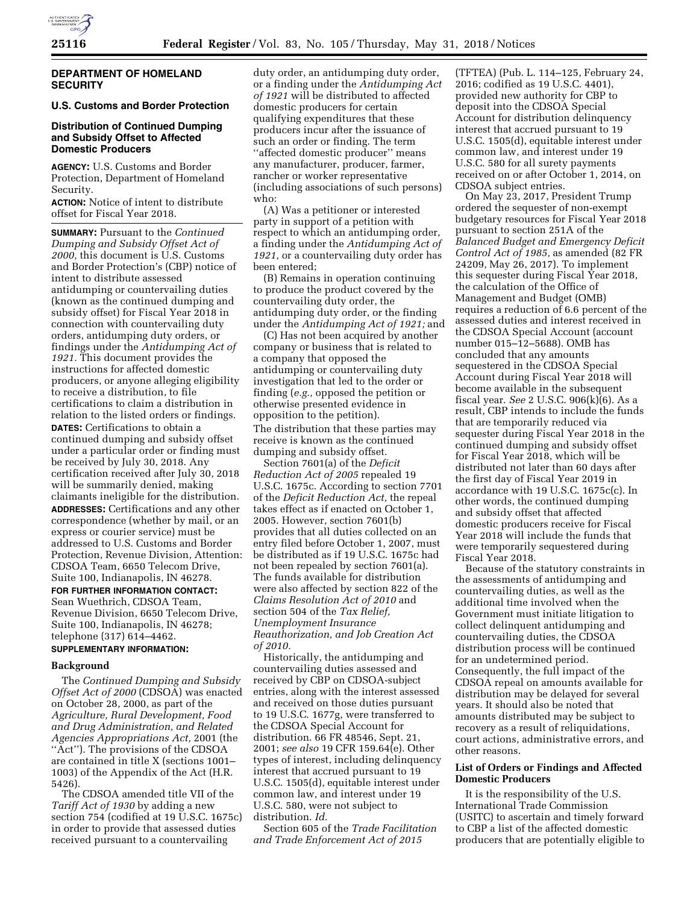## DEPARTMENT OF HOMELAND SECURITY

### U.S. Customs and Border Protection

### Distribution of Continued Dumping and Subsidy Offset to Affected Domestic Producers

**AGENCY:** U.S. Customs and Border Protection, Department of Homeland Security.

**ACTION:** Notice of intent to distribute offset for Fiscal Year 2018.

**SUMMARY:** Pursuant to the *Continued Dumping and Subsidy Offset Act of 2000,* this document is U.S. Customs and Border Protection's (CBP) notice of intent to distribute assessed antidumping or countervailing duties (known as the continued dumping and subsidy offset) for Fiscal Year 2018 in connection with countervailing duty orders, antidumping duty orders, or findings under the *Antidumping Act of 1921.* This document provides the instructions for affected domestic producers, or anyone alleging eligibility to receive a distribution, to file certifications to claim a distribution in relation to the listed orders or findings.

**DATES:** Certifications to obtain a continued dumping and subsidy offset under a particular order or finding must be received by July 30, 2018. Any certification received after July 30, 2018 will be summarily denied, making claimants ineligible for the distribution.

**ADDRESSES:** Certifications and any other correspondence (whether by mail, or an express or courier service) must be addressed to U.S. Customs and Border Protection, Revenue Division, Attention: CDSOA Team, 6650 Telecom Drive, Suite 100, Indianapolis, IN 46278.

**FOR FURTHER INFORMATION CONTACT:** Sean Wuethrich, CDSOA Team, Revenue Division, 6650 Telecom Drive, Suite 100, Indianapolis, IN 46278; telephone (317) 614–4462.

**SUPPLEMENTARY INFORMATION:**

#### Background

The *Continued Dumping and Subsidy Offset Act of 2000* (CDSOA) was enacted on October 28, 2000, as part of the *Agriculture, Rural Development, Food and Drug Administration, and Related Agencies Appropriations Act,* 2001 (the ''Act''). The provisions of the CDSOA are contained in title X (sections 1001–1003) of the Appendix of the Act (H.R. 5426).

The CDSOA amended title VII of the *Tariff Act of 1930* by adding a new section 754 (codified at 19 U.S.C. 1675c) in order to provide that assessed duties received pursuant to a countervailing duty order, an antidumping duty order, or a finding under the *Antidumping Act of 1921* will be distributed to affected domestic producers for certain qualifying expenditures that these producers incur after the issuance of such an order or finding. The term ''affected domestic producer'' means any manufacturer, producer, farmer, rancher or worker representative (including associations of such persons) who:

(A) Was a petitioner or interested party in support of a petition with respect to which an antidumping order, a finding under the *Antidumping Act of 1921,* or a countervailing duty order has been entered;

(B) Remains in operation continuing to produce the product covered by the countervailing duty order, the antidumping duty order, or the finding under the *Antidumping Act of 1921;* and

(C) Has not been acquired by another company or business that is related to a company that opposed the antidumping or countervailing duty investigation that led to the order or finding (*e.g.,* opposed the petition or otherwise presented evidence in opposition to the petition).

The distribution that these parties may receive is known as the continued dumping and subsidy offset.

Section 7601(a) of the *Deficit Reduction Act of 2005* repealed 19 U.S.C. 1675c. According to section 7701 of the *Deficit Reduction Act,* the repeal takes effect as if enacted on October 1, 2005. However, section 7601(b) provides that all duties collected on an entry filed before October 1, 2007, must be distributed as if 19 U.S.C. 1675c had not been repealed by section 7601(a). The funds available for distribution were also affected by section 822 of the *Claims Resolution Act of 2010* and section 504 of the *Tax Relief, Unemployment Insurance Reauthorization, and Job Creation Act of 2010.*

Historically, the antidumping and countervailing duties assessed and received by CBP on CDSOA-subject entries, along with the interest assessed and received on those duties pursuant to 19 U.S.C. 1677g, were transferred to the CDSOA Special Account for distribution. 66 FR 48546, Sept. 21, 2001; *see also* 19 CFR 159.64(e). Other types of interest, including delinquency interest that accrued pursuant to 19 U.S.C. 1505(d), equitable interest under common law, and interest under 19 U.S.C. 580, were not subject to distribution. *Id.*

Section 605 of the *Trade Facilitation and Trade Enforcement Act of 2015* (TFTEA) (Pub. L. 114–125, February 24, 2016; codified as 19 U.S.C. 4401), provided new authority for CBP to deposit into the CDSOA Special Account for distribution delinquency interest that accrued pursuant to 19 U.S.C. 1505(d), equitable interest under common law, and interest under 19 U.S.C. 580 for all surety payments received on or after October 1, 2014, on CDSOA subject entries.

On May 23, 2017, President Trump ordered the sequester of non-exempt budgetary resources for Fiscal Year 2018 pursuant to section 251A of the *Balanced Budget and Emergency Deficit Control Act of 1985,* as amended (82 FR 24209, May 26, 2017). To implement this sequester during Fiscal Year 2018, the calculation of the Office of Management and Budget (OMB) requires a reduction of 6.6 percent of the assessed duties and interest received in the CDSOA Special Account (account number 015–12–5688). OMB has concluded that any amounts sequestered in the CDSOA Special Account during Fiscal Year 2018 will become available in the subsequent fiscal year. *See* 2 U.S.C. 906(k)(6). As a result, CBP intends to include the funds that are temporarily reduced via sequester during Fiscal Year 2018 in the continued dumping and subsidy offset for Fiscal Year 2018, which will be distributed not later than 60 days after the first day of Fiscal Year 2019 in accordance with 19 U.S.C. 1675c(c). In other words, the continued dumping and subsidy offset that affected domestic producers receive for Fiscal Year 2018 will include the funds that were temporarily sequestered during Fiscal Year 2018.

Because of the statutory constraints in the assessments of antidumping and countervailing duties, as well as the additional time involved when the Government must initiate litigation to collect delinquent antidumping and countervailing duties, the CDSOA distribution process will be continued for an undetermined period. Consequently, the full impact of the CDSOA repeal on amounts available for distribution may be delayed for several years. It should also be noted that amounts distributed may be subject to recovery as a result of reliquidations, court actions, administrative errors, and other reasons.

#### List of Orders or Findings and Affected Domestic Producers

It is the responsibility of the U.S. International Trade Commission (USITC) to ascertain and timely forward to CBP a list of the affected domestic producers that are potentially eligible to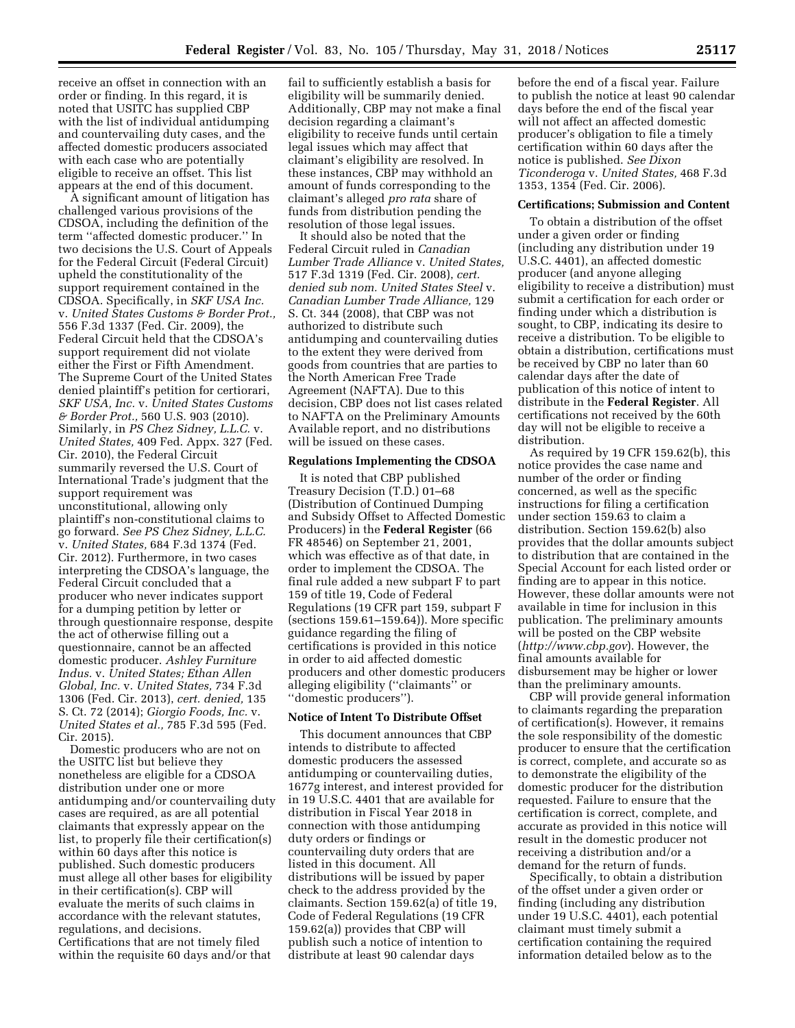receive an offset in connection with an order or finding. In this regard, it is noted that USITC has supplied CBP with the list of individual antidumping and countervailing duty cases, and the affected domestic producers associated with each case who are potentially eligible to receive an offset. This list appears at the end of this document.

A significant amount of litigation has challenged various provisions of the CDSOA, including the definition of the term ''affected domestic producer.'' In two decisions the U.S. Court of Appeals for the Federal Circuit (Federal Circuit) upheld the constitutionality of the support requirement contained in the CDSOA. Specifically, in *SKF USA Inc.* v. *United States Customs & Border Prot.,* 556 F.3d 1337 (Fed. Cir. 2009), the Federal Circuit held that the CDSOA's support requirement did not violate either the First or Fifth Amendment. The Supreme Court of the United States denied plaintiff's petition for certiorari, *SKF USA, Inc.* v. *United States Customs & Border Prot.,* 560 U.S. 903 (2010). Similarly, in *PS Chez Sidney, L.L.C.* v. *United States,* 409 Fed. Appx. 327 (Fed. Cir. 2010), the Federal Circuit summarily reversed the U.S. Court of International Trade's judgment that the support requirement was unconstitutional, allowing only plaintiff's non-constitutional claims to go forward. *See PS Chez Sidney, L.L.C.* v. *United States,* 684 F.3d 1374 (Fed. Cir. 2012). Furthermore, in two cases interpreting the CDSOA's language, the Federal Circuit concluded that a producer who never indicates support for a dumping petition by letter or through questionnaire response, despite the act of otherwise filling out a questionnaire, cannot be an affected domestic producer. *Ashley Furniture Indus.* v. *United States; Ethan Allen Global, Inc.* v. *United States,* 734 F.3d 1306 (Fed. Cir. 2013), *cert. denied,* 135 S. Ct. 72 (2014); *Giorgio Foods, Inc.* v. *United States et al.,* 785 F.3d 595 (Fed. Cir. 2015).

Domestic producers who are not on the USITC list but believe they nonetheless are eligible for a CDSOA distribution under one or more antidumping and/or countervailing duty cases are required, as are all potential claimants that expressly appear on the list, to properly file their certification(s) within 60 days after this notice is published. Such domestic producers must allege all other bases for eligibility in their certification(s). CBP will evaluate the merits of such claims in accordance with the relevant statutes, regulations, and decisions. Certifications that are not timely filed within the requisite 60 days and/or that fail to sufficiently establish a basis for eligibility will be summarily denied. Additionally, CBP may not make a final decision regarding a claimant's eligibility to receive funds until certain legal issues which may affect that claimant's eligibility are resolved. In these instances, CBP may withhold an amount of funds corresponding to the claimant's alleged *pro rata* share of funds from distribution pending the resolution of those legal issues.

It should also be noted that the Federal Circuit ruled in *Canadian Lumber Trade Alliance* v. *United States,* 517 F.3d 1319 (Fed. Cir. 2008), *cert. denied sub nom. United States Steel* v. *Canadian Lumber Trade Alliance,* 129 S. Ct. 344 (2008), that CBP was not authorized to distribute such antidumping and countervailing duties to the extent they were derived from goods from countries that are parties to the North American Free Trade Agreement (NAFTA). Due to this decision, CBP does not list cases related to NAFTA on the Preliminary Amounts Available report, and no distributions will be issued on these cases.

### Regulations Implementing the CDSOA

It is noted that CBP published Treasury Decision (T.D.) 01–68 (Distribution of Continued Dumping and Subsidy Offset to Affected Domestic Producers) in the **Federal Register** (66 FR 48546) on September 21, 2001, which was effective as of that date, in order to implement the CDSOA. The final rule added a new subpart F to part 159 of title 19, Code of Federal Regulations (19 CFR part 159, subpart F (sections 159.61–159.64)). More specific guidance regarding the filing of certifications is provided in this notice in order to aid affected domestic producers and other domestic producers alleging eligibility (''claimants'' or ''domestic producers'').

### Notice of Intent To Distribute Offset

This document announces that CBP intends to distribute to affected domestic producers the assessed antidumping or countervailing duties, 1677g interest, and interest provided for in 19 U.S.C. 4401 that are available for distribution in Fiscal Year 2018 in connection with those antidumping duty orders or findings or countervailing duty orders that are listed in this document. All distributions will be issued by paper check to the address provided by the claimants. Section 159.62(a) of title 19, Code of Federal Regulations (19 CFR 159.62(a)) provides that CBP will publish such a notice of intention to distribute at least 90 calendar days before the end of a fiscal year. Failure to publish the notice at least 90 calendar days before the end of the fiscal year will not affect an affected domestic producer's obligation to file a timely certification within 60 days after the notice is published. *See Dixon Ticonderoga* v. *United States,* 468 F.3d 1353, 1354 (Fed. Cir. 2006).

### Certifications; Submission and Content

To obtain a distribution of the offset under a given order or finding (including any distribution under 19 U.S.C. 4401), an affected domestic producer (and anyone alleging eligibility to receive a distribution) must submit a certification for each order or finding under which a distribution is sought, to CBP, indicating its desire to receive a distribution. To be eligible to obtain a distribution, certifications must be received by CBP no later than 60 calendar days after the date of publication of this notice of intent to distribute in the **Federal Register**. All certifications not received by the 60th day will not be eligible to receive a distribution.

As required by 19 CFR 159.62(b), this notice provides the case name and number of the order or finding concerned, as well as the specific instructions for filing a certification under section 159.63 to claim a distribution. Section 159.62(b) also provides that the dollar amounts subject to distribution that are contained in the Special Account for each listed order or finding are to appear in this notice. However, these dollar amounts were not available in time for inclusion in this publication. The preliminary amounts will be posted on the CBP website (*http://www.cbp.gov*). However, the final amounts available for disbursement may be higher or lower than the preliminary amounts.

CBP will provide general information to claimants regarding the preparation of certification(s). However, it remains the sole responsibility of the domestic producer to ensure that the certification is correct, complete, and accurate so as to demonstrate the eligibility of the domestic producer for the distribution requested. Failure to ensure that the certification is correct, complete, and accurate as provided in this notice will result in the domestic producer not receiving a distribution and/or a demand for the return of funds.

Specifically, to obtain a distribution of the offset under a given order or finding (including any distribution under 19 U.S.C. 4401), each potential claimant must timely submit a certification containing the required information detailed below as to the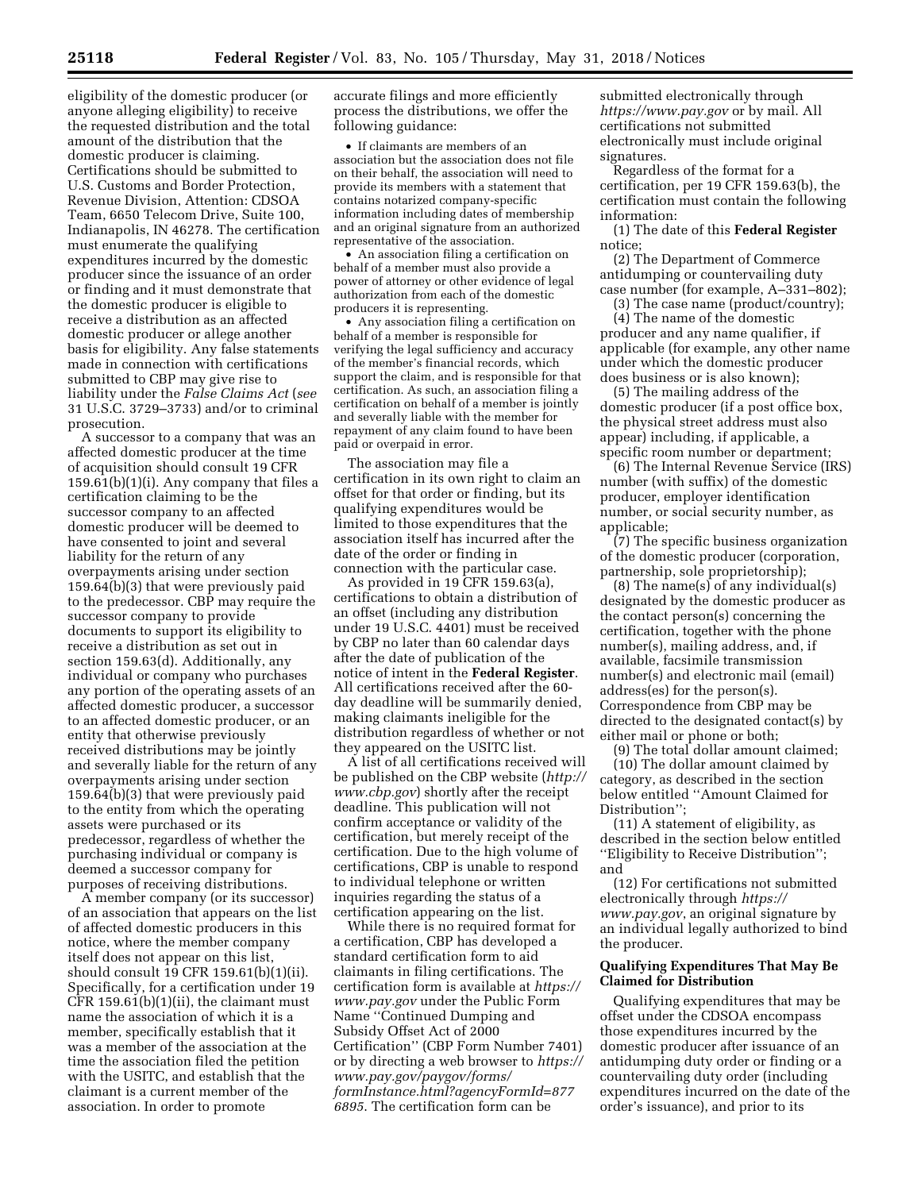eligibility of the domestic producer (or anyone alleging eligibility) to receive the requested distribution and the total amount of the distribution that the domestic producer is claiming. Certifications should be submitted to U.S. Customs and Border Protection, Revenue Division, Attention: CDSOA Team, 6650 Telecom Drive, Suite 100, Indianapolis, IN 46278. The certification must enumerate the qualifying expenditures incurred by the domestic producer since the issuance of an order or finding and it must demonstrate that the domestic producer is eligible to receive a distribution as an affected domestic producer or allege another basis for eligibility. Any false statements made in connection with certifications submitted to CBP may give rise to liability under the *False Claims Act* (*see* 31 U.S.C. 3729–3733) and/or to criminal prosecution.

A successor to a company that was an affected domestic producer at the time of acquisition should consult 19 CFR 159.61(b)(1)(i). Any company that files a certification claiming to be the successor company to an affected domestic producer will be deemed to have consented to joint and several liability for the return of any overpayments arising under section 159.64(b)(3) that were previously paid to the predecessor. CBP may require the successor company to provide documents to support its eligibility to receive a distribution as set out in section 159.63(d). Additionally, any individual or company who purchases any portion of the operating assets of an affected domestic producer, a successor to an affected domestic producer, or an entity that otherwise previously received distributions may be jointly and severally liable for the return of any overpayments arising under section 159.64(b)(3) that were previously paid to the entity from which the operating assets were purchased or its predecessor, regardless of whether the purchasing individual or company is deemed a successor company for purposes of receiving distributions.

A member company (or its successor) of an association that appears on the list of affected domestic producers in this notice, where the member company itself does not appear on this list, should consult 19 CFR 159.61(b)(1)(ii). Specifically, for a certification under 19 CFR 159.61(b)(1)(ii), the claimant must name the association of which it is a member, specifically establish that it was a member of the association at the time the association filed the petition with the USITC, and establish that the claimant is a current member of the association. In order to promote accurate filings and more efficiently process the distributions, we offer the following guidance:

- If claimants are members of an association but the association does not file on their behalf, the association will need to provide its members with a statement that contains notarized company-specific information including dates of membership and an original signature from an authorized representative of the association.
- An association filing a certification on behalf of a member must also provide a power of attorney or other evidence of legal authorization from each of the domestic producers it is representing.
- Any association filing a certification on behalf of a member is responsible for verifying the legal sufficiency and accuracy of the member's financial records, which support the claim, and is responsible for that certification. As such, an association filing a certification on behalf of a member is jointly and severally liable with the member for repayment of any claim found to have been paid or overpaid in error.

The association may file a certification in its own right to claim an offset for that order or finding, but its qualifying expenditures would be limited to those expenditures that the association itself has incurred after the date of the order or finding in connection with the particular case.

As provided in 19 CFR 159.63(a), certifications to obtain a distribution of an offset (including any distribution under 19 U.S.C. 4401) must be received by CBP no later than 60 calendar days after the date of publication of the notice of intent in the **Federal Register**. All certifications received after the 60-day deadline will be summarily denied, making claimants ineligible for the distribution regardless of whether or not they appeared on the USITC list.

A list of all certifications received will be published on the CBP website (*http://www.cbp.gov*) shortly after the receipt deadline. This publication will not confirm acceptance or validity of the certification, but merely receipt of the certification. Due to the high volume of certifications, CBP is unable to respond to individual telephone or written inquiries regarding the status of a certification appearing on the list.

While there is no required format for a certification, CBP has developed a standard certification form to aid claimants in filing certifications. The certification form is available at *https://www.pay.gov* under the Public Form Name ''Continued Dumping and Subsidy Offset Act of 2000 Certification'' (CBP Form Number 7401) or by directing a web browser to *https://www.pay.gov/paygov/forms/formInstance.html?agencyFormId=8776895*. The certification form can be submitted electronically through *https://www.pay.gov* or by mail. All certifications not submitted electronically must include original signatures.

Regardless of the format for a certification, per 19 CFR 159.63(b), the certification must contain the following information:

(1) The date of this **Federal Register** notice;

(2) The Department of Commerce antidumping or countervailing duty case number (for example, A–331–802);

(3) The case name (product/country);

(4) The name of the domestic producer and any name qualifier, if applicable (for example, any other name under which the domestic producer does business or is also known);

(5) The mailing address of the domestic producer (if a post office box, the physical street address must also appear) including, if applicable, a specific room number or department;

(6) The Internal Revenue Service (IRS) number (with suffix) of the domestic producer, employer identification number, or social security number, as applicable;

(7) The specific business organization of the domestic producer (corporation, partnership, sole proprietorship);

(8) The name(s) of any individual(s) designated by the domestic producer as the contact person(s) concerning the certification, together with the phone number(s), mailing address, and, if available, facsimile transmission number(s) and electronic mail (email) address(es) for the person(s). Correspondence from CBP may be directed to the designated contact(s) by either mail or phone or both;

(9) The total dollar amount claimed;

(10) The dollar amount claimed by category, as described in the section below entitled ''Amount Claimed for Distribution'';

(11) A statement of eligibility, as described in the section below entitled ''Eligibility to Receive Distribution''; and

(12) For certifications not submitted electronically through *https://www.pay.gov*, an original signature by an individual legally authorized to bind the producer.

## Qualifying Expenditures That May Be Claimed for Distribution

Qualifying expenditures that may be offset under the CDSOA encompass those expenditures incurred by the domestic producer after issuance of an antidumping duty order or finding or a countervailing duty order (including expenditures incurred on the date of the order's issuance), and prior to its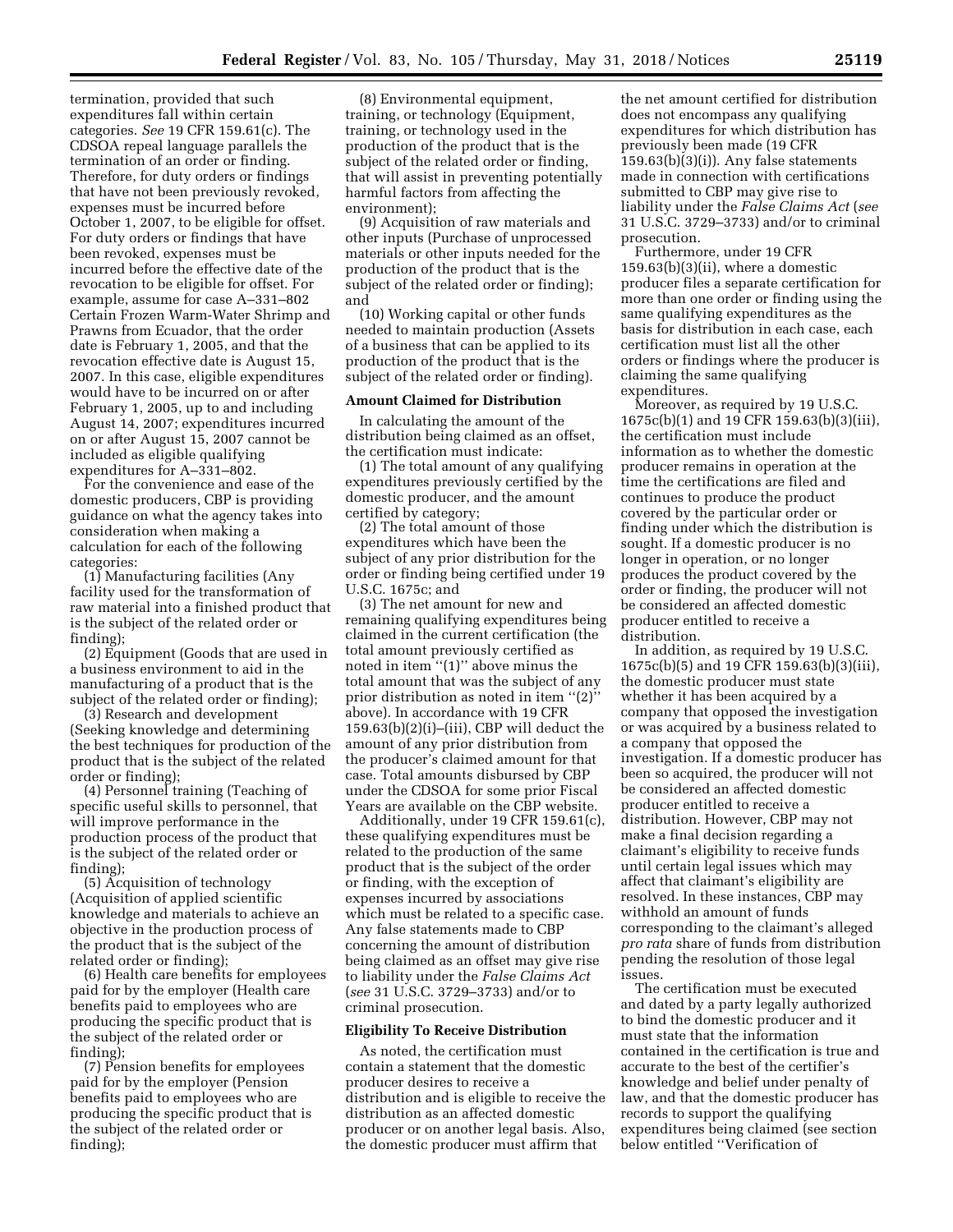termination, provided that such expenditures fall within certain categories. *See* 19 CFR 159.61(c). The CDSOA repeal language parallels the termination of an order or finding. Therefore, for duty orders or findings that have not been previously revoked, expenses must be incurred before October 1, 2007, to be eligible for offset. For duty orders or findings that have been revoked, expenses must be incurred before the effective date of the revocation to be eligible for offset. For example, assume for case A–331–802 Certain Frozen Warm-Water Shrimp and Prawns from Ecuador, that the order date is February 1, 2005, and that the revocation effective date is August 15, 2007. In this case, eligible expenditures would have to be incurred on or after February 1, 2005, up to and including August 14, 2007; expenditures incurred on or after August 15, 2007 cannot be included as eligible qualifying expenditures for A–331–802.

For the convenience and ease of the domestic producers, CBP is providing guidance on what the agency takes into consideration when making a calculation for each of the following categories:

(1) Manufacturing facilities (Any facility used for the transformation of raw material into a finished product that is the subject of the related order or finding);

(2) Equipment (Goods that are used in a business environment to aid in the manufacturing of a product that is the subject of the related order or finding);

(3) Research and development (Seeking knowledge and determining the best techniques for production of the product that is the subject of the related order or finding);

(4) Personnel training (Teaching of specific useful skills to personnel, that will improve performance in the production process of the product that is the subject of the related order or finding);

(5) Acquisition of technology (Acquisition of applied scientific knowledge and materials to achieve an objective in the production process of the product that is the subject of the related order or finding);

(6) Health care benefits for employees paid for by the employer (Health care benefits paid to employees who are producing the specific product that is the subject of the related order or finding);

(7) Pension benefits for employees paid for by the employer (Pension benefits paid to employees who are producing the specific product that is the subject of the related order or finding);

(8) Environmental equipment, training, or technology (Equipment, training, or technology used in the production of the product that is the subject of the related order or finding, that will assist in preventing potentially harmful factors from affecting the environment);

(9) Acquisition of raw materials and other inputs (Purchase of unprocessed materials or other inputs needed for the production of the product that is the subject of the related order or finding); and

(10) Working capital or other funds needed to maintain production (Assets of a business that can be applied to its production of the product that is the subject of the related order or finding).

**Amount Claimed for Distribution**

In calculating the amount of the distribution being claimed as an offset, the certification must indicate:

(1) The total amount of any qualifying expenditures previously certified by the domestic producer, and the amount certified by category;

(2) The total amount of those expenditures which have been the subject of any prior distribution for the order or finding being certified under 19 U.S.C. 1675c; and

(3) The net amount for new and remaining qualifying expenditures being claimed in the current certification (the total amount previously certified as noted in item "(1)" above minus the total amount that was the subject of any prior distribution as noted in item "(2)" above). In accordance with 19 CFR 159.63(b)(2)(i)–(iii), CBP will deduct the amount of any prior distribution from the producer's claimed amount for that case. Total amounts disbursed by CBP under the CDSOA for some prior Fiscal Years are available on the CBP website.

Additionally, under 19 CFR 159.61(c), these qualifying expenditures must be related to the production of the same product that is the subject of the order or finding, with the exception of expenses incurred by associations which must be related to a specific case. Any false statements made to CBP concerning the amount of distribution being claimed as an offset may give rise to liability under the *False Claims Act* (*see* 31 U.S.C. 3729–3733) and/or to criminal prosecution.

**Eligibility To Receive Distribution**

As noted, the certification must contain a statement that the domestic producer desires to receive a distribution and is eligible to receive the distribution as an affected domestic producer or on another legal basis. Also, the domestic producer must affirm that the net amount certified for distribution does not encompass any qualifying expenditures for which distribution has previously been made (19 CFR 159.63(b)(3)(i)). Any false statements made in connection with certifications submitted to CBP may give rise to liability under the *False Claims Act* (*see* 31 U.S.C. 3729–3733) and/or to criminal prosecution.

Furthermore, under 19 CFR 159.63(b)(3)(ii), where a domestic producer files a separate certification for more than one order or finding using the same qualifying expenditures as the basis for distribution in each case, each certification must list all the other orders or findings where the producer is claiming the same qualifying expenditures.

Moreover, as required by 19 U.S.C. 1675c(b)(1) and 19 CFR 159.63(b)(3)(iii), the certification must include information as to whether the domestic producer remains in operation at the time the certifications are filed and continues to produce the product covered by the particular order or finding under which the distribution is sought. If a domestic producer is no longer in operation, or no longer produces the product covered by the order or finding, the producer will not be considered an affected domestic producer entitled to receive a distribution.

In addition, as required by 19 U.S.C. 1675c(b)(5) and 19 CFR 159.63(b)(3)(iii), the domestic producer must state whether it has been acquired by a company that opposed the investigation or was acquired by a business related to a company that opposed the investigation. If a domestic producer has been so acquired, the producer will not be considered an affected domestic producer entitled to receive a distribution. However, CBP may not make a final decision regarding a claimant's eligibility to receive funds until certain legal issues which may affect that claimant's eligibility are resolved. In these instances, CBP may withhold an amount of funds corresponding to the claimant's alleged *pro rata* share of funds from distribution pending the resolution of those legal issues.

The certification must be executed and dated by a party legally authorized to bind the domestic producer and it must state that the information contained in the certification is true and accurate to the best of the certifier's knowledge and belief under penalty of law, and that the domestic producer has records to support the qualifying expenditures being claimed (see section below entitled "Verification of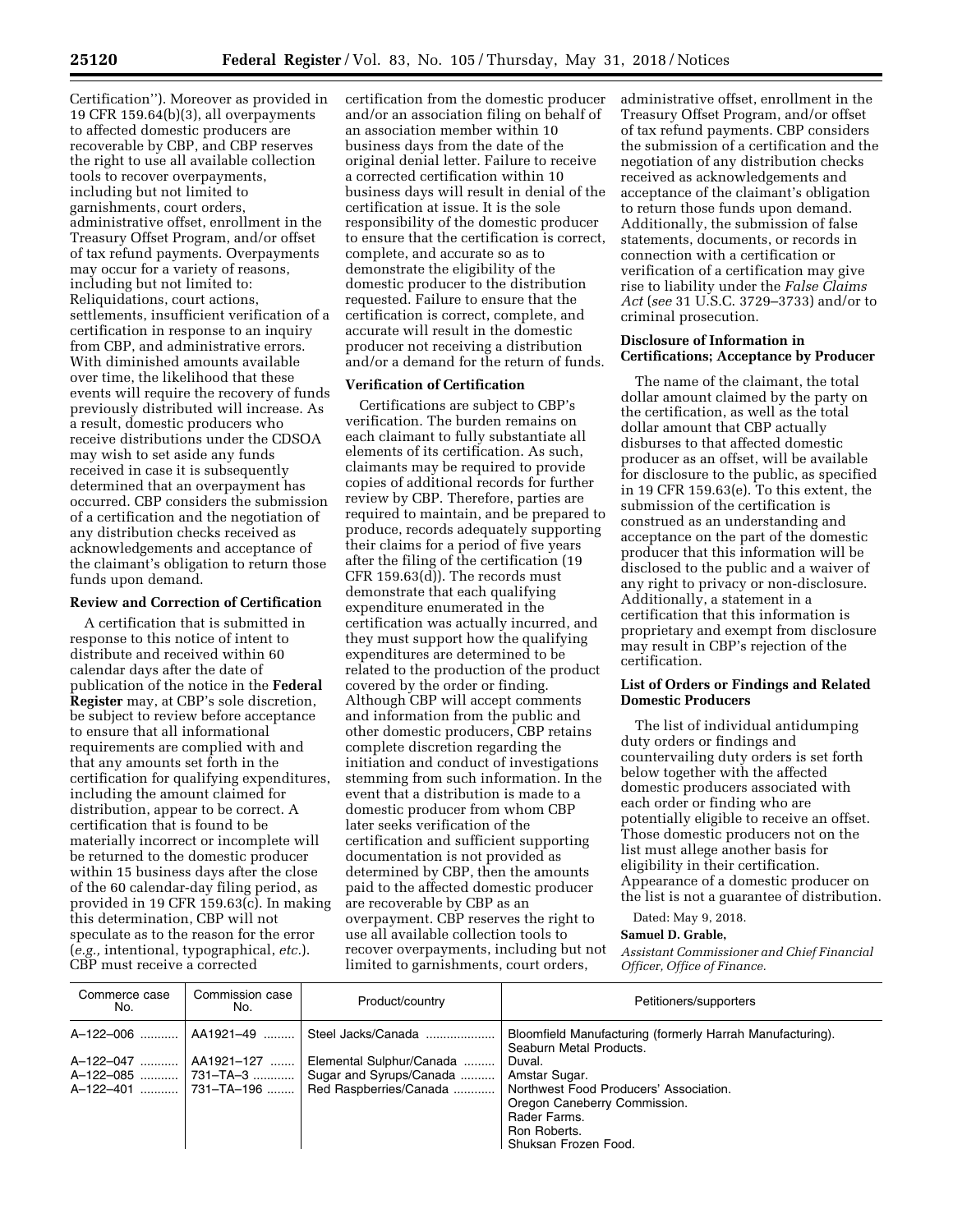Certification''). Moreover as provided in 19 CFR 159.64(b)(3), all overpayments to affected domestic producers are recoverable by CBP, and CBP reserves the right to use all available collection tools to recover overpayments, including but not limited to garnishments, court orders, administrative offset, enrollment in the Treasury Offset Program, and/or offset of tax refund payments. Overpayments may occur for a variety of reasons, including but not limited to: Reliquidations, court actions, settlements, insufficient verification of a certification in response to an inquiry from CBP, and administrative errors. With diminished amounts available over time, the likelihood that these events will require the recovery of funds previously distributed will increase. As a result, domestic producers who receive distributions under the CDSOA may wish to set aside any funds received in case it is subsequently determined that an overpayment has occurred. CBP considers the submission of a certification and the negotiation of any distribution checks received as acknowledgements and acceptance of the claimant's obligation to return those funds upon demand.

**Review and Correction of Certification**

A certification that is submitted in response to this notice of intent to distribute and received within 60 calendar days after the date of publication of the notice in the **Federal Register** may, at CBP's sole discretion, be subject to review before acceptance to ensure that all informational requirements are complied with and that any amounts set forth in the certification for qualifying expenditures, including the amount claimed for distribution, appear to be correct. A certification that is found to be materially incorrect or incomplete will be returned to the domestic producer within 15 business days after the close of the 60 calendar-day filing period, as provided in 19 CFR 159.63(c). In making this determination, CBP will not speculate as to the reason for the error (*e.g.,* intentional, typographical, *etc.*). CBP must receive a corrected certification from the domestic producer and/or an association filing on behalf of an association member within 10 business days from the date of the original denial letter. Failure to receive a corrected certification within 10 business days will result in denial of the certification at issue. It is the sole responsibility of the domestic producer to ensure that the certification is correct, complete, and accurate so as to demonstrate the eligibility of the domestic producer to the distribution requested. Failure to ensure that the certification is correct, complete, and accurate will result in the domestic producer not receiving a distribution and/or a demand for the return of funds.

**Verification of Certification**

Certifications are subject to CBP's verification. The burden remains on each claimant to fully substantiate all elements of its certification. As such, claimants may be required to provide copies of additional records for further review by CBP. Therefore, parties are required to maintain, and be prepared to produce, records adequately supporting their claims for a period of five years after the filing of the certification (19 CFR 159.63(d)). The records must demonstrate that each qualifying expenditure enumerated in the certification was actually incurred, and they must support how the qualifying expenditures are determined to be related to the production of the product covered by the order or finding. Although CBP will accept comments and information from the public and other domestic producers, CBP retains complete discretion regarding the initiation and conduct of investigations stemming from such information. In the event that a distribution is made to a domestic producer from whom CBP later seeks verification of the certification and sufficient supporting documentation is not provided as determined by CBP, then the amounts paid to the affected domestic producer are recoverable by CBP as an overpayment. CBP reserves the right to use all available collection tools to recover overpayments, including but not limited to garnishments, court orders, administrative offset, enrollment in the Treasury Offset Program, and/or offset of tax refund payments. CBP considers the submission of a certification and the negotiation of any distribution checks received as acknowledgements and acceptance of the claimant's obligation to return those funds upon demand. Additionally, the submission of false statements, documents, or records in connection with a certification or verification of a certification may give rise to liability under the *False Claims Act* (*see* 31 U.S.C. 3729–3733) and/or to criminal prosecution.

**Disclosure of Information in Certifications; Acceptance by Producer**

The name of the claimant, the total dollar amount claimed by the party on the certification, as well as the total dollar amount that CBP actually disburses to that affected domestic producer as an offset, will be available for disclosure to the public, as specified in 19 CFR 159.63(e). To this extent, the submission of the certification is construed as an understanding and acceptance on the part of the domestic producer that this information will be disclosed to the public and a waiver of any right to privacy or non-disclosure. Additionally, a statement in a certification that this information is proprietary and exempt from disclosure may result in CBP's rejection of the certification.

**List of Orders or Findings and Related Domestic Producers**

The list of individual antidumping duty orders or findings and countervailing duty orders is set forth below together with the affected domestic producers associated with each order or finding who are potentially eligible to receive an offset. Those domestic producers not on the list must allege another basis for eligibility in their certification. Appearance of a domestic producer on the list is not a guarantee of distribution.

Dated: May 9, 2018.

**Samuel D. Grable,**

*Assistant Commissioner and Chief Financial Officer, Office of Finance.*

| Commerce case No. | Commission case No. | Product/country | Petitioners/supporters |
|---|---|---|---|
| A–122–006 | AA1921–49 | Steel Jacks/Canada | Bloomfield Manufacturing (formerly Harrah Manufacturing). |
| | | | Seaburn Metal Products. |
| A–122–047 | AA1921–127 | Elemental Sulphur/Canada | Duval. |
| A–122–085 | 731–TA–3 | Sugar and Syrups/Canada | Amstar Sugar. |
| A–122–401 | 731–TA–196 | Red Raspberries/Canada | Northwest Food Producers' Association. |
| | | | Oregon Caneberry Commission. |
| | | | Rader Farms. |
| | | | Ron Roberts. |
| | | | Shuksan Frozen Food. |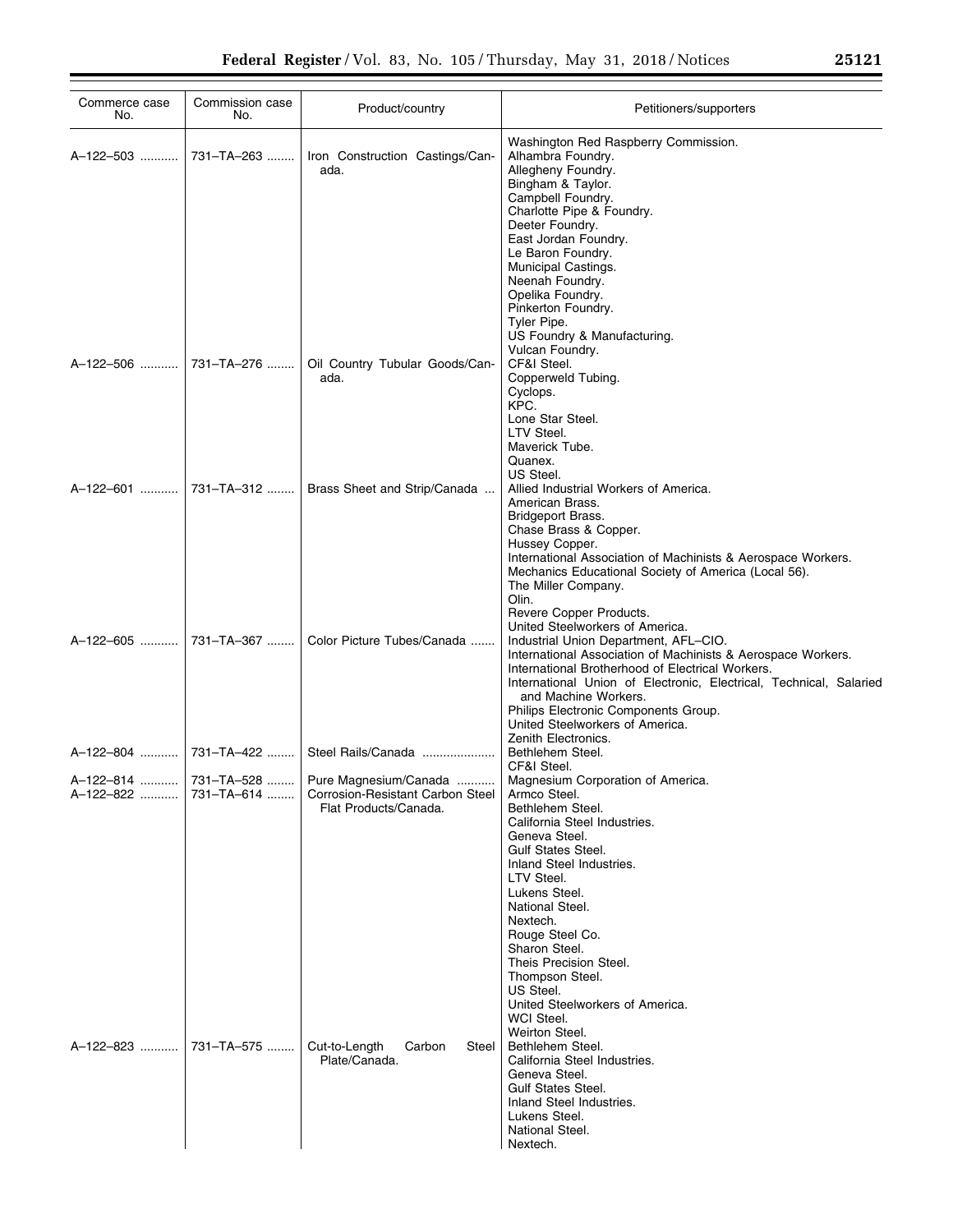| Commerce case No. | Commission case No. | Product/country | Petitioners/supporters |
|---|---|---|---|
| | | | Washington Red Raspberry Commission. |
| A–122–503 | 731–TA–263 | Iron Construction Castings/Canada. | Alhambra Foundry. |
| | | | Allegheny Foundry. |
| | | | Bingham & Taylor. |
| | | | Campbell Foundry. |
| | | | Charlotte Pipe & Foundry. |
| | | | Deeter Foundry. |
| | | | East Jordan Foundry. |
| | | | Le Baron Foundry. |
| | | | Municipal Castings. |
| | | | Neenah Foundry. |
| | | | Opelika Foundry. |
| | | | Pinkerton Foundry. |
| | | | Tyler Pipe. |
| | | | US Foundry & Manufacturing. |
| | | | Vulcan Foundry. |
| A–122–506 | 731–TA–276 | Oil Country Tubular Goods/Canada. | CF&I Steel. |
| | | | Copperweld Tubing. |
| | | | Cyclops. |
| | | | KPC. |
| | | | Lone Star Steel. |
| | | | LTV Steel. |
| | | | Maverick Tube. |
| | | | Quanex. |
| | | | US Steel. |
| A–122–601 | 731–TA–312 | Brass Sheet and Strip/Canada | Allied Industrial Workers of America. |
| | | | American Brass. |
| | | | Bridgeport Brass. |
| | | | Chase Brass & Copper. |
| | | | Hussey Copper. |
| | | | International Association of Machinists & Aerospace Workers. |
| | | | Mechanics Educational Society of America (Local 56). |
| | | | The Miller Company. |
| | | | Olin. |
| | | | Revere Copper Products. |
| | | | United Steelworkers of America. |
| A–122–605 | 731–TA–367 | Color Picture Tubes/Canada | Industrial Union Department, AFL–CIO. |
| | | | International Association of Machinists & Aerospace Workers. |
| | | | International Brotherhood of Electrical Workers. |
| | | | International Union of Electronic, Electrical, Technical, Salaried and Machine Workers. |
| | | | Philips Electronic Components Group. |
| | | | United Steelworkers of America. |
| | | | Zenith Electronics. |
| A–122–804 | 731–TA–422 | Steel Rails/Canada | Bethlehem Steel. |
| | | | CF&I Steel. |
| A–122–814 | 731–TA–528 | Pure Magnesium/Canada | Magnesium Corporation of America. |
| A–122–822 | 731–TA–614 | Corrosion-Resistant Carbon Steel Flat Products/Canada. | Armco Steel. |
| | | | Bethlehem Steel. |
| | | | California Steel Industries. |
| | | | Geneva Steel. |
| | | | Gulf States Steel. |
| | | | Inland Steel Industries. |
| | | | LTV Steel. |
| | | | Lukens Steel. |
| | | | National Steel. |
| | | | Nextech. |
| | | | Rouge Steel Co. |
| | | | Sharon Steel. |
| | | | Theis Precision Steel. |
| | | | Thompson Steel. |
| | | | US Steel. |
| | | | United Steelworkers of America. |
| | | | WCI Steel. |
| | | | Weirton Steel. |
| A–122–823 | 731–TA–575 | Cut-to-Length Carbon Steel Plate/Canada. | Bethlehem Steel. |
| | | | California Steel Industries. |
| | | | Geneva Steel. |
| | | | Gulf States Steel. |
| | | | Inland Steel Industries. |
| | | | Lukens Steel. |
| | | | National Steel. |
| | | | Nextech. |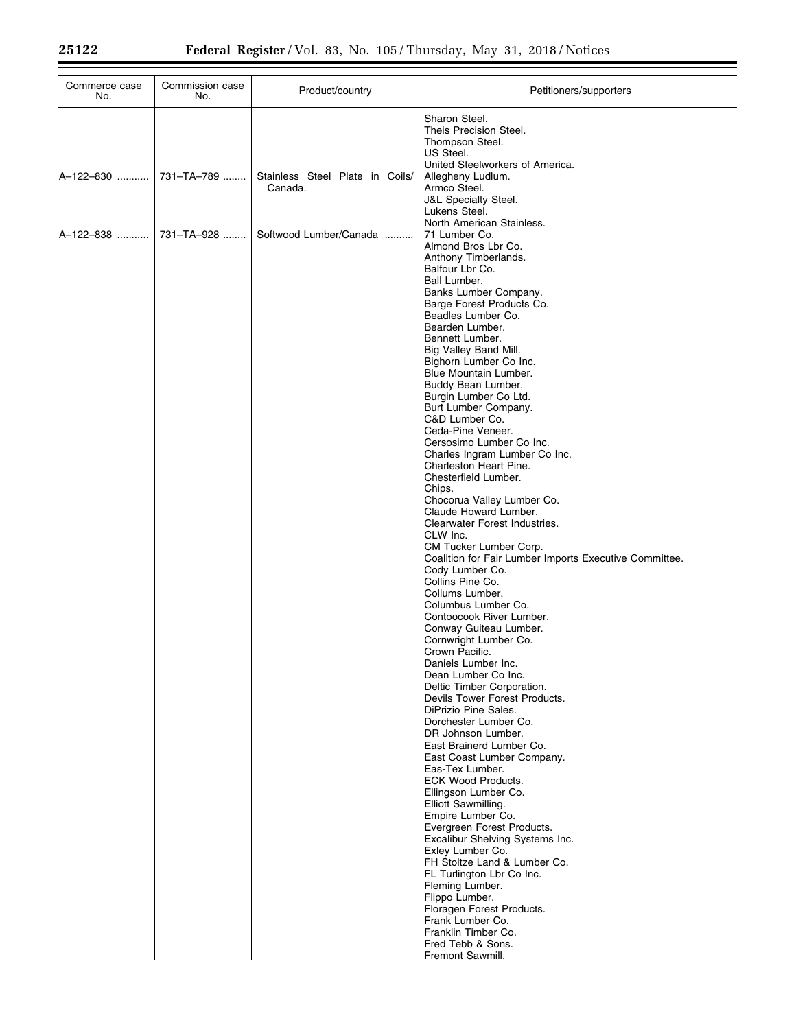| Commerce case No. | Commission case No. | Product/country | Petitioners/supporters |
| --- | --- | --- | --- |
| | | | Sharon Steel. |
| | | | Theis Precision Steel. |
| | | | Thompson Steel. |
| | | | US Steel. |
| | | | United Steelworkers of America. |
| A–122–830 | 731–TA–789 | Stainless Steel Plate in Coils/ Canada. | Allegheny Ludlum. |
| | | | Armco Steel. |
| | | | J&L Specialty Steel. |
| | | | Lukens Steel. |
| | | | North American Stainless. |
| A–122–838 | 731–TA–928 | Softwood Lumber/Canada | 71 Lumber Co. |
| | | | Almond Bros Lbr Co. |
| | | | Anthony Timberlands. |
| | | | Balfour Lbr Co. |
| | | | Ball Lumber. |
| | | | Banks Lumber Company. |
| | | | Barge Forest Products Co. |
| | | | Beadles Lumber Co. |
| | | | Bearden Lumber. |
| | | | Bennett Lumber. |
| | | | Big Valley Band Mill. |
| | | | Bighorn Lumber Co Inc. |
| | | | Blue Mountain Lumber. |
| | | | Buddy Bean Lumber. |
| | | | Burgin Lumber Co Ltd. |
| | | | Burt Lumber Company. |
| | | | C&D Lumber Co. |
| | | | Ceda-Pine Veneer. |
| | | | Cersosimo Lumber Co Inc. |
| | | | Charles Ingram Lumber Co Inc. |
| | | | Charleston Heart Pine. |
| | | | Chesterfield Lumber. |
| | | | Chips. |
| | | | Chocorua Valley Lumber Co. |
| | | | Claude Howard Lumber. |
| | | | Clearwater Forest Industries. |
| | | | CLW Inc. |
| | | | CM Tucker Lumber Corp. |
| | | | Coalition for Fair Lumber Imports Executive Committee. |
| | | | Cody Lumber Co. |
| | | | Collins Pine Co. |
| | | | Collums Lumber. |
| | | | Columbus Lumber Co. |
| | | | Contoocook River Lumber. |
| | | | Conway Guiteau Lumber. |
| | | | Cornwright Lumber Co. |
| | | | Crown Pacific. |
| | | | Daniels Lumber Inc. |
| | | | Dean Lumber Co Inc. |
| | | | Deltic Timber Corporation. |
| | | | Devils Tower Forest Products. |
| | | | DiPrizio Pine Sales. |
| | | | Dorchester Lumber Co. |
| | | | DR Johnson Lumber. |
| | | | East Brainerd Lumber Co. |
| | | | East Coast Lumber Company. |
| | | | Eas-Tex Lumber. |
| | | | ECK Wood Products. |
| | | | Ellingson Lumber Co. |
| | | | Elliott Sawmilling. |
| | | | Empire Lumber Co. |
| | | | Evergreen Forest Products. |
| | | | Excalibur Shelving Systems Inc. |
| | | | Exley Lumber Co. |
| | | | FH Stoltze Land & Lumber Co. |
| | | | FL Turlington Lbr Co Inc. |
| | | | Fleming Lumber. |
| | | | Flippo Lumber. |
| | | | Floragen Forest Products. |
| | | | Frank Lumber Co. |
| | | | Franklin Timber Co. |
| | | | Fred Tebb & Sons. |
| | | | Fremont Sawmill. |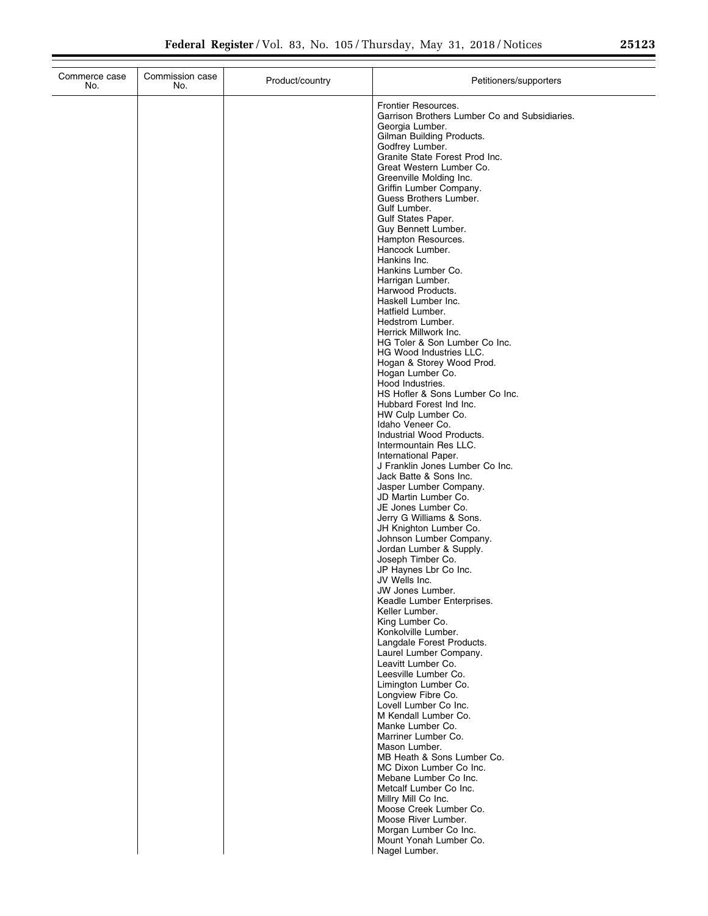| Commerce case No. | Commission case No. | Product/country | Petitioners/supporters |
|---|---|---|---|
| | | | Frontier Resources. |
| | | | Garrison Brothers Lumber Co and Subsidiaries. |
| | | | Georgia Lumber. |
| | | | Gilman Building Products. |
| | | | Godfrey Lumber. |
| | | | Granite State Forest Prod Inc. |
| | | | Great Western Lumber Co. |
| | | | Greenville Molding Inc. |
| | | | Griffin Lumber Company. |
| | | | Guess Brothers Lumber. |
| | | | Gulf Lumber. |
| | | | Gulf States Paper. |
| | | | Guy Bennett Lumber. |
| | | | Hampton Resources. |
| | | | Hancock Lumber. |
| | | | Hankins Inc. |
| | | | Hankins Lumber Co. |
| | | | Harrigan Lumber. |
| | | | Harwood Products. |
| | | | Haskell Lumber Inc. |
| | | | Hatfield Lumber. |
| | | | Hedstrom Lumber. |
| | | | Herrick Millwork Inc. |
| | | | HG Toler & Son Lumber Co Inc. |
| | | | HG Wood Industries LLC. |
| | | | Hogan & Storey Wood Prod. |
| | | | Hogan Lumber Co. |
| | | | Hood Industries. |
| | | | HS Hofler & Sons Lumber Co Inc. |
| | | | Hubbard Forest Ind Inc. |
| | | | HW Culp Lumber Co. |
| | | | Idaho Veneer Co. |
| | | | Industrial Wood Products. |
| | | | Intermountain Res LLC. |
| | | | International Paper. |
| | | | J Franklin Jones Lumber Co Inc. |
| | | | Jack Batte & Sons Inc. |
| | | | Jasper Lumber Company. |
| | | | JD Martin Lumber Co. |
| | | | JE Jones Lumber Co. |
| | | | Jerry G Williams & Sons. |
| | | | JH Knighton Lumber Co. |
| | | | Johnson Lumber Company. |
| | | | Jordan Lumber & Supply. |
| | | | Joseph Timber Co. |
| | | | JP Haynes Lbr Co Inc. |
| | | | JV Wells Inc. |
| | | | JW Jones Lumber. |
| | | | Keadle Lumber Enterprises. |
| | | | Keller Lumber. |
| | | | King Lumber Co. |
| | | | Konkolville Lumber. |
| | | | Langdale Forest Products. |
| | | | Laurel Lumber Company. |
| | | | Leavitt Lumber Co. |
| | | | Leesville Lumber Co. |
| | | | Limington Lumber Co. |
| | | | Longview Fibre Co. |
| | | | Lovell Lumber Co Inc. |
| | | | M Kendall Lumber Co. |
| | | | Manke Lumber Co. |
| | | | Marriner Lumber Co. |
| | | | Mason Lumber. |
| | | | MB Heath & Sons Lumber Co. |
| | | | MC Dixon Lumber Co Inc. |
| | | | Mebane Lumber Co Inc. |
| | | | Metcalf Lumber Co Inc. |
| | | | Millry Mill Co Inc. |
| | | | Moose Creek Lumber Co. |
| | | | Moose River Lumber. |
| | | | Morgan Lumber Co Inc. |
| | | | Mount Yonah Lumber Co. |
| | | | Nagel Lumber. |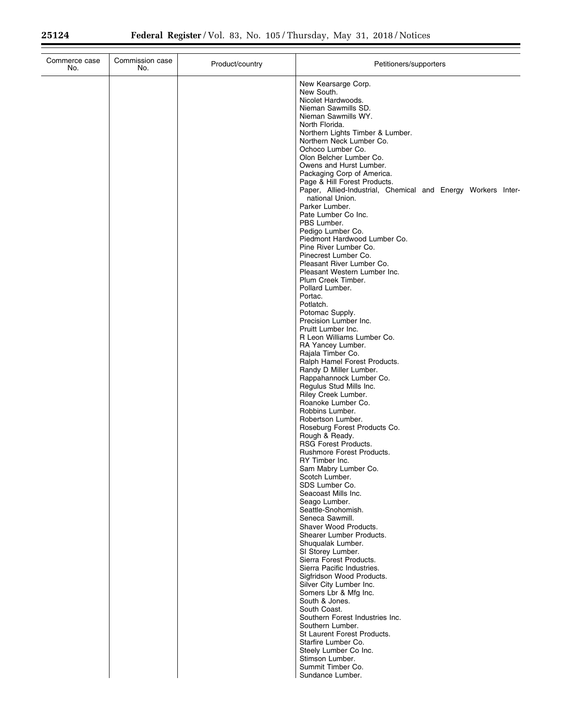| Commerce case No. | Commission case No. | Product/country | Petitioners/supporters |
|---|---|---|---|
| | | | New Kearsarge Corp. |
| | | | New South. |
| | | | Nicolet Hardwoods. |
| | | | Nieman Sawmills SD. |
| | | | Nieman Sawmills WY. |
| | | | North Florida. |
| | | | Northern Lights Timber & Lumber. |
| | | | Northern Neck Lumber Co. |
| | | | Ochoco Lumber Co. |
| | | | Olon Belcher Lumber Co. |
| | | | Owens and Hurst Lumber. |
| | | | Packaging Corp of America. |
| | | | Page & Hill Forest Products. |
| | | | Paper, Allied-Industrial, Chemical and Energy Workers International Union. |
| | | | Parker Lumber. |
| | | | Pate Lumber Co Inc. |
| | | | PBS Lumber. |
| | | | Pedigo Lumber Co. |
| | | | Piedmont Hardwood Lumber Co. |
| | | | Pine River Lumber Co. |
| | | | Pinecrest Lumber Co. |
| | | | Pleasant River Lumber Co. |
| | | | Pleasant Western Lumber Inc. |
| | | | Plum Creek Timber. |
| | | | Pollard Lumber. |
| | | | Portac. |
| | | | Potlatch. |
| | | | Potomac Supply. |
| | | | Precision Lumber Inc. |
| | | | Pruitt Lumber Inc. |
| | | | R Leon Williams Lumber Co. |
| | | | RA Yancey Lumber. |
| | | | Rajala Timber Co. |
| | | | Ralph Hamel Forest Products. |
| | | | Randy D Miller Lumber. |
| | | | Rappahannock Lumber Co. |
| | | | Regulus Stud Mills Inc. |
| | | | Riley Creek Lumber. |
| | | | Roanoke Lumber Co. |
| | | | Robbins Lumber. |
| | | | Robertson Lumber. |
| | | | Roseburg Forest Products Co. |
| | | | Rough & Ready. |
| | | | RSG Forest Products. |
| | | | Rushmore Forest Products. |
| | | | RY Timber Inc. |
| | | | Sam Mabry Lumber Co. |
| | | | Scotch Lumber. |
| | | | SDS Lumber Co. |
| | | | Seacoast Mills Inc. |
| | | | Seago Lumber. |
| | | | Seattle-Snohomish. |
| | | | Seneca Sawmill. |
| | | | Shaver Wood Products. |
| | | | Shearer Lumber Products. |
| | | | Shuqualak Lumber. |
| | | | SI Storey Lumber. |
| | | | Sierra Forest Products. |
| | | | Sierra Pacific Industries. |
| | | | Sigfridson Wood Products. |
| | | | Silver City Lumber Inc. |
| | | | Somers Lbr & Mfg Inc. |
| | | | South & Jones. |
| | | | South Coast. |
| | | | Southern Forest Industries Inc. |
| | | | Southern Lumber. |
| | | | St Laurent Forest Products. |
| | | | Starfire Lumber Co. |
| | | | Steely Lumber Co Inc. |
| | | | Stimson Lumber. |
| | | | Summit Timber Co. |
| | | | Sundance Lumber. |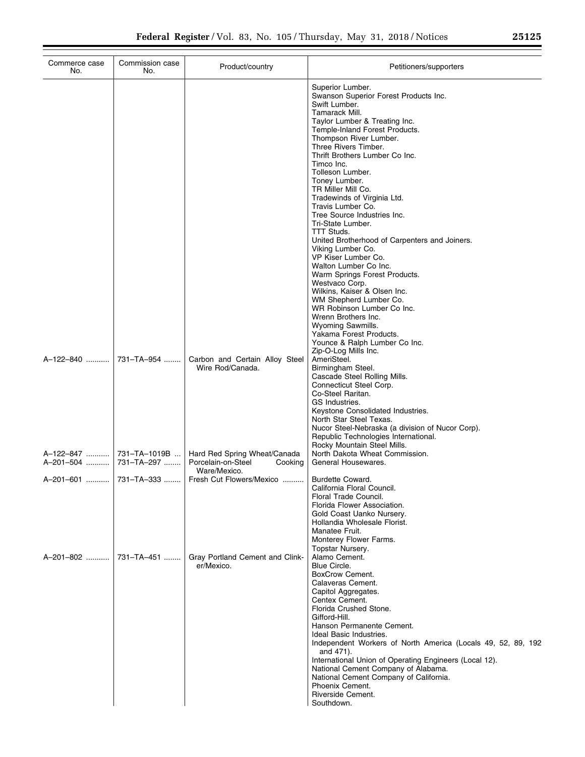| Commerce case No. | Commission case No. | Product/country | Petitioners/supporters |
|---|---|---|---|
| | | | Superior Lumber. |
| | | | Swanson Superior Forest Products Inc. |
| | | | Swift Lumber. |
| | | | Tamarack Mill. |
| | | | Taylor Lumber & Treating Inc. |
| | | | Temple-Inland Forest Products. |
| | | | Thompson River Lumber. |
| | | | Three Rivers Timber. |
| | | | Thrift Brothers Lumber Co Inc. |
| | | | Timco Inc. |
| | | | Tolleson Lumber. |
| | | | Toney Lumber. |
| | | | TR Miller Mill Co. |
| | | | Tradewinds of Virginia Ltd. |
| | | | Travis Lumber Co. |
| | | | Tree Source Industries Inc. |
| | | | Tri-State Lumber. |
| | | | TTT Studs. |
| | | | United Brotherhood of Carpenters and Joiners. |
| | | | Viking Lumber Co. |
| | | | VP Kiser Lumber Co. |
| | | | Walton Lumber Co Inc. |
| | | | Warm Springs Forest Products. |
| | | | Westvaco Corp. |
| | | | Wilkins, Kaiser & Olsen Inc. |
| | | | WM Shepherd Lumber Co. |
| | | | WR Robinson Lumber Co Inc. |
| | | | Wrenn Brothers Inc. |
| | | | Wyoming Sawmills. |
| | | | Yakama Forest Products. |
| | | | Younce & Ralph Lumber Co Inc. |
| | | | Zip-O-Log Mills Inc. |
| A–122–840 | 731–TA–954 | Carbon and Certain Alloy Steel Wire Rod/Canada. | AmeriSteel. |
| | | | Birmingham Steel. |
| | | | Cascade Steel Rolling Mills. |
| | | | Connecticut Steel Corp. |
| | | | Co-Steel Raritan. |
| | | | GS Industries. |
| | | | Keystone Consolidated Industries. |
| | | | North Star Steel Texas. |
| | | | Nucor Steel-Nebraska (a division of Nucor Corp). |
| | | | Republic Technologies International. |
| | | | Rocky Mountain Steel Mills. |
| A–122–847 | 731–TA–1019B | Hard Red Spring Wheat/Canada | North Dakota Wheat Commission. |
| A–201–504 | 731–TA–297 | Porcelain-on-Steel Cooking Ware/Mexico. | General Housewares. |
| A–201–601 | 731–TA–333 | Fresh Cut Flowers/Mexico | Burdette Coward. |
| | | | California Floral Council. |
| | | | Floral Trade Council. |
| | | | Florida Flower Association. |
| | | | Gold Coast Uanko Nursery. |
| | | | Hollandia Wholesale Florist. |
| | | | Manatee Fruit. |
| | | | Monterey Flower Farms. |
| | | | Topstar Nursery. |
| A–201–802 | 731–TA–451 | Gray Portland Cement and Clinker/Mexico. | Alamo Cement. |
| | | | Blue Circle. |
| | | | BoxCrow Cement. |
| | | | Calaveras Cement. |
| | | | Capitol Aggregates. |
| | | | Centex Cement. |
| | | | Florida Crushed Stone. |
| | | | Gifford-Hill. |
| | | | Hanson Permanente Cement. |
| | | | Ideal Basic Industries. |
| | | | Independent Workers of North America (Locals 49, 52, 89, 192 and 471). |
| | | | International Union of Operating Engineers (Local 12). |
| | | | National Cement Company of Alabama. |
| | | | National Cement Company of California. |
| | | | Phoenix Cement. |
| | | | Riverside Cement. |
| | | | Southdown. |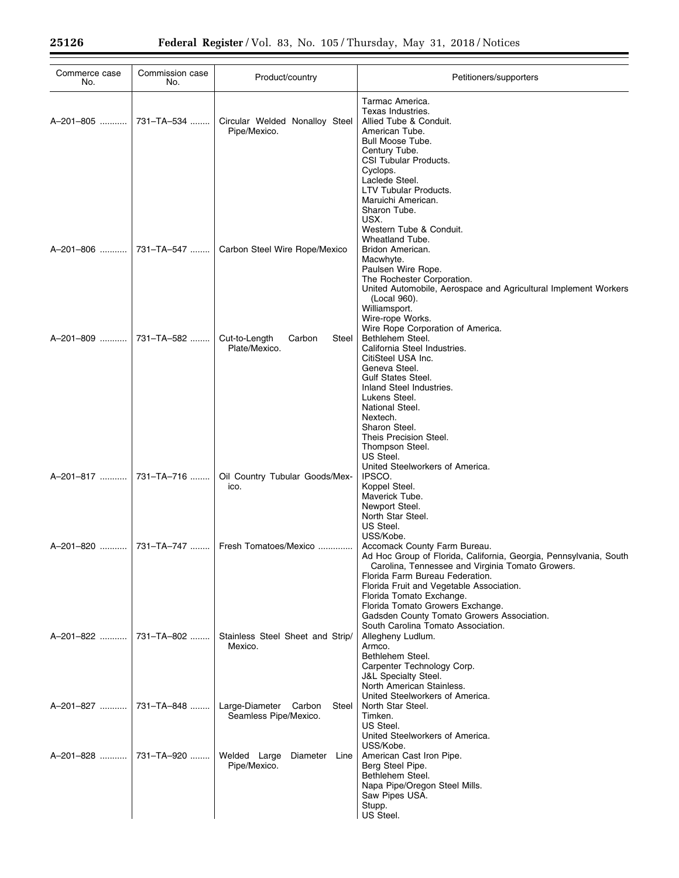| Commerce case No. | Commission case No. | Product/country | Petitioners/supporters |
|---|---|---|---|
| | | | Tarmac America. |
| | | | Texas Industries. |
| A–201–805 | 731–TA–534 | Circular Welded Nonalloy Steel Pipe/Mexico. | Allied Tube & Conduit. |
| | | | American Tube. |
| | | | Bull Moose Tube. |
| | | | Century Tube. |
| | | | CSI Tubular Products. |
| | | | Cyclops. |
| | | | Laclede Steel. |
| | | | LTV Tubular Products. |
| | | | Maruichi American. |
| | | | Sharon Tube. |
| | | | USX. |
| | | | Western Tube & Conduit. |
| | | | Wheatland Tube. |
| A–201–806 | 731–TA–547 | Carbon Steel Wire Rope/Mexico | Bridon American. |
| | | | Macwhyte. |
| | | | Paulsen Wire Rope. |
| | | | The Rochester Corporation. |
| | | | United Automobile, Aerospace and Agricultural Implement Workers (Local 960). |
| | | | Williamsport. |
| | | | Wire-rope Works. |
| | | | Wire Rope Corporation of America. |
| A–201–809 | 731–TA–582 | Cut-to-Length Carbon Steel Plate/Mexico. | Bethlehem Steel. |
| | | | California Steel Industries. |
| | | | CitiSteel USA Inc. |
| | | | Geneva Steel. |
| | | | Gulf States Steel. |
| | | | Inland Steel Industries. |
| | | | Lukens Steel. |
| | | | National Steel. |
| | | | Nextech. |
| | | | Sharon Steel. |
| | | | Theis Precision Steel. |
| | | | Thompson Steel. |
| | | | US Steel. |
| | | | United Steelworkers of America. |
| A–201–817 | 731–TA–716 | Oil Country Tubular Goods/Mexico. | IPSCO. |
| | | | Koppel Steel. |
| | | | Maverick Tube. |
| | | | Newport Steel. |
| | | | North Star Steel. |
| | | | US Steel. |
| | | | USS/Kobe. |
| A–201–820 | 731–TA–747 | Fresh Tomatoes/Mexico | Accomack County Farm Bureau. |
| | | | Ad Hoc Group of Florida, California, Georgia, Pennsylvania, South Carolina, Tennessee and Virginia Tomato Growers. |
| | | | Florida Farm Bureau Federation. |
| | | | Florida Fruit and Vegetable Association. |
| | | | Florida Tomato Exchange. |
| | | | Florida Tomato Growers Exchange. |
| | | | Gadsden County Tomato Growers Association. |
| | | | South Carolina Tomato Association. |
| A–201–822 | 731–TA–802 | Stainless Steel Sheet and Strip/Mexico. | Allegheny Ludlum. |
| | | | Armco. |
| | | | Bethlehem Steel. |
| | | | Carpenter Technology Corp. |
| | | | J&L Specialty Steel. |
| | | | North American Stainless. |
| | | | United Steelworkers of America. |
| A–201–827 | 731–TA–848 | Large-Diameter Carbon Steel Seamless Pipe/Mexico. | North Star Steel. |
| | | | Timken. |
| | | | US Steel. |
| | | | United Steelworkers of America. |
| | | | USS/Kobe. |
| A–201–828 | 731–TA–920 | Welded Large Diameter Line Pipe/Mexico. | American Cast Iron Pipe. |
| | | | Berg Steel Pipe. |
| | | | Bethlehem Steel. |
| | | | Napa Pipe/Oregon Steel Mills. |
| | | | Saw Pipes USA. |
| | | | Stupp. |
| | | | US Steel. |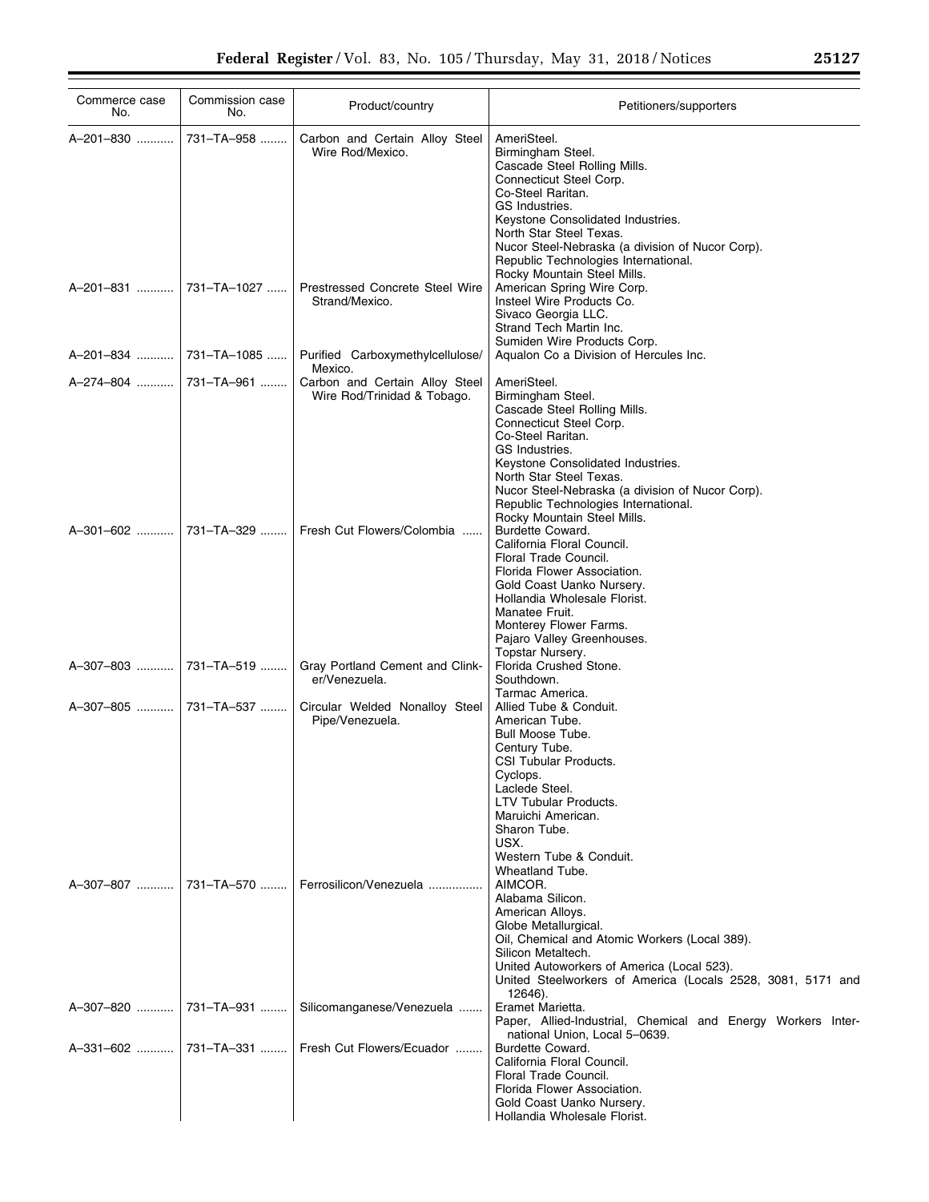| Commerce case No. | Commission case No. | Product/country | Petitioners/supporters |
|---|---|---|---|
| A–201–830 | 731–TA–958 | Carbon and Certain Alloy Steel Wire Rod/Mexico. | AmeriSteel.<br>Birmingham Steel.<br>Cascade Steel Rolling Mills.<br>Connecticut Steel Corp.<br>Co-Steel Raritan.<br>GS Industries.<br>Keystone Consolidated Industries.<br>North Star Steel Texas.<br>Nucor Steel-Nebraska (a division of Nucor Corp).<br>Republic Technologies International.<br>Rocky Mountain Steel Mills. |
| A–201–831 | 731–TA–1027 | Prestressed Concrete Steel Wire Strand/Mexico. | American Spring Wire Corp.<br>Insteel Wire Products Co.<br>Sivaco Georgia LLC.<br>Strand Tech Martin Inc.<br>Sumiden Wire Products Corp. |
| A–201–834 | 731–TA–1085 | Purified Carboxymethylcellulose/ Mexico. | Aqualon Co a Division of Hercules Inc. |
| A–274–804 | 731–TA–961 | Carbon and Certain Alloy Steel Wire Rod/Trinidad & Tobago. | AmeriSteel.<br>Birmingham Steel.<br>Cascade Steel Rolling Mills.<br>Connecticut Steel Corp.<br>Co-Steel Raritan.<br>GS Industries.<br>Keystone Consolidated Industries.<br>North Star Steel Texas.<br>Nucor Steel-Nebraska (a division of Nucor Corp).<br>Republic Technologies International.<br>Rocky Mountain Steel Mills. |
| A–301–602 | 731–TA–329 | Fresh Cut Flowers/Colombia | Burdette Coward.<br>California Floral Council.<br>Floral Trade Council.<br>Florida Flower Association.<br>Gold Coast Uanko Nursery.<br>Hollandia Wholesale Florist.<br>Manatee Fruit.<br>Monterey Flower Farms.<br>Pajaro Valley Greenhouses.<br>Topstar Nursery. |
| A–307–803 | 731–TA–519 | Gray Portland Cement and Clinker/Venezuela. | Florida Crushed Stone.<br>Southdown.<br>Tarmac America. |
| A–307–805 | 731–TA–537 | Circular Welded Nonalloy Steel Pipe/Venezuela. | Allied Tube & Conduit.<br>American Tube.<br>Bull Moose Tube.<br>Century Tube.<br>CSI Tubular Products.<br>Cyclops.<br>Laclede Steel.<br>LTV Tubular Products.<br>Maruichi American.<br>Sharon Tube.<br>USX.<br>Western Tube & Conduit.<br>Wheatland Tube. |
| A–307–807 | 731–TA–570 | Ferrosilicon/Venezuela | AIMCOR.<br>Alabama Silicon.<br>American Alloys.<br>Globe Metallurgical.<br>Oil, Chemical and Atomic Workers (Local 389).<br>Silicon Metaltech.<br>United Autoworkers of America (Local 523).<br>United Steelworkers of America (Locals 2528, 3081, 5171 and 12646). |
| A–307–820 | 731–TA–931 | Silicomanganese/Venezuela | Eramet Marietta.<br>Paper, Allied-Industrial, Chemical and Energy Workers International Union, Local 5–0639. |
| A–331–602 | 731–TA–331 | Fresh Cut Flowers/Ecuador | Burdette Coward.<br>California Floral Council.<br>Floral Trade Council.<br>Florida Flower Association.<br>Gold Coast Uanko Nursery.<br>Hollandia Wholesale Florist. |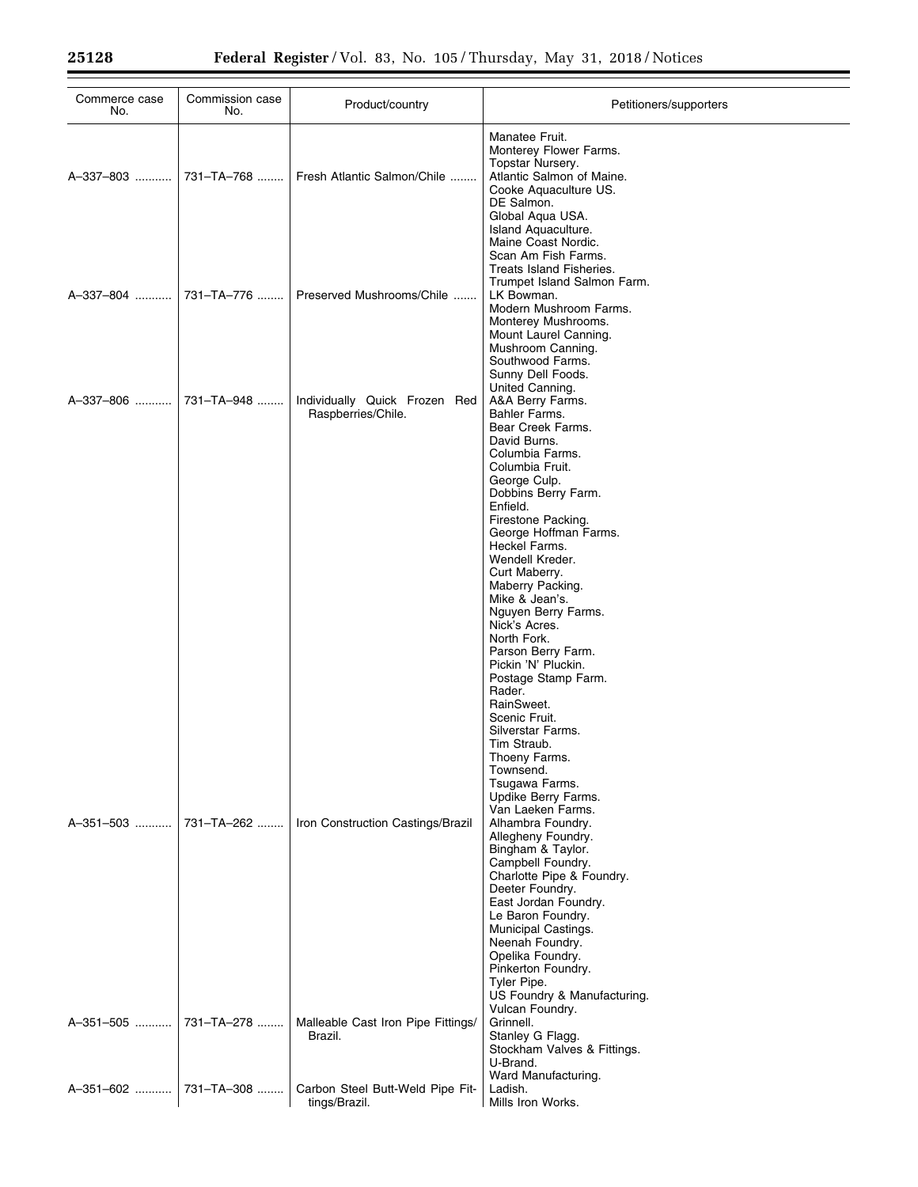| Commerce case No. | Commission case No. | Product/country | Petitioners/supporters |
|---|---|---|---|
| | | | Manatee Fruit.<br>Monterey Flower Farms.<br>Topstar Nursery. |
| A–337–803 | 731–TA–768 | Fresh Atlantic Salmon/Chile | Atlantic Salmon of Maine.<br>Cooke Aquaculture US.<br>DE Salmon.<br>Global Aqua USA.<br>Island Aquaculture.<br>Maine Coast Nordic.<br>Scan Am Fish Farms.<br>Treats Island Fisheries.<br>Trumpet Island Salmon Farm. |
| A–337–804 | 731–TA–776 | Preserved Mushrooms/Chile | LK Bowman.<br>Modern Mushroom Farms.<br>Monterey Mushrooms.<br>Mount Laurel Canning.<br>Mushroom Canning.<br>Southwood Farms.<br>Sunny Dell Foods.<br>United Canning. |
| A–337–806 | 731–TA–948 | Individually Quick Frozen Red Raspberries/Chile. | A&A Berry Farms.<br>Bahler Farms.<br>Bear Creek Farms.<br>David Burns.<br>Columbia Farms.<br>Columbia Fruit.<br>George Culp.<br>Dobbins Berry Farm.<br>Enfield.<br>Firestone Packing.<br>George Hoffman Farms.<br>Heckel Farms.<br>Wendell Kreder.<br>Curt Maberry.<br>Maberry Packing.<br>Mike & Jean's.<br>Nguyen Berry Farms.<br>Nick's Acres.<br>North Fork.<br>Parson Berry Farm.<br>Pickin 'N' Pluckin.<br>Postage Stamp Farm.<br>Rader.<br>RainSweet.<br>Scenic Fruit.<br>Silverstar Farms.<br>Tim Straub.<br>Thoeny Farms.<br>Townsend.<br>Tsugawa Farms.<br>Updike Berry Farms.<br>Van Laeken Farms. |
| A–351–503 | 731–TA–262 | Iron Construction Castings/Brazil | Alhambra Foundry.<br>Allegheny Foundry.<br>Bingham & Taylor.<br>Campbell Foundry.<br>Charlotte Pipe & Foundry.<br>Deeter Foundry.<br>East Jordan Foundry.<br>Le Baron Foundry.<br>Municipal Castings.<br>Neenah Foundry.<br>Opelika Foundry.<br>Pinkerton Foundry.<br>Tyler Pipe.<br>US Foundry & Manufacturing.<br>Vulcan Foundry. |
| A–351–505 | 731–TA–278 | Malleable Cast Iron Pipe Fittings/Brazil. | Grinnell.<br>Stanley G Flagg.<br>Stockham Valves & Fittings.<br>U-Brand.<br>Ward Manufacturing. |
| A–351–602 | 731–TA–308 | Carbon Steel Butt-Weld Pipe Fittings/Brazil. | Ladish.<br>Mills Iron Works. |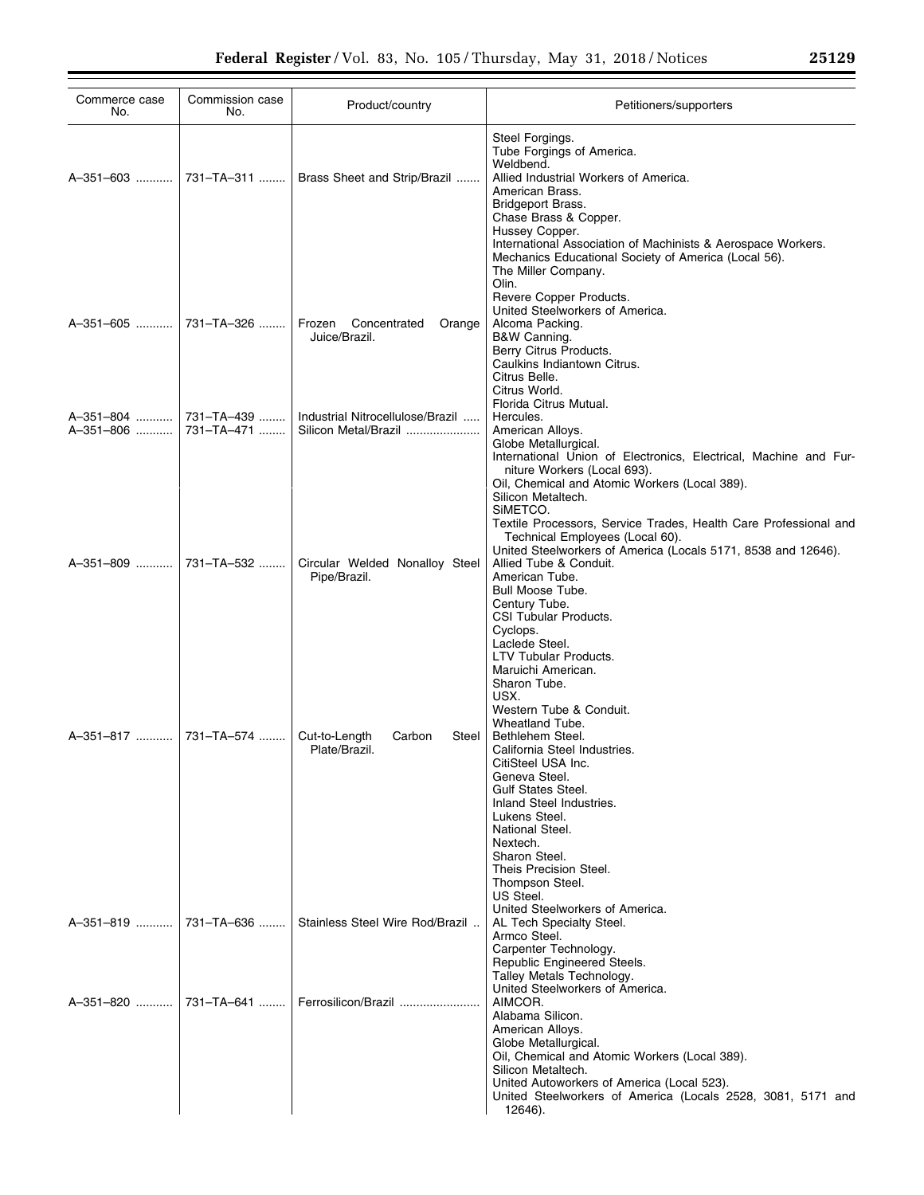| Commerce case No. | Commission case No. | Product/country | Petitioners/supporters |
|---|---|---|---|
| | | | Steel Forgings.<br>Tube Forgings of America.<br>Weldbend. |
| A–351–603 | 731–TA–311 | Brass Sheet and Strip/Brazil | Allied Industrial Workers of America.<br>American Brass.<br>Bridgeport Brass.<br>Chase Brass & Copper.<br>Hussey Copper.<br>International Association of Machinists & Aerospace Workers.<br>Mechanics Educational Society of America (Local 56).<br>The Miller Company.<br>Olin.<br>Revere Copper Products.<br>United Steelworkers of America. |
| A–351–605 | 731–TA–326 | Frozen Concentrated Orange Juice/Brazil. | Alcoma Packing.<br>B&W Canning.<br>Berry Citrus Products.<br>Caulkins Indiantown Citrus.<br>Citrus Belle.<br>Citrus World.<br>Florida Citrus Mutual. |
| A–351–804 | 731–TA–439 | Industrial Nitrocellulose/Brazil | Hercules. |
| A–351–806 | 731–TA–471 | Silicon Metal/Brazil | American Alloys.<br>Globe Metallurgical.<br>International Union of Electronics, Electrical, Machine and Furniture Workers (Local 693).<br>Oil, Chemical and Atomic Workers (Local 389).<br>Silicon Metaltech.<br>SiMETCO.<br>Textile Processors, Service Trades, Health Care Professional and Technical Employees (Local 60).<br>United Steelworkers of America (Locals 5171, 8538 and 12646). |
| A–351–809 | 731–TA–532 | Circular Welded Nonalloy Steel Pipe/Brazil. | Allied Tube & Conduit.<br>American Tube.<br>Bull Moose Tube.<br>Century Tube.<br>CSI Tubular Products.<br>Cyclops.<br>Laclede Steel.<br>LTV Tubular Products.<br>Maruichi American.<br>Sharon Tube.<br>USX.<br>Western Tube & Conduit.<br>Wheatland Tube. |
| A–351–817 | 731–TA–574 | Cut-to-Length Carbon Steel Plate/Brazil. | Bethlehem Steel.<br>California Steel Industries.<br>CitiSteel USA Inc.<br>Geneva Steel.<br>Gulf States Steel.<br>Inland Steel Industries.<br>Lukens Steel.<br>National Steel.<br>Nextech.<br>Sharon Steel.<br>Theis Precision Steel.<br>Thompson Steel.<br>US Steel.<br>United Steelworkers of America. |
| A–351–819 | 731–TA–636 | Stainless Steel Wire Rod/Brazil | AL Tech Specialty Steel.<br>Armco Steel.<br>Carpenter Technology.<br>Republic Engineered Steels.<br>Talley Metals Technology.<br>United Steelworkers of America. |
| A–351–820 | 731–TA–641 | Ferrosilicon/Brazil | AIMCOR.<br>Alabama Silicon.<br>American Alloys.<br>Globe Metallurgical.<br>Oil, Chemical and Atomic Workers (Local 389).<br>Silicon Metaltech.<br>United Autoworkers of America (Local 523).<br>United Steelworkers of America (Locals 2528, 3081, 5171 and 12646). |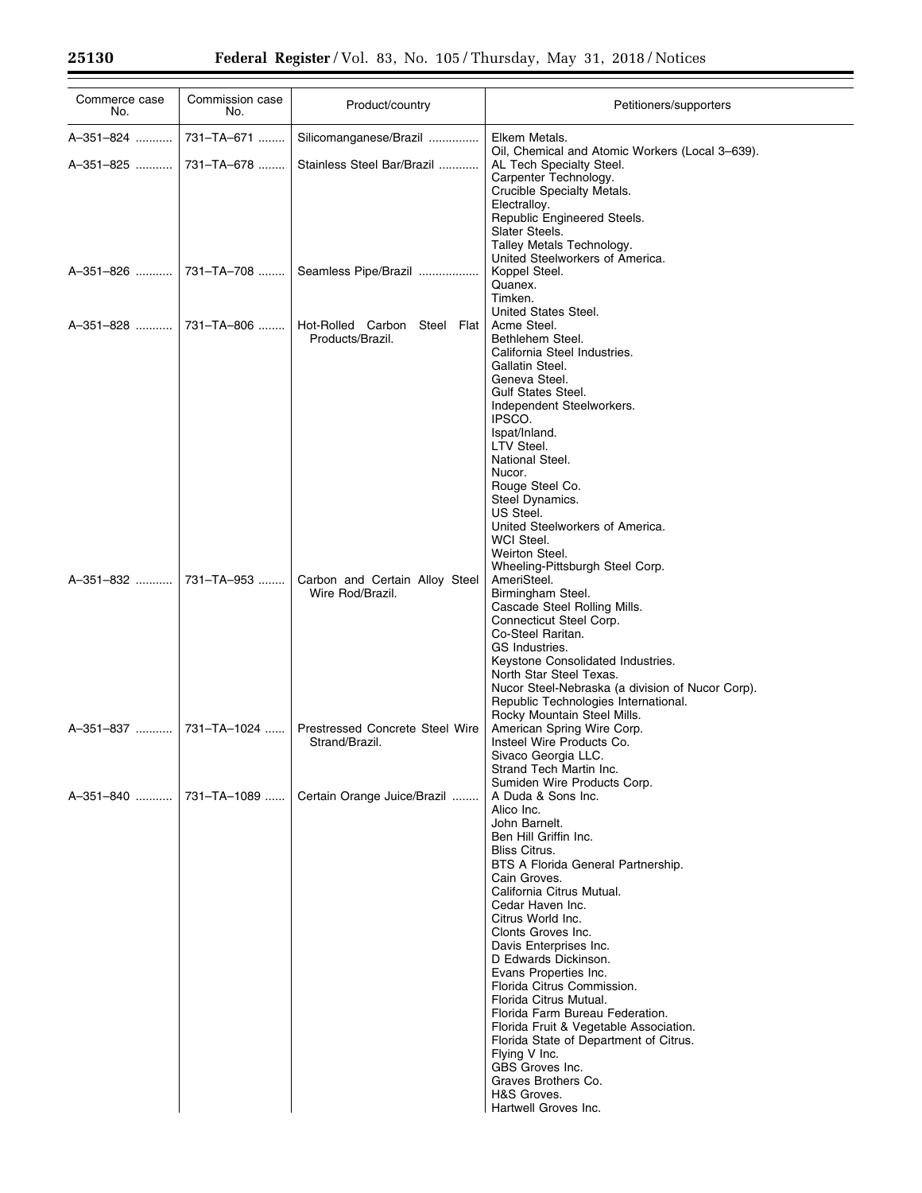| Commerce case No. | Commission case No. | Product/country | Petitioners/supporters |
|---|---|---|---|
| A–351–824 | 731–TA–671 | Silicomanganese/Brazil | Elkem Metals.<br>Oil, Chemical and Atomic Workers (Local 3–639). |
| A–351–825 | 731–TA–678 | Stainless Steel Bar/Brazil | AL Tech Specialty Steel.<br>Carpenter Technology.<br>Crucible Specialty Metals.<br>Electralloy.<br>Republic Engineered Steels.<br>Slater Steels.<br>Talley Metals Technology.<br>United Steelworkers of America. |
| A–351–826 | 731–TA–708 | Seamless Pipe/Brazil | Koppel Steel.<br>Quanex.<br>Timken.<br>United States Steel. |
| A–351–828 | 731–TA–806 | Hot-Rolled Carbon Steel Flat Products/Brazil. | Acme Steel.<br>Bethlehem Steel.<br>California Steel Industries.<br>Gallatin Steel.<br>Geneva Steel.<br>Gulf States Steel.<br>Independent Steelworkers.<br>IPSCO.<br>Ispat/Inland.<br>LTV Steel.<br>National Steel.<br>Nucor.<br>Rouge Steel Co.<br>Steel Dynamics.<br>US Steel.<br>United Steelworkers of America.<br>WCI Steel.<br>Weirton Steel.<br>Wheeling-Pittsburgh Steel Corp. |
| A–351–832 | 731–TA–953 | Carbon and Certain Alloy Steel Wire Rod/Brazil. | AmeriSteel.<br>Birmingham Steel.<br>Cascade Steel Rolling Mills.<br>Connecticut Steel Corp.<br>Co-Steel Raritan.<br>GS Industries.<br>Keystone Consolidated Industries.<br>North Star Steel Texas.<br>Nucor Steel-Nebraska (a division of Nucor Corp).<br>Republic Technologies International.<br>Rocky Mountain Steel Mills. |
| A–351–837 | 731–TA–1024 | Prestressed Concrete Steel Wire Strand/Brazil. | American Spring Wire Corp.<br>Insteel Wire Products Co.<br>Sivaco Georgia LLC.<br>Strand Tech Martin Inc.<br>Sumiden Wire Products Corp. |
| A–351–840 | 731–TA–1089 | Certain Orange Juice/Brazil | A Duda & Sons Inc.<br>Alico Inc.<br>John Barnelt.<br>Ben Hill Griffin Inc.<br>Bliss Citrus.<br>BTS A Florida General Partnership.<br>Cain Groves.<br>California Citrus Mutual.<br>Cedar Haven Inc.<br>Citrus World Inc.<br>Clonts Groves Inc.<br>Davis Enterprises Inc.<br>D Edwards Dickinson.<br>Evans Properties Inc.<br>Florida Citrus Commission.<br>Florida Citrus Mutual.<br>Florida Farm Bureau Federation.<br>Florida Fruit & Vegetable Association.<br>Florida State of Department of Citrus.<br>Flying V Inc.<br>GBS Groves Inc.<br>Graves Brothers Co.<br>H&S Groves.<br>Hartwell Groves Inc. |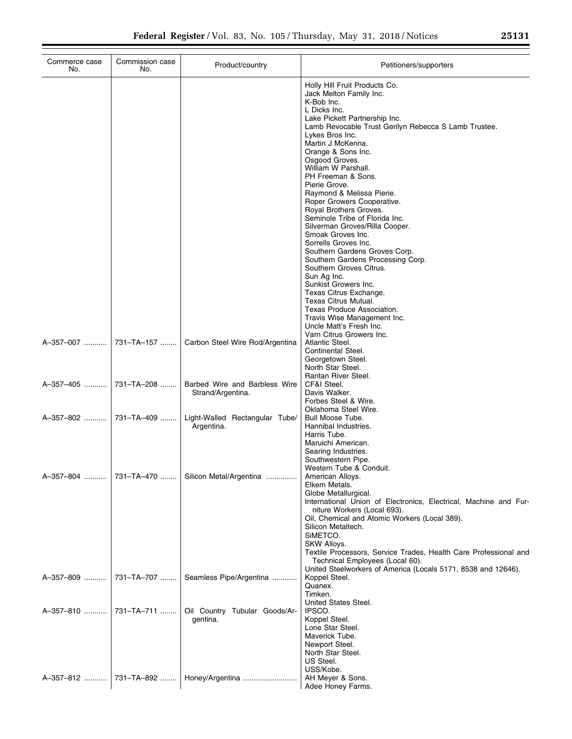| Commerce case No. | Commission case No. | Product/country | Petitioners/supporters |
| --- | --- | --- | --- |
| | | | Holly Hill Fruit Products Co.<br>Jack Melton Family Inc.<br>K-Bob Inc.<br>L Dicks Inc.<br>Lake Pickett Partnership Inc.<br>Lamb Revocable Trust Gerilyn Rebecca S Lamb Trustee.<br>Lykes Bros Inc.<br>Martin J McKenna.<br>Orange & Sons Inc.<br>Osgood Groves.<br>William W Parshall.<br>PH Freeman & Sons.<br>Pierie Grove.<br>Raymond & Melissa Pierie.<br>Roper Growers Cooperative.<br>Royal Brothers Groves.<br>Seminole Tribe of Florida Inc.<br>Silverman Groves/Rilla Cooper.<br>Smoak Groves Inc.<br>Sorrells Groves Inc.<br>Southern Gardens Groves Corp.<br>Southern Gardens Processing Corp.<br>Southern Groves Citrus.<br>Sun Ag Inc.<br>Sunkist Growers Inc.<br>Texas Citrus Exchange.<br>Texas Citrus Mutual.<br>Texas Produce Association.<br>Travis Wise Management Inc.<br>Uncle Matt's Fresh Inc.<br>Varn Citrus Growers Inc. |
| A–357–007 | 731–TA–157 | Carbon Steel Wire Rod/Argentina | Atlantic Steel.<br>Continental Steel.<br>Georgetown Steel.<br>North Star Steel.<br>Raritan River Steel. |
| A–357–405 | 731–TA–208 | Barbed Wire and Barbless Wire Strand/Argentina. | CF&I Steel.<br>Davis Walker.<br>Forbes Steel & Wire.<br>Oklahoma Steel Wire. |
| A–357–802 | 731–TA–409 | Light-Walled Rectangular Tube/Argentina. | Bull Moose Tube.<br>Hannibal Industries.<br>Harris Tube.<br>Maruichi American.<br>Searing Industries.<br>Southwestern Pipe.<br>Western Tube & Conduit. |
| A–357–804 | 731–TA–470 | Silicon Metal/Argentina | American Alloys.<br>Elkem Metals.<br>Globe Metallurgical.<br>International Union of Electronics, Electrical, Machine and Furniture Workers (Local 693).<br>Oil, Chemical and Atomic Workers (Local 389).<br>Silicon Metaltech.<br>SiMETCO.<br>SKW Alloys.<br>Textile Processors, Service Trades, Health Care Professional and Technical Employees (Local 60).<br>United Steelworkers of America (Locals 5171, 8538 and 12646). |
| A–357–809 | 731–TA–707 | Seamless Pipe/Argentina | Koppel Steel.<br>Quanex.<br>Timken.<br>United States Steel. |
| A–357–810 | 731–TA–711 | Oil Country Tubular Goods/Argentina. | IPSCO.<br>Koppel Steel.<br>Lone Star Steel.<br>Maverick Tube.<br>Newport Steel.<br>North Star Steel.<br>US Steel.<br>USS/Kobe. |
| A–357–812 | 731–TA–892 | Honey/Argentina | AH Meyer & Sons.<br>Adee Honey Farms. |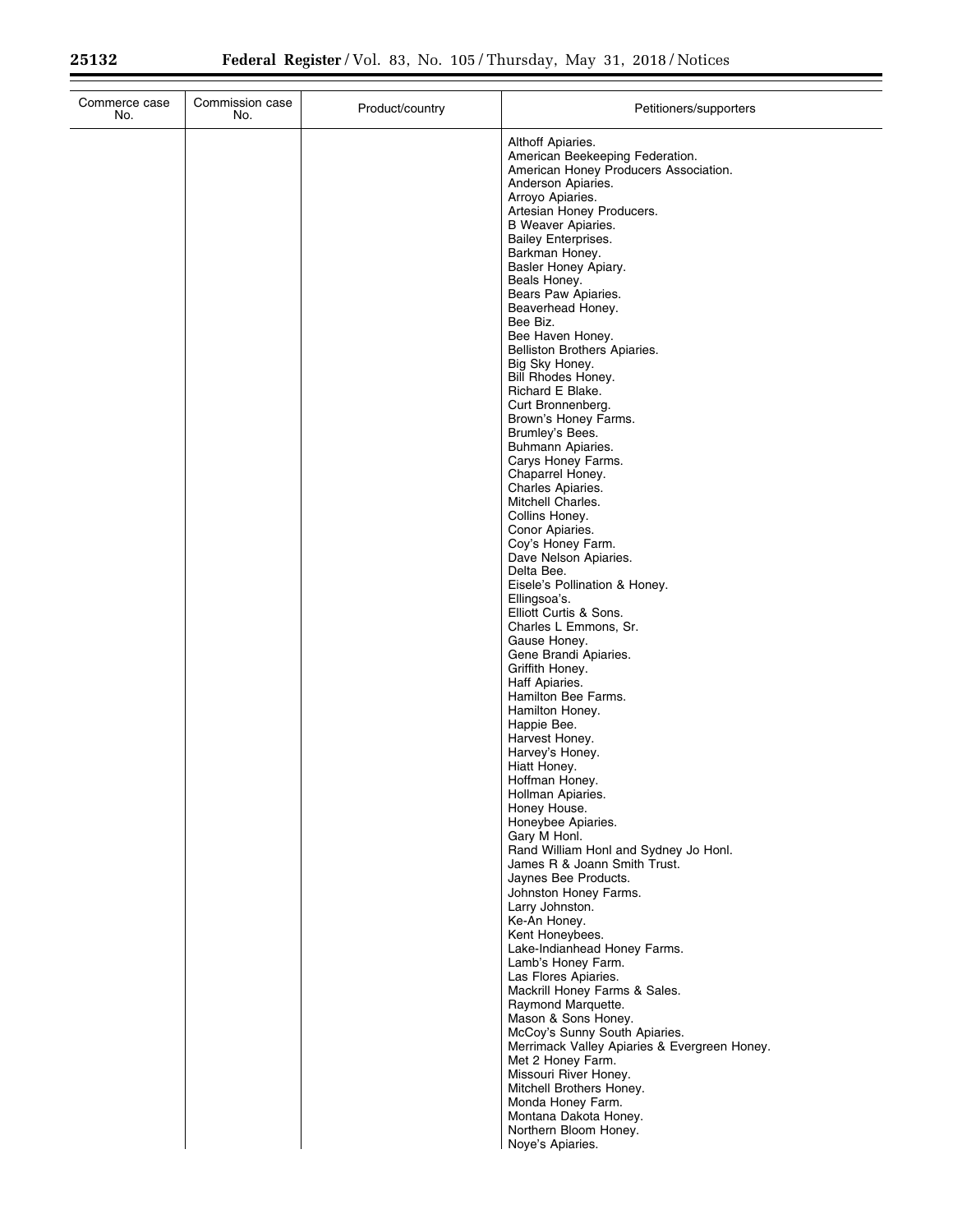| Commerce case No. | Commission case No. | Product/country | Petitioners/supporters |
| --- | --- | --- | --- |
| | | | Althoff Apiaries.<br>American Beekeeping Federation.<br>American Honey Producers Association.<br>Anderson Apiaries.<br>Arroyo Apiaries.<br>Artesian Honey Producers.<br>B Weaver Apiaries.<br>Bailey Enterprises.<br>Barkman Honey.<br>Basler Honey Apiary.<br>Beals Honey.<br>Bears Paw Apiaries.<br>Beaverhead Honey.<br>Bee Biz.<br>Bee Haven Honey.<br>Belliston Brothers Apiaries.<br>Big Sky Honey.<br>Bill Rhodes Honey.<br>Richard E Blake.<br>Curt Bronnenberg.<br>Brown's Honey Farms.<br>Brumley's Bees.<br>Buhmann Apiaries.<br>Carys Honey Farms.<br>Chaparrel Honey.<br>Charles Apiaries.<br>Mitchell Charles.<br>Collins Honey.<br>Conor Apiaries.<br>Coy's Honey Farm.<br>Dave Nelson Apiaries.<br>Delta Bee.<br>Eisele's Pollination & Honey.<br>Ellingsoa's.<br>Elliott Curtis & Sons.<br>Charles L Emmons, Sr.<br>Gause Honey.<br>Gene Brandi Apiaries.<br>Griffith Honey.<br>Haff Apiaries.<br>Hamilton Bee Farms.<br>Hamilton Honey.<br>Happie Bee.<br>Harvest Honey.<br>Harvey's Honey.<br>Hiatt Honey.<br>Hoffman Honey.<br>Hollman Apiaries.<br>Honey House.<br>Honeybee Apiaries.<br>Gary M Honl.<br>Rand William Honl and Sydney Jo Honl.<br>James R & Joann Smith Trust.<br>Jaynes Bee Products.<br>Johnston Honey Farms.<br>Larry Johnston.<br>Ke-An Honey.<br>Kent Honeybees.<br>Lake-Indianhead Honey Farms.<br>Lamb's Honey Farm.<br>Las Flores Apiaries.<br>Mackrill Honey Farms & Sales.<br>Raymond Marquette.<br>Mason & Sons Honey.<br>McCoy's Sunny South Apiaries.<br>Merrimack Valley Apiaries & Evergreen Honey.<br>Met 2 Honey Farm.<br>Missouri River Honey.<br>Mitchell Brothers Honey.<br>Monda Honey Farm.<br>Montana Dakota Honey.<br>Northern Bloom Honey.<br>Noye's Apiaries. |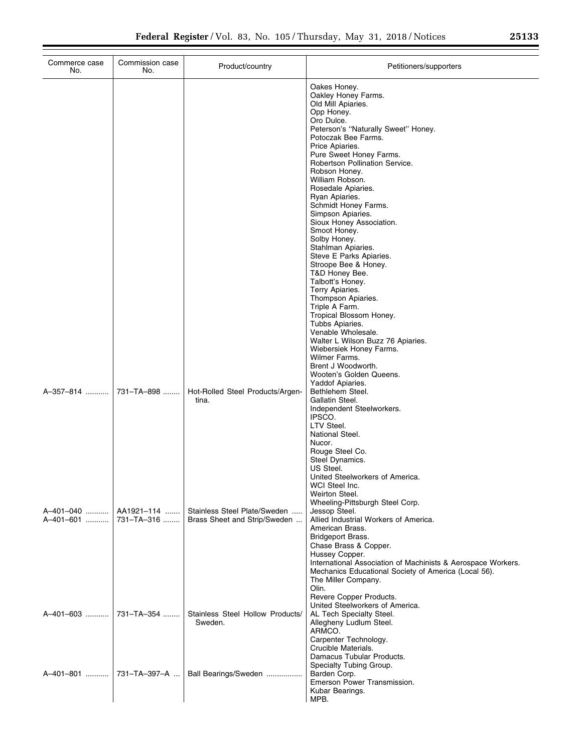| Commerce case No. | Commission case No. | Product/country | Petitioners/supporters |
|---|---|---|---|
| | | | Oakes Honey. |
| | | | Oakley Honey Farms. |
| | | | Old Mill Apiaries. |
| | | | Opp Honey. |
| | | | Oro Dulce. |
| | | | Peterson's ''Naturally Sweet'' Honey. |
| | | | Potoczak Bee Farms. |
| | | | Price Apiaries. |
| | | | Pure Sweet Honey Farms. |
| | | | Robertson Pollination Service. |
| | | | Robson Honey. |
| | | | William Robson. |
| | | | Rosedale Apiaries. |
| | | | Ryan Apiaries. |
| | | | Schmidt Honey Farms. |
| | | | Simpson Apiaries. |
| | | | Sioux Honey Association. |
| | | | Smoot Honey. |
| | | | Solby Honey. |
| | | | Stahlman Apiaries. |
| | | | Steve E Parks Apiaries. |
| | | | Stroope Bee & Honey. |
| | | | T&D Honey Bee. |
| | | | Talbott's Honey. |
| | | | Terry Apiaries. |
| | | | Thompson Apiaries. |
| | | | Triple A Farm. |
| | | | Tropical Blossom Honey. |
| | | | Tubbs Apiaries. |
| | | | Venable Wholesale. |
| | | | Walter L Wilson Buzz 76 Apiaries. |
| | | | Wiebersiek Honey Farms. |
| | | | Wilmer Farms. |
| | | | Brent J Woodworth. |
| | | | Wooten's Golden Queens. |
| | | | Yaddof Apiaries. |
| A–357–814 | 731–TA–898 | Hot-Rolled Steel Products/Argentina. | Bethlehem Steel. |
| | | | Gallatin Steel. |
| | | | Independent Steelworkers. |
| | | | IPSCO. |
| | | | LTV Steel. |
| | | | National Steel. |
| | | | Nucor. |
| | | | Rouge Steel Co. |
| | | | Steel Dynamics. |
| | | | US Steel. |
| | | | United Steelworkers of America. |
| | | | WCI Steel Inc. |
| | | | Weirton Steel. |
| | | | Wheeling-Pittsburgh Steel Corp. |
| A–401–040 | AA1921–114 | Stainless Steel Plate/Sweden | Jessop Steel. |
| A–401–601 | 731–TA–316 | Brass Sheet and Strip/Sweden | Allied Industrial Workers of America. |
| | | | American Brass. |
| | | | Bridgeport Brass. |
| | | | Chase Brass & Copper. |
| | | | Hussey Copper. |
| | | | International Association of Machinists & Aerospace Workers. |
| | | | Mechanics Educational Society of America (Local 56). |
| | | | The Miller Company. |
| | | | Olin. |
| | | | Revere Copper Products. |
| | | | United Steelworkers of America. |
| A–401–603 | 731–TA–354 | Stainless Steel Hollow Products/Sweden. | AL Tech Specialty Steel. |
| | | | Allegheny Ludlum Steel. |
| | | | ARMCO. |
| | | | Carpenter Technology. |
| | | | Crucible Materials. |
| | | | Damacus Tubular Products. |
| | | | Specialty Tubing Group. |
| A–401–801 | 731–TA–397–A | Ball Bearings/Sweden | Barden Corp. |
| | | | Emerson Power Transmission. |
| | | | Kubar Bearings. |
| | | | MPB. |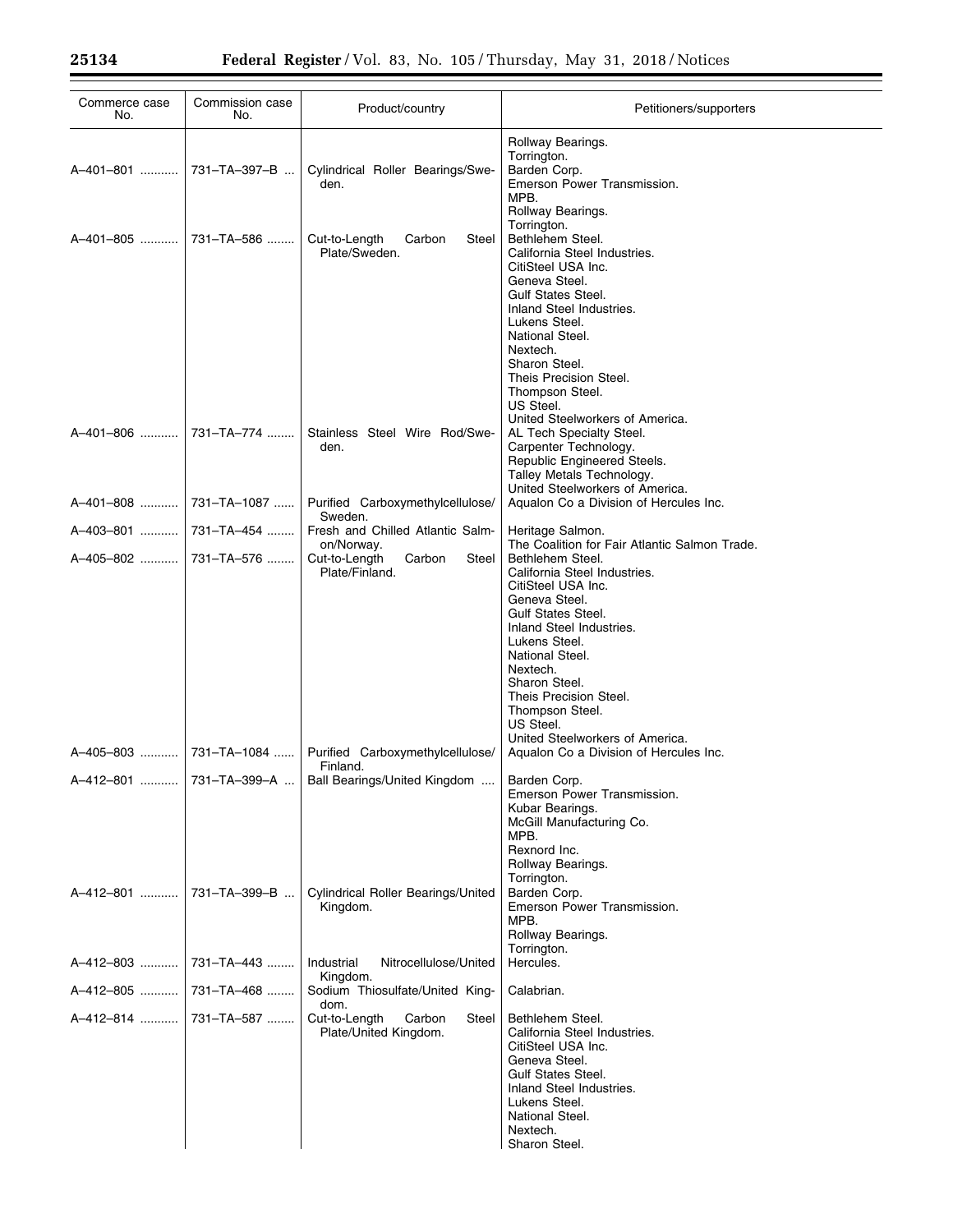| Commerce case No. | Commission case No. | Product/country | Petitioners/supporters |
|---|---|---|---|
| | | | Rollway Bearings. Torrington. |
| A–401–801 | 731–TA–397–B | Cylindrical Roller Bearings/Sweden. | Barden Corp. Emerson Power Transmission. MPB. Rollway Bearings. Torrington. |
| A–401–805 | 731–TA–586 | Cut-to-Length Carbon Steel Plate/Sweden. | Bethlehem Steel. California Steel Industries. CitiSteel USA Inc. Geneva Steel. Gulf States Steel. Inland Steel Industries. Lukens Steel. National Steel. Nextech. Sharon Steel. Theis Precision Steel. Thompson Steel. US Steel. United Steelworkers of America. |
| A–401–806 | 731–TA–774 | Stainless Steel Wire Rod/Sweden. | AL Tech Specialty Steel. Carpenter Technology. Republic Engineered Steels. Talley Metals Technology. United Steelworkers of America. |
| A–401–808 | 731–TA–1087 | Purified Carboxymethylcellulose/Sweden. | Aqualon Co a Division of Hercules Inc. |
| A–403–801 | 731–TA–454 | Fresh and Chilled Atlantic Salmon/Norway. | Heritage Salmon. The Coalition for Fair Atlantic Salmon Trade. |
| A–405–802 | 731–TA–576 | Cut-to-Length Carbon Steel Plate/Finland. | Bethlehem Steel. California Steel Industries. CitiSteel USA Inc. Geneva Steel. Gulf States Steel. Inland Steel Industries. Lukens Steel. National Steel. Nextech. Sharon Steel. Theis Precision Steel. Thompson Steel. US Steel. United Steelworkers of America. |
| A–405–803 | 731–TA–1084 | Purified Carboxymethylcellulose/Finland. | Aqualon Co a Division of Hercules Inc. |
| A–412–801 | 731–TA–399–A | Ball Bearings/United Kingdom | Barden Corp. Emerson Power Transmission. Kubar Bearings. McGill Manufacturing Co. MPB. Rexnord Inc. Rollway Bearings. Torrington. |
| A–412–801 | 731–TA–399–B | Cylindrical Roller Bearings/United Kingdom. | Barden Corp. Emerson Power Transmission. MPB. Rollway Bearings. Torrington. |
| A–412–803 | 731–TA–443 | Industrial Nitrocellulose/United Kingdom. | Hercules. |
| A–412–805 | 731–TA–468 | Sodium Thiosulfate/United Kingdom. | Calabrian. |
| A–412–814 | 731–TA–587 | Cut-to-Length Carbon Steel Plate/United Kingdom. | Bethlehem Steel. California Steel Industries. CitiSteel USA Inc. Geneva Steel. Gulf States Steel. Inland Steel Industries. Lukens Steel. National Steel. Nextech. Sharon Steel. |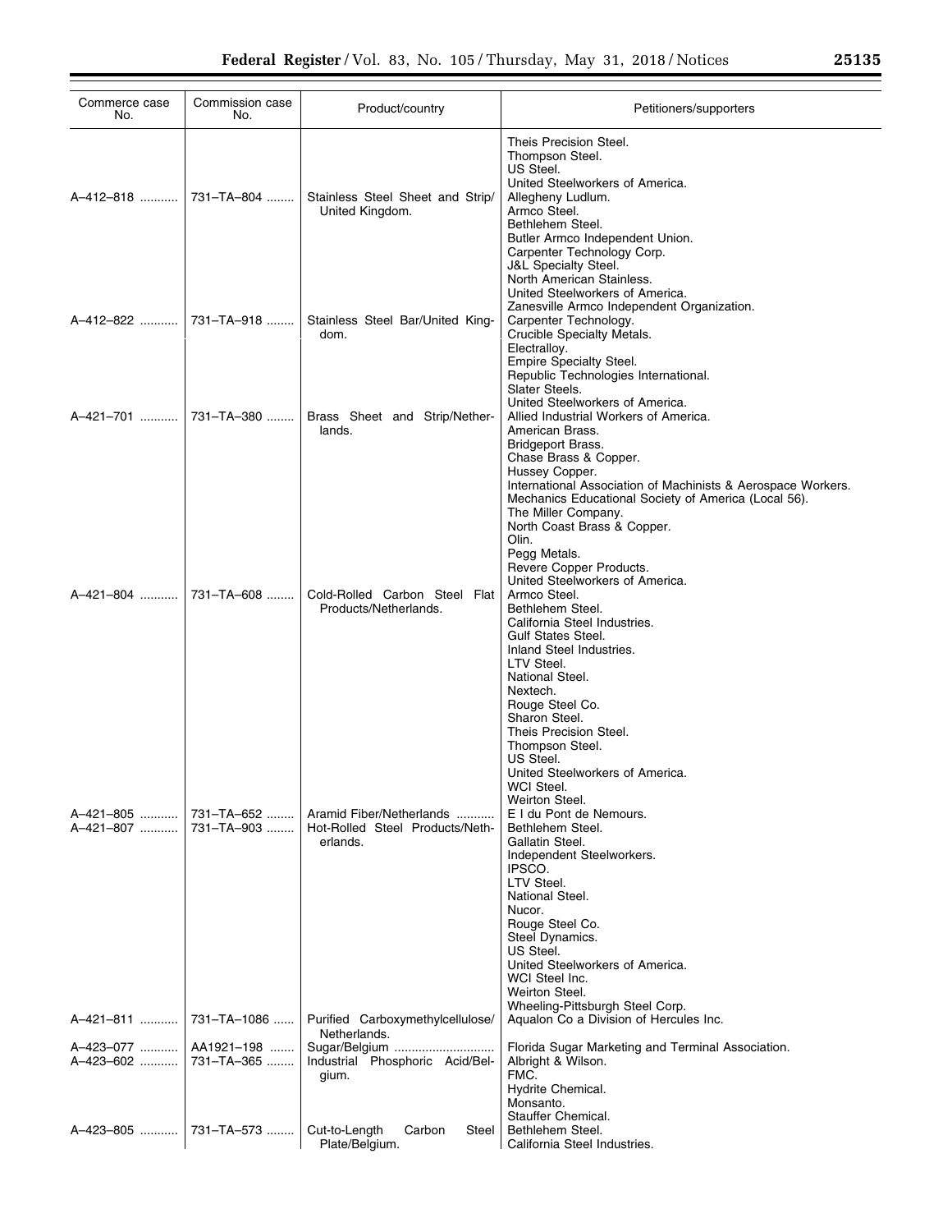| Commerce case No. | Commission case No. | Product/country | Petitioners/supporters |
| --- | --- | --- | --- |
| | | | Theis Precision Steel.<br>Thompson Steel.<br>US Steel.<br>United Steelworkers of America. |
| A–412–818 | 731–TA–804 | Stainless Steel Sheet and Strip/ United Kingdom. | Allegheny Ludlum.<br>Armco Steel.<br>Bethlehem Steel.<br>Butler Armco Independent Union.<br>Carpenter Technology Corp.<br>J&L Specialty Steel.<br>North American Stainless.<br>United Steelworkers of America.<br>Zanesville Armco Independent Organization. |
| A–412–822 | 731–TA–918 | Stainless Steel Bar/United Kingdom. | Carpenter Technology.<br>Crucible Specialty Metals.<br>Electralloy.<br>Empire Specialty Steel.<br>Republic Technologies International.<br>Slater Steels.<br>United Steelworkers of America. |
| A–421–701 | 731–TA–380 | Brass Sheet and Strip/Netherlands. | Allied Industrial Workers of America.<br>American Brass.<br>Bridgeport Brass.<br>Chase Brass & Copper.<br>Hussey Copper.<br>International Association of Machinists & Aerospace Workers.<br>Mechanics Educational Society of America (Local 56).<br>The Miller Company.<br>North Coast Brass & Copper.<br>Olin.<br>Pegg Metals.<br>Revere Copper Products.<br>United Steelworkers of America. |
| A–421–804 | 731–TA–608 | Cold-Rolled Carbon Steel Flat Products/Netherlands. | Armco Steel.<br>Bethlehem Steel.<br>California Steel Industries.<br>Gulf States Steel.<br>Inland Steel Industries.<br>LTV Steel.<br>National Steel.<br>Nextech.<br>Rouge Steel Co.<br>Sharon Steel.<br>Theis Precision Steel.<br>Thompson Steel.<br>US Steel.<br>United Steelworkers of America.<br>WCI Steel.<br>Weirton Steel. |
| A–421–805 | 731–TA–652 | Aramid Fiber/Netherlands | E I du Pont de Nemours. |
| A–421–807 | 731–TA–903 | Hot-Rolled Steel Products/Netherlands. | Bethlehem Steel.<br>Gallatin Steel.<br>Independent Steelworkers.<br>IPSCO.<br>LTV Steel.<br>National Steel.<br>Nucor.<br>Rouge Steel Co.<br>Steel Dynamics.<br>US Steel.<br>United Steelworkers of America.<br>WCI Steel Inc.<br>Weirton Steel.<br>Wheeling-Pittsburgh Steel Corp. |
| A–421–811 | 731–TA–1086 | Purified Carboxymethylcellulose/ Netherlands. | Aqualon Co a Division of Hercules Inc. |
| A–423–077 | AA1921–198 | Sugar/Belgium | Florida Sugar Marketing and Terminal Association. |
| A–423–602 | 731–TA–365 | Industrial Phosphoric Acid/Belgium. | Albright & Wilson.<br>FMC.<br>Hydrite Chemical.<br>Monsanto.<br>Stauffer Chemical. |
| A–423–805 | 731–TA–573 | Cut-to-Length Carbon Steel Plate/Belgium. | Bethlehem Steel.<br>California Steel Industries. |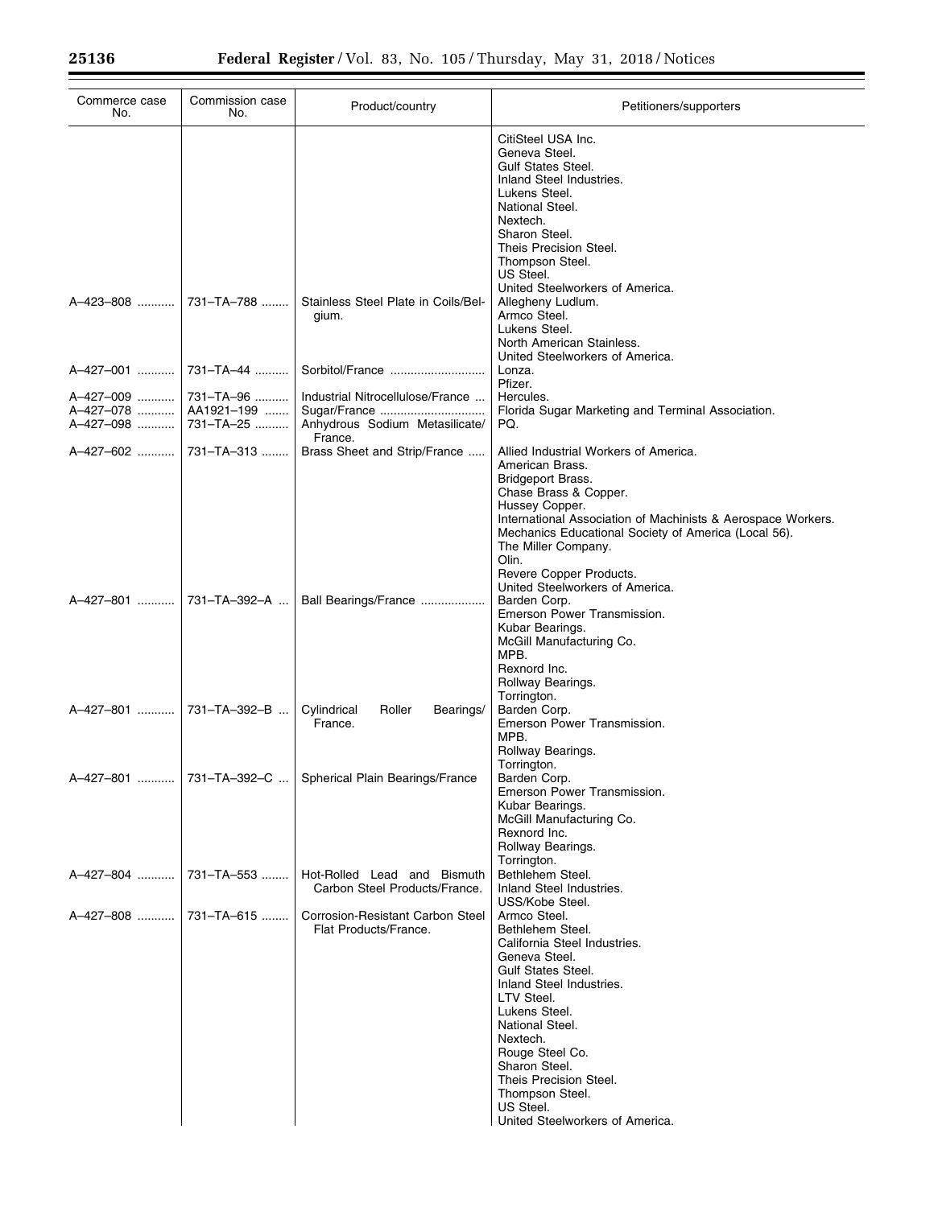| Commerce case No. | Commission case No. | Product/country | Petitioners/supporters |
|---|---|---|---|
| | | | CitiSteel USA Inc. |
| | | | Geneva Steel. |
| | | | Gulf States Steel. |
| | | | Inland Steel Industries. |
| | | | Lukens Steel. |
| | | | National Steel. |
| | | | Nextech. |
| | | | Sharon Steel. |
| | | | Theis Precision Steel. |
| | | | Thompson Steel. |
| | | | US Steel. |
| | | | United Steelworkers of America. |
| A–423–808 | 731–TA–788 | Stainless Steel Plate in Coils/Belgium. | Allegheny Ludlum. |
| | | | Armco Steel. |
| | | | Lukens Steel. |
| | | | North American Stainless. |
| | | | United Steelworkers of America. |
| A–427–001 | 731–TA–44 | Sorbitol/France | Lonza. |
| | | | Pfizer. |
| A–427–009 | 731–TA–96 | Industrial Nitrocellulose/France | Hercules. |
| A–427–078 | AA1921–199 | Sugar/France | Florida Sugar Marketing and Terminal Association. |
| A–427–098 | 731–TA–25 | Anhydrous Sodium Metasilicate/France. | PQ. |
| A–427–602 | 731–TA–313 | Brass Sheet and Strip/France | Allied Industrial Workers of America. |
| | | | American Brass. |
| | | | Bridgeport Brass. |
| | | | Chase Brass & Copper. |
| | | | Hussey Copper. |
| | | | International Association of Machinists & Aerospace Workers. |
| | | | Mechanics Educational Society of America (Local 56). |
| | | | The Miller Company. |
| | | | Olin. |
| | | | Revere Copper Products. |
| | | | United Steelworkers of America. |
| A–427–801 | 731–TA–392–A | Ball Bearings/France | Barden Corp. |
| | | | Emerson Power Transmission. |
| | | | Kubar Bearings. |
| | | | McGill Manufacturing Co. |
| | | | MPB. |
| | | | Rexnord Inc. |
| | | | Rollway Bearings. |
| | | | Torrington. |
| A–427–801 | 731–TA–392–B | Cylindrical Roller Bearings/France. | Barden Corp. |
| | | | Emerson Power Transmission. |
| | | | MPB. |
| | | | Rollway Bearings. |
| | | | Torrington. |
| A–427–801 | 731–TA–392–C | Spherical Plain Bearings/France | Barden Corp. |
| | | | Emerson Power Transmission. |
| | | | Kubar Bearings. |
| | | | McGill Manufacturing Co. |
| | | | Rexnord Inc. |
| | | | Rollway Bearings. |
| | | | Torrington. |
| A–427–804 | 731–TA–553 | Hot-Rolled Lead and Bismuth Carbon Steel Products/France. | Bethlehem Steel. |
| | | | Inland Steel Industries. |
| | | | USS/Kobe Steel. |
| A–427–808 | 731–TA–615 | Corrosion-Resistant Carbon Steel Flat Products/France. | Armco Steel. |
| | | | Bethlehem Steel. |
| | | | California Steel Industries. |
| | | | Geneva Steel. |
| | | | Gulf States Steel. |
| | | | Inland Steel Industries. |
| | | | LTV Steel. |
| | | | Lukens Steel. |
| | | | National Steel. |
| | | | Nextech. |
| | | | Rouge Steel Co. |
| | | | Sharon Steel. |
| | | | Theis Precision Steel. |
| | | | Thompson Steel. |
| | | | US Steel. |
| | | | United Steelworkers of America. |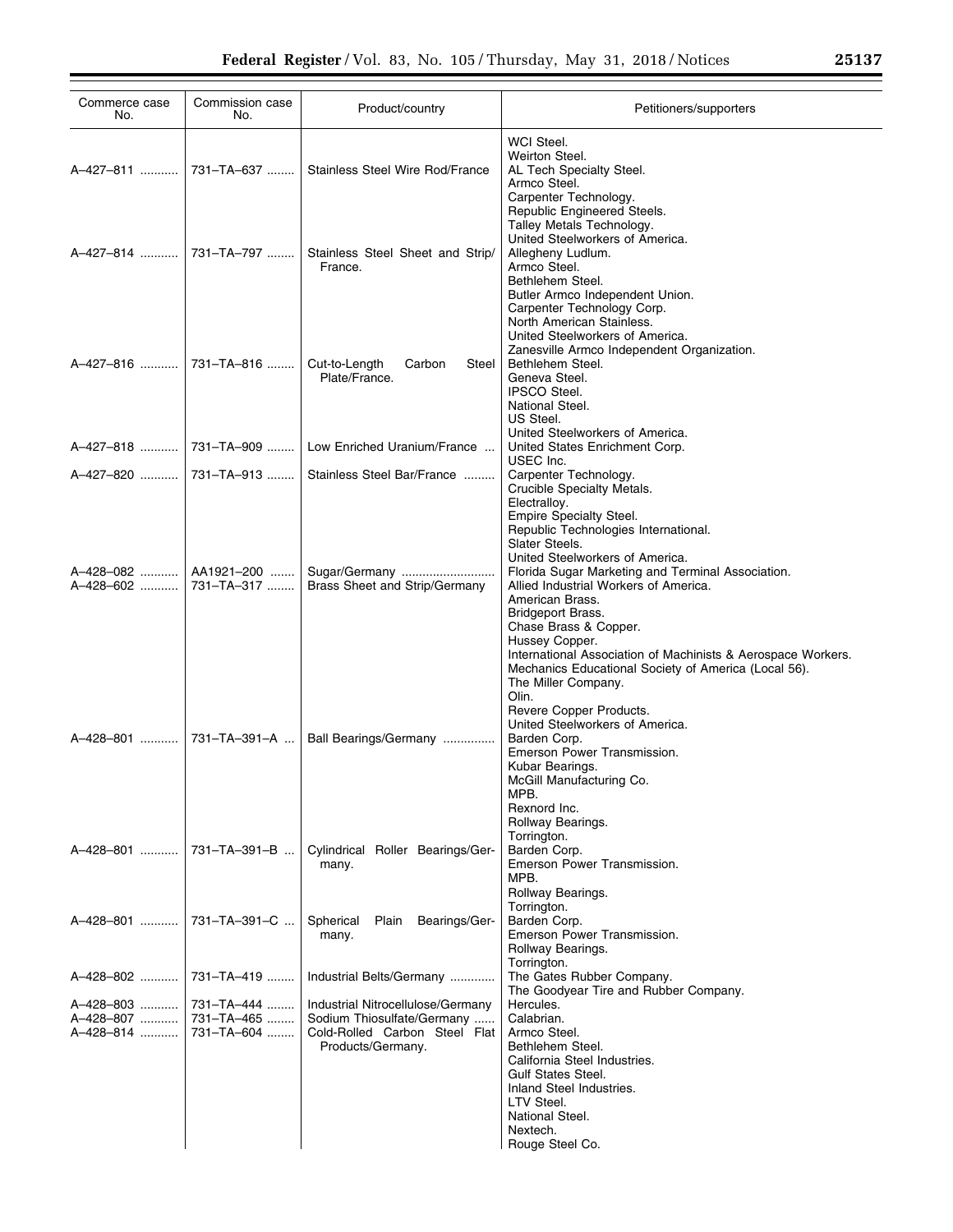| Commerce case No. | Commission case No. | Product/country | Petitioners/supporters |
| --- | --- | --- | --- |
| | | | WCI Steel. |
| | | | Weirton Steel. |
| A–427–811 | 731–TA–637 | Stainless Steel Wire Rod/France | AL Tech Specialty Steel. |
| | | | Armco Steel. |
| | | | Carpenter Technology. |
| | | | Republic Engineered Steels. |
| | | | Talley Metals Technology. |
| | | | United Steelworkers of America. |
| A–427–814 | 731–TA–797 | Stainless Steel Sheet and Strip/France. | Allegheny Ludlum. |
| | | | Armco Steel. |
| | | | Bethlehem Steel. |
| | | | Butler Armco Independent Union. |
| | | | Carpenter Technology Corp. |
| | | | North American Stainless. |
| | | | United Steelworkers of America. |
| | | | Zanesville Armco Independent Organization. |
| A–427–816 | 731–TA–816 | Cut-to-Length Carbon Steel Plate/France. | Bethlehem Steel. |
| | | | Geneva Steel. |
| | | | IPSCO Steel. |
| | | | National Steel. |
| | | | US Steel. |
| | | | United Steelworkers of America. |
| A–427–818 | 731–TA–909 | Low Enriched Uranium/France | United States Enrichment Corp. |
| | | | USEC Inc. |
| A–427–820 | 731–TA–913 | Stainless Steel Bar/France | Carpenter Technology. |
| | | | Crucible Specialty Metals. |
| | | | Electralloy. |
| | | | Empire Specialty Steel. |
| | | | Republic Technologies International. |
| | | | Slater Steels. |
| | | | United Steelworkers of America. |
| A–428–082 | AA1921–200 | Sugar/Germany | Florida Sugar Marketing and Terminal Association. |
| A–428–602 | 731–TA–317 | Brass Sheet and Strip/Germany | Allied Industrial Workers of America. |
| | | | American Brass. |
| | | | Bridgeport Brass. |
| | | | Chase Brass & Copper. |
| | | | Hussey Copper. |
| | | | International Association of Machinists & Aerospace Workers. |
| | | | Mechanics Educational Society of America (Local 56). |
| | | | The Miller Company. |
| | | | Olin. |
| | | | Revere Copper Products. |
| | | | United Steelworkers of America. |
| A–428–801 | 731–TA–391–A | Ball Bearings/Germany | Barden Corp. |
| | | | Emerson Power Transmission. |
| | | | Kubar Bearings. |
| | | | McGill Manufacturing Co. |
| | | | MPB. |
| | | | Rexnord Inc. |
| | | | Rollway Bearings. |
| | | | Torrington. |
| A–428–801 | 731–TA–391–B | Cylindrical Roller Bearings/Germany. | Barden Corp. |
| | | | Emerson Power Transmission. |
| | | | MPB. |
| | | | Rollway Bearings. |
| | | | Torrington. |
| A–428–801 | 731–TA–391–C | Spherical Plain Bearings/Germany. | Barden Corp. |
| | | | Emerson Power Transmission. |
| | | | Rollway Bearings. |
| | | | Torrington. |
| A–428–802 | 731–TA–419 | Industrial Belts/Germany | The Gates Rubber Company. |
| | | | The Goodyear Tire and Rubber Company. |
| A–428–803 | 731–TA–444 | Industrial Nitrocellulose/Germany | Hercules. |
| A–428–807 | 731–TA–465 | Sodium Thiosulfate/Germany | Calabrian. |
| A–428–814 | 731–TA–604 | Cold-Rolled Carbon Steel Flat Products/Germany. | Armco Steel. |
| | | | Bethlehem Steel. |
| | | | California Steel Industries. |
| | | | Gulf States Steel. |
| | | | Inland Steel Industries. |
| | | | LTV Steel. |
| | | | National Steel. |
| | | | Nextech. |
| | | | Rouge Steel Co. |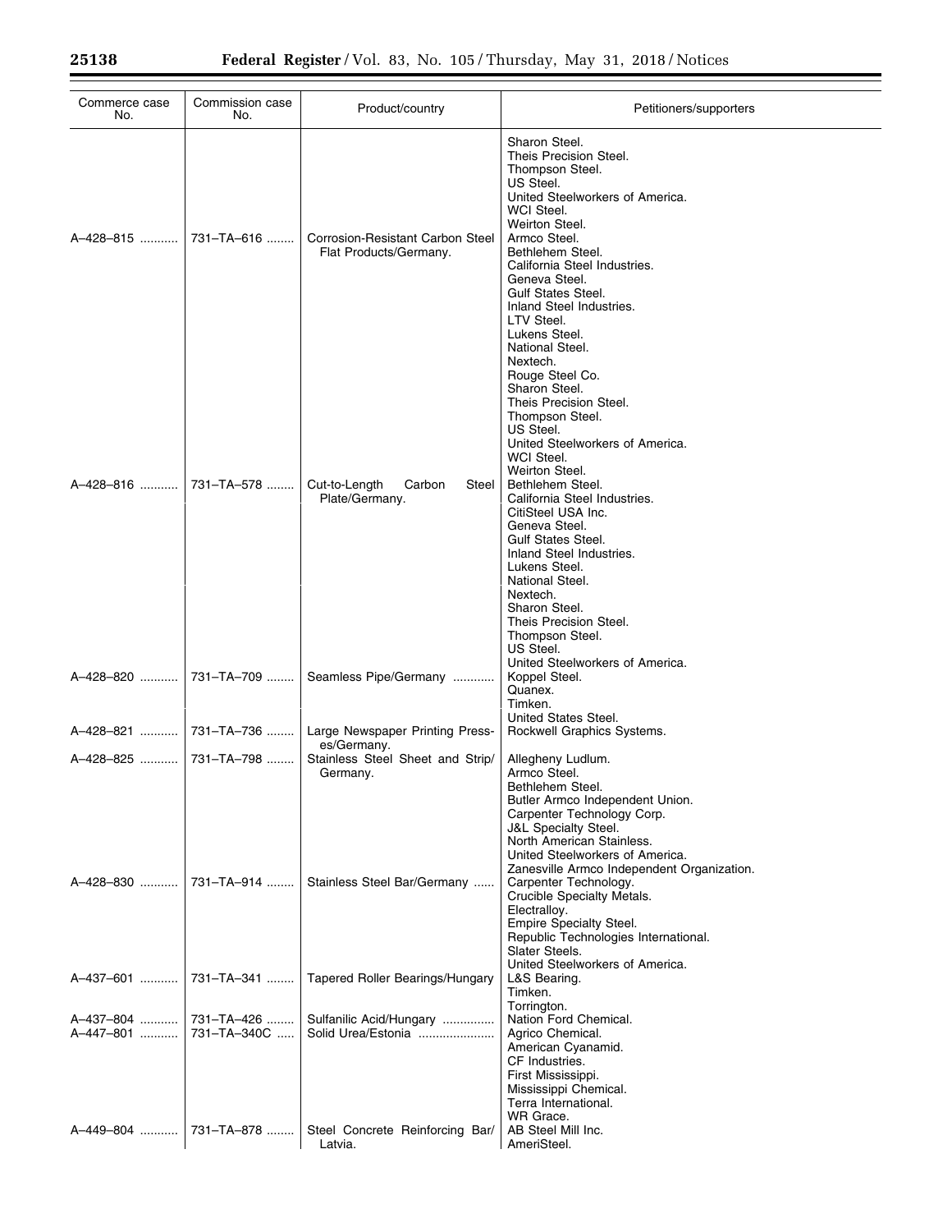| Commerce case No. | Commission case No. | Product/country | Petitioners/supporters |
|---|---|---|---|
| | | | Sharon Steel. |
| | | | Theis Precision Steel. |
| | | | Thompson Steel. |
| | | | US Steel. |
| | | | United Steelworkers of America. |
| | | | WCI Steel. |
| | | | Weirton Steel. |
| A–428–815 | 731–TA–616 | Corrosion-Resistant Carbon Steel Flat Products/Germany. | Armco Steel. |
| | | | Bethlehem Steel. |
| | | | California Steel Industries. |
| | | | Geneva Steel. |
| | | | Gulf States Steel. |
| | | | Inland Steel Industries. |
| | | | LTV Steel. |
| | | | Lukens Steel. |
| | | | National Steel. |
| | | | Nextech. |
| | | | Rouge Steel Co. |
| | | | Sharon Steel. |
| | | | Theis Precision Steel. |
| | | | Thompson Steel. |
| | | | US Steel. |
| | | | United Steelworkers of America. |
| | | | WCI Steel. |
| | | | Weirton Steel. |
| A–428–816 | 731–TA–578 | Cut-to-Length Carbon Steel Plate/Germany. | Bethlehem Steel. |
| | | | California Steel Industries. |
| | | | CitiSteel USA Inc. |
| | | | Geneva Steel. |
| | | | Gulf States Steel. |
| | | | Inland Steel Industries. |
| | | | Lukens Steel. |
| | | | National Steel. |
| | | | Nextech. |
| | | | Sharon Steel. |
| | | | Theis Precision Steel. |
| | | | Thompson Steel. |
| | | | US Steel. |
| | | | United Steelworkers of America. |
| A–428–820 | 731–TA–709 | Seamless Pipe/Germany | Koppel Steel. |
| | | | Quanex. |
| | | | Timken. |
| | | | United States Steel. |
| A–428–821 | 731–TA–736 | Large Newspaper Printing Presses/Germany. | Rockwell Graphics Systems. |
| A–428–825 | 731–TA–798 | Stainless Steel Sheet and Strip/Germany. | Allegheny Ludlum. |
| | | | Armco Steel. |
| | | | Bethlehem Steel. |
| | | | Butler Armco Independent Union. |
| | | | Carpenter Technology Corp. |
| | | | J&L Specialty Steel. |
| | | | North American Stainless. |
| | | | United Steelworkers of America. |
| | | | Zanesville Armco Independent Organization. |
| A–428–830 | 731–TA–914 | Stainless Steel Bar/Germany | Carpenter Technology. |
| | | | Crucible Specialty Metals. |
| | | | Electralloy. |
| | | | Empire Specialty Steel. |
| | | | Republic Technologies International. |
| | | | Slater Steels. |
| | | | United Steelworkers of America. |
| A–437–601 | 731–TA–341 | Tapered Roller Bearings/Hungary | L&S Bearing. |
| | | | Timken. |
| | | | Torrington. |
| A–437–804 | 731–TA–426 | Sulfanilic Acid/Hungary | Nation Ford Chemical. |
| A–447–801 | 731–TA–340C | Solid Urea/Estonia | Agrico Chemical. |
| | | | American Cyanamid. |
| | | | CF Industries. |
| | | | First Mississippi. |
| | | | Mississippi Chemical. |
| | | | Terra International. |
| | | | WR Grace. |
| A–449–804 | 731–TA–878 | Steel Concrete Reinforcing Bar/Latvia. | AB Steel Mill Inc. |
| | | | AmeriSteel. |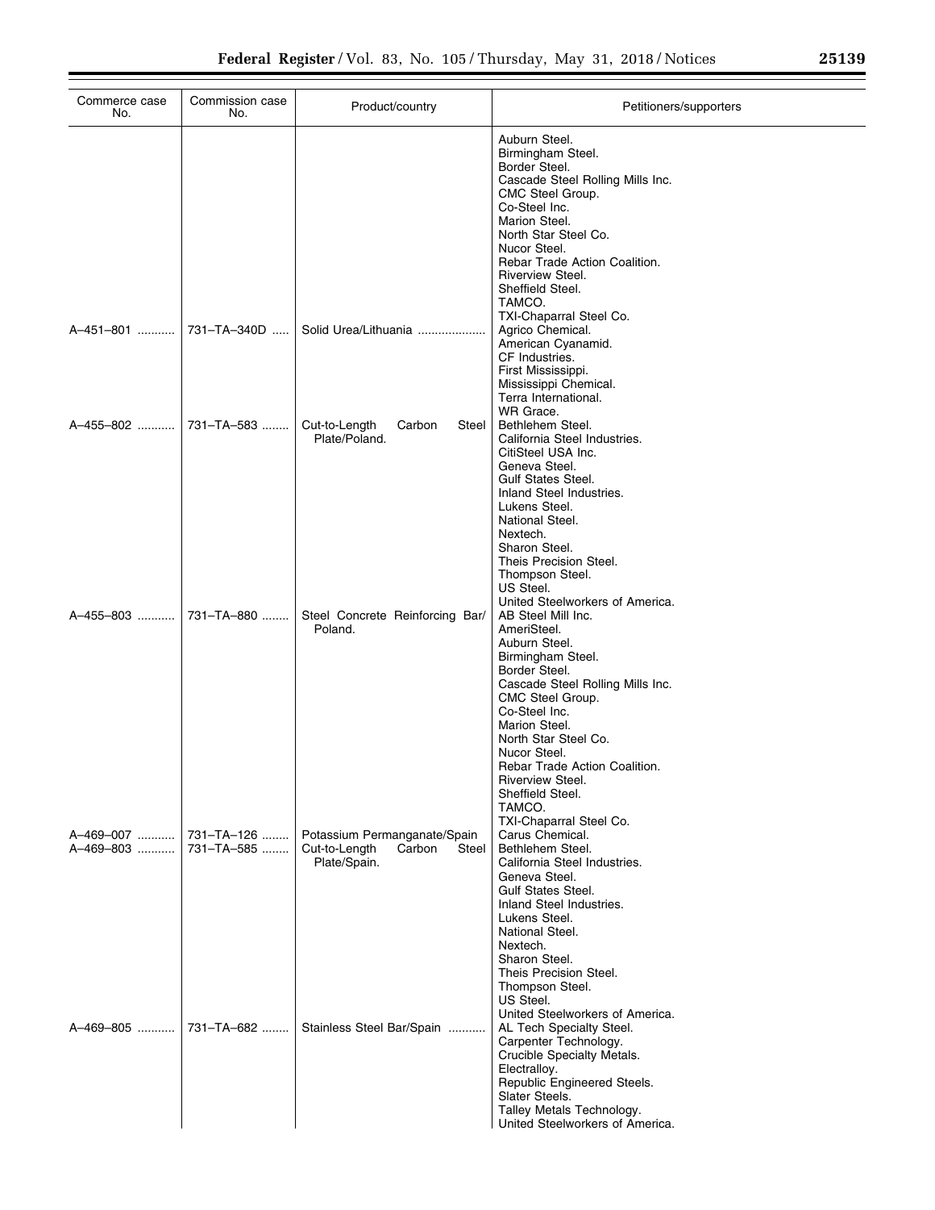| Commerce case No. | Commission case No. | Product/country | Petitioners/supporters |
|---|---|---|---|
| | | | Auburn Steel.<br>Birmingham Steel.<br>Border Steel.<br>Cascade Steel Rolling Mills Inc.<br>CMC Steel Group.<br>Co-Steel Inc.<br>Marion Steel.<br>North Star Steel Co.<br>Nucor Steel.<br>Rebar Trade Action Coalition.<br>Riverview Steel.<br>Sheffield Steel.<br>TAMCO.<br>TXI-Chaparral Steel Co. |
| A–451–801 | 731–TA–340D | Solid Urea/Lithuania | Agrico Chemical.<br>American Cyanamid.<br>CF Industries.<br>First Mississippi.<br>Mississippi Chemical.<br>Terra International.<br>WR Grace. |
| A–455–802 | 731–TA–583 | Cut-to-Length Carbon Steel Plate/Poland. | Bethlehem Steel.<br>California Steel Industries.<br>CitiSteel USA Inc.<br>Geneva Steel.<br>Gulf States Steel.<br>Inland Steel Industries.<br>Lukens Steel.<br>National Steel.<br>Nextech.<br>Sharon Steel.<br>Theis Precision Steel.<br>Thompson Steel.<br>US Steel.<br>United Steelworkers of America. |
| A–455–803 | 731–TA–880 | Steel Concrete Reinforcing Bar/ Poland. | AB Steel Mill Inc.<br>AmeriSteel.<br>Auburn Steel.<br>Birmingham Steel.<br>Border Steel.<br>Cascade Steel Rolling Mills Inc.<br>CMC Steel Group.<br>Co-Steel Inc.<br>Marion Steel.<br>North Star Steel Co.<br>Nucor Steel.<br>Rebar Trade Action Coalition.<br>Riverview Steel.<br>Sheffield Steel.<br>TAMCO.<br>TXI-Chaparral Steel Co. |
| A–469–007 | 731–TA–126 | Potassium Permanganate/Spain | Carus Chemical. |
| A–469–803 | 731–TA–585 | Cut-to-Length Carbon Steel Plate/Spain. | Bethlehem Steel.<br>California Steel Industries.<br>Geneva Steel.<br>Gulf States Steel.<br>Inland Steel Industries.<br>Lukens Steel.<br>National Steel.<br>Nextech.<br>Sharon Steel.<br>Theis Precision Steel.<br>Thompson Steel.<br>US Steel.<br>United Steelworkers of America. |
| A–469–805 | 731–TA–682 | Stainless Steel Bar/Spain | AL Tech Specialty Steel.<br>Carpenter Technology.<br>Crucible Specialty Metals.<br>Electralloy.<br>Republic Engineered Steels.<br>Slater Steels.<br>Talley Metals Technology.<br>United Steelworkers of America. |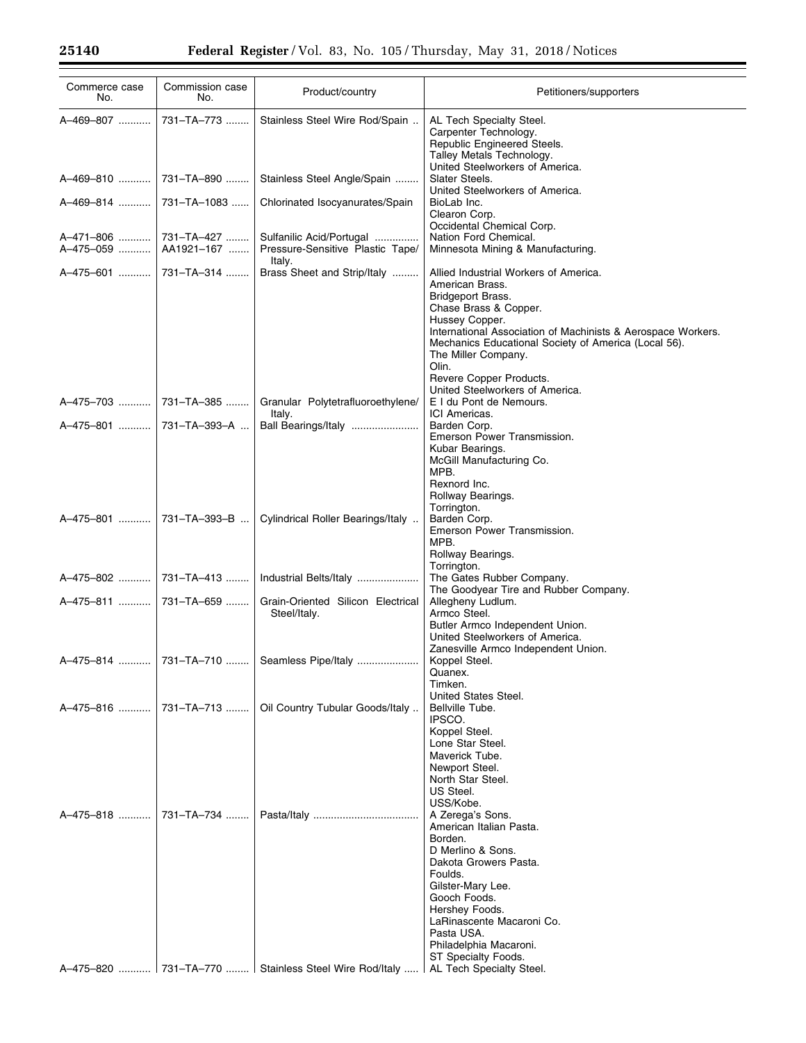| Commerce case No. | Commission case No. | Product/country | Petitioners/supporters |
|---|---|---|---|
| A–469–807 | 731–TA–773 | Stainless Steel Wire Rod/Spain | AL Tech Specialty Steel.<br>Carpenter Technology.<br>Republic Engineered Steels.<br>Talley Metals Technology.<br>United Steelworkers of America. |
| A–469–810 | 731–TA–890 | Stainless Steel Angle/Spain | Slater Steels.<br>United Steelworkers of America. |
| A–469–814 | 731–TA–1083 | Chlorinated Isocyanurates/Spain | BioLab Inc.<br>Clearon Corp.<br>Occidental Chemical Corp. |
| A–471–806 | 731–TA–427 | Sulfanilic Acid/Portugal | Nation Ford Chemical. |
| A–475–059 | AA1921–167 | Pressure-Sensitive Plastic Tape/Italy. | Minnesota Mining & Manufacturing. |
| A–475–601 | 731–TA–314 | Brass Sheet and Strip/Italy | Allied Industrial Workers of America.<br>American Brass.<br>Bridgeport Brass.<br>Chase Brass & Copper.<br>Hussey Copper.<br>International Association of Machinists & Aerospace Workers.<br>Mechanics Educational Society of America (Local 56).<br>The Miller Company.<br>Olin.<br>Revere Copper Products.<br>United Steelworkers of America. |
| A–475–703 | 731–TA–385 | Granular Polytetrafluoroethylene/Italy. | E I du Pont de Nemours.<br>ICI Americas. |
| A–475–801 | 731–TA–393–A | Ball Bearings/Italy | Barden Corp.<br>Emerson Power Transmission.<br>Kubar Bearings.<br>McGill Manufacturing Co.<br>MPB.<br>Rexnord Inc.<br>Rollway Bearings.<br>Torrington. |
| A–475–801 | 731–TA–393–B | Cylindrical Roller Bearings/Italy | Barden Corp.<br>Emerson Power Transmission.<br>MPB.<br>Rollway Bearings.<br>Torrington. |
| A–475–802 | 731–TA–413 | Industrial Belts/Italy | The Gates Rubber Company.<br>The Goodyear Tire and Rubber Company. |
| A–475–811 | 731–TA–659 | Grain-Oriented Silicon Electrical Steel/Italy. | Allegheny Ludlum.<br>Armco Steel.<br>Butler Armco Independent Union.<br>United Steelworkers of America.<br>Zanesville Armco Independent Union. |
| A–475–814 | 731–TA–710 | Seamless Pipe/Italy | Koppel Steel.<br>Quanex.<br>Timken.<br>United States Steel. |
| A–475–816 | 731–TA–713 | Oil Country Tubular Goods/Italy | Bellville Tube.<br>IPSCO.<br>Koppel Steel.<br>Lone Star Steel.<br>Maverick Tube.<br>Newport Steel.<br>North Star Steel.<br>US Steel.<br>USS/Kobe. |
| A–475–818 | 731–TA–734 | Pasta/Italy | A Zerega's Sons.<br>American Italian Pasta.<br>Borden.<br>D Merlino & Sons.<br>Dakota Growers Pasta.<br>Foulds.<br>Gilster-Mary Lee.<br>Gooch Foods.<br>Hershey Foods.<br>LaRinascente Macaroni Co.<br>Pasta USA.<br>Philadelphia Macaroni.<br>ST Specialty Foods. |
| A–475–820 | 731–TA–770 | Stainless Steel Wire Rod/Italy | AL Tech Specialty Steel. |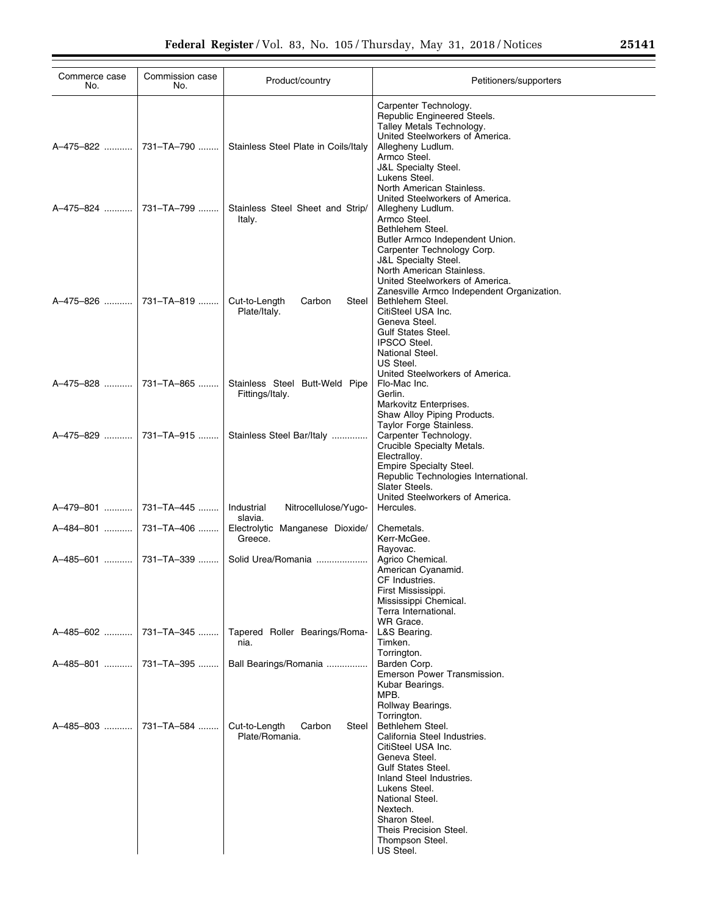| Commerce case No. | Commission case No. | Product/country | Petitioners/supporters |
|---|---|---|---|
| | | | Carpenter Technology. Republic Engineered Steels. Talley Metals Technology. United Steelworkers of America. |
| A–475–822 | 731–TA–790 | Stainless Steel Plate in Coils/Italy | Allegheny Ludlum. Armco Steel. J&L Specialty Steel. Lukens Steel. North American Stainless. United Steelworkers of America. |
| A–475–824 | 731–TA–799 | Stainless Steel Sheet and Strip/Italy. | Allegheny Ludlum. Armco Steel. Bethlehem Steel. Butler Armco Independent Union. Carpenter Technology Corp. J&L Specialty Steel. North American Stainless. United Steelworkers of America. Zanesville Armco Independent Organization. |
| A–475–826 | 731–TA–819 | Cut-to-Length Carbon Steel Plate/Italy. | Bethlehem Steel. CitiSteel USA Inc. Geneva Steel. Gulf States Steel. IPSCO Steel. National Steel. US Steel. United Steelworkers of America. |
| A–475–828 | 731–TA–865 | Stainless Steel Butt-Weld Pipe Fittings/Italy. | Flo-Mac Inc. Gerlin. Markovitz Enterprises. Shaw Alloy Piping Products. Taylor Forge Stainless. |
| A–475–829 | 731–TA–915 | Stainless Steel Bar/Italy | Carpenter Technology. Crucible Specialty Metals. Electralloy. Empire Specialty Steel. Republic Technologies International. Slater Steels. United Steelworkers of America. |
| A–479–801 | 731–TA–445 | Industrial Nitrocellulose/Yugoslavia. | Hercules. |
| A–484–801 | 731–TA–406 | Electrolytic Manganese Dioxide/Greece. | Chemetals. Kerr-McGee. Rayovac. |
| A–485–601 | 731–TA–339 | Solid Urea/Romania | Agrico Chemical. American Cyanamid. CF Industries. First Mississippi. Mississippi Chemical. Terra International. WR Grace. |
| A–485–602 | 731–TA–345 | Tapered Roller Bearings/Romania. | L&S Bearing. Timken. Torrington. |
| A–485–801 | 731–TA–395 | Ball Bearings/Romania | Barden Corp. Emerson Power Transmission. Kubar Bearings. MPB. Rollway Bearings. Torrington. |
| A–485–803 | 731–TA–584 | Cut-to-Length Carbon Steel Plate/Romania. | Bethlehem Steel. California Steel Industries. CitiSteel USA Inc. Geneva Steel. Gulf States Steel. Inland Steel Industries. Lukens Steel. National Steel. Nextech. Sharon Steel. Theis Precision Steel. Thompson Steel. US Steel. |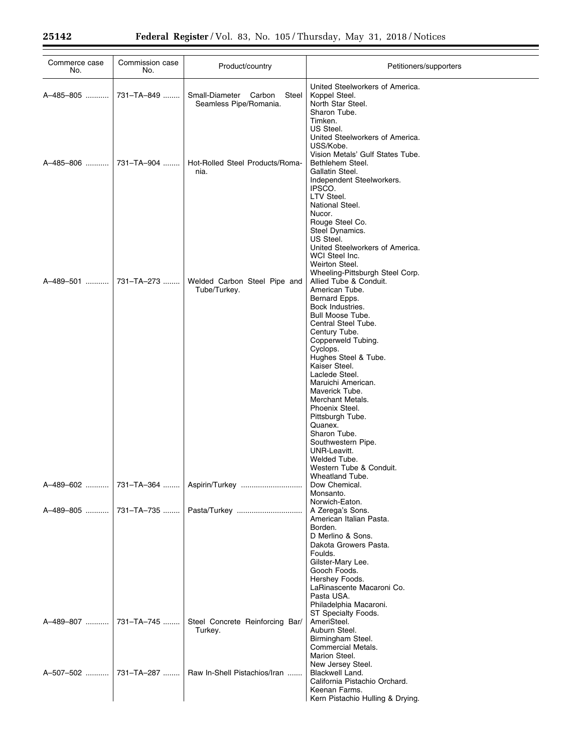| Commerce case No. | Commission case No. | Product/country | Petitioners/supporters |
|---|---|---|---|
| | | | United Steelworkers of America. |
| A–485–805 | 731–TA–849 | Small-Diameter Carbon Steel Seamless Pipe/Romania. | Koppel Steel. |
| | | | North Star Steel. |
| | | | Sharon Tube. |
| | | | Timken. |
| | | | US Steel. |
| | | | United Steelworkers of America. |
| | | | USS/Kobe. |
| | | | Vision Metals' Gulf States Tube. |
| A–485–806 | 731–TA–904 | Hot-Rolled Steel Products/Romania. | Bethlehem Steel. |
| | | | Gallatin Steel. |
| | | | Independent Steelworkers. |
| | | | IPSCO. |
| | | | LTV Steel. |
| | | | National Steel. |
| | | | Nucor. |
| | | | Rouge Steel Co. |
| | | | Steel Dynamics. |
| | | | US Steel. |
| | | | United Steelworkers of America. |
| | | | WCI Steel Inc. |
| | | | Weirton Steel. |
| | | | Wheeling-Pittsburgh Steel Corp. |
| A–489–501 | 731–TA–273 | Welded Carbon Steel Pipe and Tube/Turkey. | Allied Tube & Conduit. |
| | | | American Tube. |
| | | | Bernard Epps. |
| | | | Bock Industries. |
| | | | Bull Moose Tube. |
| | | | Central Steel Tube. |
| | | | Century Tube. |
| | | | Copperweld Tubing. |
| | | | Cyclops. |
| | | | Hughes Steel & Tube. |
| | | | Kaiser Steel. |
| | | | Laclede Steel. |
| | | | Maruichi American. |
| | | | Maverick Tube. |
| | | | Merchant Metals. |
| | | | Phoenix Steel. |
| | | | Pittsburgh Tube. |
| | | | Quanex. |
| | | | Sharon Tube. |
| | | | Southwestern Pipe. |
| | | | UNR-Leavitt. |
| | | | Welded Tube. |
| | | | Western Tube & Conduit. |
| | | | Wheatland Tube. |
| A–489–602 | 731–TA–364 | Aspirin/Turkey | Dow Chemical. |
| | | | Monsanto. |
| | | | Norwich-Eaton. |
| A–489–805 | 731–TA–735 | Pasta/Turkey | A Zerega's Sons. |
| | | | American Italian Pasta. |
| | | | Borden. |
| | | | D Merlino & Sons. |
| | | | Dakota Growers Pasta. |
| | | | Foulds. |
| | | | Gilster-Mary Lee. |
| | | | Gooch Foods. |
| | | | Hershey Foods. |
| | | | LaRinascente Macaroni Co. |
| | | | Pasta USA. |
| | | | Philadelphia Macaroni. |
| | | | ST Specialty Foods. |
| A–489–807 | 731–TA–745 | Steel Concrete Reinforcing Bar/Turkey. | AmeriSteel. |
| | | | Auburn Steel. |
| | | | Birmingham Steel. |
| | | | Commercial Metals. |
| | | | Marion Steel. |
| | | | New Jersey Steel. |
| A–507–502 | 731–TA–287 | Raw In-Shell Pistachios/Iran | Blackwell Land. |
| | | | California Pistachio Orchard. |
| | | | Keenan Farms. |
| | | | Kern Pistachio Hulling & Drying. |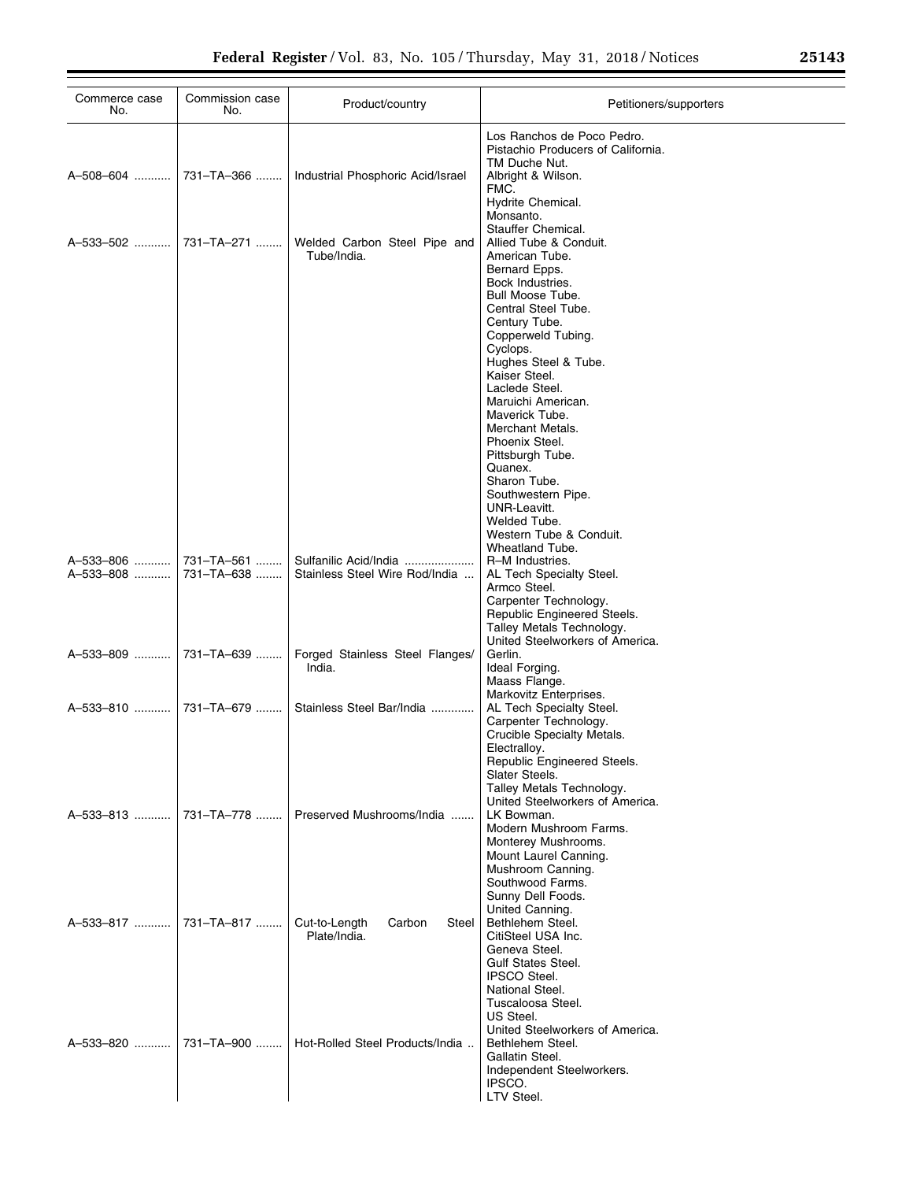| Commerce case No. | Commission case No. | Product/country | Petitioners/supporters |
|---|---|---|---|
| | | | Los Ranchos de Poco Pedro. |
| | | | Pistachio Producers of California. |
| | | | TM Duche Nut. |
| A–508–604 | 731–TA–366 | Industrial Phosphoric Acid/Israel | Albright & Wilson. |
| | | | FMC. |
| | | | Hydrite Chemical. |
| | | | Monsanto. |
| | | | Stauffer Chemical. |
| A–533–502 | 731–TA–271 | Welded Carbon Steel Pipe and Tube/India. | Allied Tube & Conduit. |
| | | | American Tube. |
| | | | Bernard Epps. |
| | | | Bock Industries. |
| | | | Bull Moose Tube. |
| | | | Central Steel Tube. |
| | | | Century Tube. |
| | | | Copperweld Tubing. |
| | | | Cyclops. |
| | | | Hughes Steel & Tube. |
| | | | Kaiser Steel. |
| | | | Laclede Steel. |
| | | | Maruichi American. |
| | | | Maverick Tube. |
| | | | Merchant Metals. |
| | | | Phoenix Steel. |
| | | | Pittsburgh Tube. |
| | | | Quanex. |
| | | | Sharon Tube. |
| | | | Southwestern Pipe. |
| | | | UNR-Leavitt. |
| | | | Welded Tube. |
| | | | Western Tube & Conduit. |
| | | | Wheatland Tube. |
| A–533–806 | 731–TA–561 | Sulfanilic Acid/India | R–M Industries. |
| A–533–808 | 731–TA–638 | Stainless Steel Wire Rod/India | AL Tech Specialty Steel. |
| | | | Armco Steel. |
| | | | Carpenter Technology. |
| | | | Republic Engineered Steels. |
| | | | Talley Metals Technology. |
| | | | United Steelworkers of America. |
| A–533–809 | 731–TA–639 | Forged Stainless Steel Flanges/India. | Gerlin. |
| | | | Ideal Forging. |
| | | | Maass Flange. |
| | | | Markovitz Enterprises. |
| A–533–810 | 731–TA–679 | Stainless Steel Bar/India | AL Tech Specialty Steel. |
| | | | Carpenter Technology. |
| | | | Crucible Specialty Metals. |
| | | | Electralloy. |
| | | | Republic Engineered Steels. |
| | | | Slater Steels. |
| | | | Talley Metals Technology. |
| | | | United Steelworkers of America. |
| A–533–813 | 731–TA–778 | Preserved Mushrooms/India | LK Bowman. |
| | | | Modern Mushroom Farms. |
| | | | Monterey Mushrooms. |
| | | | Mount Laurel Canning. |
| | | | Mushroom Canning. |
| | | | Southwood Farms. |
| | | | Sunny Dell Foods. |
| | | | United Canning. |
| A–533–817 | 731–TA–817 | Cut-to-Length Carbon Steel Plate/India. | Bethlehem Steel. |
| | | | CitiSteel USA Inc. |
| | | | Geneva Steel. |
| | | | Gulf States Steel. |
| | | | IPSCO Steel. |
| | | | National Steel. |
| | | | Tuscaloosa Steel. |
| | | | US Steel. |
| | | | United Steelworkers of America. |
| A–533–820 | 731–TA–900 | Hot-Rolled Steel Products/India | Bethlehem Steel. |
| | | | Gallatin Steel. |
| | | | Independent Steelworkers. |
| | | | IPSCO. |
| | | | LTV Steel. |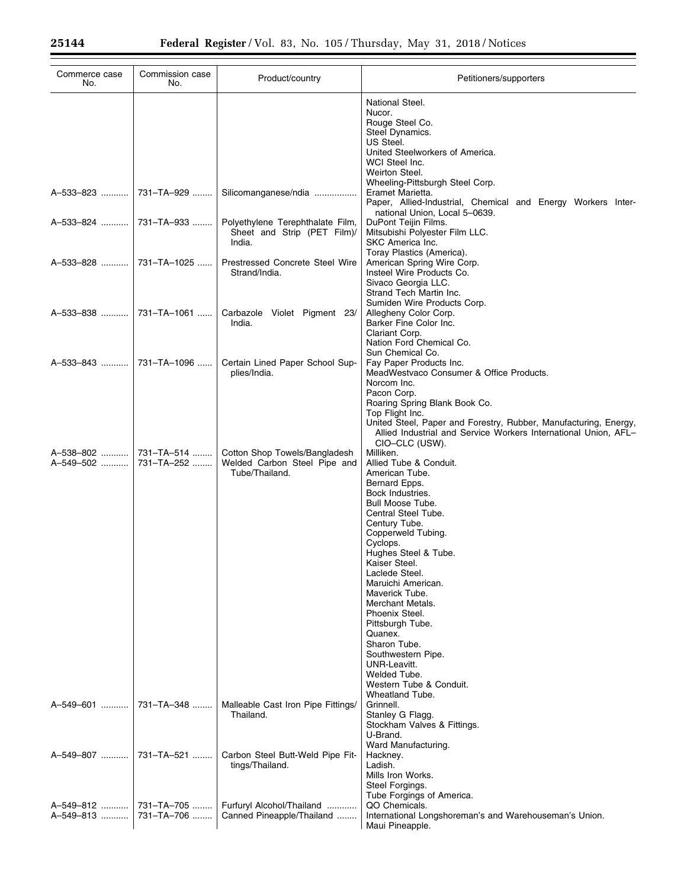| Commerce case No. | Commission case No. | Product/country | Petitioners/supporters |
|---|---|---|---|
| | | | National Steel. |
| | | | Nucor. |
| | | | Rouge Steel Co. |
| | | | Steel Dynamics. |
| | | | US Steel. |
| | | | United Steelworkers of America. |
| | | | WCI Steel Inc. |
| | | | Weirton Steel. |
| | | | Wheeling-Pittsburgh Steel Corp. |
| A–533–823 | 731–TA–929 | Silicomanganese/ndia | Eramet Marietta. |
| | | | Paper, Allied-Industrial, Chemical and Energy Workers International Union, Local 5–0639. |
| A–533–824 | 731–TA–933 | Polyethylene Terephthalate Film, Sheet and Strip (PET Film)/India. | DuPont Teijin Films. |
| | | | Mitsubishi Polyester Film LLC. |
| | | | SKC America Inc. |
| | | | Toray Plastics (America). |
| A–533–828 | 731–TA–1025 | Prestressed Concrete Steel Wire Strand/India. | American Spring Wire Corp. |
| | | | Insteel Wire Products Co. |
| | | | Sivaco Georgia LLC. |
| | | | Strand Tech Martin Inc. |
| | | | Sumiden Wire Products Corp. |
| A–533–838 | 731–TA–1061 | Carbazole Violet Pigment 23/India. | Allegheny Color Corp. |
| | | | Barker Fine Color Inc. |
| | | | Clariant Corp. |
| | | | Nation Ford Chemical Co. |
| | | | Sun Chemical Co. |
| A–533–843 | 731–TA–1096 | Certain Lined Paper School Supplies/India. | Fay Paper Products Inc. |
| | | | MeadWestvaco Consumer & Office Products. |
| | | | Norcom Inc. |
| | | | Pacon Corp. |
| | | | Roaring Spring Blank Book Co. |
| | | | Top Flight Inc. |
| | | | United Steel, Paper and Forestry, Rubber, Manufacturing, Energy, Allied Industrial and Service Workers International Union, AFL–CIO–CLC (USW). |
| A–538–802 | 731–TA–514 | Cotton Shop Towels/Bangladesh | Milliken. |
| A–549–502 | 731–TA–252 | Welded Carbon Steel Pipe and Tube/Thailand. | Allied Tube & Conduit. |
| | | | American Tube. |
| | | | Bernard Epps. |
| | | | Bock Industries. |
| | | | Bull Moose Tube. |
| | | | Central Steel Tube. |
| | | | Century Tube. |
| | | | Copperweld Tubing. |
| | | | Cyclops. |
| | | | Hughes Steel & Tube. |
| | | | Kaiser Steel. |
| | | | Laclede Steel. |
| | | | Maruichi American. |
| | | | Maverick Tube. |
| | | | Merchant Metals. |
| | | | Phoenix Steel. |
| | | | Pittsburgh Tube. |
| | | | Quanex. |
| | | | Sharon Tube. |
| | | | Southwestern Pipe. |
| | | | UNR-Leavitt. |
| | | | Welded Tube. |
| | | | Western Tube & Conduit. |
| | | | Wheatland Tube. |
| A–549–601 | 731–TA–348 | Malleable Cast Iron Pipe Fittings/Thailand. | Grinnell. |
| | | | Stanley G Flagg. |
| | | | Stockham Valves & Fittings. |
| | | | U-Brand. |
| | | | Ward Manufacturing. |
| A–549–807 | 731–TA–521 | Carbon Steel Butt-Weld Pipe Fittings/Thailand. | Hackney. |
| | | | Ladish. |
| | | | Mills Iron Works. |
| | | | Steel Forgings. |
| | | | Tube Forgings of America. |
| A–549–812 | 731–TA–705 | Furfuryl Alcohol/Thailand | QO Chemicals. |
| A–549–813 | 731–TA–706 | Canned Pineapple/Thailand | International Longshoreman's and Warehouseman's Union. |
| | | | Maui Pineapple. |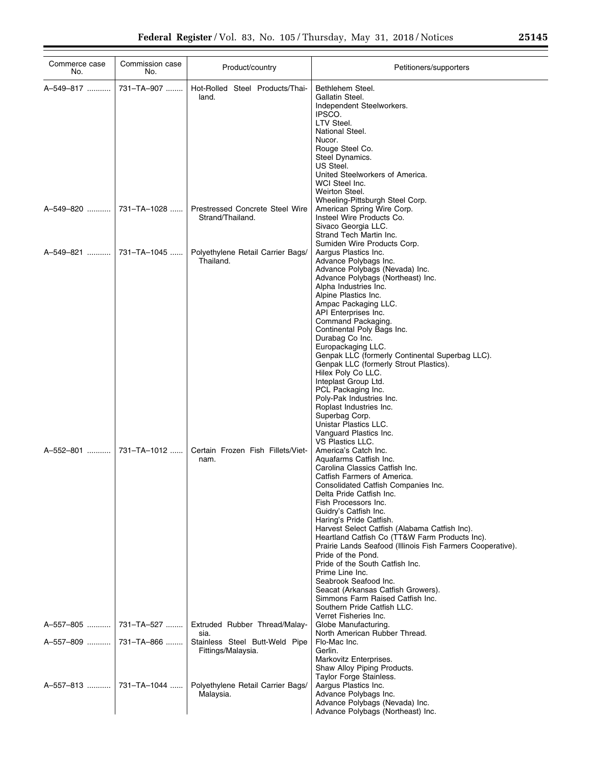| Commerce case No. | Commission case No. | Product/country | Petitioners/supporters |
|---|---|---|---|
| A–549–817 | 731–TA–907 | Hot-Rolled Steel Products/Thailand. | Bethlehem Steel. |
| | | | Gallatin Steel. |
| | | | Independent Steelworkers. |
| | | | IPSCO. |
| | | | LTV Steel. |
| | | | National Steel. |
| | | | Nucor. |
| | | | Rouge Steel Co. |
| | | | Steel Dynamics. |
| | | | US Steel. |
| | | | United Steelworkers of America. |
| | | | WCI Steel Inc. |
| | | | Weirton Steel. |
| | | | Wheeling-Pittsburgh Steel Corp. |
| A–549–820 | 731–TA–1028 | Prestressed Concrete Steel Wire Strand/Thailand. | American Spring Wire Corp. |
| | | | Insteel Wire Products Co. |
| | | | Sivaco Georgia LLC. |
| | | | Strand Tech Martin Inc. |
| | | | Sumiden Wire Products Corp. |
| A–549–821 | 731–TA–1045 | Polyethylene Retail Carrier Bags/Thailand. | Aargus Plastics Inc. |
| | | | Advance Polybags Inc. |
| | | | Advance Polybags (Nevada) Inc. |
| | | | Advance Polybags (Northeast) Inc. |
| | | | Alpha Industries Inc. |
| | | | Alpine Plastics Inc. |
| | | | Ampac Packaging LLC. |
| | | | API Enterprises Inc. |
| | | | Command Packaging. |
| | | | Continental Poly Bags Inc. |
| | | | Durabag Co Inc. |
| | | | Europackaging LLC. |
| | | | Genpak LLC (formerly Continental Superbag LLC). |
| | | | Genpak LLC (formerly Strout Plastics). |
| | | | Hilex Poly Co LLC. |
| | | | Inteplast Group Ltd. |
| | | | PCL Packaging Inc. |
| | | | Poly-Pak Industries Inc. |
| | | | Roplast Industries Inc. |
| | | | Superbag Corp. |
| | | | Unistar Plastics LLC. |
| | | | Vanguard Plastics Inc. |
| | | | VS Plastics LLC. |
| A–552–801 | 731–TA–1012 | Certain Frozen Fish Fillets/Vietnam. | America's Catch Inc. |
| | | | Aquafarms Catfish Inc. |
| | | | Carolina Classics Catfish Inc. |
| | | | Catfish Farmers of America. |
| | | | Consolidated Catfish Companies Inc. |
| | | | Delta Pride Catfish Inc. |
| | | | Fish Processors Inc. |
| | | | Guidry's Catfish Inc. |
| | | | Haring's Pride Catfish. |
| | | | Harvest Select Catfish (Alabama Catfish Inc). |
| | | | Heartland Catfish Co (TT&W Farm Products Inc). |
| | | | Prairie Lands Seafood (Illinois Fish Farmers Cooperative). |
| | | | Pride of the Pond. |
| | | | Pride of the South Catfish Inc. |
| | | | Prime Line Inc. |
| | | | Seabrook Seafood Inc. |
| | | | Seacat (Arkansas Catfish Growers). |
| | | | Simmons Farm Raised Catfish Inc. |
| | | | Southern Pride Catfish LLC. |
| | | | Verret Fisheries Inc. |
| A–557–805 | 731–TA–527 | Extruded Rubber Thread/Malaysia. | Globe Manufacturing. |
| | | | North American Rubber Thread. |
| A–557–809 | 731–TA–866 | Stainless Steel Butt-Weld Pipe Fittings/Malaysia. | Flo-Mac Inc. |
| | | | Gerlin. |
| | | | Markovitz Enterprises. |
| | | | Shaw Alloy Piping Products. |
| | | | Taylor Forge Stainless. |
| A–557–813 | 731–TA–1044 | Polyethylene Retail Carrier Bags/Malaysia. | Aargus Plastics Inc. |
| | | | Advance Polybags Inc. |
| | | | Advance Polybags (Nevada) Inc. |
| | | | Advance Polybags (Northeast) Inc. |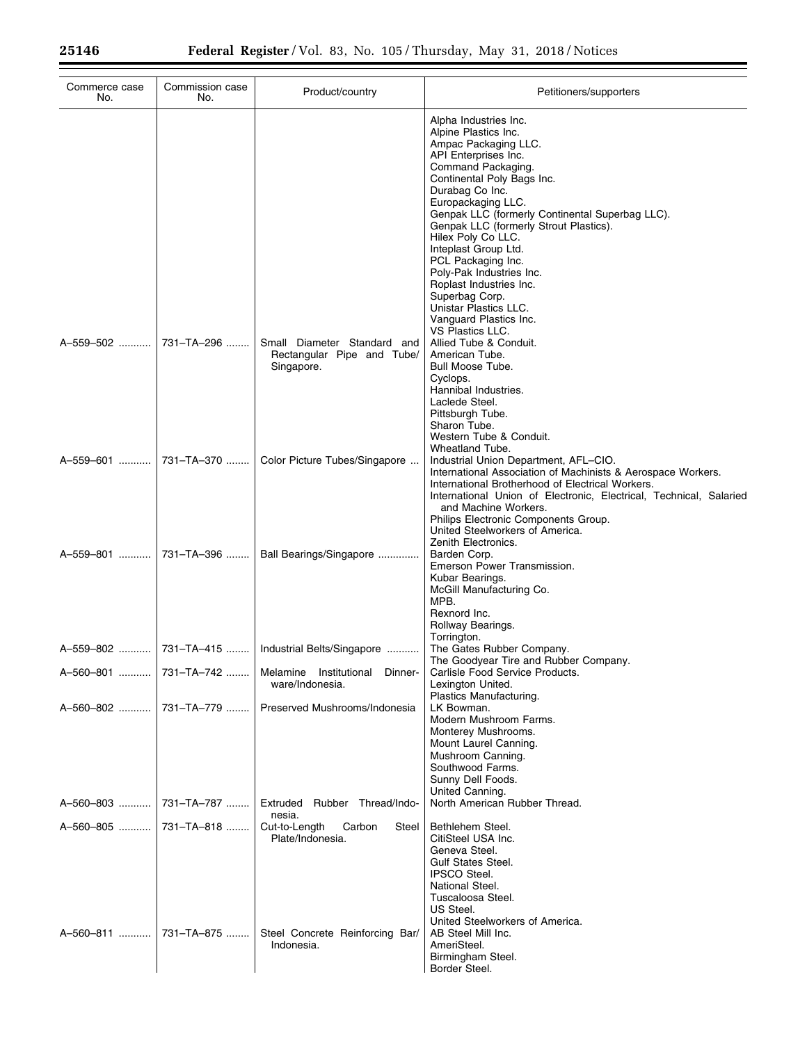| Commerce case No. | Commission case No. | Product/country | Petitioners/supporters |
| --- | --- | --- | --- |
| | | | Alpha Industries Inc.<br>Alpine Plastics Inc.<br>Ampac Packaging LLC.<br>API Enterprises Inc.<br>Command Packaging.<br>Continental Poly Bags Inc.<br>Durabag Co Inc.<br>Europackaging LLC.<br>Genpak LLC (formerly Continental Superbag LLC).<br>Genpak LLC (formerly Strout Plastics).<br>Hilex Poly Co LLC.<br>Inteplast Group Ltd.<br>PCL Packaging Inc.<br>Poly-Pak Industries Inc.<br>Roplast Industries Inc.<br>Superbag Corp.<br>Unistar Plastics LLC.<br>Vanguard Plastics Inc.<br>VS Plastics LLC. |
| A–559–502 | 731–TA–296 | Small Diameter Standard and Rectangular Pipe and Tube/ Singapore. | Allied Tube & Conduit.<br>American Tube.<br>Bull Moose Tube.<br>Cyclops.<br>Hannibal Industries.<br>Laclede Steel.<br>Pittsburgh Tube.<br>Sharon Tube.<br>Western Tube & Conduit.<br>Wheatland Tube. |
| A–559–601 | 731–TA–370 | Color Picture Tubes/Singapore | Industrial Union Department, AFL–CIO.<br>International Association of Machinists & Aerospace Workers.<br>International Brotherhood of Electrical Workers.<br>International Union of Electronic, Electrical, Technical, Salaried and Machine Workers.<br>Philips Electronic Components Group.<br>United Steelworkers of America.<br>Zenith Electronics. |
| A–559–801 | 731–TA–396 | Ball Bearings/Singapore | Barden Corp.<br>Emerson Power Transmission.<br>Kubar Bearings.<br>McGill Manufacturing Co.<br>MPB.<br>Rexnord Inc.<br>Rollway Bearings.<br>Torrington. |
| A–559–802 | 731–TA–415 | Industrial Belts/Singapore | The Gates Rubber Company.<br>The Goodyear Tire and Rubber Company. |
| A–560–801 | 731–TA–742 | Melamine Institutional Dinner-ware/Indonesia. | Carlisle Food Service Products.<br>Lexington United.<br>Plastics Manufacturing. |
| A–560–802 | 731–TA–779 | Preserved Mushrooms/Indonesia | LK Bowman.<br>Modern Mushroom Farms.<br>Monterey Mushrooms.<br>Mount Laurel Canning.<br>Mushroom Canning.<br>Southwood Farms.<br>Sunny Dell Foods.<br>United Canning. |
| A–560–803 | 731–TA–787 | Extruded Rubber Thread/Indonesia. | North American Rubber Thread. |
| A–560–805 | 731–TA–818 | Cut-to-Length Carbon Steel Plate/Indonesia. | Bethlehem Steel.<br>CitiSteel USA Inc.<br>Geneva Steel.<br>Gulf States Steel.<br>IPSCO Steel.<br>National Steel.<br>Tuscaloosa Steel.<br>US Steel.<br>United Steelworkers of America. |
| A–560–811 | 731–TA–875 | Steel Concrete Reinforcing Bar/ Indonesia. | AB Steel Mill Inc.<br>AmeriSteel.<br>Birmingham Steel.<br>Border Steel. |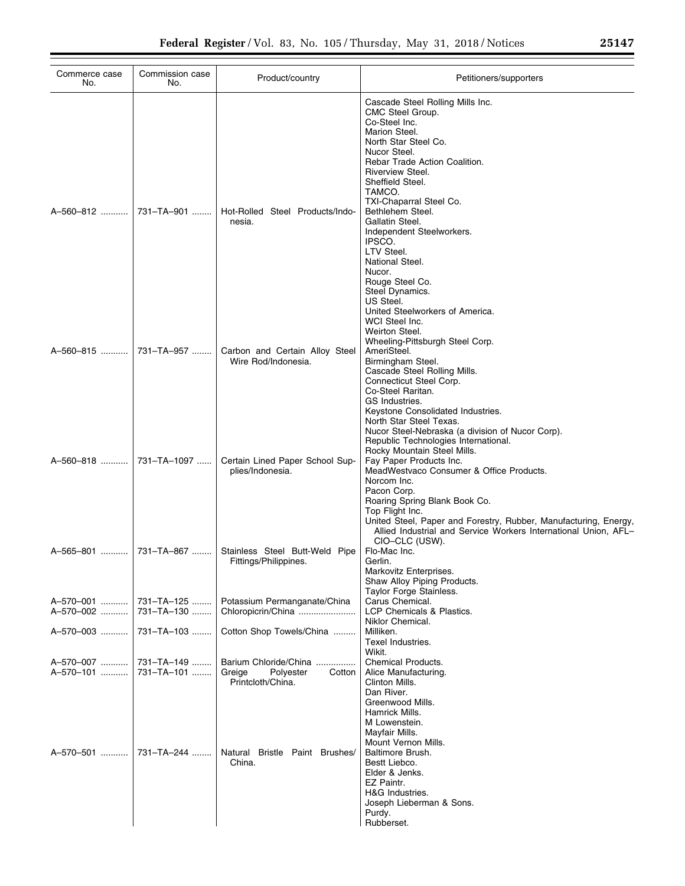| Commerce case No. | Commission case No. | Product/country | Petitioners/supporters |
|---|---|---|---|
| | | | Cascade Steel Rolling Mills Inc. |
| | | | CMC Steel Group. |
| | | | Co-Steel Inc. |
| | | | Marion Steel. |
| | | | North Star Steel Co. |
| | | | Nucor Steel. |
| | | | Rebar Trade Action Coalition. |
| | | | Riverview Steel. |
| | | | Sheffield Steel. |
| | | | TAMCO. |
| | | | TXI-Chaparral Steel Co. |
| A–560–812 | 731–TA–901 | Hot-Rolled Steel Products/Indonesia. | Bethlehem Steel. |
| | | | Gallatin Steel. |
| | | | Independent Steelworkers. |
| | | | IPSCO. |
| | | | LTV Steel. |
| | | | National Steel. |
| | | | Nucor. |
| | | | Rouge Steel Co. |
| | | | Steel Dynamics. |
| | | | US Steel. |
| | | | United Steelworkers of America. |
| | | | WCI Steel Inc. |
| | | | Weirton Steel. |
| | | | Wheeling-Pittsburgh Steel Corp. |
| A–560–815 | 731–TA–957 | Carbon and Certain Alloy Steel Wire Rod/Indonesia. | AmeriSteel. |
| | | | Birmingham Steel. |
| | | | Cascade Steel Rolling Mills. |
| | | | Connecticut Steel Corp. |
| | | | Co-Steel Raritan. |
| | | | GS Industries. |
| | | | Keystone Consolidated Industries. |
| | | | North Star Steel Texas. |
| | | | Nucor Steel-Nebraska (a division of Nucor Corp). |
| | | | Republic Technologies International. |
| | | | Rocky Mountain Steel Mills. |
| A–560–818 | 731–TA–1097 | Certain Lined Paper School Supplies/Indonesia. | Fay Paper Products Inc. |
| | | | MeadWestvaco Consumer & Office Products. |
| | | | Norcom Inc. |
| | | | Pacon Corp. |
| | | | Roaring Spring Blank Book Co. |
| | | | Top Flight Inc. |
| | | | United Steel, Paper and Forestry, Rubber, Manufacturing, Energy, Allied Industrial and Service Workers International Union, AFL–CIO–CLC (USW). |
| A–565–801 | 731–TA–867 | Stainless Steel Butt-Weld Pipe Fittings/Philippines. | Flo-Mac Inc. |
| | | | Gerlin. |
| | | | Markovitz Enterprises. |
| | | | Shaw Alloy Piping Products. |
| | | | Taylor Forge Stainless. |
| A–570–001 | 731–TA–125 | Potassium Permanganate/China | Carus Chemical. |
| A–570–002 | 731–TA–130 | Chloropicrin/China | LCP Chemicals & Plastics. |
| | | | Niklor Chemical. |
| A–570–003 | 731–TA–103 | Cotton Shop Towels/China | Milliken. |
| | | | Texel Industries. |
| | | | Wikit. |
| A–570–007 | 731–TA–149 | Barium Chloride/China | Chemical Products. |
| A–570–101 | 731–TA–101 | Greige Polyester Cotton Printcloth/China. | Alice Manufacturing. |
| | | | Clinton Mills. |
| | | | Dan River. |
| | | | Greenwood Mills. |
| | | | Hamrick Mills. |
| | | | M Lowenstein. |
| | | | Mayfair Mills. |
| | | | Mount Vernon Mills. |
| A–570–501 | 731–TA–244 | Natural Bristle Paint Brushes/China. | Baltimore Brush. |
| | | | Bestt Liebco. |
| | | | Elder & Jenks. |
| | | | EZ Paintr. |
| | | | H&G Industries. |
| | | | Joseph Lieberman & Sons. |
| | | | Purdy. |
| | | | Rubberset. |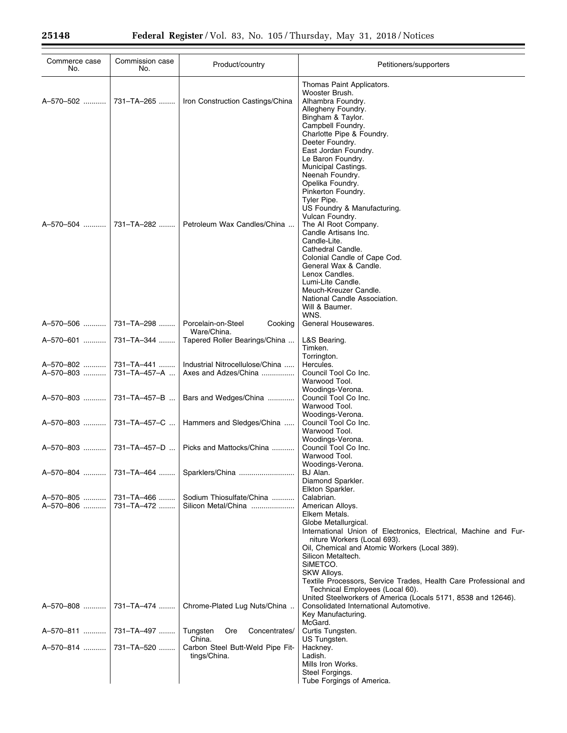| Commerce case No. | Commission case No. | Product/country | Petitioners/supporters |
|---|---|---|---|
| | | | Thomas Paint Applicators. Wooster Brush. |
| A–570–502 | 731–TA–265 | Iron Construction Castings/China | Alhambra Foundry. Allegheny Foundry. Bingham & Taylor. Campbell Foundry. Charlotte Pipe & Foundry. Deeter Foundry. East Jordan Foundry. Le Baron Foundry. Municipal Castings. Neenah Foundry. Opelika Foundry. Pinkerton Foundry. Tyler Pipe. US Foundry & Manufacturing. Vulcan Foundry. |
| A–570–504 | 731–TA–282 | Petroleum Wax Candles/China | The Al Root Company. Candle Artisans Inc. Candle-Lite. Cathedral Candle. Colonial Candle of Cape Cod. General Wax & Candle. Lenox Candles. Lumi-Lite Candle. Meuch-Kreuzer Candle. National Candle Association. Will & Baumer. WNS. |
| A–570–506 | 731–TA–298 | Porcelain-on-Steel Cooking Ware/China. | General Housewares. |
| A–570–601 | 731–TA–344 | Tapered Roller Bearings/China | L&S Bearing. Timken. Torrington. |
| A–570–802 | 731–TA–441 | Industrial Nitrocellulose/China | Hercules. |
| A–570–803 | 731–TA–457–A | Axes and Adzes/China | Council Tool Co Inc. Warwood Tool. Woodings-Verona. |
| A–570–803 | 731–TA–457–B | Bars and Wedges/China | Council Tool Co Inc. Warwood Tool. Woodings-Verona. |
| A–570–803 | 731–TA–457–C | Hammers and Sledges/China | Council Tool Co Inc. Warwood Tool. Woodings-Verona. |
| A–570–803 | 731–TA–457–D | Picks and Mattocks/China | Council Tool Co Inc. Warwood Tool. Woodings-Verona. |
| A–570–804 | 731–TA–464 | Sparklers/China | BJ Alan. Diamond Sparkler. Elkton Sparkler. |
| A–570–805 | 731–TA–466 | Sodium Thiosulfate/China | Calabrian. |
| A–570–806 | 731–TA–472 | Silicon Metal/China | American Alloys. Elkem Metals. Globe Metallurgical. International Union of Electronics, Electrical, Machine and Furniture Workers (Local 693). Oil, Chemical and Atomic Workers (Local 389). Silicon Metaltech. SiMETCO. SKW Alloys. Textile Processors, Service Trades, Health Care Professional and Technical Employees (Local 60). United Steelworkers of America (Locals 5171, 8538 and 12646). |
| A–570–808 | 731–TA–474 | Chrome-Plated Lug Nuts/China | Consolidated International Automotive. Key Manufacturing. McGard. |
| A–570–811 | 731–TA–497 | Tungsten Ore Concentrates/China. | Curtis Tungsten. US Tungsten. |
| A–570–814 | 731–TA–520 | Carbon Steel Butt-Weld Pipe Fittings/China. | Hackney. Ladish. Mills Iron Works. Steel Forgings. Tube Forgings of America. |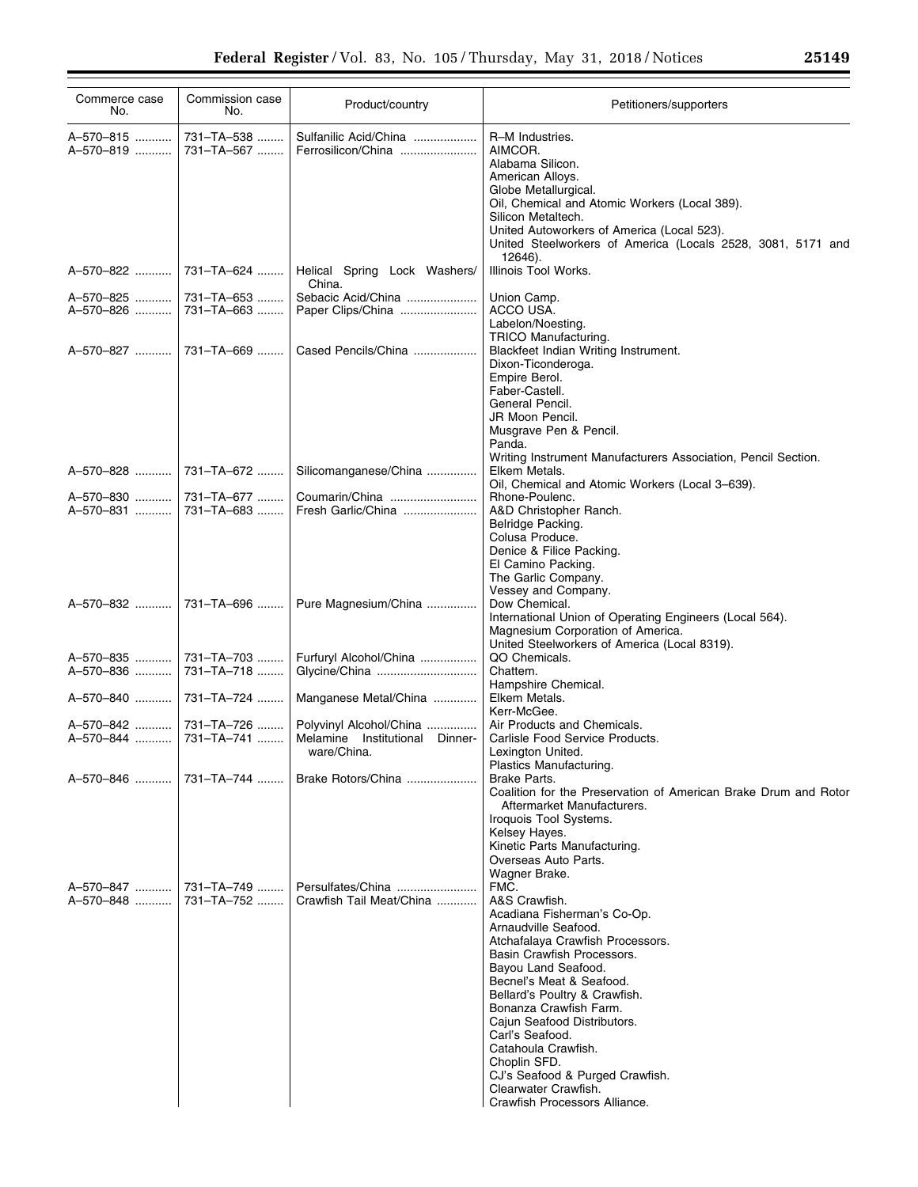| Commerce case No. | Commission case No. | Product/country | Petitioners/supporters |
|---|---|---|---|
| A–570–815 | 731–TA–538 | Sulfanilic Acid/China | R–M Industries. |
| A–570–819 | 731–TA–567 | Ferrosilicon/China | AIMCOR. |
| | | | Alabama Silicon. |
| | | | American Alloys. |
| | | | Globe Metallurgical. |
| | | | Oil, Chemical and Atomic Workers (Local 389). |
| | | | Silicon Metaltech. |
| | | | United Autoworkers of America (Local 523). |
| | | | United Steelworkers of America (Locals 2528, 3081, 5171 and 12646). |
| A–570–822 | 731–TA–624 | Helical Spring Lock Washers/China. | Illinois Tool Works. |
| A–570–825 | 731–TA–653 | Sebacic Acid/China | Union Camp. |
| A–570–826 | 731–TA–663 | Paper Clips/China | ACCO USA. |
| | | | Labelon/Noesting. |
| | | | TRICO Manufacturing. |
| A–570–827 | 731–TA–669 | Cased Pencils/China | Blackfeet Indian Writing Instrument. |
| | | | Dixon-Ticonderoga. |
| | | | Empire Berol. |
| | | | Faber-Castell. |
| | | | General Pencil. |
| | | | JR Moon Pencil. |
| | | | Musgrave Pen & Pencil. |
| | | | Panda. |
| | | | Writing Instrument Manufacturers Association, Pencil Section. |
| A–570–828 | 731–TA–672 | Silicomanganese/China | Elkem Metals. |
| | | | Oil, Chemical and Atomic Workers (Local 3–639). |
| A–570–830 | 731–TA–677 | Coumarin/China | Rhone-Poulenc. |
| A–570–831 | 731–TA–683 | Fresh Garlic/China | A&D Christopher Ranch. |
| | | | Belridge Packing. |
| | | | Colusa Produce. |
| | | | Denice & Filice Packing. |
| | | | El Camino Packing. |
| | | | The Garlic Company. |
| | | | Vessey and Company. |
| A–570–832 | 731–TA–696 | Pure Magnesium/China | Dow Chemical. |
| | | | International Union of Operating Engineers (Local 564). |
| | | | Magnesium Corporation of America. |
| | | | United Steelworkers of America (Local 8319). |
| A–570–835 | 731–TA–703 | Furfuryl Alcohol/China | QO Chemicals. |
| A–570–836 | 731–TA–718 | Glycine/China | Chattem. |
| | | | Hampshire Chemical. |
| A–570–840 | 731–TA–724 | Manganese Metal/China | Elkem Metals. |
| | | | Kerr-McGee. |
| A–570–842 | 731–TA–726 | Polyvinyl Alcohol/China | Air Products and Chemicals. |
| A–570–844 | 731–TA–741 | Melamine Institutional Dinnerware/China. | Carlisle Food Service Products. |
| | | | Lexington United. |
| | | | Plastics Manufacturing. |
| A–570–846 | 731–TA–744 | Brake Rotors/China | Brake Parts. |
| | | | Coalition for the Preservation of American Brake Drum and Rotor Aftermarket Manufacturers. |
| | | | Iroquois Tool Systems. |
| | | | Kelsey Hayes. |
| | | | Kinetic Parts Manufacturing. |
| | | | Overseas Auto Parts. |
| | | | Wagner Brake. |
| A–570–847 | 731–TA–749 | Persulfates/China | FMC. |
| A–570–848 | 731–TA–752 | Crawfish Tail Meat/China | A&S Crawfish. |
| | | | Acadiana Fisherman's Co-Op. |
| | | | Arnaudville Seafood. |
| | | | Atchafalaya Crawfish Processors. |
| | | | Basin Crawfish Processors. |
| | | | Bayou Land Seafood. |
| | | | Becnel's Meat & Seafood. |
| | | | Bellard's Poultry & Crawfish. |
| | | | Bonanza Crawfish Farm. |
| | | | Cajun Seafood Distributors. |
| | | | Carl's Seafood. |
| | | | Catahoula Crawfish. |
| | | | Choplin SFD. |
| | | | CJ's Seafood & Purged Crawfish. |
| | | | Clearwater Crawfish. |
| | | | Crawfish Processors Alliance. |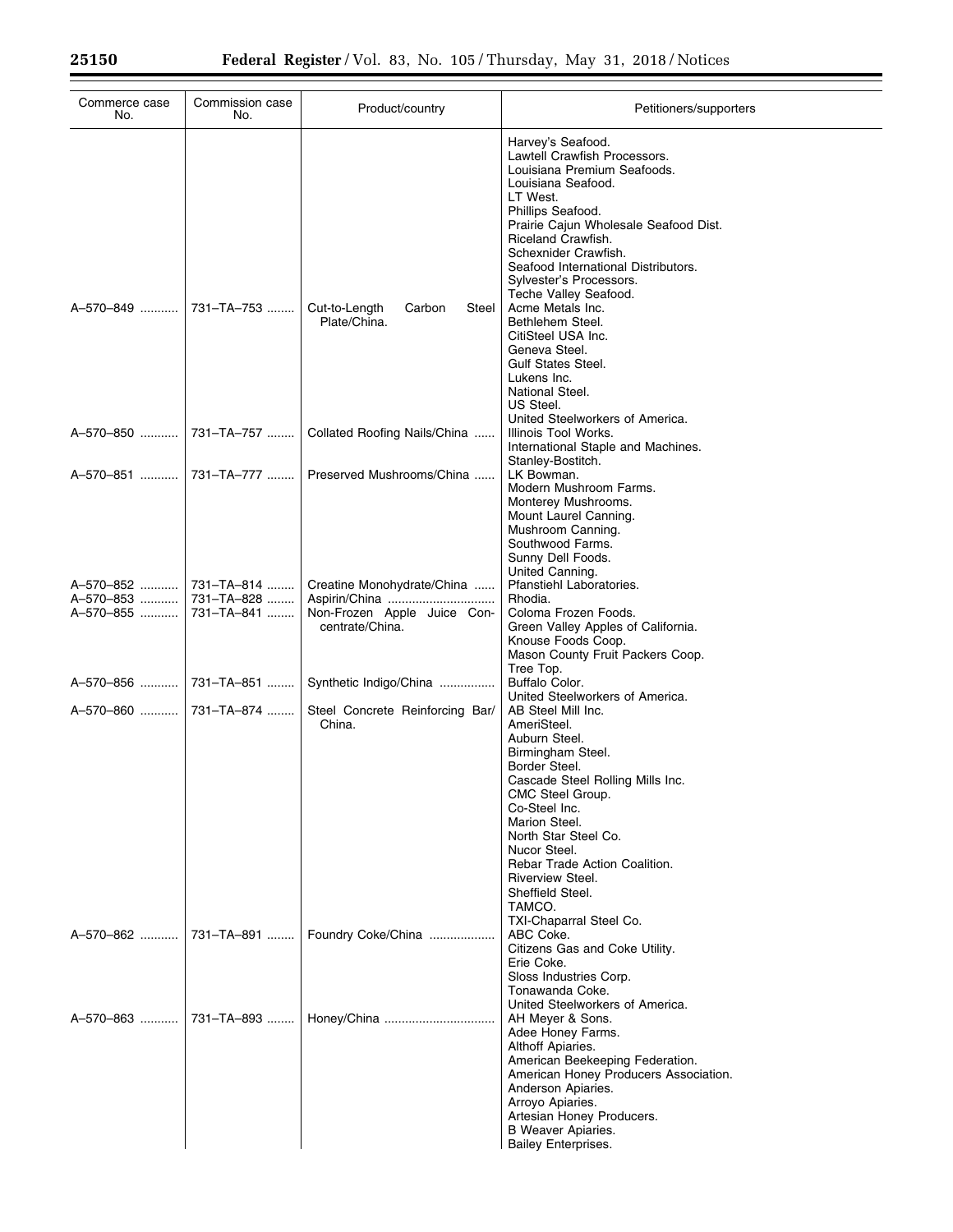| Commerce case No. | Commission case No. | Product/country | Petitioners/supporters |
|---|---|---|---|
| | | | Harvey's Seafood.<br>Lawtell Crawfish Processors.<br>Louisiana Premium Seafoods.<br>Louisiana Seafood.<br>LT West.<br>Phillips Seafood.<br>Prairie Cajun Wholesale Seafood Dist.<br>Riceland Crawfish.<br>Schexnider Crawfish.<br>Seafood International Distributors.<br>Sylvester's Processors.<br>Teche Valley Seafood. |
| A–570–849 | 731–TA–753 | Cut-to-Length Carbon Steel Plate/China. | Acme Metals Inc.<br>Bethlehem Steel.<br>CitiSteel USA Inc.<br>Geneva Steel.<br>Gulf States Steel.<br>Lukens Inc.<br>National Steel.<br>US Steel.<br>United Steelworkers of America. |
| A–570–850 | 731–TA–757 | Collated Roofing Nails/China | Illinois Tool Works.<br>International Staple and Machines.<br>Stanley-Bostitch. |
| A–570–851 | 731–TA–777 | Preserved Mushrooms/China | LK Bowman.<br>Modern Mushroom Farms.<br>Monterey Mushrooms.<br>Mount Laurel Canning.<br>Mushroom Canning.<br>Southwood Farms.<br>Sunny Dell Foods.<br>United Canning. |
| A–570–852 | 731–TA–814 | Creatine Monohydrate/China | Pfanstiehl Laboratories. |
| A–570–853 | 731–TA–828 | Aspirin/China | Rhodia. |
| A–570–855 | 731–TA–841 | Non-Frozen Apple Juice Concentrate/China. | Coloma Frozen Foods.<br>Green Valley Apples of California.<br>Knouse Foods Coop.<br>Mason County Fruit Packers Coop.<br>Tree Top. |
| A–570–856 | 731–TA–851 | Synthetic Indigo/China | Buffalo Color.<br>United Steelworkers of America. |
| A–570–860 | 731–TA–874 | Steel Concrete Reinforcing Bar/China. | AB Steel Mill Inc.<br>AmeriSteel.<br>Auburn Steel.<br>Birmingham Steel.<br>Border Steel.<br>Cascade Steel Rolling Mills Inc.<br>CMC Steel Group.<br>Co-Steel Inc.<br>Marion Steel.<br>North Star Steel Co.<br>Nucor Steel.<br>Rebar Trade Action Coalition.<br>Riverview Steel.<br>Sheffield Steel.<br>TAMCO.<br>TXI-Chaparral Steel Co. |
| A–570–862 | 731–TA–891 | Foundry Coke/China | ABC Coke.<br>Citizens Gas and Coke Utility.<br>Erie Coke.<br>Sloss Industries Corp.<br>Tonawanda Coke.<br>United Steelworkers of America. |
| A–570–863 | 731–TA–893 | Honey/China | AH Meyer & Sons.<br>Adee Honey Farms.<br>Althoff Apiaries.<br>American Beekeeping Federation.<br>American Honey Producers Association.<br>Anderson Apiaries.<br>Arroyo Apiaries.<br>Artesian Honey Producers.<br>B Weaver Apiaries.<br>Bailey Enterprises. |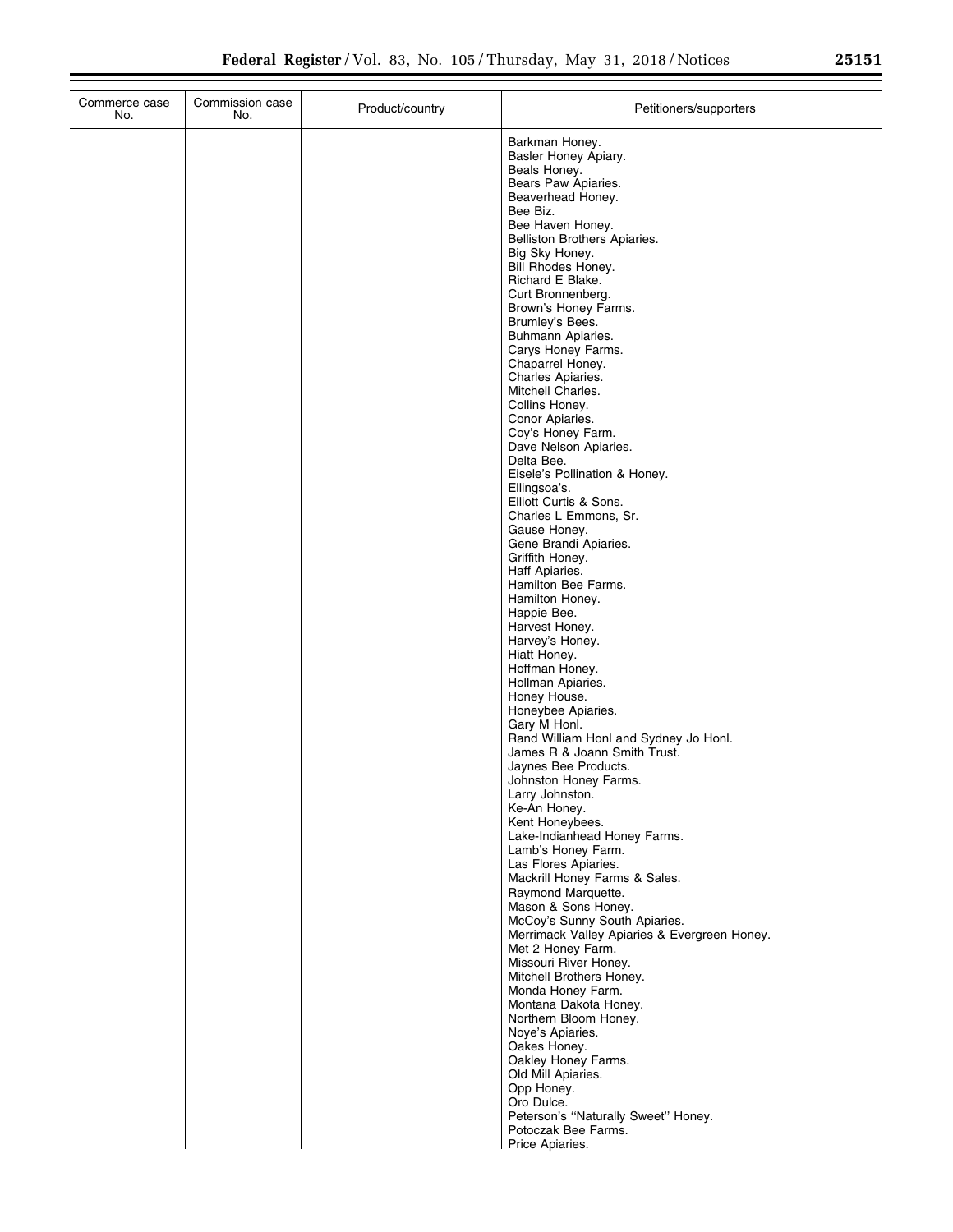| Commerce case No. | Commission case No. | Product/country | Petitioners/supporters |
| --- | --- | --- | --- |
| | | | Barkman Honey.<br>Basler Honey Apiary.<br>Beals Honey.<br>Bears Paw Apiaries.<br>Beaverhead Honey.<br>Bee Biz.<br>Bee Haven Honey.<br>Belliston Brothers Apiaries.<br>Big Sky Honey.<br>Bill Rhodes Honey.<br>Richard E Blake.<br>Curt Bronnenberg.<br>Brown's Honey Farms.<br>Brumley's Bees.<br>Buhmann Apiaries.<br>Carys Honey Farms.<br>Chaparrel Honey.<br>Charles Apiaries.<br>Mitchell Charles.<br>Collins Honey.<br>Conor Apiaries.<br>Coy's Honey Farm.<br>Dave Nelson Apiaries.<br>Delta Bee.<br>Eisele's Pollination & Honey.<br>Ellingsoa's.<br>Elliott Curtis & Sons.<br>Charles L Emmons, Sr.<br>Gause Honey.<br>Gene Brandi Apiaries.<br>Griffith Honey.<br>Haff Apiaries.<br>Hamilton Bee Farms.<br>Hamilton Honey.<br>Happie Bee.<br>Harvest Honey.<br>Harvey's Honey.<br>Hiatt Honey.<br>Hoffman Honey.<br>Hollman Apiaries.<br>Honey House.<br>Honeybee Apiaries.<br>Gary M Honl.<br>Rand William Honl and Sydney Jo Honl.<br>James R & Joann Smith Trust.<br>Jaynes Bee Products.<br>Johnston Honey Farms.<br>Larry Johnston.<br>Ke-An Honey.<br>Kent Honeybees.<br>Lake-Indianhead Honey Farms.<br>Lamb's Honey Farm.<br>Las Flores Apiaries.<br>Mackrill Honey Farms & Sales.<br>Raymond Marquette.<br>Mason & Sons Honey.<br>McCoy's Sunny South Apiaries.<br>Merrimack Valley Apiaries & Evergreen Honey.<br>Met 2 Honey Farm.<br>Missouri River Honey.<br>Mitchell Brothers Honey.<br>Monda Honey Farm.<br>Montana Dakota Honey.<br>Northern Bloom Honey.<br>Noye's Apiaries.<br>Oakes Honey.<br>Oakley Honey Farms.<br>Old Mill Apiaries.<br>Opp Honey.<br>Oro Dulce.<br>Peterson's ''Naturally Sweet'' Honey.<br>Potoczak Bee Farms.<br>Price Apiaries. |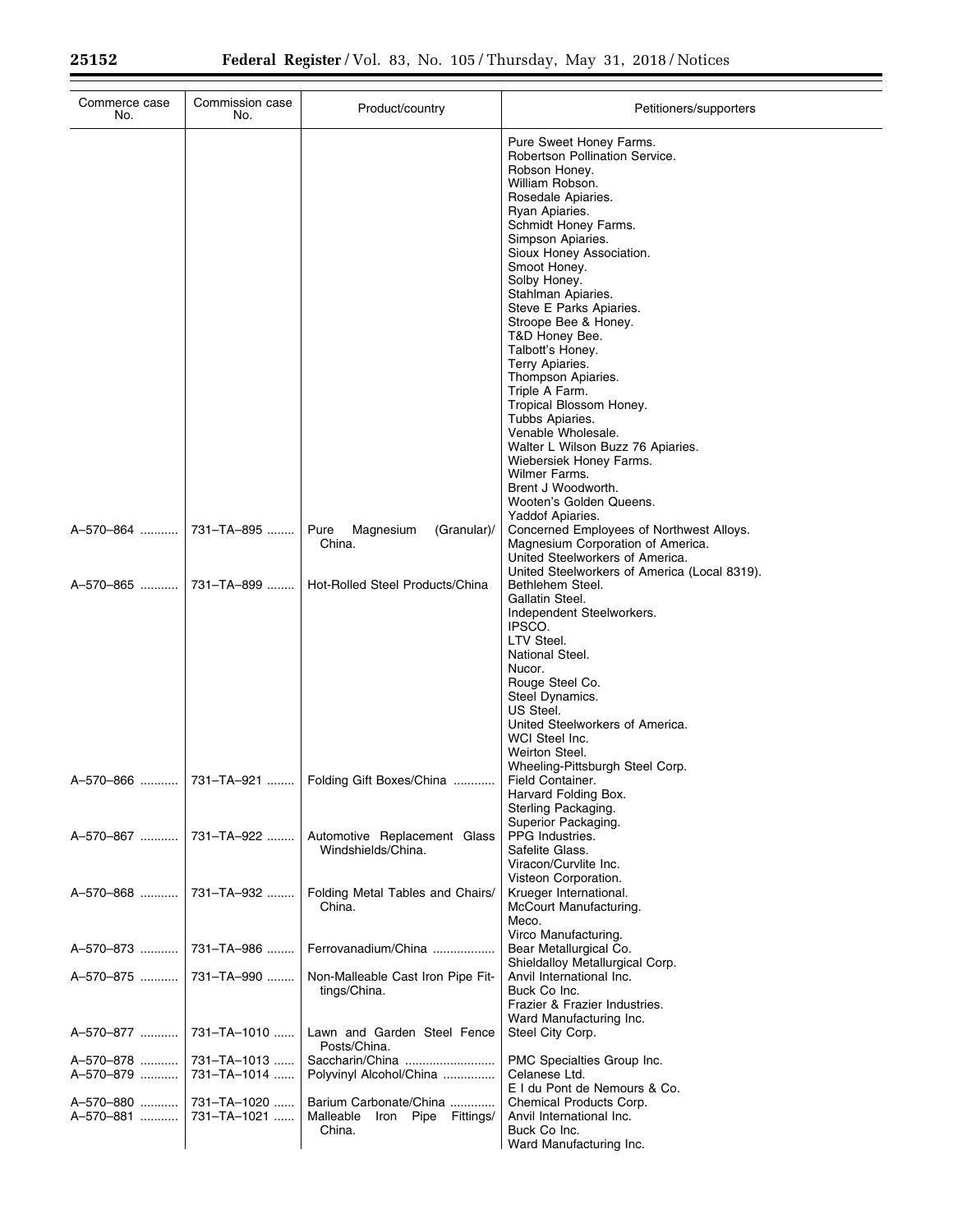| Commerce case No. | Commission case No. | Product/country | Petitioners/supporters |
|---|---|---|---|
| | | | Pure Sweet Honey Farms. |
| | | | Robertson Pollination Service. |
| | | | Robson Honey. |
| | | | William Robson. |
| | | | Rosedale Apiaries. |
| | | | Ryan Apiaries. |
| | | | Schmidt Honey Farms. |
| | | | Simpson Apiaries. |
| | | | Sioux Honey Association. |
| | | | Smoot Honey. |
| | | | Solby Honey. |
| | | | Stahlman Apiaries. |
| | | | Steve E Parks Apiaries. |
| | | | Stroope Bee & Honey. |
| | | | T&D Honey Bee. |
| | | | Talbott's Honey. |
| | | | Terry Apiaries. |
| | | | Thompson Apiaries. |
| | | | Triple A Farm. |
| | | | Tropical Blossom Honey. |
| | | | Tubbs Apiaries. |
| | | | Venable Wholesale. |
| | | | Walter L Wilson Buzz 76 Apiaries. |
| | | | Wiebersiek Honey Farms. |
| | | | Wilmer Farms. |
| | | | Brent J Woodworth. |
| | | | Wooten's Golden Queens. |
| | | | Yaddof Apiaries. |
| A–570–864 | 731–TA–895 | Pure Magnesium (Granular)/China. | Concerned Employees of Northwest Alloys. |
| | | | Magnesium Corporation of America. |
| | | | United Steelworkers of America. |
| | | | United Steelworkers of America (Local 8319). |
| A–570–865 | 731–TA–899 | Hot-Rolled Steel Products/China | Bethlehem Steel. |
| | | | Gallatin Steel. |
| | | | Independent Steelworkers. |
| | | | IPSCO. |
| | | | LTV Steel. |
| | | | National Steel. |
| | | | Nucor. |
| | | | Rouge Steel Co. |
| | | | Steel Dynamics. |
| | | | US Steel. |
| | | | United Steelworkers of America. |
| | | | WCI Steel Inc. |
| | | | Weirton Steel. |
| | | | Wheeling-Pittsburgh Steel Corp. |
| A–570–866 | 731–TA–921 | Folding Gift Boxes/China | Field Container. |
| | | | Harvard Folding Box. |
| | | | Sterling Packaging. |
| | | | Superior Packaging. |
| A–570–867 | 731–TA–922 | Automotive Replacement Glass Windshields/China. | PPG Industries. |
| | | | Safelite Glass. |
| | | | Viracon/Curvlite Inc. |
| | | | Visteon Corporation. |
| A–570–868 | 731–TA–932 | Folding Metal Tables and Chairs/China. | Krueger International. |
| | | | McCourt Manufacturing. |
| | | | Meco. |
| | | | Virco Manufacturing. |
| A–570–873 | 731–TA–986 | Ferrovanadium/China | Bear Metallurgical Co. |
| | | | Shieldalloy Metallurgical Corp. |
| A–570–875 | 731–TA–990 | Non-Malleable Cast Iron Pipe Fittings/China. | Anvil International Inc. |
| | | | Buck Co Inc. |
| | | | Frazier & Frazier Industries. |
| | | | Ward Manufacturing Inc. |
| A–570–877 | 731–TA–1010 | Lawn and Garden Steel Fence Posts/China. | Steel City Corp. |
| A–570–878 | 731–TA–1013 | Saccharin/China | PMC Specialties Group Inc. |
| A–570–879 | 731–TA–1014 | Polyvinyl Alcohol/China | Celanese Ltd. |
| | | | E I du Pont de Nemours & Co. |
| A–570–880 | 731–TA–1020 | Barium Carbonate/China | Chemical Products Corp. |
| A–570–881 | 731–TA–1021 | Malleable Iron Pipe Fittings/China. | Anvil International Inc. |
| | | | Buck Co Inc. |
| | | | Ward Manufacturing Inc. |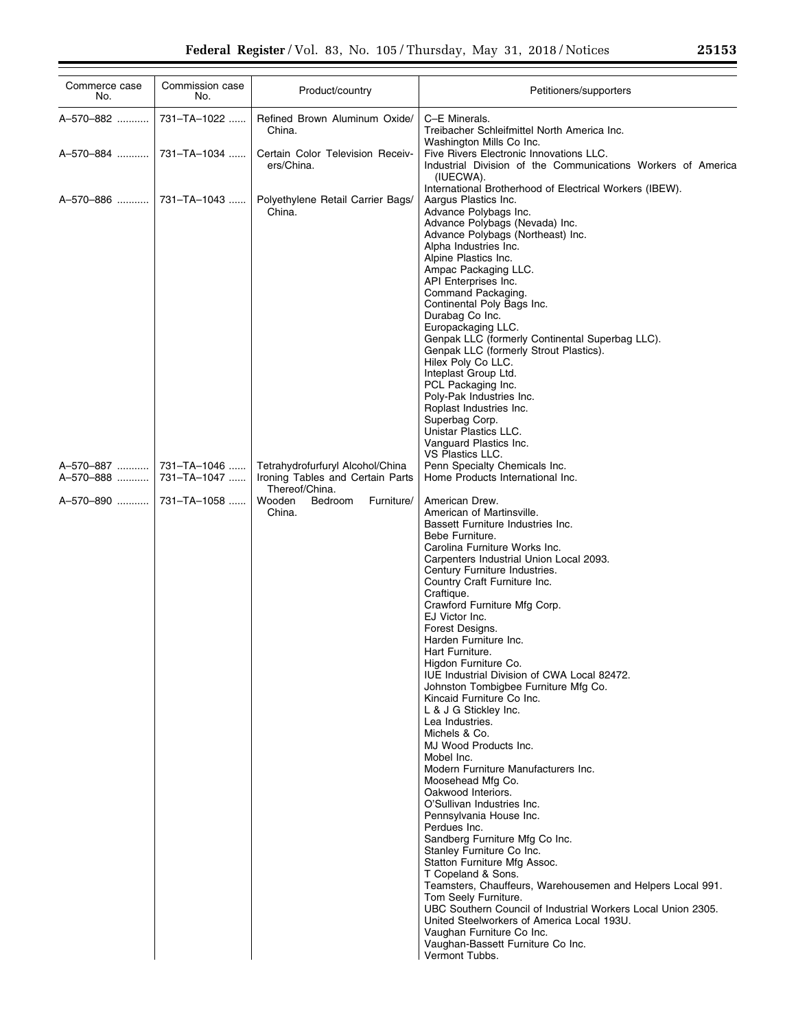| Commerce case No. | Commission case No. | Product/country | Petitioners/supporters |
|---|---|---|---|
| A–570–882 | 731–TA–1022 | Refined Brown Aluminum Oxide/China. | C–E Minerals. |
| | | | Treibacher Schleifmittel North America Inc. |
| | | | Washington Mills Co Inc. |
| A–570–884 | 731–TA–1034 | Certain Color Television Receivers/China. | Five Rivers Electronic Innovations LLC. |
| | | | Industrial Division of the Communications Workers of America (IUECWA). |
| | | | International Brotherhood of Electrical Workers (IBEW). |
| A–570–886 | 731–TA–1043 | Polyethylene Retail Carrier Bags/China. | Aargus Plastics Inc. |
| | | | Advance Polybags Inc. |
| | | | Advance Polybags (Nevada) Inc. |
| | | | Advance Polybags (Northeast) Inc. |
| | | | Alpha Industries Inc. |
| | | | Alpine Plastics Inc. |
| | | | Ampac Packaging LLC. |
| | | | API Enterprises Inc. |
| | | | Command Packaging. |
| | | | Continental Poly Bags Inc. |
| | | | Durabag Co Inc. |
| | | | Europackaging LLC. |
| | | | Genpak LLC (formerly Continental Superbag LLC). |
| | | | Genpak LLC (formerly Strout Plastics). |
| | | | Hilex Poly Co LLC. |
| | | | Inteplast Group Ltd. |
| | | | PCL Packaging Inc. |
| | | | Poly-Pak Industries Inc. |
| | | | Roplast Industries Inc. |
| | | | Superbag Corp. |
| | | | Unistar Plastics LLC. |
| | | | Vanguard Plastics Inc. |
| | | | VS Plastics LLC. |
| A–570–887 | 731–TA–1046 | Tetrahydrofurfuryl Alcohol/China | Penn Specialty Chemicals Inc. |
| A–570–888 | 731–TA–1047 | Ironing Tables and Certain Parts Thereof/China. | Home Products International Inc. |
| A–570–890 | 731–TA–1058 | Wooden Bedroom Furniture/China. | American Drew. |
| | | | American of Martinsville. |
| | | | Bassett Furniture Industries Inc. |
| | | | Bebe Furniture. |
| | | | Carolina Furniture Works Inc. |
| | | | Carpenters Industrial Union Local 2093. |
| | | | Century Furniture Industries. |
| | | | Country Craft Furniture Inc. |
| | | | Craftique. |
| | | | Crawford Furniture Mfg Corp. |
| | | | EJ Victor Inc. |
| | | | Forest Designs. |
| | | | Harden Furniture Inc. |
| | | | Hart Furniture. |
| | | | Higdon Furniture Co. |
| | | | IUE Industrial Division of CWA Local 82472. |
| | | | Johnston Tombigbee Furniture Mfg Co. |
| | | | Kincaid Furniture Co Inc. |
| | | | L & J G Stickley Inc. |
| | | | Lea Industries. |
| | | | Michels & Co. |
| | | | MJ Wood Products Inc. |
| | | | Mobel Inc. |
| | | | Modern Furniture Manufacturers Inc. |
| | | | Moosehead Mfg Co. |
| | | | Oakwood Interiors. |
| | | | O'Sullivan Industries Inc. |
| | | | Pennsylvania House Inc. |
| | | | Perdues Inc. |
| | | | Sandberg Furniture Mfg Co Inc. |
| | | | Stanley Furniture Co Inc. |
| | | | Statton Furniture Mfg Assoc. |
| | | | T Copeland & Sons. |
| | | | Teamsters, Chauffeurs, Warehousemen and Helpers Local 991. |
| | | | Tom Seely Furniture. |
| | | | UBC Southern Council of Industrial Workers Local Union 2305. |
| | | | United Steelworkers of America Local 193U. |
| | | | Vaughan Furniture Co Inc. |
| | | | Vaughan-Bassett Furniture Co Inc. |
| | | | Vermont Tubbs. |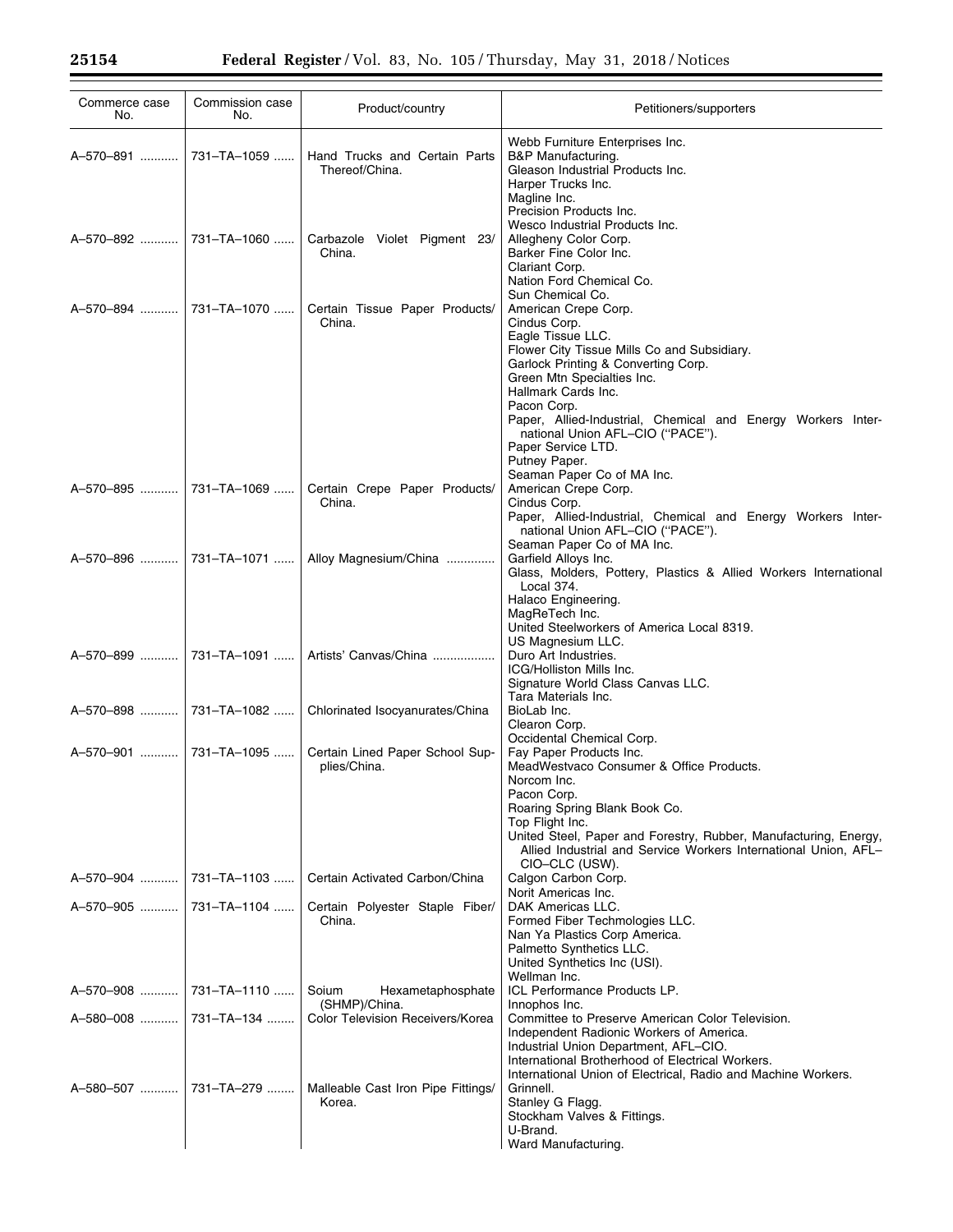| Commerce case No. | Commission case No. | Product/country | Petitioners/supporters |
|---|---|---|---|
| | | | Webb Furniture Enterprises Inc. |
| A–570–891 | 731–TA–1059 | Hand Trucks and Certain Parts Thereof/China. | B&P Manufacturing. |
| | | | Gleason Industrial Products Inc. |
| | | | Harper Trucks Inc. |
| | | | Magline Inc. |
| | | | Precision Products Inc. |
| | | | Wesco Industrial Products Inc. |
| A–570–892 | 731–TA–1060 | Carbazole Violet Pigment 23/China. | Allegheny Color Corp. |
| | | | Barker Fine Color Inc. |
| | | | Clariant Corp. |
| | | | Nation Ford Chemical Co. |
| | | | Sun Chemical Co. |
| A–570–894 | 731–TA–1070 | Certain Tissue Paper Products/China. | American Crepe Corp. |
| | | | Cindus Corp. |
| | | | Eagle Tissue LLC. |
| | | | Flower City Tissue Mills Co and Subsidiary. |
| | | | Garlock Printing & Converting Corp. |
| | | | Green Mtn Specialties Inc. |
| | | | Hallmark Cards Inc. |
| | | | Pacon Corp. |
| | | | Paper, Allied-Industrial, Chemical and Energy Workers International Union AFL–CIO (''PACE''). |
| | | | Paper Service LTD. |
| | | | Putney Paper. |
| | | | Seaman Paper Co of MA Inc. |
| A–570–895 | 731–TA–1069 | Certain Crepe Paper Products/China. | American Crepe Corp. |
| | | | Cindus Corp. |
| | | | Paper, Allied-Industrial, Chemical and Energy Workers International Union AFL–CIO (''PACE''). |
| | | | Seaman Paper Co of MA Inc. |
| A–570–896 | 731–TA–1071 | Alloy Magnesium/China | Garfield Alloys Inc. |
| | | | Glass, Molders, Pottery, Plastics & Allied Workers International Local 374. |
| | | | Halaco Engineering. |
| | | | MagReTech Inc. |
| | | | United Steelworkers of America Local 8319. |
| | | | US Magnesium LLC. |
| A–570–899 | 731–TA–1091 | Artists' Canvas/China | Duro Art Industries. |
| | | | ICG/Holliston Mills Inc. |
| | | | Signature World Class Canvas LLC. |
| | | | Tara Materials Inc. |
| A–570–898 | 731–TA–1082 | Chlorinated Isocyanurates/China | BioLab Inc. |
| | | | Clearon Corp. |
| | | | Occidental Chemical Corp. |
| A–570–901 | 731–TA–1095 | Certain Lined Paper School Supplies/China. | Fay Paper Products Inc. |
| | | | MeadWestvaco Consumer & Office Products. |
| | | | Norcom Inc. |
| | | | Pacon Corp. |
| | | | Roaring Spring Blank Book Co. |
| | | | Top Flight Inc. |
| | | | United Steel, Paper and Forestry, Rubber, Manufacturing, Energy, Allied Industrial and Service Workers International Union, AFL–CIO–CLC (USW). |
| A–570–904 | 731–TA–1103 | Certain Activated Carbon/China | Calgon Carbon Corp. |
| | | | Norit Americas Inc. |
| A–570–905 | 731–TA–1104 | Certain Polyester Staple Fiber/China. | DAK Americas LLC. |
| | | | Formed Fiber Techmologies LLC. |
| | | | Nan Ya Plastics Corp America. |
| | | | Palmetto Synthetics LLC. |
| | | | United Synthetics Inc (USI). |
| | | | Wellman Inc. |
| A–570–908 | 731–TA–1110 | Soium Hexametaphosphate (SHMP)/China. | ICL Performance Products LP. |
| | | | Innophos Inc. |
| A–580–008 | 731–TA–134 | Color Television Receivers/Korea | Committee to Preserve American Color Television. |
| | | | Independent Radionic Workers of America. |
| | | | Industrial Union Department, AFL–CIO. |
| | | | International Brotherhood of Electrical Workers. |
| | | | International Union of Electrical, Radio and Machine Workers. |
| A–580–507 | 731–TA–279 | Malleable Cast Iron Pipe Fittings/Korea. | Grinnell. |
| | | | Stanley G Flagg. |
| | | | Stockham Valves & Fittings. |
| | | | U-Brand. |
| | | | Ward Manufacturing. |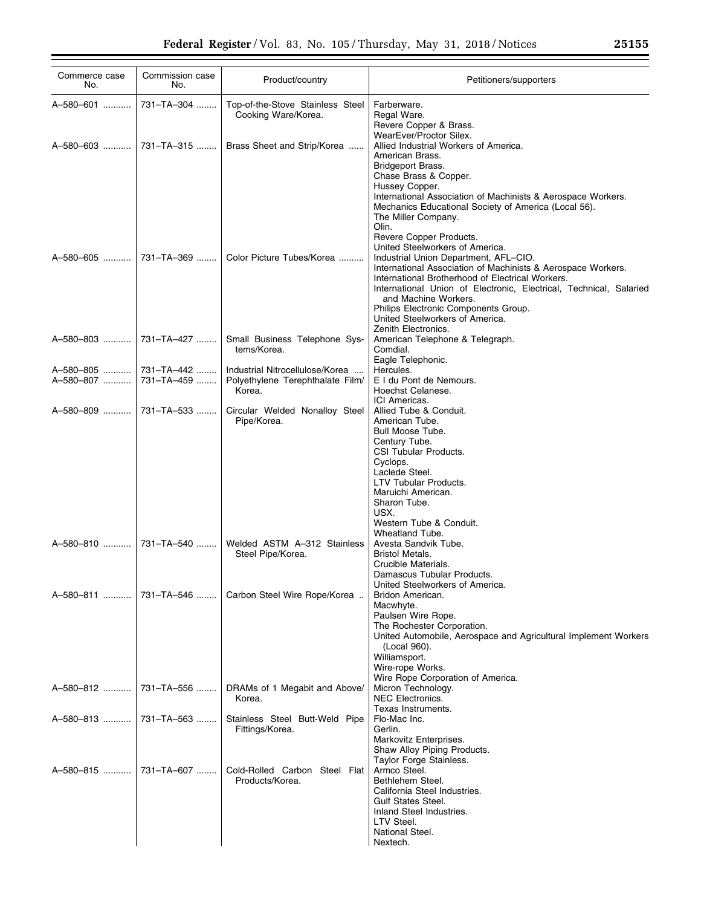| Commerce case No. | Commission case No. | Product/country | Petitioners/supporters |
| --- | --- | --- | --- |
| A–580–601 | 731–TA–304 | Top-of-the-Stove Stainless Steel Cooking Ware/Korea. | Farberware. |
| | | | Regal Ware. |
| | | | Revere Copper & Brass. |
| | | | WearEver/Proctor Silex. |
| A–580–603 | 731–TA–315 | Brass Sheet and Strip/Korea | Allied Industrial Workers of America. |
| | | | American Brass. |
| | | | Bridgeport Brass. |
| | | | Chase Brass & Copper. |
| | | | Hussey Copper. |
| | | | International Association of Machinists & Aerospace Workers. |
| | | | Mechanics Educational Society of America (Local 56). |
| | | | The Miller Company. |
| | | | Olin. |
| | | | Revere Copper Products. |
| | | | United Steelworkers of America. |
| A–580–605 | 731–TA–369 | Color Picture Tubes/Korea | Industrial Union Department, AFL–CIO. |
| | | | International Association of Machinists & Aerospace Workers. |
| | | | International Brotherhood of Electrical Workers. |
| | | | International Union of Electronic, Electrical, Technical, Salaried and Machine Workers. |
| | | | Philips Electronic Components Group. |
| | | | United Steelworkers of America. |
| | | | Zenith Electronics. |
| A–580–803 | 731–TA–427 | Small Business Telephone Systems/Korea. | American Telephone & Telegraph. |
| | | | Comdial. |
| | | | Eagle Telephonic. |
| A–580–805 | 731–TA–442 | Industrial Nitrocellulose/Korea | Hercules. |
| A–580–807 | 731–TA–459 | Polyethylene Terephthalate Film/Korea. | E I du Pont de Nemours. |
| | | | Hoechst Celanese. |
| | | | ICI Americas. |
| A–580–809 | 731–TA–533 | Circular Welded Nonalloy Steel Pipe/Korea. | Allied Tube & Conduit. |
| | | | American Tube. |
| | | | Bull Moose Tube. |
| | | | Century Tube. |
| | | | CSI Tubular Products. |
| | | | Cyclops. |
| | | | Laclede Steel. |
| | | | LTV Tubular Products. |
| | | | Maruichi American. |
| | | | Sharon Tube. |
| | | | USX. |
| | | | Western Tube & Conduit. |
| | | | Wheatland Tube. |
| A–580–810 | 731–TA–540 | Welded ASTM A–312 Stainless Steel Pipe/Korea. | Avesta Sandvik Tube. |
| | | | Bristol Metals. |
| | | | Crucible Materials. |
| | | | Damascus Tubular Products. |
| | | | United Steelworkers of America. |
| A–580–811 | 731–TA–546 | Carbon Steel Wire Rope/Korea | Bridon American. |
| | | | Macwhyte. |
| | | | Paulsen Wire Rope. |
| | | | The Rochester Corporation. |
| | | | United Automobile, Aerospace and Agricultural Implement Workers (Local 960). |
| | | | Williamsport. |
| | | | Wire-rope Works. |
| | | | Wire Rope Corporation of America. |
| A–580–812 | 731–TA–556 | DRAMs of 1 Megabit and Above/Korea. | Micron Technology. |
| | | | NEC Electronics. |
| | | | Texas Instruments. |
| A–580–813 | 731–TA–563 | Stainless Steel Butt-Weld Pipe Fittings/Korea. | Flo-Mac Inc. |
| | | | Gerlin. |
| | | | Markovitz Enterprises. |
| | | | Shaw Alloy Piping Products. |
| | | | Taylor Forge Stainless. |
| A–580–815 | 731–TA–607 | Cold-Rolled Carbon Steel Flat Products/Korea. | Armco Steel. |
| | | | Bethlehem Steel. |
| | | | California Steel Industries. |
| | | | Gulf States Steel. |
| | | | Inland Steel Industries. |
| | | | LTV Steel. |
| | | | National Steel. |
| | | | Nextech. |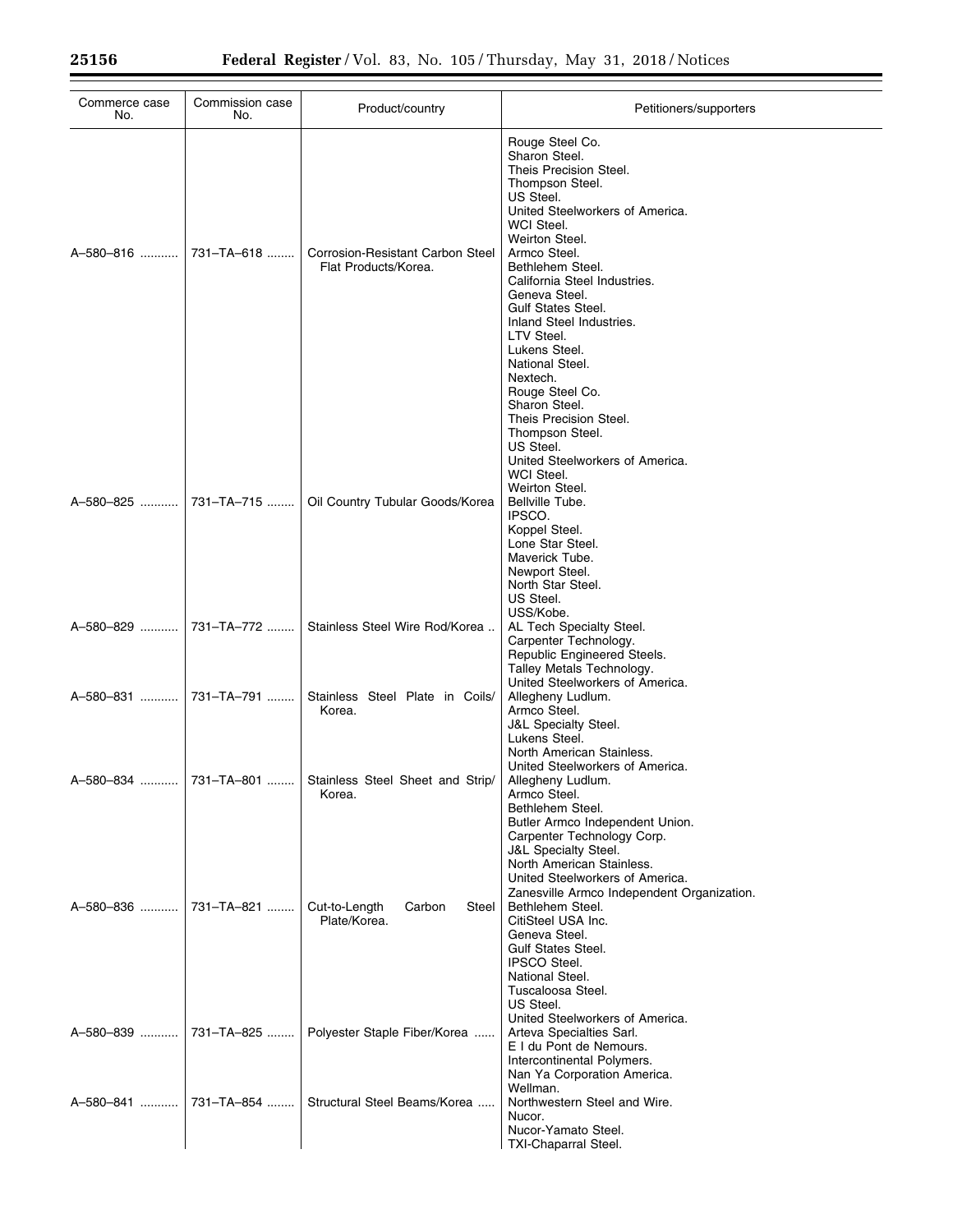| Commerce case No. | Commission case No. | Product/country | Petitioners/supporters |
|---|---|---|---|
| | | | Rouge Steel Co.<br>Sharon Steel.<br>Theis Precision Steel.<br>Thompson Steel.<br>US Steel.<br>United Steelworkers of America.<br>WCI Steel.<br>Weirton Steel. |
| A–580–816 | 731–TA–618 | Corrosion-Resistant Carbon Steel Flat Products/Korea. | Armco Steel.<br>Bethlehem Steel.<br>California Steel Industries.<br>Geneva Steel.<br>Gulf States Steel.<br>Inland Steel Industries.<br>LTV Steel.<br>Lukens Steel.<br>National Steel.<br>Nextech.<br>Rouge Steel Co.<br>Sharon Steel.<br>Theis Precision Steel.<br>Thompson Steel.<br>US Steel.<br>United Steelworkers of America.<br>WCI Steel.<br>Weirton Steel. |
| A–580–825 | 731–TA–715 | Oil Country Tubular Goods/Korea | Bellville Tube.<br>IPSCO.<br>Koppel Steel.<br>Lone Star Steel.<br>Maverick Tube.<br>Newport Steel.<br>North Star Steel.<br>US Steel.<br>USS/Kobe. |
| A–580–829 | 731–TA–772 | Stainless Steel Wire Rod/Korea | AL Tech Specialty Steel.<br>Carpenter Technology.<br>Republic Engineered Steels.<br>Talley Metals Technology.<br>United Steelworkers of America. |
| A–580–831 | 731–TA–791 | Stainless Steel Plate in Coils/Korea. | Allegheny Ludlum.<br>Armco Steel.<br>J&L Specialty Steel.<br>Lukens Steel.<br>North American Stainless.<br>United Steelworkers of America. |
| A–580–834 | 731–TA–801 | Stainless Steel Sheet and Strip/Korea. | Allegheny Ludlum.<br>Armco Steel.<br>Bethlehem Steel.<br>Butler Armco Independent Union.<br>Carpenter Technology Corp.<br>J&L Specialty Steel.<br>North American Stainless.<br>United Steelworkers of America.<br>Zanesville Armco Independent Organization. |
| A–580–836 | 731–TA–821 | Cut-to-Length Carbon Steel Plate/Korea. | Bethlehem Steel.<br>CitiSteel USA Inc.<br>Geneva Steel.<br>Gulf States Steel.<br>IPSCO Steel.<br>National Steel.<br>Tuscaloosa Steel.<br>US Steel.<br>United Steelworkers of America. |
| A–580–839 | 731–TA–825 | Polyester Staple Fiber/Korea | Arteva Specialties Sarl.<br>E I du Pont de Nemours.<br>Intercontinental Polymers.<br>Nan Ya Corporation America.<br>Wellman. |
| A–580–841 | 731–TA–854 | Structural Steel Beams/Korea | Northwestern Steel and Wire.<br>Nucor.<br>Nucor-Yamato Steel.<br>TXI-Chaparral Steel. |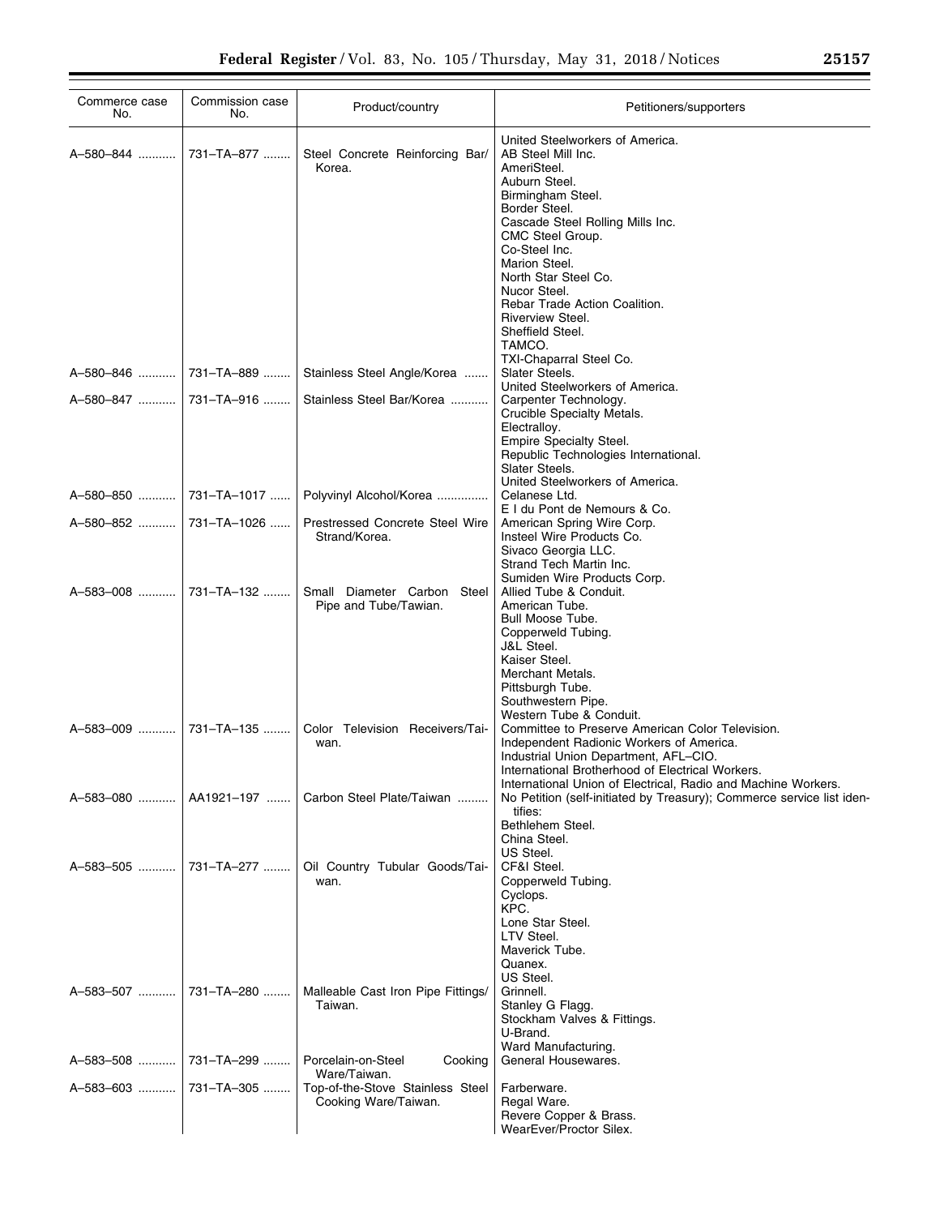| Commerce case No. | Commission case No. | Product/country | Petitioners/supporters |
|---|---|---|---|
| | | | United Steelworkers of America. |
| A–580–844 | 731–TA–877 | Steel Concrete Reinforcing Bar/ Korea. | AB Steel Mill Inc.<br>AmeriSteel.<br>Auburn Steel.<br>Birmingham Steel.<br>Border Steel.<br>Cascade Steel Rolling Mills Inc.<br>CMC Steel Group.<br>Co-Steel Inc.<br>Marion Steel.<br>North Star Steel Co.<br>Nucor Steel.<br>Rebar Trade Action Coalition.<br>Riverview Steel.<br>Sheffield Steel.<br>TAMCO.<br>TXI-Chaparral Steel Co. |
| A–580–846 | 731–TA–889 | Stainless Steel Angle/Korea | Slater Steels.<br>United Steelworkers of America. |
| A–580–847 | 731–TA–916 | Stainless Steel Bar/Korea | Carpenter Technology.<br>Crucible Specialty Metals.<br>Electralloy.<br>Empire Specialty Steel.<br>Republic Technologies International.<br>Slater Steels.<br>United Steelworkers of America. |
| A–580–850 | 731–TA–1017 | Polyvinyl Alcohol/Korea | Celanese Ltd.<br>E I du Pont de Nemours & Co. |
| A–580–852 | 731–TA–1026 | Prestressed Concrete Steel Wire Strand/Korea. | American Spring Wire Corp.<br>Insteel Wire Products Co.<br>Sivaco Georgia LLC.<br>Strand Tech Martin Inc.<br>Sumiden Wire Products Corp. |
| A–583–008 | 731–TA–132 | Small Diameter Carbon Steel Pipe and Tube/Tawian. | Allied Tube & Conduit.<br>American Tube.<br>Bull Moose Tube.<br>Copperweld Tubing.<br>J&L Steel.<br>Kaiser Steel.<br>Merchant Metals.<br>Pittsburgh Tube.<br>Southwestern Pipe.<br>Western Tube & Conduit. |
| A–583–009 | 731–TA–135 | Color Television Receivers/Taiwan. | Committee to Preserve American Color Television.<br>Independent Radionic Workers of America.<br>Industrial Union Department, AFL–CIO.<br>International Brotherhood of Electrical Workers.<br>International Union of Electrical, Radio and Machine Workers. |
| A–583–080 | AA1921–197 | Carbon Steel Plate/Taiwan | No Petition (self-initiated by Treasury); Commerce service list identifies:<br>Bethlehem Steel.<br>China Steel.<br>US Steel. |
| A–583–505 | 731–TA–277 | Oil Country Tubular Goods/Taiwan. | CF&I Steel.<br>Copperweld Tubing.<br>Cyclops.<br>KPC.<br>Lone Star Steel.<br>LTV Steel.<br>Maverick Tube.<br>Quanex.<br>US Steel. |
| A–583–507 | 731–TA–280 | Malleable Cast Iron Pipe Fittings/ Taiwan. | Grinnell.<br>Stanley G Flagg.<br>Stockham Valves & Fittings.<br>U-Brand.<br>Ward Manufacturing. |
| A–583–508 | 731–TA–299 | Porcelain-on-Steel Cooking Ware/Taiwan. | General Housewares. |
| A–583–603 | 731–TA–305 | Top-of-the-Stove Stainless Steel Cooking Ware/Taiwan. | Farberware.<br>Regal Ware.<br>Revere Copper & Brass.<br>WearEver/Proctor Silex. |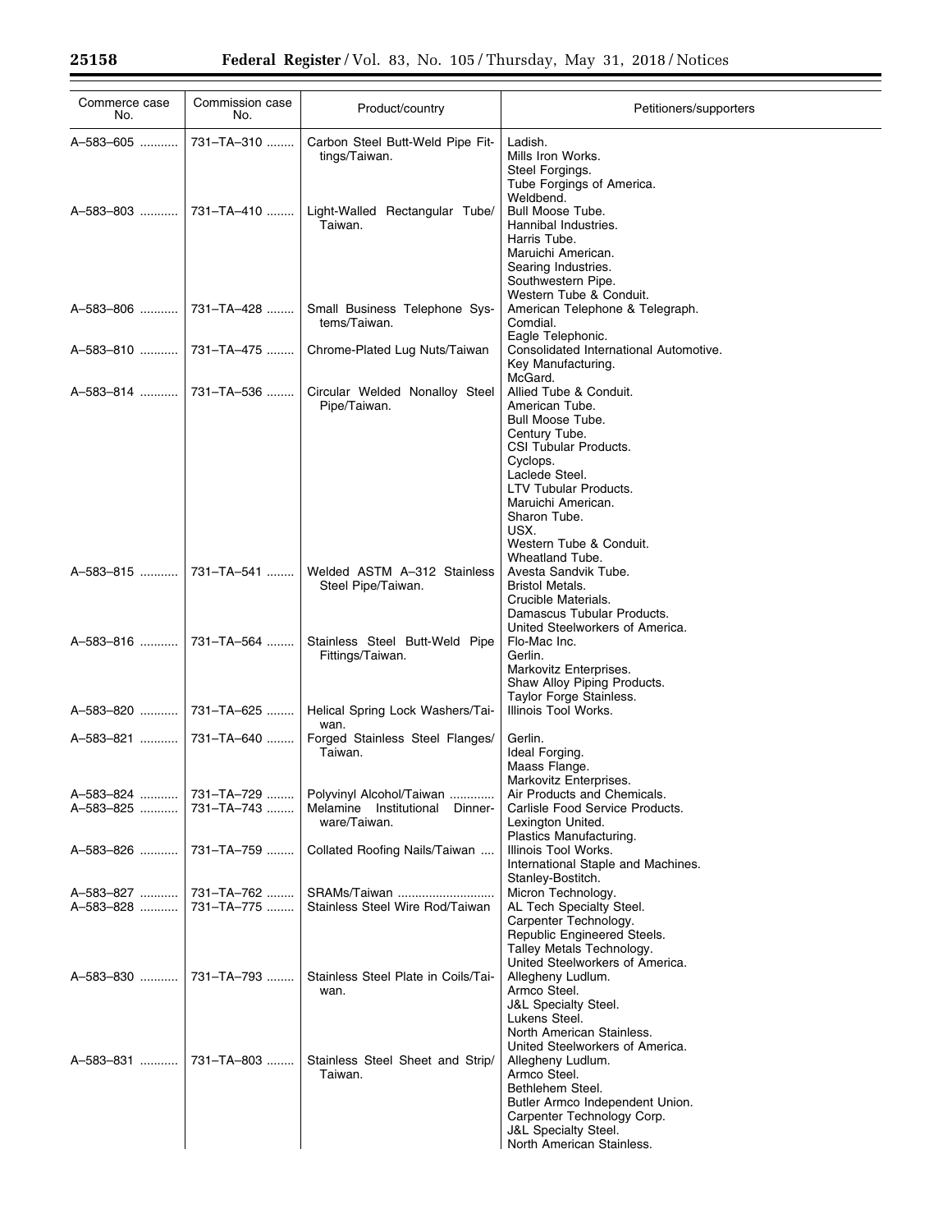| Commerce case No. | Commission case No. | Product/country | Petitioners/supporters |
|---|---|---|---|
| A–583–605 | 731–TA–310 | Carbon Steel Butt-Weld Pipe Fittings/Taiwan. | Ladish.<br>Mills Iron Works.<br>Steel Forgings.<br>Tube Forgings of America.<br>Weldbend. |
| A–583–803 | 731–TA–410 | Light-Walled Rectangular Tube/Taiwan. | Bull Moose Tube.<br>Hannibal Industries.<br>Harris Tube.<br>Maruichi American.<br>Searing Industries.<br>Southwestern Pipe.<br>Western Tube & Conduit. |
| A–583–806 | 731–TA–428 | Small Business Telephone Systems/Taiwan. | American Telephone & Telegraph.<br>Comdial.<br>Eagle Telephonic. |
| A–583–810 | 731–TA–475 | Chrome-Plated Lug Nuts/Taiwan | Consolidated International Automotive.<br>Key Manufacturing.<br>McGard. |
| A–583–814 | 731–TA–536 | Circular Welded Nonalloy Steel Pipe/Taiwan. | Allied Tube & Conduit.<br>American Tube.<br>Bull Moose Tube.<br>Century Tube.<br>CSI Tubular Products.<br>Cyclops.<br>Laclede Steel.<br>LTV Tubular Products.<br>Maruichi American.<br>Sharon Tube.<br>USX.<br>Western Tube & Conduit.<br>Wheatland Tube. |
| A–583–815 | 731–TA–541 | Welded ASTM A–312 Stainless Steel Pipe/Taiwan. | Avesta Sandvik Tube.<br>Bristol Metals.<br>Crucible Materials.<br>Damascus Tubular Products.<br>United Steelworkers of America. |
| A–583–816 | 731–TA–564 | Stainless Steel Butt-Weld Pipe Fittings/Taiwan. | Flo-Mac Inc.<br>Gerlin.<br>Markovitz Enterprises.<br>Shaw Alloy Piping Products.<br>Taylor Forge Stainless. |
| A–583–820 | 731–TA–625 | Helical Spring Lock Washers/Taiwan. | Illinois Tool Works. |
| A–583–821 | 731–TA–640 | Forged Stainless Steel Flanges/Taiwan. | Gerlin.<br>Ideal Forging.<br>Maass Flange.<br>Markovitz Enterprises. |
| A–583–824 | 731–TA–729 | Polyvinyl Alcohol/Taiwan | Air Products and Chemicals. |
| A–583–825 | 731–TA–743 | Melamine Institutional Dinnerware/Taiwan. | Carlisle Food Service Products.<br>Lexington United.<br>Plastics Manufacturing. |
| A–583–826 | 731–TA–759 | Collated Roofing Nails/Taiwan | Illinois Tool Works.<br>International Staple and Machines.<br>Stanley-Bostitch. |
| A–583–827 | 731–TA–762 | SRAMs/Taiwan | Micron Technology. |
| A–583–828 | 731–TA–775 | Stainless Steel Wire Rod/Taiwan | AL Tech Specialty Steel.<br>Carpenter Technology.<br>Republic Engineered Steels.<br>Talley Metals Technology.<br>United Steelworkers of America. |
| A–583–830 | 731–TA–793 | Stainless Steel Plate in Coils/Taiwan. | Allegheny Ludlum.<br>Armco Steel.<br>J&L Specialty Steel.<br>Lukens Steel.<br>North American Stainless.<br>United Steelworkers of America. |
| A–583–831 | 731–TA–803 | Stainless Steel Sheet and Strip/Taiwan. | Allegheny Ludlum.<br>Armco Steel.<br>Bethlehem Steel.<br>Butler Armco Independent Union.<br>Carpenter Technology Corp.<br>J&L Specialty Steel.<br>North American Stainless. |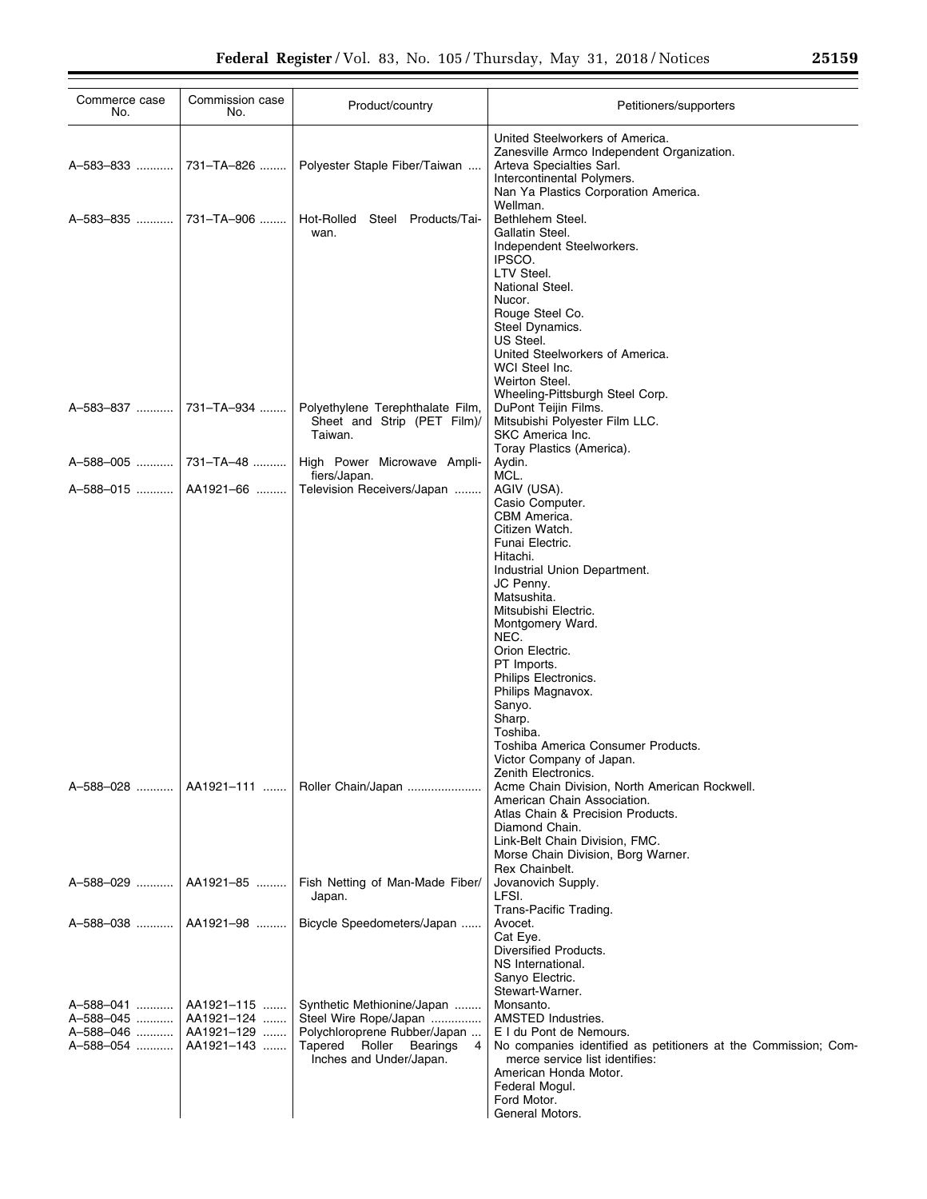| Commerce case No. | Commission case No. | Product/country | Petitioners/supporters |
|---|---|---|---|
| | | | United Steelworkers of America. |
| | | | Zanesville Armco Independent Organization. |
| A–583–833 | 731–TA–826 | Polyester Staple Fiber/Taiwan | Arteva Specialties Sarl. |
| | | | Intercontinental Polymers. |
| | | | Nan Ya Plastics Corporation America. |
| | | | Wellman. |
| A–583–835 | 731–TA–906 | Hot-Rolled Steel Products/Taiwan. | Bethlehem Steel. |
| | | | Gallatin Steel. |
| | | | Independent Steelworkers. |
| | | | IPSCO. |
| | | | LTV Steel. |
| | | | National Steel. |
| | | | Nucor. |
| | | | Rouge Steel Co. |
| | | | Steel Dynamics. |
| | | | US Steel. |
| | | | United Steelworkers of America. |
| | | | WCI Steel Inc. |
| | | | Weirton Steel. |
| | | | Wheeling-Pittsburgh Steel Corp. |
| A–583–837 | 731–TA–934 | Polyethylene Terephthalate Film, Sheet and Strip (PET Film)/Taiwan. | DuPont Teijin Films. |
| | | | Mitsubishi Polyester Film LLC. |
| | | | SKC America Inc. |
| | | | Toray Plastics (America). |
| A–588–005 | 731–TA–48 | High Power Microwave Amplifiers/Japan. | Aydin. |
| | | | MCL. |
| A–588–015 | AA1921–66 | Television Receivers/Japan | AGIV (USA). |
| | | | Casio Computer. |
| | | | CBM America. |
| | | | Citizen Watch. |
| | | | Funai Electric. |
| | | | Hitachi. |
| | | | Industrial Union Department. |
| | | | JC Penny. |
| | | | Matsushita. |
| | | | Mitsubishi Electric. |
| | | | Montgomery Ward. |
| | | | NEC. |
| | | | Orion Electric. |
| | | | PT Imports. |
| | | | Philips Electronics. |
| | | | Philips Magnavox. |
| | | | Sanyo. |
| | | | Sharp. |
| | | | Toshiba. |
| | | | Toshiba America Consumer Products. |
| | | | Victor Company of Japan. |
| | | | Zenith Electronics. |
| A–588–028 | AA1921–111 | Roller Chain/Japan | Acme Chain Division, North American Rockwell. |
| | | | American Chain Association. |
| | | | Atlas Chain & Precision Products. |
| | | | Diamond Chain. |
| | | | Link-Belt Chain Division, FMC. |
| | | | Morse Chain Division, Borg Warner. |
| | | | Rex Chainbelt. |
| A–588–029 | AA1921–85 | Fish Netting of Man-Made Fiber/Japan. | Jovanovich Supply. |
| | | | LFSI. |
| | | | Trans-Pacific Trading. |
| A–588–038 | AA1921–98 | Bicycle Speedometers/Japan | Avocet. |
| | | | Cat Eye. |
| | | | Diversified Products. |
| | | | NS International. |
| | | | Sanyo Electric. |
| | | | Stewart-Warner. |
| A–588–041 | AA1921–115 | Synthetic Methionine/Japan | Monsanto. |
| A–588–045 | AA1921–124 | Steel Wire Rope/Japan | AMSTED Industries. |
| A–588–046 | AA1921–129 | Polychloroprene Rubber/Japan | E I du Pont de Nemours. |
| A–588–054 | AA1921–143 | Tapered Roller Bearings 4 Inches and Under/Japan. | No companies identified as petitioners at the Commission; Commerce service list identifies: |
| | | | American Honda Motor. |
| | | | Federal Mogul. |
| | | | Ford Motor. |
| | | | General Motors. |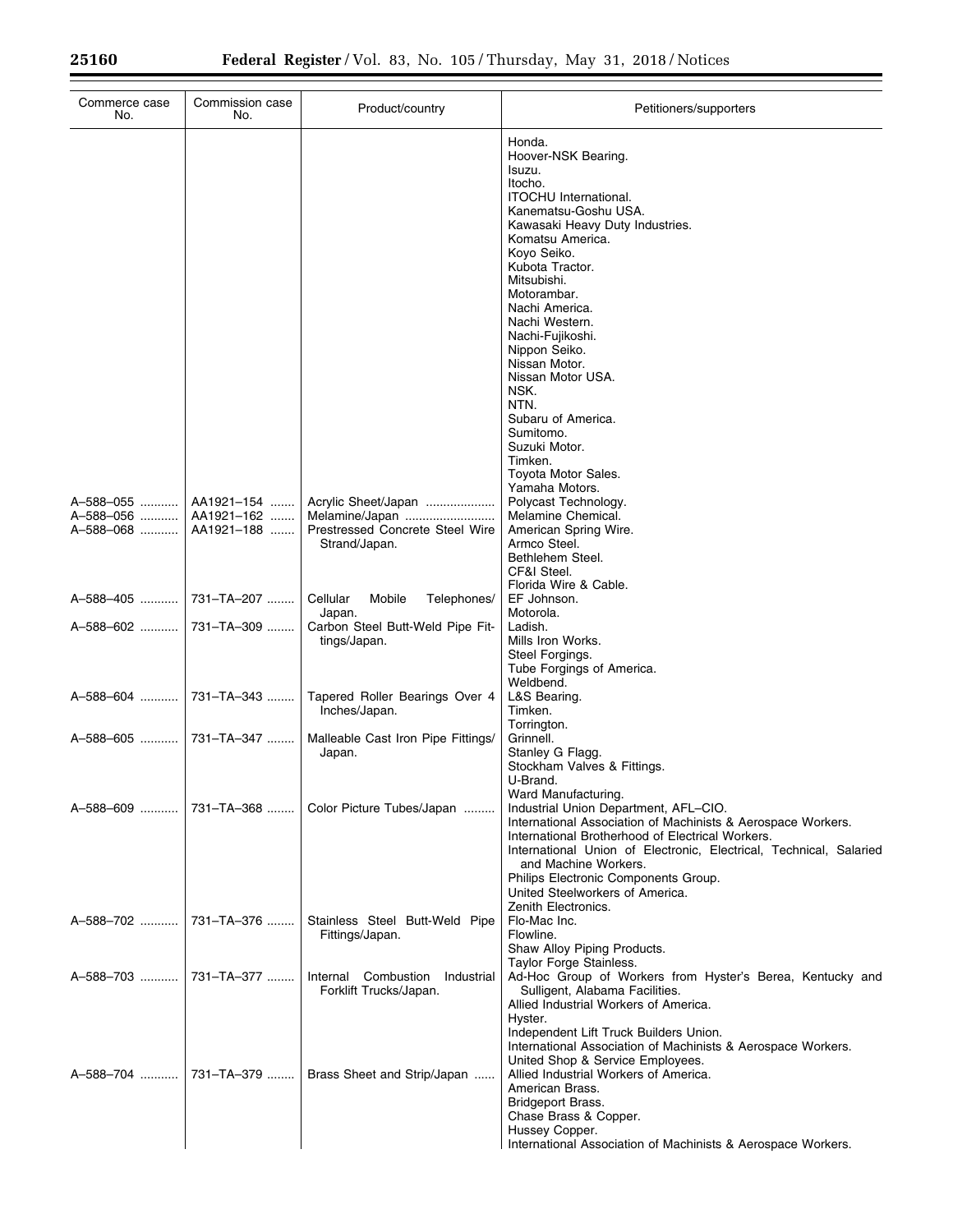| Commerce case No. | Commission case No. | Product/country | Petitioners/supporters |
|---|---|---|---|
| | | | Honda. |
| | | | Hoover-NSK Bearing. |
| | | | Isuzu. |
| | | | Itocho. |
| | | | ITOCHU International. |
| | | | Kanematsu-Goshu USA. |
| | | | Kawasaki Heavy Duty Industries. |
| | | | Komatsu America. |
| | | | Koyo Seiko. |
| | | | Kubota Tractor. |
| | | | Mitsubishi. |
| | | | Motorambar. |
| | | | Nachi America. |
| | | | Nachi Western. |
| | | | Nachi-Fujikoshi. |
| | | | Nippon Seiko. |
| | | | Nissan Motor. |
| | | | Nissan Motor USA. |
| | | | NSK. |
| | | | NTN. |
| | | | Subaru of America. |
| | | | Sumitomo. |
| | | | Suzuki Motor. |
| | | | Timken. |
| | | | Toyota Motor Sales. |
| | | | Yamaha Motors. |
| A–588–055 | AA1921–154 | Acrylic Sheet/Japan | Polycast Technology. |
| A–588–056 | AA1921–162 | Melamine/Japan | Melamine Chemical. |
| A–588–068 | AA1921–188 | Prestressed Concrete Steel Wire Strand/Japan. | American Spring Wire. |
| | | | Armco Steel. |
| | | | Bethlehem Steel. |
| | | | CF&I Steel. |
| | | | Florida Wire & Cable. |
| A–588–405 | 731–TA–207 | Cellular Mobile Telephones/ Japan. | EF Johnson. |
| | | | Motorola. |
| A–588–602 | 731–TA–309 | Carbon Steel Butt-Weld Pipe Fittings/Japan. | Ladish. |
| | | | Mills Iron Works. |
| | | | Steel Forgings. |
| | | | Tube Forgings of America. |
| | | | Weldbend. |
| A–588–604 | 731–TA–343 | Tapered Roller Bearings Over 4 Inches/Japan. | L&S Bearing. |
| | | | Timken. |
| | | | Torrington. |
| A–588–605 | 731–TA–347 | Malleable Cast Iron Pipe Fittings/ Japan. | Grinnell. |
| | | | Stanley G Flagg. |
| | | | Stockham Valves & Fittings. |
| | | | U-Brand. |
| | | | Ward Manufacturing. |
| A–588–609 | 731–TA–368 | Color Picture Tubes/Japan | Industrial Union Department, AFL–CIO. |
| | | | International Association of Machinists & Aerospace Workers. |
| | | | International Brotherhood of Electrical Workers. |
| | | | International Union of Electronic, Electrical, Technical, Salaried and Machine Workers. |
| | | | Philips Electronic Components Group. |
| | | | United Steelworkers of America. |
| | | | Zenith Electronics. |
| A–588–702 | 731–TA–376 | Stainless Steel Butt-Weld Pipe Fittings/Japan. | Flo-Mac Inc. |
| | | | Flowline. |
| | | | Shaw Alloy Piping Products. |
| | | | Taylor Forge Stainless. |
| A–588–703 | 731–TA–377 | Internal Combustion Industrial Forklift Trucks/Japan. | Ad-Hoc Group of Workers from Hyster's Berea, Kentucky and Sulligent, Alabama Facilities. |
| | | | Allied Industrial Workers of America. |
| | | | Hyster. |
| | | | Independent Lift Truck Builders Union. |
| | | | International Association of Machinists & Aerospace Workers. |
| | | | United Shop & Service Employees. |
| A–588–704 | 731–TA–379 | Brass Sheet and Strip/Japan | Allied Industrial Workers of America. |
| | | | American Brass. |
| | | | Bridgeport Brass. |
| | | | Chase Brass & Copper. |
| | | | Hussey Copper. |
| | | | International Association of Machinists & Aerospace Workers. |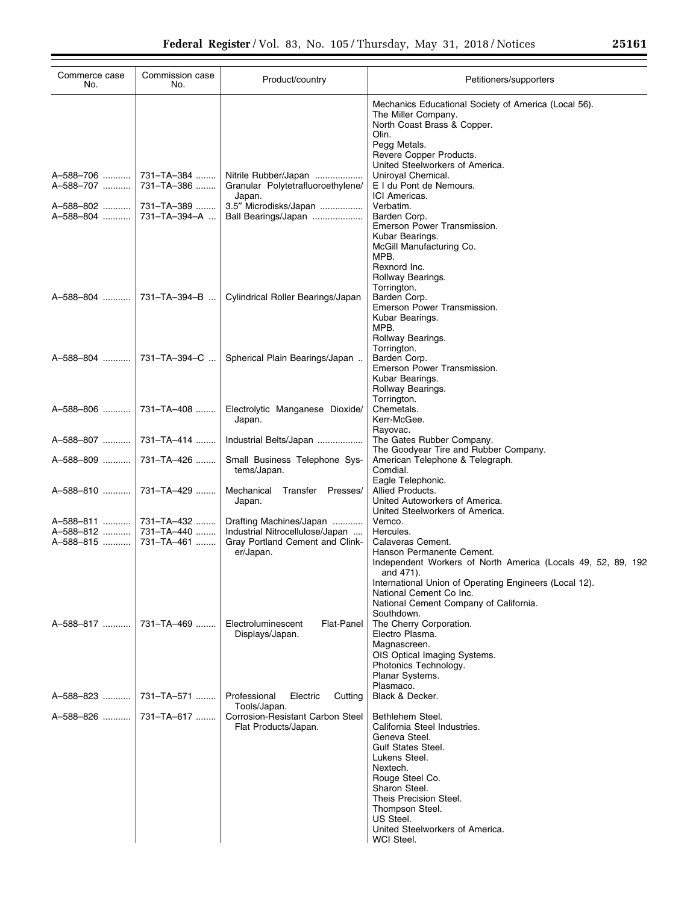| Commerce case No. | Commission case No. | Product/country | Petitioners/supporters |
|---|---|---|---|
| | | | Mechanics Educational Society of America (Local 56).<br>The Miller Company.<br>North Coast Brass & Copper.<br>Olin.<br>Pegg Metals.<br>Revere Copper Products.<br>United Steelworkers of America. |
| A–588–706 | 731–TA–384 | Nitrile Rubber/Japan | Uniroyal Chemical. |
| A–588–707 | 731–TA–386 | Granular Polytetrafluoroethylene/Japan. | E I du Pont de Nemours.<br>ICI Americas. |
| A–588–802 | 731–TA–389 | 3.5″ Microdisks/Japan | Verbatim. |
| A–588–804 | 731–TA–394–A | Ball Bearings/Japan | Barden Corp.<br>Emerson Power Transmission.<br>Kubar Bearings.<br>McGill Manufacturing Co.<br>MPB.<br>Rexnord Inc.<br>Rollway Bearings.<br>Torrington. |
| A–588–804 | 731–TA–394–B | Cylindrical Roller Bearings/Japan | Barden Corp.<br>Emerson Power Transmission.<br>Kubar Bearings.<br>MPB.<br>Rollway Bearings.<br>Torrington. |
| A–588–804 | 731–TA–394–C | Spherical Plain Bearings/Japan | Barden Corp.<br>Emerson Power Transmission.<br>Kubar Bearings.<br>Rollway Bearings.<br>Torrington. |
| A–588–806 | 731–TA–408 | Electrolytic Manganese Dioxide/Japan. | Chemetals.<br>Kerr-McGee.<br>Rayovac. |
| A–588–807 | 731–TA–414 | Industrial Belts/Japan | The Gates Rubber Company.<br>The Goodyear Tire and Rubber Company. |
| A–588–809 | 731–TA–426 | Small Business Telephone Systems/Japan. | American Telephone & Telegraph.<br>Comdial.<br>Eagle Telephonic. |
| A–588–810 | 731–TA–429 | Mechanical Transfer Presses/Japan. | Allied Products.<br>United Autoworkers of America.<br>United Steelworkers of America. |
| A–588–811 | 731–TA–432 | Drafting Machines/Japan | Vemco. |
| A–588–812 | 731–TA–440 | Industrial Nitrocellulose/Japan | Hercules. |
| A–588–815 | 731–TA–461 | Gray Portland Cement and Clinker/Japan. | Calaveras Cement.<br>Hanson Permanente Cement.<br>Independent Workers of North America (Locals 49, 52, 89, 192 and 471).<br>International Union of Operating Engineers (Local 12).<br>National Cement Co Inc.<br>National Cement Company of California.<br>Southdown. |
| A–588–817 | 731–TA–469 | Electroluminescent Flat-Panel Displays/Japan. | The Cherry Corporation.<br>Electro Plasma.<br>Magnascreen.<br>OIS Optical Imaging Systems.<br>Photonics Technology.<br>Planar Systems.<br>Plasmaco. |
| A–588–823 | 731–TA–571 | Professional Electric Cutting Tools/Japan. | Black & Decker. |
| A–588–826 | 731–TA–617 | Corrosion-Resistant Carbon Steel Flat Products/Japan. | Bethlehem Steel.<br>California Steel Industries.<br>Geneva Steel.<br>Gulf States Steel.<br>Lukens Steel.<br>Nextech.<br>Rouge Steel Co.<br>Sharon Steel.<br>Theis Precision Steel.<br>Thompson Steel.<br>US Steel.<br>United Steelworkers of America.<br>WCI Steel. |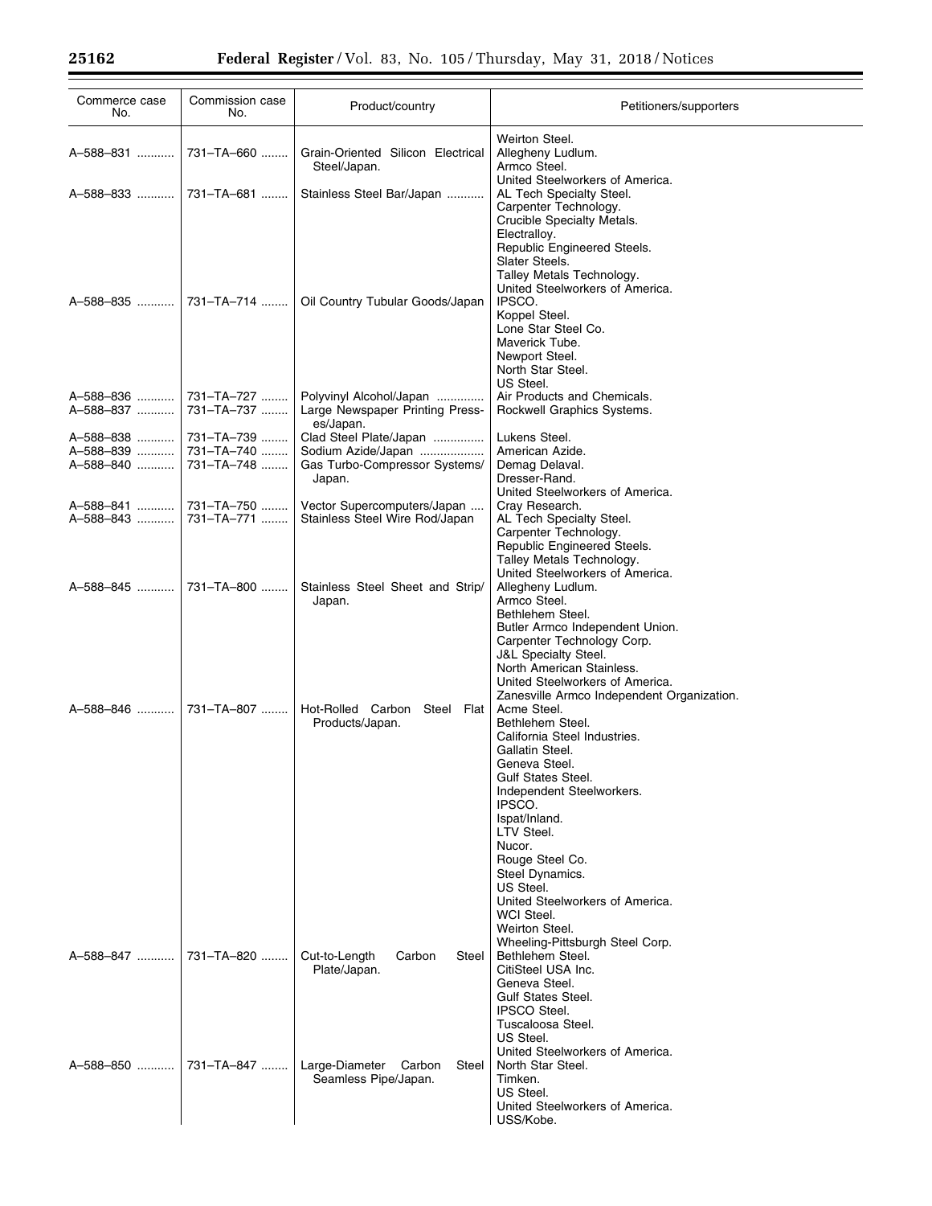| Commerce case No. | Commission case No. | Product/country | Petitioners/supporters |
|---|---|---|---|
| | | | Weirton Steel. |
| A–588–831 | 731–TA–660 | Grain-Oriented Silicon Electrical Steel/Japan. | Allegheny Ludlum. |
| | | | Armco Steel. |
| | | | United Steelworkers of America. |
| A–588–833 | 731–TA–681 | Stainless Steel Bar/Japan | AL Tech Specialty Steel. |
| | | | Carpenter Technology. |
| | | | Crucible Specialty Metals. |
| | | | Electralloy. |
| | | | Republic Engineered Steels. |
| | | | Slater Steels. |
| | | | Talley Metals Technology. |
| | | | United Steelworkers of America. |
| A–588–835 | 731–TA–714 | Oil Country Tubular Goods/Japan | IPSCO. |
| | | | Koppel Steel. |
| | | | Lone Star Steel Co. |
| | | | Maverick Tube. |
| | | | Newport Steel. |
| | | | North Star Steel. |
| | | | US Steel. |
| A–588–836 | 731–TA–727 | Polyvinyl Alcohol/Japan | Air Products and Chemicals. |
| A–588–837 | 731–TA–737 | Large Newspaper Printing Presses/Japan. | Rockwell Graphics Systems. |
| A–588–838 | 731–TA–739 | Clad Steel Plate/Japan | Lukens Steel. |
| A–588–839 | 731–TA–740 | Sodium Azide/Japan | American Azide. |
| A–588–840 | 731–TA–748 | Gas Turbo-Compressor Systems/Japan. | Demag Delaval. |
| | | | Dresser-Rand. |
| | | | United Steelworkers of America. |
| A–588–841 | 731–TA–750 | Vector Supercomputers/Japan | Cray Research. |
| A–588–843 | 731–TA–771 | Stainless Steel Wire Rod/Japan | AL Tech Specialty Steel. |
| | | | Carpenter Technology. |
| | | | Republic Engineered Steels. |
| | | | Talley Metals Technology. |
| | | | United Steelworkers of America. |
| A–588–845 | 731–TA–800 | Stainless Steel Sheet and Strip/Japan. | Allegheny Ludlum. |
| | | | Armco Steel. |
| | | | Bethlehem Steel. |
| | | | Butler Armco Independent Union. |
| | | | Carpenter Technology Corp. |
| | | | J&L Specialty Steel. |
| | | | North American Stainless. |
| | | | United Steelworkers of America. |
| | | | Zanesville Armco Independent Organization. |
| A–588–846 | 731–TA–807 | Hot-Rolled Carbon Steel Flat Products/Japan. | Acme Steel. |
| | | | Bethlehem Steel. |
| | | | California Steel Industries. |
| | | | Gallatin Steel. |
| | | | Geneva Steel. |
| | | | Gulf States Steel. |
| | | | Independent Steelworkers. |
| | | | IPSCO. |
| | | | Ispat/Inland. |
| | | | LTV Steel. |
| | | | Nucor. |
| | | | Rouge Steel Co. |
| | | | Steel Dynamics. |
| | | | US Steel. |
| | | | United Steelworkers of America. |
| | | | WCI Steel. |
| | | | Weirton Steel. |
| | | | Wheeling-Pittsburgh Steel Corp. |
| A–588–847 | 731–TA–820 | Cut-to-Length Carbon Steel Plate/Japan. | Bethlehem Steel. |
| | | | CitiSteel USA Inc. |
| | | | Geneva Steel. |
| | | | Gulf States Steel. |
| | | | IPSCO Steel. |
| | | | Tuscaloosa Steel. |
| | | | US Steel. |
| | | | United Steelworkers of America. |
| A–588–850 | 731–TA–847 | Large-Diameter Carbon Steel Seamless Pipe/Japan. | North Star Steel. |
| | | | Timken. |
| | | | US Steel. |
| | | | United Steelworkers of America. |
| | | | USS/Kobe. |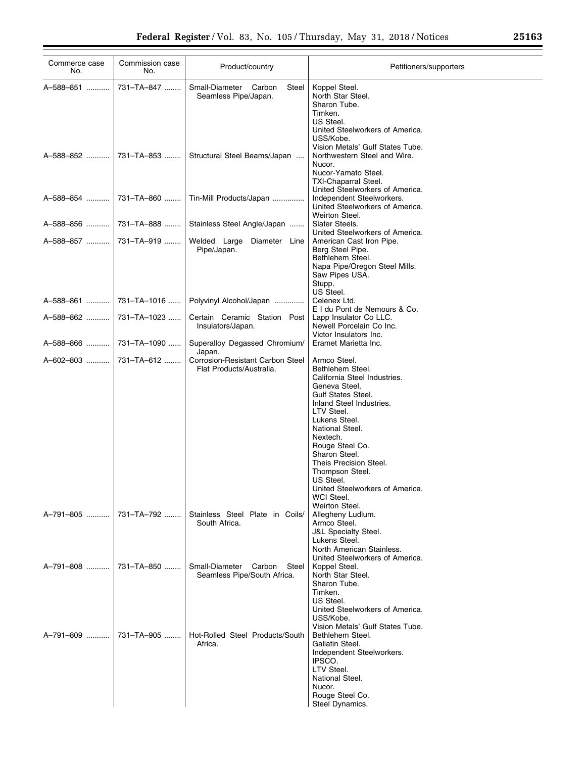| Commerce case No. | Commission case No. | Product/country | Petitioners/supporters |
|---|---|---|---|
| A–588–851 | 731–TA–847 | Small-Diameter Carbon Steel Seamless Pipe/Japan. | Koppel Steel.<br>North Star Steel.<br>Sharon Tube.<br>Timken.<br>US Steel.<br>United Steelworkers of America.<br>USS/Kobe.<br>Vision Metals' Gulf States Tube. |
| A–588–852 | 731–TA–853 | Structural Steel Beams/Japan | Northwestern Steel and Wire.<br>Nucor.<br>Nucor-Yamato Steel.<br>TXI-Chaparral Steel.<br>United Steelworkers of America. |
| A–588–854 | 731–TA–860 | Tin-Mill Products/Japan | Independent Steelworkers.<br>United Steelworkers of America.<br>Weirton Steel. |
| A–588–856 | 731–TA–888 | Stainless Steel Angle/Japan | Slater Steels.<br>United Steelworkers of America. |
| A–588–857 | 731–TA–919 | Welded Large Diameter Line Pipe/Japan. | American Cast Iron Pipe.<br>Berg Steel Pipe.<br>Bethlehem Steel.<br>Napa Pipe/Oregon Steel Mills.<br>Saw Pipes USA.<br>Stupp.<br>US Steel. |
| A–588–861 | 731–TA–1016 | Polyvinyl Alcohol/Japan | Celenex Ltd.<br>E I du Pont de Nemours & Co. |
| A–588–862 | 731–TA–1023 | Certain Ceramic Station Post Insulators/Japan. | Lapp Insulator Co LLC.<br>Newell Porcelain Co Inc.<br>Victor Insulators Inc. |
| A–588–866 | 731–TA–1090 | Superalloy Degassed Chromium/ Japan. | Eramet Marietta Inc. |
| A–602–803 | 731–TA–612 | Corrosion-Resistant Carbon Steel Flat Products/Australia. | Armco Steel.<br>Bethlehem Steel.<br>California Steel Industries.<br>Geneva Steel.<br>Gulf States Steel.<br>Inland Steel Industries.<br>LTV Steel.<br>Lukens Steel.<br>National Steel.<br>Nextech.<br>Rouge Steel Co.<br>Sharon Steel.<br>Theis Precision Steel.<br>Thompson Steel.<br>US Steel.<br>United Steelworkers of America.<br>WCI Steel.<br>Weirton Steel. |
| A–791–805 | 731–TA–792 | Stainless Steel Plate in Coils/ South Africa. | Allegheny Ludlum.<br>Armco Steel.<br>J&L Specialty Steel.<br>Lukens Steel.<br>North American Stainless.<br>United Steelworkers of America. |
| A–791–808 | 731–TA–850 | Small-Diameter Carbon Steel Seamless Pipe/South Africa. | Koppel Steel.<br>North Star Steel.<br>Sharon Tube.<br>Timken.<br>US Steel.<br>United Steelworkers of America.<br>USS/Kobe.<br>Vision Metals' Gulf States Tube. |
| A–791–809 | 731–TA–905 | Hot-Rolled Steel Products/South Africa. | Bethlehem Steel.<br>Gallatin Steel.<br>Independent Steelworkers.<br>IPSCO.<br>LTV Steel.<br>National Steel.<br>Nucor.<br>Rouge Steel Co.<br>Steel Dynamics. |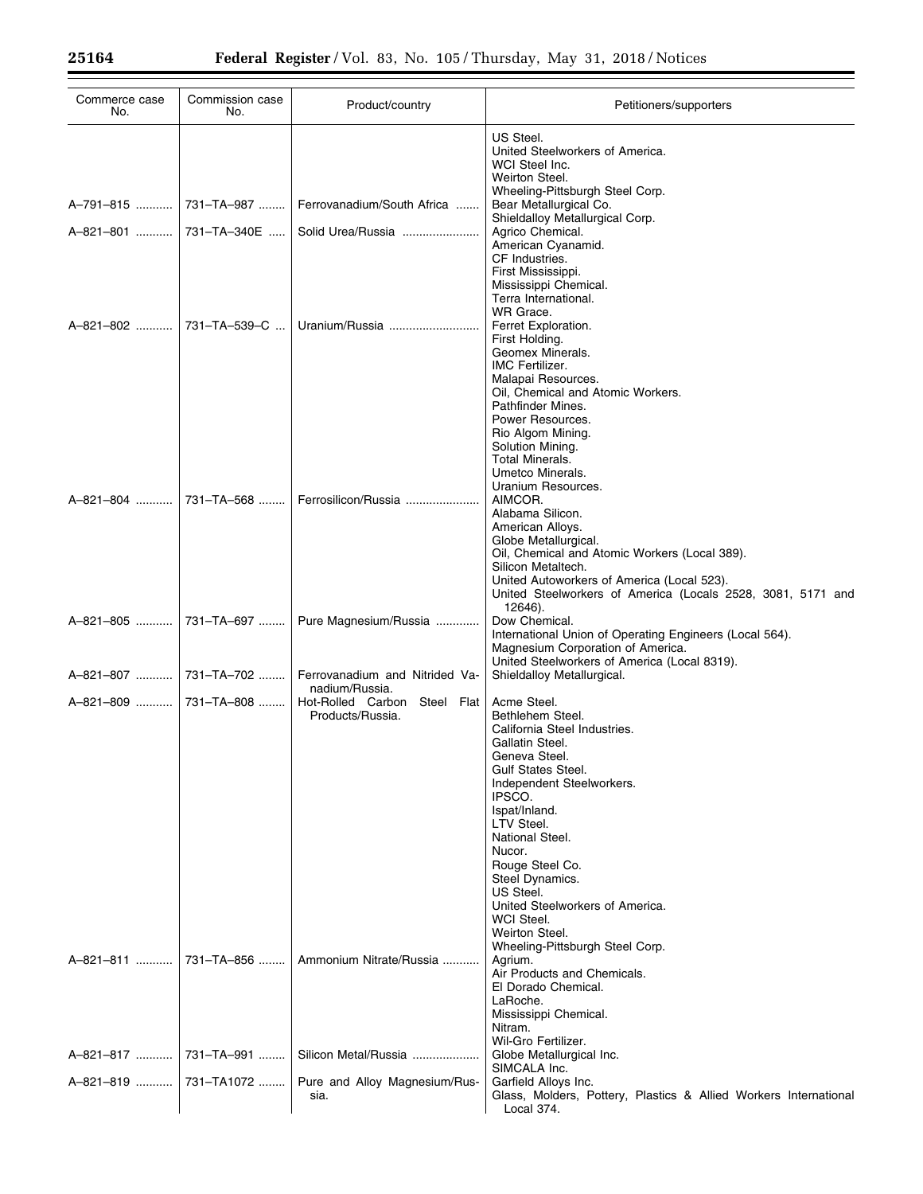| Commerce case No. | Commission case No. | Product/country | Petitioners/supporters |
|---|---|---|---|
| | | | US Steel. |
| | | | United Steelworkers of America. |
| | | | WCI Steel Inc. |
| | | | Weirton Steel. |
| | | | Wheeling-Pittsburgh Steel Corp. |
| A–791–815 | 731–TA–987 | Ferrovanadium/South Africa | Bear Metallurgical Co. |
| | | | Shieldalloy Metallurgical Corp. |
| A–821–801 | 731–TA–340E | Solid Urea/Russia | Agrico Chemical. |
| | | | American Cyanamid. |
| | | | CF Industries. |
| | | | First Mississippi. |
| | | | Mississippi Chemical. |
| | | | Terra International. |
| | | | WR Grace. |
| A–821–802 | 731–TA–539–C | Uranium/Russia | Ferret Exploration. |
| | | | First Holding. |
| | | | Geomex Minerals. |
| | | | IMC Fertilizer. |
| | | | Malapai Resources. |
| | | | Oil, Chemical and Atomic Workers. |
| | | | Pathfinder Mines. |
| | | | Power Resources. |
| | | | Rio Algom Mining. |
| | | | Solution Mining. |
| | | | Total Minerals. |
| | | | Umetco Minerals. |
| | | | Uranium Resources. |
| A–821–804 | 731–TA–568 | Ferrosilicon/Russia | AIMCOR. |
| | | | Alabama Silicon. |
| | | | American Alloys. |
| | | | Globe Metallurgical. |
| | | | Oil, Chemical and Atomic Workers (Local 389). |
| | | | Silicon Metaltech. |
| | | | United Autoworkers of America (Local 523). |
| | | | United Steelworkers of America (Locals 2528, 3081, 5171 and 12646). |
| A–821–805 | 731–TA–697 | Pure Magnesium/Russia | Dow Chemical. |
| | | | International Union of Operating Engineers (Local 564). |
| | | | Magnesium Corporation of America. |
| | | | United Steelworkers of America (Local 8319). |
| A–821–807 | 731–TA–702 | Ferrovanadium and Nitrided Vanadium/Russia. | Shieldalloy Metallurgical. |
| A–821–809 | 731–TA–808 | Hot-Rolled Carbon Steel Flat Products/Russia. | Acme Steel. |
| | | | Bethlehem Steel. |
| | | | California Steel Industries. |
| | | | Gallatin Steel. |
| | | | Geneva Steel. |
| | | | Gulf States Steel. |
| | | | Independent Steelworkers. |
| | | | IPSCO. |
| | | | Ispat/Inland. |
| | | | LTV Steel. |
| | | | National Steel. |
| | | | Nucor. |
| | | | Rouge Steel Co. |
| | | | Steel Dynamics. |
| | | | US Steel. |
| | | | United Steelworkers of America. |
| | | | WCI Steel. |
| | | | Weirton Steel. |
| | | | Wheeling-Pittsburgh Steel Corp. |
| A–821–811 | 731–TA–856 | Ammonium Nitrate/Russia | Agrium. |
| | | | Air Products and Chemicals. |
| | | | El Dorado Chemical. |
| | | | LaRoche. |
| | | | Mississippi Chemical. |
| | | | Nitram. |
| | | | Wil-Gro Fertilizer. |
| A–821–817 | 731–TA–991 | Silicon Metal/Russia | Globe Metallurgical Inc. |
| | | | SIMCALA Inc. |
| A–821–819 | 731–TA1072 | Pure and Alloy Magnesium/Russia. | Garfield Alloys Inc. |
| | | | Glass, Molders, Pottery, Plastics & Allied Workers International Local 374. |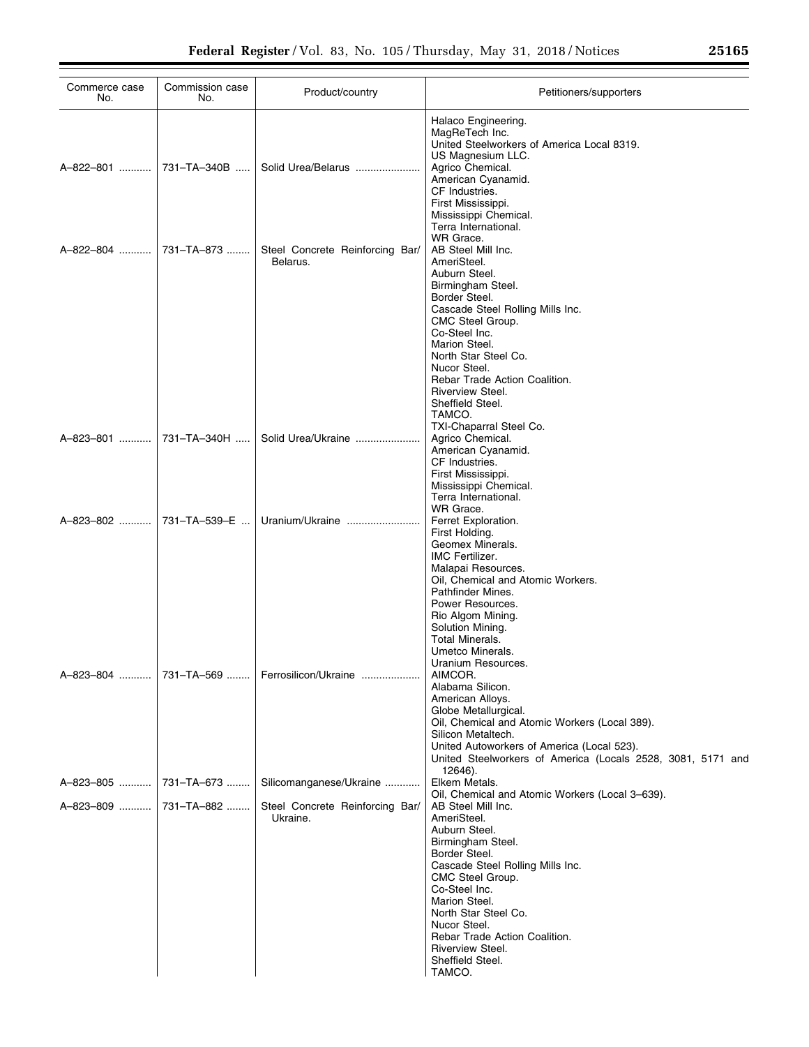| Commerce case No. | Commission case No. | Product/country | Petitioners/supporters |
|---|---|---|---|
| | | | Halaco Engineering.<br>MagReTech Inc.<br>United Steelworkers of America Local 8319.<br>US Magnesium LLC. |
| A–822–801 | 731–TA–340B | Solid Urea/Belarus | Agrico Chemical.<br>American Cyanamid.<br>CF Industries.<br>First Mississippi.<br>Mississippi Chemical.<br>Terra International.<br>WR Grace. |
| A–822–804 | 731–TA–873 | Steel Concrete Reinforcing Bar/Belarus. | AB Steel Mill Inc.<br>AmeriSteel.<br>Auburn Steel.<br>Birmingham Steel.<br>Border Steel.<br>Cascade Steel Rolling Mills Inc.<br>CMC Steel Group.<br>Co-Steel Inc.<br>Marion Steel.<br>North Star Steel Co.<br>Nucor Steel.<br>Rebar Trade Action Coalition.<br>Riverview Steel.<br>Sheffield Steel.<br>TAMCO.<br>TXI-Chaparral Steel Co. |
| A–823–801 | 731–TA–340H | Solid Urea/Ukraine | Agrico Chemical.<br>American Cyanamid.<br>CF Industries.<br>First Mississippi.<br>Mississippi Chemical.<br>Terra International.<br>WR Grace. |
| A–823–802 | 731–TA–539–E | Uranium/Ukraine | Ferret Exploration.<br>First Holding.<br>Geomex Minerals.<br>IMC Fertilizer.<br>Malapai Resources.<br>Oil, Chemical and Atomic Workers.<br>Pathfinder Mines.<br>Power Resources.<br>Rio Algom Mining.<br>Solution Mining.<br>Total Minerals.<br>Umetco Minerals.<br>Uranium Resources. |
| A–823–804 | 731–TA–569 | Ferrosilicon/Ukraine | AIMCOR.<br>Alabama Silicon.<br>American Alloys.<br>Globe Metallurgical.<br>Oil, Chemical and Atomic Workers (Local 389).<br>Silicon Metaltech.<br>United Autoworkers of America (Local 523).<br>United Steelworkers of America (Locals 2528, 3081, 5171 and 12646). |
| A–823–805 | 731–TA–673 | Silicomanganese/Ukraine | Elkem Metals.<br>Oil, Chemical and Atomic Workers (Local 3–639). |
| A–823–809 | 731–TA–882 | Steel Concrete Reinforcing Bar/Ukraine. | AB Steel Mill Inc.<br>AmeriSteel.<br>Auburn Steel.<br>Birmingham Steel.<br>Border Steel.<br>Cascade Steel Rolling Mills Inc.<br>CMC Steel Group.<br>Co-Steel Inc.<br>Marion Steel.<br>North Star Steel Co.<br>Nucor Steel.<br>Rebar Trade Action Coalition.<br>Riverview Steel.<br>Sheffield Steel.<br>TAMCO. |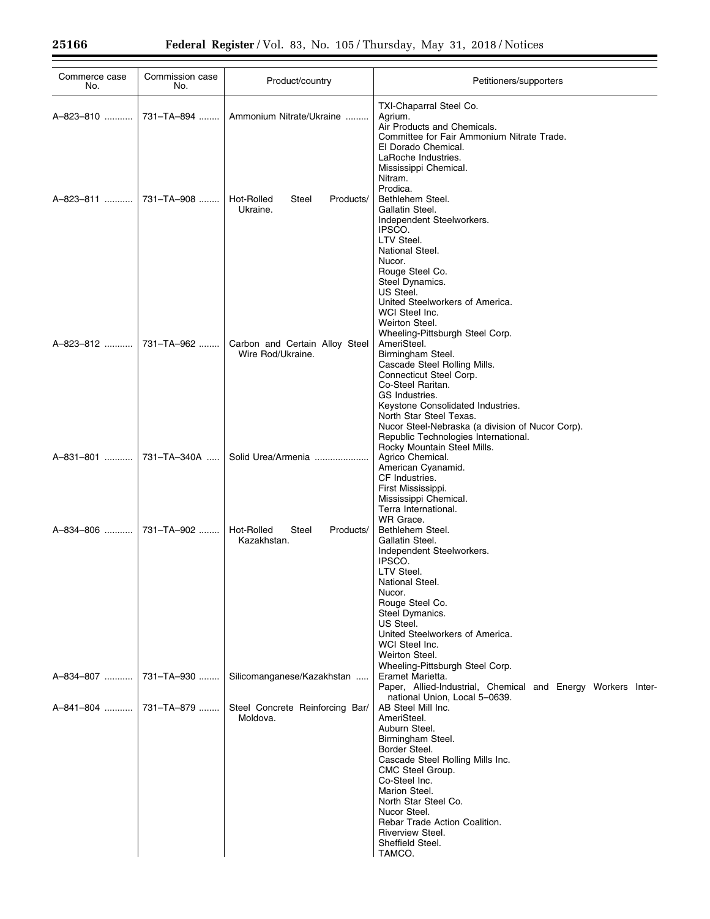| Commerce case No. | Commission case No. | Product/country | Petitioners/supporters |
| --- | --- | --- | --- |
| | | | TXI-Chaparral Steel Co. |
| A–823–810 | 731–TA–894 | Ammonium Nitrate/Ukraine | Agrium. |
| | | | Air Products and Chemicals. |
| | | | Committee for Fair Ammonium Nitrate Trade. |
| | | | El Dorado Chemical. |
| | | | LaRoche Industries. |
| | | | Mississippi Chemical. |
| | | | Nitram. |
| | | | Prodica. |
| A–823–811 | 731–TA–908 | Hot-Rolled Steel Products/ Ukraine. | Bethlehem Steel. |
| | | | Gallatin Steel. |
| | | | Independent Steelworkers. |
| | | | IPSCO. |
| | | | LTV Steel. |
| | | | National Steel. |
| | | | Nucor. |
| | | | Rouge Steel Co. |
| | | | Steel Dynamics. |
| | | | US Steel. |
| | | | United Steelworkers of America. |
| | | | WCI Steel Inc. |
| | | | Weirton Steel. |
| | | | Wheeling-Pittsburgh Steel Corp. |
| A–823–812 | 731–TA–962 | Carbon and Certain Alloy Steel Wire Rod/Ukraine. | AmeriSteel. |
| | | | Birmingham Steel. |
| | | | Cascade Steel Rolling Mills. |
| | | | Connecticut Steel Corp. |
| | | | Co-Steel Raritan. |
| | | | GS Industries. |
| | | | Keystone Consolidated Industries. |
| | | | North Star Steel Texas. |
| | | | Nucor Steel-Nebraska (a division of Nucor Corp). |
| | | | Republic Technologies International. |
| | | | Rocky Mountain Steel Mills. |
| A–831–801 | 731–TA–340A | Solid Urea/Armenia | Agrico Chemical. |
| | | | American Cyanamid. |
| | | | CF Industries. |
| | | | First Mississippi. |
| | | | Mississippi Chemical. |
| | | | Terra International. |
| | | | WR Grace. |
| A–834–806 | 731–TA–902 | Hot-Rolled Steel Products/ Kazakhstan. | Bethlehem Steel. |
| | | | Gallatin Steel. |
| | | | Independent Steelworkers. |
| | | | IPSCO. |
| | | | LTV Steel. |
| | | | National Steel. |
| | | | Nucor. |
| | | | Rouge Steel Co. |
| | | | Steel Dymanics. |
| | | | US Steel. |
| | | | United Steelworkers of America. |
| | | | WCI Steel Inc. |
| | | | Weirton Steel. |
| | | | Wheeling-Pittsburgh Steel Corp. |
| A–834–807 | 731–TA–930 | Silicomanganese/Kazakhstan | Eramet Marietta. |
| | | | Paper, Allied-Industrial, Chemical and Energy Workers International Union, Local 5–0639. |
| A–841–804 | 731–TA–879 | Steel Concrete Reinforcing Bar/ Moldova. | AB Steel Mill Inc. |
| | | | AmeriSteel. |
| | | | Auburn Steel. |
| | | | Birmingham Steel. |
| | | | Border Steel. |
| | | | Cascade Steel Rolling Mills Inc. |
| | | | CMC Steel Group. |
| | | | Co-Steel Inc. |
| | | | Marion Steel. |
| | | | North Star Steel Co. |
| | | | Nucor Steel. |
| | | | Rebar Trade Action Coalition. |
| | | | Riverview Steel. |
| | | | Sheffield Steel. |
| | | | TAMCO. |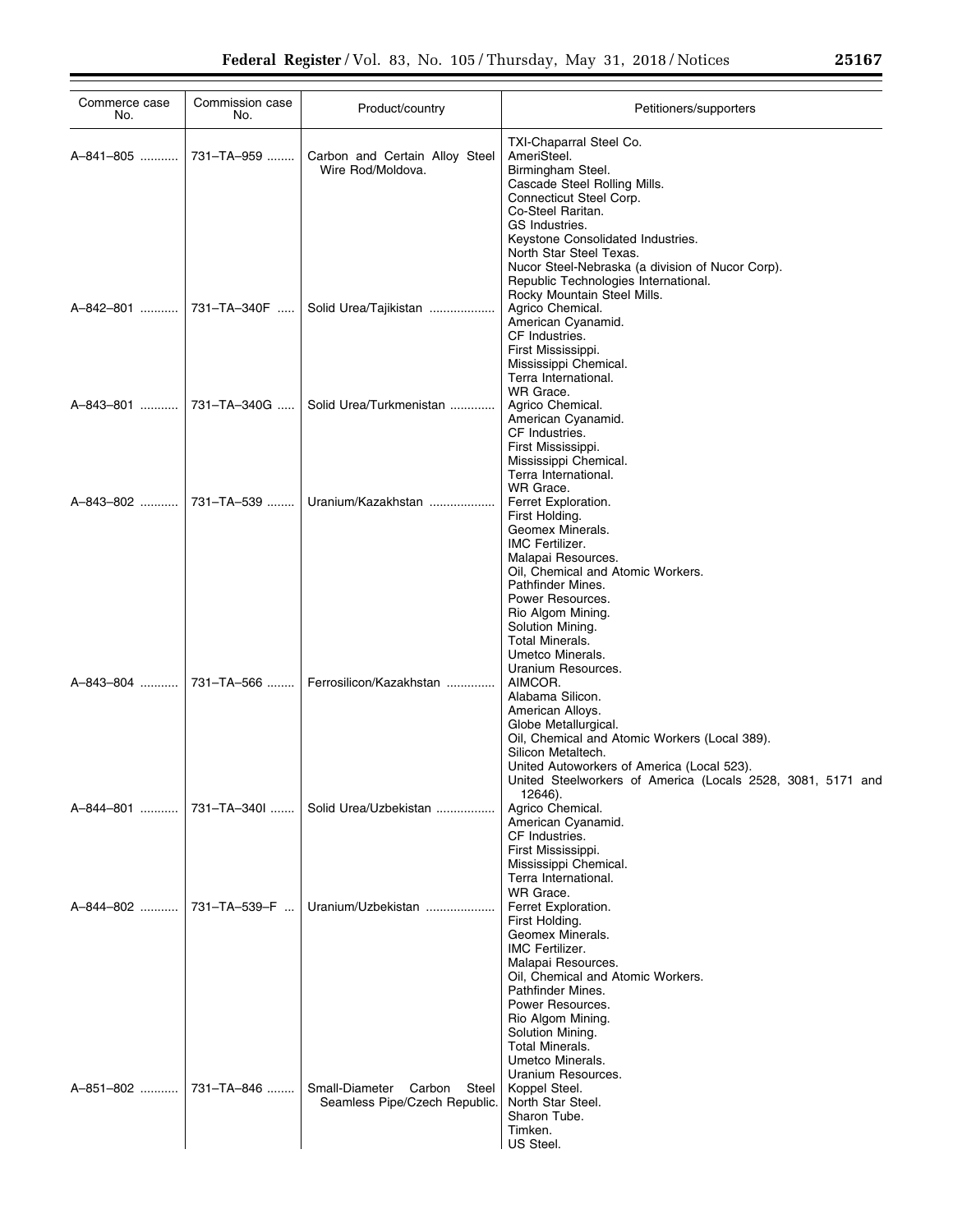| Commerce case No. | Commission case No. | Product/country | Petitioners/supporters |
|---|---|---|---|
| | | | TXI-Chaparral Steel Co. |
| A–841–805 | 731–TA–959 | Carbon and Certain Alloy Steel Wire Rod/Moldova. | AmeriSteel.<br>Birmingham Steel.<br>Cascade Steel Rolling Mills.<br>Connecticut Steel Corp.<br>Co-Steel Raritan.<br>GS Industries.<br>Keystone Consolidated Industries.<br>North Star Steel Texas.<br>Nucor Steel-Nebraska (a division of Nucor Corp).<br>Republic Technologies International.<br>Rocky Mountain Steel Mills. |
| A–842–801 | 731–TA–340F | Solid Urea/Tajikistan | Agrico Chemical.<br>American Cyanamid.<br>CF Industries.<br>First Mississippi.<br>Mississippi Chemical.<br>Terra International.<br>WR Grace. |
| A–843–801 | 731–TA–340G | Solid Urea/Turkmenistan | Agrico Chemical.<br>American Cyanamid.<br>CF Industries.<br>First Mississippi.<br>Mississippi Chemical.<br>Terra International.<br>WR Grace. |
| A–843–802 | 731–TA–539 | Uranium/Kazakhstan | Ferret Exploration.<br>First Holding.<br>Geomex Minerals.<br>IMC Fertilizer.<br>Malapai Resources.<br>Oil, Chemical and Atomic Workers.<br>Pathfinder Mines.<br>Power Resources.<br>Rio Algom Mining.<br>Solution Mining.<br>Total Minerals.<br>Umetco Minerals.<br>Uranium Resources. |
| A–843–804 | 731–TA–566 | Ferrosilicon/Kazakhstan | AIMCOR.<br>Alabama Silicon.<br>American Alloys.<br>Globe Metallurgical.<br>Oil, Chemical and Atomic Workers (Local 389).<br>Silicon Metaltech.<br>United Autoworkers of America (Local 523).<br>United Steelworkers of America (Locals 2528, 3081, 5171 and 12646). |
| A–844–801 | 731–TA–340I | Solid Urea/Uzbekistan | Agrico Chemical.<br>American Cyanamid.<br>CF Industries.<br>First Mississippi.<br>Mississippi Chemical.<br>Terra International.<br>WR Grace. |
| A–844–802 | 731–TA–539–F | Uranium/Uzbekistan | Ferret Exploration.<br>First Holding.<br>Geomex Minerals.<br>IMC Fertilizer.<br>Malapai Resources.<br>Oil, Chemical and Atomic Workers.<br>Pathfinder Mines.<br>Power Resources.<br>Rio Algom Mining.<br>Solution Mining.<br>Total Minerals.<br>Umetco Minerals.<br>Uranium Resources. |
| A–851–802 | 731–TA–846 | Small-Diameter Carbon Steel Seamless Pipe/Czech Republic. | Koppel Steel.<br>North Star Steel.<br>Sharon Tube.<br>Timken.<br>US Steel. |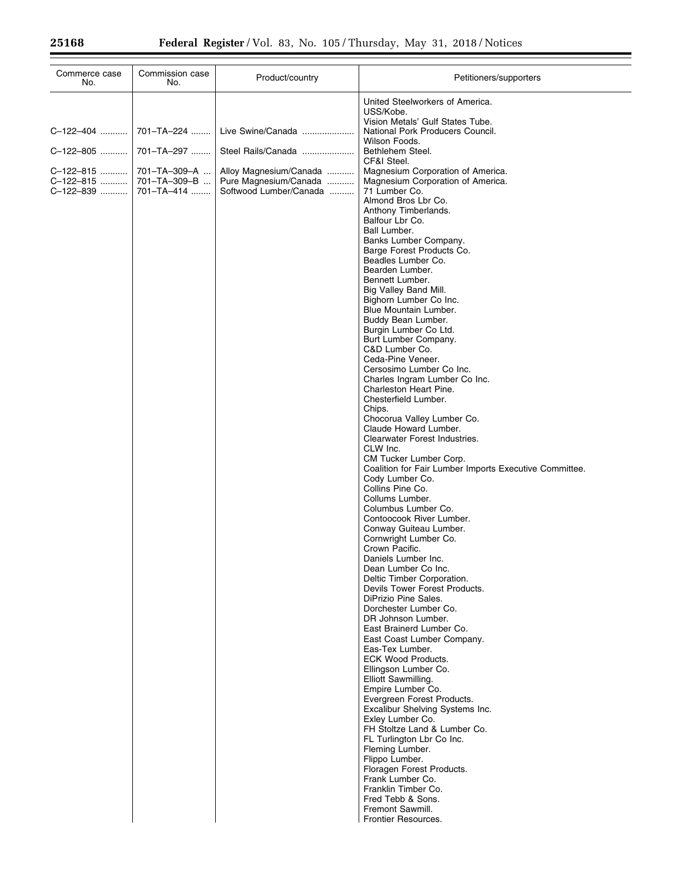| Commerce case No. | Commission case No. | Product/country | Petitioners/supporters |
|---|---|---|---|
| | | | United Steelworkers of America. |
| | | | USS/Kobe. |
| | | | Vision Metals' Gulf States Tube. |
| C–122–404 | 701–TA–224 | Live Swine/Canada | National Pork Producers Council. |
| | | | Wilson Foods. |
| C–122–805 | 701–TA–297 | Steel Rails/Canada | Bethlehem Steel. |
| | | | CF&I Steel. |
| C–122–815 | 701–TA–309–A | Alloy Magnesium/Canada | Magnesium Corporation of America. |
| C–122–815 | 701–TA–309–B | Pure Magnesium/Canada | Magnesium Corporation of America. |
| C–122–839 | 701–TA–414 | Softwood Lumber/Canada | 71 Lumber Co. |
| | | | Almond Bros Lbr Co. |
| | | | Anthony Timberlands. |
| | | | Balfour Lbr Co. |
| | | | Ball Lumber. |
| | | | Banks Lumber Company. |
| | | | Barge Forest Products Co. |
| | | | Beadles Lumber Co. |
| | | | Bearden Lumber. |
| | | | Bennett Lumber. |
| | | | Big Valley Band Mill. |
| | | | Bighorn Lumber Co Inc. |
| | | | Blue Mountain Lumber. |
| | | | Buddy Bean Lumber. |
| | | | Burgin Lumber Co Ltd. |
| | | | Burt Lumber Company. |
| | | | C&D Lumber Co. |
| | | | Ceda-Pine Veneer. |
| | | | Cersosimo Lumber Co Inc. |
| | | | Charles Ingram Lumber Co Inc. |
| | | | Charleston Heart Pine. |
| | | | Chesterfield Lumber. |
| | | | Chips. |
| | | | Chocorua Valley Lumber Co. |
| | | | Claude Howard Lumber. |
| | | | Clearwater Forest Industries. |
| | | | CLW Inc. |
| | | | CM Tucker Lumber Corp. |
| | | | Coalition for Fair Lumber Imports Executive Committee. |
| | | | Cody Lumber Co. |
| | | | Collins Pine Co. |
| | | | Collums Lumber. |
| | | | Columbus Lumber Co. |
| | | | Contoocook River Lumber. |
| | | | Conway Guiteau Lumber. |
| | | | Cornwright Lumber Co. |
| | | | Crown Pacific. |
| | | | Daniels Lumber Inc. |
| | | | Dean Lumber Co Inc. |
| | | | Deltic Timber Corporation. |
| | | | Devils Tower Forest Products. |
| | | | DiPrizio Pine Sales. |
| | | | Dorchester Lumber Co. |
| | | | DR Johnson Lumber. |
| | | | East Brainerd Lumber Co. |
| | | | East Coast Lumber Company. |
| | | | Eas-Tex Lumber. |
| | | | ECK Wood Products. |
| | | | Ellingson Lumber Co. |
| | | | Elliott Sawmilling. |
| | | | Empire Lumber Co. |
| | | | Evergreen Forest Products. |
| | | | Excalibur Shelving Systems Inc. |
| | | | Exley Lumber Co. |
| | | | FH Stoltze Land & Lumber Co. |
| | | | FL Turlington Lbr Co Inc. |
| | | | Fleming Lumber. |
| | | | Flippo Lumber. |
| | | | Floragen Forest Products. |
| | | | Frank Lumber Co. |
| | | | Franklin Timber Co. |
| | | | Fred Tebb & Sons. |
| | | | Fremont Sawmill. |
| | | | Frontier Resources. |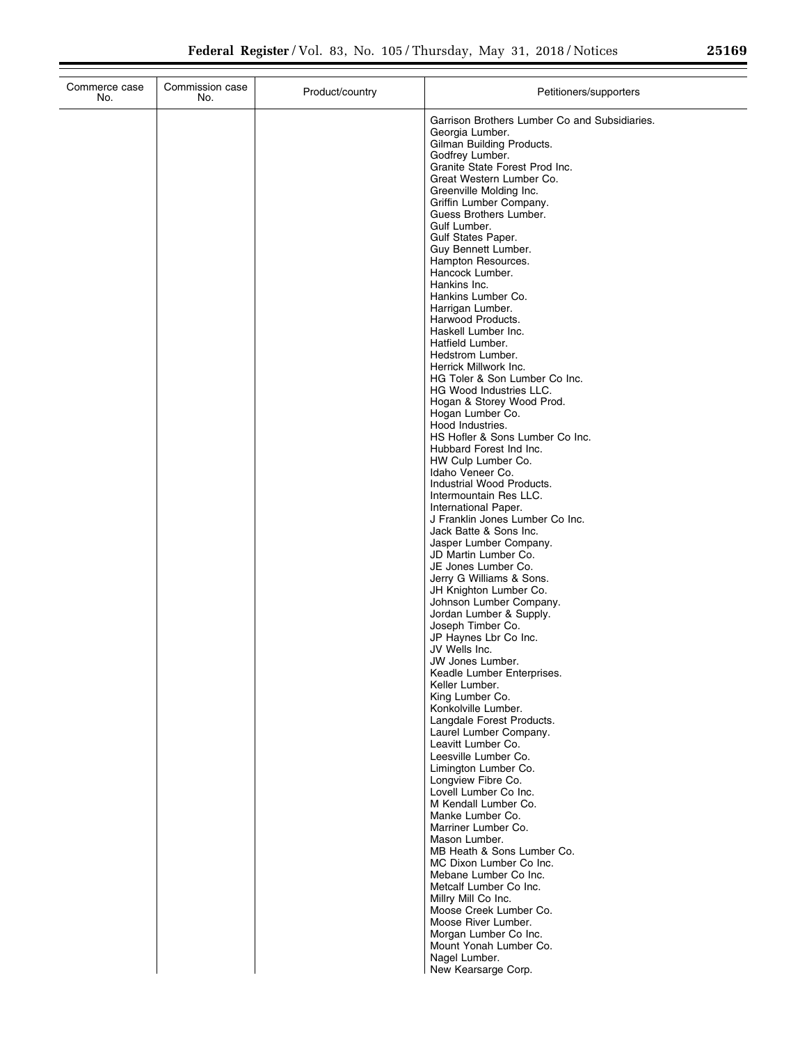| Commerce case No. | Commission case No. | Product/country | Petitioners/supporters |
|---|---|---|---|
| | | | Garrison Brothers Lumber Co and Subsidiaries. |
| | | | Georgia Lumber. |
| | | | Gilman Building Products. |
| | | | Godfrey Lumber. |
| | | | Granite State Forest Prod Inc. |
| | | | Great Western Lumber Co. |
| | | | Greenville Molding Inc. |
| | | | Griffin Lumber Company. |
| | | | Guess Brothers Lumber. |
| | | | Gulf Lumber. |
| | | | Gulf States Paper. |
| | | | Guy Bennett Lumber. |
| | | | Hampton Resources. |
| | | | Hancock Lumber. |
| | | | Hankins Inc. |
| | | | Hankins Lumber Co. |
| | | | Harrigan Lumber. |
| | | | Harwood Products. |
| | | | Haskell Lumber Inc. |
| | | | Hatfield Lumber. |
| | | | Hedstrom Lumber. |
| | | | Herrick Millwork Inc. |
| | | | HG Toler & Son Lumber Co Inc. |
| | | | HG Wood Industries LLC. |
| | | | Hogan & Storey Wood Prod. |
| | | | Hogan Lumber Co. |
| | | | Hood Industries. |
| | | | HS Hofler & Sons Lumber Co Inc. |
| | | | Hubbard Forest Ind Inc. |
| | | | HW Culp Lumber Co. |
| | | | Idaho Veneer Co. |
| | | | Industrial Wood Products. |
| | | | Intermountain Res LLC. |
| | | | International Paper. |
| | | | J Franklin Jones Lumber Co Inc. |
| | | | Jack Batte & Sons Inc. |
| | | | Jasper Lumber Company. |
| | | | JD Martin Lumber Co. |
| | | | JE Jones Lumber Co. |
| | | | Jerry G Williams & Sons. |
| | | | JH Knighton Lumber Co. |
| | | | Johnson Lumber Company. |
| | | | Jordan Lumber & Supply. |
| | | | Joseph Timber Co. |
| | | | JP Haynes Lbr Co Inc. |
| | | | JV Wells Inc. |
| | | | JW Jones Lumber. |
| | | | Keadle Lumber Enterprises. |
| | | | Keller Lumber. |
| | | | King Lumber Co. |
| | | | Konkolville Lumber. |
| | | | Langdale Forest Products. |
| | | | Laurel Lumber Company. |
| | | | Leavitt Lumber Co. |
| | | | Leesville Lumber Co. |
| | | | Limington Lumber Co. |
| | | | Longview Fibre Co. |
| | | | Lovell Lumber Co Inc. |
| | | | M Kendall Lumber Co. |
| | | | Manke Lumber Co. |
| | | | Marriner Lumber Co. |
| | | | Mason Lumber. |
| | | | MB Heath & Sons Lumber Co. |
| | | | MC Dixon Lumber Co Inc. |
| | | | Mebane Lumber Co Inc. |
| | | | Metcalf Lumber Co Inc. |
| | | | Millry Mill Co Inc. |
| | | | Moose Creek Lumber Co. |
| | | | Moose River Lumber. |
| | | | Morgan Lumber Co Inc. |
| | | | Mount Yonah Lumber Co. |
| | | | Nagel Lumber. |
| | | | New Kearsarge Corp. |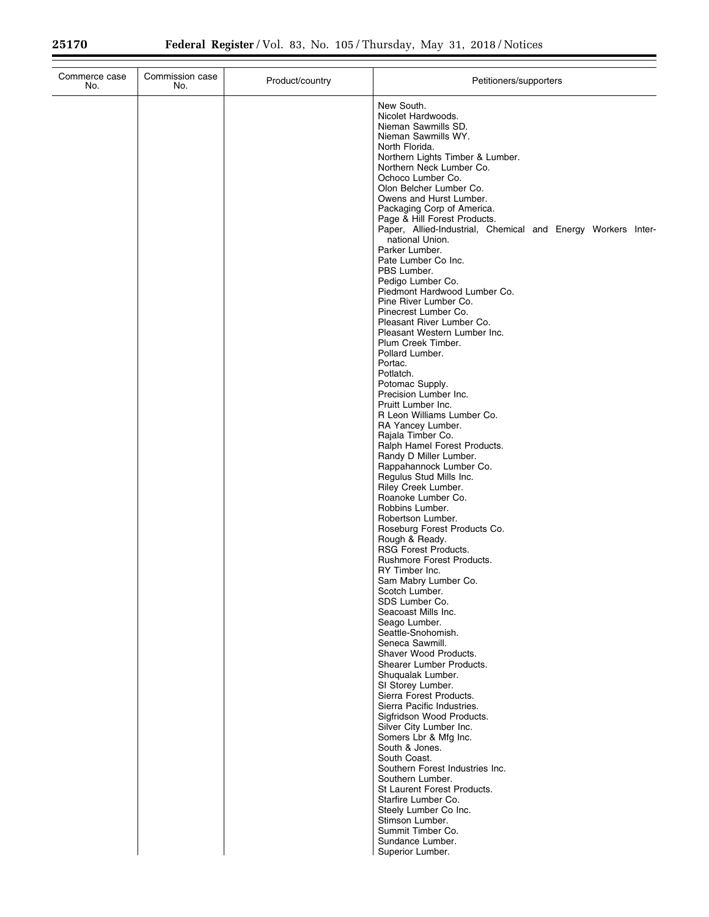| Commerce case No. | Commission case No. | Product/country | Petitioners/supporters |
|---|---|---|---|
| | | | New South. |
| | | | Nicolet Hardwoods. |
| | | | Nieman Sawmills SD. |
| | | | Nieman Sawmills WY. |
| | | | North Florida. |
| | | | Northern Lights Timber & Lumber. |
| | | | Northern Neck Lumber Co. |
| | | | Ochoco Lumber Co. |
| | | | Olon Belcher Lumber Co. |
| | | | Owens and Hurst Lumber. |
| | | | Packaging Corp of America. |
| | | | Page & Hill Forest Products. |
| | | | Paper, Allied-Industrial, Chemical and Energy Workers International Union. |
| | | | Parker Lumber. |
| | | | Pate Lumber Co Inc. |
| | | | PBS Lumber. |
| | | | Pedigo Lumber Co. |
| | | | Piedmont Hardwood Lumber Co. |
| | | | Pine River Lumber Co. |
| | | | Pinecrest Lumber Co. |
| | | | Pleasant River Lumber Co. |
| | | | Pleasant Western Lumber Inc. |
| | | | Plum Creek Timber. |
| | | | Pollard Lumber. |
| | | | Portac. |
| | | | Potlatch. |
| | | | Potomac Supply. |
| | | | Precision Lumber Inc. |
| | | | Pruitt Lumber Inc. |
| | | | R Leon Williams Lumber Co. |
| | | | RA Yancey Lumber. |
| | | | Rajala Timber Co. |
| | | | Ralph Hamel Forest Products. |
| | | | Randy D Miller Lumber. |
| | | | Rappahannock Lumber Co. |
| | | | Regulus Stud Mills Inc. |
| | | | Riley Creek Lumber. |
| | | | Roanoke Lumber Co. |
| | | | Robbins Lumber. |
| | | | Robertson Lumber. |
| | | | Roseburg Forest Products Co. |
| | | | Rough & Ready. |
| | | | RSG Forest Products. |
| | | | Rushmore Forest Products. |
| | | | RY Timber Inc. |
| | | | Sam Mabry Lumber Co. |
| | | | Scotch Lumber. |
| | | | SDS Lumber Co. |
| | | | Seacoast Mills Inc. |
| | | | Seago Lumber. |
| | | | Seattle-Snohomish. |
| | | | Seneca Sawmill. |
| | | | Shaver Wood Products. |
| | | | Shearer Lumber Products. |
| | | | Shuqualak Lumber. |
| | | | SI Storey Lumber. |
| | | | Sierra Forest Products. |
| | | | Sierra Pacific Industries. |
| | | | Sigfridson Wood Products. |
| | | | Silver City Lumber Inc. |
| | | | Somers Lbr & Mfg Inc. |
| | | | South & Jones. |
| | | | South Coast. |
| | | | Southern Forest Industries Inc. |
| | | | Southern Lumber. |
| | | | St Laurent Forest Products. |
| | | | Starfire Lumber Co. |
| | | | Steely Lumber Co Inc. |
| | | | Stimson Lumber. |
| | | | Summit Timber Co. |
| | | | Sundance Lumber. |
| | | | Superior Lumber. |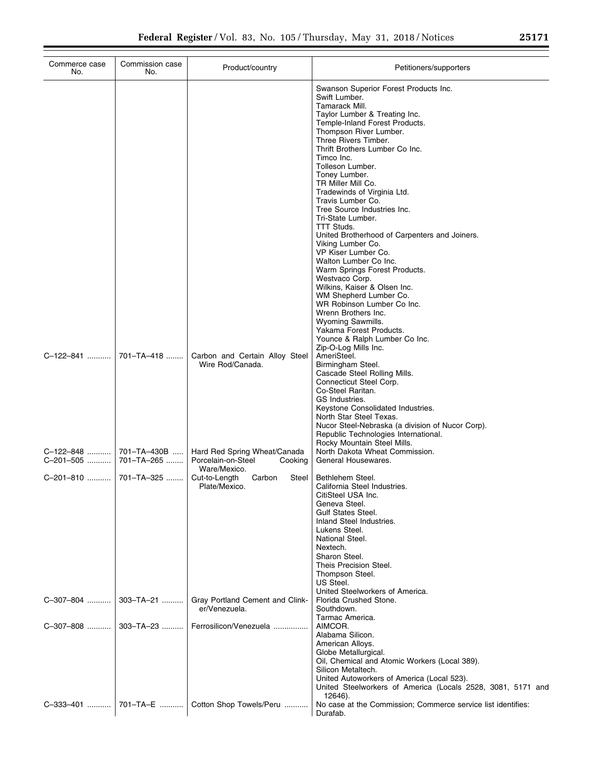| Commerce case No. | Commission case No. | Product/country | Petitioners/supporters |
|---|---|---|---|
| | | | Swanson Superior Forest Products Inc.<br>Swift Lumber.<br>Tamarack Mill.<br>Taylor Lumber & Treating Inc.<br>Temple-Inland Forest Products.<br>Thompson River Lumber.<br>Three Rivers Timber.<br>Thrift Brothers Lumber Co Inc.<br>Timco Inc.<br>Tolleson Lumber.<br>Toney Lumber.<br>TR Miller Mill Co.<br>Tradewinds of Virginia Ltd.<br>Travis Lumber Co.<br>Tree Source Industries Inc.<br>Tri-State Lumber.<br>TTT Studs.<br>United Brotherhood of Carpenters and Joiners.<br>Viking Lumber Co.<br>VP Kiser Lumber Co.<br>Walton Lumber Co Inc.<br>Warm Springs Forest Products.<br>Westvaco Corp.<br>Wilkins, Kaiser & Olsen Inc.<br>WM Shepherd Lumber Co.<br>WR Robinson Lumber Co Inc.<br>Wrenn Brothers Inc.<br>Wyoming Sawmills.<br>Yakama Forest Products.<br>Younce & Ralph Lumber Co Inc.<br>Zip-O-Log Mills Inc. |
| C–122–841 | 701–TA–418 | Carbon and Certain Alloy Steel Wire Rod/Canada. | AmeriSteel.<br>Birmingham Steel.<br>Cascade Steel Rolling Mills.<br>Connecticut Steel Corp.<br>Co-Steel Raritan.<br>GS Industries.<br>Keystone Consolidated Industries.<br>North Star Steel Texas.<br>Nucor Steel-Nebraska (a division of Nucor Corp).<br>Republic Technologies International.<br>Rocky Mountain Steel Mills. |
| C–122–848 | 701–TA–430B | Hard Red Spring Wheat/Canada | North Dakota Wheat Commission. |
| C–201–505 | 701–TA–265 | Porcelain-on-Steel Cooking Ware/Mexico. | General Housewares. |
| C–201–810 | 701–TA–325 | Cut-to-Length Carbon Steel Plate/Mexico. | Bethlehem Steel.<br>California Steel Industries.<br>CitiSteel USA Inc.<br>Geneva Steel.<br>Gulf States Steel.<br>Inland Steel Industries.<br>Lukens Steel.<br>National Steel.<br>Nextech.<br>Sharon Steel.<br>Theis Precision Steel.<br>Thompson Steel.<br>US Steel.<br>United Steelworkers of America. |
| C–307–804 | 303–TA–21 | Gray Portland Cement and Clinker/Venezuela. | Florida Crushed Stone.<br>Southdown.<br>Tarmac America. |
| C–307–808 | 303–TA–23 | Ferrosilicon/Venezuela | AIMCOR.<br>Alabama Silicon.<br>American Alloys.<br>Globe Metallurgical.<br>Oil, Chemical and Atomic Workers (Local 389).<br>Silicon Metaltech.<br>United Autoworkers of America (Local 523).<br>United Steelworkers of America (Locals 2528, 3081, 5171 and 12646). |
| C–333–401 | 701–TA–E | Cotton Shop Towels/Peru | No case at the Commission; Commerce service list identifies: Durafab. |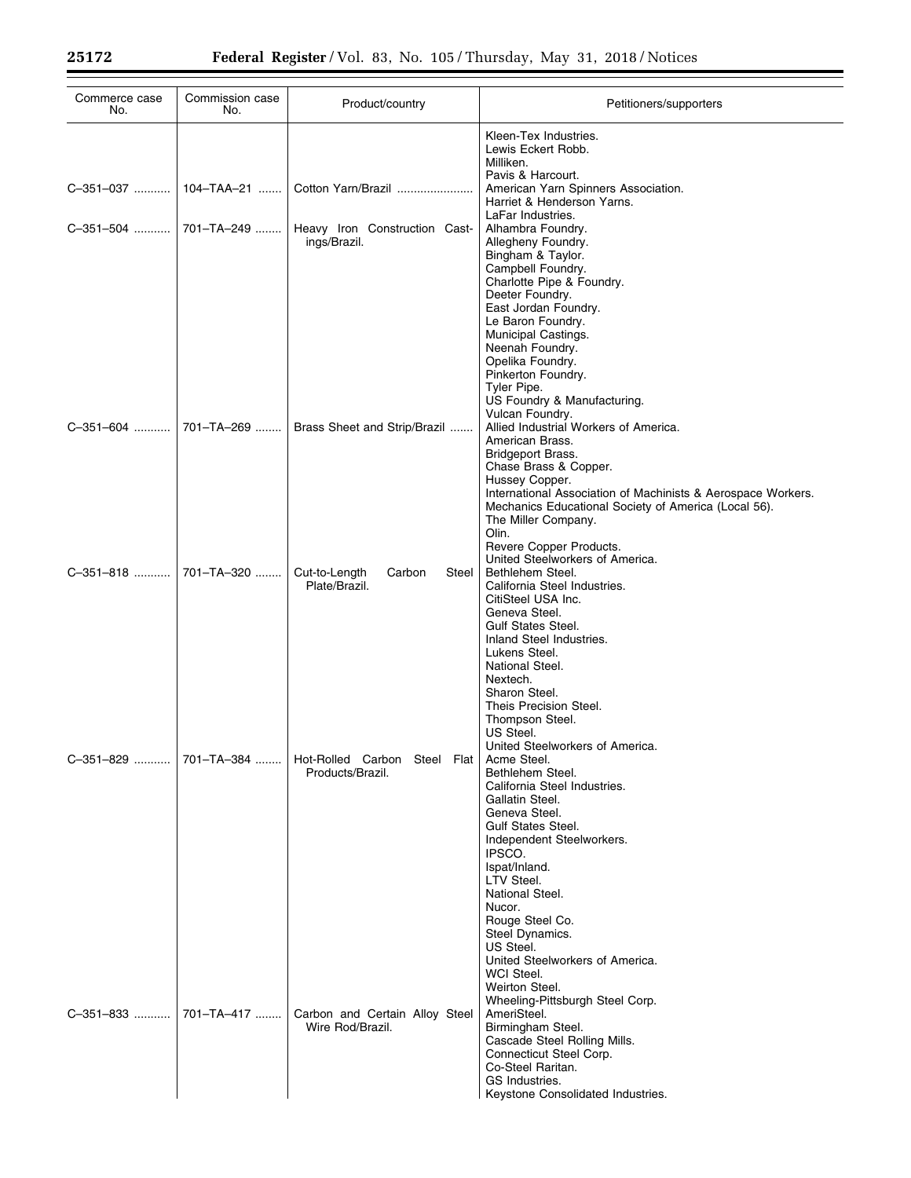| Commerce case No. | Commission case No. | Product/country | Petitioners/supporters |
|---|---|---|---|
| | | | Kleen-Tex Industries. |
| | | | Lewis Eckert Robb. |
| | | | Milliken. |
| | | | Pavis & Harcourt. |
| C–351–037 | 104–TAA–21 | Cotton Yarn/Brazil | American Yarn Spinners Association. |
| | | | Harriet & Henderson Yarns. |
| | | | LaFar Industries. |
| C–351–504 | 701–TA–249 | Heavy Iron Construction Castings/Brazil. | Alhambra Foundry. |
| | | | Allegheny Foundry. |
| | | | Bingham & Taylor. |
| | | | Campbell Foundry. |
| | | | Charlotte Pipe & Foundry. |
| | | | Deeter Foundry. |
| | | | East Jordan Foundry. |
| | | | Le Baron Foundry. |
| | | | Municipal Castings. |
| | | | Neenah Foundry. |
| | | | Opelika Foundry. |
| | | | Pinkerton Foundry. |
| | | | Tyler Pipe. |
| | | | US Foundry & Manufacturing. |
| | | | Vulcan Foundry. |
| C–351–604 | 701–TA–269 | Brass Sheet and Strip/Brazil | Allied Industrial Workers of America. |
| | | | American Brass. |
| | | | Bridgeport Brass. |
| | | | Chase Brass & Copper. |
| | | | Hussey Copper. |
| | | | International Association of Machinists & Aerospace Workers. |
| | | | Mechanics Educational Society of America (Local 56). |
| | | | The Miller Company. |
| | | | Olin. |
| | | | Revere Copper Products. |
| | | | United Steelworkers of America. |
| C–351–818 | 701–TA–320 | Cut-to-Length Carbon Steel Plate/Brazil. | Bethlehem Steel. |
| | | | California Steel Industries. |
| | | | CitiSteel USA Inc. |
| | | | Geneva Steel. |
| | | | Gulf States Steel. |
| | | | Inland Steel Industries. |
| | | | Lukens Steel. |
| | | | National Steel. |
| | | | Nextech. |
| | | | Sharon Steel. |
| | | | Theis Precision Steel. |
| | | | Thompson Steel. |
| | | | US Steel. |
| | | | United Steelworkers of America. |
| C–351–829 | 701–TA–384 | Hot-Rolled Carbon Steel Flat Products/Brazil. | Acme Steel. |
| | | | Bethlehem Steel. |
| | | | California Steel Industries. |
| | | | Gallatin Steel. |
| | | | Geneva Steel. |
| | | | Gulf States Steel. |
| | | | Independent Steelworkers. |
| | | | IPSCO. |
| | | | Ispat/Inland. |
| | | | LTV Steel. |
| | | | National Steel. |
| | | | Nucor. |
| | | | Rouge Steel Co. |
| | | | Steel Dynamics. |
| | | | US Steel. |
| | | | United Steelworkers of America. |
| | | | WCI Steel. |
| | | | Weirton Steel. |
| | | | Wheeling-Pittsburgh Steel Corp. |
| C–351–833 | 701–TA–417 | Carbon and Certain Alloy Steel Wire Rod/Brazil. | AmeriSteel. |
| | | | Birmingham Steel. |
| | | | Cascade Steel Rolling Mills. |
| | | | Connecticut Steel Corp. |
| | | | Co-Steel Raritan. |
| | | | GS Industries. |
| | | | Keystone Consolidated Industries. |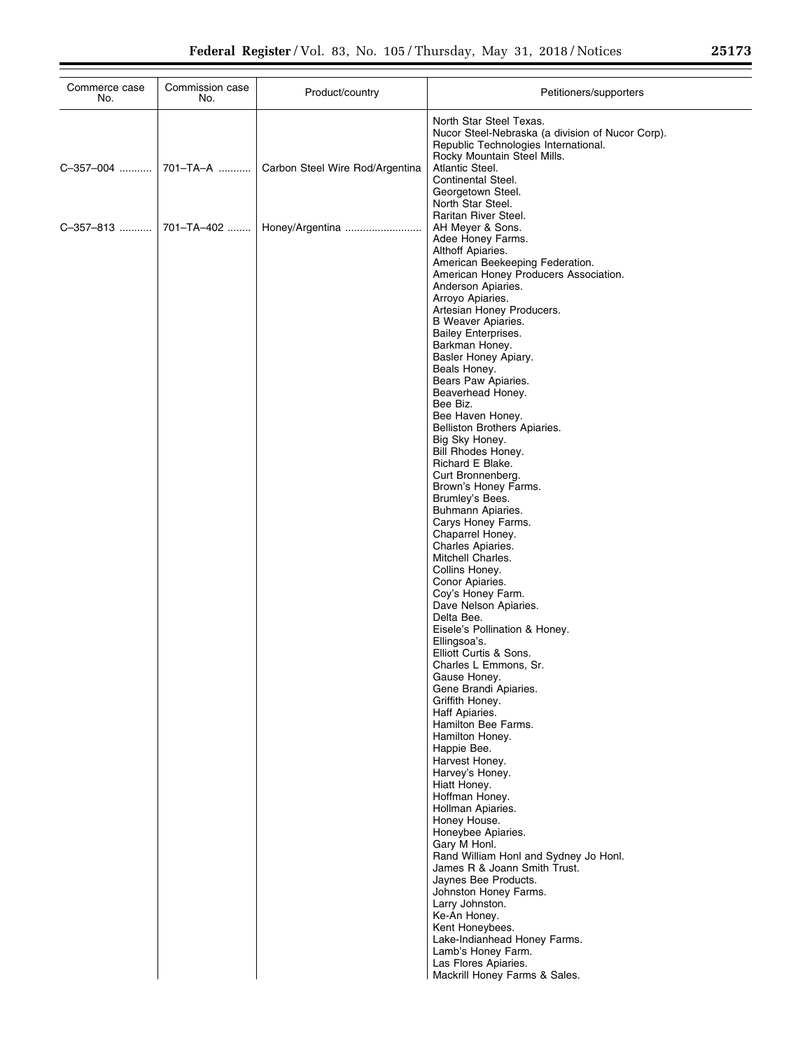| Commerce case No. | Commission case No. | Product/country | Petitioners/supporters |
|---|---|---|---|
| | | | North Star Steel Texas. |
| | | | Nucor Steel-Nebraska (a division of Nucor Corp). |
| | | | Republic Technologies International. |
| | | | Rocky Mountain Steel Mills. |
| C–357–004 | 701–TA–A | Carbon Steel Wire Rod/Argentina | Atlantic Steel. |
| | | | Continental Steel. |
| | | | Georgetown Steel. |
| | | | North Star Steel. |
| | | | Raritan River Steel. |
| C–357–813 | 701–TA–402 | Honey/Argentina | AH Meyer & Sons. |
| | | | Adee Honey Farms. |
| | | | Althoff Apiaries. |
| | | | American Beekeeping Federation. |
| | | | American Honey Producers Association. |
| | | | Anderson Apiaries. |
| | | | Arroyo Apiaries. |
| | | | Artesian Honey Producers. |
| | | | B Weaver Apiaries. |
| | | | Bailey Enterprises. |
| | | | Barkman Honey. |
| | | | Basler Honey Apiary. |
| | | | Beals Honey. |
| | | | Bears Paw Apiaries. |
| | | | Beaverhead Honey. |
| | | | Bee Biz. |
| | | | Bee Haven Honey. |
| | | | Belliston Brothers Apiaries. |
| | | | Big Sky Honey. |
| | | | Bill Rhodes Honey. |
| | | | Richard E Blake. |
| | | | Curt Bronnenberg. |
| | | | Brown's Honey Farms. |
| | | | Brumley's Bees. |
| | | | Buhmann Apiaries. |
| | | | Carys Honey Farms. |
| | | | Chaparrel Honey. |
| | | | Charles Apiaries. |
| | | | Mitchell Charles. |
| | | | Collins Honey. |
| | | | Conor Apiaries. |
| | | | Coy's Honey Farm. |
| | | | Dave Nelson Apiaries. |
| | | | Delta Bee. |
| | | | Eisele's Pollination & Honey. |
| | | | Ellingsoa's. |
| | | | Elliott Curtis & Sons. |
| | | | Charles L Emmons, Sr. |
| | | | Gause Honey. |
| | | | Gene Brandi Apiaries. |
| | | | Griffith Honey. |
| | | | Haff Apiaries. |
| | | | Hamilton Bee Farms. |
| | | | Hamilton Honey. |
| | | | Happie Bee. |
| | | | Harvest Honey. |
| | | | Harvey's Honey. |
| | | | Hiatt Honey. |
| | | | Hoffman Honey. |
| | | | Hollman Apiaries. |
| | | | Honey House. |
| | | | Honeybee Apiaries. |
| | | | Gary M Honl. |
| | | | Rand William Honl and Sydney Jo Honl. |
| | | | James R & Joann Smith Trust. |
| | | | Jaynes Bee Products. |
| | | | Johnston Honey Farms. |
| | | | Larry Johnston. |
| | | | Ke-An Honey. |
| | | | Kent Honeybees. |
| | | | Lake-Indianhead Honey Farms. |
| | | | Lamb's Honey Farm. |
| | | | Las Flores Apiaries. |
| | | | Mackrill Honey Farms & Sales. |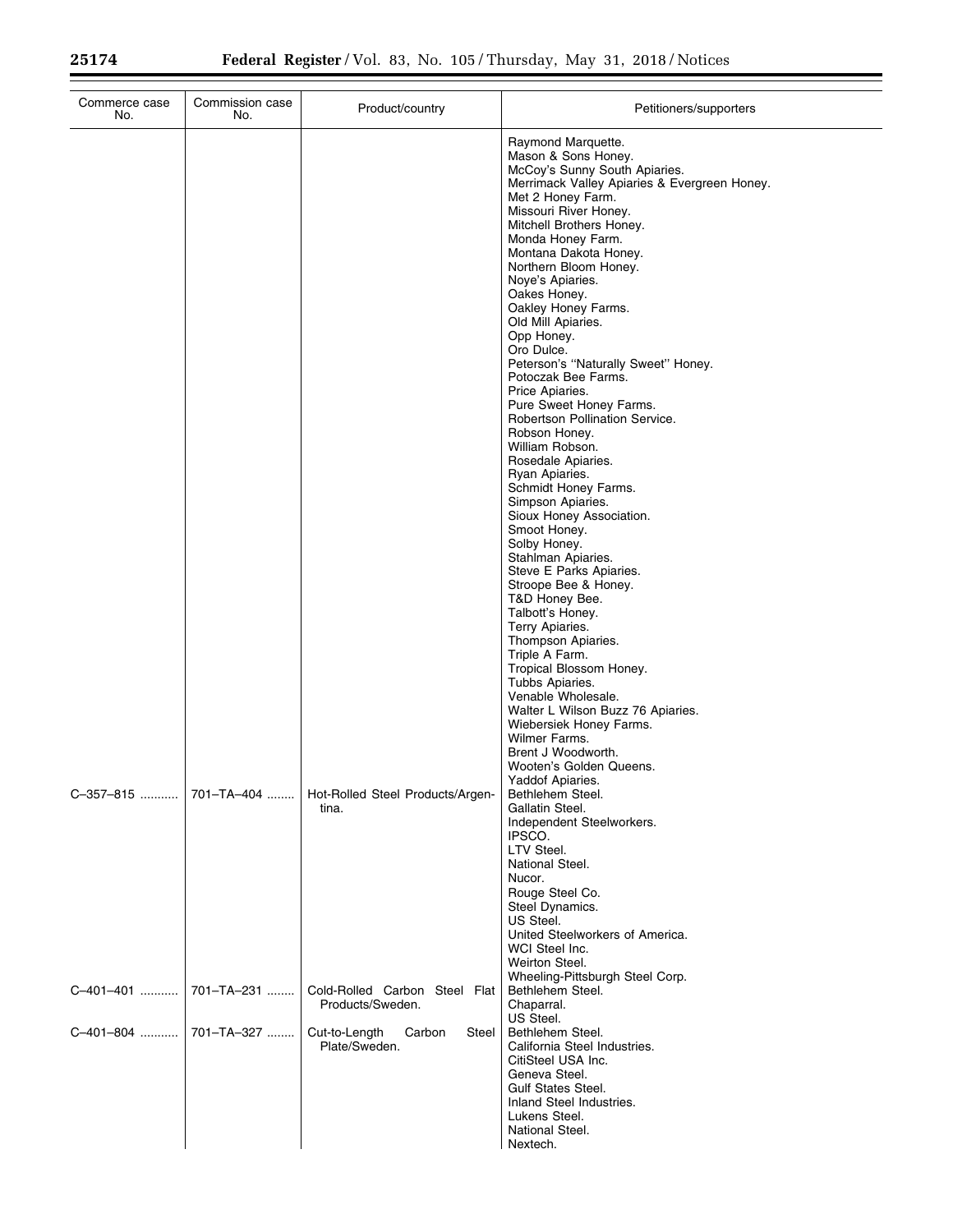| Commerce case No. | Commission case No. | Product/country | Petitioners/supporters |
|---|---|---|---|
| | | | Raymond Marquette. |
| | | | Mason & Sons Honey. |
| | | | McCoy's Sunny South Apiaries. |
| | | | Merrimack Valley Apiaries & Evergreen Honey. |
| | | | Met 2 Honey Farm. |
| | | | Missouri River Honey. |
| | | | Mitchell Brothers Honey. |
| | | | Monda Honey Farm. |
| | | | Montana Dakota Honey. |
| | | | Northern Bloom Honey. |
| | | | Noye's Apiaries. |
| | | | Oakes Honey. |
| | | | Oakley Honey Farms. |
| | | | Old Mill Apiaries. |
| | | | Opp Honey. |
| | | | Oro Dulce. |
| | | | Peterson's ''Naturally Sweet'' Honey. |
| | | | Potoczak Bee Farms. |
| | | | Price Apiaries. |
| | | | Pure Sweet Honey Farms. |
| | | | Robertson Pollination Service. |
| | | | Robson Honey. |
| | | | William Robson. |
| | | | Rosedale Apiaries. |
| | | | Ryan Apiaries. |
| | | | Schmidt Honey Farms. |
| | | | Simpson Apiaries. |
| | | | Sioux Honey Association. |
| | | | Smoot Honey. |
| | | | Solby Honey. |
| | | | Stahlman Apiaries. |
| | | | Steve E Parks Apiaries. |
| | | | Stroope Bee & Honey. |
| | | | T&D Honey Bee. |
| | | | Talbott's Honey. |
| | | | Terry Apiaries. |
| | | | Thompson Apiaries. |
| | | | Triple A Farm. |
| | | | Tropical Blossom Honey. |
| | | | Tubbs Apiaries. |
| | | | Venable Wholesale. |
| | | | Walter L Wilson Buzz 76 Apiaries. |
| | | | Wiebersiek Honey Farms. |
| | | | Wilmer Farms. |
| | | | Brent J Woodworth. |
| | | | Wooten's Golden Queens. |
| | | | Yaddof Apiaries. |
| C–357–815 | 701–TA–404 | Hot-Rolled Steel Products/Argentina. | Bethlehem Steel. |
| | | | Gallatin Steel. |
| | | | Independent Steelworkers. |
| | | | IPSCO. |
| | | | LTV Steel. |
| | | | National Steel. |
| | | | Nucor. |
| | | | Rouge Steel Co. |
| | | | Steel Dynamics. |
| | | | US Steel. |
| | | | United Steelworkers of America. |
| | | | WCI Steel Inc. |
| | | | Weirton Steel. |
| | | | Wheeling-Pittsburgh Steel Corp. |
| C–401–401 | 701–TA–231 | Cold-Rolled Carbon Steel Flat Products/Sweden. | Bethlehem Steel. |
| | | | Chaparral. |
| | | | US Steel. |
| C–401–804 | 701–TA–327 | Cut-to-Length Carbon Steel Plate/Sweden. | Bethlehem Steel. |
| | | | California Steel Industries. |
| | | | CitiSteel USA Inc. |
| | | | Geneva Steel. |
| | | | Gulf States Steel. |
| | | | Inland Steel Industries. |
| | | | Lukens Steel. |
| | | | National Steel. |
| | | | Nextech. |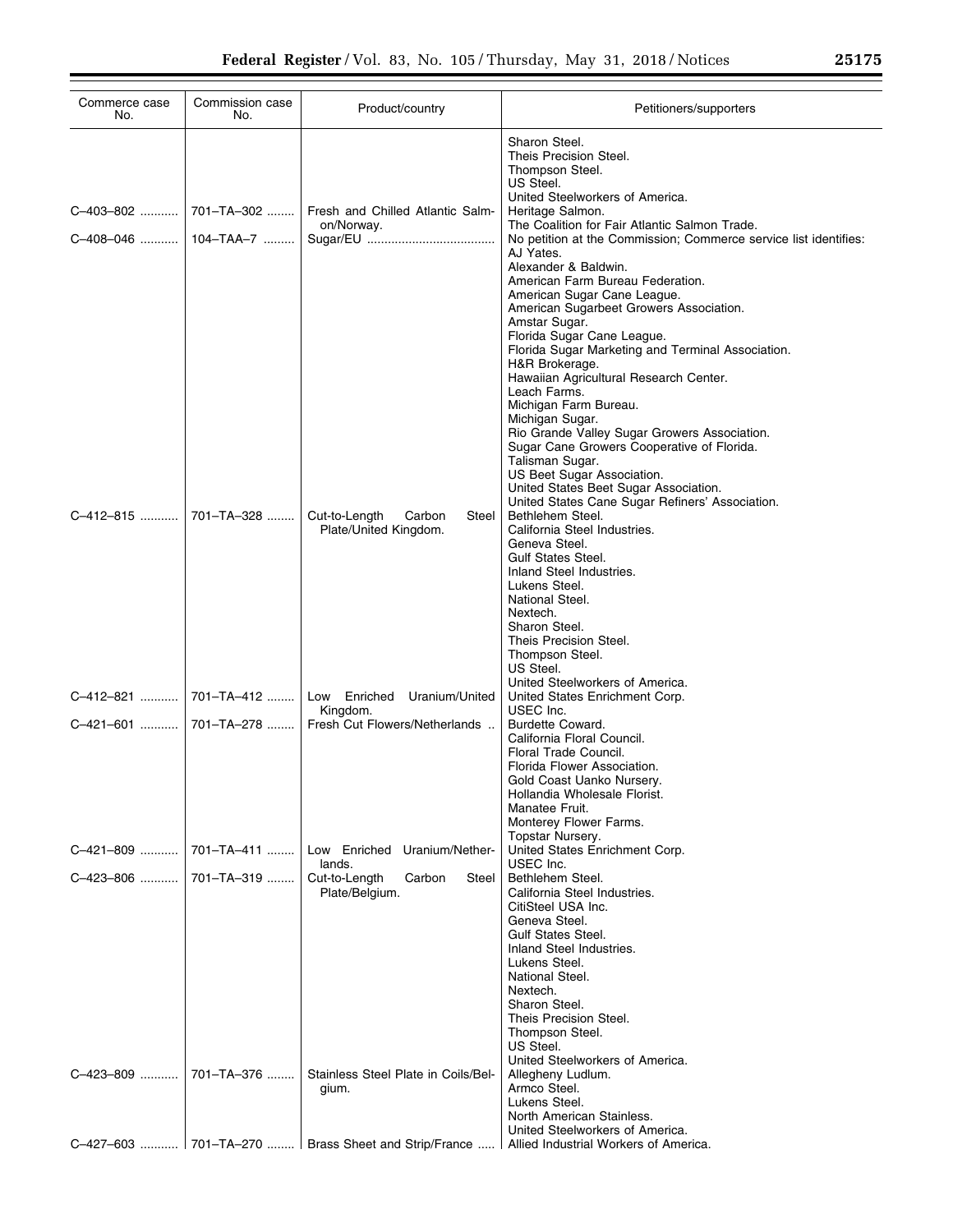| Commerce case No. | Commission case No. | Product/country | Petitioners/supporters |
|---|---|---|---|
| | | | Sharon Steel.<br>Theis Precision Steel.<br>Thompson Steel.<br>US Steel.<br>United Steelworkers of America. |
| C–403–802 | 701–TA–302 | Fresh and Chilled Atlantic Salmon/Norway. | Heritage Salmon.<br>The Coalition for Fair Atlantic Salmon Trade. |
| C–408–046 | 104–TAA–7 | Sugar/EU | No petition at the Commission; Commerce service list identifies:<br>AJ Yates.<br>Alexander & Baldwin.<br>American Farm Bureau Federation.<br>American Sugar Cane League.<br>American Sugarbeet Growers Association.<br>Amstar Sugar.<br>Florida Sugar Cane League.<br>Florida Sugar Marketing and Terminal Association.<br>H&R Brokerage.<br>Hawaiian Agricultural Research Center.<br>Leach Farms.<br>Michigan Farm Bureau.<br>Michigan Sugar.<br>Rio Grande Valley Sugar Growers Association.<br>Sugar Cane Growers Cooperative of Florida.<br>Talisman Sugar.<br>US Beet Sugar Association.<br>United States Beet Sugar Association.<br>United States Cane Sugar Refiners' Association. |
| C–412–815 | 701–TA–328 | Cut-to-Length Carbon Steel Plate/United Kingdom. | Bethlehem Steel.<br>California Steel Industries.<br>Geneva Steel.<br>Gulf States Steel.<br>Inland Steel Industries.<br>Lukens Steel.<br>National Steel.<br>Nextech.<br>Sharon Steel.<br>Theis Precision Steel.<br>Thompson Steel.<br>US Steel.<br>United Steelworkers of America. |
| C–412–821 | 701–TA–412 | Low Enriched Uranium/United Kingdom. | United States Enrichment Corp.<br>USEC Inc. |
| C–421–601 | 701–TA–278 | Fresh Cut Flowers/Netherlands | Burdette Coward.<br>California Floral Council.<br>Floral Trade Council.<br>Florida Flower Association.<br>Gold Coast Uanko Nursery.<br>Hollandia Wholesale Florist.<br>Manatee Fruit.<br>Monterey Flower Farms.<br>Topstar Nursery. |
| C–421–809 | 701–TA–411 | Low Enriched Uranium/Netherlands. | United States Enrichment Corp.<br>USEC Inc. |
| C–423–806 | 701–TA–319 | Cut-to-Length Carbon Steel Plate/Belgium. | Bethlehem Steel.<br>California Steel Industries.<br>CitiSteel USA Inc.<br>Geneva Steel.<br>Gulf States Steel.<br>Inland Steel Industries.<br>Lukens Steel.<br>National Steel.<br>Nextech.<br>Sharon Steel.<br>Theis Precision Steel.<br>Thompson Steel.<br>US Steel.<br>United Steelworkers of America. |
| C–423–809 | 701–TA–376 | Stainless Steel Plate in Coils/Belgium. | Allegheny Ludlum.<br>Armco Steel.<br>Lukens Steel.<br>North American Stainless.<br>United Steelworkers of America. |
| C–427–603 | 701–TA–270 | Brass Sheet and Strip/France | Allied Industrial Workers of America. |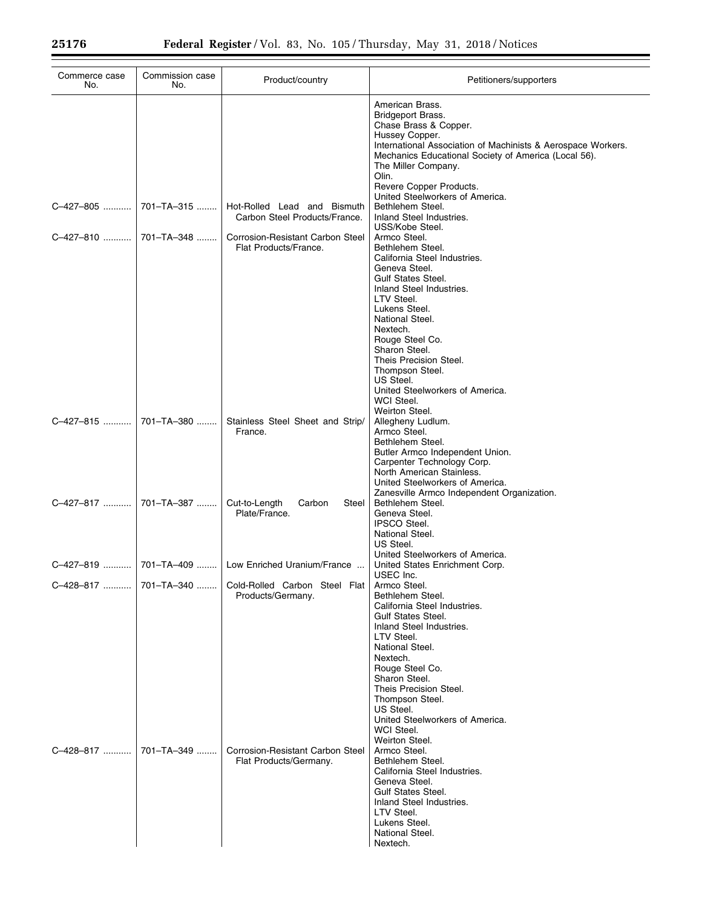| Commerce case No. | Commission case No. | Product/country | Petitioners/supporters |
|---|---|---|---|
| | | | American Brass.<br>Bridgeport Brass.<br>Chase Brass & Copper.<br>Hussey Copper.<br>International Association of Machinists & Aerospace Workers.<br>Mechanics Educational Society of America (Local 56).<br>The Miller Company.<br>Olin.<br>Revere Copper Products.<br>United Steelworkers of America. |
| C–427–805 | 701–TA–315 | Hot-Rolled Lead and Bismuth Carbon Steel Products/France. | Bethlehem Steel.<br>Inland Steel Industries.<br>USS/Kobe Steel. |
| C–427–810 | 701–TA–348 | Corrosion-Resistant Carbon Steel Flat Products/France. | Armco Steel.<br>Bethlehem Steel.<br>California Steel Industries.<br>Geneva Steel.<br>Gulf States Steel.<br>Inland Steel Industries.<br>LTV Steel.<br>Lukens Steel.<br>National Steel.<br>Nextech.<br>Rouge Steel Co.<br>Sharon Steel.<br>Theis Precision Steel.<br>Thompson Steel.<br>US Steel.<br>United Steelworkers of America.<br>WCI Steel.<br>Weirton Steel. |
| C–427–815 | 701–TA–380 | Stainless Steel Sheet and Strip/France. | Allegheny Ludlum.<br>Armco Steel.<br>Bethlehem Steel.<br>Butler Armco Independent Union.<br>Carpenter Technology Corp.<br>North American Stainless.<br>United Steelworkers of America.<br>Zanesville Armco Independent Organization. |
| C–427–817 | 701–TA–387 | Cut-to-Length Carbon Steel Plate/France. | Bethlehem Steel.<br>Geneva Steel.<br>IPSCO Steel.<br>National Steel.<br>US Steel.<br>United Steelworkers of America. |
| C–427–819 | 701–TA–409 | Low Enriched Uranium/France | United States Enrichment Corp.<br>USEC Inc. |
| C–428–817 | 701–TA–340 | Cold-Rolled Carbon Steel Flat Products/Germany. | Armco Steel.<br>Bethlehem Steel.<br>California Steel Industries.<br>Gulf States Steel.<br>Inland Steel Industries.<br>LTV Steel.<br>National Steel.<br>Nextech.<br>Rouge Steel Co.<br>Sharon Steel.<br>Theis Precision Steel.<br>Thompson Steel.<br>US Steel.<br>United Steelworkers of America.<br>WCI Steel.<br>Weirton Steel. |
| C–428–817 | 701–TA–349 | Corrosion-Resistant Carbon Steel Flat Products/Germany. | Armco Steel.<br>Bethlehem Steel.<br>California Steel Industries.<br>Geneva Steel.<br>Gulf States Steel.<br>Inland Steel Industries.<br>LTV Steel.<br>Lukens Steel.<br>National Steel.<br>Nextech. |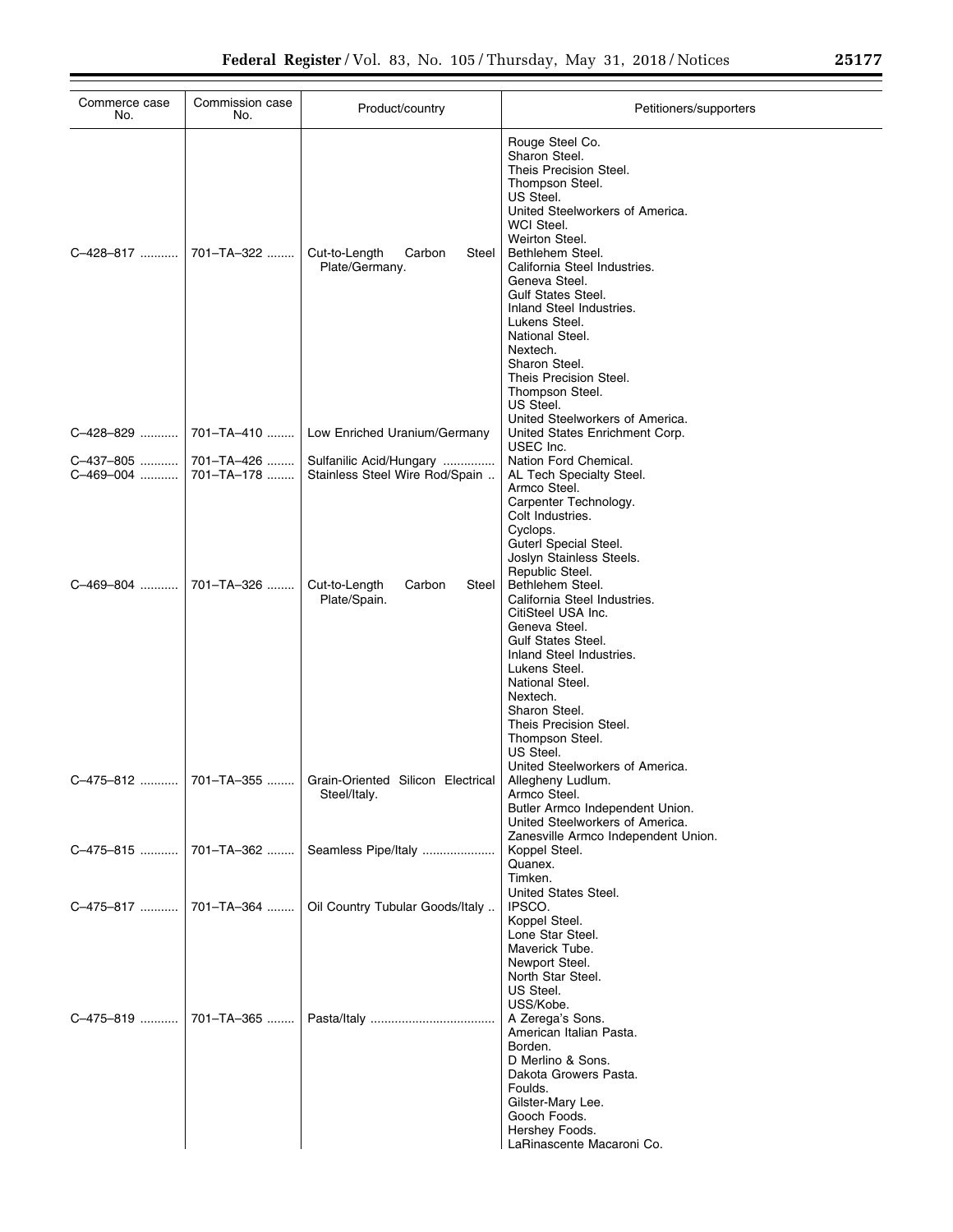| Commerce case No. | Commission case No. | Product/country | Petitioners/supporters |
|---|---|---|---|
| | | | Rouge Steel Co.<br>Sharon Steel.<br>Theis Precision Steel.<br>Thompson Steel.<br>US Steel.<br>United Steelworkers of America.<br>WCI Steel.<br>Weirton Steel. |
| C–428–817 | 701–TA–322 | Cut-to-Length Carbon Steel Plate/Germany. | Bethlehem Steel.<br>California Steel Industries.<br>Geneva Steel.<br>Gulf States Steel.<br>Inland Steel Industries.<br>Lukens Steel.<br>National Steel.<br>Nextech.<br>Sharon Steel.<br>Theis Precision Steel.<br>Thompson Steel.<br>US Steel.<br>United Steelworkers of America. |
| C–428–829 | 701–TA–410 | Low Enriched Uranium/Germany | United States Enrichment Corp.<br>USEC Inc. |
| C–437–805 | 701–TA–426 | Sulfanilic Acid/Hungary | Nation Ford Chemical. |
| C–469–004 | 701–TA–178 | Stainless Steel Wire Rod/Spain | AL Tech Specialty Steel.<br>Armco Steel.<br>Carpenter Technology.<br>Colt Industries.<br>Cyclops.<br>Guterl Special Steel.<br>Joslyn Stainless Steels.<br>Republic Steel. |
| C–469–804 | 701–TA–326 | Cut-to-Length Carbon Steel Plate/Spain. | Bethlehem Steel.<br>California Steel Industries.<br>CitiSteel USA Inc.<br>Geneva Steel.<br>Gulf States Steel.<br>Inland Steel Industries.<br>Lukens Steel.<br>National Steel.<br>Nextech.<br>Sharon Steel.<br>Theis Precision Steel.<br>Thompson Steel.<br>US Steel.<br>United Steelworkers of America. |
| C–475–812 | 701–TA–355 | Grain-Oriented Silicon Electrical Steel/Italy. | Allegheny Ludlum.<br>Armco Steel.<br>Butler Armco Independent Union.<br>United Steelworkers of America.<br>Zanesville Armco Independent Union. |
| C–475–815 | 701–TA–362 | Seamless Pipe/Italy | Koppel Steel.<br>Quanex.<br>Timken.<br>United States Steel. |
| C–475–817 | 701–TA–364 | Oil Country Tubular Goods/Italy | IPSCO.<br>Koppel Steel.<br>Lone Star Steel.<br>Maverick Tube.<br>Newport Steel.<br>North Star Steel.<br>US Steel.<br>USS/Kobe. |
| C–475–819 | 701–TA–365 | Pasta/Italy | A Zerega's Sons.<br>American Italian Pasta.<br>Borden.<br>D Merlino & Sons.<br>Dakota Growers Pasta.<br>Foulds.<br>Gilster-Mary Lee.<br>Gooch Foods.<br>Hershey Foods.<br>LaRinascente Macaroni Co. |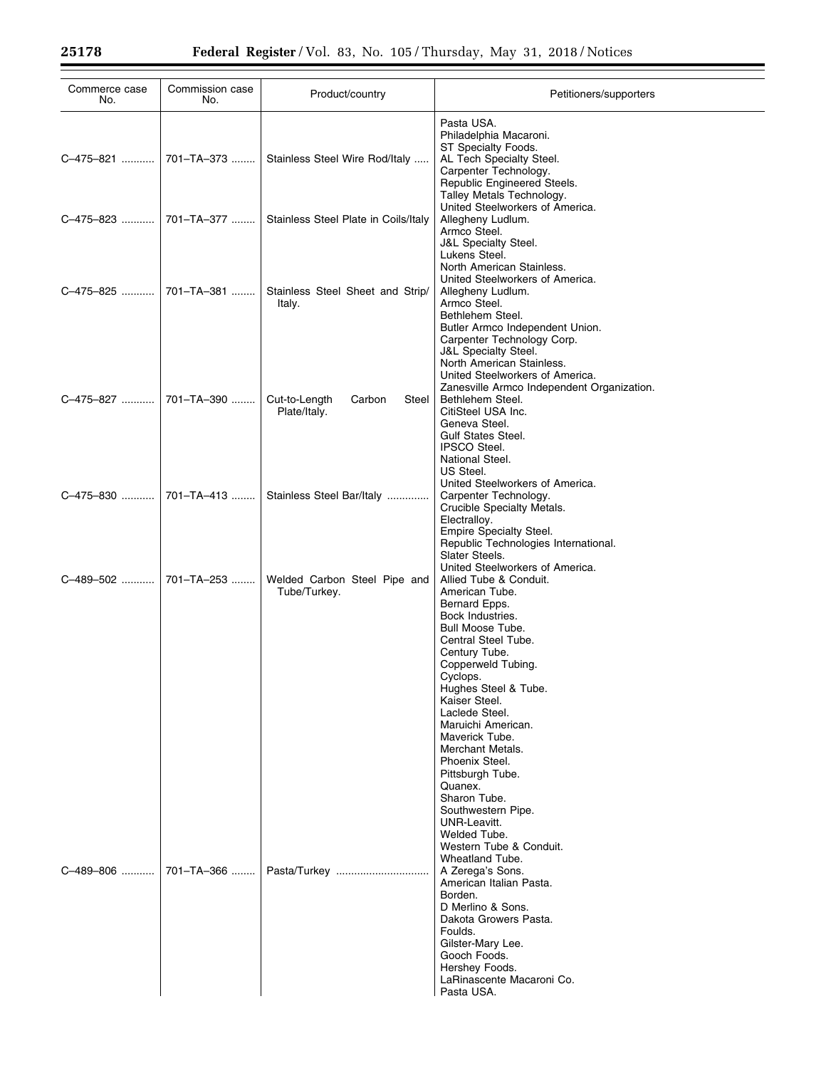| Commerce case No. | Commission case No. | Product/country | Petitioners/supporters |
|---|---|---|---|
| | | | Pasta USA.<br>Philadelphia Macaroni.<br>ST Specialty Foods. |
| C–475–821 | 701–TA–373 | Stainless Steel Wire Rod/Italy | AL Tech Specialty Steel.<br>Carpenter Technology.<br>Republic Engineered Steels.<br>Talley Metals Technology.<br>United Steelworkers of America. |
| C–475–823 | 701–TA–377 | Stainless Steel Plate in Coils/Italy | Allegheny Ludlum.<br>Armco Steel.<br>J&L Specialty Steel.<br>Lukens Steel.<br>North American Stainless.<br>United Steelworkers of America. |
| C–475–825 | 701–TA–381 | Stainless Steel Sheet and Strip/Italy. | Allegheny Ludlum.<br>Armco Steel.<br>Bethlehem Steel.<br>Butler Armco Independent Union.<br>Carpenter Technology Corp.<br>J&L Specialty Steel.<br>North American Stainless.<br>United Steelworkers of America.<br>Zanesville Armco Independent Organization. |
| C–475–827 | 701–TA–390 | Cut-to-Length Carbon Steel Plate/Italy. | Bethlehem Steel.<br>CitiSteel USA Inc.<br>Geneva Steel.<br>Gulf States Steel.<br>IPSCO Steel.<br>National Steel.<br>US Steel.<br>United Steelworkers of America. |
| C–475–830 | 701–TA–413 | Stainless Steel Bar/Italy | Carpenter Technology.<br>Crucible Specialty Metals.<br>Electralloy.<br>Empire Specialty Steel.<br>Republic Technologies International.<br>Slater Steels.<br>United Steelworkers of America. |
| C–489–502 | 701–TA–253 | Welded Carbon Steel Pipe and Tube/Turkey. | Allied Tube & Conduit.<br>American Tube.<br>Bernard Epps.<br>Bock Industries.<br>Bull Moose Tube.<br>Central Steel Tube.<br>Century Tube.<br>Copperweld Tubing.<br>Cyclops.<br>Hughes Steel & Tube.<br>Kaiser Steel.<br>Laclede Steel.<br>Maruichi American.<br>Maverick Tube.<br>Merchant Metals.<br>Phoenix Steel.<br>Pittsburgh Tube.<br>Quanex.<br>Sharon Tube.<br>Southwestern Pipe.<br>UNR-Leavitt.<br>Welded Tube.<br>Western Tube & Conduit.<br>Wheatland Tube. |
| C–489–806 | 701–TA–366 | Pasta/Turkey | A Zerega's Sons.<br>American Italian Pasta.<br>Borden.<br>D Merlino & Sons.<br>Dakota Growers Pasta.<br>Foulds.<br>Gilster-Mary Lee.<br>Gooch Foods.<br>Hershey Foods.<br>LaRinascente Macaroni Co.<br>Pasta USA. |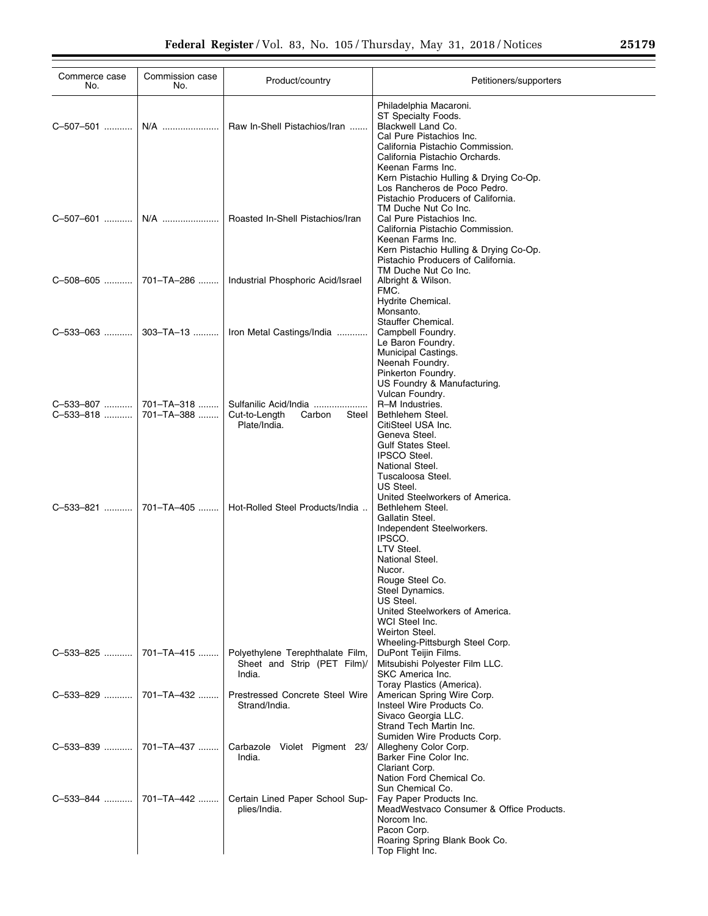| Commerce case No. | Commission case No. | Product/country | Petitioners/supporters |
|---|---|---|---|
| | | | Philadelphia Macaroni.<br>ST Specialty Foods. |
| C–507–501 | N/A | Raw In-Shell Pistachios/Iran | Blackwell Land Co.<br>Cal Pure Pistachios Inc.<br>California Pistachio Commission.<br>California Pistachio Orchards.<br>Keenan Farms Inc.<br>Kern Pistachio Hulling & Drying Co-Op.<br>Los Rancheros de Poco Pedro.<br>Pistachio Producers of California.<br>TM Duche Nut Co Inc. |
| C–507–601 | N/A | Roasted In-Shell Pistachios/Iran | Cal Pure Pistachios Inc.<br>California Pistachio Commission.<br>Keenan Farms Inc.<br>Kern Pistachio Hulling & Drying Co-Op.<br>Pistachio Producers of California.<br>TM Duche Nut Co Inc. |
| C–508–605 | 701–TA–286 | Industrial Phosphoric Acid/Israel | Albright & Wilson.<br>FMC.<br>Hydrite Chemical.<br>Monsanto.<br>Stauffer Chemical. |
| C–533–063 | 303–TA–13 | Iron Metal Castings/India | Campbell Foundry.<br>Le Baron Foundry.<br>Municipal Castings.<br>Neenah Foundry.<br>Pinkerton Foundry.<br>US Foundry & Manufacturing.<br>Vulcan Foundry. |
| C–533–807 | 701–TA–318 | Sulfanilic Acid/India | R–M Industries. |
| C–533–818 | 701–TA–388 | Cut-to-Length Carbon Steel Plate/India. | Bethlehem Steel.<br>CitiSteel USA Inc.<br>Geneva Steel.<br>Gulf States Steel.<br>IPSCO Steel.<br>National Steel.<br>Tuscaloosa Steel.<br>US Steel.<br>United Steelworkers of America. |
| C–533–821 | 701–TA–405 | Hot-Rolled Steel Products/India | Bethlehem Steel.<br>Gallatin Steel.<br>Independent Steelworkers.<br>IPSCO.<br>LTV Steel.<br>National Steel.<br>Nucor.<br>Rouge Steel Co.<br>Steel Dynamics.<br>US Steel.<br>United Steelworkers of America.<br>WCI Steel Inc.<br>Weirton Steel.<br>Wheeling-Pittsburgh Steel Corp. |
| C–533–825 | 701–TA–415 | Polyethylene Terephthalate Film, Sheet and Strip (PET Film)/India. | DuPont Teijin Films.<br>Mitsubishi Polyester Film LLC.<br>SKC America Inc.<br>Toray Plastics (America). |
| C–533–829 | 701–TA–432 | Prestressed Concrete Steel Wire Strand/India. | American Spring Wire Corp.<br>Insteel Wire Products Co.<br>Sivaco Georgia LLC.<br>Strand Tech Martin Inc.<br>Sumiden Wire Products Corp. |
| C–533–839 | 701–TA–437 | Carbazole Violet Pigment 23/India. | Allegheny Color Corp.<br>Barker Fine Color Inc.<br>Clariant Corp.<br>Nation Ford Chemical Co.<br>Sun Chemical Co. |
| C–533–844 | 701–TA–442 | Certain Lined Paper School Supplies/India. | Fay Paper Products Inc.<br>MeadWestvaco Consumer & Office Products.<br>Norcom Inc.<br>Pacon Corp.<br>Roaring Spring Blank Book Co.<br>Top Flight Inc. |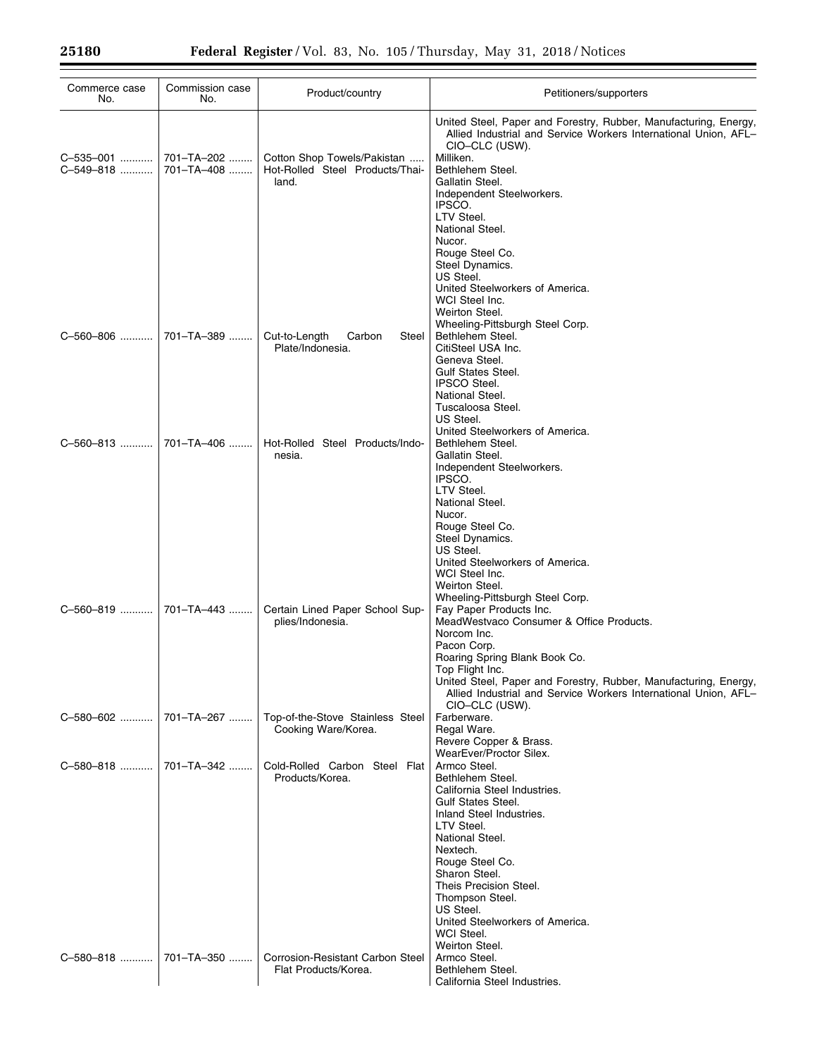| Commerce case No. | Commission case No. | Product/country | Petitioners/supporters |
|---|---|---|---|
| | | | United Steel, Paper and Forestry, Rubber, Manufacturing, Energy, Allied Industrial and Service Workers International Union, AFL–CIO–CLC (USW). |
| C–535–001 | 701–TA–202 | Cotton Shop Towels/Pakistan | Milliken. |
| C–549–818 | 701–TA–408 | Hot-Rolled Steel Products/Thailand. | Bethlehem Steel. |
| | | | Gallatin Steel. |
| | | | Independent Steelworkers. |
| | | | IPSCO. |
| | | | LTV Steel. |
| | | | National Steel. |
| | | | Nucor. |
| | | | Rouge Steel Co. |
| | | | Steel Dynamics. |
| | | | US Steel. |
| | | | United Steelworkers of America. |
| | | | WCI Steel Inc. |
| | | | Weirton Steel. |
| | | | Wheeling-Pittsburgh Steel Corp. |
| C–560–806 | 701–TA–389 | Cut-to-Length Carbon Steel Plate/Indonesia. | Bethlehem Steel. |
| | | | CitiSteel USA Inc. |
| | | | Geneva Steel. |
| | | | Gulf States Steel. |
| | | | IPSCO Steel. |
| | | | National Steel. |
| | | | Tuscaloosa Steel. |
| | | | US Steel. |
| | | | United Steelworkers of America. |
| C–560–813 | 701–TA–406 | Hot-Rolled Steel Products/Indonesia. | Bethlehem Steel. |
| | | | Gallatin Steel. |
| | | | Independent Steelworkers. |
| | | | IPSCO. |
| | | | LTV Steel. |
| | | | National Steel. |
| | | | Nucor. |
| | | | Rouge Steel Co. |
| | | | Steel Dynamics. |
| | | | US Steel. |
| | | | United Steelworkers of America. |
| | | | WCI Steel Inc. |
| | | | Weirton Steel. |
| | | | Wheeling-Pittsburgh Steel Corp. |
| C–560–819 | 701–TA–443 | Certain Lined Paper School Supplies/Indonesia. | Fay Paper Products Inc. |
| | | | MeadWestvaco Consumer & Office Products. |
| | | | Norcom Inc. |
| | | | Pacon Corp. |
| | | | Roaring Spring Blank Book Co. |
| | | | Top Flight Inc. |
| | | | United Steel, Paper and Forestry, Rubber, Manufacturing, Energy, Allied Industrial and Service Workers International Union, AFL–CIO–CLC (USW). |
| C–580–602 | 701–TA–267 | Top-of-the-Stove Stainless Steel Cooking Ware/Korea. | Farberware. |
| | | | Regal Ware. |
| | | | Revere Copper & Brass. |
| | | | WearEver/Proctor Silex. |
| C–580–818 | 701–TA–342 | Cold-Rolled Carbon Steel Flat Products/Korea. | Armco Steel. |
| | | | Bethlehem Steel. |
| | | | California Steel Industries. |
| | | | Gulf States Steel. |
| | | | Inland Steel Industries. |
| | | | LTV Steel. |
| | | | National Steel. |
| | | | Nextech. |
| | | | Rouge Steel Co. |
| | | | Sharon Steel. |
| | | | Theis Precision Steel. |
| | | | Thompson Steel. |
| | | | US Steel. |
| | | | United Steelworkers of America. |
| | | | WCI Steel. |
| | | | Weirton Steel. |
| C–580–818 | 701–TA–350 | Corrosion-Resistant Carbon Steel Flat Products/Korea. | Armco Steel. |
| | | | Bethlehem Steel. |
| | | | California Steel Industries. |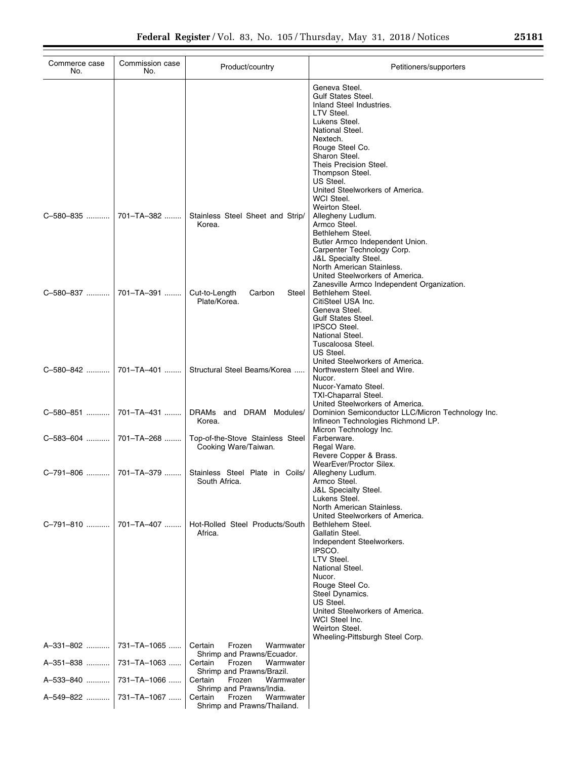| Commerce case No. | Commission case No. | Product/country | Petitioners/supporters |
|---|---|---|---|
| | | | Geneva Steel.<br>Gulf States Steel.<br>Inland Steel Industries.<br>LTV Steel.<br>Lukens Steel.<br>National Steel.<br>Nextech.<br>Rouge Steel Co.<br>Sharon Steel.<br>Theis Precision Steel.<br>Thompson Steel.<br>US Steel.<br>United Steelworkers of America.<br>WCI Steel.<br>Weirton Steel. |
| C–580–835 | 701–TA–382 | Stainless Steel Sheet and Strip/Korea. | Allegheny Ludlum.<br>Armco Steel.<br>Bethlehem Steel.<br>Butler Armco Independent Union.<br>Carpenter Technology Corp.<br>J&L Specialty Steel.<br>North American Stainless.<br>United Steelworkers of America.<br>Zanesville Armco Independent Organization. |
| C–580–837 | 701–TA–391 | Cut-to-Length Carbon Steel Plate/Korea. | Bethlehem Steel.<br>CitiSteel USA Inc.<br>Geneva Steel.<br>Gulf States Steel.<br>IPSCO Steel.<br>National Steel.<br>Tuscaloosa Steel.<br>US Steel.<br>United Steelworkers of America. |
| C–580–842 | 701–TA–401 | Structural Steel Beams/Korea | Northwestern Steel and Wire.<br>Nucor.<br>Nucor-Yamato Steel.<br>TXI-Chaparral Steel.<br>United Steelworkers of America. |
| C–580–851 | 701–TA–431 | DRAMs and DRAM Modules/Korea. | Dominion Semiconductor LLC/Micron Technology Inc.<br>Infineon Technologies Richmond LP.<br>Micron Technology Inc. |
| C–583–604 | 701–TA–268 | Top-of-the-Stove Stainless Steel Cooking Ware/Taiwan. | Farberware.<br>Regal Ware.<br>Revere Copper & Brass.<br>WearEver/Proctor Silex. |
| C–791–806 | 701–TA–379 | Stainless Steel Plate in Coils/South Africa. | Allegheny Ludlum.<br>Armco Steel.<br>J&L Specialty Steel.<br>Lukens Steel.<br>North American Stainless.<br>United Steelworkers of America. |
| C–791–810 | 701–TA–407 | Hot-Rolled Steel Products/South Africa. | Bethlehem Steel.<br>Gallatin Steel.<br>Independent Steelworkers.<br>IPSCO.<br>LTV Steel.<br>National Steel.<br>Nucor.<br>Rouge Steel Co.<br>Steel Dynamics.<br>US Steel.<br>United Steelworkers of America.<br>WCI Steel Inc.<br>Weirton Steel.<br>Wheeling-Pittsburgh Steel Corp. |
| A–331–802 | 731–TA–1065 | Certain Frozen Warmwater Shrimp and Prawns/Ecuador. | |
| A–351–838 | 731–TA–1063 | Certain Frozen Warmwater Shrimp and Prawns/Brazil. | |
| A–533–840 | 731–TA–1066 | Certain Frozen Warmwater Shrimp and Prawns/India. | |
| A–549–822 | 731–TA–1067 | Certain Frozen Warmwater Shrimp and Prawns/Thailand. | |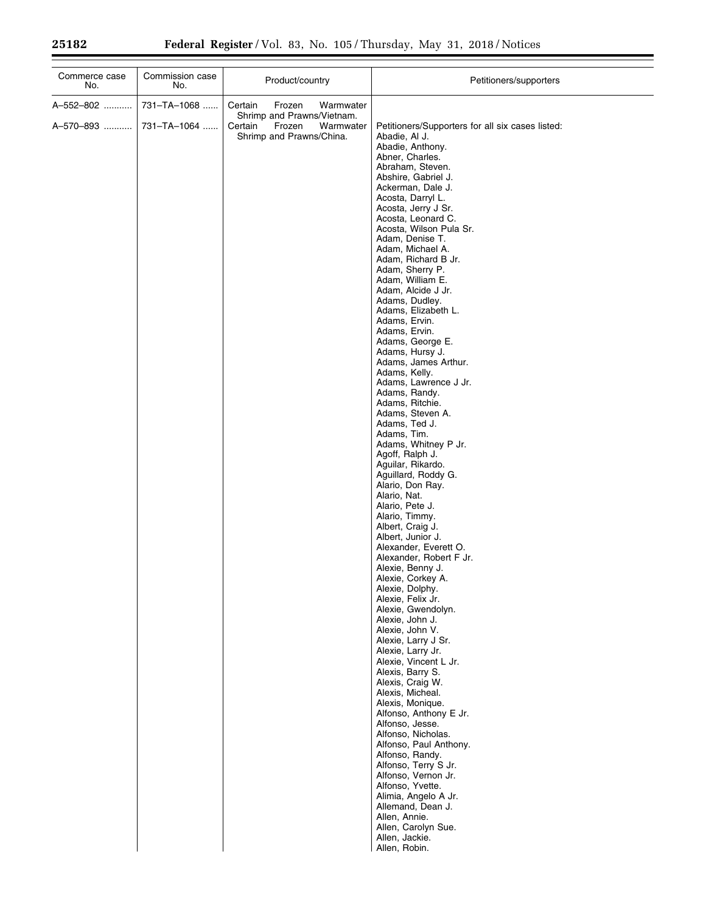| Commerce case No. | Commission case No. | Product/country | Petitioners/supporters |
|---|---|---|---|
| A–552–802 | 731–TA–1068 | Certain Frozen Warmwater Shrimp and Prawns/Vietnam. | |
| A–570–893 | 731–TA–1064 | Certain Frozen Warmwater Shrimp and Prawns/China. | Petitioners/Supporters for all six cases listed:<br>Abadie, Al J.<br>Abadie, Anthony.<br>Abner, Charles.<br>Abraham, Steven.<br>Abshire, Gabriel J.<br>Ackerman, Dale J.<br>Acosta, Darryl L.<br>Acosta, Jerry J Sr.<br>Acosta, Leonard C.<br>Acosta, Wilson Pula Sr.<br>Adam, Denise T.<br>Adam, Michael A.<br>Adam, Richard B Jr.<br>Adam, Sherry P.<br>Adam, William E.<br>Adam, Alcide J Jr.<br>Adams, Dudley.<br>Adams, Elizabeth L.<br>Adams, Ervin.<br>Adams, Ervin.<br>Adams, George E.<br>Adams, Hursy J.<br>Adams, James Arthur.<br>Adams, Kelly.<br>Adams, Lawrence J Jr.<br>Adams, Randy.<br>Adams, Ritchie.<br>Adams, Steven A.<br>Adams, Ted J.<br>Adams, Tim.<br>Adams, Whitney P Jr.<br>Agoff, Ralph J.<br>Aguilar, Rikardo.<br>Aguillard, Roddy G.<br>Alario, Don Ray.<br>Alario, Nat.<br>Alario, Pete J.<br>Alario, Timmy.<br>Albert, Craig J.<br>Albert, Junior J.<br>Alexander, Everett O.<br>Alexander, Robert F Jr.<br>Alexie, Benny J.<br>Alexie, Corkey A.<br>Alexie, Dolphy.<br>Alexie, Felix Jr.<br>Alexie, Gwendolyn.<br>Alexie, John J.<br>Alexie, John V.<br>Alexie, Larry J Sr.<br>Alexie, Larry Jr.<br>Alexie, Vincent L Jr.<br>Alexis, Barry S.<br>Alexis, Craig W.<br>Alexis, Micheal.<br>Alexis, Monique.<br>Alfonso, Anthony E Jr.<br>Alfonso, Jesse.<br>Alfonso, Nicholas.<br>Alfonso, Paul Anthony.<br>Alfonso, Randy.<br>Alfonso, Terry S Jr.<br>Alfonso, Vernon Jr.<br>Alfonso, Yvette.<br>Alimia, Angelo A Jr.<br>Allemand, Dean J.<br>Allen, Annie.<br>Allen, Carolyn Sue.<br>Allen, Jackie.<br>Allen, Robin. |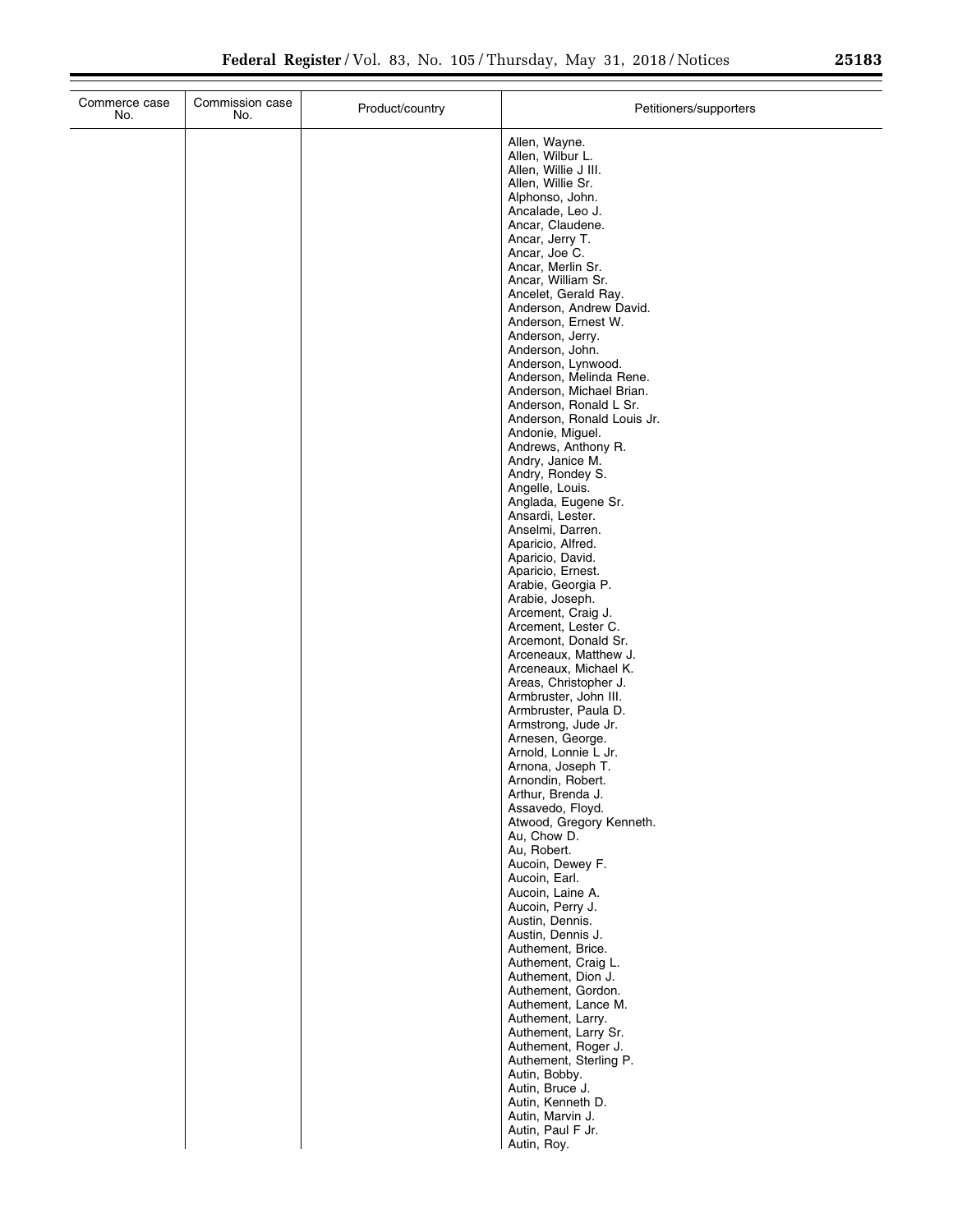| Commerce case No. | Commission case No. | Product/country | Petitioners/supporters |
| --- | --- | --- | --- |
| | | | Allen, Wayne. |
| | | | Allen, Wilbur L. |
| | | | Allen, Willie J III. |
| | | | Allen, Willie Sr. |
| | | | Alphonso, John. |
| | | | Ancalade, Leo J. |
| | | | Ancar, Claudene. |
| | | | Ancar, Jerry T. |
| | | | Ancar, Joe C. |
| | | | Ancar, Merlin Sr. |
| | | | Ancar, William Sr. |
| | | | Ancelet, Gerald Ray. |
| | | | Anderson, Andrew David. |
| | | | Anderson, Ernest W. |
| | | | Anderson, Jerry. |
| | | | Anderson, John. |
| | | | Anderson, Lynwood. |
| | | | Anderson, Melinda Rene. |
| | | | Anderson, Michael Brian. |
| | | | Anderson, Ronald L Sr. |
| | | | Anderson, Ronald Louis Jr. |
| | | | Andonie, Miguel. |
| | | | Andrews, Anthony R. |
| | | | Andry, Janice M. |
| | | | Andry, Rondey S. |
| | | | Angelle, Louis. |
| | | | Anglada, Eugene Sr. |
| | | | Ansardi, Lester. |
| | | | Anselmi, Darren. |
| | | | Aparicio, Alfred. |
| | | | Aparicio, David. |
| | | | Aparicio, Ernest. |
| | | | Arabie, Georgia P. |
| | | | Arabie, Joseph. |
| | | | Arcement, Craig J. |
| | | | Arcement, Lester C. |
| | | | Arcemont, Donald Sr. |
| | | | Arceneaux, Matthew J. |
| | | | Arceneaux, Michael K. |
| | | | Areas, Christopher J. |
| | | | Armbruster, John III. |
| | | | Armbruster, Paula D. |
| | | | Armstrong, Jude Jr. |
| | | | Arnesen, George. |
| | | | Arnold, Lonnie L Jr. |
| | | | Arnona, Joseph T. |
| | | | Arnondin, Robert. |
| | | | Arthur, Brenda J. |
| | | | Assavedo, Floyd. |
| | | | Atwood, Gregory Kenneth. |
| | | | Au, Chow D. |
| | | | Au, Robert. |
| | | | Aucoin, Dewey F. |
| | | | Aucoin, Earl. |
| | | | Aucoin, Laine A. |
| | | | Aucoin, Perry J. |
| | | | Austin, Dennis. |
| | | | Austin, Dennis J. |
| | | | Authement, Brice. |
| | | | Authement, Craig L. |
| | | | Authement, Dion J. |
| | | | Authement, Gordon. |
| | | | Authement, Lance M. |
| | | | Authement, Larry. |
| | | | Authement, Larry Sr. |
| | | | Authement, Roger J. |
| | | | Authement, Sterling P. |
| | | | Autin, Bobby. |
| | | | Autin, Bruce J. |
| | | | Autin, Kenneth D. |
| | | | Autin, Marvin J. |
| | | | Autin, Paul F Jr. |
| | | | Autin, Roy. |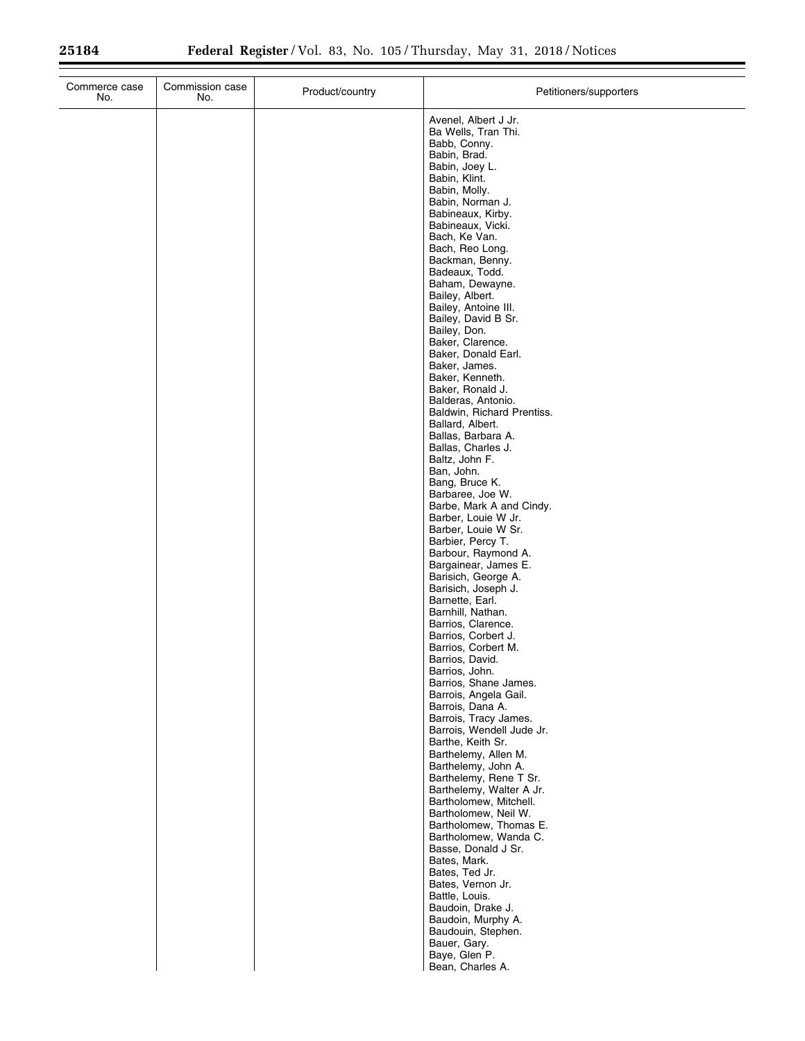| Commerce case No. | Commission case No. | Product/country | Petitioners/supporters |
|---|---|---|---|
| | | | Avenel, Albert J Jr. |
| | | | Ba Wells, Tran Thi. |
| | | | Babb, Conny. |
| | | | Babin, Brad. |
| | | | Babin, Joey L. |
| | | | Babin, Klint. |
| | | | Babin, Molly. |
| | | | Babin, Norman J. |
| | | | Babineaux, Kirby. |
| | | | Babineaux, Vicki. |
| | | | Bach, Ke Van. |
| | | | Bach, Reo Long. |
| | | | Backman, Benny. |
| | | | Badeaux, Todd. |
| | | | Baham, Dewayne. |
| | | | Bailey, Albert. |
| | | | Bailey, Antoine III. |
| | | | Bailey, David B Sr. |
| | | | Bailey, Don. |
| | | | Baker, Clarence. |
| | | | Baker, Donald Earl. |
| | | | Baker, James. |
| | | | Baker, Kenneth. |
| | | | Baker, Ronald J. |
| | | | Balderas, Antonio. |
| | | | Baldwin, Richard Prentiss. |
| | | | Ballard, Albert. |
| | | | Ballas, Barbara A. |
| | | | Ballas, Charles J. |
| | | | Baltz, John F. |
| | | | Ban, John. |
| | | | Bang, Bruce K. |
| | | | Barbaree, Joe W. |
| | | | Barbe, Mark A and Cindy. |
| | | | Barber, Louie W Jr. |
| | | | Barber, Louie W Sr. |
| | | | Barbier, Percy T. |
| | | | Barbour, Raymond A. |
| | | | Bargainear, James E. |
| | | | Barisich, George A. |
| | | | Barisich, Joseph J. |
| | | | Barnette, Earl. |
| | | | Barnhill, Nathan. |
| | | | Barrios, Clarence. |
| | | | Barrios, Corbert J. |
| | | | Barrios, Corbert M. |
| | | | Barrios, David. |
| | | | Barrios, John. |
| | | | Barrios, Shane James. |
| | | | Barrois, Angela Gail. |
| | | | Barrois, Dana A. |
| | | | Barrois, Tracy James. |
| | | | Barrois, Wendell Jude Jr. |
| | | | Barthe, Keith Sr. |
| | | | Barthelemy, Allen M. |
| | | | Barthelemy, John A. |
| | | | Barthelemy, Rene T Sr. |
| | | | Barthelemy, Walter A Jr. |
| | | | Bartholomew, Mitchell. |
| | | | Bartholomew, Neil W. |
| | | | Bartholomew, Thomas E. |
| | | | Bartholomew, Wanda C. |
| | | | Basse, Donald J Sr. |
| | | | Bates, Mark. |
| | | | Bates, Ted Jr. |
| | | | Bates, Vernon Jr. |
| | | | Battle, Louis. |
| | | | Baudoin, Drake J. |
| | | | Baudoin, Murphy A. |
| | | | Baudouin, Stephen. |
| | | | Bauer, Gary. |
| | | | Baye, Glen P. |
| | | | Bean, Charles A. |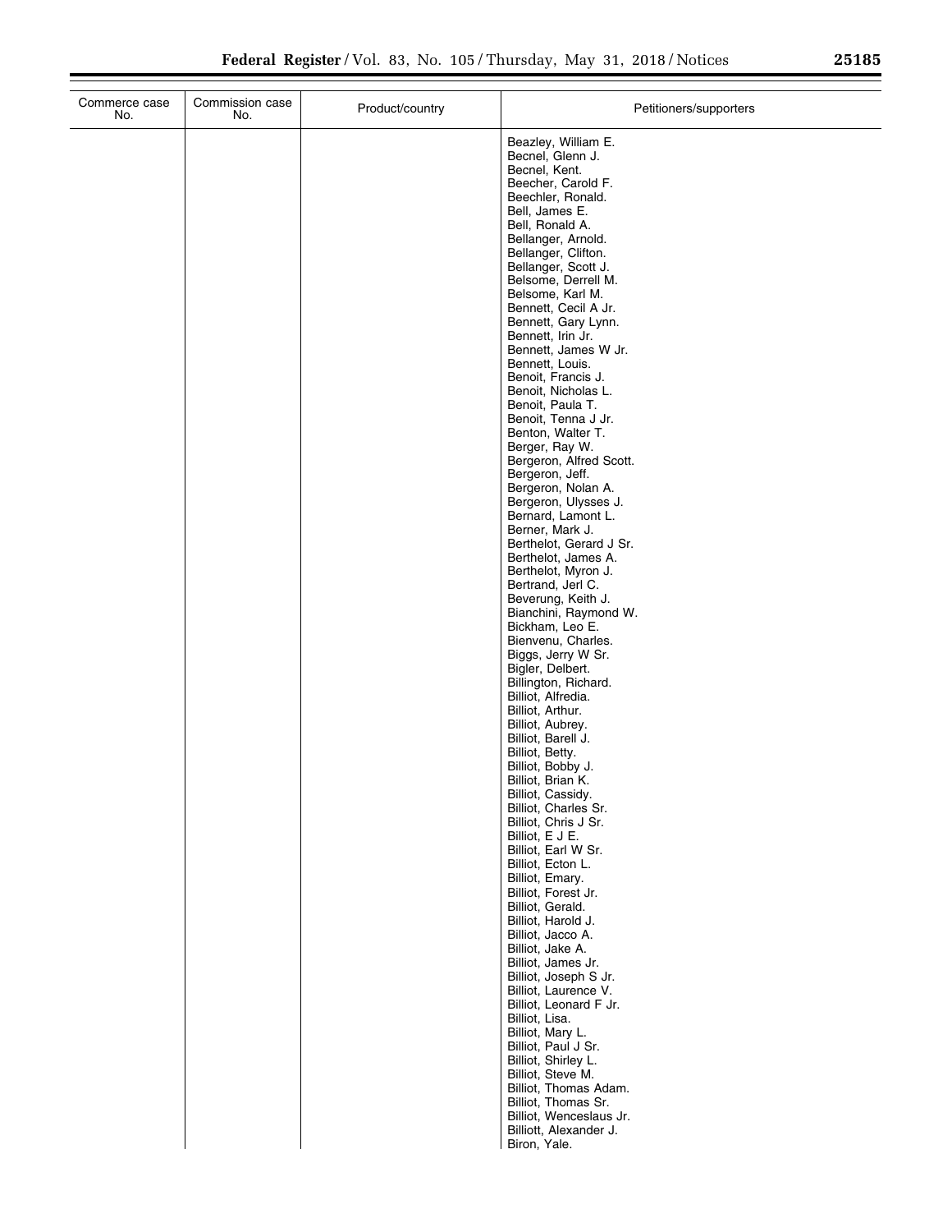| Commerce case No. | Commission case No. | Product/country | Petitioners/supporters |
|---|---|---|---|
| | | | Beazley, William E. |
| | | | Becnel, Glenn J. |
| | | | Becnel, Kent. |
| | | | Beecher, Carold F. |
| | | | Beechler, Ronald. |
| | | | Bell, James E. |
| | | | Bell, Ronald A. |
| | | | Bellanger, Arnold. |
| | | | Bellanger, Clifton. |
| | | | Bellanger, Scott J. |
| | | | Belsome, Derrell M. |
| | | | Belsome, Karl M. |
| | | | Bennett, Cecil A Jr. |
| | | | Bennett, Gary Lynn. |
| | | | Bennett, Irin Jr. |
| | | | Bennett, James W Jr. |
| | | | Bennett, Louis. |
| | | | Benoit, Francis J. |
| | | | Benoit, Nicholas L. |
| | | | Benoit, Paula T. |
| | | | Benoit, Tenna J Jr. |
| | | | Benton, Walter T. |
| | | | Berger, Ray W. |
| | | | Bergeron, Alfred Scott. |
| | | | Bergeron, Jeff. |
| | | | Bergeron, Nolan A. |
| | | | Bergeron, Ulysses J. |
| | | | Bernard, Lamont L. |
| | | | Berner, Mark J. |
| | | | Berthelot, Gerard J Sr. |
| | | | Berthelot, James A. |
| | | | Berthelot, Myron J. |
| | | | Bertrand, Jerl C. |
| | | | Beverung, Keith J. |
| | | | Bianchini, Raymond W. |
| | | | Bickham, Leo E. |
| | | | Bienvenu, Charles. |
| | | | Biggs, Jerry W Sr. |
| | | | Bigler, Delbert. |
| | | | Billington, Richard. |
| | | | Billiot, Alfredia. |
| | | | Billiot, Arthur. |
| | | | Billiot, Aubrey. |
| | | | Billiot, Barell J. |
| | | | Billiot, Betty. |
| | | | Billiot, Bobby J. |
| | | | Billiot, Brian K. |
| | | | Billiot, Cassidy. |
| | | | Billiot, Charles Sr. |
| | | | Billiot, Chris J Sr. |
| | | | Billiot, E J E. |
| | | | Billiot, Earl W Sr. |
| | | | Billiot, Ecton L. |
| | | | Billiot, Emary. |
| | | | Billiot, Forest Jr. |
| | | | Billiot, Gerald. |
| | | | Billiot, Harold J. |
| | | | Billiot, Jacco A. |
| | | | Billiot, Jake A. |
| | | | Billiot, James Jr. |
| | | | Billiot, Joseph S Jr. |
| | | | Billiot, Laurence V. |
| | | | Billiot, Leonard F Jr. |
| | | | Billiot, Lisa. |
| | | | Billiot, Mary L. |
| | | | Billiot, Paul J Sr. |
| | | | Billiot, Shirley L. |
| | | | Billiot, Steve M. |
| | | | Billiot, Thomas Adam. |
| | | | Billiot, Thomas Sr. |
| | | | Billiot, Wenceslaus Jr. |
| | | | Billiott, Alexander J. |
| | | | Biron, Yale. |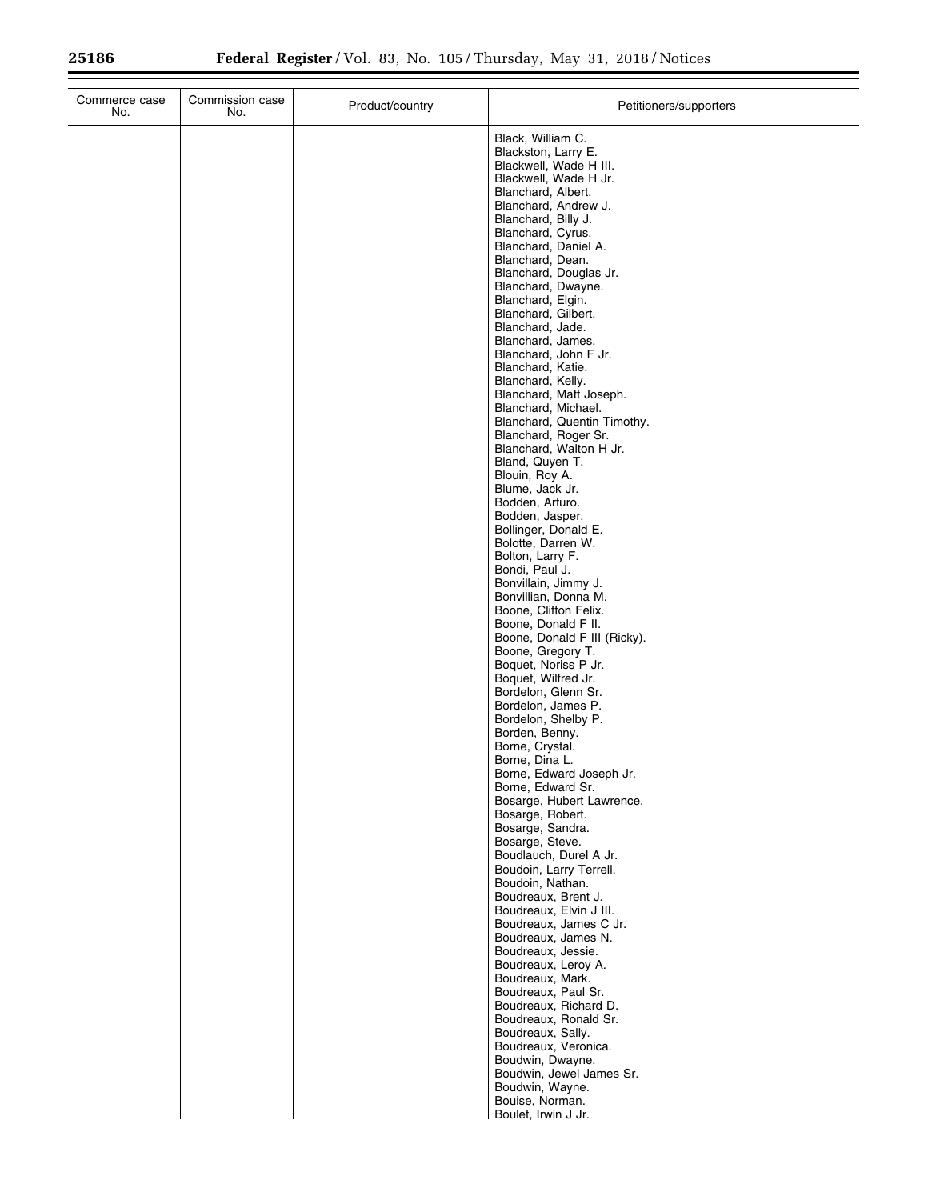| Commerce case No. | Commission case No. | Product/country | Petitioners/supporters |
|---|---|---|---|
| | | | Black, William C. |
| | | | Blackston, Larry E. |
| | | | Blackwell, Wade H III. |
| | | | Blackwell, Wade H Jr. |
| | | | Blanchard, Albert. |
| | | | Blanchard, Andrew J. |
| | | | Blanchard, Billy J. |
| | | | Blanchard, Cyrus. |
| | | | Blanchard, Daniel A. |
| | | | Blanchard, Dean. |
| | | | Blanchard, Douglas Jr. |
| | | | Blanchard, Dwayne. |
| | | | Blanchard, Elgin. |
| | | | Blanchard, Gilbert. |
| | | | Blanchard, Jade. |
| | | | Blanchard, James. |
| | | | Blanchard, John F Jr. |
| | | | Blanchard, Katie. |
| | | | Blanchard, Kelly. |
| | | | Blanchard, Matt Joseph. |
| | | | Blanchard, Michael. |
| | | | Blanchard, Quentin Timothy. |
| | | | Blanchard, Roger Sr. |
| | | | Blanchard, Walton H Jr. |
| | | | Bland, Quyen T. |
| | | | Blouin, Roy A. |
| | | | Blume, Jack Jr. |
| | | | Bodden, Arturo. |
| | | | Bodden, Jasper. |
| | | | Bollinger, Donald E. |
| | | | Bolotte, Darren W. |
| | | | Bolton, Larry F. |
| | | | Bondi, Paul J. |
| | | | Bonvillain, Jimmy J. |
| | | | Bonvillian, Donna M. |
| | | | Boone, Clifton Felix. |
| | | | Boone, Donald F II. |
| | | | Boone, Donald F III (Ricky). |
| | | | Boone, Gregory T. |
| | | | Boquet, Noriss P Jr. |
| | | | Boquet, Wilfred Jr. |
| | | | Bordelon, Glenn Sr. |
| | | | Bordelon, James P. |
| | | | Bordelon, Shelby P. |
| | | | Borden, Benny. |
| | | | Borne, Crystal. |
| | | | Borne, Dina L. |
| | | | Borne, Edward Joseph Jr. |
| | | | Borne, Edward Sr. |
| | | | Bosarge, Hubert Lawrence. |
| | | | Bosarge, Robert. |
| | | | Bosarge, Sandra. |
| | | | Bosarge, Steve. |
| | | | Boudlauch, Durel A Jr. |
| | | | Boudoin, Larry Terrell. |
| | | | Boudoin, Nathan. |
| | | | Boudreaux, Brent J. |
| | | | Boudreaux, Elvin J III. |
| | | | Boudreaux, James C Jr. |
| | | | Boudreaux, James N. |
| | | | Boudreaux, Jessie. |
| | | | Boudreaux, Leroy A. |
| | | | Boudreaux, Mark. |
| | | | Boudreaux, Paul Sr. |
| | | | Boudreaux, Richard D. |
| | | | Boudreaux, Ronald Sr. |
| | | | Boudreaux, Sally. |
| | | | Boudreaux, Veronica. |
| | | | Boudwin, Dwayne. |
| | | | Boudwin, Jewel James Sr. |
| | | | Boudwin, Wayne. |
| | | | Bouise, Norman. |
| | | | Boulet, Irwin J Jr. |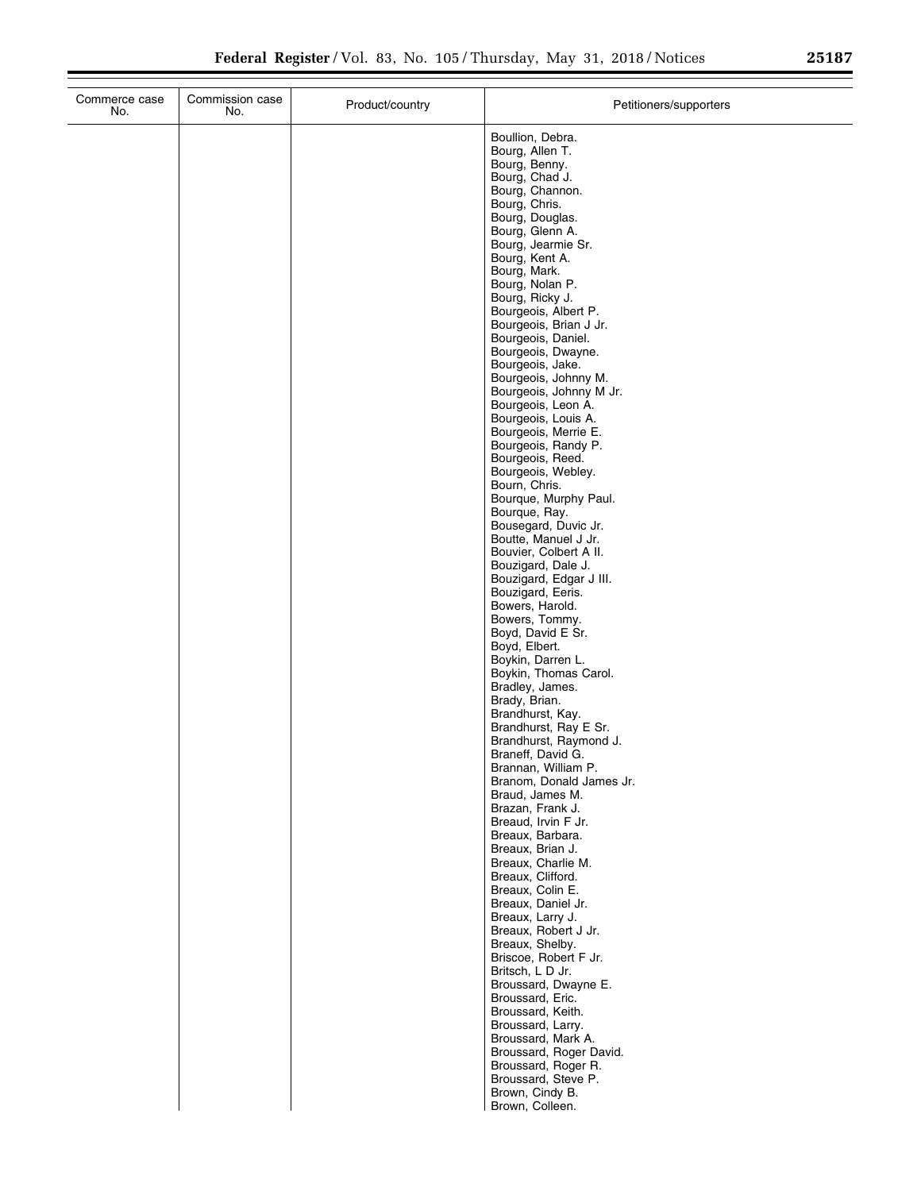| Commerce case No. | Commission case No. | Product/country | Petitioners/supporters |
|---|---|---|---|
| | | | Boullion, Debra. |
| | | | Bourg, Allen T. |
| | | | Bourg, Benny. |
| | | | Bourg, Chad J. |
| | | | Bourg, Channon. |
| | | | Bourg, Chris. |
| | | | Bourg, Douglas. |
| | | | Bourg, Glenn A. |
| | | | Bourg, Jearmie Sr. |
| | | | Bourg, Kent A. |
| | | | Bourg, Mark. |
| | | | Bourg, Nolan P. |
| | | | Bourg, Ricky J. |
| | | | Bourgeois, Albert P. |
| | | | Bourgeois, Brian J Jr. |
| | | | Bourgeois, Daniel. |
| | | | Bourgeois, Dwayne. |
| | | | Bourgeois, Jake. |
| | | | Bourgeois, Johnny M. |
| | | | Bourgeois, Johnny M Jr. |
| | | | Bourgeois, Leon A. |
| | | | Bourgeois, Louis A. |
| | | | Bourgeois, Merrie E. |
| | | | Bourgeois, Randy P. |
| | | | Bourgeois, Reed. |
| | | | Bourgeois, Webley. |
| | | | Bourn, Chris. |
| | | | Bourque, Murphy Paul. |
| | | | Bourque, Ray. |
| | | | Bousegard, Duvic Jr. |
| | | | Boutte, Manuel J Jr. |
| | | | Bouvier, Colbert A II. |
| | | | Bouzigard, Dale J. |
| | | | Bouzigard, Edgar J III. |
| | | | Bouzigard, Eeris. |
| | | | Bowers, Harold. |
| | | | Bowers, Tommy. |
| | | | Boyd, David E Sr. |
| | | | Boyd, Elbert. |
| | | | Boykin, Darren L. |
| | | | Boykin, Thomas Carol. |
| | | | Bradley, James. |
| | | | Brady, Brian. |
| | | | Brandhurst, Kay. |
| | | | Brandhurst, Ray E Sr. |
| | | | Brandhurst, Raymond J. |
| | | | Braneff, David G. |
| | | | Brannan, William P. |
| | | | Branom, Donald James Jr. |
| | | | Braud, James M. |
| | | | Brazan, Frank J. |
| | | | Breaud, Irvin F Jr. |
| | | | Breaux, Barbara. |
| | | | Breaux, Brian J. |
| | | | Breaux, Charlie M. |
| | | | Breaux, Clifford. |
| | | | Breaux, Colin E. |
| | | | Breaux, Daniel Jr. |
| | | | Breaux, Larry J. |
| | | | Breaux, Robert J Jr. |
| | | | Breaux, Shelby. |
| | | | Briscoe, Robert F Jr. |
| | | | Britsch, L D Jr. |
| | | | Broussard, Dwayne E. |
| | | | Broussard, Eric. |
| | | | Broussard, Keith. |
| | | | Broussard, Larry. |
| | | | Broussard, Mark A. |
| | | | Broussard, Roger David. |
| | | | Broussard, Roger R. |
| | | | Broussard, Steve P. |
| | | | Brown, Cindy B. |
| | | | Brown, Colleen. |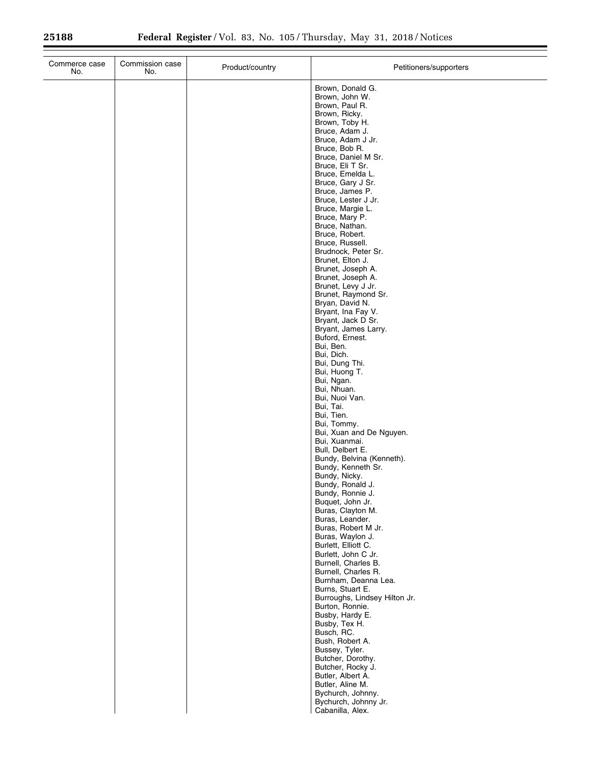| Commerce case No. | Commission case No. | Product/country | Petitioners/supporters |
|---|---|---|---|
| | | | Brown, Donald G. |
| | | | Brown, John W. |
| | | | Brown, Paul R. |
| | | | Brown, Ricky. |
| | | | Brown, Toby H. |
| | | | Bruce, Adam J. |
| | | | Bruce, Adam J Jr. |
| | | | Bruce, Bob R. |
| | | | Bruce, Daniel M Sr. |
| | | | Bruce, Eli T Sr. |
| | | | Bruce, Emelda L. |
| | | | Bruce, Gary J Sr. |
| | | | Bruce, James P. |
| | | | Bruce, Lester J Jr. |
| | | | Bruce, Margie L. |
| | | | Bruce, Mary P. |
| | | | Bruce, Nathan. |
| | | | Bruce, Robert. |
| | | | Bruce, Russell. |
| | | | Brudnock, Peter Sr. |
| | | | Brunet, Elton J. |
| | | | Brunet, Joseph A. |
| | | | Brunet, Joseph A. |
| | | | Brunet, Levy J Jr. |
| | | | Brunet, Raymond Sr. |
| | | | Bryan, David N. |
| | | | Bryant, Ina Fay V. |
| | | | Bryant, Jack D Sr. |
| | | | Bryant, James Larry. |
| | | | Buford, Ernest. |
| | | | Bui, Ben. |
| | | | Bui, Dich. |
| | | | Bui, Dung Thi. |
| | | | Bui, Huong T. |
| | | | Bui, Ngan. |
| | | | Bui, Nhuan. |
| | | | Bui, Nuoi Van. |
| | | | Bui, Tai. |
| | | | Bui, Tien. |
| | | | Bui, Tommy. |
| | | | Bui, Xuan and De Nguyen. |
| | | | Bui, Xuanmai. |
| | | | Bull, Delbert E. |
| | | | Bundy, Belvina (Kenneth). |
| | | | Bundy, Kenneth Sr. |
| | | | Bundy, Nicky. |
| | | | Bundy, Ronald J. |
| | | | Bundy, Ronnie J. |
| | | | Buquet, John Jr. |
| | | | Buras, Clayton M. |
| | | | Buras, Leander. |
| | | | Buras, Robert M Jr. |
| | | | Buras, Waylon J. |
| | | | Burlett, Elliott C. |
| | | | Burlett, John C Jr. |
| | | | Burnell, Charles B. |
| | | | Burnell, Charles R. |
| | | | Burnham, Deanna Lea. |
| | | | Burns, Stuart E. |
| | | | Burroughs, Lindsey Hilton Jr. |
| | | | Burton, Ronnie. |
| | | | Busby, Hardy E. |
| | | | Busby, Tex H. |
| | | | Busch, RC. |
| | | | Bush, Robert A. |
| | | | Bussey, Tyler. |
| | | | Butcher, Dorothy. |
| | | | Butcher, Rocky J. |
| | | | Butler, Albert A. |
| | | | Butler, Aline M. |
| | | | Bychurch, Johnny. |
| | | | Bychurch, Johnny Jr. |
| | | | Cabanilla, Alex. |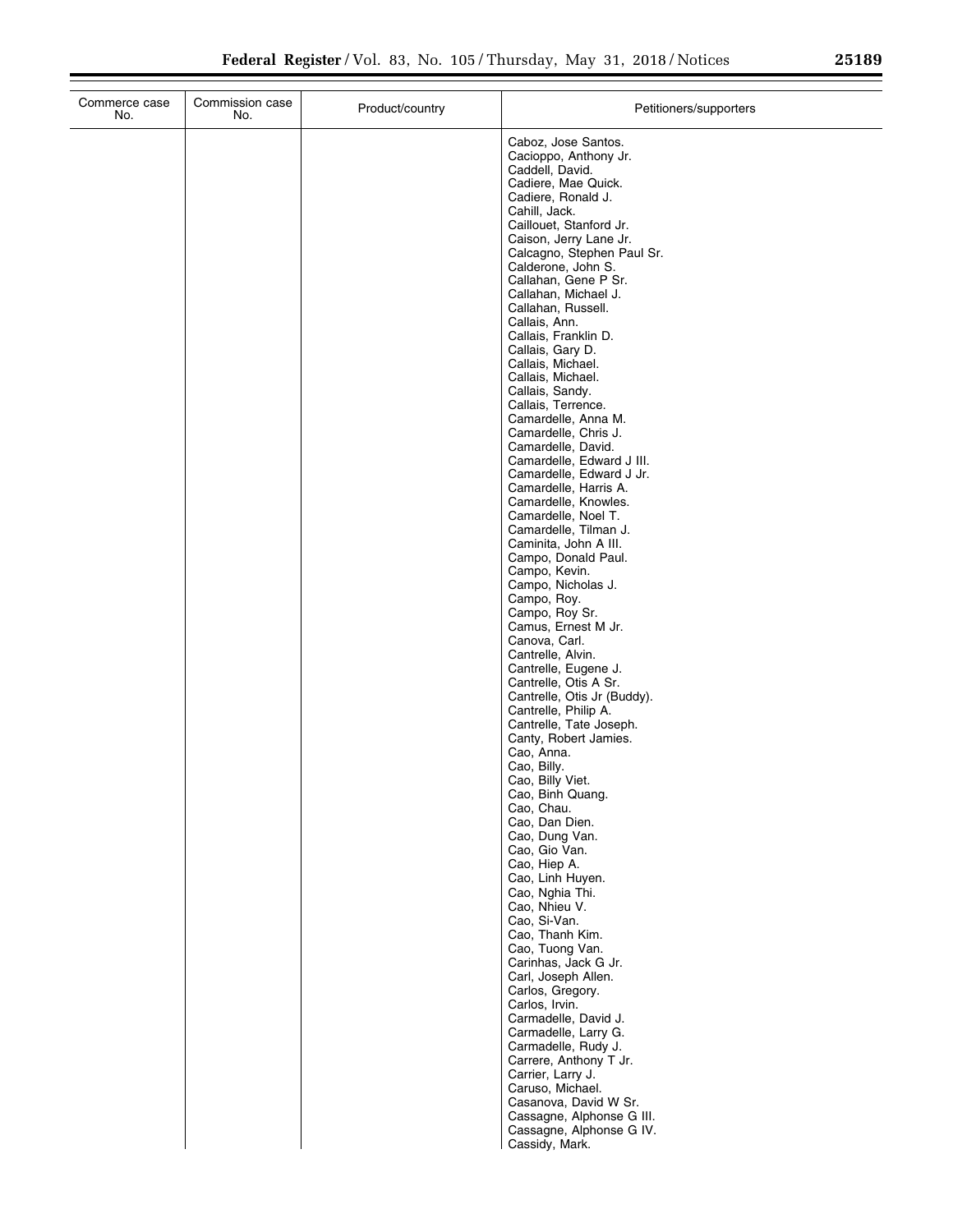| Commerce case No. | Commission case No. | Product/country | Petitioners/supporters |
|---|---|---|---|
| | | | Caboz, Jose Santos. |
| | | | Cacioppo, Anthony Jr. |
| | | | Caddell, David. |
| | | | Cadiere, Mae Quick. |
| | | | Cadiere, Ronald J. |
| | | | Cahill, Jack. |
| | | | Caillouet, Stanford Jr. |
| | | | Caison, Jerry Lane Jr. |
| | | | Calcagno, Stephen Paul Sr. |
| | | | Calderone, John S. |
| | | | Callahan, Gene P Sr. |
| | | | Callahan, Michael J. |
| | | | Callahan, Russell. |
| | | | Callais, Ann. |
| | | | Callais, Franklin D. |
| | | | Callais, Gary D. |
| | | | Callais, Michael. |
| | | | Callais, Michael. |
| | | | Callais, Sandy. |
| | | | Callais, Terrence. |
| | | | Camardelle, Anna M. |
| | | | Camardelle, Chris J. |
| | | | Camardelle, David. |
| | | | Camardelle, Edward J III. |
| | | | Camardelle, Edward J Jr. |
| | | | Camardelle, Harris A. |
| | | | Camardelle, Knowles. |
| | | | Camardelle, Noel T. |
| | | | Camardelle, Tilman J. |
| | | | Caminita, John A III. |
| | | | Campo, Donald Paul. |
| | | | Campo, Kevin. |
| | | | Campo, Nicholas J. |
| | | | Campo, Roy. |
| | | | Campo, Roy Sr. |
| | | | Camus, Ernest M Jr. |
| | | | Canova, Carl. |
| | | | Cantrelle, Alvin. |
| | | | Cantrelle, Eugene J. |
| | | | Cantrelle, Otis A Sr. |
| | | | Cantrelle, Otis Jr (Buddy). |
| | | | Cantrelle, Philip A. |
| | | | Cantrelle, Tate Joseph. |
| | | | Canty, Robert Jamies. |
| | | | Cao, Anna. |
| | | | Cao, Billy. |
| | | | Cao, Billy Viet. |
| | | | Cao, Binh Quang. |
| | | | Cao, Chau. |
| | | | Cao, Dan Dien. |
| | | | Cao, Dung Van. |
| | | | Cao, Gio Van. |
| | | | Cao, Hiep A. |
| | | | Cao, Linh Huyen. |
| | | | Cao, Nghia Thi. |
| | | | Cao, Nhieu V. |
| | | | Cao, Si-Van. |
| | | | Cao, Thanh Kim. |
| | | | Cao, Tuong Van. |
| | | | Carinhas, Jack G Jr. |
| | | | Carl, Joseph Allen. |
| | | | Carlos, Gregory. |
| | | | Carlos, Irvin. |
| | | | Carmadelle, David J. |
| | | | Carmadelle, Larry G. |
| | | | Carmadelle, Rudy J. |
| | | | Carrere, Anthony T Jr. |
| | | | Carrier, Larry J. |
| | | | Caruso, Michael. |
| | | | Casanova, David W Sr. |
| | | | Cassagne, Alphonse G III. |
| | | | Cassagne, Alphonse G IV. |
| | | | Cassidy, Mark. |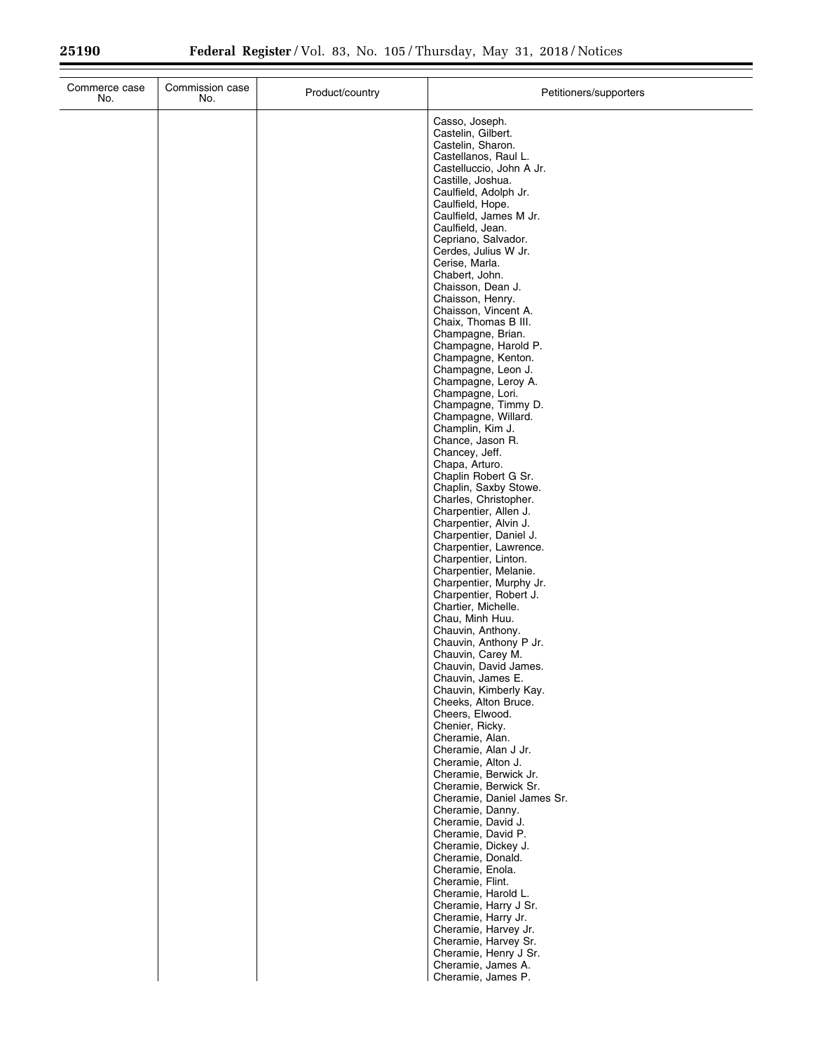| Commerce case No. | Commission case No. | Product/country | Petitioners/supporters |
|---|---|---|---|
| | | | Casso, Joseph.<br>Castelin, Gilbert.<br>Castelin, Sharon.<br>Castellanos, Raul L.<br>Castelluccio, John A Jr.<br>Castille, Joshua.<br>Caulfield, Adolph Jr.<br>Caulfield, Hope.<br>Caulfield, James M Jr.<br>Caulfield, Jean.<br>Cepriano, Salvador.<br>Cerdes, Julius W Jr.<br>Cerise, Marla.<br>Chabert, John.<br>Chaisson, Dean J.<br>Chaisson, Henry.<br>Chaisson, Vincent A.<br>Chaix, Thomas B III.<br>Champagne, Brian.<br>Champagne, Harold P.<br>Champagne, Kenton.<br>Champagne, Leon J.<br>Champagne, Leroy A.<br>Champagne, Lori.<br>Champagne, Timmy D.<br>Champagne, Willard.<br>Champlin, Kim J.<br>Chance, Jason R.<br>Chancey, Jeff.<br>Chapa, Arturo.<br>Chaplin Robert G Sr.<br>Chaplin, Saxby Stowe.<br>Charles, Christopher.<br>Charpentier, Allen J.<br>Charpentier, Alvin J.<br>Charpentier, Daniel J.<br>Charpentier, Lawrence.<br>Charpentier, Linton.<br>Charpentier, Melanie.<br>Charpentier, Murphy Jr.<br>Charpentier, Robert J.<br>Chartier, Michelle.<br>Chau, Minh Huu.<br>Chauvin, Anthony.<br>Chauvin, Anthony P Jr.<br>Chauvin, Carey M.<br>Chauvin, David James.<br>Chauvin, James E.<br>Chauvin, Kimberly Kay.<br>Cheeks, Alton Bruce.<br>Cheers, Elwood.<br>Chenier, Ricky.<br>Cheramie, Alan.<br>Cheramie, Alan J Jr.<br>Cheramie, Alton J.<br>Cheramie, Berwick Jr.<br>Cheramie, Berwick Sr.<br>Cheramie, Daniel James Sr.<br>Cheramie, Danny.<br>Cheramie, David J.<br>Cheramie, David P.<br>Cheramie, Dickey J.<br>Cheramie, Donald.<br>Cheramie, Enola.<br>Cheramie, Flint.<br>Cheramie, Harold L.<br>Cheramie, Harry J Sr.<br>Cheramie, Harry Jr.<br>Cheramie, Harvey Jr.<br>Cheramie, Harvey Sr.<br>Cheramie, Henry J Sr.<br>Cheramie, James A.<br>Cheramie, James P. |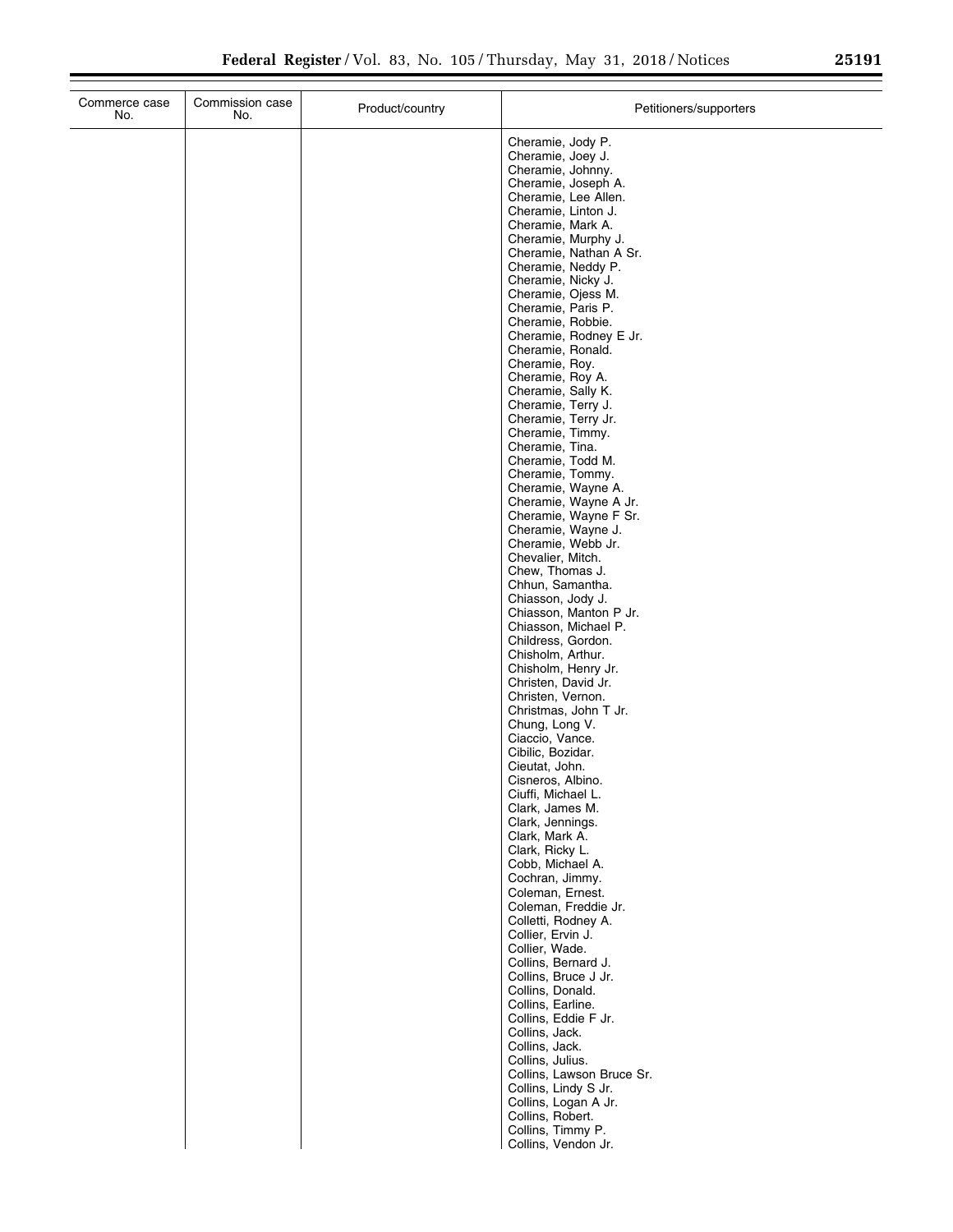| Commerce case No. | Commission case No. | Product/country | Petitioners/supporters |
|---|---|---|---|
| | | | Cheramie, Jody P. |
| | | | Cheramie, Joey J. |
| | | | Cheramie, Johnny. |
| | | | Cheramie, Joseph A. |
| | | | Cheramie, Lee Allen. |
| | | | Cheramie, Linton J. |
| | | | Cheramie, Mark A. |
| | | | Cheramie, Murphy J. |
| | | | Cheramie, Nathan A Sr. |
| | | | Cheramie, Neddy P. |
| | | | Cheramie, Nicky J. |
| | | | Cheramie, Ojess M. |
| | | | Cheramie, Paris P. |
| | | | Cheramie, Robbie. |
| | | | Cheramie, Rodney E Jr. |
| | | | Cheramie, Ronald. |
| | | | Cheramie, Roy. |
| | | | Cheramie, Roy A. |
| | | | Cheramie, Sally K. |
| | | | Cheramie, Terry J. |
| | | | Cheramie, Terry Jr. |
| | | | Cheramie, Timmy. |
| | | | Cheramie, Tina. |
| | | | Cheramie, Todd M. |
| | | | Cheramie, Tommy. |
| | | | Cheramie, Wayne A. |
| | | | Cheramie, Wayne A Jr. |
| | | | Cheramie, Wayne F Sr. |
| | | | Cheramie, Wayne J. |
| | | | Cheramie, Webb Jr. |
| | | | Chevalier, Mitch. |
| | | | Chew, Thomas J. |
| | | | Chhun, Samantha. |
| | | | Chiasson, Jody J. |
| | | | Chiasson, Manton P Jr. |
| | | | Chiasson, Michael P. |
| | | | Childress, Gordon. |
| | | | Chisholm, Arthur. |
| | | | Chisholm, Henry Jr. |
| | | | Christen, David Jr. |
| | | | Christen, Vernon. |
| | | | Christmas, John T Jr. |
| | | | Chung, Long V. |
| | | | Ciaccio, Vance. |
| | | | Cibilic, Bozidar. |
| | | | Cieutat, John. |
| | | | Cisneros, Albino. |
| | | | Ciuffi, Michael L. |
| | | | Clark, James M. |
| | | | Clark, Jennings. |
| | | | Clark, Mark A. |
| | | | Clark, Ricky L. |
| | | | Cobb, Michael A. |
| | | | Cochran, Jimmy. |
| | | | Coleman, Ernest. |
| | | | Coleman, Freddie Jr. |
| | | | Colletti, Rodney A. |
| | | | Collier, Ervin J. |
| | | | Collier, Wade. |
| | | | Collins, Bernard J. |
| | | | Collins, Bruce J Jr. |
| | | | Collins, Donald. |
| | | | Collins, Earline. |
| | | | Collins, Eddie F Jr. |
| | | | Collins, Jack. |
| | | | Collins, Jack. |
| | | | Collins, Julius. |
| | | | Collins, Lawson Bruce Sr. |
| | | | Collins, Lindy S Jr. |
| | | | Collins, Logan A Jr. |
| | | | Collins, Robert. |
| | | | Collins, Timmy P. |
| | | | Collins, Vendon Jr. |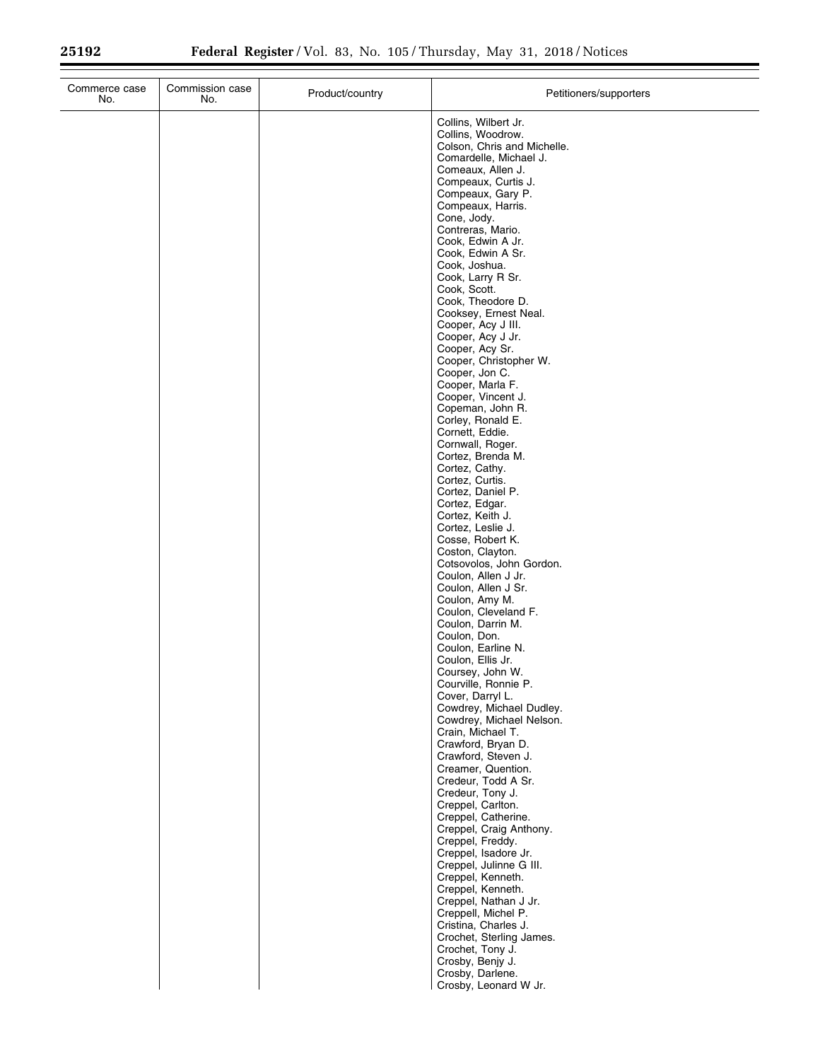| Commerce case No. | Commission case No. | Product/country | Petitioners/supporters |
|---|---|---|---|
| | | | Collins, Wilbert Jr. |
| | | | Collins, Woodrow. |
| | | | Colson, Chris and Michelle. |
| | | | Comardelle, Michael J. |
| | | | Comeaux, Allen J. |
| | | | Compeaux, Curtis J. |
| | | | Compeaux, Gary P. |
| | | | Compeaux, Harris. |
| | | | Cone, Jody. |
| | | | Contreras, Mario. |
| | | | Cook, Edwin A Jr. |
| | | | Cook, Edwin A Sr. |
| | | | Cook, Joshua. |
| | | | Cook, Larry R Sr. |
| | | | Cook, Scott. |
| | | | Cook, Theodore D. |
| | | | Cooksey, Ernest Neal. |
| | | | Cooper, Acy J III. |
| | | | Cooper, Acy J Jr. |
| | | | Cooper, Acy Sr. |
| | | | Cooper, Christopher W. |
| | | | Cooper, Jon C. |
| | | | Cooper, Marla F. |
| | | | Cooper, Vincent J. |
| | | | Copeman, John R. |
| | | | Corley, Ronald E. |
| | | | Cornett, Eddie. |
| | | | Cornwall, Roger. |
| | | | Cortez, Brenda M. |
| | | | Cortez, Cathy. |
| | | | Cortez, Curtis. |
| | | | Cortez, Daniel P. |
| | | | Cortez, Edgar. |
| | | | Cortez, Keith J. |
| | | | Cortez, Leslie J. |
| | | | Cosse, Robert K. |
| | | | Coston, Clayton. |
| | | | Cotsovolos, John Gordon. |
| | | | Coulon, Allen J Jr. |
| | | | Coulon, Allen J Sr. |
| | | | Coulon, Amy M. |
| | | | Coulon, Cleveland F. |
| | | | Coulon, Darrin M. |
| | | | Coulon, Don. |
| | | | Coulon, Earline N. |
| | | | Coulon, Ellis Jr. |
| | | | Coursey, John W. |
| | | | Courville, Ronnie P. |
| | | | Cover, Darryl L. |
| | | | Cowdrey, Michael Dudley. |
| | | | Cowdrey, Michael Nelson. |
| | | | Crain, Michael T. |
| | | | Crawford, Bryan D. |
| | | | Crawford, Steven J. |
| | | | Creamer, Quention. |
| | | | Credeur, Todd A Sr. |
| | | | Credeur, Tony J. |
| | | | Creppel, Carlton. |
| | | | Creppel, Catherine. |
| | | | Creppel, Craig Anthony. |
| | | | Creppel, Freddy. |
| | | | Creppel, Isadore Jr. |
| | | | Creppel, Julinne G III. |
| | | | Creppel, Kenneth. |
| | | | Creppel, Kenneth. |
| | | | Creppel, Nathan J Jr. |
| | | | Creppell, Michel P. |
| | | | Cristina, Charles J. |
| | | | Crochet, Sterling James. |
| | | | Crochet, Tony J. |
| | | | Crosby, Benjy J. |
| | | | Crosby, Darlene. |
| | | | Crosby, Leonard W Jr. |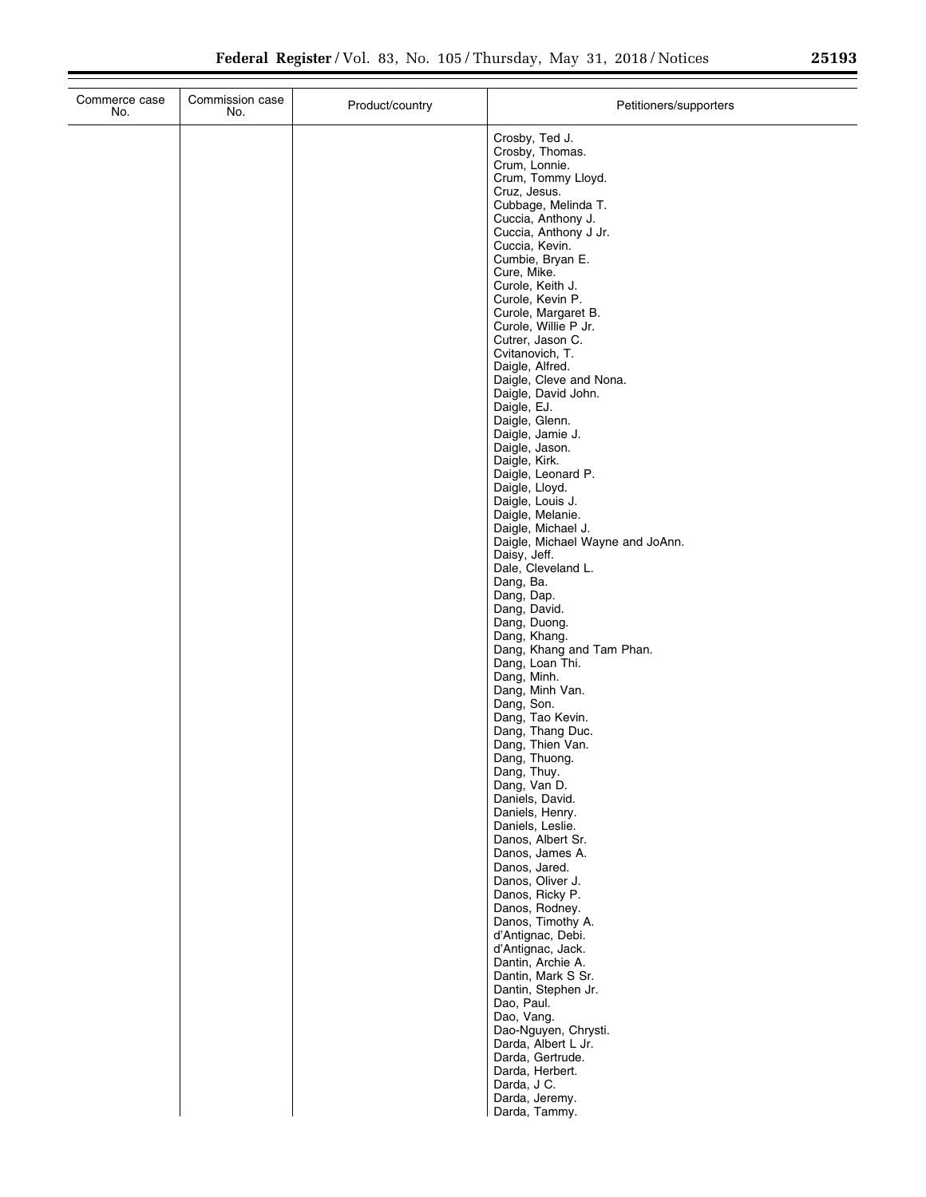| Commerce case No. | Commission case No. | Product/country | Petitioners/supporters |
|---|---|---|---|
| | | | Crosby, Ted J. |
| | | | Crosby, Thomas. |
| | | | Crum, Lonnie. |
| | | | Crum, Tommy Lloyd. |
| | | | Cruz, Jesus. |
| | | | Cubbage, Melinda T. |
| | | | Cuccia, Anthony J. |
| | | | Cuccia, Anthony J Jr. |
| | | | Cuccia, Kevin. |
| | | | Cumbie, Bryan E. |
| | | | Cure, Mike. |
| | | | Curole, Keith J. |
| | | | Curole, Kevin P. |
| | | | Curole, Margaret B. |
| | | | Curole, Willie P Jr. |
| | | | Cutrer, Jason C. |
| | | | Cvitanovich, T. |
| | | | Daigle, Alfred. |
| | | | Daigle, Cleve and Nona. |
| | | | Daigle, David John. |
| | | | Daigle, EJ. |
| | | | Daigle, Glenn. |
| | | | Daigle, Jamie J. |
| | | | Daigle, Jason. |
| | | | Daigle, Kirk. |
| | | | Daigle, Leonard P. |
| | | | Daigle, Lloyd. |
| | | | Daigle, Louis J. |
| | | | Daigle, Melanie. |
| | | | Daigle, Michael J. |
| | | | Daigle, Michael Wayne and JoAnn. |
| | | | Daisy, Jeff. |
| | | | Dale, Cleveland L. |
| | | | Dang, Ba. |
| | | | Dang, Dap. |
| | | | Dang, David. |
| | | | Dang, Duong. |
| | | | Dang, Khang. |
| | | | Dang, Khang and Tam Phan. |
| | | | Dang, Loan Thi. |
| | | | Dang, Minh. |
| | | | Dang, Minh Van. |
| | | | Dang, Son. |
| | | | Dang, Tao Kevin. |
| | | | Dang, Thang Duc. |
| | | | Dang, Thien Van. |
| | | | Dang, Thuong. |
| | | | Dang, Thuy. |
| | | | Dang, Van D. |
| | | | Daniels, David. |
| | | | Daniels, Henry. |
| | | | Daniels, Leslie. |
| | | | Danos, Albert Sr. |
| | | | Danos, James A. |
| | | | Danos, Jared. |
| | | | Danos, Oliver J. |
| | | | Danos, Ricky P. |
| | | | Danos, Rodney. |
| | | | Danos, Timothy A. |
| | | | d'Antignac, Debi. |
| | | | d'Antignac, Jack. |
| | | | Dantin, Archie A. |
| | | | Dantin, Mark S Sr. |
| | | | Dantin, Stephen Jr. |
| | | | Dao, Paul. |
| | | | Dao, Vang. |
| | | | Dao-Nguyen, Chrysti. |
| | | | Darda, Albert L Jr. |
| | | | Darda, Gertrude. |
| | | | Darda, Herbert. |
| | | | Darda, J C. |
| | | | Darda, Jeremy. |
| | | | Darda, Tammy. |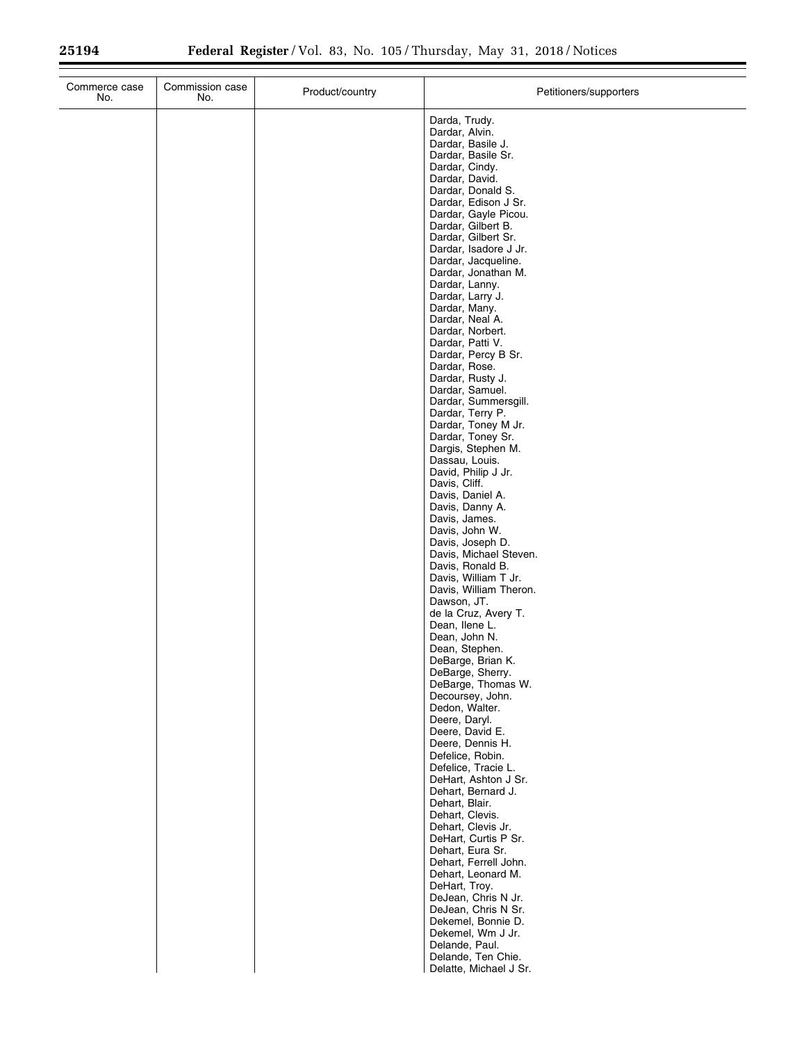| Commerce case No. | Commission case No. | Product/country | Petitioners/supporters |
|---|---|---|---|
| | | | Darda, Trudy. |
| | | | Dardar, Alvin. |
| | | | Dardar, Basile J. |
| | | | Dardar, Basile Sr. |
| | | | Dardar, Cindy. |
| | | | Dardar, David. |
| | | | Dardar, Donald S. |
| | | | Dardar, Edison J Sr. |
| | | | Dardar, Gayle Picou. |
| | | | Dardar, Gilbert B. |
| | | | Dardar, Gilbert Sr. |
| | | | Dardar, Isadore J Jr. |
| | | | Dardar, Jacqueline. |
| | | | Dardar, Jonathan M. |
| | | | Dardar, Lanny. |
| | | | Dardar, Larry J. |
| | | | Dardar, Many. |
| | | | Dardar, Neal A. |
| | | | Dardar, Norbert. |
| | | | Dardar, Patti V. |
| | | | Dardar, Percy B Sr. |
| | | | Dardar, Rose. |
| | | | Dardar, Rusty J. |
| | | | Dardar, Samuel. |
| | | | Dardar, Summersgill. |
| | | | Dardar, Terry P. |
| | | | Dardar, Toney M Jr. |
| | | | Dardar, Toney Sr. |
| | | | Dargis, Stephen M. |
| | | | Dassau, Louis. |
| | | | David, Philip J Jr. |
| | | | Davis, Cliff. |
| | | | Davis, Daniel A. |
| | | | Davis, Danny A. |
| | | | Davis, James. |
| | | | Davis, John W. |
| | | | Davis, Joseph D. |
| | | | Davis, Michael Steven. |
| | | | Davis, Ronald B. |
| | | | Davis, William T Jr. |
| | | | Davis, William Theron. |
| | | | Dawson, JT. |
| | | | de la Cruz, Avery T. |
| | | | Dean, Ilene L. |
| | | | Dean, John N. |
| | | | Dean, Stephen. |
| | | | DeBarge, Brian K. |
| | | | DeBarge, Sherry. |
| | | | DeBarge, Thomas W. |
| | | | Decoursey, John. |
| | | | Dedon, Walter. |
| | | | Deere, Daryl. |
| | | | Deere, David E. |
| | | | Deere, Dennis H. |
| | | | Defelice, Robin. |
| | | | Defelice, Tracie L. |
| | | | DeHart, Ashton J Sr. |
| | | | Dehart, Bernard J. |
| | | | Dehart, Blair. |
| | | | Dehart, Clevis. |
| | | | Dehart, Clevis Jr. |
| | | | DeHart, Curtis P Sr. |
| | | | Dehart, Eura Sr. |
| | | | Dehart, Ferrell John. |
| | | | Dehart, Leonard M. |
| | | | DeHart, Troy. |
| | | | DeJean, Chris N Jr. |
| | | | DeJean, Chris N Sr. |
| | | | Dekemel, Bonnie D. |
| | | | Dekemel, Wm J Jr. |
| | | | Delande, Paul. |
| | | | Delande, Ten Chie. |
| | | | Delatte, Michael J Sr. |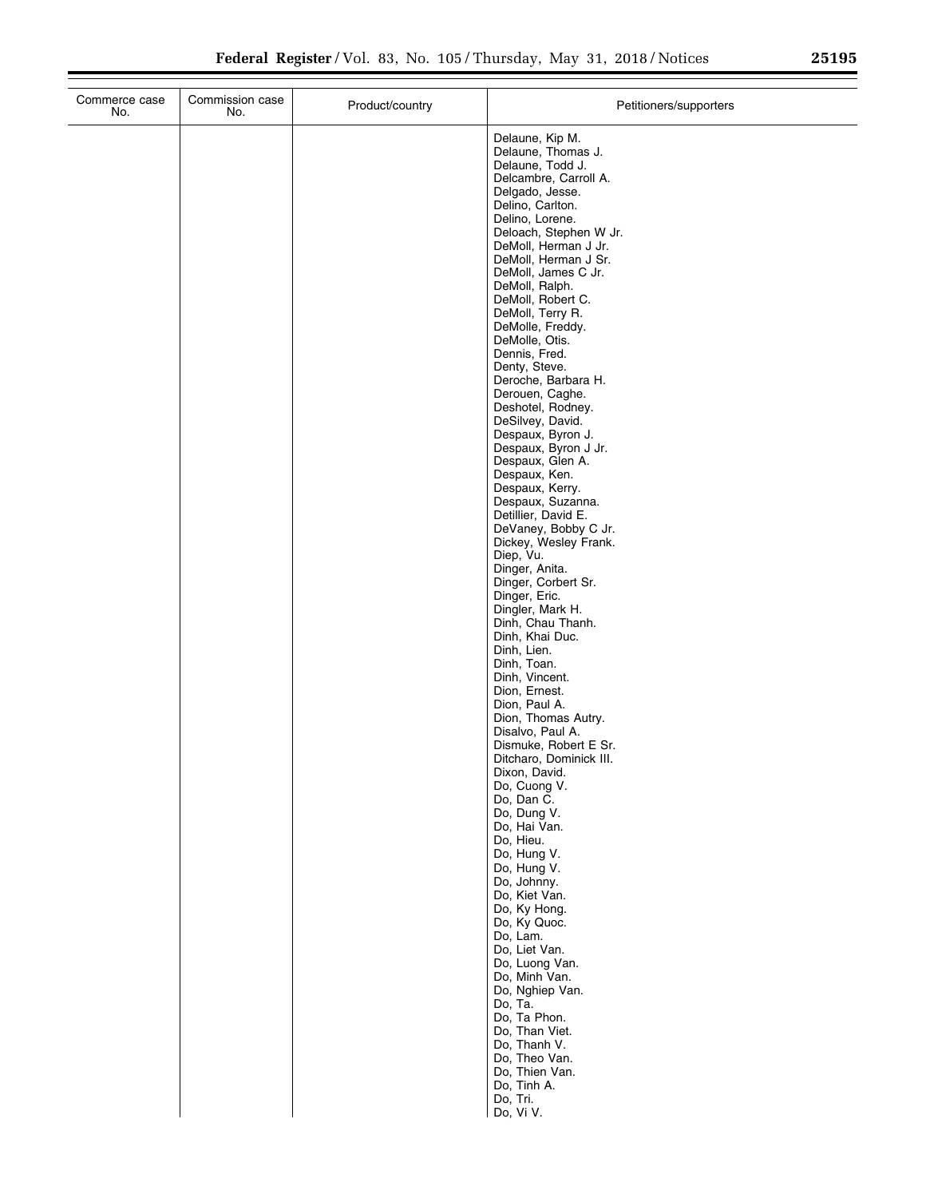| Commerce case No. | Commission case No. | Product/country | Petitioners/supporters |
|---|---|---|---|
| | | | Delaune, Kip M. |
| | | | Delaune, Thomas J. |
| | | | Delaune, Todd J. |
| | | | Delcambre, Carroll A. |
| | | | Delgado, Jesse. |
| | | | Delino, Carlton. |
| | | | Delino, Lorene. |
| | | | Deloach, Stephen W Jr. |
| | | | DeMoll, Herman J Jr. |
| | | | DeMoll, Herman J Sr. |
| | | | DeMoll, James C Jr. |
| | | | DeMoll, Ralph. |
| | | | DeMoll, Robert C. |
| | | | DeMoll, Terry R. |
| | | | DeMolle, Freddy. |
| | | | DeMolle, Otis. |
| | | | Dennis, Fred. |
| | | | Denty, Steve. |
| | | | Deroche, Barbara H. |
| | | | Derouen, Caghe. |
| | | | Deshotel, Rodney. |
| | | | DeSilvey, David. |
| | | | Despaux, Byron J. |
| | | | Despaux, Byron J Jr. |
| | | | Despaux, Glen A. |
| | | | Despaux, Ken. |
| | | | Despaux, Kerry. |
| | | | Despaux, Suzanna. |
| | | | Detillier, David E. |
| | | | DeVaney, Bobby C Jr. |
| | | | Dickey, Wesley Frank. |
| | | | Diep, Vu. |
| | | | Dinger, Anita. |
| | | | Dinger, Corbert Sr. |
| | | | Dinger, Eric. |
| | | | Dingler, Mark H. |
| | | | Dinh, Chau Thanh. |
| | | | Dinh, Khai Duc. |
| | | | Dinh, Lien. |
| | | | Dinh, Toan. |
| | | | Dinh, Vincent. |
| | | | Dion, Ernest. |
| | | | Dion, Paul A. |
| | | | Dion, Thomas Autry. |
| | | | Disalvo, Paul A. |
| | | | Dismuke, Robert E Sr. |
| | | | Ditcharo, Dominick III. |
| | | | Dixon, David. |
| | | | Do, Cuong V. |
| | | | Do, Dan C. |
| | | | Do, Dung V. |
| | | | Do, Hai Van. |
| | | | Do, Hieu. |
| | | | Do, Hung V. |
| | | | Do, Hung V. |
| | | | Do, Johnny. |
| | | | Do, Kiet Van. |
| | | | Do, Ky Hong. |
| | | | Do, Ky Quoc. |
| | | | Do, Lam. |
| | | | Do, Liet Van. |
| | | | Do, Luong Van. |
| | | | Do, Minh Van. |
| | | | Do, Nghiep Van. |
| | | | Do, Ta. |
| | | | Do, Ta Phon. |
| | | | Do, Than Viet. |
| | | | Do, Thanh V. |
| | | | Do, Theo Van. |
| | | | Do, Thien Van. |
| | | | Do, Tinh A. |
| | | | Do, Tri. |
| | | | Do, Vi V. |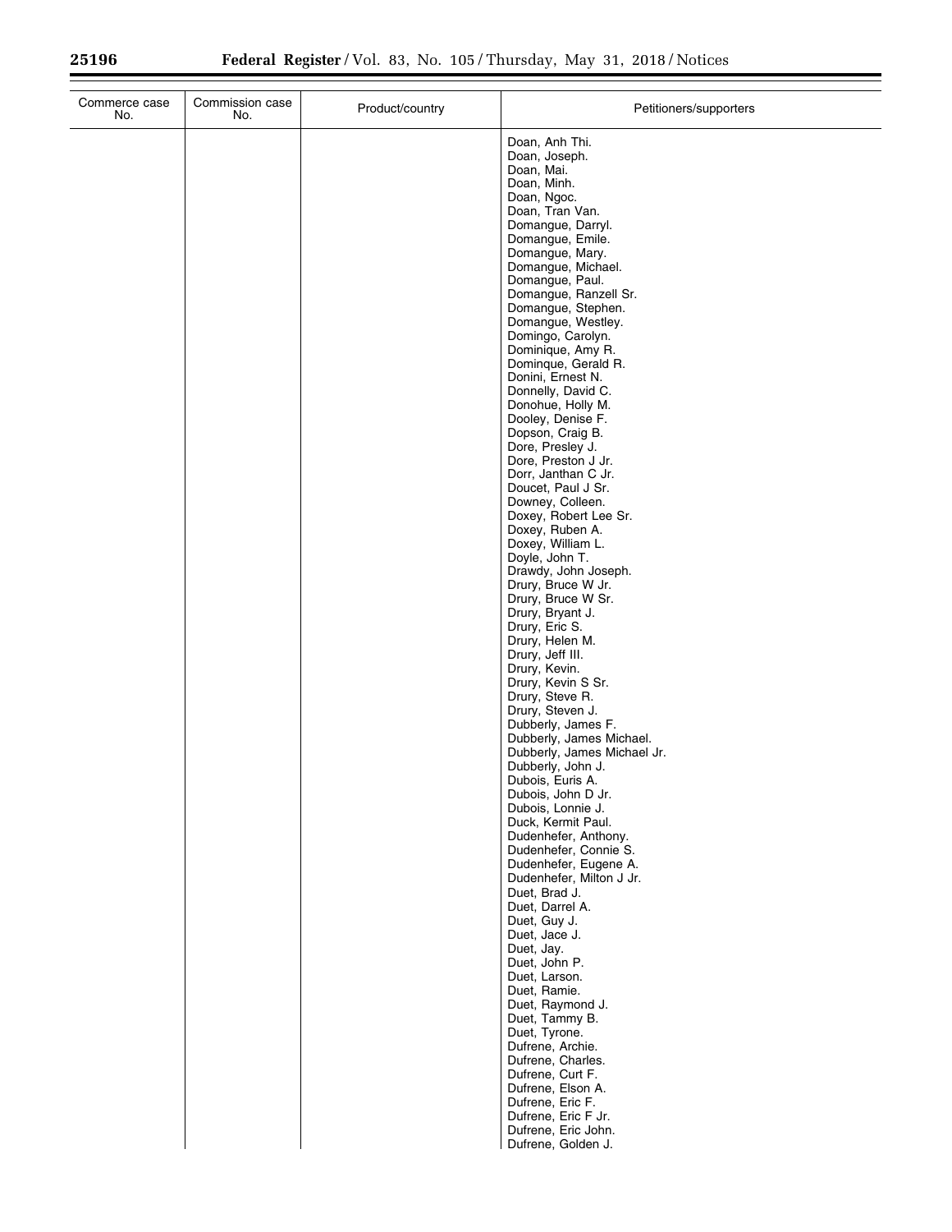| Commerce case No. | Commission case No. | Product/country | Petitioners/supporters |
|---|---|---|---|
| | | | Doan, Anh Thi. |
| | | | Doan, Joseph. |
| | | | Doan, Mai. |
| | | | Doan, Minh. |
| | | | Doan, Ngoc. |
| | | | Doan, Tran Van. |
| | | | Domangue, Darryl. |
| | | | Domangue, Emile. |
| | | | Domangue, Mary. |
| | | | Domangue, Michael. |
| | | | Domangue, Paul. |
| | | | Domangue, Ranzell Sr. |
| | | | Domangue, Stephen. |
| | | | Domangue, Westley. |
| | | | Domingo, Carolyn. |
| | | | Dominique, Amy R. |
| | | | Dominque, Gerald R. |
| | | | Donini, Ernest N. |
| | | | Donnelly, David C. |
| | | | Donohue, Holly M. |
| | | | Dooley, Denise F. |
| | | | Dopson, Craig B. |
| | | | Dore, Presley J. |
| | | | Dore, Preston J Jr. |
| | | | Dorr, Janthan C Jr. |
| | | | Doucet, Paul J Sr. |
| | | | Downey, Colleen. |
| | | | Doxey, Robert Lee Sr. |
| | | | Doxey, Ruben A. |
| | | | Doxey, William L. |
| | | | Doyle, John T. |
| | | | Drawdy, John Joseph. |
| | | | Drury, Bruce W Jr. |
| | | | Drury, Bruce W Sr. |
| | | | Drury, Bryant J. |
| | | | Drury, Eric S. |
| | | | Drury, Helen M. |
| | | | Drury, Jeff III. |
| | | | Drury, Kevin. |
| | | | Drury, Kevin S Sr. |
| | | | Drury, Steve R. |
| | | | Drury, Steven J. |
| | | | Dubberly, James F. |
| | | | Dubberly, James Michael. |
| | | | Dubberly, James Michael Jr. |
| | | | Dubberly, John J. |
| | | | Dubois, Euris A. |
| | | | Dubois, John D Jr. |
| | | | Dubois, Lonnie J. |
| | | | Duck, Kermit Paul. |
| | | | Dudenhefer, Anthony. |
| | | | Dudenhefer, Connie S. |
| | | | Dudenhefer, Eugene A. |
| | | | Dudenhefer, Milton J Jr. |
| | | | Duet, Brad J. |
| | | | Duet, Darrel A. |
| | | | Duet, Guy J. |
| | | | Duet, Jace J. |
| | | | Duet, Jay. |
| | | | Duet, John P. |
| | | | Duet, Larson. |
| | | | Duet, Ramie. |
| | | | Duet, Raymond J. |
| | | | Duet, Tammy B. |
| | | | Duet, Tyrone. |
| | | | Dufrene, Archie. |
| | | | Dufrene, Charles. |
| | | | Dufrene, Curt F. |
| | | | Dufrene, Elson A. |
| | | | Dufrene, Eric F. |
| | | | Dufrene, Eric F Jr. |
| | | | Dufrene, Eric John. |
| | | | Dufrene, Golden J. |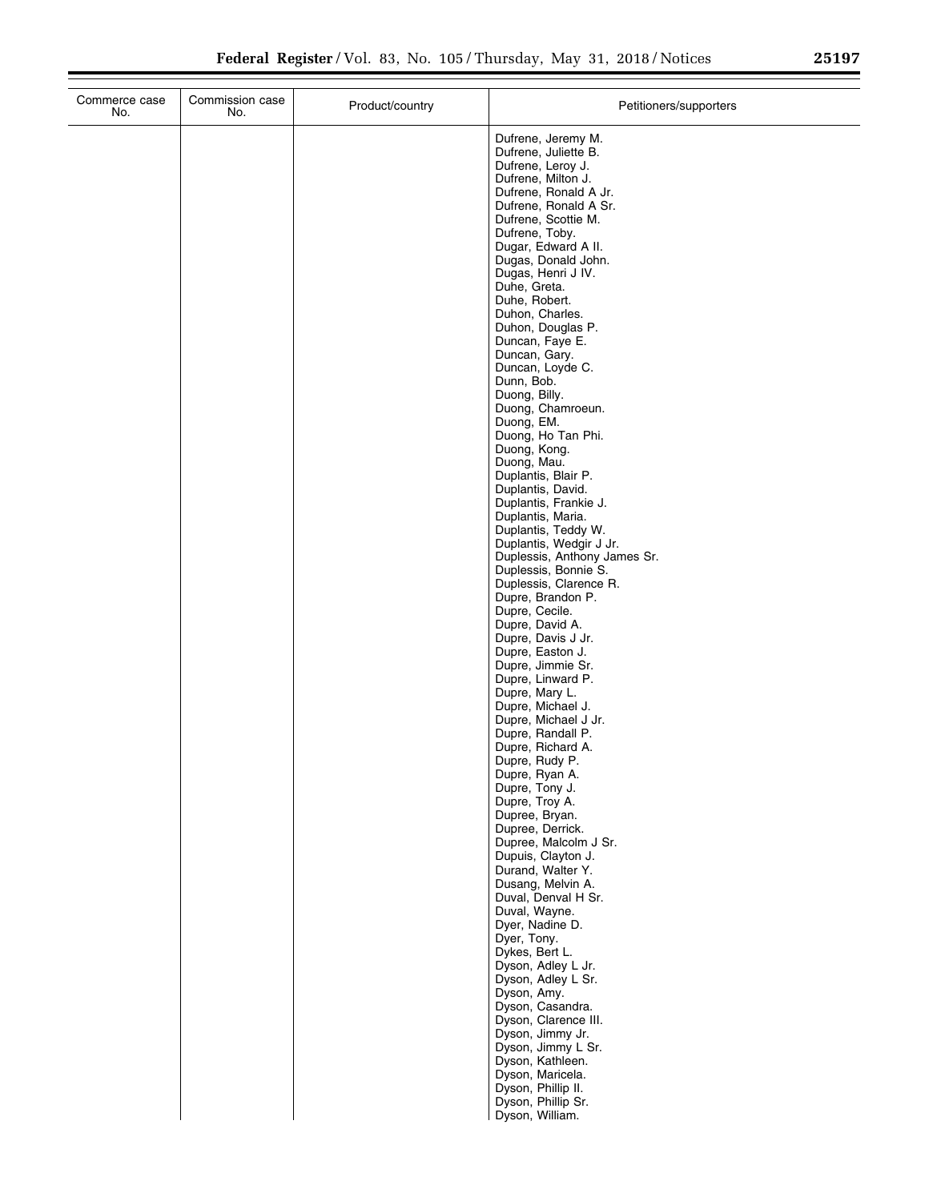| Commerce case No. | Commission case No. | Product/country | Petitioners/supporters |
|---|---|---|---|
| | | | Dufrene, Jeremy M. |
| | | | Dufrene, Juliette B. |
| | | | Dufrene, Leroy J. |
| | | | Dufrene, Milton J. |
| | | | Dufrene, Ronald A Jr. |
| | | | Dufrene, Ronald A Sr. |
| | | | Dufrene, Scottie M. |
| | | | Dufrene, Toby. |
| | | | Dugar, Edward A II. |
| | | | Dugas, Donald John. |
| | | | Dugas, Henri J IV. |
| | | | Duhe, Greta. |
| | | | Duhe, Robert. |
| | | | Duhon, Charles. |
| | | | Duhon, Douglas P. |
| | | | Duncan, Faye E. |
| | | | Duncan, Gary. |
| | | | Duncan, Loyde C. |
| | | | Dunn, Bob. |
| | | | Duong, Billy. |
| | | | Duong, Chamroeun. |
| | | | Duong, EM. |
| | | | Duong, Ho Tan Phi. |
| | | | Duong, Kong. |
| | | | Duong, Mau. |
| | | | Duplantis, Blair P. |
| | | | Duplantis, David. |
| | | | Duplantis, Frankie J. |
| | | | Duplantis, Maria. |
| | | | Duplantis, Teddy W. |
| | | | Duplantis, Wedgir J Jr. |
| | | | Duplessis, Anthony James Sr. |
| | | | Duplessis, Bonnie S. |
| | | | Duplessis, Clarence R. |
| | | | Dupre, Brandon P. |
| | | | Dupre, Cecile. |
| | | | Dupre, David A. |
| | | | Dupre, Davis J Jr. |
| | | | Dupre, Easton J. |
| | | | Dupre, Jimmie Sr. |
| | | | Dupre, Linward P. |
| | | | Dupre, Mary L. |
| | | | Dupre, Michael J. |
| | | | Dupre, Michael J Jr. |
| | | | Dupre, Randall P. |
| | | | Dupre, Richard A. |
| | | | Dupre, Rudy P. |
| | | | Dupre, Ryan A. |
| | | | Dupre, Tony J. |
| | | | Dupre, Troy A. |
| | | | Dupree, Bryan. |
| | | | Dupree, Derrick. |
| | | | Dupree, Malcolm J Sr. |
| | | | Dupuis, Clayton J. |
| | | | Durand, Walter Y. |
| | | | Dusang, Melvin A. |
| | | | Duval, Denval H Sr. |
| | | | Duval, Wayne. |
| | | | Dyer, Nadine D. |
| | | | Dyer, Tony. |
| | | | Dykes, Bert L. |
| | | | Dyson, Adley L Jr. |
| | | | Dyson, Adley L Sr. |
| | | | Dyson, Amy. |
| | | | Dyson, Casandra. |
| | | | Dyson, Clarence III. |
| | | | Dyson, Jimmy Jr. |
| | | | Dyson, Jimmy L Sr. |
| | | | Dyson, Kathleen. |
| | | | Dyson, Maricela. |
| | | | Dyson, Phillip II. |
| | | | Dyson, Phillip Sr. |
| | | | Dyson, William. |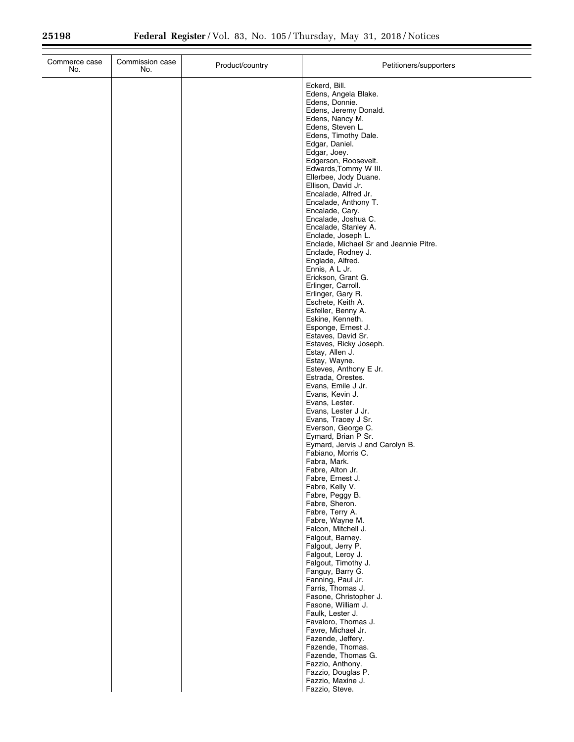| Commerce case No. | Commission case No. | Product/country | Petitioners/supporters |
|---|---|---|---|
| | | | Eckerd, Bill. |
| | | | Edens, Angela Blake. |
| | | | Edens, Donnie. |
| | | | Edens, Jeremy Donald. |
| | | | Edens, Nancy M. |
| | | | Edens, Steven L. |
| | | | Edens, Timothy Dale. |
| | | | Edgar, Daniel. |
| | | | Edgar, Joey. |
| | | | Edgerson, Roosevelt. |
| | | | Edwards,Tommy W III. |
| | | | Ellerbee, Jody Duane. |
| | | | Ellison, David Jr. |
| | | | Encalade, Alfred Jr. |
| | | | Encalade, Anthony T. |
| | | | Encalade, Cary. |
| | | | Encalade, Joshua C. |
| | | | Encalade, Stanley A. |
| | | | Enclade, Joseph L. |
| | | | Enclade, Michael Sr and Jeannie Pitre. |
| | | | Enclade, Rodney J. |
| | | | Englade, Alfred. |
| | | | Ennis, A L Jr. |
| | | | Erickson, Grant G. |
| | | | Erlinger, Carroll. |
| | | | Erlinger, Gary R. |
| | | | Eschete, Keith A. |
| | | | Esfeller, Benny A. |
| | | | Eskine, Kenneth. |
| | | | Esponge, Ernest J. |
| | | | Estaves, David Sr. |
| | | | Estaves, Ricky Joseph. |
| | | | Estay, Allen J. |
| | | | Estay, Wayne. |
| | | | Esteves, Anthony E Jr. |
| | | | Estrada, Orestes. |
| | | | Evans, Emile J Jr. |
| | | | Evans, Kevin J. |
| | | | Evans, Lester. |
| | | | Evans, Lester J Jr. |
| | | | Evans, Tracey J Sr. |
| | | | Everson, George C. |
| | | | Eymard, Brian P Sr. |
| | | | Eymard, Jervis J and Carolyn B. |
| | | | Fabiano, Morris C. |
| | | | Fabra, Mark. |
| | | | Fabre, Alton Jr. |
| | | | Fabre, Ernest J. |
| | | | Fabre, Kelly V. |
| | | | Fabre, Peggy B. |
| | | | Fabre, Sheron. |
| | | | Fabre, Terry A. |
| | | | Fabre, Wayne M. |
| | | | Falcon, Mitchell J. |
| | | | Falgout, Barney. |
| | | | Falgout, Jerry P. |
| | | | Falgout, Leroy J. |
| | | | Falgout, Timothy J. |
| | | | Fanguy, Barry G. |
| | | | Fanning, Paul Jr. |
| | | | Farris, Thomas J. |
| | | | Fasone, Christopher J. |
| | | | Fasone, William J. |
| | | | Faulk, Lester J. |
| | | | Favaloro, Thomas J. |
| | | | Favre, Michael Jr. |
| | | | Fazende, Jeffery. |
| | | | Fazende, Thomas. |
| | | | Fazende, Thomas G. |
| | | | Fazzio, Anthony. |
| | | | Fazzio, Douglas P. |
| | | | Fazzio, Maxine J. |
| | | | Fazzio, Steve. |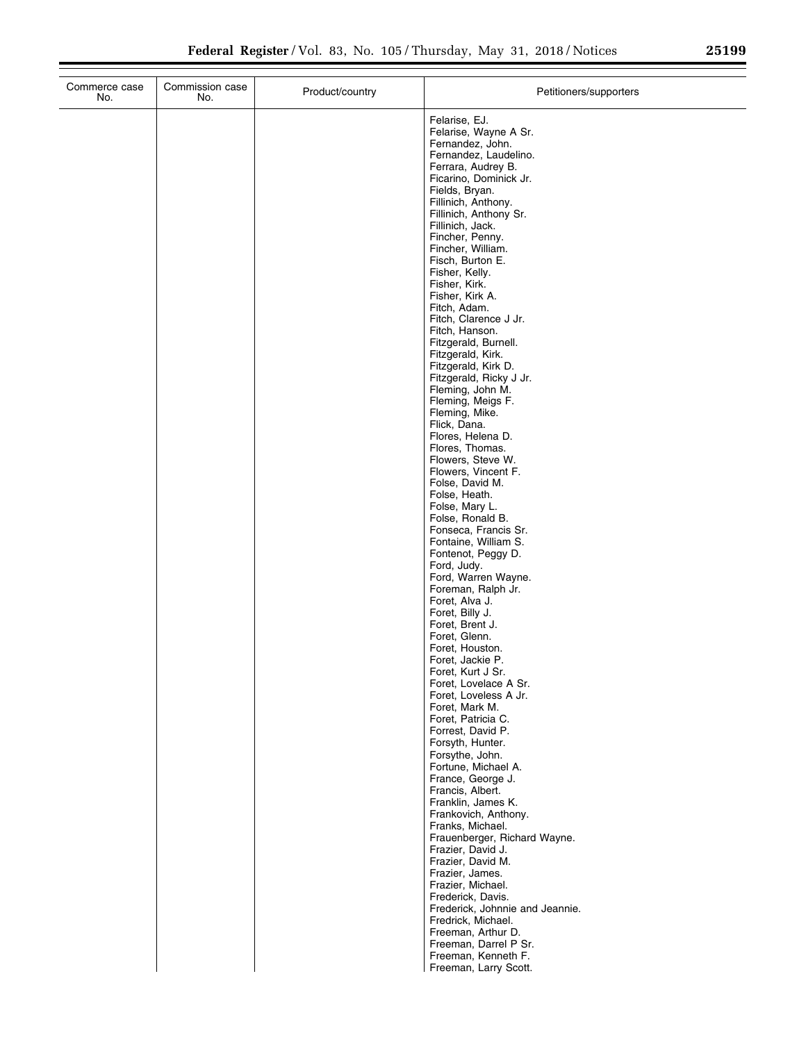| Commerce case No. | Commission case No. | Product/country | Petitioners/supporters |
|---|---|---|---|
| | | | Felarise, EJ. |
| | | | Felarise, Wayne A Sr. |
| | | | Fernandez, John. |
| | | | Fernandez, Laudelino. |
| | | | Ferrara, Audrey B. |
| | | | Ficarino, Dominick Jr. |
| | | | Fields, Bryan. |
| | | | Fillinich, Anthony. |
| | | | Fillinich, Anthony Sr. |
| | | | Fillinich, Jack. |
| | | | Fincher, Penny. |
| | | | Fincher, William. |
| | | | Fisch, Burton E. |
| | | | Fisher, Kelly. |
| | | | Fisher, Kirk. |
| | | | Fisher, Kirk A. |
| | | | Fitch, Adam. |
| | | | Fitch, Clarence J Jr. |
| | | | Fitch, Hanson. |
| | | | Fitzgerald, Burnell. |
| | | | Fitzgerald, Kirk. |
| | | | Fitzgerald, Kirk D. |
| | | | Fitzgerald, Ricky J Jr. |
| | | | Fleming, John M. |
| | | | Fleming, Meigs F. |
| | | | Fleming, Mike. |
| | | | Flick, Dana. |
| | | | Flores, Helena D. |
| | | | Flores, Thomas. |
| | | | Flowers, Steve W. |
| | | | Flowers, Vincent F. |
| | | | Folse, David M. |
| | | | Folse, Heath. |
| | | | Folse, Mary L. |
| | | | Folse, Ronald B. |
| | | | Fonseca, Francis Sr. |
| | | | Fontaine, William S. |
| | | | Fontenot, Peggy D. |
| | | | Ford, Judy. |
| | | | Ford, Warren Wayne. |
| | | | Foreman, Ralph Jr. |
| | | | Foret, Alva J. |
| | | | Foret, Billy J. |
| | | | Foret, Brent J. |
| | | | Foret, Glenn. |
| | | | Foret, Houston. |
| | | | Foret, Jackie P. |
| | | | Foret, Kurt J Sr. |
| | | | Foret, Lovelace A Sr. |
| | | | Foret, Loveless A Jr. |
| | | | Foret, Mark M. |
| | | | Foret, Patricia C. |
| | | | Forrest, David P. |
| | | | Forsyth, Hunter. |
| | | | Forsythe, John. |
| | | | Fortune, Michael A. |
| | | | France, George J. |
| | | | Francis, Albert. |
| | | | Franklin, James K. |
| | | | Frankovich, Anthony. |
| | | | Franks, Michael. |
| | | | Frauenberger, Richard Wayne. |
| | | | Frazier, David J. |
| | | | Frazier, David M. |
| | | | Frazier, James. |
| | | | Frazier, Michael. |
| | | | Frederick, Davis. |
| | | | Frederick, Johnnie and Jeannie. |
| | | | Fredrick, Michael. |
| | | | Freeman, Arthur D. |
| | | | Freeman, Darrel P Sr. |
| | | | Freeman, Kenneth F. |
| | | | Freeman, Larry Scott. |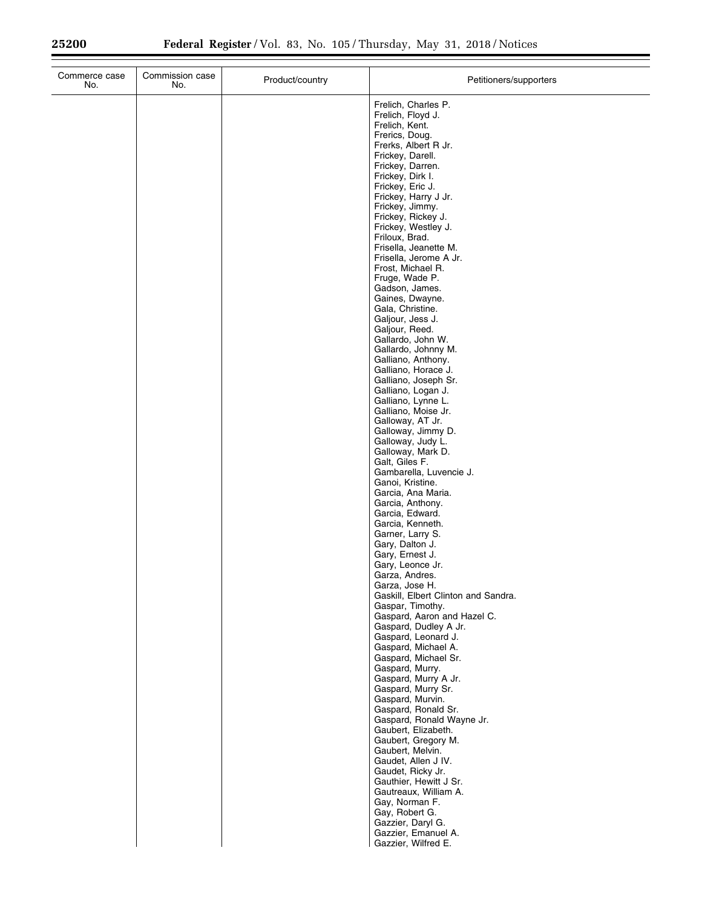| Commerce case No. | Commission case No. | Product/country | Petitioners/supporters |
|---|---|---|---|
| | | | Frelich, Charles P.<br>Frelich, Floyd J.<br>Frelich, Kent.<br>Frerics, Doug.<br>Frerks, Albert R Jr.<br>Frickey, Darell.<br>Frickey, Darren.<br>Frickey, Dirk I.<br>Frickey, Eric J.<br>Frickey, Harry J Jr.<br>Frickey, Jimmy.<br>Frickey, Rickey J.<br>Frickey, Westley J.<br>Friloux, Brad.<br>Frisella, Jeanette M.<br>Frisella, Jerome A Jr.<br>Frost, Michael R.<br>Fruge, Wade P.<br>Gadson, James.<br>Gaines, Dwayne.<br>Gala, Christine.<br>Galjour, Jess J.<br>Galjour, Reed.<br>Gallardo, John W.<br>Gallardo, Johnny M.<br>Galliano, Anthony.<br>Galliano, Horace J.<br>Galliano, Joseph Sr.<br>Galliano, Logan J.<br>Galliano, Lynne L.<br>Galliano, Moise Jr.<br>Galloway, AT Jr.<br>Galloway, Jimmy D.<br>Galloway, Judy L.<br>Galloway, Mark D.<br>Galt, Giles F.<br>Gambarella, Luvencie J.<br>Ganoi, Kristine.<br>Garcia, Ana Maria.<br>Garcia, Anthony.<br>Garcia, Edward.<br>Garcia, Kenneth.<br>Garner, Larry S.<br>Gary, Dalton J.<br>Gary, Ernest J.<br>Gary, Leonce Jr.<br>Garza, Andres.<br>Garza, Jose H.<br>Gaskill, Elbert Clinton and Sandra.<br>Gaspar, Timothy.<br>Gaspard, Aaron and Hazel C.<br>Gaspard, Dudley A Jr.<br>Gaspard, Leonard J.<br>Gaspard, Michael A.<br>Gaspard, Michael Sr.<br>Gaspard, Murry.<br>Gaspard, Murry A Jr.<br>Gaspard, Murry Sr.<br>Gaspard, Murvin.<br>Gaspard, Ronald Sr.<br>Gaspard, Ronald Wayne Jr.<br>Gaubert, Elizabeth.<br>Gaubert, Gregory M.<br>Gaubert, Melvin.<br>Gaudet, Allen J IV.<br>Gaudet, Ricky Jr.<br>Gauthier, Hewitt J Sr.<br>Gautreaux, William A.<br>Gay, Norman F.<br>Gay, Robert G.<br>Gazzier, Daryl G.<br>Gazzier, Emanuel A.<br>Gazzier, Wilfred E. |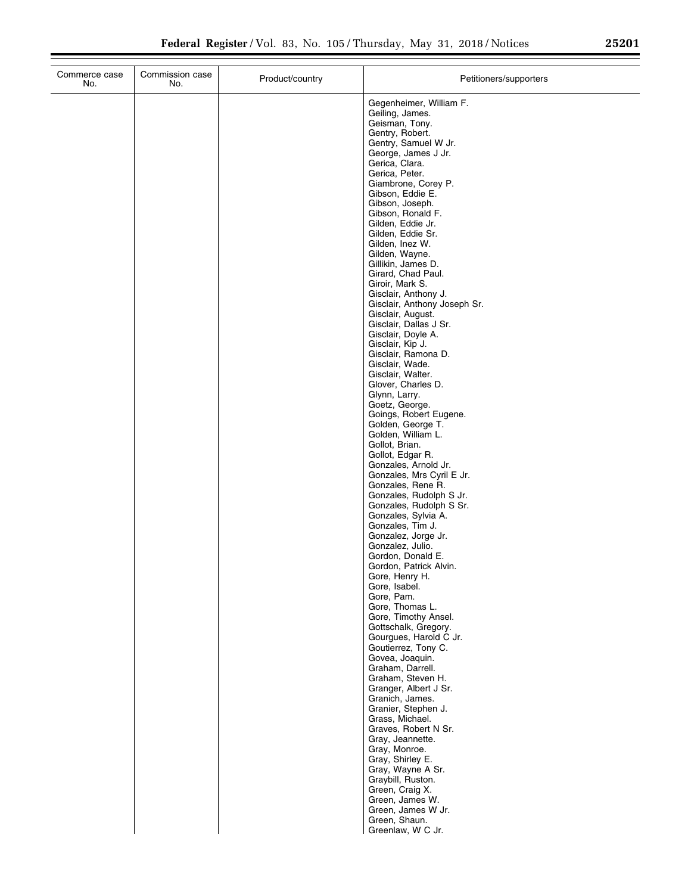| Commerce case No. | Commission case No. | Product/country | Petitioners/supporters |
|---|---|---|---|
| | | | Gegenheimer, William F. |
| | | | Geiling, James. |
| | | | Geisman, Tony. |
| | | | Gentry, Robert. |
| | | | Gentry, Samuel W Jr. |
| | | | George, James J Jr. |
| | | | Gerica, Clara. |
| | | | Gerica, Peter. |
| | | | Giambrone, Corey P. |
| | | | Gibson, Eddie E. |
| | | | Gibson, Joseph. |
| | | | Gibson, Ronald F. |
| | | | Gilden, Eddie Jr. |
| | | | Gilden, Eddie Sr. |
| | | | Gilden, Inez W. |
| | | | Gilden, Wayne. |
| | | | Gillikin, James D. |
| | | | Girard, Chad Paul. |
| | | | Giroir, Mark S. |
| | | | Gisclair, Anthony J. |
| | | | Gisclair, Anthony Joseph Sr. |
| | | | Gisclair, August. |
| | | | Gisclair, Dallas J Sr. |
| | | | Gisclair, Doyle A. |
| | | | Gisclair, Kip J. |
| | | | Gisclair, Ramona D. |
| | | | Gisclair, Wade. |
| | | | Gisclair, Walter. |
| | | | Glover, Charles D. |
| | | | Glynn, Larry. |
| | | | Goetz, George. |
| | | | Goings, Robert Eugene. |
| | | | Golden, George T. |
| | | | Golden, William L. |
| | | | Gollot, Brian. |
| | | | Gollot, Edgar R. |
| | | | Gonzales, Arnold Jr. |
| | | | Gonzales, Mrs Cyril E Jr. |
| | | | Gonzales, Rene R. |
| | | | Gonzales, Rudolph S Jr. |
| | | | Gonzales, Rudolph S Sr. |
| | | | Gonzales, Sylvia A. |
| | | | Gonzales, Tim J. |
| | | | Gonzalez, Jorge Jr. |
| | | | Gonzalez, Julio. |
| | | | Gordon, Donald E. |
| | | | Gordon, Patrick Alvin. |
| | | | Gore, Henry H. |
| | | | Gore, Isabel. |
| | | | Gore, Pam. |
| | | | Gore, Thomas L. |
| | | | Gore, Timothy Ansel. |
| | | | Gottschalk, Gregory. |
| | | | Gourgues, Harold C Jr. |
| | | | Goutierrez, Tony C. |
| | | | Govea, Joaquin. |
| | | | Graham, Darrell. |
| | | | Graham, Steven H. |
| | | | Granger, Albert J Sr. |
| | | | Granich, James. |
| | | | Granier, Stephen J. |
| | | | Grass, Michael. |
| | | | Graves, Robert N Sr. |
| | | | Gray, Jeannette. |
| | | | Gray, Monroe. |
| | | | Gray, Shirley E. |
| | | | Gray, Wayne A Sr. |
| | | | Graybill, Ruston. |
| | | | Green, Craig X. |
| | | | Green, James W. |
| | | | Green, James W Jr. |
| | | | Green, Shaun. |
| | | | Greenlaw, W C Jr. |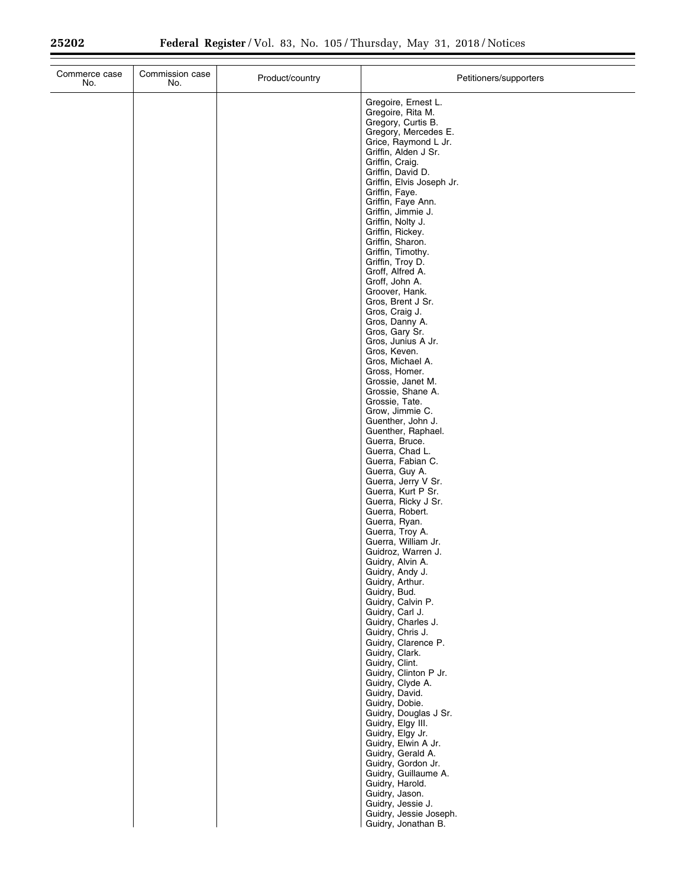| Commerce case No. | Commission case No. | Product/country | Petitioners/supporters |
| --- | --- | --- | --- |
| | | | Gregoire, Ernest L. |
| | | | Gregoire, Rita M. |
| | | | Gregory, Curtis B. |
| | | | Gregory, Mercedes E. |
| | | | Grice, Raymond L Jr. |
| | | | Griffin, Alden J Sr. |
| | | | Griffin, Craig. |
| | | | Griffin, David D. |
| | | | Griffin, Elvis Joseph Jr. |
| | | | Griffin, Faye. |
| | | | Griffin, Faye Ann. |
| | | | Griffin, Jimmie J. |
| | | | Griffin, Nolty J. |
| | | | Griffin, Rickey. |
| | | | Griffin, Sharon. |
| | | | Griffin, Timothy. |
| | | | Griffin, Troy D. |
| | | | Groff, Alfred A. |
| | | | Groff, John A. |
| | | | Groover, Hank. |
| | | | Gros, Brent J Sr. |
| | | | Gros, Craig J. |
| | | | Gros, Danny A. |
| | | | Gros, Gary Sr. |
| | | | Gros, Junius A Jr. |
| | | | Gros, Keven. |
| | | | Gros, Michael A. |
| | | | Gross, Homer. |
| | | | Grossie, Janet M. |
| | | | Grossie, Shane A. |
| | | | Grossie, Tate. |
| | | | Grow, Jimmie C. |
| | | | Guenther, John J. |
| | | | Guenther, Raphael. |
| | | | Guerra, Bruce. |
| | | | Guerra, Chad L. |
| | | | Guerra, Fabian C. |
| | | | Guerra, Guy A. |
| | | | Guerra, Jerry V Sr. |
| | | | Guerra, Kurt P Sr. |
| | | | Guerra, Ricky J Sr. |
| | | | Guerra, Robert. |
| | | | Guerra, Ryan. |
| | | | Guerra, Troy A. |
| | | | Guerra, William Jr. |
| | | | Guidroz, Warren J. |
| | | | Guidry, Alvin A. |
| | | | Guidry, Andy J. |
| | | | Guidry, Arthur. |
| | | | Guidry, Bud. |
| | | | Guidry, Calvin P. |
| | | | Guidry, Carl J. |
| | | | Guidry, Charles J. |
| | | | Guidry, Chris J. |
| | | | Guidry, Clarence P. |
| | | | Guidry, Clark. |
| | | | Guidry, Clint. |
| | | | Guidry, Clinton P Jr. |
| | | | Guidry, Clyde A. |
| | | | Guidry, David. |
| | | | Guidry, Dobie. |
| | | | Guidry, Douglas J Sr. |
| | | | Guidry, Elgy III. |
| | | | Guidry, Elgy Jr. |
| | | | Guidry, Elwin A Jr. |
| | | | Guidry, Gerald A. |
| | | | Guidry, Gordon Jr. |
| | | | Guidry, Guillaume A. |
| | | | Guidry, Harold. |
| | | | Guidry, Jason. |
| | | | Guidry, Jessie J. |
| | | | Guidry, Jessie Joseph. |
| | | | Guidry, Jonathan B. |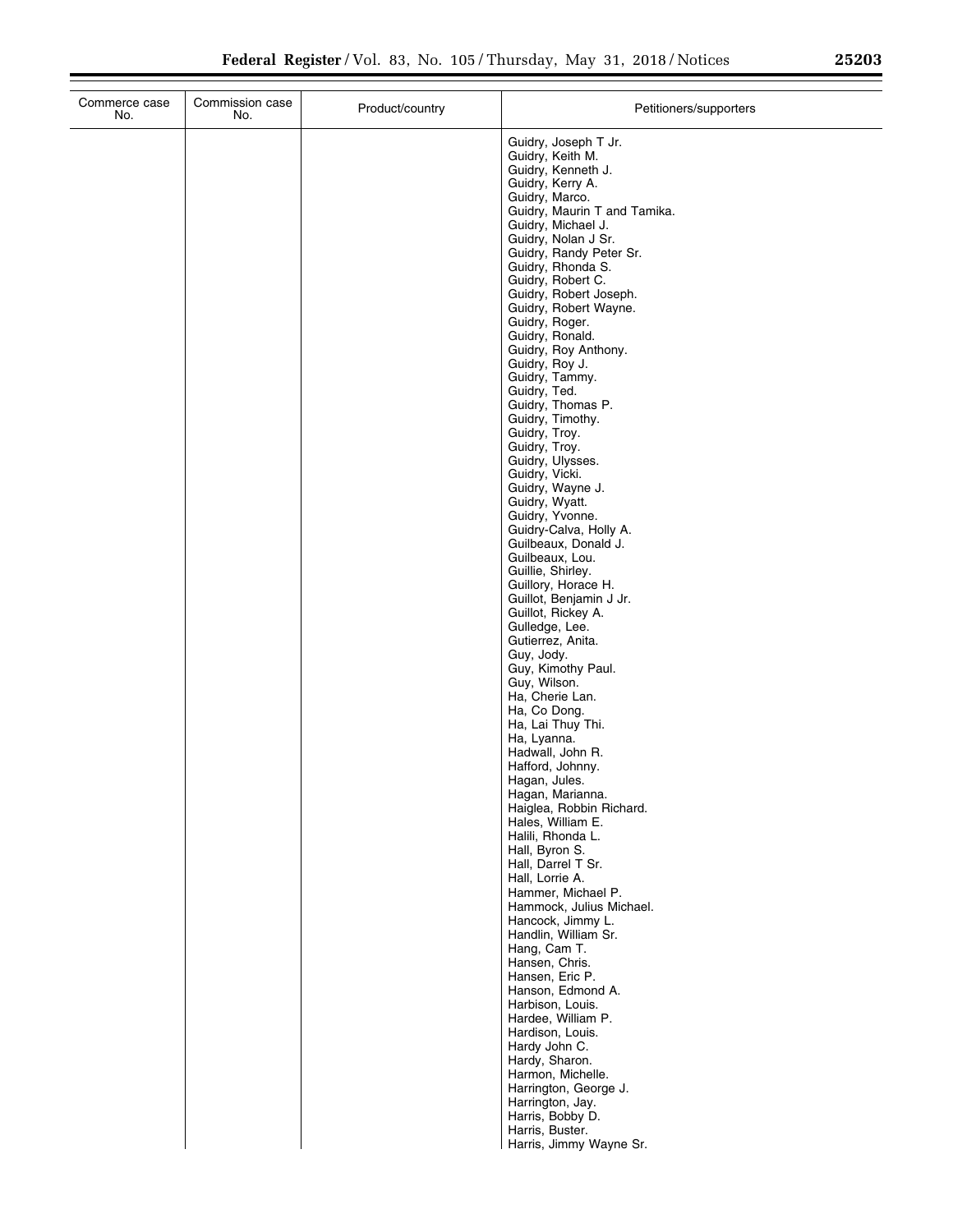| Commerce case No. | Commission case No. | Product/country | Petitioners/supporters |
| --- | --- | --- | --- |
| | | | Guidry, Joseph T Jr.<br>Guidry, Keith M.<br>Guidry, Kenneth J.<br>Guidry, Kerry A.<br>Guidry, Marco.<br>Guidry, Maurin T and Tamika.<br>Guidry, Michael J.<br>Guidry, Nolan J Sr.<br>Guidry, Randy Peter Sr.<br>Guidry, Rhonda S.<br>Guidry, Robert C.<br>Guidry, Robert Joseph.<br>Guidry, Robert Wayne.<br>Guidry, Roger.<br>Guidry, Ronald.<br>Guidry, Roy Anthony.<br>Guidry, Roy J.<br>Guidry, Tammy.<br>Guidry, Ted.<br>Guidry, Thomas P.<br>Guidry, Timothy.<br>Guidry, Troy.<br>Guidry, Troy.<br>Guidry, Ulysses.<br>Guidry, Vicki.<br>Guidry, Wayne J.<br>Guidry, Wyatt.<br>Guidry, Yvonne.<br>Guidry-Calva, Holly A.<br>Guilbeaux, Donald J.<br>Guilbeaux, Lou.<br>Guillie, Shirley.<br>Guillory, Horace H.<br>Guillot, Benjamin J Jr.<br>Guillot, Rickey A.<br>Gulledge, Lee.<br>Gutierrez, Anita.<br>Guy, Jody.<br>Guy, Kimothy Paul.<br>Guy, Wilson.<br>Ha, Cherie Lan.<br>Ha, Co Dong.<br>Ha, Lai Thuy Thi.<br>Ha, Lyanna.<br>Hadwall, John R.<br>Hafford, Johnny.<br>Hagan, Jules.<br>Hagan, Marianna.<br>Haiglea, Robbin Richard.<br>Hales, William E.<br>Halili, Rhonda L.<br>Hall, Byron S.<br>Hall, Darrel T Sr.<br>Hall, Lorrie A.<br>Hammer, Michael P.<br>Hammock, Julius Michael.<br>Hancock, Jimmy L.<br>Handlin, William Sr.<br>Hang, Cam T.<br>Hansen, Chris.<br>Hansen, Eric P.<br>Hanson, Edmond A.<br>Harbison, Louis.<br>Hardee, William P.<br>Hardison, Louis.<br>Hardy John C.<br>Hardy, Sharon.<br>Harmon, Michelle.<br>Harrington, George J.<br>Harrington, Jay.<br>Harris, Bobby D.<br>Harris, Buster.<br>Harris, Jimmy Wayne Sr. |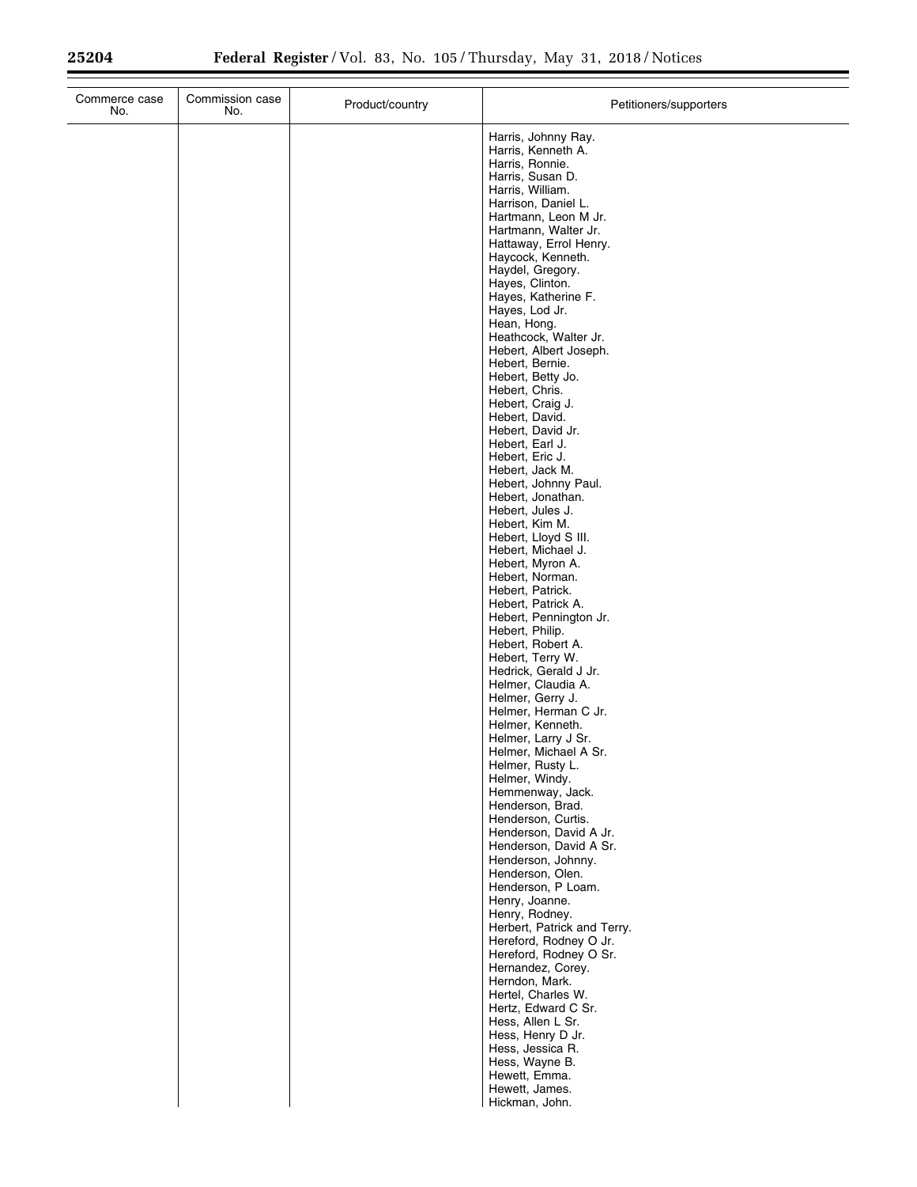| Commerce case No. | Commission case No. | Product/country | Petitioners/supporters |
|---|---|---|---|
| | | | Harris, Johnny Ray. |
| | | | Harris, Kenneth A. |
| | | | Harris, Ronnie. |
| | | | Harris, Susan D. |
| | | | Harris, William. |
| | | | Harrison, Daniel L. |
| | | | Hartmann, Leon M Jr. |
| | | | Hartmann, Walter Jr. |
| | | | Hattaway, Errol Henry. |
| | | | Haycock, Kenneth. |
| | | | Haydel, Gregory. |
| | | | Hayes, Clinton. |
| | | | Hayes, Katherine F. |
| | | | Hayes, Lod Jr. |
| | | | Hean, Hong. |
| | | | Heathcock, Walter Jr. |
| | | | Hebert, Albert Joseph. |
| | | | Hebert, Bernie. |
| | | | Hebert, Betty Jo. |
| | | | Hebert, Chris. |
| | | | Hebert, Craig J. |
| | | | Hebert, David. |
| | | | Hebert, David Jr. |
| | | | Hebert, Earl J. |
| | | | Hebert, Eric J. |
| | | | Hebert, Jack M. |
| | | | Hebert, Johnny Paul. |
| | | | Hebert, Jonathan. |
| | | | Hebert, Jules J. |
| | | | Hebert, Kim M. |
| | | | Hebert, Lloyd S III. |
| | | | Hebert, Michael J. |
| | | | Hebert, Myron A. |
| | | | Hebert, Norman. |
| | | | Hebert, Patrick. |
| | | | Hebert, Patrick A. |
| | | | Hebert, Pennington Jr. |
| | | | Hebert, Philip. |
| | | | Hebert, Robert A. |
| | | | Hebert, Terry W. |
| | | | Hedrick, Gerald J Jr. |
| | | | Helmer, Claudia A. |
| | | | Helmer, Gerry J. |
| | | | Helmer, Herman C Jr. |
| | | | Helmer, Kenneth. |
| | | | Helmer, Larry J Sr. |
| | | | Helmer, Michael A Sr. |
| | | | Helmer, Rusty L. |
| | | | Helmer, Windy. |
| | | | Hemmenway, Jack. |
| | | | Henderson, Brad. |
| | | | Henderson, Curtis. |
| | | | Henderson, David A Jr. |
| | | | Henderson, David A Sr. |
| | | | Henderson, Johnny. |
| | | | Henderson, Olen. |
| | | | Henderson, P Loam. |
| | | | Henry, Joanne. |
| | | | Henry, Rodney. |
| | | | Herbert, Patrick and Terry. |
| | | | Hereford, Rodney O Jr. |
| | | | Hereford, Rodney O Sr. |
| | | | Hernandez, Corey. |
| | | | Herndon, Mark. |
| | | | Hertel, Charles W. |
| | | | Hertz, Edward C Sr. |
| | | | Hess, Allen L Sr. |
| | | | Hess, Henry D Jr. |
| | | | Hess, Jessica R. |
| | | | Hess, Wayne B. |
| | | | Hewett, Emma. |
| | | | Hewett, James. |
| | | | Hickman, John. |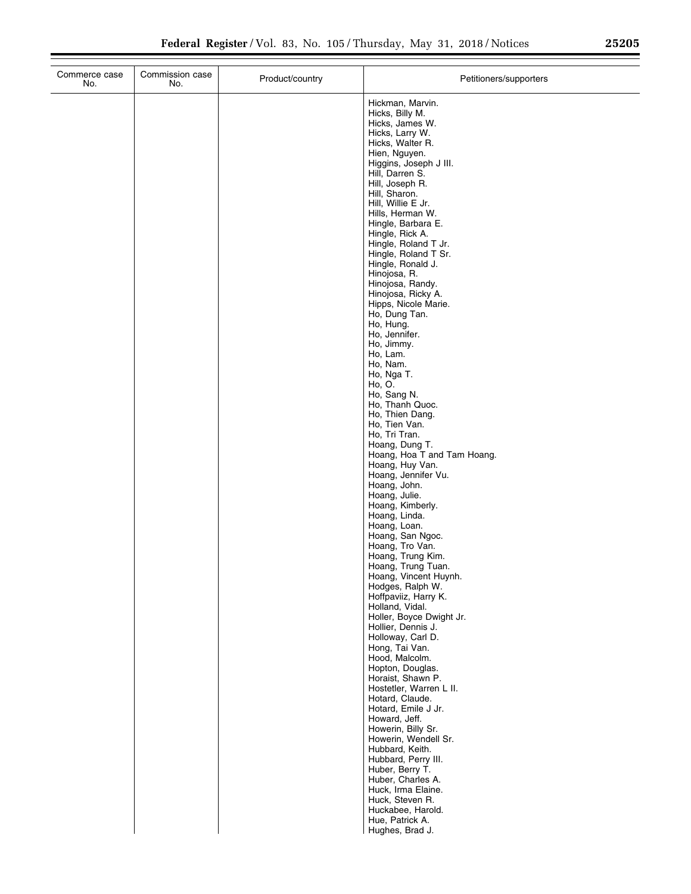| Commerce case No. | Commission case No. | Product/country | Petitioners/supporters |
|---|---|---|---|
| | | | Hickman, Marvin. |
| | | | Hicks, Billy M. |
| | | | Hicks, James W. |
| | | | Hicks, Larry W. |
| | | | Hicks, Walter R. |
| | | | Hien, Nguyen. |
| | | | Higgins, Joseph J III. |
| | | | Hill, Darren S. |
| | | | Hill, Joseph R. |
| | | | Hill, Sharon. |
| | | | Hill, Willie E Jr. |
| | | | Hills, Herman W. |
| | | | Hingle, Barbara E. |
| | | | Hingle, Rick A. |
| | | | Hingle, Roland T Jr. |
| | | | Hingle, Roland T Sr. |
| | | | Hingle, Ronald J. |
| | | | Hinojosa, R. |
| | | | Hinojosa, Randy. |
| | | | Hinojosa, Ricky A. |
| | | | Hipps, Nicole Marie. |
| | | | Ho, Dung Tan. |
| | | | Ho, Hung. |
| | | | Ho, Jennifer. |
| | | | Ho, Jimmy. |
| | | | Ho, Lam. |
| | | | Ho, Nam. |
| | | | Ho, Nga T. |
| | | | Ho, O. |
| | | | Ho, Sang N. |
| | | | Ho, Thanh Quoc. |
| | | | Ho, Thien Dang. |
| | | | Ho, Tien Van. |
| | | | Ho, Tri Tran. |
| | | | Hoang, Dung T. |
| | | | Hoang, Hoa T and Tam Hoang. |
| | | | Hoang, Huy Van. |
| | | | Hoang, Jennifer Vu. |
| | | | Hoang, John. |
| | | | Hoang, Julie. |
| | | | Hoang, Kimberly. |
| | | | Hoang, Linda. |
| | | | Hoang, Loan. |
| | | | Hoang, San Ngoc. |
| | | | Hoang, Tro Van. |
| | | | Hoang, Trung Kim. |
| | | | Hoang, Trung Tuan. |
| | | | Hoang, Vincent Huynh. |
| | | | Hodges, Ralph W. |
| | | | Hoffpaviiz, Harry K. |
| | | | Holland, Vidal. |
| | | | Holler, Boyce Dwight Jr. |
| | | | Hollier, Dennis J. |
| | | | Holloway, Carl D. |
| | | | Hong, Tai Van. |
| | | | Hood, Malcolm. |
| | | | Hopton, Douglas. |
| | | | Horaist, Shawn P. |
| | | | Hostetler, Warren L II. |
| | | | Hotard, Claude. |
| | | | Hotard, Emile J Jr. |
| | | | Howard, Jeff. |
| | | | Howerin, Billy Sr. |
| | | | Howerin, Wendell Sr. |
| | | | Hubbard, Keith. |
| | | | Hubbard, Perry III. |
| | | | Huber, Berry T. |
| | | | Huber, Charles A. |
| | | | Huck, Irma Elaine. |
| | | | Huck, Steven R. |
| | | | Huckabee, Harold. |
| | | | Hue, Patrick A. |
| | | | Hughes, Brad J. |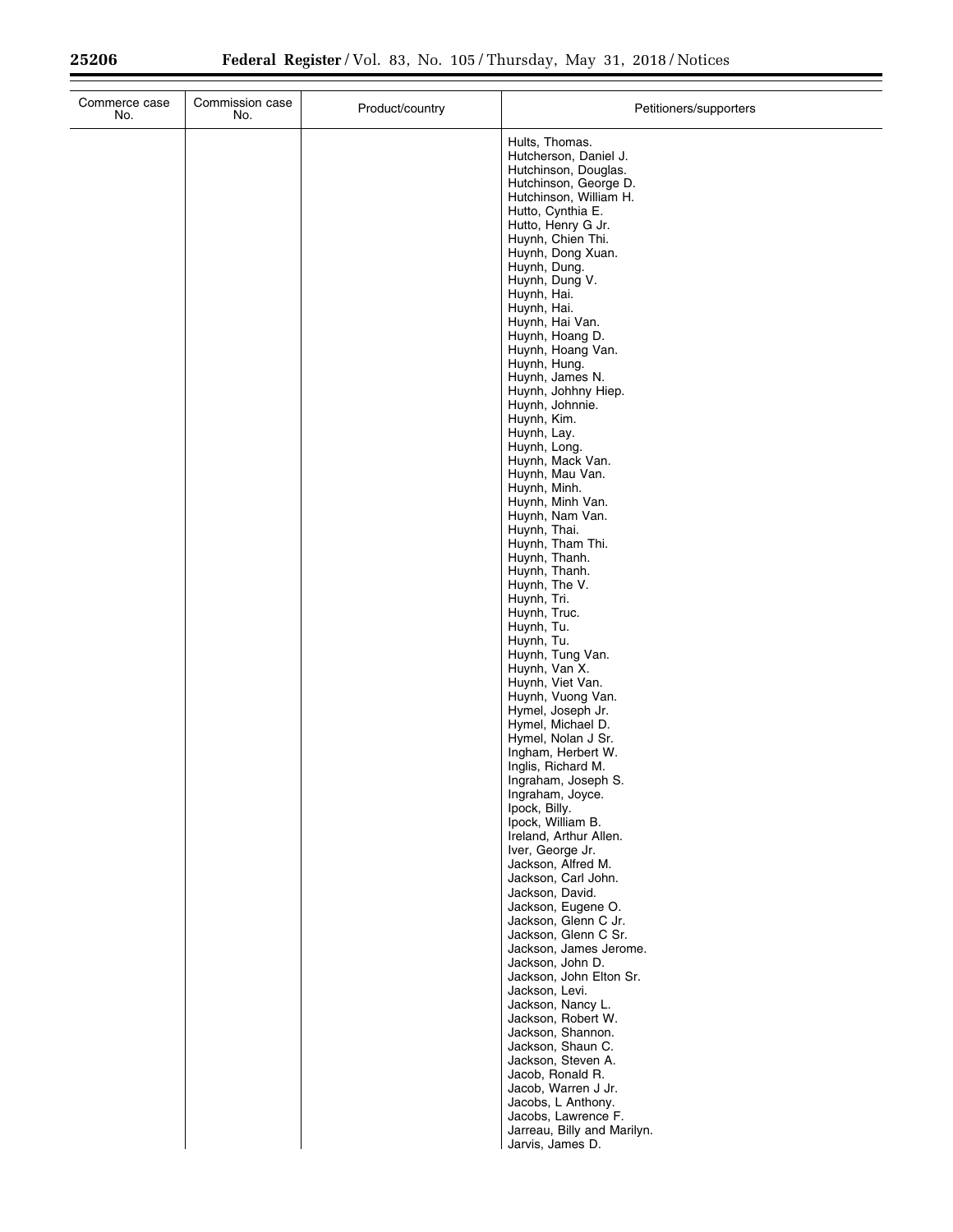| Commerce case No. | Commission case No. | Product/country | Petitioners/supporters |
|---|---|---|---|
| | | | Hults, Thomas. |
| | | | Hutcherson, Daniel J. |
| | | | Hutchinson, Douglas. |
| | | | Hutchinson, George D. |
| | | | Hutchinson, William H. |
| | | | Hutto, Cynthia E. |
| | | | Hutto, Henry G Jr. |
| | | | Huynh, Chien Thi. |
| | | | Huynh, Dong Xuan. |
| | | | Huynh, Dung. |
| | | | Huynh, Dung V. |
| | | | Huynh, Hai. |
| | | | Huynh, Hai. |
| | | | Huynh, Hai Van. |
| | | | Huynh, Hoang D. |
| | | | Huynh, Hoang Van. |
| | | | Huynh, Hung. |
| | | | Huynh, James N. |
| | | | Huynh, Johhny Hiep. |
| | | | Huynh, Johnnie. |
| | | | Huynh, Kim. |
| | | | Huynh, Lay. |
| | | | Huynh, Long. |
| | | | Huynh, Mack Van. |
| | | | Huynh, Mau Van. |
| | | | Huynh, Minh. |
| | | | Huynh, Minh Van. |
| | | | Huynh, Nam Van. |
| | | | Huynh, Thai. |
| | | | Huynh, Tham Thi. |
| | | | Huynh, Thanh. |
| | | | Huynh, Thanh. |
| | | | Huynh, The V. |
| | | | Huynh, Tri. |
| | | | Huynh, Truc. |
| | | | Huynh, Tu. |
| | | | Huynh, Tu. |
| | | | Huynh, Tung Van. |
| | | | Huynh, Van X. |
| | | | Huynh, Viet Van. |
| | | | Huynh, Vuong Van. |
| | | | Hymel, Joseph Jr. |
| | | | Hymel, Michael D. |
| | | | Hymel, Nolan J Sr. |
| | | | Ingham, Herbert W. |
| | | | Inglis, Richard M. |
| | | | Ingraham, Joseph S. |
| | | | Ingraham, Joyce. |
| | | | Ipock, Billy. |
| | | | Ipock, William B. |
| | | | Ireland, Arthur Allen. |
| | | | Iver, George Jr. |
| | | | Jackson, Alfred M. |
| | | | Jackson, Carl John. |
| | | | Jackson, David. |
| | | | Jackson, Eugene O. |
| | | | Jackson, Glenn C Jr. |
| | | | Jackson, Glenn C Sr. |
| | | | Jackson, James Jerome. |
| | | | Jackson, John D. |
| | | | Jackson, John Elton Sr. |
| | | | Jackson, Levi. |
| | | | Jackson, Nancy L. |
| | | | Jackson, Robert W. |
| | | | Jackson, Shannon. |
| | | | Jackson, Shaun C. |
| | | | Jackson, Steven A. |
| | | | Jacob, Ronald R. |
| | | | Jacob, Warren J Jr. |
| | | | Jacobs, L Anthony. |
| | | | Jacobs, Lawrence F. |
| | | | Jarreau, Billy and Marilyn. |
| | | | Jarvis, James D. |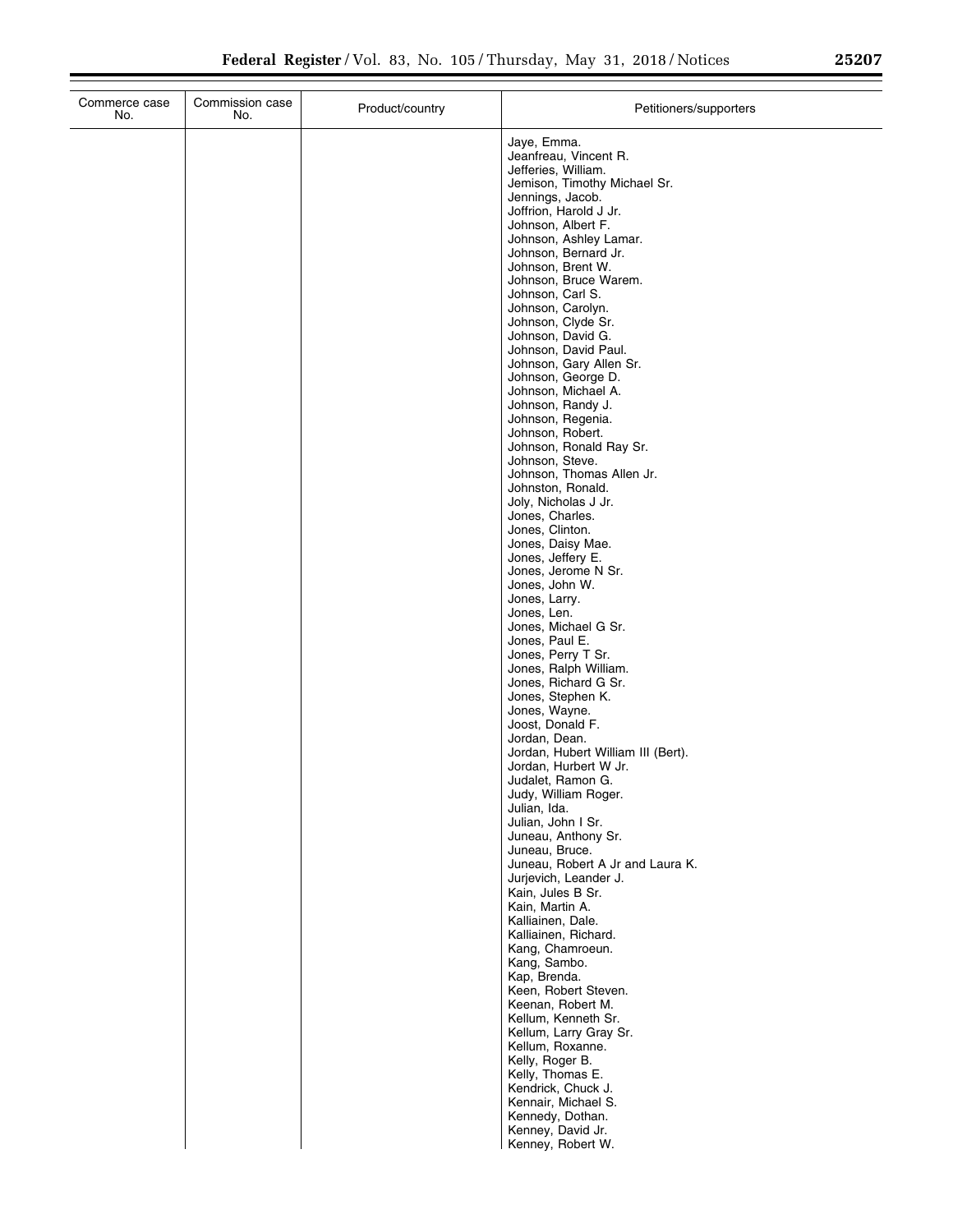| Commerce case No. | Commission case No. | Product/country | Petitioners/supporters |
|---|---|---|---|
| | | | Jaye, Emma. |
| | | | Jeanfreau, Vincent R. |
| | | | Jefferies, William. |
| | | | Jemison, Timothy Michael Sr. |
| | | | Jennings, Jacob. |
| | | | Joffrion, Harold J Jr. |
| | | | Johnson, Albert F. |
| | | | Johnson, Ashley Lamar. |
| | | | Johnson, Bernard Jr. |
| | | | Johnson, Brent W. |
| | | | Johnson, Bruce Warem. |
| | | | Johnson, Carl S. |
| | | | Johnson, Carolyn. |
| | | | Johnson, Clyde Sr. |
| | | | Johnson, David G. |
| | | | Johnson, David Paul. |
| | | | Johnson, Gary Allen Sr. |
| | | | Johnson, George D. |
| | | | Johnson, Michael A. |
| | | | Johnson, Randy J. |
| | | | Johnson, Regenia. |
| | | | Johnson, Robert. |
| | | | Johnson, Ronald Ray Sr. |
| | | | Johnson, Steve. |
| | | | Johnson, Thomas Allen Jr. |
| | | | Johnston, Ronald. |
| | | | Joly, Nicholas J Jr. |
| | | | Jones, Charles. |
| | | | Jones, Clinton. |
| | | | Jones, Daisy Mae. |
| | | | Jones, Jeffery E. |
| | | | Jones, Jerome N Sr. |
| | | | Jones, John W. |
| | | | Jones, Larry. |
| | | | Jones, Len. |
| | | | Jones, Michael G Sr. |
| | | | Jones, Paul E. |
| | | | Jones, Perry T Sr. |
| | | | Jones, Ralph William. |
| | | | Jones, Richard G Sr. |
| | | | Jones, Stephen K. |
| | | | Jones, Wayne. |
| | | | Joost, Donald F. |
| | | | Jordan, Dean. |
| | | | Jordan, Hubert William III (Bert). |
| | | | Jordan, Hurbert W Jr. |
| | | | Judalet, Ramon G. |
| | | | Judy, William Roger. |
| | | | Julian, Ida. |
| | | | Julian, John I Sr. |
| | | | Juneau, Anthony Sr. |
| | | | Juneau, Bruce. |
| | | | Juneau, Robert A Jr and Laura K. |
| | | | Jurjevich, Leander J. |
| | | | Kain, Jules B Sr. |
| | | | Kain, Martin A. |
| | | | Kalliainen, Dale. |
| | | | Kalliainen, Richard. |
| | | | Kang, Chamroeun. |
| | | | Kang, Sambo. |
| | | | Kap, Brenda. |
| | | | Keen, Robert Steven. |
| | | | Keenan, Robert M. |
| | | | Kellum, Kenneth Sr. |
| | | | Kellum, Larry Gray Sr. |
| | | | Kellum, Roxanne. |
| | | | Kelly, Roger B. |
| | | | Kelly, Thomas E. |
| | | | Kendrick, Chuck J. |
| | | | Kennair, Michael S. |
| | | | Kennedy, Dothan. |
| | | | Kenney, David Jr. |
| | | | Kenney, Robert W. |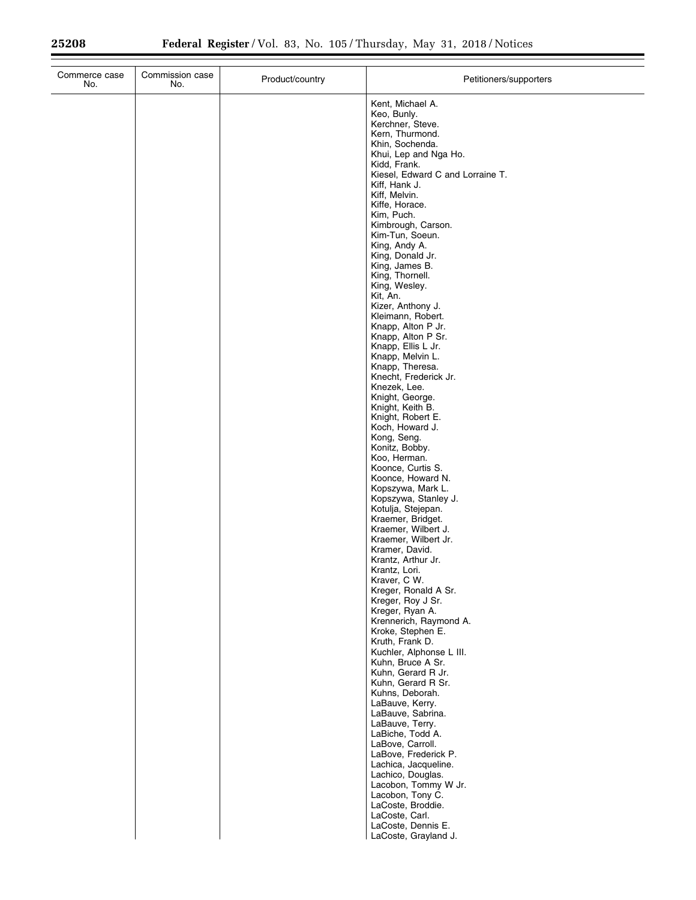| Commerce case No. | Commission case No. | Product/country | Petitioners/supporters |
| --- | --- | --- | --- |
| | | | Kent, Michael A. |
| | | | Keo, Bunly. |
| | | | Kerchner, Steve. |
| | | | Kern, Thurmond. |
| | | | Khin, Sochenda. |
| | | | Khui, Lep and Nga Ho. |
| | | | Kidd, Frank. |
| | | | Kiesel, Edward C and Lorraine T. |
| | | | Kiff, Hank J. |
| | | | Kiff, Melvin. |
| | | | Kiffe, Horace. |
| | | | Kim, Puch. |
| | | | Kimbrough, Carson. |
| | | | Kim-Tun, Soeun. |
| | | | King, Andy A. |
| | | | King, Donald Jr. |
| | | | King, James B. |
| | | | King, Thornell. |
| | | | King, Wesley. |
| | | | Kit, An. |
| | | | Kizer, Anthony J. |
| | | | Kleimann, Robert. |
| | | | Knapp, Alton P Jr. |
| | | | Knapp, Alton P Sr. |
| | | | Knapp, Ellis L Jr. |
| | | | Knapp, Melvin L. |
| | | | Knapp, Theresa. |
| | | | Knecht, Frederick Jr. |
| | | | Knezek, Lee. |
| | | | Knight, George. |
| | | | Knight, Keith B. |
| | | | Knight, Robert E. |
| | | | Koch, Howard J. |
| | | | Kong, Seng. |
| | | | Konitz, Bobby. |
| | | | Koo, Herman. |
| | | | Koonce, Curtis S. |
| | | | Koonce, Howard N. |
| | | | Kopszywa, Mark L. |
| | | | Kopszywa, Stanley J. |
| | | | Kotulja, Stejepan. |
| | | | Kraemer, Bridget. |
| | | | Kraemer, Wilbert J. |
| | | | Kraemer, Wilbert Jr. |
| | | | Kramer, David. |
| | | | Krantz, Arthur Jr. |
| | | | Krantz, Lori. |
| | | | Kraver, C W. |
| | | | Kreger, Ronald A Sr. |
| | | | Kreger, Roy J Sr. |
| | | | Kreger, Ryan A. |
| | | | Krennerich, Raymond A. |
| | | | Kroke, Stephen E. |
| | | | Kruth, Frank D. |
| | | | Kuchler, Alphonse L III. |
| | | | Kuhn, Bruce A Sr. |
| | | | Kuhn, Gerard R Jr. |
| | | | Kuhn, Gerard R Sr. |
| | | | Kuhns, Deborah. |
| | | | LaBauve, Kerry. |
| | | | LaBauve, Sabrina. |
| | | | LaBauve, Terry. |
| | | | LaBiche, Todd A. |
| | | | LaBove, Carroll. |
| | | | LaBove, Frederick P. |
| | | | Lachica, Jacqueline. |
| | | | Lachico, Douglas. |
| | | | Lacobon, Tommy W Jr. |
| | | | Lacobon, Tony C. |
| | | | LaCoste, Broddie. |
| | | | LaCoste, Carl. |
| | | | LaCoste, Dennis E. |
| | | | LaCoste, Grayland J. |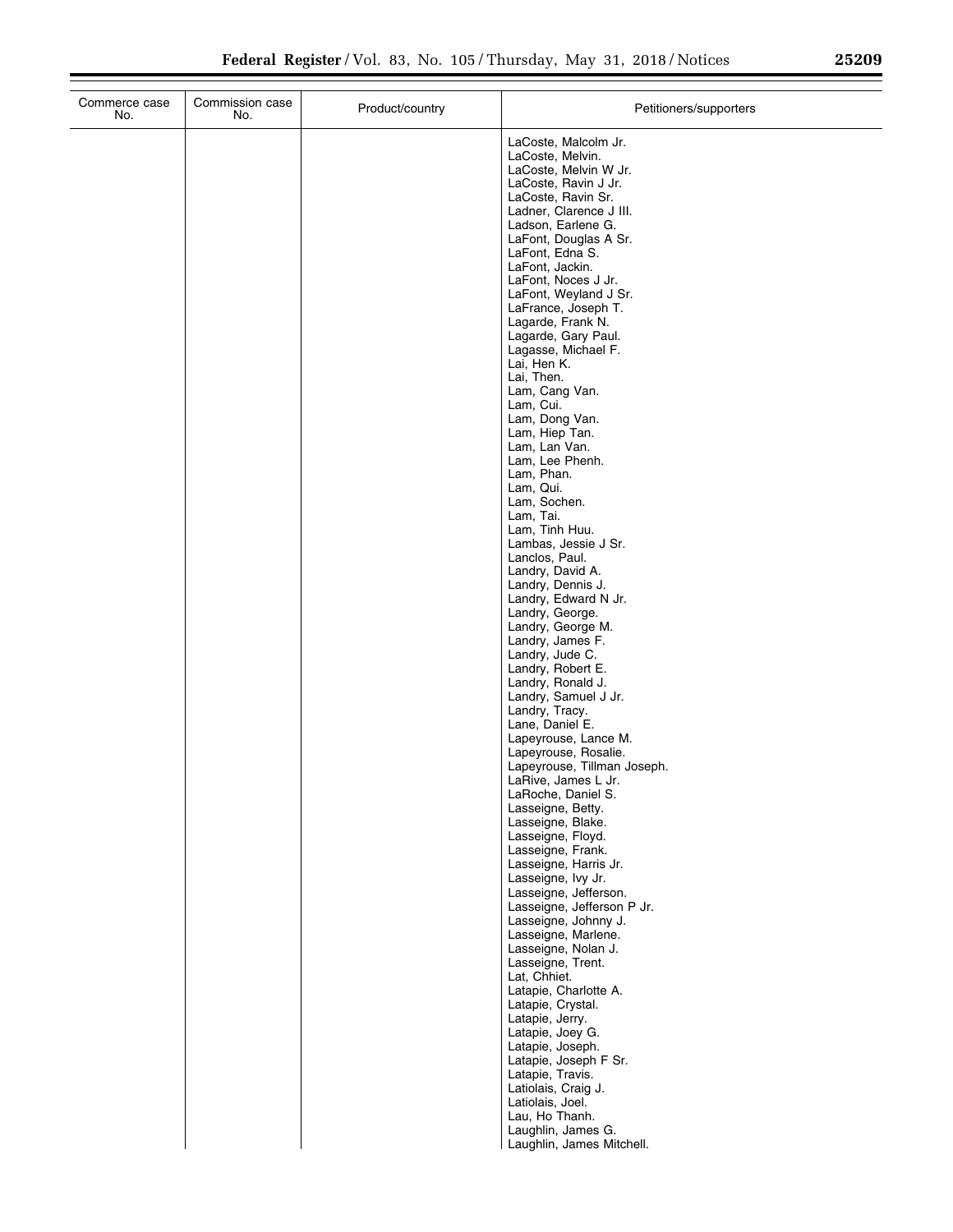| Commerce case No. | Commission case No. | Product/country | Petitioners/supporters |
|---|---|---|---|
| | | | LaCoste, Malcolm Jr. |
| | | | LaCoste, Melvin. |
| | | | LaCoste, Melvin W Jr. |
| | | | LaCoste, Ravin J Jr. |
| | | | LaCoste, Ravin Sr. |
| | | | Ladner, Clarence J III. |
| | | | Ladson, Earlene G. |
| | | | LaFont, Douglas A Sr. |
| | | | LaFont, Edna S. |
| | | | LaFont, Jackin. |
| | | | LaFont, Noces J Jr. |
| | | | LaFont, Weyland J Sr. |
| | | | LaFrance, Joseph T. |
| | | | Lagarde, Frank N. |
| | | | Lagarde, Gary Paul. |
| | | | Lagasse, Michael F. |
| | | | Lai, Hen K. |
| | | | Lai, Then. |
| | | | Lam, Cang Van. |
| | | | Lam, Cui. |
| | | | Lam, Dong Van. |
| | | | Lam, Hiep Tan. |
| | | | Lam, Lan Van. |
| | | | Lam, Lee Phenh. |
| | | | Lam, Phan. |
| | | | Lam, Qui. |
| | | | Lam, Sochen. |
| | | | Lam, Tai. |
| | | | Lam, Tinh Huu. |
| | | | Lambas, Jessie J Sr. |
| | | | Lanclos, Paul. |
| | | | Landry, David A. |
| | | | Landry, Dennis J. |
| | | | Landry, Edward N Jr. |
| | | | Landry, George. |
| | | | Landry, George M. |
| | | | Landry, James F. |
| | | | Landry, Jude C. |
| | | | Landry, Robert E. |
| | | | Landry, Ronald J. |
| | | | Landry, Samuel J Jr. |
| | | | Landry, Tracy. |
| | | | Lane, Daniel E. |
| | | | Lapeyrouse, Lance M. |
| | | | Lapeyrouse, Rosalie. |
| | | | Lapeyrouse, Tillman Joseph. |
| | | | LaRive, James L Jr. |
| | | | LaRoche, Daniel S. |
| | | | Lasseigne, Betty. |
| | | | Lasseigne, Blake. |
| | | | Lasseigne, Floyd. |
| | | | Lasseigne, Frank. |
| | | | Lasseigne, Harris Jr. |
| | | | Lasseigne, Ivy Jr. |
| | | | Lasseigne, Jefferson. |
| | | | Lasseigne, Jefferson P Jr. |
| | | | Lasseigne, Johnny J. |
| | | | Lasseigne, Marlene. |
| | | | Lasseigne, Nolan J. |
| | | | Lasseigne, Trent. |
| | | | Lat, Chhiet. |
| | | | Latapie, Charlotte A. |
| | | | Latapie, Crystal. |
| | | | Latapie, Jerry. |
| | | | Latapie, Joey G. |
| | | | Latapie, Joseph. |
| | | | Latapie, Joseph F Sr. |
| | | | Latapie, Travis. |
| | | | Latiolais, Craig J. |
| | | | Latiolais, Joel. |
| | | | Lau, Ho Thanh. |
| | | | Laughlin, James G. |
| | | | Laughlin, James Mitchell. |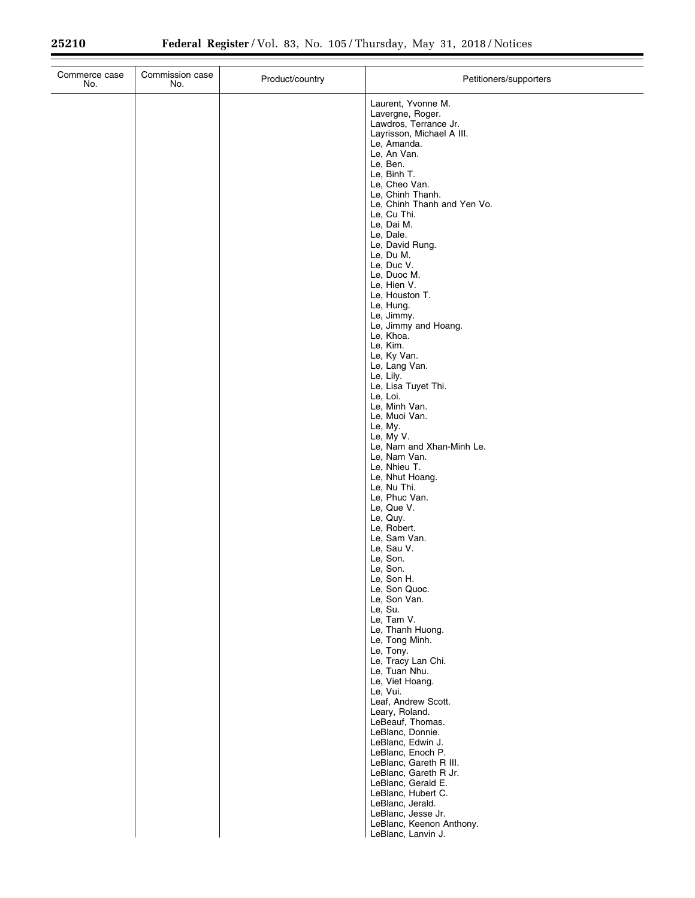| Commerce case No. | Commission case No. | Product/country | Petitioners/supporters |
| --- | --- | --- | --- |
| | | | Laurent, Yvonne M.<br>Lavergne, Roger.<br>Lawdros, Terrance Jr.<br>Layrisson, Michael A III.<br>Le, Amanda.<br>Le, An Van.<br>Le, Ben.<br>Le, Binh T.<br>Le, Cheo Van.<br>Le, Chinh Thanh.<br>Le, Chinh Thanh and Yen Vo.<br>Le, Cu Thi.<br>Le, Dai M.<br>Le, Dale.<br>Le, David Rung.<br>Le, Du M.<br>Le, Duc V.<br>Le, Duoc M.<br>Le, Hien V.<br>Le, Houston T.<br>Le, Hung.<br>Le, Jimmy.<br>Le, Jimmy and Hoang.<br>Le, Khoa.<br>Le, Kim.<br>Le, Ky Van.<br>Le, Lang Van.<br>Le, Lily.<br>Le, Lisa Tuyet Thi.<br>Le, Loi.<br>Le, Minh Van.<br>Le, Muoi Van.<br>Le, My.<br>Le, My V.<br>Le, Nam and Xhan-Minh Le.<br>Le, Nam Van.<br>Le, Nhieu T.<br>Le, Nhut Hoang.<br>Le, Nu Thi.<br>Le, Phuc Van.<br>Le, Que V.<br>Le, Quy.<br>Le, Robert.<br>Le, Sam Van.<br>Le, Sau V.<br>Le, Son.<br>Le, Son.<br>Le, Son H.<br>Le, Son Quoc.<br>Le, Son Van.<br>Le, Su.<br>Le, Tam V.<br>Le, Thanh Huong.<br>Le, Tong Minh.<br>Le, Tony.<br>Le, Tracy Lan Chi.<br>Le, Tuan Nhu.<br>Le, Viet Hoang.<br>Le, Vui.<br>Leaf, Andrew Scott.<br>Leary, Roland.<br>LeBeauf, Thomas.<br>LeBlanc, Donnie.<br>LeBlanc, Edwin J.<br>LeBlanc, Enoch P.<br>LeBlanc, Gareth R III.<br>LeBlanc, Gareth R Jr.<br>LeBlanc, Gerald E.<br>LeBlanc, Hubert C.<br>LeBlanc, Jerald.<br>LeBlanc, Jesse Jr.<br>LeBlanc, Keenon Anthony.<br>LeBlanc, Lanvin J. |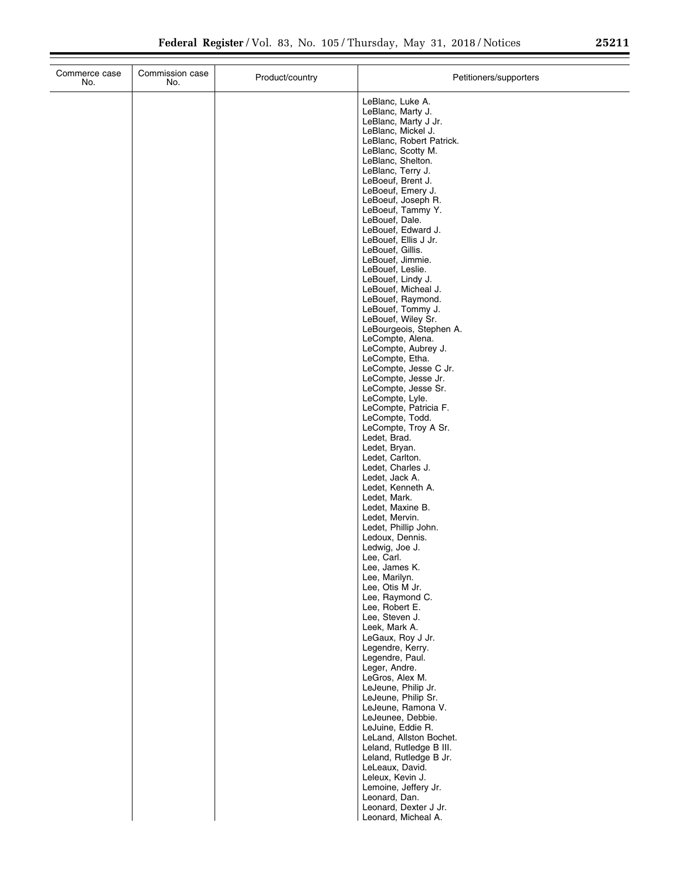| Commerce case No. | Commission case No. | Product/country | Petitioners/supporters |
|---|---|---|---|
| | | | LeBlanc, Luke A. |
| | | | LeBlanc, Marty J. |
| | | | LeBlanc, Marty J Jr. |
| | | | LeBlanc, Mickel J. |
| | | | LeBlanc, Robert Patrick. |
| | | | LeBlanc, Scotty M. |
| | | | LeBlanc, Shelton. |
| | | | LeBlanc, Terry J. |
| | | | LeBoeuf, Brent J. |
| | | | LeBoeuf, Emery J. |
| | | | LeBoeuf, Joseph R. |
| | | | LeBoeuf, Tammy Y. |
| | | | LeBouef, Dale. |
| | | | LeBouef, Edward J. |
| | | | LeBouef, Ellis J Jr. |
| | | | LeBouef, Gillis. |
| | | | LeBouef, Jimmie. |
| | | | LeBouef, Leslie. |
| | | | LeBouef, Lindy J. |
| | | | LeBouef, Micheal J. |
| | | | LeBouef, Raymond. |
| | | | LeBouef, Tommy J. |
| | | | LeBouef, Wiley Sr. |
| | | | LeBourgeois, Stephen A. |
| | | | LeCompte, Alena. |
| | | | LeCompte, Aubrey J. |
| | | | LeCompte, Etha. |
| | | | LeCompte, Jesse C Jr. |
| | | | LeCompte, Jesse Jr. |
| | | | LeCompte, Jesse Sr. |
| | | | LeCompte, Lyle. |
| | | | LeCompte, Patricia F. |
| | | | LeCompte, Todd. |
| | | | LeCompte, Troy A Sr. |
| | | | Ledet, Brad. |
| | | | Ledet, Bryan. |
| | | | Ledet, Carlton. |
| | | | Ledet, Charles J. |
| | | | Ledet, Jack A. |
| | | | Ledet, Kenneth A. |
| | | | Ledet, Mark. |
| | | | Ledet, Maxine B. |
| | | | Ledet, Mervin. |
| | | | Ledet, Phillip John. |
| | | | Ledoux, Dennis. |
| | | | Ledwig, Joe J. |
| | | | Lee, Carl. |
| | | | Lee, James K. |
| | | | Lee, Marilyn. |
| | | | Lee, Otis M Jr. |
| | | | Lee, Raymond C. |
| | | | Lee, Robert E. |
| | | | Lee, Steven J. |
| | | | Leek, Mark A. |
| | | | LeGaux, Roy J Jr. |
| | | | Legendre, Kerry. |
| | | | Legendre, Paul. |
| | | | Leger, Andre. |
| | | | LeGros, Alex M. |
| | | | LeJeune, Philip Jr. |
| | | | LeJeune, Philip Sr. |
| | | | LeJeune, Ramona V. |
| | | | LeJeunee, Debbie. |
| | | | LeJuine, Eddie R. |
| | | | LeLand, Allston Bochet. |
| | | | Leland, Rutledge B III. |
| | | | Leland, Rutledge B Jr. |
| | | | LeLeaux, David. |
| | | | Leleux, Kevin J. |
| | | | Lemoine, Jeffery Jr. |
| | | | Leonard, Dan. |
| | | | Leonard, Dexter J Jr. |
| | | | Leonard, Micheal A. |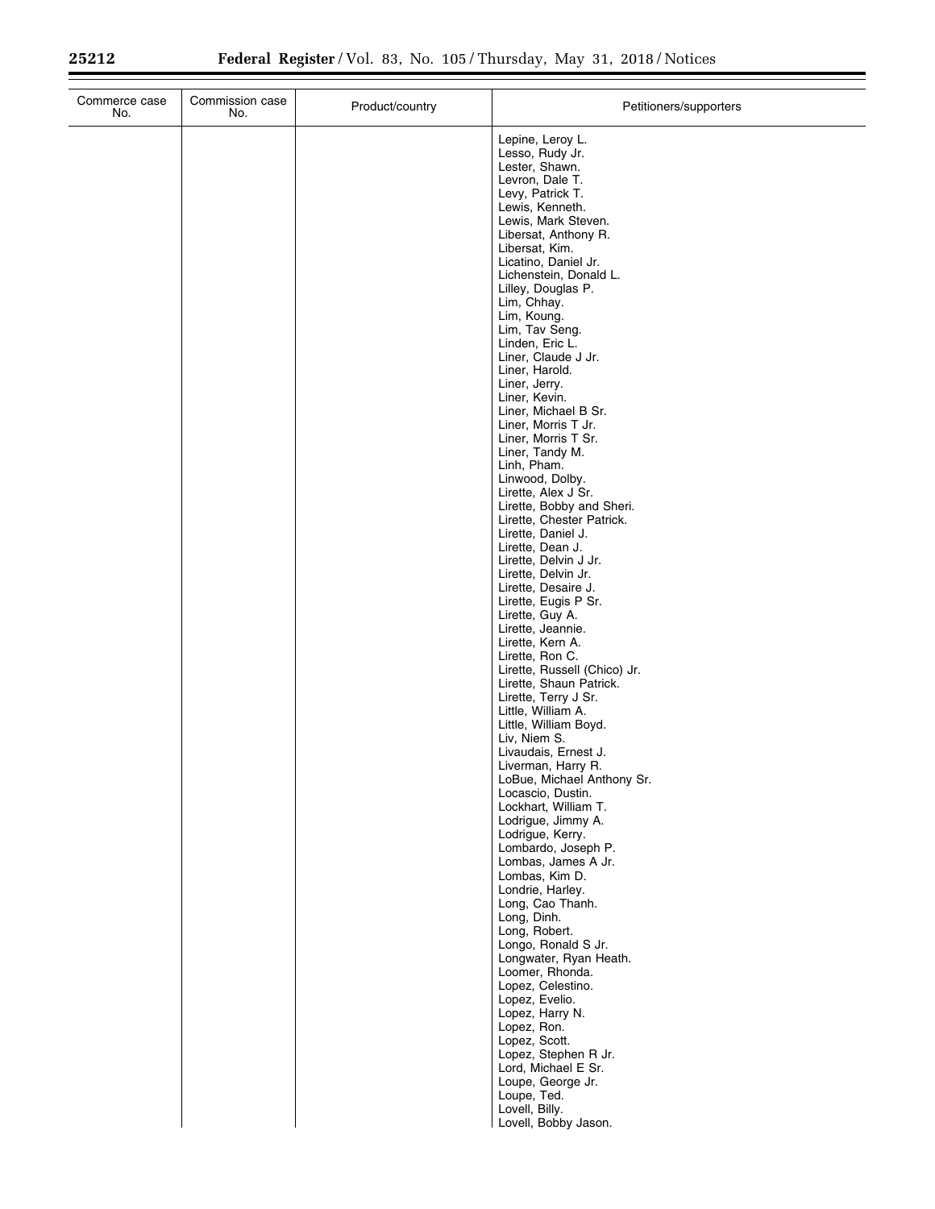| Commerce case No. | Commission case No. | Product/country | Petitioners/supporters |
|---|---|---|---|
| | | | Lepine, Leroy L.<br>Lesso, Rudy Jr.<br>Lester, Shawn.<br>Levron, Dale T.<br>Levy, Patrick T.<br>Lewis, Kenneth.<br>Lewis, Mark Steven.<br>Libersat, Anthony R.<br>Libersat, Kim.<br>Licatino, Daniel Jr.<br>Lichenstein, Donald L.<br>Lilley, Douglas P.<br>Lim, Chhay.<br>Lim, Koung.<br>Lim, Tav Seng.<br>Linden, Eric L.<br>Liner, Claude J Jr.<br>Liner, Harold.<br>Liner, Jerry.<br>Liner, Kevin.<br>Liner, Michael B Sr.<br>Liner, Morris T Jr.<br>Liner, Morris T Sr.<br>Liner, Tandy M.<br>Linh, Pham.<br>Linwood, Dolby.<br>Lirette, Alex J Sr.<br>Lirette, Bobby and Sheri.<br>Lirette, Chester Patrick.<br>Lirette, Daniel J.<br>Lirette, Dean J.<br>Lirette, Delvin J Jr.<br>Lirette, Delvin Jr.<br>Lirette, Desaire J.<br>Lirette, Eugis P Sr.<br>Lirette, Guy A.<br>Lirette, Jeannie.<br>Lirette, Kern A.<br>Lirette, Ron C.<br>Lirette, Russell (Chico) Jr.<br>Lirette, Shaun Patrick.<br>Lirette, Terry J Sr.<br>Little, William A.<br>Little, William Boyd.<br>Liv, Niem S.<br>Livaudais, Ernest J.<br>Liverman, Harry R.<br>LoBue, Michael Anthony Sr.<br>Locascio, Dustin.<br>Lockhart, William T.<br>Lodrigue, Jimmy A.<br>Lodrigue, Kerry.<br>Lombardo, Joseph P.<br>Lombas, James A Jr.<br>Lombas, Kim D.<br>Londrie, Harley.<br>Long, Cao Thanh.<br>Long, Dinh.<br>Long, Robert.<br>Longo, Ronald S Jr.<br>Longwater, Ryan Heath.<br>Loomer, Rhonda.<br>Lopez, Celestino.<br>Lopez, Evelio.<br>Lopez, Harry N.<br>Lopez, Ron.<br>Lopez, Scott.<br>Lopez, Stephen R Jr.<br>Lord, Michael E Sr.<br>Loupe, George Jr.<br>Loupe, Ted.<br>Lovell, Billy.<br>Lovell, Bobby Jason. |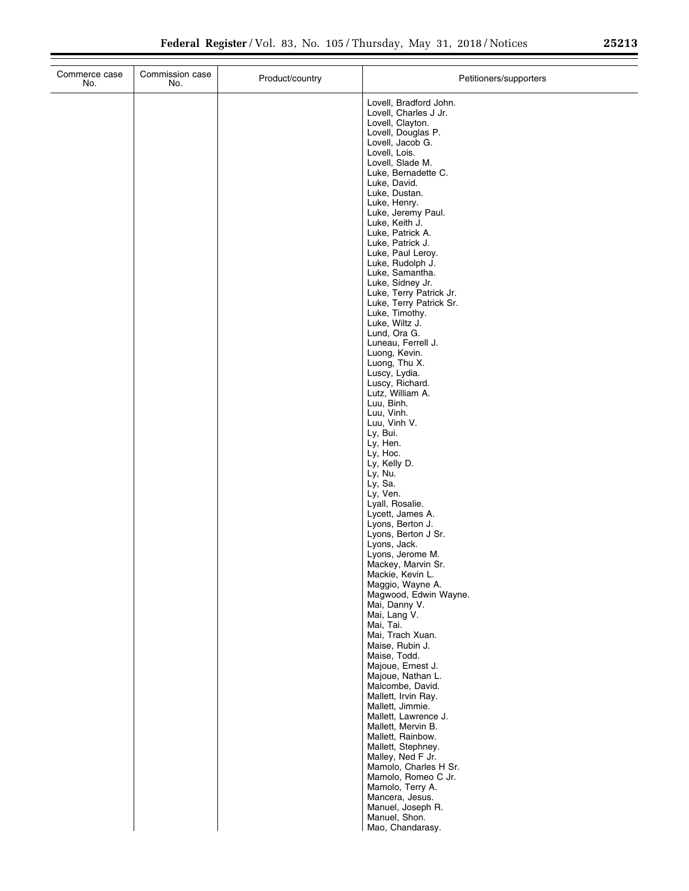| Commerce case No. | Commission case No. | Product/country | Petitioners/supporters |
|---|---|---|---|
| | | | Lovell, Bradford John. |
| | | | Lovell, Charles J Jr. |
| | | | Lovell, Clayton. |
| | | | Lovell, Douglas P. |
| | | | Lovell, Jacob G. |
| | | | Lovell, Lois. |
| | | | Lovell, Slade M. |
| | | | Luke, Bernadette C. |
| | | | Luke, David. |
| | | | Luke, Dustan. |
| | | | Luke, Henry. |
| | | | Luke, Jeremy Paul. |
| | | | Luke, Keith J. |
| | | | Luke, Patrick A. |
| | | | Luke, Patrick J. |
| | | | Luke, Paul Leroy. |
| | | | Luke, Rudolph J. |
| | | | Luke, Samantha. |
| | | | Luke, Sidney Jr. |
| | | | Luke, Terry Patrick Jr. |
| | | | Luke, Terry Patrick Sr. |
| | | | Luke, Timothy. |
| | | | Luke, Wiltz J. |
| | | | Lund, Ora G. |
| | | | Luneau, Ferrell J. |
| | | | Luong, Kevin. |
| | | | Luong, Thu X. |
| | | | Luscy, Lydia. |
| | | | Luscy, Richard. |
| | | | Lutz, William A. |
| | | | Luu, Binh. |
| | | | Luu, Vinh. |
| | | | Luu, Vinh V. |
| | | | Ly, Bui. |
| | | | Ly, Hen. |
| | | | Ly, Hoc. |
| | | | Ly, Kelly D. |
| | | | Ly, Nu. |
| | | | Ly, Sa. |
| | | | Ly, Ven. |
| | | | Lyall, Rosalie. |
| | | | Lycett, James A. |
| | | | Lyons, Berton J. |
| | | | Lyons, Berton J Sr. |
| | | | Lyons, Jack. |
| | | | Lyons, Jerome M. |
| | | | Mackey, Marvin Sr. |
| | | | Mackie, Kevin L. |
| | | | Maggio, Wayne A. |
| | | | Magwood, Edwin Wayne. |
| | | | Mai, Danny V. |
| | | | Mai, Lang V. |
| | | | Mai, Tai. |
| | | | Mai, Trach Xuan. |
| | | | Maise, Rubin J. |
| | | | Maise, Todd. |
| | | | Majoue, Ernest J. |
| | | | Majoue, Nathan L. |
| | | | Malcombe, David. |
| | | | Mallett, Irvin Ray. |
| | | | Mallett, Jimmie. |
| | | | Mallett, Lawrence J. |
| | | | Mallett, Mervin B. |
| | | | Mallett, Rainbow. |
| | | | Mallett, Stephney. |
| | | | Malley, Ned F Jr. |
| | | | Mamolo, Charles H Sr. |
| | | | Mamolo, Romeo C Jr. |
| | | | Mamolo, Terry A. |
| | | | Mancera, Jesus. |
| | | | Manuel, Joseph R. |
| | | | Manuel, Shon. |
| | | | Mao, Chandarasy. |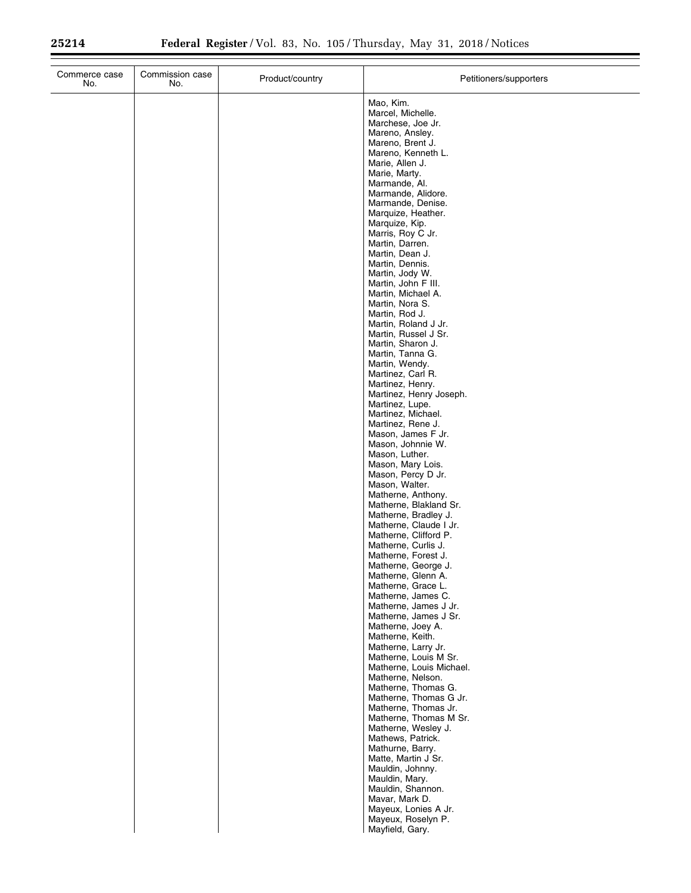| Commerce case No. | Commission case No. | Product/country | Petitioners/supporters |
| --- | --- | --- | --- |
| | | | Mao, Kim. |
| | | | Marcel, Michelle. |
| | | | Marchese, Joe Jr. |
| | | | Mareno, Ansley. |
| | | | Mareno, Brent J. |
| | | | Mareno, Kenneth L. |
| | | | Marie, Allen J. |
| | | | Marie, Marty. |
| | | | Marmande, Al. |
| | | | Marmande, Alidore. |
| | | | Marmande, Denise. |
| | | | Marquize, Heather. |
| | | | Marquize, Kip. |
| | | | Marris, Roy C Jr. |
| | | | Martin, Darren. |
| | | | Martin, Dean J. |
| | | | Martin, Dennis. |
| | | | Martin, Jody W. |
| | | | Martin, John F III. |
| | | | Martin, Michael A. |
| | | | Martin, Nora S. |
| | | | Martin, Rod J. |
| | | | Martin, Roland J Jr. |
| | | | Martin, Russel J Sr. |
| | | | Martin, Sharon J. |
| | | | Martin, Tanna G. |
| | | | Martin, Wendy. |
| | | | Martinez, Carl R. |
| | | | Martinez, Henry. |
| | | | Martinez, Henry Joseph. |
| | | | Martinez, Lupe. |
| | | | Martinez, Michael. |
| | | | Martinez, Rene J. |
| | | | Mason, James F Jr. |
| | | | Mason, Johnnie W. |
| | | | Mason, Luther. |
| | | | Mason, Mary Lois. |
| | | | Mason, Percy D Jr. |
| | | | Mason, Walter. |
| | | | Matherne, Anthony. |
| | | | Matherne, Blakland Sr. |
| | | | Matherne, Bradley J. |
| | | | Matherne, Claude I Jr. |
| | | | Matherne, Clifford P. |
| | | | Matherne, Curlis J. |
| | | | Matherne, Forest J. |
| | | | Matherne, George J. |
| | | | Matherne, Glenn A. |
| | | | Matherne, Grace L. |
| | | | Matherne, James C. |
| | | | Matherne, James J Jr. |
| | | | Matherne, James J Sr. |
| | | | Matherne, Joey A. |
| | | | Matherne, Keith. |
| | | | Matherne, Larry Jr. |
| | | | Matherne, Louis M Sr. |
| | | | Matherne, Louis Michael. |
| | | | Matherne, Nelson. |
| | | | Matherne, Thomas G. |
| | | | Matherne, Thomas G Jr. |
| | | | Matherne, Thomas Jr. |
| | | | Matherne, Thomas M Sr. |
| | | | Matherne, Wesley J. |
| | | | Mathews, Patrick. |
| | | | Mathurne, Barry. |
| | | | Matte, Martin J Sr. |
| | | | Mauldin, Johnny. |
| | | | Mauldin, Mary. |
| | | | Mauldin, Shannon. |
| | | | Mavar, Mark D. |
| | | | Mayeux, Lonies A Jr. |
| | | | Mayeux, Roselyn P. |
| | | | Mayfield, Gary. |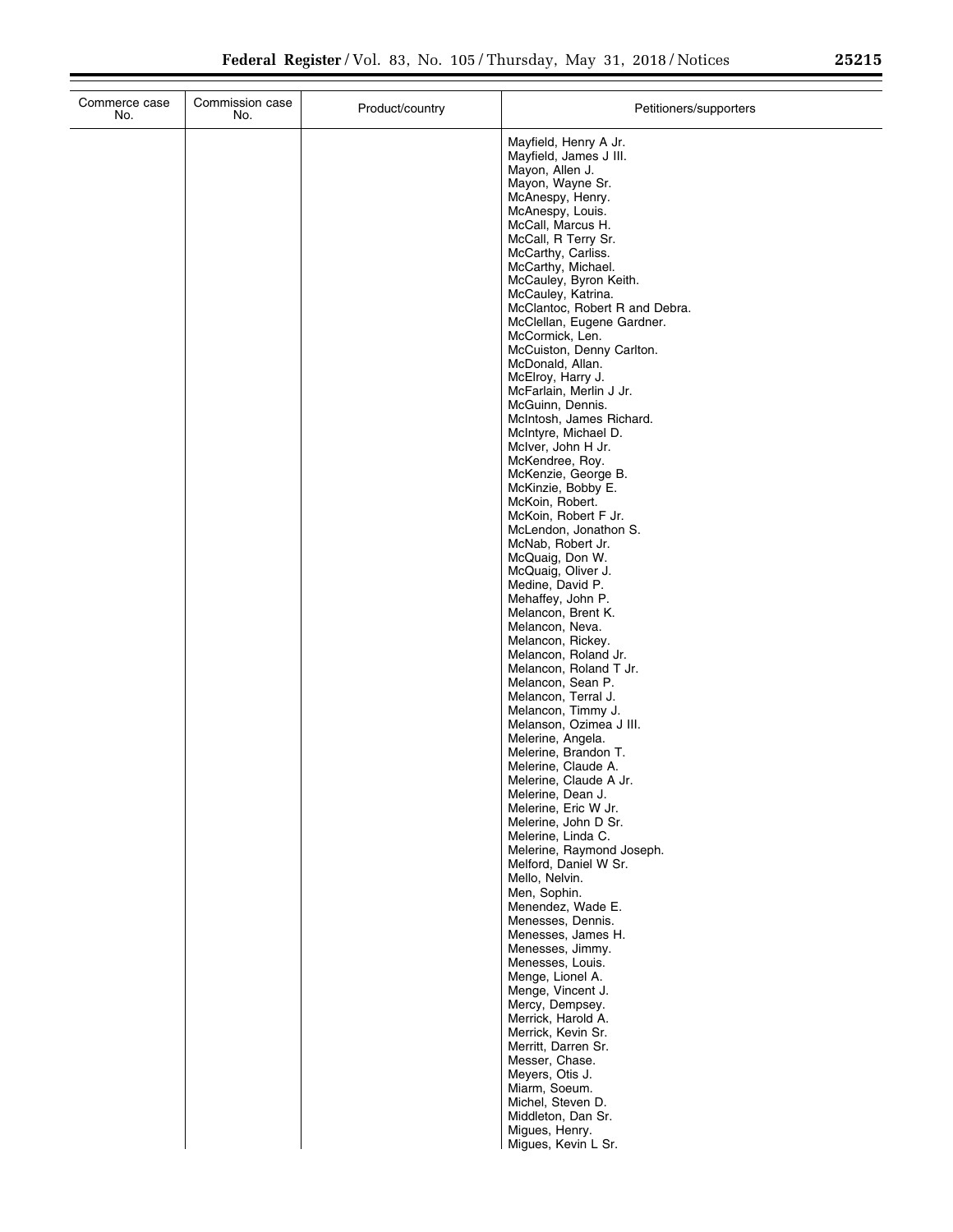| Commerce case No. | Commission case No. | Product/country | Petitioners/supporters |
|---|---|---|---|
| | | | Mayfield, Henry A Jr. |
| | | | Mayfield, James J III. |
| | | | Mayon, Allen J. |
| | | | Mayon, Wayne Sr. |
| | | | McAnespy, Henry. |
| | | | McAnespy, Louis. |
| | | | McCall, Marcus H. |
| | | | McCall, R Terry Sr. |
| | | | McCarthy, Carliss. |
| | | | McCarthy, Michael. |
| | | | McCauley, Byron Keith. |
| | | | McCauley, Katrina. |
| | | | McClantoc, Robert R and Debra. |
| | | | McClellan, Eugene Gardner. |
| | | | McCormick, Len. |
| | | | McCuiston, Denny Carlton. |
| | | | McDonald, Allan. |
| | | | McElroy, Harry J. |
| | | | McFarlain, Merlin J Jr. |
| | | | McGuinn, Dennis. |
| | | | McIntosh, James Richard. |
| | | | McIntyre, Michael D. |
| | | | McIver, John H Jr. |
| | | | McKendree, Roy. |
| | | | McKenzie, George B. |
| | | | McKinzie, Bobby E. |
| | | | McKoin, Robert. |
| | | | McKoin, Robert F Jr. |
| | | | McLendon, Jonathon S. |
| | | | McNab, Robert Jr. |
| | | | McQuaig, Don W. |
| | | | McQuaig, Oliver J. |
| | | | Medine, David P. |
| | | | Mehaffey, John P. |
| | | | Melancon, Brent K. |
| | | | Melancon, Neva. |
| | | | Melancon, Rickey. |
| | | | Melancon, Roland Jr. |
| | | | Melancon, Roland T Jr. |
| | | | Melancon, Sean P. |
| | | | Melancon, Terral J. |
| | | | Melancon, Timmy J. |
| | | | Melanson, Ozimea J III. |
| | | | Melerine, Angela. |
| | | | Melerine, Brandon T. |
| | | | Melerine, Claude A. |
| | | | Melerine, Claude A Jr. |
| | | | Melerine, Dean J. |
| | | | Melerine, Eric W Jr. |
| | | | Melerine, John D Sr. |
| | | | Melerine, Linda C. |
| | | | Melerine, Raymond Joseph. |
| | | | Melford, Daniel W Sr. |
| | | | Mello, Nelvin. |
| | | | Men, Sophin. |
| | | | Menendez, Wade E. |
| | | | Menesses, Dennis. |
| | | | Menesses, James H. |
| | | | Menesses, Jimmy. |
| | | | Menesses, Louis. |
| | | | Menge, Lionel A. |
| | | | Menge, Vincent J. |
| | | | Mercy, Dempsey. |
| | | | Merrick, Harold A. |
| | | | Merrick, Kevin Sr. |
| | | | Merritt, Darren Sr. |
| | | | Messer, Chase. |
| | | | Meyers, Otis J. |
| | | | Miarm, Soeum. |
| | | | Michel, Steven D. |
| | | | Middleton, Dan Sr. |
| | | | Migues, Henry. |
| | | | Migues, Kevin L Sr. |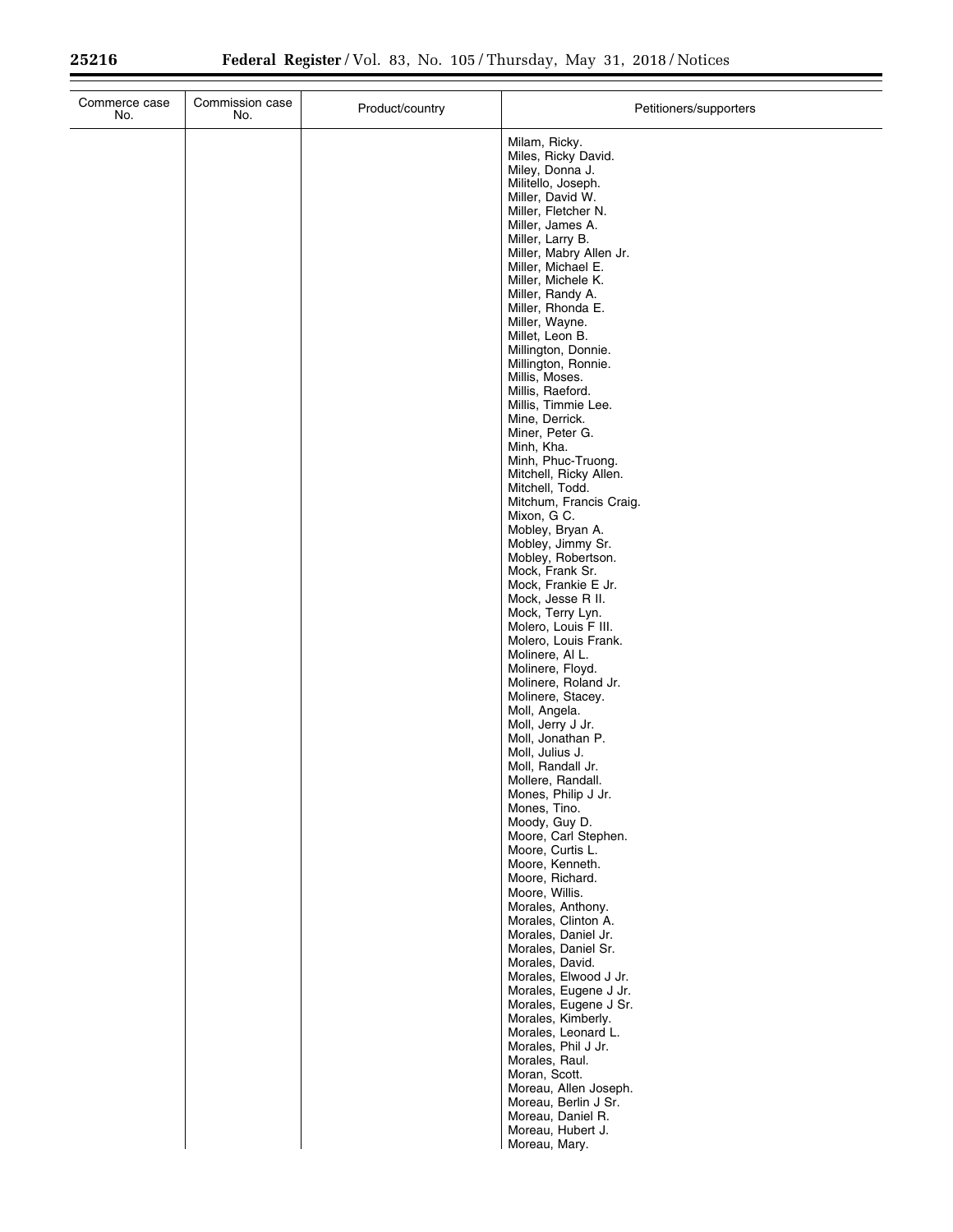| Commerce case No. | Commission case No. | Product/country | Petitioners/supporters |
| --- | --- | --- | --- |
| | | | Milam, Ricky. |
| | | | Miles, Ricky David. |
| | | | Miley, Donna J. |
| | | | Militello, Joseph. |
| | | | Miller, David W. |
| | | | Miller, Fletcher N. |
| | | | Miller, James A. |
| | | | Miller, Larry B. |
| | | | Miller, Mabry Allen Jr. |
| | | | Miller, Michael E. |
| | | | Miller, Michele K. |
| | | | Miller, Randy A. |
| | | | Miller, Rhonda E. |
| | | | Miller, Wayne. |
| | | | Millet, Leon B. |
| | | | Millington, Donnie. |
| | | | Millington, Ronnie. |
| | | | Millis, Moses. |
| | | | Millis, Raeford. |
| | | | Millis, Timmie Lee. |
| | | | Mine, Derrick. |
| | | | Miner, Peter G. |
| | | | Minh, Kha. |
| | | | Minh, Phuc-Truong. |
| | | | Mitchell, Ricky Allen. |
| | | | Mitchell, Todd. |
| | | | Mitchum, Francis Craig. |
| | | | Mixon, G C. |
| | | | Mobley, Bryan A. |
| | | | Mobley, Jimmy Sr. |
| | | | Mobley, Robertson. |
| | | | Mock, Frank Sr. |
| | | | Mock, Frankie E Jr. |
| | | | Mock, Jesse R II. |
| | | | Mock, Terry Lyn. |
| | | | Molero, Louis F III. |
| | | | Molero, Louis Frank. |
| | | | Molinere, Al L. |
| | | | Molinere, Floyd. |
| | | | Molinere, Roland Jr. |
| | | | Molinere, Stacey. |
| | | | Moll, Angela. |
| | | | Moll, Jerry J Jr. |
| | | | Moll, Jonathan P. |
| | | | Moll, Julius J. |
| | | | Moll, Randall Jr. |
| | | | Mollere, Randall. |
| | | | Mones, Philip J Jr. |
| | | | Mones, Tino. |
| | | | Moody, Guy D. |
| | | | Moore, Carl Stephen. |
| | | | Moore, Curtis L. |
| | | | Moore, Kenneth. |
| | | | Moore, Richard. |
| | | | Moore, Willis. |
| | | | Morales, Anthony. |
| | | | Morales, Clinton A. |
| | | | Morales, Daniel Jr. |
| | | | Morales, Daniel Sr. |
| | | | Morales, David. |
| | | | Morales, Elwood J Jr. |
| | | | Morales, Eugene J Jr. |
| | | | Morales, Eugene J Sr. |
| | | | Morales, Kimberly. |
| | | | Morales, Leonard L. |
| | | | Morales, Phil J Jr. |
| | | | Morales, Raul. |
| | | | Moran, Scott. |
| | | | Moreau, Allen Joseph. |
| | | | Moreau, Berlin J Sr. |
| | | | Moreau, Daniel R. |
| | | | Moreau, Hubert J. |
| | | | Moreau, Mary. |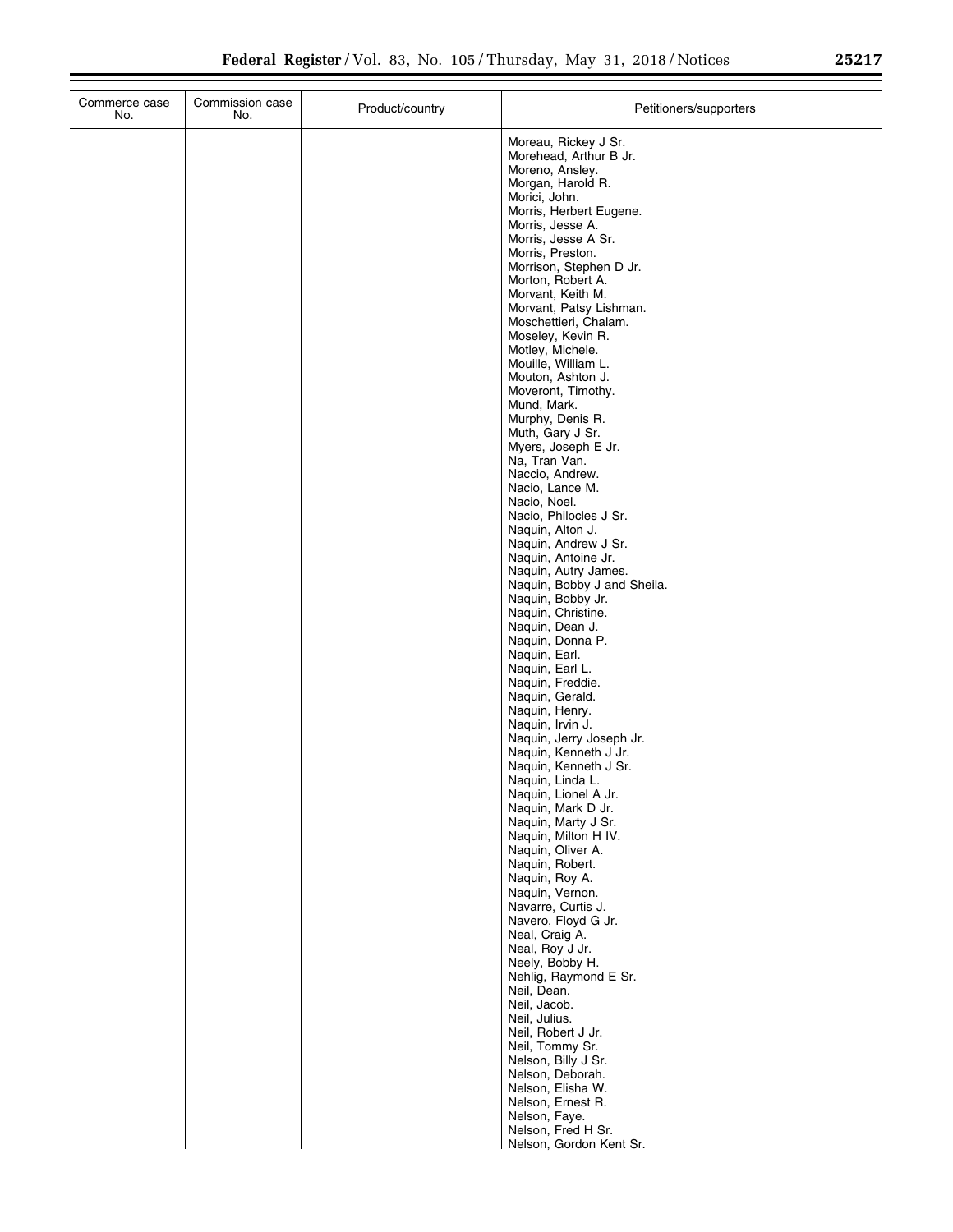| Commerce case No. | Commission case No. | Product/country | Petitioners/supporters |
|---|---|---|---|
| | | | Moreau, Rickey J Sr. |
| | | | Morehead, Arthur B Jr. |
| | | | Moreno, Ansley. |
| | | | Morgan, Harold R. |
| | | | Morici, John. |
| | | | Morris, Herbert Eugene. |
| | | | Morris, Jesse A. |
| | | | Morris, Jesse A Sr. |
| | | | Morris, Preston. |
| | | | Morrison, Stephen D Jr. |
| | | | Morton, Robert A. |
| | | | Morvant, Keith M. |
| | | | Morvant, Patsy Lishman. |
| | | | Moschettieri, Chalam. |
| | | | Moseley, Kevin R. |
| | | | Motley, Michele. |
| | | | Mouille, William L. |
| | | | Mouton, Ashton J. |
| | | | Moveront, Timothy. |
| | | | Mund, Mark. |
| | | | Murphy, Denis R. |
| | | | Muth, Gary J Sr. |
| | | | Myers, Joseph E Jr. |
| | | | Na, Tran Van. |
| | | | Naccio, Andrew. |
| | | | Nacio, Lance M. |
| | | | Nacio, Noel. |
| | | | Nacio, Philocles J Sr. |
| | | | Naquin, Alton J. |
| | | | Naquin, Andrew J Sr. |
| | | | Naquin, Antoine Jr. |
| | | | Naquin, Autry James. |
| | | | Naquin, Bobby J and Sheila. |
| | | | Naquin, Bobby Jr. |
| | | | Naquin, Christine. |
| | | | Naquin, Dean J. |
| | | | Naquin, Donna P. |
| | | | Naquin, Earl. |
| | | | Naquin, Earl L. |
| | | | Naquin, Freddie. |
| | | | Naquin, Gerald. |
| | | | Naquin, Henry. |
| | | | Naquin, Irvin J. |
| | | | Naquin, Jerry Joseph Jr. |
| | | | Naquin, Kenneth J Jr. |
| | | | Naquin, Kenneth J Sr. |
| | | | Naquin, Linda L. |
| | | | Naquin, Lionel A Jr. |
| | | | Naquin, Mark D Jr. |
| | | | Naquin, Marty J Sr. |
| | | | Naquin, Milton H IV. |
| | | | Naquin, Oliver A. |
| | | | Naquin, Robert. |
| | | | Naquin, Roy A. |
| | | | Naquin, Vernon. |
| | | | Navarre, Curtis J. |
| | | | Navero, Floyd G Jr. |
| | | | Neal, Craig A. |
| | | | Neal, Roy J Jr. |
| | | | Neely, Bobby H. |
| | | | Nehlig, Raymond E Sr. |
| | | | Neil, Dean. |
| | | | Neil, Jacob. |
| | | | Neil, Julius. |
| | | | Neil, Robert J Jr. |
| | | | Neil, Tommy Sr. |
| | | | Nelson, Billy J Sr. |
| | | | Nelson, Deborah. |
| | | | Nelson, Elisha W. |
| | | | Nelson, Ernest R. |
| | | | Nelson, Faye. |
| | | | Nelson, Fred H Sr. |
| | | | Nelson, Gordon Kent Sr. |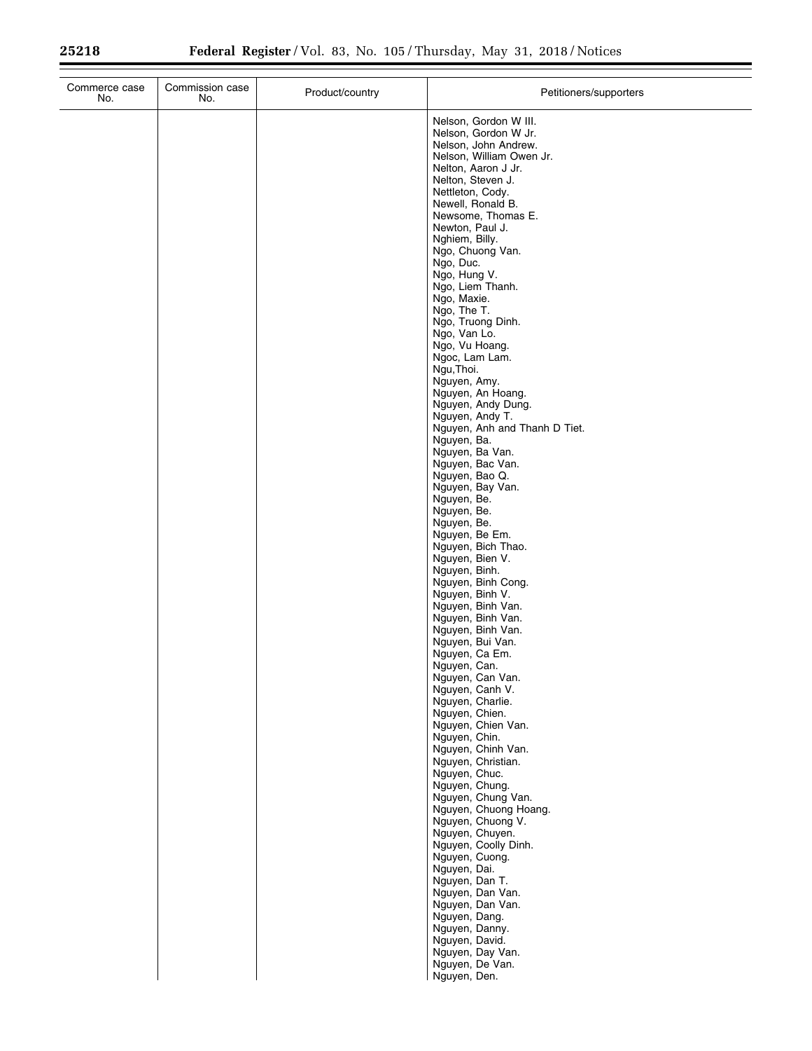| Commerce case No. | Commission case No. | Product/country | Petitioners/supporters |
|---|---|---|---|
| | | | Nelson, Gordon W III. |
| | | | Nelson, Gordon W Jr. |
| | | | Nelson, John Andrew. |
| | | | Nelson, William Owen Jr. |
| | | | Nelton, Aaron J Jr. |
| | | | Nelton, Steven J. |
| | | | Nettleton, Cody. |
| | | | Newell, Ronald B. |
| | | | Newsome, Thomas E. |
| | | | Newton, Paul J. |
| | | | Nghiem, Billy. |
| | | | Ngo, Chuong Van. |
| | | | Ngo, Duc. |
| | | | Ngo, Hung V. |
| | | | Ngo, Liem Thanh. |
| | | | Ngo, Maxie. |
| | | | Ngo, The T. |
| | | | Ngo, Truong Dinh. |
| | | | Ngo, Van Lo. |
| | | | Ngo, Vu Hoang. |
| | | | Ngoc, Lam Lam. |
| | | | Ngu,Thoi. |
| | | | Nguyen, Amy. |
| | | | Nguyen, An Hoang. |
| | | | Nguyen, Andy Dung. |
| | | | Nguyen, Andy T. |
| | | | Nguyen, Anh and Thanh D Tiet. |
| | | | Nguyen, Ba. |
| | | | Nguyen, Ba Van. |
| | | | Nguyen, Bac Van. |
| | | | Nguyen, Bao Q. |
| | | | Nguyen, Bay Van. |
| | | | Nguyen, Be. |
| | | | Nguyen, Be. |
| | | | Nguyen, Be. |
| | | | Nguyen, Be Em. |
| | | | Nguyen, Bich Thao. |
| | | | Nguyen, Bien V. |
| | | | Nguyen, Binh. |
| | | | Nguyen, Binh Cong. |
| | | | Nguyen, Binh V. |
| | | | Nguyen, Binh Van. |
| | | | Nguyen, Binh Van. |
| | | | Nguyen, Binh Van. |
| | | | Nguyen, Bui Van. |
| | | | Nguyen, Ca Em. |
| | | | Nguyen, Can. |
| | | | Nguyen, Can Van. |
| | | | Nguyen, Canh V. |
| | | | Nguyen, Charlie. |
| | | | Nguyen, Chien. |
| | | | Nguyen, Chien Van. |
| | | | Nguyen, Chin. |
| | | | Nguyen, Chinh Van. |
| | | | Nguyen, Christian. |
| | | | Nguyen, Chuc. |
| | | | Nguyen, Chung. |
| | | | Nguyen, Chung Van. |
| | | | Nguyen, Chuong Hoang. |
| | | | Nguyen, Chuong V. |
| | | | Nguyen, Chuyen. |
| | | | Nguyen, Coolly Dinh. |
| | | | Nguyen, Cuong. |
| | | | Nguyen, Dai. |
| | | | Nguyen, Dan T. |
| | | | Nguyen, Dan Van. |
| | | | Nguyen, Dan Van. |
| | | | Nguyen, Dang. |
| | | | Nguyen, Danny. |
| | | | Nguyen, David. |
| | | | Nguyen, Day Van. |
| | | | Nguyen, De Van. |
| | | | Nguyen, Den. |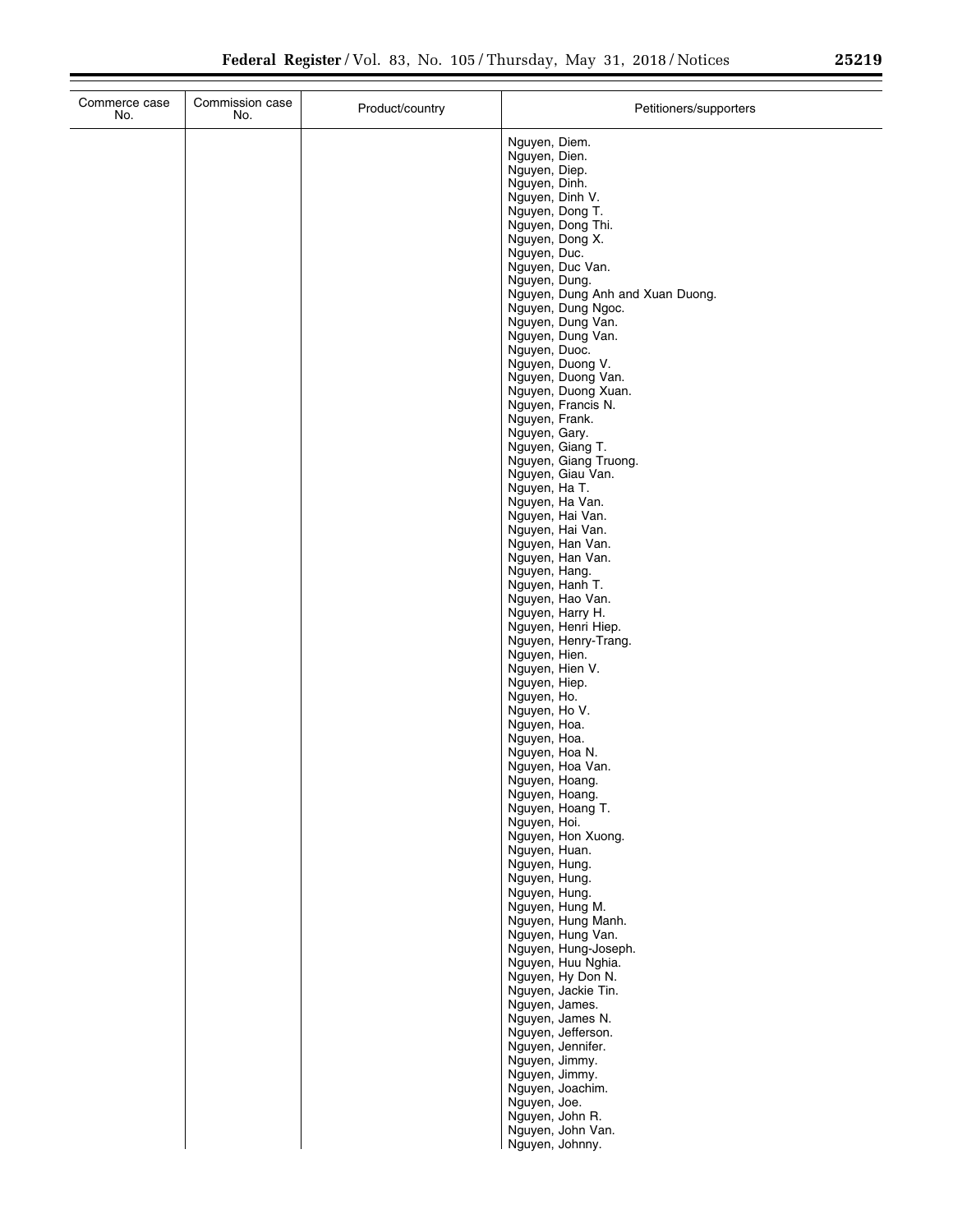| Commerce case No. | Commission case No. | Product/country | Petitioners/supporters |
| --- | --- | --- | --- |
| | | | Nguyen, Diem. |
| | | | Nguyen, Dien. |
| | | | Nguyen, Diep. |
| | | | Nguyen, Dinh. |
| | | | Nguyen, Dinh V. |
| | | | Nguyen, Dong T. |
| | | | Nguyen, Dong Thi. |
| | | | Nguyen, Dong X. |
| | | | Nguyen, Duc. |
| | | | Nguyen, Duc Van. |
| | | | Nguyen, Dung. |
| | | | Nguyen, Dung Anh and Xuan Duong. |
| | | | Nguyen, Dung Ngoc. |
| | | | Nguyen, Dung Van. |
| | | | Nguyen, Dung Van. |
| | | | Nguyen, Duoc. |
| | | | Nguyen, Duong V. |
| | | | Nguyen, Duong Van. |
| | | | Nguyen, Duong Xuan. |
| | | | Nguyen, Francis N. |
| | | | Nguyen, Frank. |
| | | | Nguyen, Gary. |
| | | | Nguyen, Giang T. |
| | | | Nguyen, Giang Truong. |
| | | | Nguyen, Giau Van. |
| | | | Nguyen, Ha T. |
| | | | Nguyen, Ha Van. |
| | | | Nguyen, Hai Van. |
| | | | Nguyen, Hai Van. |
| | | | Nguyen, Han Van. |
| | | | Nguyen, Han Van. |
| | | | Nguyen, Hang. |
| | | | Nguyen, Hanh T. |
| | | | Nguyen, Hao Van. |
| | | | Nguyen, Harry H. |
| | | | Nguyen, Henri Hiep. |
| | | | Nguyen, Henry-Trang. |
| | | | Nguyen, Hien. |
| | | | Nguyen, Hien V. |
| | | | Nguyen, Hiep. |
| | | | Nguyen, Ho. |
| | | | Nguyen, Ho V. |
| | | | Nguyen, Hoa. |
| | | | Nguyen, Hoa. |
| | | | Nguyen, Hoa N. |
| | | | Nguyen, Hoa Van. |
| | | | Nguyen, Hoang. |
| | | | Nguyen, Hoang. |
| | | | Nguyen, Hoang T. |
| | | | Nguyen, Hoi. |
| | | | Nguyen, Hon Xuong. |
| | | | Nguyen, Huan. |
| | | | Nguyen, Hung. |
| | | | Nguyen, Hung. |
| | | | Nguyen, Hung. |
| | | | Nguyen, Hung M. |
| | | | Nguyen, Hung Manh. |
| | | | Nguyen, Hung Van. |
| | | | Nguyen, Hung-Joseph. |
| | | | Nguyen, Huu Nghia. |
| | | | Nguyen, Hy Don N. |
| | | | Nguyen, Jackie Tin. |
| | | | Nguyen, James. |
| | | | Nguyen, James N. |
| | | | Nguyen, Jefferson. |
| | | | Nguyen, Jennifer. |
| | | | Nguyen, Jimmy. |
| | | | Nguyen, Jimmy. |
| | | | Nguyen, Joachim. |
| | | | Nguyen, Joe. |
| | | | Nguyen, John R. |
| | | | Nguyen, John Van. |
| | | | Nguyen, Johnny. |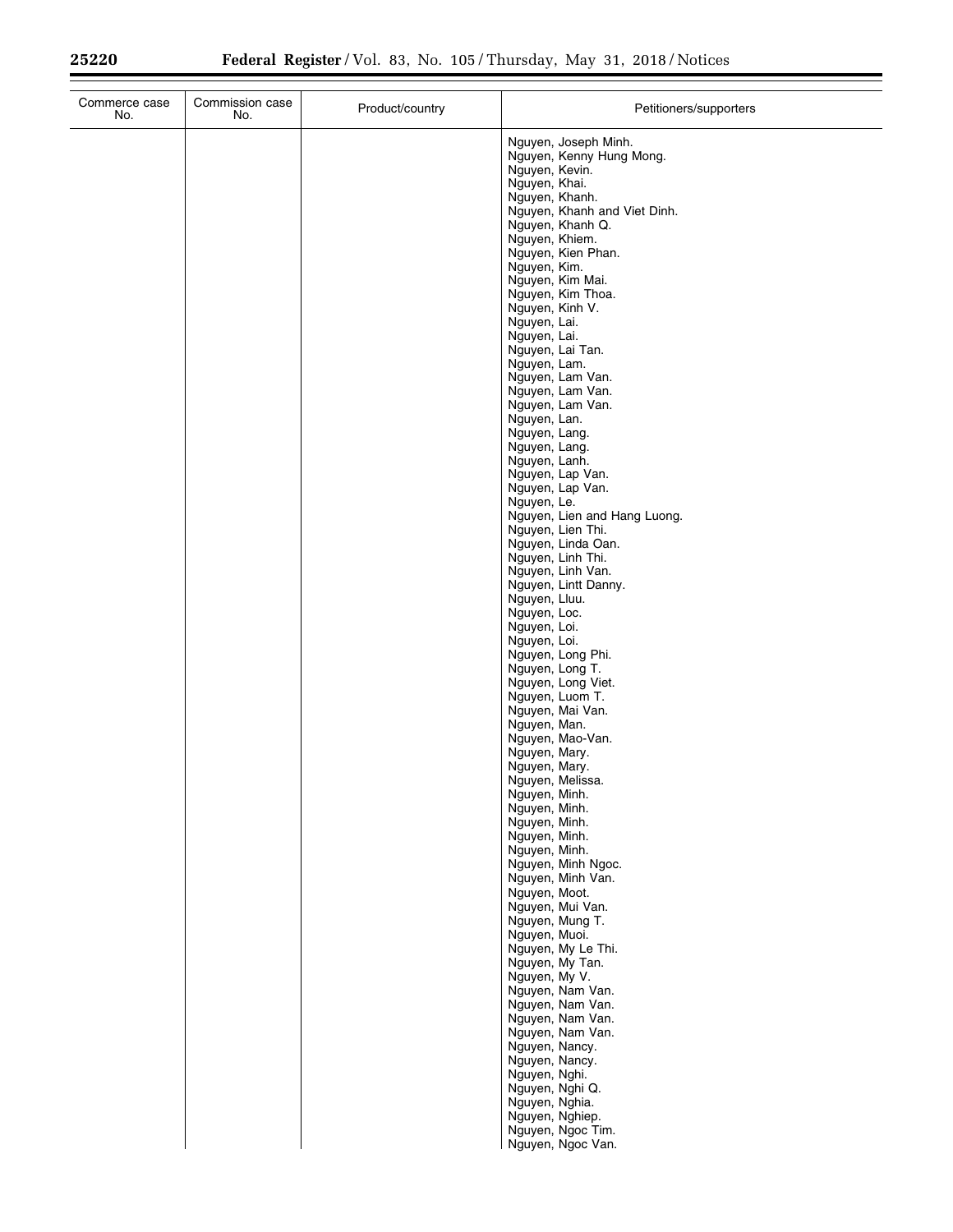| Commerce case No. | Commission case No. | Product/country | Petitioners/supporters |
| --- | --- | --- | --- |
| | | | Nguyen, Joseph Minh. |
| | | | Nguyen, Kenny Hung Mong. |
| | | | Nguyen, Kevin. |
| | | | Nguyen, Khai. |
| | | | Nguyen, Khanh. |
| | | | Nguyen, Khanh and Viet Dinh. |
| | | | Nguyen, Khanh Q. |
| | | | Nguyen, Khiem. |
| | | | Nguyen, Kien Phan. |
| | | | Nguyen, Kim. |
| | | | Nguyen, Kim Mai. |
| | | | Nguyen, Kim Thoa. |
| | | | Nguyen, Kinh V. |
| | | | Nguyen, Lai. |
| | | | Nguyen, Lai. |
| | | | Nguyen, Lai Tan. |
| | | | Nguyen, Lam. |
| | | | Nguyen, Lam Van. |
| | | | Nguyen, Lam Van. |
| | | | Nguyen, Lam Van. |
| | | | Nguyen, Lan. |
| | | | Nguyen, Lang. |
| | | | Nguyen, Lang. |
| | | | Nguyen, Lanh. |
| | | | Nguyen, Lap Van. |
| | | | Nguyen, Lap Van. |
| | | | Nguyen, Le. |
| | | | Nguyen, Lien and Hang Luong. |
| | | | Nguyen, Lien Thi. |
| | | | Nguyen, Linda Oan. |
| | | | Nguyen, Linh Thi. |
| | | | Nguyen, Linh Van. |
| | | | Nguyen, Lintt Danny. |
| | | | Nguyen, Lluu. |
| | | | Nguyen, Loc. |
| | | | Nguyen, Loi. |
| | | | Nguyen, Loi. |
| | | | Nguyen, Long Phi. |
| | | | Nguyen, Long T. |
| | | | Nguyen, Long Viet. |
| | | | Nguyen, Luom T. |
| | | | Nguyen, Mai Van. |
| | | | Nguyen, Man. |
| | | | Nguyen, Mao-Van. |
| | | | Nguyen, Mary. |
| | | | Nguyen, Mary. |
| | | | Nguyen, Melissa. |
| | | | Nguyen, Minh. |
| | | | Nguyen, Minh. |
| | | | Nguyen, Minh. |
| | | | Nguyen, Minh. |
| | | | Nguyen, Minh. |
| | | | Nguyen, Minh Ngoc. |
| | | | Nguyen, Minh Van. |
| | | | Nguyen, Moot. |
| | | | Nguyen, Mui Van. |
| | | | Nguyen, Mung T. |
| | | | Nguyen, Muoi. |
| | | | Nguyen, My Le Thi. |
| | | | Nguyen, My Tan. |
| | | | Nguyen, My V. |
| | | | Nguyen, Nam Van. |
| | | | Nguyen, Nam Van. |
| | | | Nguyen, Nam Van. |
| | | | Nguyen, Nam Van. |
| | | | Nguyen, Nancy. |
| | | | Nguyen, Nancy. |
| | | | Nguyen, Nghi. |
| | | | Nguyen, Nghi Q. |
| | | | Nguyen, Nghia. |
| | | | Nguyen, Nghiep. |
| | | | Nguyen, Ngoc Tim. |
| | | | Nguyen, Ngoc Van. |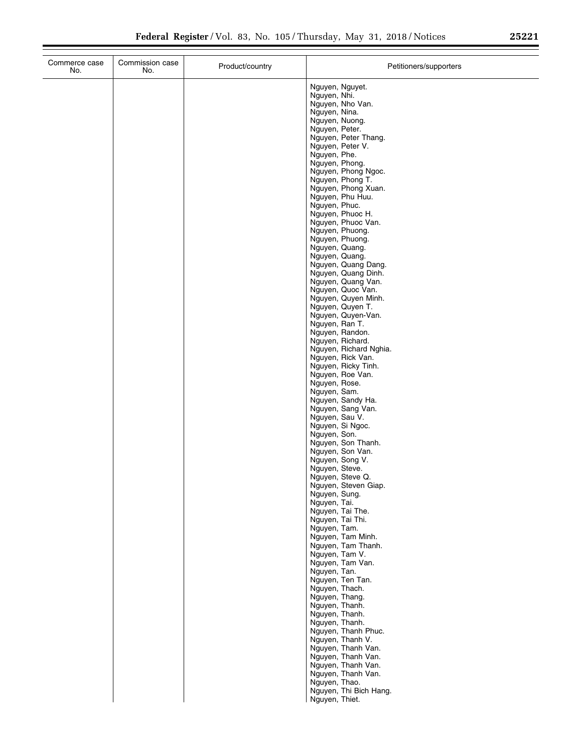| Commerce case No. | Commission case No. | Product/country | Petitioners/supporters |
|---|---|---|---|
| | | | Nguyen, Nguyet. |
| | | | Nguyen, Nhi. |
| | | | Nguyen, Nho Van. |
| | | | Nguyen, Nina. |
| | | | Nguyen, Nuong. |
| | | | Nguyen, Peter. |
| | | | Nguyen, Peter Thang. |
| | | | Nguyen, Peter V. |
| | | | Nguyen, Phe. |
| | | | Nguyen, Phong. |
| | | | Nguyen, Phong Ngoc. |
| | | | Nguyen, Phong T. |
| | | | Nguyen, Phong Xuan. |
| | | | Nguyen, Phu Huu. |
| | | | Nguyen, Phuc. |
| | | | Nguyen, Phuoc H. |
| | | | Nguyen, Phuoc Van. |
| | | | Nguyen, Phuong. |
| | | | Nguyen, Phuong. |
| | | | Nguyen, Quang. |
| | | | Nguyen, Quang. |
| | | | Nguyen, Quang Dang. |
| | | | Nguyen, Quang Dinh. |
| | | | Nguyen, Quang Van. |
| | | | Nguyen, Quoc Van. |
| | | | Nguyen, Quyen Minh. |
| | | | Nguyen, Quyen T. |
| | | | Nguyen, Quyen-Van. |
| | | | Nguyen, Ran T. |
| | | | Nguyen, Randon. |
| | | | Nguyen, Richard. |
| | | | Nguyen, Richard Nghia. |
| | | | Nguyen, Rick Van. |
| | | | Nguyen, Ricky Tinh. |
| | | | Nguyen, Roe Van. |
| | | | Nguyen, Rose. |
| | | | Nguyen, Sam. |
| | | | Nguyen, Sandy Ha. |
| | | | Nguyen, Sang Van. |
| | | | Nguyen, Sau V. |
| | | | Nguyen, Si Ngoc. |
| | | | Nguyen, Son. |
| | | | Nguyen, Son Thanh. |
| | | | Nguyen, Son Van. |
| | | | Nguyen, Song V. |
| | | | Nguyen, Steve. |
| | | | Nguyen, Steve Q. |
| | | | Nguyen, Steven Giap. |
| | | | Nguyen, Sung. |
| | | | Nguyen, Tai. |
| | | | Nguyen, Tai The. |
| | | | Nguyen, Tai Thi. |
| | | | Nguyen, Tam. |
| | | | Nguyen, Tam Minh. |
| | | | Nguyen, Tam Thanh. |
| | | | Nguyen, Tam V. |
| | | | Nguyen, Tam Van. |
| | | | Nguyen, Tan. |
| | | | Nguyen, Ten Tan. |
| | | | Nguyen, Thach. |
| | | | Nguyen, Thang. |
| | | | Nguyen, Thanh. |
| | | | Nguyen, Thanh. |
| | | | Nguyen, Thanh. |
| | | | Nguyen, Thanh Phuc. |
| | | | Nguyen, Thanh V. |
| | | | Nguyen, Thanh Van. |
| | | | Nguyen, Thanh Van. |
| | | | Nguyen, Thanh Van. |
| | | | Nguyen, Thanh Van. |
| | | | Nguyen, Thao. |
| | | | Nguyen, Thi Bich Hang. |
| | | | Nguyen, Thiet. |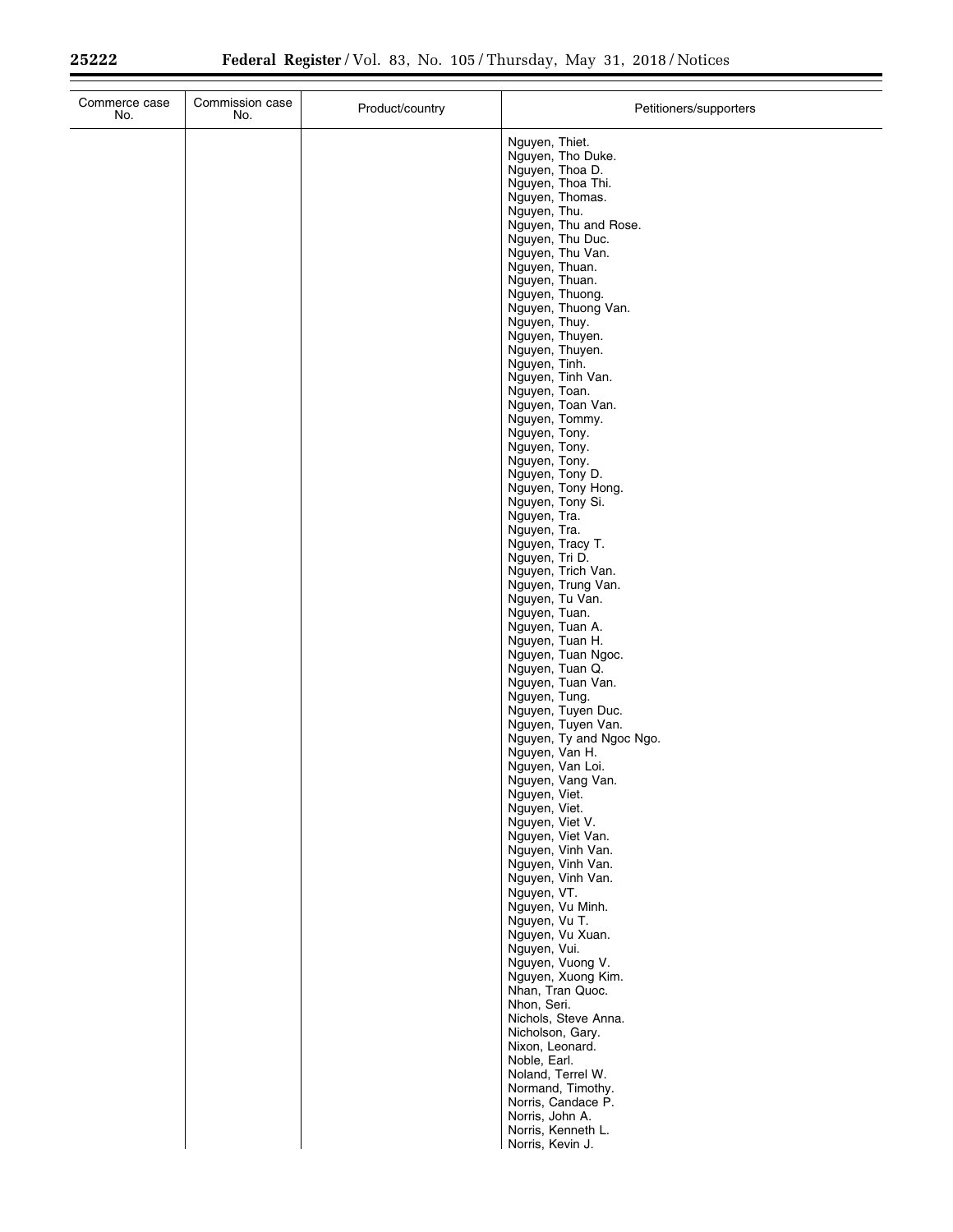| Commerce case No. | Commission case No. | Product/country | Petitioners/supporters |
|---|---|---|---|
| | | | Nguyen, Thiet. |
| | | | Nguyen, Tho Duke. |
| | | | Nguyen, Thoa D. |
| | | | Nguyen, Thoa Thi. |
| | | | Nguyen, Thomas. |
| | | | Nguyen, Thu. |
| | | | Nguyen, Thu and Rose. |
| | | | Nguyen, Thu Duc. |
| | | | Nguyen, Thu Van. |
| | | | Nguyen, Thuan. |
| | | | Nguyen, Thuan. |
| | | | Nguyen, Thuong. |
| | | | Nguyen, Thuong Van. |
| | | | Nguyen, Thuy. |
| | | | Nguyen, Thuyen. |
| | | | Nguyen, Thuyen. |
| | | | Nguyen, Tinh. |
| | | | Nguyen, Tinh Van. |
| | | | Nguyen, Toan. |
| | | | Nguyen, Toan Van. |
| | | | Nguyen, Tommy. |
| | | | Nguyen, Tony. |
| | | | Nguyen, Tony. |
| | | | Nguyen, Tony. |
| | | | Nguyen, Tony D. |
| | | | Nguyen, Tony Hong. |
| | | | Nguyen, Tony Si. |
| | | | Nguyen, Tra. |
| | | | Nguyen, Tra. |
| | | | Nguyen, Tracy T. |
| | | | Nguyen, Tri D. |
| | | | Nguyen, Trich Van. |
| | | | Nguyen, Trung Van. |
| | | | Nguyen, Tu Van. |
| | | | Nguyen, Tuan. |
| | | | Nguyen, Tuan A. |
| | | | Nguyen, Tuan H. |
| | | | Nguyen, Tuan Ngoc. |
| | | | Nguyen, Tuan Q. |
| | | | Nguyen, Tuan Van. |
| | | | Nguyen, Tung. |
| | | | Nguyen, Tuyen Duc. |
| | | | Nguyen, Tuyen Van. |
| | | | Nguyen, Ty and Ngoc Ngo. |
| | | | Nguyen, Van H. |
| | | | Nguyen, Van Loi. |
| | | | Nguyen, Vang Van. |
| | | | Nguyen, Viet. |
| | | | Nguyen, Viet. |
| | | | Nguyen, Viet V. |
| | | | Nguyen, Viet Van. |
| | | | Nguyen, Vinh Van. |
| | | | Nguyen, Vinh Van. |
| | | | Nguyen, Vinh Van. |
| | | | Nguyen, VT. |
| | | | Nguyen, Vu Minh. |
| | | | Nguyen, Vu T. |
| | | | Nguyen, Vu Xuan. |
| | | | Nguyen, Vui. |
| | | | Nguyen, Vuong V. |
| | | | Nguyen, Xuong Kim. |
| | | | Nhan, Tran Quoc. |
| | | | Nhon, Seri. |
| | | | Nichols, Steve Anna. |
| | | | Nicholson, Gary. |
| | | | Nixon, Leonard. |
| | | | Noble, Earl. |
| | | | Noland, Terrel W. |
| | | | Normand, Timothy. |
| | | | Norris, Candace P. |
| | | | Norris, John A. |
| | | | Norris, Kenneth L. |
| | | | Norris, Kevin J. |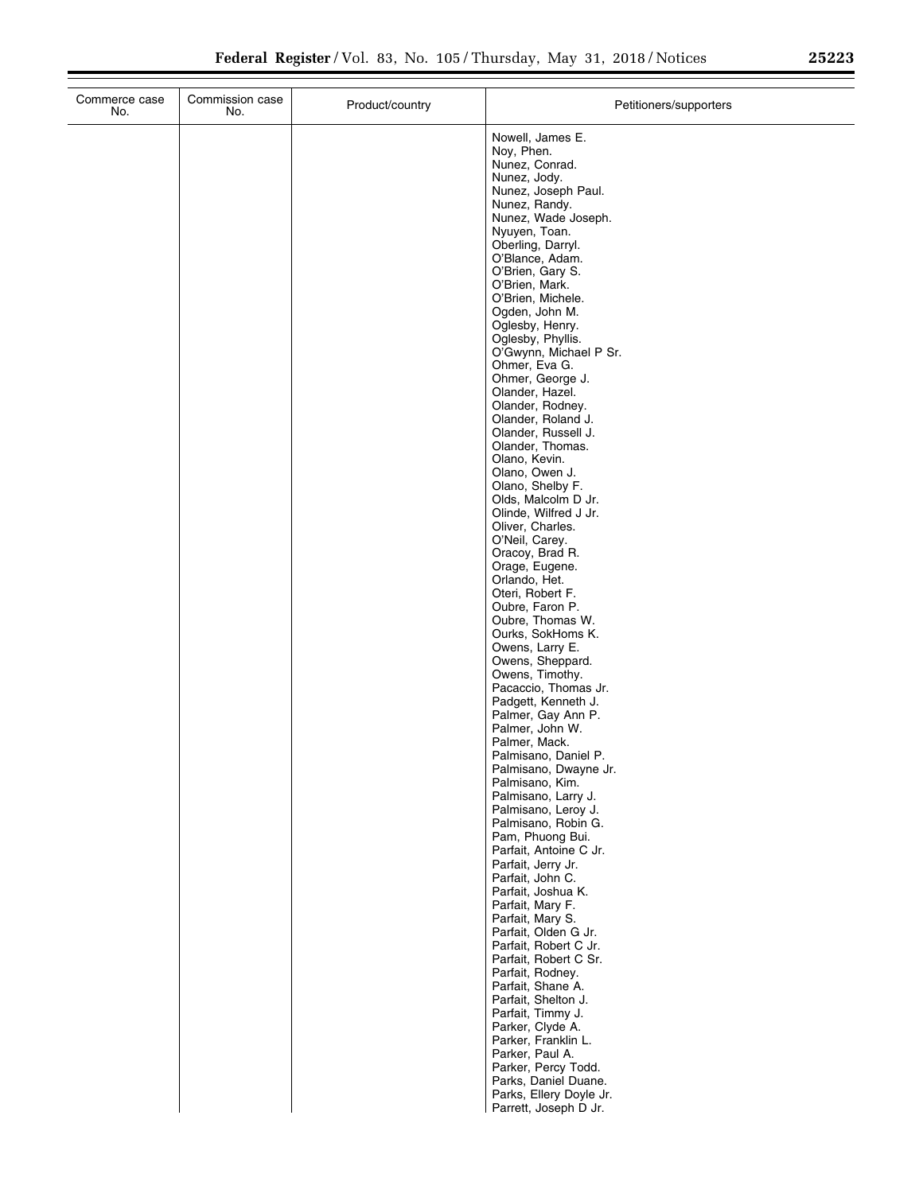| Commerce case No. | Commission case No. | Product/country | Petitioners/supporters |
|---|---|---|---|
| | | | Nowell, James E.<br>Noy, Phen.<br>Nunez, Conrad.<br>Nunez, Jody.<br>Nunez, Joseph Paul.<br>Nunez, Randy.<br>Nunez, Wade Joseph.<br>Nyuyen, Toan.<br>Oberling, Darryl.<br>O'Blance, Adam.<br>O'Brien, Gary S.<br>O'Brien, Mark.<br>O'Brien, Michele.<br>Ogden, John M.<br>Oglesby, Henry.<br>Oglesby, Phyllis.<br>O'Gwynn, Michael P Sr.<br>Ohmer, Eva G.<br>Ohmer, George J.<br>Olander, Hazel.<br>Olander, Rodney.<br>Olander, Roland J.<br>Olander, Russell J.<br>Olander, Thomas.<br>Olano, Kevin.<br>Olano, Owen J.<br>Olano, Shelby F.<br>Olds, Malcolm D Jr.<br>Olinde, Wilfred J Jr.<br>Oliver, Charles.<br>O'Neil, Carey.<br>Oracoy, Brad R.<br>Orage, Eugene.<br>Orlando, Het.<br>Oteri, Robert F.<br>Oubre, Faron P.<br>Oubre, Thomas W.<br>Ourks, SokHoms K.<br>Owens, Larry E.<br>Owens, Sheppard.<br>Owens, Timothy.<br>Pacaccio, Thomas Jr.<br>Padgett, Kenneth J.<br>Palmer, Gay Ann P.<br>Palmer, John W.<br>Palmer, Mack.<br>Palmisano, Daniel P.<br>Palmisano, Dwayne Jr.<br>Palmisano, Kim.<br>Palmisano, Larry J.<br>Palmisano, Leroy J.<br>Palmisano, Robin G.<br>Pam, Phuong Bui.<br>Parfait, Antoine C Jr.<br>Parfait, Jerry Jr.<br>Parfait, John C.<br>Parfait, Joshua K.<br>Parfait, Mary F.<br>Parfait, Mary S.<br>Parfait, Olden G Jr.<br>Parfait, Robert C Jr.<br>Parfait, Robert C Sr.<br>Parfait, Rodney.<br>Parfait, Shane A.<br>Parfait, Shelton J.<br>Parfait, Timmy J.<br>Parker, Clyde A.<br>Parker, Franklin L.<br>Parker, Paul A.<br>Parker, Percy Todd.<br>Parks, Daniel Duane.<br>Parks, Ellery Doyle Jr.<br>Parrett, Joseph D Jr. |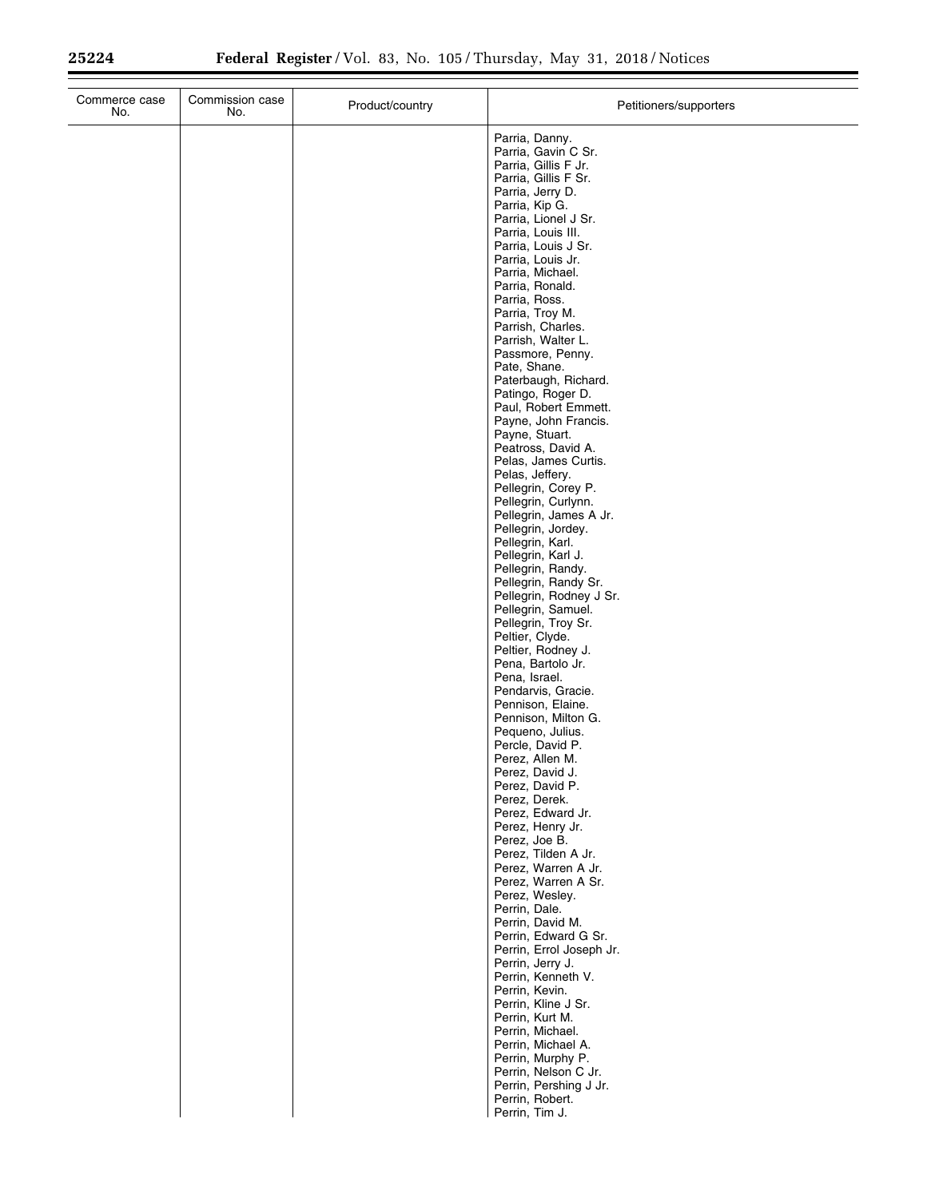| Commerce case No. | Commission case No. | Product/country | Petitioners/supporters |
|---|---|---|---|
| | | | Parria, Danny.<br>Parria, Gavin C Sr.<br>Parria, Gillis F Jr.<br>Parria, Gillis F Sr.<br>Parria, Jerry D.<br>Parria, Kip G.<br>Parria, Lionel J Sr.<br>Parria, Louis III.<br>Parria, Louis J Sr.<br>Parria, Louis Jr.<br>Parria, Michael.<br>Parria, Ronald.<br>Parria, Ross.<br>Parria, Troy M.<br>Parrish, Charles.<br>Parrish, Walter L.<br>Passmore, Penny.<br>Pate, Shane.<br>Paterbaugh, Richard.<br>Patingo, Roger D.<br>Paul, Robert Emmett.<br>Payne, John Francis.<br>Payne, Stuart.<br>Peatross, David A.<br>Pelas, James Curtis.<br>Pelas, Jeffery.<br>Pellegrin, Corey P.<br>Pellegrin, Curlynn.<br>Pellegrin, James A Jr.<br>Pellegrin, Jordey.<br>Pellegrin, Karl.<br>Pellegrin, Karl J.<br>Pellegrin, Randy.<br>Pellegrin, Randy Sr.<br>Pellegrin, Rodney J Sr.<br>Pellegrin, Samuel.<br>Pellegrin, Troy Sr.<br>Peltier, Clyde.<br>Peltier, Rodney J.<br>Pena, Bartolo Jr.<br>Pena, Israel.<br>Pendarvis, Gracie.<br>Pennison, Elaine.<br>Pennison, Milton G.<br>Pequeno, Julius.<br>Percle, David P.<br>Perez, Allen M.<br>Perez, David J.<br>Perez, David P.<br>Perez, Derek.<br>Perez, Edward Jr.<br>Perez, Henry Jr.<br>Perez, Joe B.<br>Perez, Tilden A Jr.<br>Perez, Warren A Jr.<br>Perez, Warren A Sr.<br>Perez, Wesley.<br>Perrin, Dale.<br>Perrin, David M.<br>Perrin, Edward G Sr.<br>Perrin, Errol Joseph Jr.<br>Perrin, Jerry J.<br>Perrin, Kenneth V.<br>Perrin, Kevin.<br>Perrin, Kline J Sr.<br>Perrin, Kurt M.<br>Perrin, Michael.<br>Perrin, Michael A.<br>Perrin, Murphy P.<br>Perrin, Nelson C Jr.<br>Perrin, Pershing J Jr.<br>Perrin, Robert.<br>Perrin, Tim J. |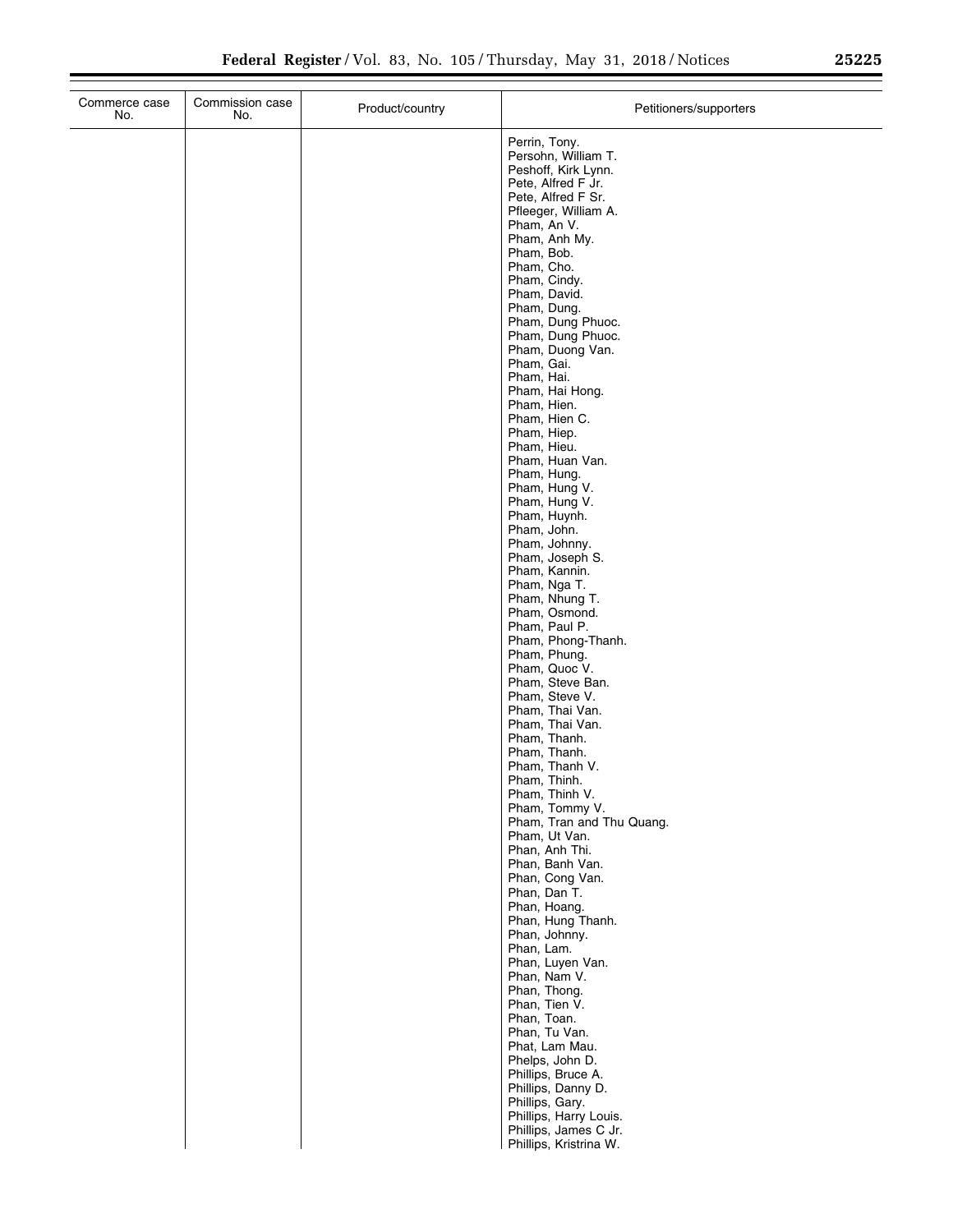| Commerce case No. | Commission case No. | Product/country | Petitioners/supporters |
|---|---|---|---|
| | | | Perrin, Tony. |
| | | | Persohn, William T. |
| | | | Peshoff, Kirk Lynn. |
| | | | Pete, Alfred F Jr. |
| | | | Pete, Alfred F Sr. |
| | | | Pfleeger, William A. |
| | | | Pham, An V. |
| | | | Pham, Anh My. |
| | | | Pham, Bob. |
| | | | Pham, Cho. |
| | | | Pham, Cindy. |
| | | | Pham, David. |
| | | | Pham, Dung. |
| | | | Pham, Dung Phuoc. |
| | | | Pham, Dung Phuoc. |
| | | | Pham, Duong Van. |
| | | | Pham, Gai. |
| | | | Pham, Hai. |
| | | | Pham, Hai Hong. |
| | | | Pham, Hien. |
| | | | Pham, Hien C. |
| | | | Pham, Hiep. |
| | | | Pham, Hieu. |
| | | | Pham, Huan Van. |
| | | | Pham, Hung. |
| | | | Pham, Hung V. |
| | | | Pham, Hung V. |
| | | | Pham, Huynh. |
| | | | Pham, John. |
| | | | Pham, Johnny. |
| | | | Pham, Joseph S. |
| | | | Pham, Kannin. |
| | | | Pham, Nga T. |
| | | | Pham, Nhung T. |
| | | | Pham, Osmond. |
| | | | Pham, Paul P. |
| | | | Pham, Phong-Thanh. |
| | | | Pham, Phung. |
| | | | Pham, Quoc V. |
| | | | Pham, Steve Ban. |
| | | | Pham, Steve V. |
| | | | Pham, Thai Van. |
| | | | Pham, Thai Van. |
| | | | Pham, Thanh. |
| | | | Pham, Thanh. |
| | | | Pham, Thanh V. |
| | | | Pham, Thinh. |
| | | | Pham, Thinh V. |
| | | | Pham, Tommy V. |
| | | | Pham, Tran and Thu Quang. |
| | | | Pham, Ut Van. |
| | | | Phan, Anh Thi. |
| | | | Phan, Banh Van. |
| | | | Phan, Cong Van. |
| | | | Phan, Dan T. |
| | | | Phan, Hoang. |
| | | | Phan, Hung Thanh. |
| | | | Phan, Johnny. |
| | | | Phan, Lam. |
| | | | Phan, Luyen Van. |
| | | | Phan, Nam V. |
| | | | Phan, Thong. |
| | | | Phan, Tien V. |
| | | | Phan, Toan. |
| | | | Phan, Tu Van. |
| | | | Phat, Lam Mau. |
| | | | Phelps, John D. |
| | | | Phillips, Bruce A. |
| | | | Phillips, Danny D. |
| | | | Phillips, Gary. |
| | | | Phillips, Harry Louis. |
| | | | Phillips, James C Jr. |
| | | | Phillips, Kristrina W. |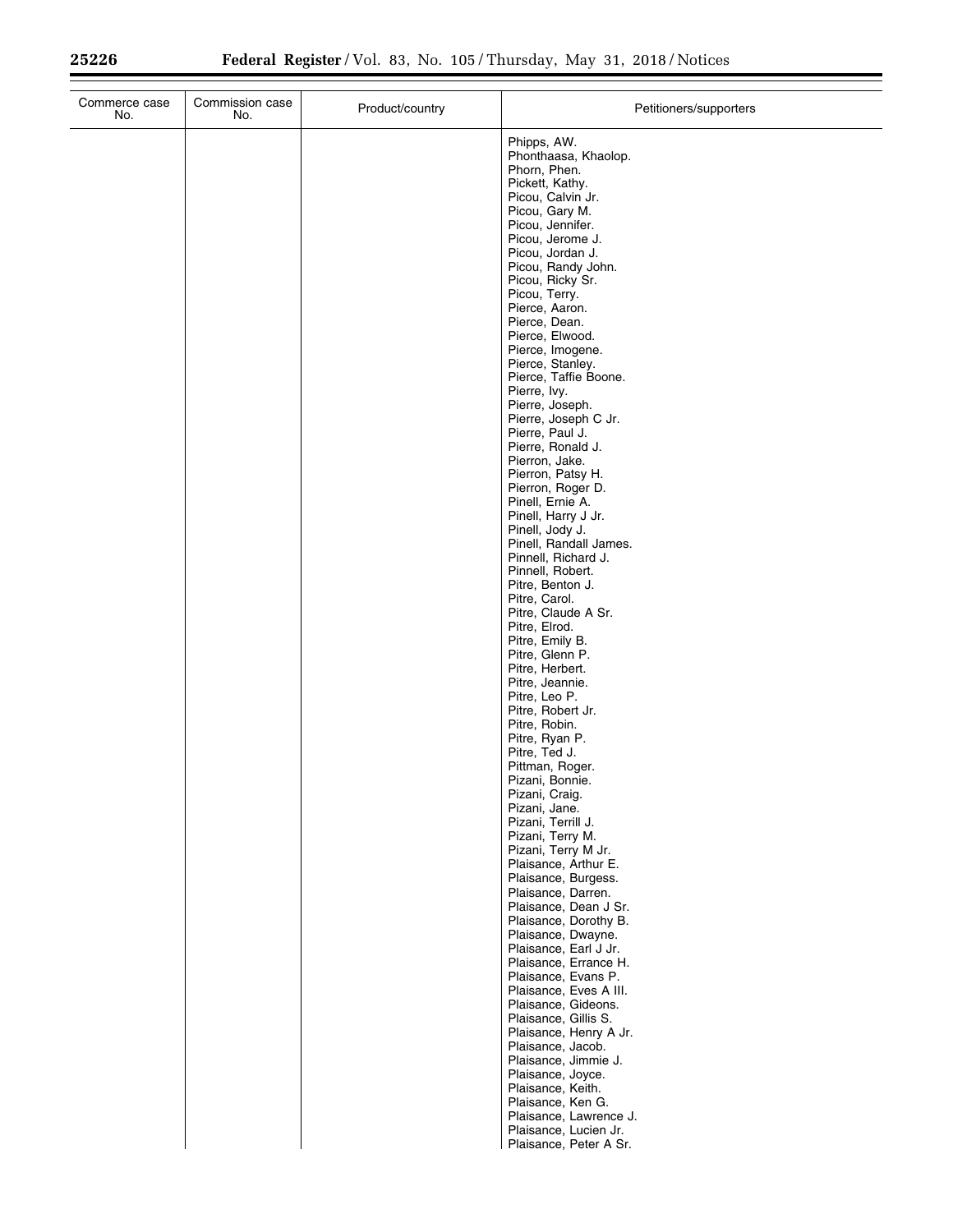| Commerce case No. | Commission case No. | Product/country | Petitioners/supporters |
|---|---|---|---|
| | | | Phipps, AW. |
| | | | Phonthaasa, Khaolop. |
| | | | Phorn, Phen. |
| | | | Pickett, Kathy. |
| | | | Picou, Calvin Jr. |
| | | | Picou, Gary M. |
| | | | Picou, Jennifer. |
| | | | Picou, Jerome J. |
| | | | Picou, Jordan J. |
| | | | Picou, Randy John. |
| | | | Picou, Ricky Sr. |
| | | | Picou, Terry. |
| | | | Pierce, Aaron. |
| | | | Pierce, Dean. |
| | | | Pierce, Elwood. |
| | | | Pierce, Imogene. |
| | | | Pierce, Stanley. |
| | | | Pierce, Taffie Boone. |
| | | | Pierre, Ivy. |
| | | | Pierre, Joseph. |
| | | | Pierre, Joseph C Jr. |
| | | | Pierre, Paul J. |
| | | | Pierre, Ronald J. |
| | | | Pierron, Jake. |
| | | | Pierron, Patsy H. |
| | | | Pierron, Roger D. |
| | | | Pinell, Ernie A. |
| | | | Pinell, Harry J Jr. |
| | | | Pinell, Jody J. |
| | | | Pinell, Randall James. |
| | | | Pinnell, Richard J. |
| | | | Pinnell, Robert. |
| | | | Pitre, Benton J. |
| | | | Pitre, Carol. |
| | | | Pitre, Claude A Sr. |
| | | | Pitre, Elrod. |
| | | | Pitre, Emily B. |
| | | | Pitre, Glenn P. |
| | | | Pitre, Herbert. |
| | | | Pitre, Jeannie. |
| | | | Pitre, Leo P. |
| | | | Pitre, Robert Jr. |
| | | | Pitre, Robin. |
| | | | Pitre, Ryan P. |
| | | | Pitre, Ted J. |
| | | | Pittman, Roger. |
| | | | Pizani, Bonnie. |
| | | | Pizani, Craig. |
| | | | Pizani, Jane. |
| | | | Pizani, Terrill J. |
| | | | Pizani, Terry M. |
| | | | Pizani, Terry M Jr. |
| | | | Plaisance, Arthur E. |
| | | | Plaisance, Burgess. |
| | | | Plaisance, Darren. |
| | | | Plaisance, Dean J Sr. |
| | | | Plaisance, Dorothy B. |
| | | | Plaisance, Dwayne. |
| | | | Plaisance, Earl J Jr. |
| | | | Plaisance, Errance H. |
| | | | Plaisance, Evans P. |
| | | | Plaisance, Eves A III. |
| | | | Plaisance, Gideons. |
| | | | Plaisance, Gillis S. |
| | | | Plaisance, Henry A Jr. |
| | | | Plaisance, Jacob. |
| | | | Plaisance, Jimmie J. |
| | | | Plaisance, Joyce. |
| | | | Plaisance, Keith. |
| | | | Plaisance, Ken G. |
| | | | Plaisance, Lawrence J. |
| | | | Plaisance, Lucien Jr. |
| | | | Plaisance, Peter A Sr. |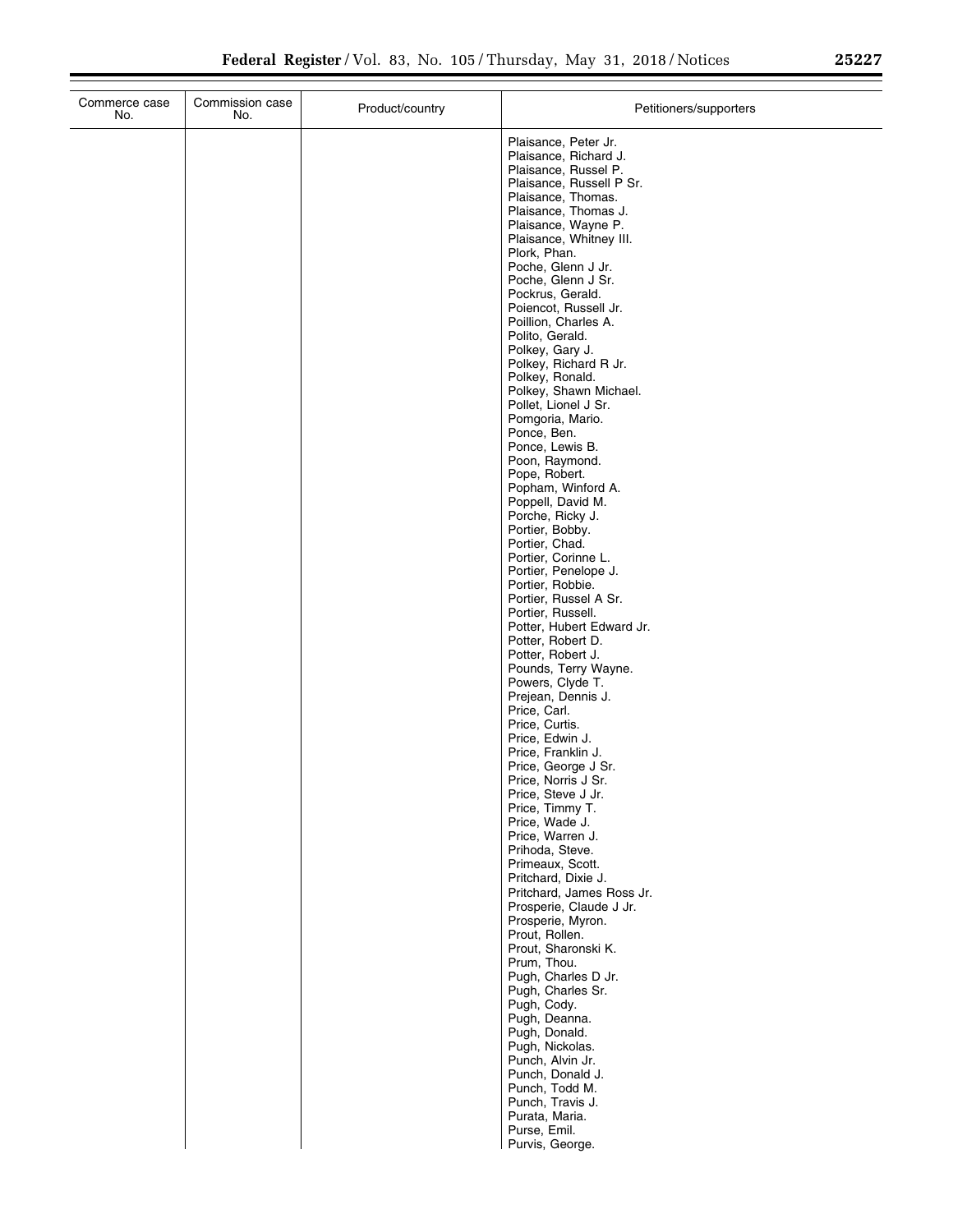| Commerce case No. | Commission case No. | Product/country | Petitioners/supporters |
|---|---|---|---|
| | | | Plaisance, Peter Jr.<br>Plaisance, Richard J.<br>Plaisance, Russel P.<br>Plaisance, Russell P Sr.<br>Plaisance, Thomas.<br>Plaisance, Thomas J.<br>Plaisance, Wayne P.<br>Plaisance, Whitney III.<br>Plork, Phan.<br>Poche, Glenn J Jr.<br>Poche, Glenn J Sr.<br>Pockrus, Gerald.<br>Poiencot, Russell Jr.<br>Poillion, Charles A.<br>Polito, Gerald.<br>Polkey, Gary J.<br>Polkey, Richard R Jr.<br>Polkey, Ronald.<br>Polkey, Shawn Michael.<br>Pollet, Lionel J Sr.<br>Pomgoria, Mario.<br>Ponce, Ben.<br>Ponce, Lewis B.<br>Poon, Raymond.<br>Pope, Robert.<br>Popham, Winford A.<br>Poppell, David M.<br>Porche, Ricky J.<br>Portier, Bobby.<br>Portier, Chad.<br>Portier, Corinne L.<br>Portier, Penelope J.<br>Portier, Robbie.<br>Portier, Russel A Sr.<br>Portier, Russell.<br>Potter, Hubert Edward Jr.<br>Potter, Robert D.<br>Potter, Robert J.<br>Pounds, Terry Wayne.<br>Powers, Clyde T.<br>Prejean, Dennis J.<br>Price, Carl.<br>Price, Curtis.<br>Price, Edwin J.<br>Price, Franklin J.<br>Price, George J Sr.<br>Price, Norris J Sr.<br>Price, Steve J Jr.<br>Price, Timmy T.<br>Price, Wade J.<br>Price, Warren J.<br>Prihoda, Steve.<br>Primeaux, Scott.<br>Pritchard, Dixie J.<br>Pritchard, James Ross Jr.<br>Prosperie, Claude J Jr.<br>Prosperie, Myron.<br>Prout, Rollen.<br>Prout, Sharonski K.<br>Prum, Thou.<br>Pugh, Charles D Jr.<br>Pugh, Charles Sr.<br>Pugh, Cody.<br>Pugh, Deanna.<br>Pugh, Donald.<br>Pugh, Nickolas.<br>Punch, Alvin Jr.<br>Punch, Donald J.<br>Punch, Todd M.<br>Punch, Travis J.<br>Purata, Maria.<br>Purse, Emil.<br>Purvis, George. |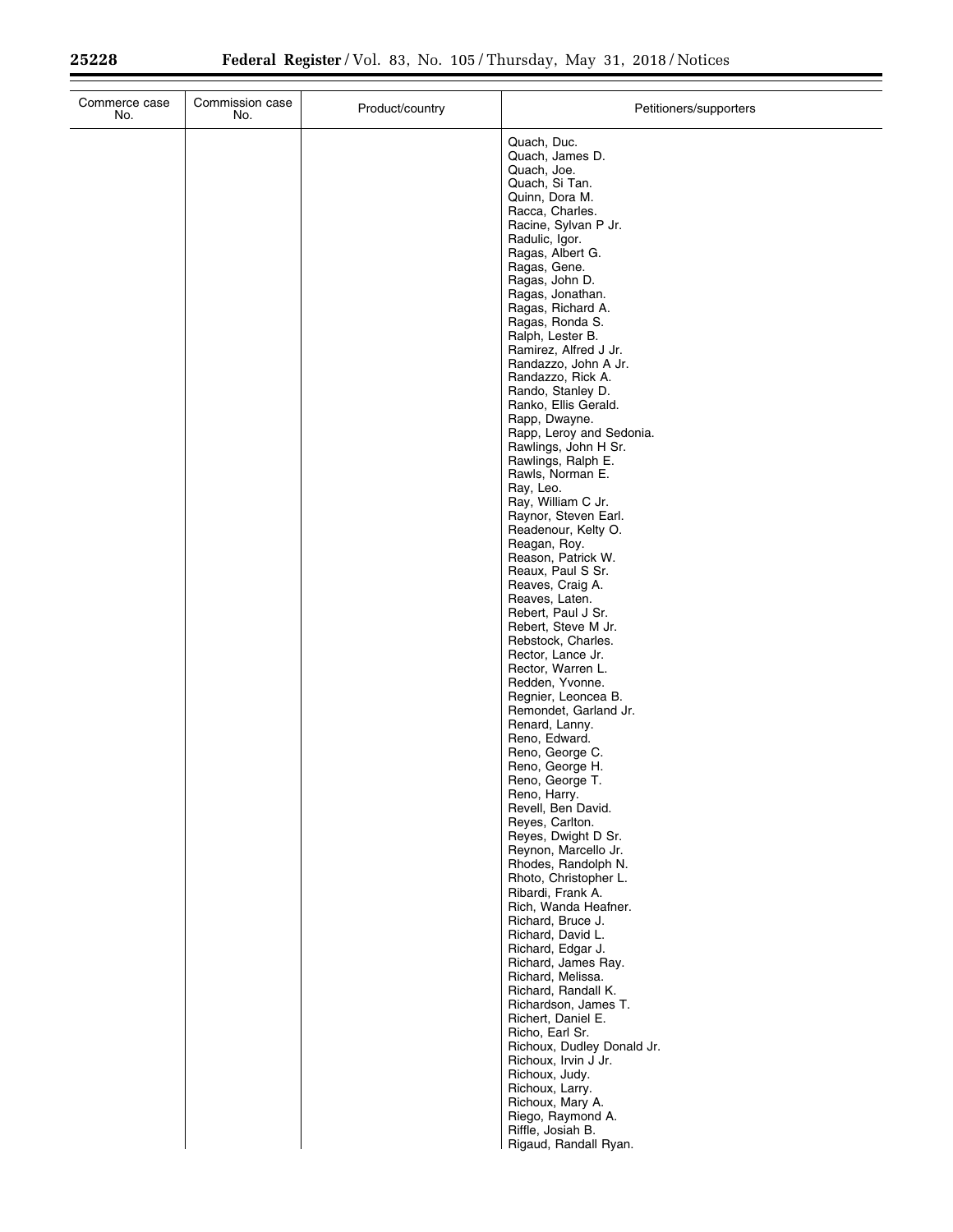| Commerce case No. | Commission case No. | Product/country | Petitioners/supporters |
|---|---|---|---|
| | | | Quach, Duc. |
| | | | Quach, James D. |
| | | | Quach, Joe. |
| | | | Quach, Si Tan. |
| | | | Quinn, Dora M. |
| | | | Racca, Charles. |
| | | | Racine, Sylvan P Jr. |
| | | | Radulic, Igor. |
| | | | Ragas, Albert G. |
| | | | Ragas, Gene. |
| | | | Ragas, John D. |
| | | | Ragas, Jonathan. |
| | | | Ragas, Richard A. |
| | | | Ragas, Ronda S. |
| | | | Ralph, Lester B. |
| | | | Ramirez, Alfred J Jr. |
| | | | Randazzo, John A Jr. |
| | | | Randazzo, Rick A. |
| | | | Rando, Stanley D. |
| | | | Ranko, Ellis Gerald. |
| | | | Rapp, Dwayne. |
| | | | Rapp, Leroy and Sedonia. |
| | | | Rawlings, John H Sr. |
| | | | Rawlings, Ralph E. |
| | | | Rawls, Norman E. |
| | | | Ray, Leo. |
| | | | Ray, William C Jr. |
| | | | Raynor, Steven Earl. |
| | | | Readenour, Kelty O. |
| | | | Reagan, Roy. |
| | | | Reason, Patrick W. |
| | | | Reaux, Paul S Sr. |
| | | | Reaves, Craig A. |
| | | | Reaves, Laten. |
| | | | Rebert, Paul J Sr. |
| | | | Rebert, Steve M Jr. |
| | | | Rebstock, Charles. |
| | | | Rector, Lance Jr. |
| | | | Rector, Warren L. |
| | | | Redden, Yvonne. |
| | | | Regnier, Leoncea B. |
| | | | Remondet, Garland Jr. |
| | | | Renard, Lanny. |
| | | | Reno, Edward. |
| | | | Reno, George C. |
| | | | Reno, George H. |
| | | | Reno, George T. |
| | | | Reno, Harry. |
| | | | Revell, Ben David. |
| | | | Reyes, Carlton. |
| | | | Reyes, Dwight D Sr. |
| | | | Reynon, Marcello Jr. |
| | | | Rhodes, Randolph N. |
| | | | Rhoto, Christopher L. |
| | | | Ribardi, Frank A. |
| | | | Rich, Wanda Heafner. |
| | | | Richard, Bruce J. |
| | | | Richard, David L. |
| | | | Richard, Edgar J. |
| | | | Richard, James Ray. |
| | | | Richard, Melissa. |
| | | | Richard, Randall K. |
| | | | Richardson, James T. |
| | | | Richert, Daniel E. |
| | | | Richo, Earl Sr. |
| | | | Richoux, Dudley Donald Jr. |
| | | | Richoux, Irvin J Jr. |
| | | | Richoux, Judy. |
| | | | Richoux, Larry. |
| | | | Richoux, Mary A. |
| | | | Riego, Raymond A. |
| | | | Riffle, Josiah B. |
| | | | Rigaud, Randall Ryan. |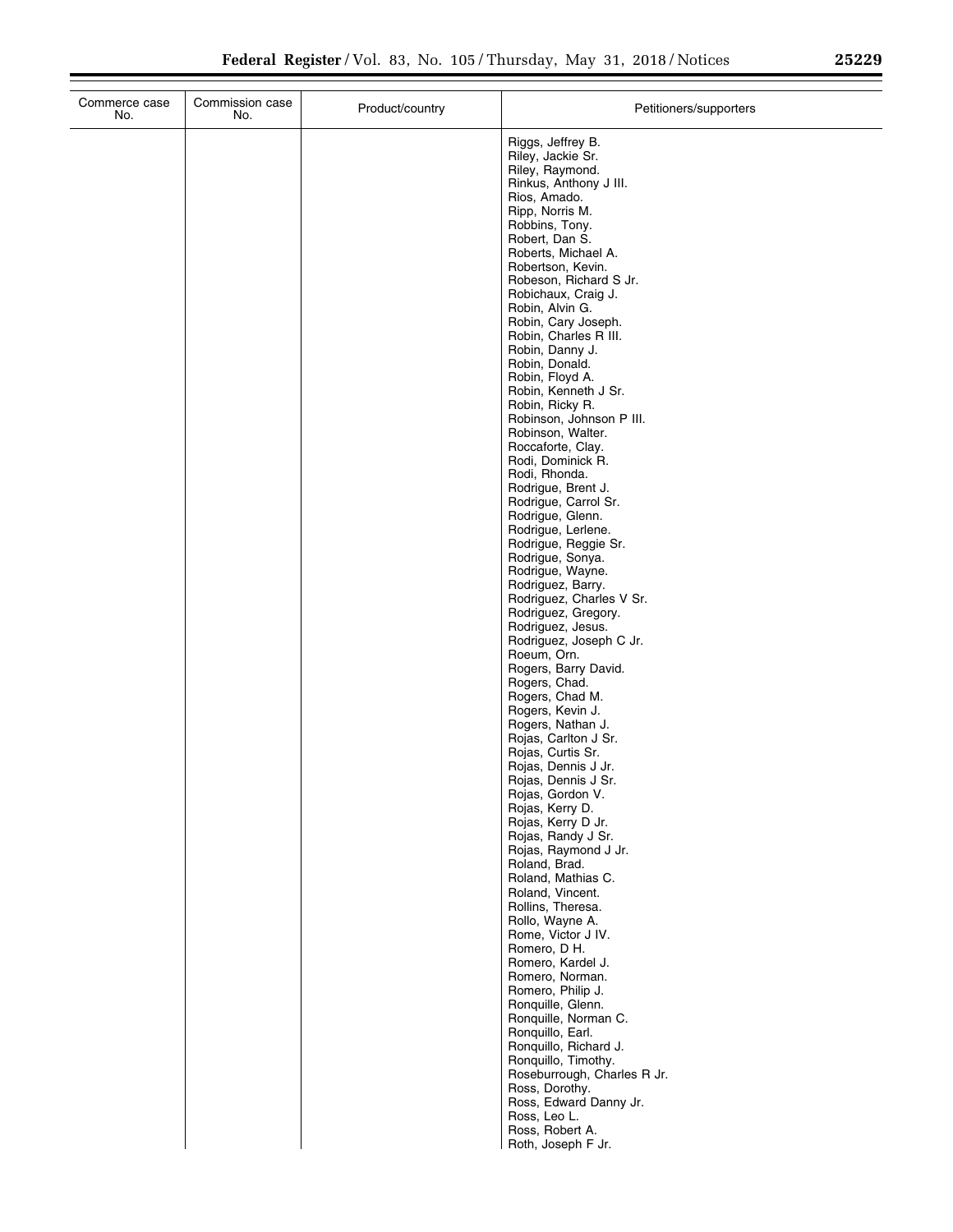| Commerce case No. | Commission case No. | Product/country | Petitioners/supporters |
|---|---|---|---|
| | | | Riggs, Jeffrey B. |
| | | | Riley, Jackie Sr. |
| | | | Riley, Raymond. |
| | | | Rinkus, Anthony J III. |
| | | | Rios, Amado. |
| | | | Ripp, Norris M. |
| | | | Robbins, Tony. |
| | | | Robert, Dan S. |
| | | | Roberts, Michael A. |
| | | | Robertson, Kevin. |
| | | | Robeson, Richard S Jr. |
| | | | Robichaux, Craig J. |
| | | | Robin, Alvin G. |
| | | | Robin, Cary Joseph. |
| | | | Robin, Charles R III. |
| | | | Robin, Danny J. |
| | | | Robin, Donald. |
| | | | Robin, Floyd A. |
| | | | Robin, Kenneth J Sr. |
| | | | Robin, Ricky R. |
| | | | Robinson, Johnson P III. |
| | | | Robinson, Walter. |
| | | | Roccaforte, Clay. |
| | | | Rodi, Dominick R. |
| | | | Rodi, Rhonda. |
| | | | Rodrigue, Brent J. |
| | | | Rodrigue, Carrol Sr. |
| | | | Rodrigue, Glenn. |
| | | | Rodrigue, Lerlene. |
| | | | Rodrigue, Reggie Sr. |
| | | | Rodrigue, Sonya. |
| | | | Rodrigue, Wayne. |
| | | | Rodriguez, Barry. |
| | | | Rodriguez, Charles V Sr. |
| | | | Rodriguez, Gregory. |
| | | | Rodriguez, Jesus. |
| | | | Rodriguez, Joseph C Jr. |
| | | | Roeum, Orn. |
| | | | Rogers, Barry David. |
| | | | Rogers, Chad. |
| | | | Rogers, Chad M. |
| | | | Rogers, Kevin J. |
| | | | Rogers, Nathan J. |
| | | | Rojas, Carlton J Sr. |
| | | | Rojas, Curtis Sr. |
| | | | Rojas, Dennis J Jr. |
| | | | Rojas, Dennis J Sr. |
| | | | Rojas, Gordon V. |
| | | | Rojas, Kerry D. |
| | | | Rojas, Kerry D Jr. |
| | | | Rojas, Randy J Sr. |
| | | | Rojas, Raymond J Jr. |
| | | | Roland, Brad. |
| | | | Roland, Mathias C. |
| | | | Roland, Vincent. |
| | | | Rollins, Theresa. |
| | | | Rollo, Wayne A. |
| | | | Rome, Victor J IV. |
| | | | Romero, D H. |
| | | | Romero, Kardel J. |
| | | | Romero, Norman. |
| | | | Romero, Philip J. |
| | | | Ronquille, Glenn. |
| | | | Ronquille, Norman C. |
| | | | Ronquillo, Earl. |
| | | | Ronquillo, Richard J. |
| | | | Ronquillo, Timothy. |
| | | | Roseburrough, Charles R Jr. |
| | | | Ross, Dorothy. |
| | | | Ross, Edward Danny Jr. |
| | | | Ross, Leo L. |
| | | | Ross, Robert A. |
| | | | Roth, Joseph F Jr. |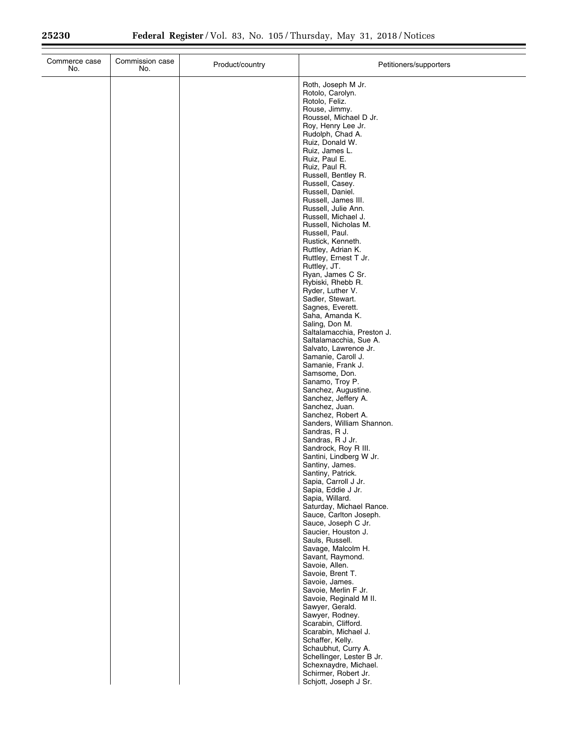| Commerce case No. | Commission case No. | Product/country | Petitioners/supporters |
|---|---|---|---|
| | | | Roth, Joseph M Jr. |
| | | | Rotolo, Carolyn. |
| | | | Rotolo, Feliz. |
| | | | Rouse, Jimmy. |
| | | | Roussel, Michael D Jr. |
| | | | Roy, Henry Lee Jr. |
| | | | Rudolph, Chad A. |
| | | | Ruiz, Donald W. |
| | | | Ruiz, James L. |
| | | | Ruiz, Paul E. |
| | | | Ruiz, Paul R. |
| | | | Russell, Bentley R. |
| | | | Russell, Casey. |
| | | | Russell, Daniel. |
| | | | Russell, James III. |
| | | | Russell, Julie Ann. |
| | | | Russell, Michael J. |
| | | | Russell, Nicholas M. |
| | | | Russell, Paul. |
| | | | Rustick, Kenneth. |
| | | | Ruttley, Adrian K. |
| | | | Ruttley, Ernest T Jr. |
| | | | Ruttley, JT. |
| | | | Ryan, James C Sr. |
| | | | Rybiski, Rhebb R. |
| | | | Ryder, Luther V. |
| | | | Sadler, Stewart. |
| | | | Sagnes, Everett. |
| | | | Saha, Amanda K. |
| | | | Saling, Don M. |
| | | | Saltalamacchia, Preston J. |
| | | | Saltalamacchia, Sue A. |
| | | | Salvato, Lawrence Jr. |
| | | | Samanie, Caroll J. |
| | | | Samanie, Frank J. |
| | | | Samsome, Don. |
| | | | Sanamo, Troy P. |
| | | | Sanchez, Augustine. |
| | | | Sanchez, Jeffery A. |
| | | | Sanchez, Juan. |
| | | | Sanchez, Robert A. |
| | | | Sanders, William Shannon. |
| | | | Sandras, R J. |
| | | | Sandras, R J Jr. |
| | | | Sandrock, Roy R III. |
| | | | Santini, Lindberg W Jr. |
| | | | Santiny, James. |
| | | | Santiny, Patrick. |
| | | | Sapia, Carroll J Jr. |
| | | | Sapia, Eddie J Jr. |
| | | | Sapia, Willard. |
| | | | Saturday, Michael Rance. |
| | | | Sauce, Carlton Joseph. |
| | | | Sauce, Joseph C Jr. |
| | | | Saucier, Houston J. |
| | | | Sauls, Russell. |
| | | | Savage, Malcolm H. |
| | | | Savant, Raymond. |
| | | | Savoie, Allen. |
| | | | Savoie, Brent T. |
| | | | Savoie, James. |
| | | | Savoie, Merlin F Jr. |
| | | | Savoie, Reginald M II. |
| | | | Sawyer, Gerald. |
| | | | Sawyer, Rodney. |
| | | | Scarabin, Clifford. |
| | | | Scarabin, Michael J. |
| | | | Schaffer, Kelly. |
| | | | Schaubhut, Curry A. |
| | | | Schellinger, Lester B Jr. |
| | | | Schexnaydre, Michael. |
| | | | Schirmer, Robert Jr. |
| | | | Schjott, Joseph J Sr. |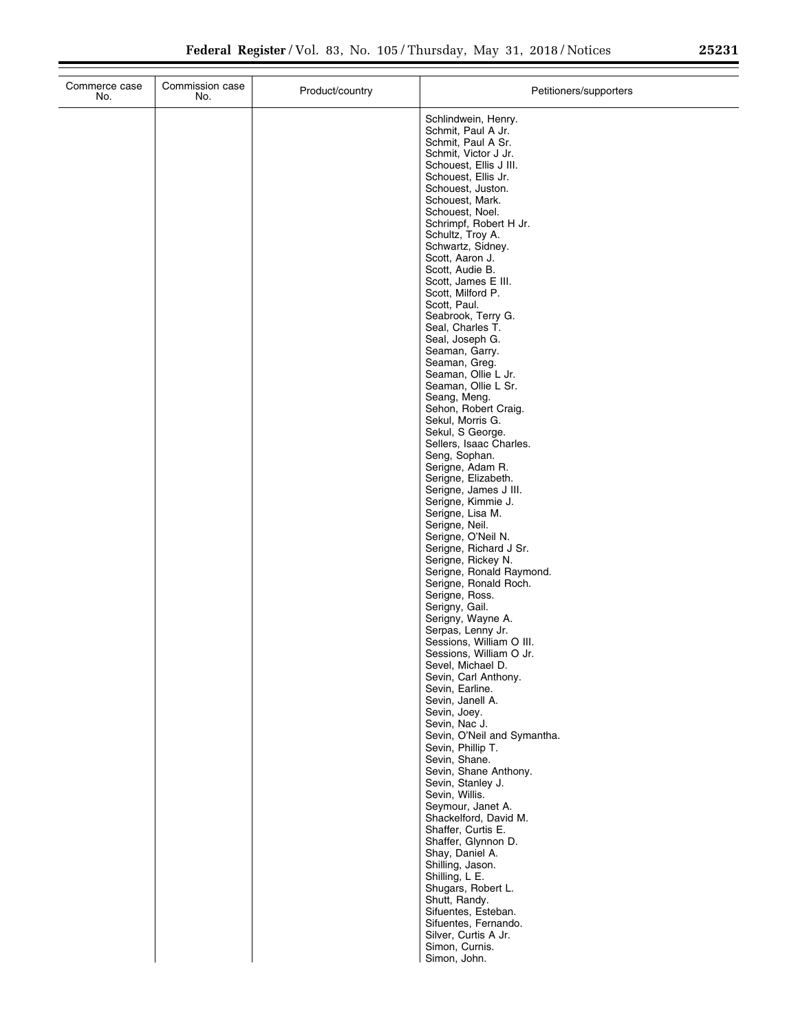| Commerce case No. | Commission case No. | Product/country | Petitioners/supporters |
| --- | --- | --- | --- |
| | | | Schlindwein, Henry. |
| | | | Schmit, Paul A Jr. |
| | | | Schmit, Paul A Sr. |
| | | | Schmit, Victor J Jr. |
| | | | Schouest, Ellis J III. |
| | | | Schouest, Ellis Jr. |
| | | | Schouest, Juston. |
| | | | Schouest, Mark. |
| | | | Schouest, Noel. |
| | | | Schrimpf, Robert H Jr. |
| | | | Schultz, Troy A. |
| | | | Schwartz, Sidney. |
| | | | Scott, Aaron J. |
| | | | Scott, Audie B. |
| | | | Scott, James E III. |
| | | | Scott, Milford P. |
| | | | Scott, Paul. |
| | | | Seabrook, Terry G. |
| | | | Seal, Charles T. |
| | | | Seal, Joseph G. |
| | | | Seaman, Garry. |
| | | | Seaman, Greg. |
| | | | Seaman, Ollie L Jr. |
| | | | Seaman, Ollie L Sr. |
| | | | Seang, Meng. |
| | | | Sehon, Robert Craig. |
| | | | Sekul, Morris G. |
| | | | Sekul, S George. |
| | | | Sellers, Isaac Charles. |
| | | | Seng, Sophan. |
| | | | Serigne, Adam R. |
| | | | Serigne, Elizabeth. |
| | | | Serigne, James J III. |
| | | | Serigne, Kimmie J. |
| | | | Serigne, Lisa M. |
| | | | Serigne, Neil. |
| | | | Serigne, O'Neil N. |
| | | | Serigne, Richard J Sr. |
| | | | Serigne, Rickey N. |
| | | | Serigne, Ronald Raymond. |
| | | | Serigne, Ronald Roch. |
| | | | Serigne, Ross. |
| | | | Serigny, Gail. |
| | | | Serigny, Wayne A. |
| | | | Serpas, Lenny Jr. |
| | | | Sessions, William O III. |
| | | | Sessions, William O Jr. |
| | | | Sevel, Michael D. |
| | | | Sevin, Carl Anthony. |
| | | | Sevin, Earline. |
| | | | Sevin, Janell A. |
| | | | Sevin, Joey. |
| | | | Sevin, Nac J. |
| | | | Sevin, O'Neil and Symantha. |
| | | | Sevin, Phillip T. |
| | | | Sevin, Shane. |
| | | | Sevin, Shane Anthony. |
| | | | Sevin, Stanley J. |
| | | | Sevin, Willis. |
| | | | Seymour, Janet A. |
| | | | Shackelford, David M. |
| | | | Shaffer, Curtis E. |
| | | | Shaffer, Glynnon D. |
| | | | Shay, Daniel A. |
| | | | Shilling, Jason. |
| | | | Shilling, L E. |
| | | | Shugars, Robert L. |
| | | | Shutt, Randy. |
| | | | Sifuentes, Esteban. |
| | | | Sifuentes, Fernando. |
| | | | Silver, Curtis A Jr. |
| | | | Simon, Curnis. |
| | | | Simon, John. |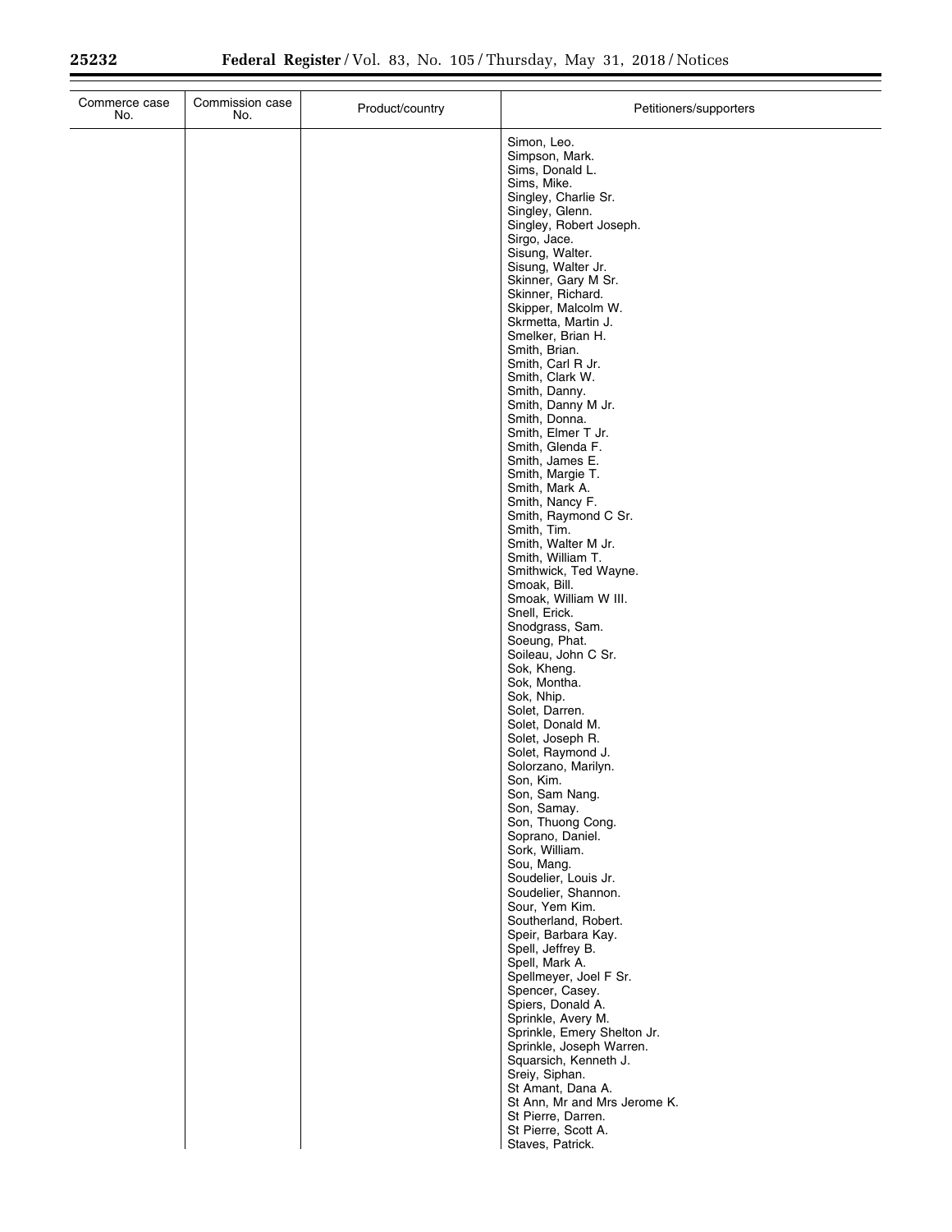| Commerce case No. | Commission case No. | Product/country | Petitioners/supporters |
| --- | --- | --- | --- |
| | | | Simon, Leo. |
| | | | Simpson, Mark. |
| | | | Sims, Donald L. |
| | | | Sims, Mike. |
| | | | Singley, Charlie Sr. |
| | | | Singley, Glenn. |
| | | | Singley, Robert Joseph. |
| | | | Sirgo, Jace. |
| | | | Sisung, Walter. |
| | | | Sisung, Walter Jr. |
| | | | Skinner, Gary M Sr. |
| | | | Skinner, Richard. |
| | | | Skipper, Malcolm W. |
| | | | Skrmetta, Martin J. |
| | | | Smelker, Brian H. |
| | | | Smith, Brian. |
| | | | Smith, Carl R Jr. |
| | | | Smith, Clark W. |
| | | | Smith, Danny. |
| | | | Smith, Danny M Jr. |
| | | | Smith, Donna. |
| | | | Smith, Elmer T Jr. |
| | | | Smith, Glenda F. |
| | | | Smith, James E. |
| | | | Smith, Margie T. |
| | | | Smith, Mark A. |
| | | | Smith, Nancy F. |
| | | | Smith, Raymond C Sr. |
| | | | Smith, Tim. |
| | | | Smith, Walter M Jr. |
| | | | Smith, William T. |
| | | | Smithwick, Ted Wayne. |
| | | | Smoak, Bill. |
| | | | Smoak, William W III. |
| | | | Snell, Erick. |
| | | | Snodgrass, Sam. |
| | | | Soeung, Phat. |
| | | | Soileau, John C Sr. |
| | | | Sok, Kheng. |
| | | | Sok, Montha. |
| | | | Sok, Nhip. |
| | | | Solet, Darren. |
| | | | Solet, Donald M. |
| | | | Solet, Joseph R. |
| | | | Solet, Raymond J. |
| | | | Solorzano, Marilyn. |
| | | | Son, Kim. |
| | | | Son, Sam Nang. |
| | | | Son, Samay. |
| | | | Son, Thuong Cong. |
| | | | Soprano, Daniel. |
| | | | Sork, William. |
| | | | Sou, Mang. |
| | | | Soudelier, Louis Jr. |
| | | | Soudelier, Shannon. |
| | | | Sour, Yem Kim. |
| | | | Southerland, Robert. |
| | | | Speir, Barbara Kay. |
| | | | Spell, Jeffrey B. |
| | | | Spell, Mark A. |
| | | | Spellmeyer, Joel F Sr. |
| | | | Spencer, Casey. |
| | | | Spiers, Donald A. |
| | | | Sprinkle, Avery M. |
| | | | Sprinkle, Emery Shelton Jr. |
| | | | Sprinkle, Joseph Warren. |
| | | | Squarsich, Kenneth J. |
| | | | Sreiy, Siphan. |
| | | | St Amant, Dana A. |
| | | | St Ann, Mr and Mrs Jerome K. |
| | | | St Pierre, Darren. |
| | | | St Pierre, Scott A. |
| | | | Staves, Patrick. |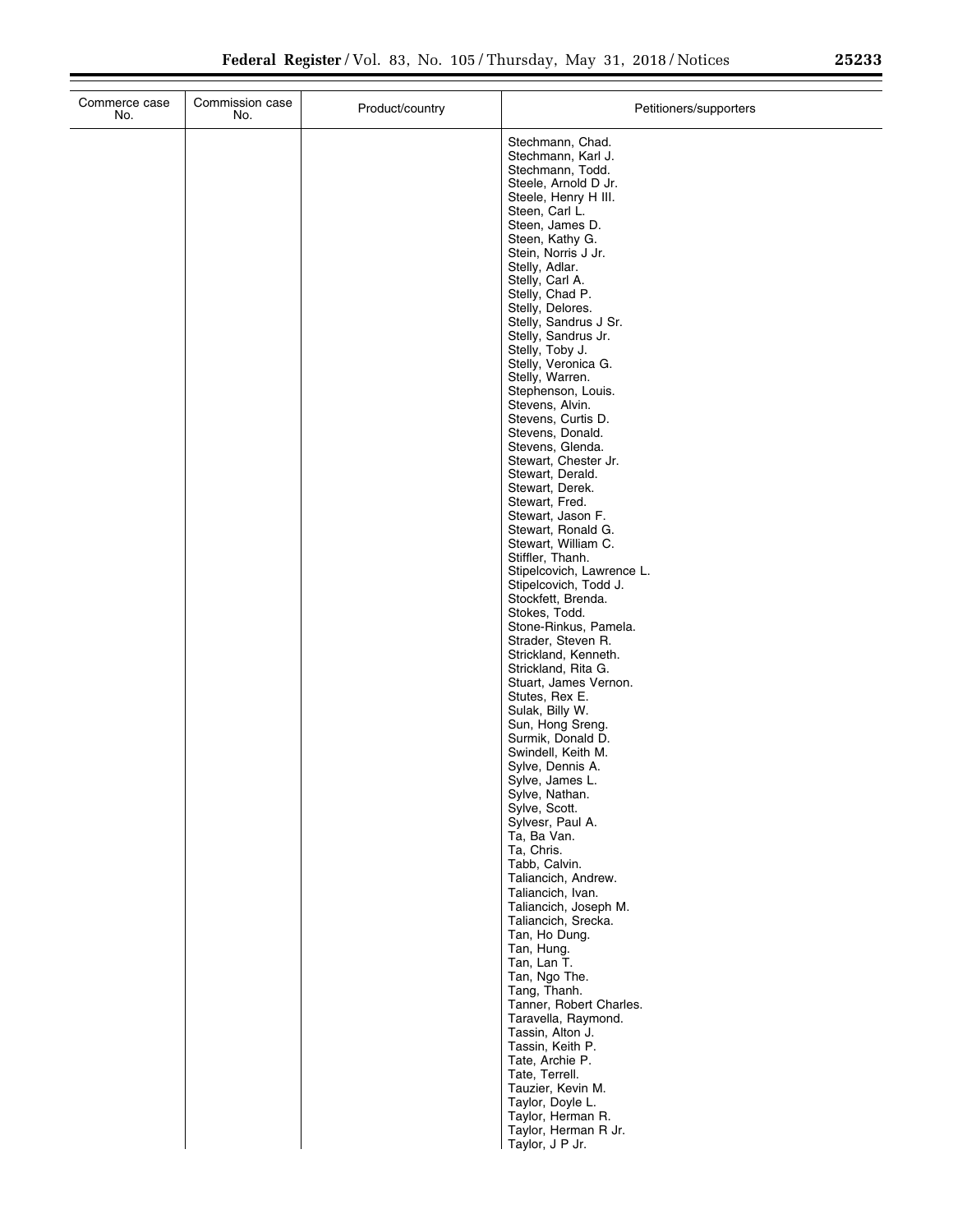| Commerce case No. | Commission case No. | Product/country | Petitioners/supporters |
|---|---|---|---|
| | | | Stechmann, Chad. |
| | | | Stechmann, Karl J. |
| | | | Stechmann, Todd. |
| | | | Steele, Arnold D Jr. |
| | | | Steele, Henry H III. |
| | | | Steen, Carl L. |
| | | | Steen, James D. |
| | | | Steen, Kathy G. |
| | | | Stein, Norris J Jr. |
| | | | Stelly, Adlar. |
| | | | Stelly, Carl A. |
| | | | Stelly, Chad P. |
| | | | Stelly, Delores. |
| | | | Stelly, Sandrus J Sr. |
| | | | Stelly, Sandrus Jr. |
| | | | Stelly, Toby J. |
| | | | Stelly, Veronica G. |
| | | | Stelly, Warren. |
| | | | Stephenson, Louis. |
| | | | Stevens, Alvin. |
| | | | Stevens, Curtis D. |
| | | | Stevens, Donald. |
| | | | Stevens, Glenda. |
| | | | Stewart, Chester Jr. |
| | | | Stewart, Derald. |
| | | | Stewart, Derek. |
| | | | Stewart, Fred. |
| | | | Stewart, Jason F. |
| | | | Stewart, Ronald G. |
| | | | Stewart, William C. |
| | | | Stiffler, Thanh. |
| | | | Stipelcovich, Lawrence L. |
| | | | Stipelcovich, Todd J. |
| | | | Stockfett, Brenda. |
| | | | Stokes, Todd. |
| | | | Stone-Rinkus, Pamela. |
| | | | Strader, Steven R. |
| | | | Strickland, Kenneth. |
| | | | Strickland, Rita G. |
| | | | Stuart, James Vernon. |
| | | | Stutes, Rex E. |
| | | | Sulak, Billy W. |
| | | | Sun, Hong Sreng. |
| | | | Surmik, Donald D. |
| | | | Swindell, Keith M. |
| | | | Sylve, Dennis A. |
| | | | Sylve, James L. |
| | | | Sylve, Nathan. |
| | | | Sylve, Scott. |
| | | | Sylvesr, Paul A. |
| | | | Ta, Ba Van. |
| | | | Ta, Chris. |
| | | | Tabb, Calvin. |
| | | | Taliancich, Andrew. |
| | | | Taliancich, Ivan. |
| | | | Taliancich, Joseph M. |
| | | | Taliancich, Srecka. |
| | | | Tan, Ho Dung. |
| | | | Tan, Hung. |
| | | | Tan, Lan T. |
| | | | Tan, Ngo The. |
| | | | Tang, Thanh. |
| | | | Tanner, Robert Charles. |
| | | | Taravella, Raymond. |
| | | | Tassin, Alton J. |
| | | | Tassin, Keith P. |
| | | | Tate, Archie P. |
| | | | Tate, Terrell. |
| | | | Tauzier, Kevin M. |
| | | | Taylor, Doyle L. |
| | | | Taylor, Herman R. |
| | | | Taylor, Herman R Jr. |
| | | | Taylor, J P Jr. |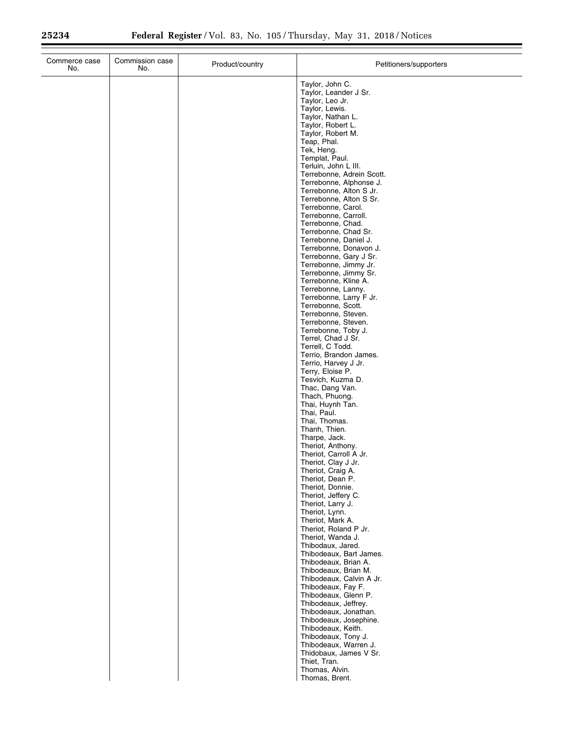| Commerce case No. | Commission case No. | Product/country | Petitioners/supporters |
| --- | --- | --- | --- |
| | | | Taylor, John C. |
| | | | Taylor, Leander J Sr. |
| | | | Taylor, Leo Jr. |
| | | | Taylor, Lewis. |
| | | | Taylor, Nathan L. |
| | | | Taylor, Robert L. |
| | | | Taylor, Robert M. |
| | | | Teap, Phal. |
| | | | Tek, Heng. |
| | | | Templat, Paul. |
| | | | Terluin, John L III. |
| | | | Terrebonne, Adrein Scott. |
| | | | Terrebonne, Alphonse J. |
| | | | Terrebonne, Alton S Jr. |
| | | | Terrebonne, Alton S Sr. |
| | | | Terrebonne, Carol. |
| | | | Terrebonne, Carroll. |
| | | | Terrebonne, Chad. |
| | | | Terrebonne, Chad Sr. |
| | | | Terrebonne, Daniel J. |
| | | | Terrebonne, Donavon J. |
| | | | Terrebonne, Gary J Sr. |
| | | | Terrebonne, Jimmy Jr. |
| | | | Terrebonne, Jimmy Sr. |
| | | | Terrebonne, Kline A. |
| | | | Terrebonne, Lanny. |
| | | | Terrebonne, Larry F Jr. |
| | | | Terrebonne, Scott. |
| | | | Terrebonne, Steven. |
| | | | Terrebonne, Steven. |
| | | | Terrebonne, Toby J. |
| | | | Terrel, Chad J Sr. |
| | | | Terrell, C Todd. |
| | | | Terrio, Brandon James. |
| | | | Terrio, Harvey J Jr. |
| | | | Terry, Eloise P. |
| | | | Tesvich, Kuzma D. |
| | | | Thac, Dang Van. |
| | | | Thach, Phuong. |
| | | | Thai, Huynh Tan. |
| | | | Thai, Paul. |
| | | | Thai, Thomas. |
| | | | Thanh, Thien. |
| | | | Tharpe, Jack. |
| | | | Theriot, Anthony. |
| | | | Theriot, Carroll A Jr. |
| | | | Theriot, Clay J Jr. |
| | | | Theriot, Craig A. |
| | | | Theriot, Dean P. |
| | | | Theriot, Donnie. |
| | | | Theriot, Jeffery C. |
| | | | Theriot, Larry J. |
| | | | Theriot, Lynn. |
| | | | Theriot, Mark A. |
| | | | Theriot, Roland P Jr. |
| | | | Theriot, Wanda J. |
| | | | Thibodaux, Jared. |
| | | | Thibodeaux, Bart James. |
| | | | Thibodeaux, Brian A. |
| | | | Thibodeaux, Brian M. |
| | | | Thibodeaux, Calvin A Jr. |
| | | | Thibodeaux, Fay F. |
| | | | Thibodeaux, Glenn P. |
| | | | Thibodeaux, Jeffrey. |
| | | | Thibodeaux, Jonathan. |
| | | | Thibodeaux, Josephine. |
| | | | Thibodeaux, Keith. |
| | | | Thibodeaux, Tony J. |
| | | | Thibodeaux, Warren J. |
| | | | Thidobaux, James V Sr. |
| | | | Thiet, Tran. |
| | | | Thomas, Alvin. |
| | | | Thomas, Brent. |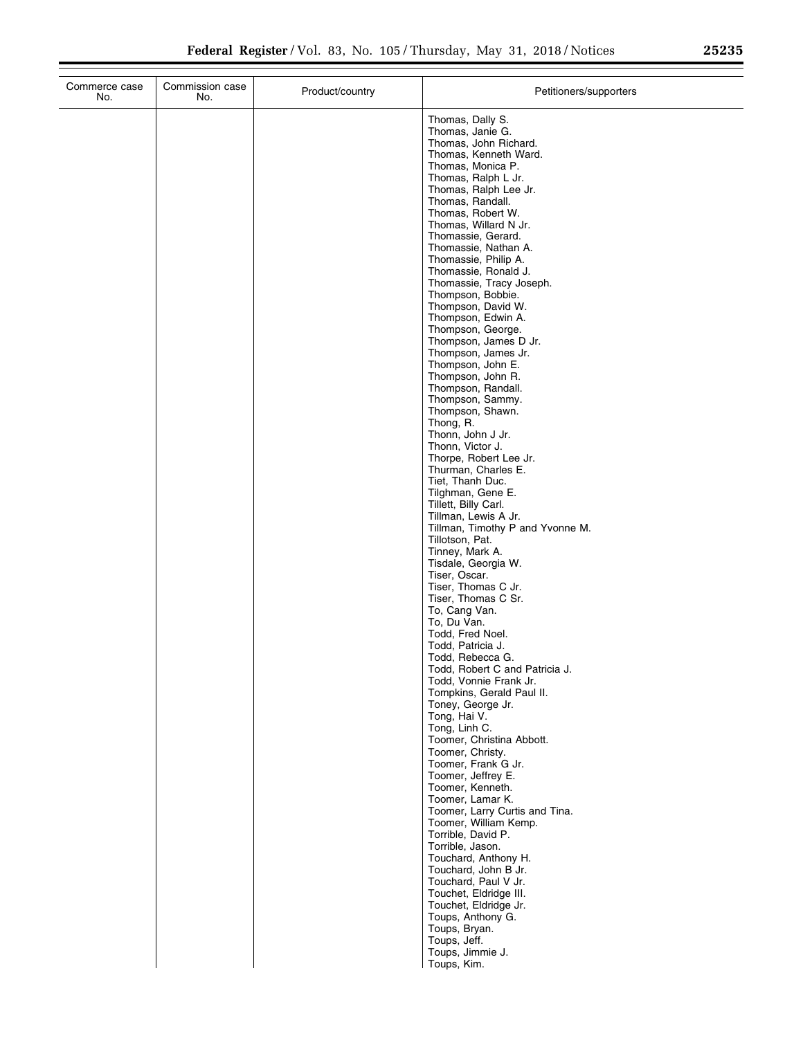| Commerce case No. | Commission case No. | Product/country | Petitioners/supporters |
| --- | --- | --- | --- |
| | | | Thomas, Dally S. |
| | | | Thomas, Janie G. |
| | | | Thomas, John Richard. |
| | | | Thomas, Kenneth Ward. |
| | | | Thomas, Monica P. |
| | | | Thomas, Ralph L Jr. |
| | | | Thomas, Ralph Lee Jr. |
| | | | Thomas, Randall. |
| | | | Thomas, Robert W. |
| | | | Thomas, Willard N Jr. |
| | | | Thomassie, Gerard. |
| | | | Thomassie, Nathan A. |
| | | | Thomassie, Philip A. |
| | | | Thomassie, Ronald J. |
| | | | Thomassie, Tracy Joseph. |
| | | | Thompson, Bobbie. |
| | | | Thompson, David W. |
| | | | Thompson, Edwin A. |
| | | | Thompson, George. |
| | | | Thompson, James D Jr. |
| | | | Thompson, James Jr. |
| | | | Thompson, John E. |
| | | | Thompson, John R. |
| | | | Thompson, Randall. |
| | | | Thompson, Sammy. |
| | | | Thompson, Shawn. |
| | | | Thong, R. |
| | | | Thonn, John J Jr. |
| | | | Thonn, Victor J. |
| | | | Thorpe, Robert Lee Jr. |
| | | | Thurman, Charles E. |
| | | | Tiet, Thanh Duc. |
| | | | Tilghman, Gene E. |
| | | | Tillett, Billy Carl. |
| | | | Tillman, Lewis A Jr. |
| | | | Tillman, Timothy P and Yvonne M. |
| | | | Tillotson, Pat. |
| | | | Tinney, Mark A. |
| | | | Tisdale, Georgia W. |
| | | | Tiser, Oscar. |
| | | | Tiser, Thomas C Jr. |
| | | | Tiser, Thomas C Sr. |
| | | | To, Cang Van. |
| | | | To, Du Van. |
| | | | Todd, Fred Noel. |
| | | | Todd, Patricia J. |
| | | | Todd, Rebecca G. |
| | | | Todd, Robert C and Patricia J. |
| | | | Todd, Vonnie Frank Jr. |
| | | | Tompkins, Gerald Paul II. |
| | | | Toney, George Jr. |
| | | | Tong, Hai V. |
| | | | Tong, Linh C. |
| | | | Toomer, Christina Abbott. |
| | | | Toomer, Christy. |
| | | | Toomer, Frank G Jr. |
| | | | Toomer, Jeffrey E. |
| | | | Toomer, Kenneth. |
| | | | Toomer, Lamar K. |
| | | | Toomer, Larry Curtis and Tina. |
| | | | Toomer, William Kemp. |
| | | | Torrible, David P. |
| | | | Torrible, Jason. |
| | | | Touchard, Anthony H. |
| | | | Touchard, John B Jr. |
| | | | Touchard, Paul V Jr. |
| | | | Touchet, Eldridge III. |
| | | | Touchet, Eldridge Jr. |
| | | | Toups, Anthony G. |
| | | | Toups, Bryan. |
| | | | Toups, Jeff. |
| | | | Toups, Jimmie J. |
| | | | Toups, Kim. |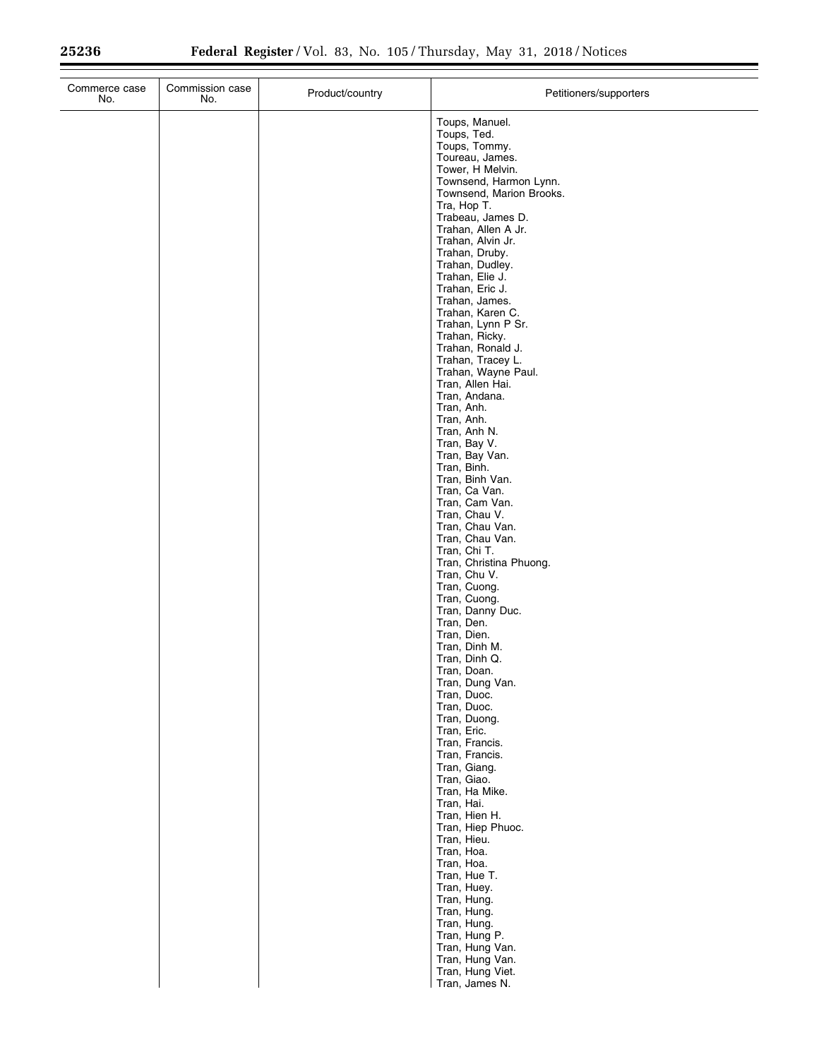| Commerce case No. | Commission case No. | Product/country | Petitioners/supporters |
|---|---|---|---|
| | | | Toups, Manuel. |
| | | | Toups, Ted. |
| | | | Toups, Tommy. |
| | | | Toureau, James. |
| | | | Tower, H Melvin. |
| | | | Townsend, Harmon Lynn. |
| | | | Townsend, Marion Brooks. |
| | | | Tra, Hop T. |
| | | | Trabeau, James D. |
| | | | Trahan, Allen A Jr. |
| | | | Trahan, Alvin Jr. |
| | | | Trahan, Druby. |
| | | | Trahan, Dudley. |
| | | | Trahan, Elie J. |
| | | | Trahan, Eric J. |
| | | | Trahan, James. |
| | | | Trahan, Karen C. |
| | | | Trahan, Lynn P Sr. |
| | | | Trahan, Ricky. |
| | | | Trahan, Ronald J. |
| | | | Trahan, Tracey L. |
| | | | Trahan, Wayne Paul. |
| | | | Tran, Allen Hai. |
| | | | Tran, Andana. |
| | | | Tran, Anh. |
| | | | Tran, Anh. |
| | | | Tran, Anh N. |
| | | | Tran, Bay V. |
| | | | Tran, Bay Van. |
| | | | Tran, Binh. |
| | | | Tran, Binh Van. |
| | | | Tran, Ca Van. |
| | | | Tran, Cam Van. |
| | | | Tran, Chau V. |
| | | | Tran, Chau Van. |
| | | | Tran, Chau Van. |
| | | | Tran, Chi T. |
| | | | Tran, Christina Phuong. |
| | | | Tran, Chu V. |
| | | | Tran, Cuong. |
| | | | Tran, Cuong. |
| | | | Tran, Danny Duc. |
| | | | Tran, Den. |
| | | | Tran, Dien. |
| | | | Tran, Dinh M. |
| | | | Tran, Dinh Q. |
| | | | Tran, Doan. |
| | | | Tran, Dung Van. |
| | | | Tran, Duoc. |
| | | | Tran, Duoc. |
| | | | Tran, Duong. |
| | | | Tran, Eric. |
| | | | Tran, Francis. |
| | | | Tran, Francis. |
| | | | Tran, Giang. |
| | | | Tran, Giao. |
| | | | Tran, Ha Mike. |
| | | | Tran, Hai. |
| | | | Tran, Hien H. |
| | | | Tran, Hiep Phuoc. |
| | | | Tran, Hieu. |
| | | | Tran, Hoa. |
| | | | Tran, Hoa. |
| | | | Tran, Hue T. |
| | | | Tran, Huey. |
| | | | Tran, Hung. |
| | | | Tran, Hung. |
| | | | Tran, Hung. |
| | | | Tran, Hung P. |
| | | | Tran, Hung Van. |
| | | | Tran, Hung Van. |
| | | | Tran, Hung Viet. |
| | | | Tran, James N. |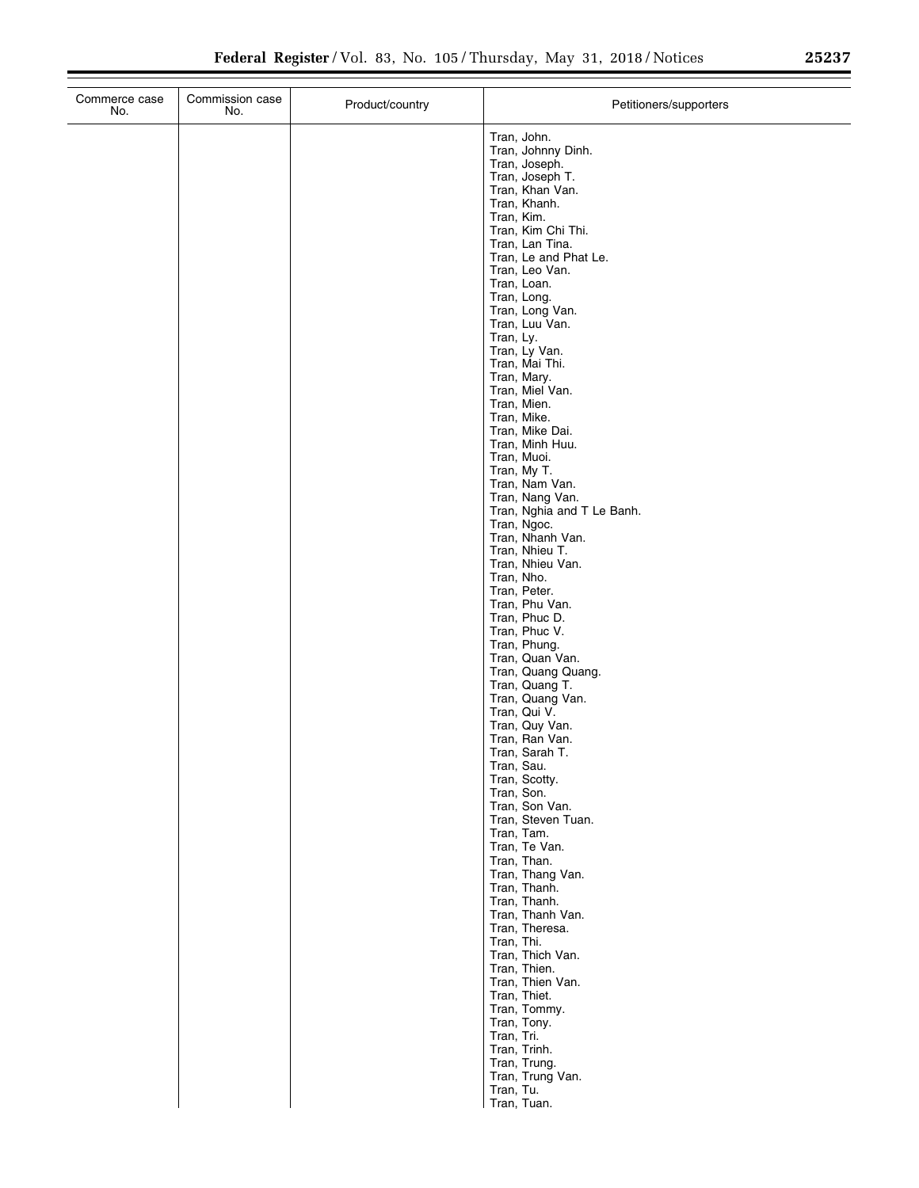| Commerce case No. | Commission case No. | Product/country | Petitioners/supporters |
| --- | --- | --- | --- |
| | | | Tran, John. |
| | | | Tran, Johnny Dinh. |
| | | | Tran, Joseph. |
| | | | Tran, Joseph T. |
| | | | Tran, Khan Van. |
| | | | Tran, Khanh. |
| | | | Tran, Kim. |
| | | | Tran, Kim Chi Thi. |
| | | | Tran, Lan Tina. |
| | | | Tran, Le and Phat Le. |
| | | | Tran, Leo Van. |
| | | | Tran, Loan. |
| | | | Tran, Long. |
| | | | Tran, Long Van. |
| | | | Tran, Luu Van. |
| | | | Tran, Ly. |
| | | | Tran, Ly Van. |
| | | | Tran, Mai Thi. |
| | | | Tran, Mary. |
| | | | Tran, Miel Van. |
| | | | Tran, Mien. |
| | | | Tran, Mike. |
| | | | Tran, Mike Dai. |
| | | | Tran, Minh Huu. |
| | | | Tran, Muoi. |
| | | | Tran, My T. |
| | | | Tran, Nam Van. |
| | | | Tran, Nang Van. |
| | | | Tran, Nghia and T Le Banh. |
| | | | Tran, Ngoc. |
| | | | Tran, Nhanh Van. |
| | | | Tran, Nhieu T. |
| | | | Tran, Nhieu Van. |
| | | | Tran, Nho. |
| | | | Tran, Peter. |
| | | | Tran, Phu Van. |
| | | | Tran, Phuc D. |
| | | | Tran, Phuc V. |
| | | | Tran, Phung. |
| | | | Tran, Quan Van. |
| | | | Tran, Quang Quang. |
| | | | Tran, Quang T. |
| | | | Tran, Quang Van. |
| | | | Tran, Qui V. |
| | | | Tran, Quy Van. |
| | | | Tran, Ran Van. |
| | | | Tran, Sarah T. |
| | | | Tran, Sau. |
| | | | Tran, Scotty. |
| | | | Tran, Son. |
| | | | Tran, Son Van. |
| | | | Tran, Steven Tuan. |
| | | | Tran, Tam. |
| | | | Tran, Te Van. |
| | | | Tran, Than. |
| | | | Tran, Thang Van. |
| | | | Tran, Thanh. |
| | | | Tran, Thanh. |
| | | | Tran, Thanh Van. |
| | | | Tran, Theresa. |
| | | | Tran, Thi. |
| | | | Tran, Thich Van. |
| | | | Tran, Thien. |
| | | | Tran, Thien Van. |
| | | | Tran, Thiet. |
| | | | Tran, Tommy. |
| | | | Tran, Tony. |
| | | | Tran, Tri. |
| | | | Tran, Trinh. |
| | | | Tran, Trung. |
| | | | Tran, Trung Van. |
| | | | Tran, Tu. |
| | | | Tran, Tuan. |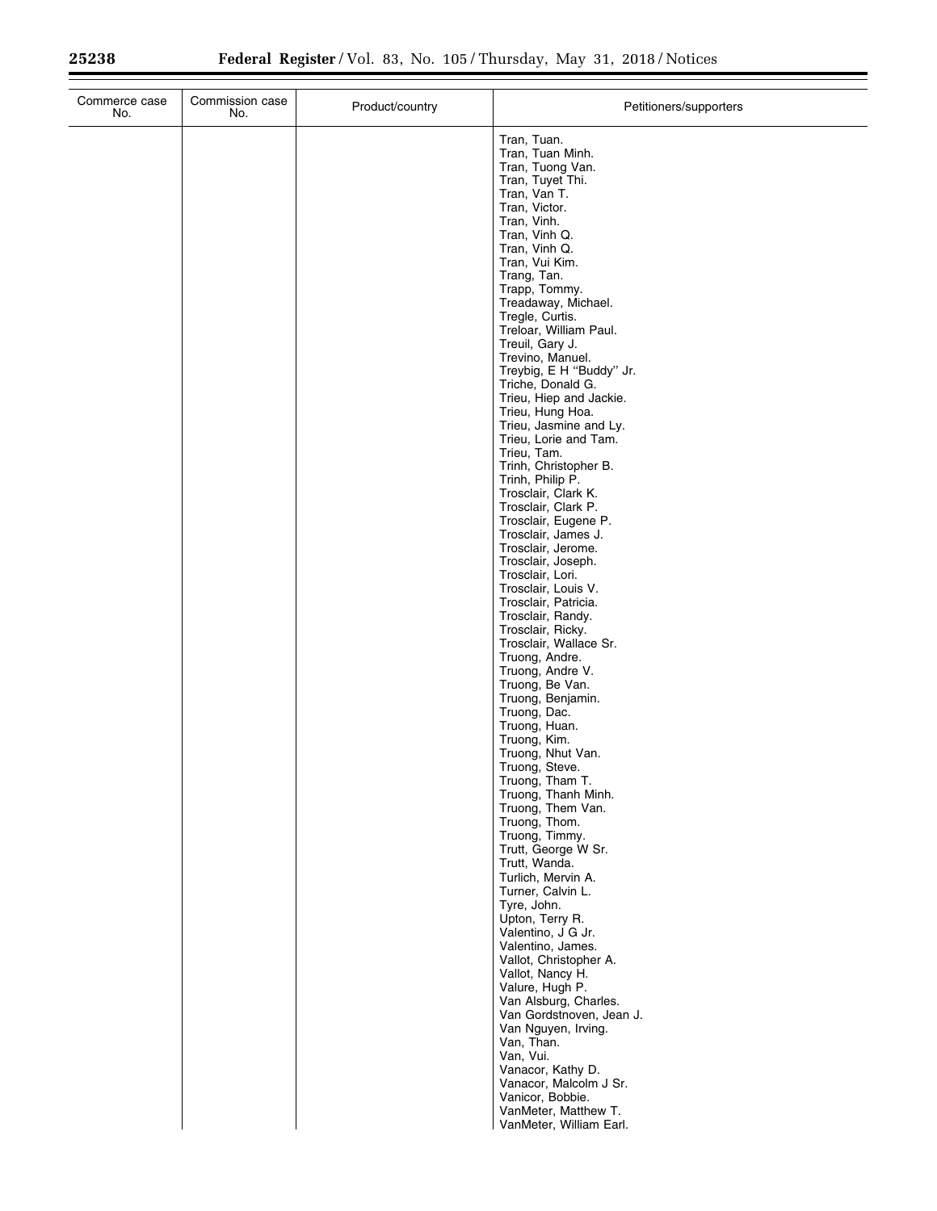| Commerce case No. | Commission case No. | Product/country | Petitioners/supporters |
|---|---|---|---|
| | | | Tran, Tuan. |
| | | | Tran, Tuan Minh. |
| | | | Tran, Tuong Van. |
| | | | Tran, Tuyet Thi. |
| | | | Tran, Van T. |
| | | | Tran, Victor. |
| | | | Tran, Vinh. |
| | | | Tran, Vinh Q. |
| | | | Tran, Vinh Q. |
| | | | Tran, Vui Kim. |
| | | | Trang, Tan. |
| | | | Trapp, Tommy. |
| | | | Treadaway, Michael. |
| | | | Tregle, Curtis. |
| | | | Treloar, William Paul. |
| | | | Treuil, Gary J. |
| | | | Trevino, Manuel. |
| | | | Treybig, E H "Buddy" Jr. |
| | | | Triche, Donald G. |
| | | | Trieu, Hiep and Jackie. |
| | | | Trieu, Hung Hoa. |
| | | | Trieu, Jasmine and Ly. |
| | | | Trieu, Lorie and Tam. |
| | | | Trieu, Tam. |
| | | | Trinh, Christopher B. |
| | | | Trinh, Philip P. |
| | | | Trosclair, Clark K. |
| | | | Trosclair, Clark P. |
| | | | Trosclair, Eugene P. |
| | | | Trosclair, James J. |
| | | | Trosclair, Jerome. |
| | | | Trosclair, Joseph. |
| | | | Trosclair, Lori. |
| | | | Trosclair, Louis V. |
| | | | Trosclair, Patricia. |
| | | | Trosclair, Randy. |
| | | | Trosclair, Ricky. |
| | | | Trosclair, Wallace Sr. |
| | | | Truong, Andre. |
| | | | Truong, Andre V. |
| | | | Truong, Be Van. |
| | | | Truong, Benjamin. |
| | | | Truong, Dac. |
| | | | Truong, Huan. |
| | | | Truong, Kim. |
| | | | Truong, Nhut Van. |
| | | | Truong, Steve. |
| | | | Truong, Tham T. |
| | | | Truong, Thanh Minh. |
| | | | Truong, Them Van. |
| | | | Truong, Thom. |
| | | | Truong, Timmy. |
| | | | Trutt, George W Sr. |
| | | | Trutt, Wanda. |
| | | | Turlich, Mervin A. |
| | | | Turner, Calvin L. |
| | | | Tyre, John. |
| | | | Upton, Terry R. |
| | | | Valentino, J G Jr. |
| | | | Valentino, James. |
| | | | Vallot, Christopher A. |
| | | | Vallot, Nancy H. |
| | | | Valure, Hugh P. |
| | | | Van Alsburg, Charles. |
| | | | Van Gordstnoven, Jean J. |
| | | | Van Nguyen, Irving. |
| | | | Van, Than. |
| | | | Van, Vui. |
| | | | Vanacor, Kathy D. |
| | | | Vanacor, Malcolm J Sr. |
| | | | Vanicor, Bobbie. |
| | | | VanMeter, Matthew T. |
| | | | VanMeter, William Earl. |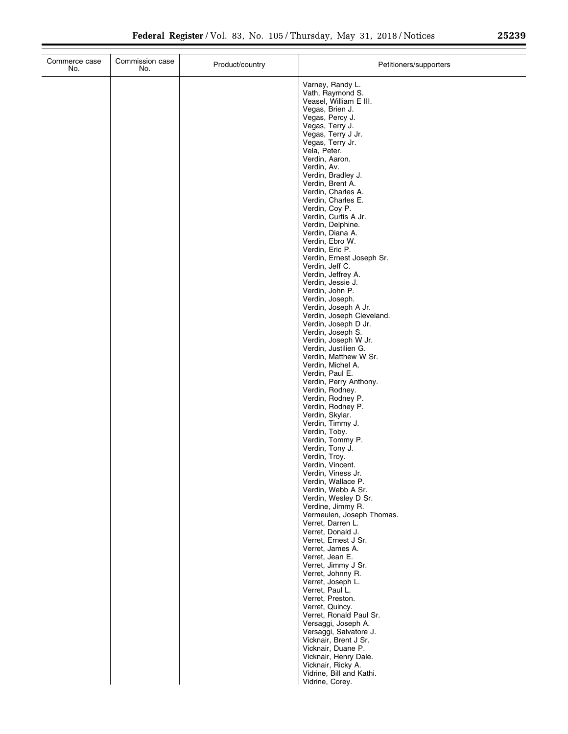| Commerce case No. | Commission case No. | Product/country | Petitioners/supporters |
|---|---|---|---|
| | | | Varney, Randy L.<br>Vath, Raymond S.<br>Veasel, William E III.<br>Vegas, Brien J.<br>Vegas, Percy J.<br>Vegas, Terry J.<br>Vegas, Terry J Jr.<br>Vegas, Terry Jr.<br>Vela, Peter.<br>Verdin, Aaron.<br>Verdin, Av.<br>Verdin, Bradley J.<br>Verdin, Brent A.<br>Verdin, Charles A.<br>Verdin, Charles E.<br>Verdin, Coy P.<br>Verdin, Curtis A Jr.<br>Verdin, Delphine.<br>Verdin, Diana A.<br>Verdin, Ebro W.<br>Verdin, Eric P.<br>Verdin, Ernest Joseph Sr.<br>Verdin, Jeff C.<br>Verdin, Jeffrey A.<br>Verdin, Jessie J.<br>Verdin, John P.<br>Verdin, Joseph.<br>Verdin, Joseph A Jr.<br>Verdin, Joseph Cleveland.<br>Verdin, Joseph D Jr.<br>Verdin, Joseph S.<br>Verdin, Joseph W Jr.<br>Verdin, Justilien G.<br>Verdin, Matthew W Sr.<br>Verdin, Michel A.<br>Verdin, Paul E.<br>Verdin, Perry Anthony.<br>Verdin, Rodney.<br>Verdin, Rodney P.<br>Verdin, Rodney P.<br>Verdin, Skylar.<br>Verdin, Timmy J.<br>Verdin, Toby.<br>Verdin, Tommy P.<br>Verdin, Tony J.<br>Verdin, Troy.<br>Verdin, Vincent.<br>Verdin, Viness Jr.<br>Verdin, Wallace P.<br>Verdin, Webb A Sr.<br>Verdin, Wesley D Sr.<br>Verdine, Jimmy R.<br>Vermeulen, Joseph Thomas.<br>Verret, Darren L.<br>Verret, Donald J.<br>Verret, Ernest J Sr.<br>Verret, James A.<br>Verret, Jean E.<br>Verret, Jimmy J Sr.<br>Verret, Johnny R.<br>Verret, Joseph L.<br>Verret, Paul L.<br>Verret, Preston.<br>Verret, Quincy.<br>Verret, Ronald Paul Sr.<br>Versaggi, Joseph A.<br>Versaggi, Salvatore J.<br>Vicknair, Brent J Sr.<br>Vicknair, Duane P.<br>Vicknair, Henry Dale.<br>Vicknair, Ricky A.<br>Vidrine, Bill and Kathi.<br>Vidrine, Corey. |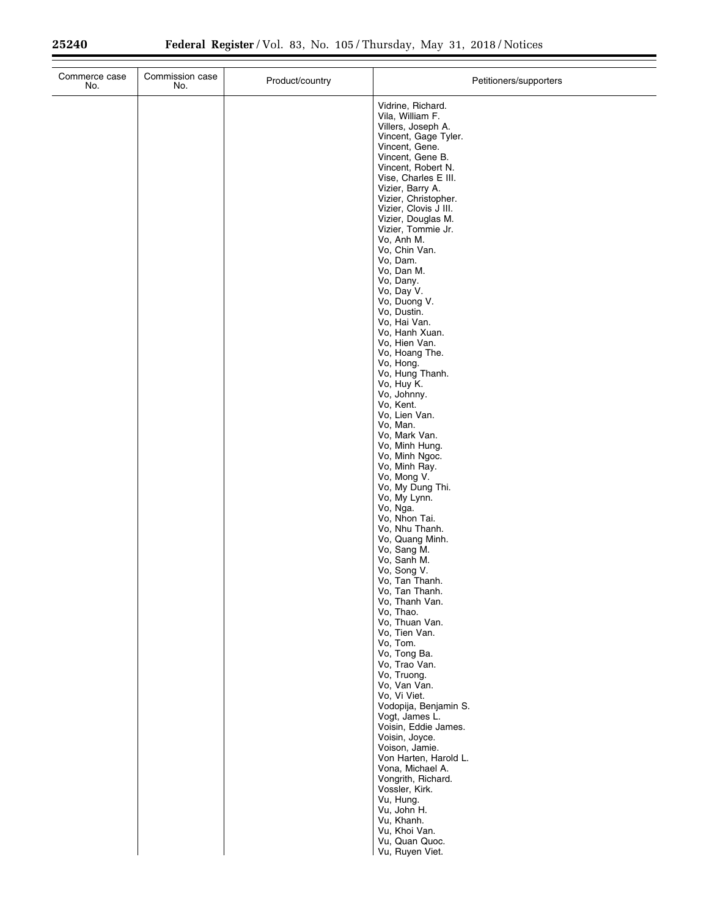| Commerce case No. | Commission case No. | Product/country | Petitioners/supporters |
|---|---|---|---|
| | | | Vidrine, Richard. |
| | | | Vila, William F. |
| | | | Villers, Joseph A. |
| | | | Vincent, Gage Tyler. |
| | | | Vincent, Gene. |
| | | | Vincent, Gene B. |
| | | | Vincent, Robert N. |
| | | | Vise, Charles E III. |
| | | | Vizier, Barry A. |
| | | | Vizier, Christopher. |
| | | | Vizier, Clovis J III. |
| | | | Vizier, Douglas M. |
| | | | Vizier, Tommie Jr. |
| | | | Vo, Anh M. |
| | | | Vo, Chin Van. |
| | | | Vo, Dam. |
| | | | Vo, Dan M. |
| | | | Vo, Dany. |
| | | | Vo, Day V. |
| | | | Vo, Duong V. |
| | | | Vo, Dustin. |
| | | | Vo, Hai Van. |
| | | | Vo, Hanh Xuan. |
| | | | Vo, Hien Van. |
| | | | Vo, Hoang The. |
| | | | Vo, Hong. |
| | | | Vo, Hung Thanh. |
| | | | Vo, Huy K. |
| | | | Vo, Johnny. |
| | | | Vo, Kent. |
| | | | Vo, Lien Van. |
| | | | Vo, Man. |
| | | | Vo, Mark Van. |
| | | | Vo, Minh Hung. |
| | | | Vo, Minh Ngoc. |
| | | | Vo, Minh Ray. |
| | | | Vo, Mong V. |
| | | | Vo, My Dung Thi. |
| | | | Vo, My Lynn. |
| | | | Vo, Nga. |
| | | | Vo, Nhon Tai. |
| | | | Vo, Nhu Thanh. |
| | | | Vo, Quang Minh. |
| | | | Vo, Sang M. |
| | | | Vo, Sanh M. |
| | | | Vo, Song V. |
| | | | Vo, Tan Thanh. |
| | | | Vo, Tan Thanh. |
| | | | Vo, Thanh Van. |
| | | | Vo, Thao. |
| | | | Vo, Thuan Van. |
| | | | Vo, Tien Van. |
| | | | Vo, Tom. |
| | | | Vo, Tong Ba. |
| | | | Vo, Trao Van. |
| | | | Vo, Truong. |
| | | | Vo, Van Van. |
| | | | Vo, Vi Viet. |
| | | | Vodopija, Benjamin S. |
| | | | Vogt, James L. |
| | | | Voisin, Eddie James. |
| | | | Voisin, Joyce. |
| | | | Voison, Jamie. |
| | | | Von Harten, Harold L. |
| | | | Vona, Michael A. |
| | | | Vongrith, Richard. |
| | | | Vossler, Kirk. |
| | | | Vu, Hung. |
| | | | Vu, John H. |
| | | | Vu, Khanh. |
| | | | Vu, Khoi Van. |
| | | | Vu, Quan Quoc. |
| | | | Vu, Ruyen Viet. |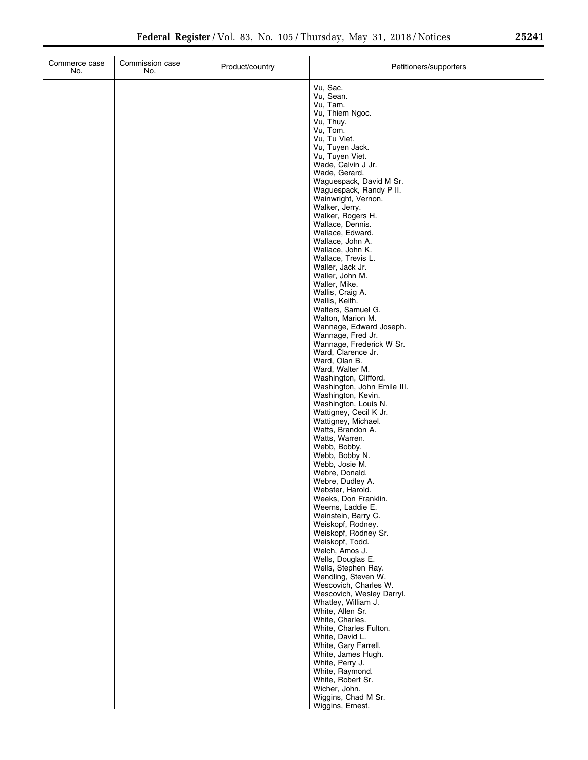| Commerce case No. | Commission case No. | Product/country | Petitioners/supporters |
|---|---|---|---|
| | | | Vu, Sac. |
| | | | Vu, Sean. |
| | | | Vu, Tam. |
| | | | Vu, Thiem Ngoc. |
| | | | Vu, Thuy. |
| | | | Vu, Tom. |
| | | | Vu, Tu Viet. |
| | | | Vu, Tuyen Jack. |
| | | | Vu, Tuyen Viet. |
| | | | Wade, Calvin J Jr. |
| | | | Wade, Gerard. |
| | | | Waguespack, David M Sr. |
| | | | Waguespack, Randy P II. |
| | | | Wainwright, Vernon. |
| | | | Walker, Jerry. |
| | | | Walker, Rogers H. |
| | | | Wallace, Dennis. |
| | | | Wallace, Edward. |
| | | | Wallace, John A. |
| | | | Wallace, John K. |
| | | | Wallace, Trevis L. |
| | | | Waller, Jack Jr. |
| | | | Waller, John M. |
| | | | Waller, Mike. |
| | | | Wallis, Craig A. |
| | | | Wallis, Keith. |
| | | | Walters, Samuel G. |
| | | | Walton, Marion M. |
| | | | Wannage, Edward Joseph. |
| | | | Wannage, Fred Jr. |
| | | | Wannage, Frederick W Sr. |
| | | | Ward, Clarence Jr. |
| | | | Ward, Olan B. |
| | | | Ward, Walter M. |
| | | | Washington, Clifford. |
| | | | Washington, John Emile III. |
| | | | Washington, Kevin. |
| | | | Washington, Louis N. |
| | | | Wattigney, Cecil K Jr. |
| | | | Wattigney, Michael. |
| | | | Watts, Brandon A. |
| | | | Watts, Warren. |
| | | | Webb, Bobby. |
| | | | Webb, Bobby N. |
| | | | Webb, Josie M. |
| | | | Webre, Donald. |
| | | | Webre, Dudley A. |
| | | | Webster, Harold. |
| | | | Weeks, Don Franklin. |
| | | | Weems, Laddie E. |
| | | | Weinstein, Barry C. |
| | | | Weiskopf, Rodney. |
| | | | Weiskopf, Rodney Sr. |
| | | | Weiskopf, Todd. |
| | | | Welch, Amos J. |
| | | | Wells, Douglas E. |
| | | | Wells, Stephen Ray. |
| | | | Wendling, Steven W. |
| | | | Wescovich, Charles W. |
| | | | Wescovich, Wesley Darryl. |
| | | | Whatley, William J. |
| | | | White, Allen Sr. |
| | | | White, Charles. |
| | | | White, Charles Fulton. |
| | | | White, David L. |
| | | | White, Gary Farrell. |
| | | | White, James Hugh. |
| | | | White, Perry J. |
| | | | White, Raymond. |
| | | | White, Robert Sr. |
| | | | Wicher, John. |
| | | | Wiggins, Chad M Sr. |
| | | | Wiggins, Ernest. |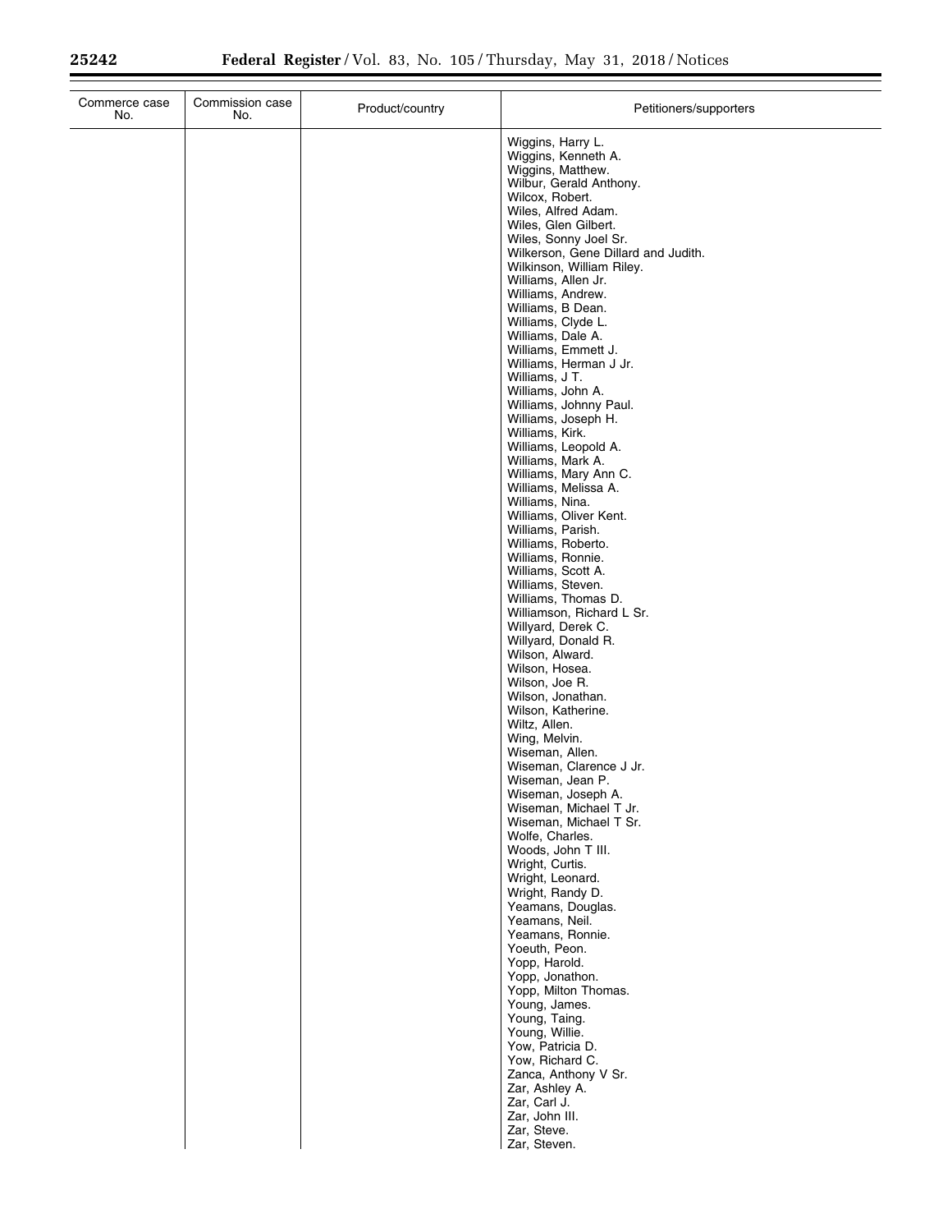| Commerce case No. | Commission case No. | Product/country | Petitioners/supporters |
| --- | --- | --- | --- |
| | | | Wiggins, Harry L.<br>Wiggins, Kenneth A.<br>Wiggins, Matthew.<br>Wilbur, Gerald Anthony.<br>Wilcox, Robert.<br>Wiles, Alfred Adam.<br>Wiles, Glen Gilbert.<br>Wiles, Sonny Joel Sr.<br>Wilkerson, Gene Dillard and Judith.<br>Wilkinson, William Riley.<br>Williams, Allen Jr.<br>Williams, Andrew.<br>Williams, B Dean.<br>Williams, Clyde L.<br>Williams, Dale A.<br>Williams, Emmett J.<br>Williams, Herman J Jr.<br>Williams, J T.<br>Williams, John A.<br>Williams, Johnny Paul.<br>Williams, Joseph H.<br>Williams, Kirk.<br>Williams, Leopold A.<br>Williams, Mark A.<br>Williams, Mary Ann C.<br>Williams, Melissa A.<br>Williams, Nina.<br>Williams, Oliver Kent.<br>Williams, Parish.<br>Williams, Roberto.<br>Williams, Ronnie.<br>Williams, Scott A.<br>Williams, Steven.<br>Williams, Thomas D.<br>Williamson, Richard L Sr.<br>Willyard, Derek C.<br>Willyard, Donald R.<br>Wilson, Alward.<br>Wilson, Hosea.<br>Wilson, Joe R.<br>Wilson, Jonathan.<br>Wilson, Katherine.<br>Wiltz, Allen.<br>Wing, Melvin.<br>Wiseman, Allen.<br>Wiseman, Clarence J Jr.<br>Wiseman, Jean P.<br>Wiseman, Joseph A.<br>Wiseman, Michael T Jr.<br>Wiseman, Michael T Sr.<br>Wolfe, Charles.<br>Woods, John T III.<br>Wright, Curtis.<br>Wright, Leonard.<br>Wright, Randy D.<br>Yeamans, Douglas.<br>Yeamans, Neil.<br>Yeamans, Ronnie.<br>Yoeuth, Peon.<br>Yopp, Harold.<br>Yopp, Jonathon.<br>Yopp, Milton Thomas.<br>Young, James.<br>Young, Taing.<br>Young, Willie.<br>Yow, Patricia D.<br>Yow, Richard C.<br>Zanca, Anthony V Sr.<br>Zar, Ashley A.<br>Zar, Carl J.<br>Zar, John III.<br>Zar, Steve.<br>Zar, Steven. |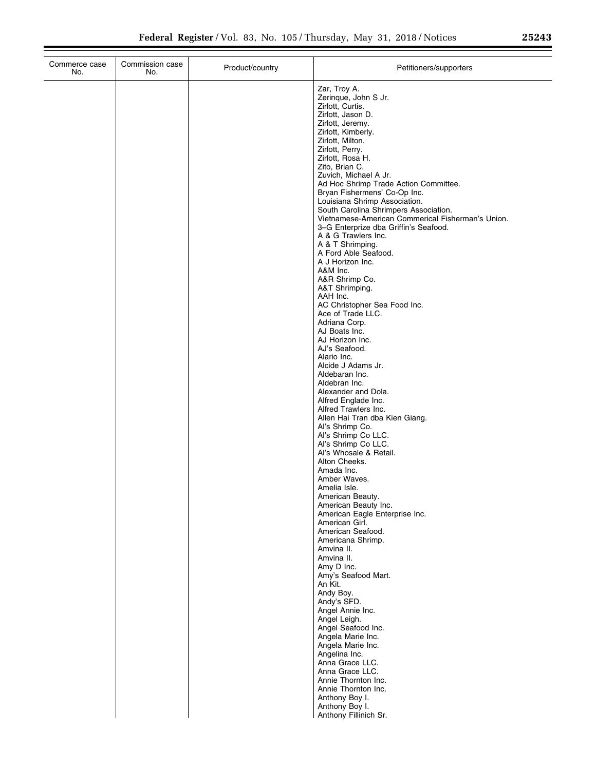| Commerce case No. | Commission case No. | Product/country | Petitioners/supporters |
|---|---|---|---|
| | | | Zar, Troy A. |
| | | | Zerinque, John S Jr. |
| | | | Zirlott, Curtis. |
| | | | Zirlott, Jason D. |
| | | | Zirlott, Jeremy. |
| | | | Zirlott, Kimberly. |
| | | | Zirlott, Milton. |
| | | | Zirlott, Perry. |
| | | | Zirlott, Rosa H. |
| | | | Zito, Brian C. |
| | | | Zuvich, Michael A Jr. |
| | | | Ad Hoc Shrimp Trade Action Committee. |
| | | | Bryan Fishermens' Co-Op Inc. |
| | | | Louisiana Shrimp Association. |
| | | | South Carolina Shrimpers Association. |
| | | | Vietnamese-American Commerical Fisherman's Union. |
| | | | 3–G Enterprize dba Griffin's Seafood. |
| | | | A & G Trawlers Inc. |
| | | | A & T Shrimping. |
| | | | A Ford Able Seafood. |
| | | | A J Horizon Inc. |
| | | | A&M Inc. |
| | | | A&R Shrimp Co. |
| | | | A&T Shrimping. |
| | | | AAH Inc. |
| | | | AC Christopher Sea Food Inc. |
| | | | Ace of Trade LLC. |
| | | | Adriana Corp. |
| | | | AJ Boats Inc. |
| | | | AJ Horizon Inc. |
| | | | AJ's Seafood. |
| | | | Alario Inc. |
| | | | Alcide J Adams Jr. |
| | | | Aldebaran Inc. |
| | | | Aldebran Inc. |
| | | | Alexander and Dola. |
| | | | Alfred Englade Inc. |
| | | | Alfred Trawlers Inc. |
| | | | Allen Hai Tran dba Kien Giang. |
| | | | Al's Shrimp Co. |
| | | | Al's Shrimp Co LLC. |
| | | | Al's Shrimp Co LLC. |
| | | | Al's Whosale & Retail. |
| | | | Alton Cheeks. |
| | | | Amada Inc. |
| | | | Amber Waves. |
| | | | Amelia Isle. |
| | | | American Beauty. |
| | | | American Beauty Inc. |
| | | | American Eagle Enterprise Inc. |
| | | | American Girl. |
| | | | American Seafood. |
| | | | Americana Shrimp. |
| | | | Amvina II. |
| | | | Amvina II. |
| | | | Amy D Inc. |
| | | | Amy's Seafood Mart. |
| | | | An Kit. |
| | | | Andy Boy. |
| | | | Andy's SFD. |
| | | | Angel Annie Inc. |
| | | | Angel Leigh. |
| | | | Angel Seafood Inc. |
| | | | Angela Marie Inc. |
| | | | Angela Marie Inc. |
| | | | Angelina Inc. |
| | | | Anna Grace LLC. |
| | | | Anna Grace LLC. |
| | | | Annie Thornton Inc. |
| | | | Annie Thornton Inc. |
| | | | Anthony Boy I. |
| | | | Anthony Boy I. |
| | | | Anthony Fillinich Sr. |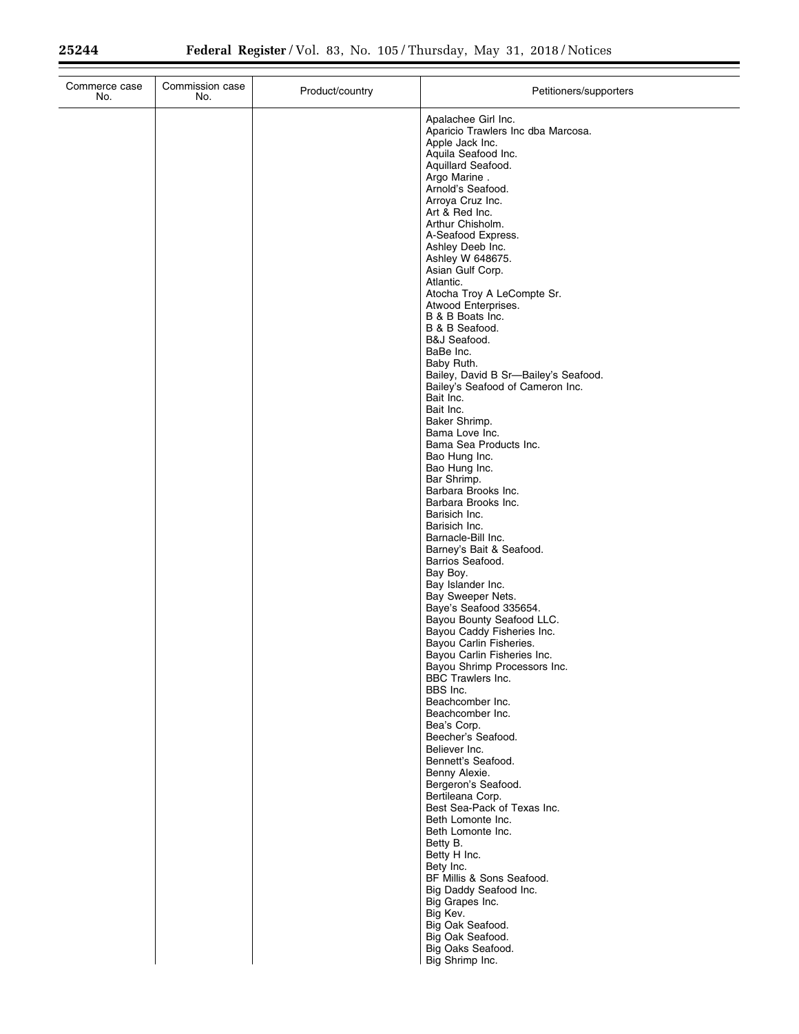| Commerce case No. | Commission case No. | Product/country | Petitioners/supporters |
|---|---|---|---|
| | | | Apalachee Girl Inc. |
| | | | Aparicio Trawlers Inc dba Marcosa. |
| | | | Apple Jack Inc. |
| | | | Aquila Seafood Inc. |
| | | | Aquillard Seafood. |
| | | | Argo Marine . |
| | | | Arnold's Seafood. |
| | | | Arroya Cruz Inc. |
| | | | Art & Red Inc. |
| | | | Arthur Chisholm. |
| | | | A-Seafood Express. |
| | | | Ashley Deeb Inc. |
| | | | Ashley W 648675. |
| | | | Asian Gulf Corp. |
| | | | Atlantic. |
| | | | Atocha Troy A LeCompte Sr. |
| | | | Atwood Enterprises. |
| | | | B & B Boats Inc. |
| | | | B & B Seafood. |
| | | | B&J Seafood. |
| | | | BaBe Inc. |
| | | | Baby Ruth. |
| | | | Bailey, David B Sr—Bailey's Seafood. |
| | | | Bailey's Seafood of Cameron Inc. |
| | | | Bait Inc. |
| | | | Bait Inc. |
| | | | Baker Shrimp. |
| | | | Bama Love Inc. |
| | | | Bama Sea Products Inc. |
| | | | Bao Hung Inc. |
| | | | Bao Hung Inc. |
| | | | Bar Shrimp. |
| | | | Barbara Brooks Inc. |
| | | | Barbara Brooks Inc. |
| | | | Barisich Inc. |
| | | | Barisich Inc. |
| | | | Barnacle-Bill Inc. |
| | | | Barney's Bait & Seafood. |
| | | | Barrios Seafood. |
| | | | Bay Boy. |
| | | | Bay Islander Inc. |
| | | | Bay Sweeper Nets. |
| | | | Baye's Seafood 335654. |
| | | | Bayou Bounty Seafood LLC. |
| | | | Bayou Caddy Fisheries Inc. |
| | | | Bayou Carlin Fisheries. |
| | | | Bayou Carlin Fisheries Inc. |
| | | | Bayou Shrimp Processors Inc. |
| | | | BBC Trawlers Inc. |
| | | | BBS Inc. |
| | | | Beachcomber Inc. |
| | | | Beachcomber Inc. |
| | | | Bea's Corp. |
| | | | Beecher's Seafood. |
| | | | Believer Inc. |
| | | | Bennett's Seafood. |
| | | | Benny Alexie. |
| | | | Bergeron's Seafood. |
| | | | Bertileana Corp. |
| | | | Best Sea-Pack of Texas Inc. |
| | | | Beth Lomonte Inc. |
| | | | Beth Lomonte Inc. |
| | | | Betty B. |
| | | | Betty H Inc. |
| | | | Bety Inc. |
| | | | BF Millis & Sons Seafood. |
| | | | Big Daddy Seafood Inc. |
| | | | Big Grapes Inc. |
| | | | Big Kev. |
| | | | Big Oak Seafood. |
| | | | Big Oak Seafood. |
| | | | Big Oaks Seafood. |
| | | | Big Shrimp Inc. |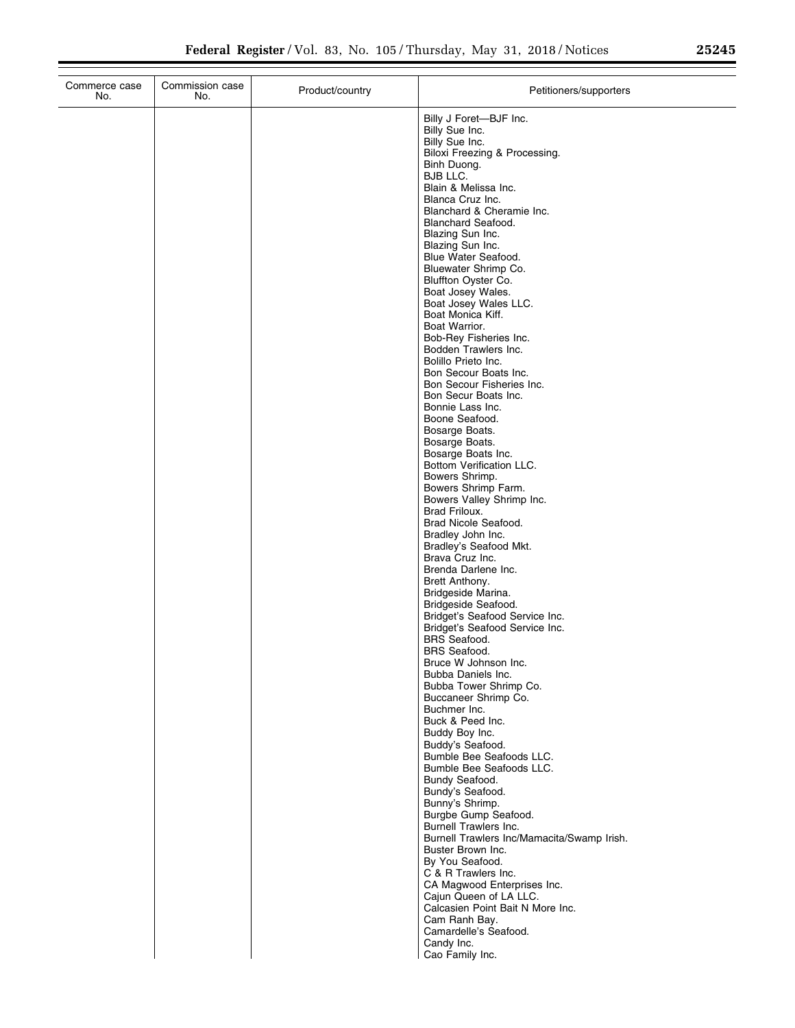| Commerce case No. | Commission case No. | Product/country | Petitioners/supporters |
|---|---|---|---|
| | | | Billy J Foret—BJF Inc.<br>Billy Sue Inc.<br>Billy Sue Inc.<br>Biloxi Freezing & Processing.<br>Binh Duong.<br>BJB LLC.<br>Blain & Melissa Inc.<br>Blanca Cruz Inc.<br>Blanchard & Cheramie Inc.<br>Blanchard Seafood.<br>Blazing Sun Inc.<br>Blazing Sun Inc.<br>Blue Water Seafood.<br>Bluewater Shrimp Co.<br>Bluffton Oyster Co.<br>Boat Josey Wales.<br>Boat Josey Wales LLC.<br>Boat Monica Kiff.<br>Boat Warrior.<br>Bob-Rey Fisheries Inc.<br>Bodden Trawlers Inc.<br>Bolillo Prieto Inc.<br>Bon Secour Boats Inc.<br>Bon Secour Fisheries Inc.<br>Bon Secur Boats Inc.<br>Bonnie Lass Inc.<br>Boone Seafood.<br>Bosarge Boats.<br>Bosarge Boats.<br>Bosarge Boats Inc.<br>Bottom Verification LLC.<br>Bowers Shrimp.<br>Bowers Shrimp Farm.<br>Bowers Valley Shrimp Inc.<br>Brad Friloux.<br>Brad Nicole Seafood.<br>Bradley John Inc.<br>Bradley's Seafood Mkt.<br>Brava Cruz Inc.<br>Brenda Darlene Inc.<br>Brett Anthony.<br>Bridgeside Marina.<br>Bridgeside Seafood.<br>Bridget's Seafood Service Inc.<br>Bridget's Seafood Service Inc.<br>BRS Seafood.<br>BRS Seafood.<br>Bruce W Johnson Inc.<br>Bubba Daniels Inc.<br>Bubba Tower Shrimp Co.<br>Buccaneer Shrimp Co.<br>Buchmer Inc.<br>Buck & Peed Inc.<br>Buddy Boy Inc.<br>Buddy's Seafood.<br>Bumble Bee Seafoods LLC.<br>Bumble Bee Seafoods LLC.<br>Bundy Seafood.<br>Bundy's Seafood.<br>Bunny's Shrimp.<br>Burgbe Gump Seafood.<br>Burnell Trawlers Inc.<br>Burnell Trawlers Inc/Mamacita/Swamp Irish.<br>Buster Brown Inc.<br>By You Seafood.<br>C & R Trawlers Inc.<br>CA Magwood Enterprises Inc.<br>Cajun Queen of LA LLC.<br>Calcasien Point Bait N More Inc.<br>Cam Ranh Bay.<br>Camardelle's Seafood.<br>Candy Inc.<br>Cao Family Inc. |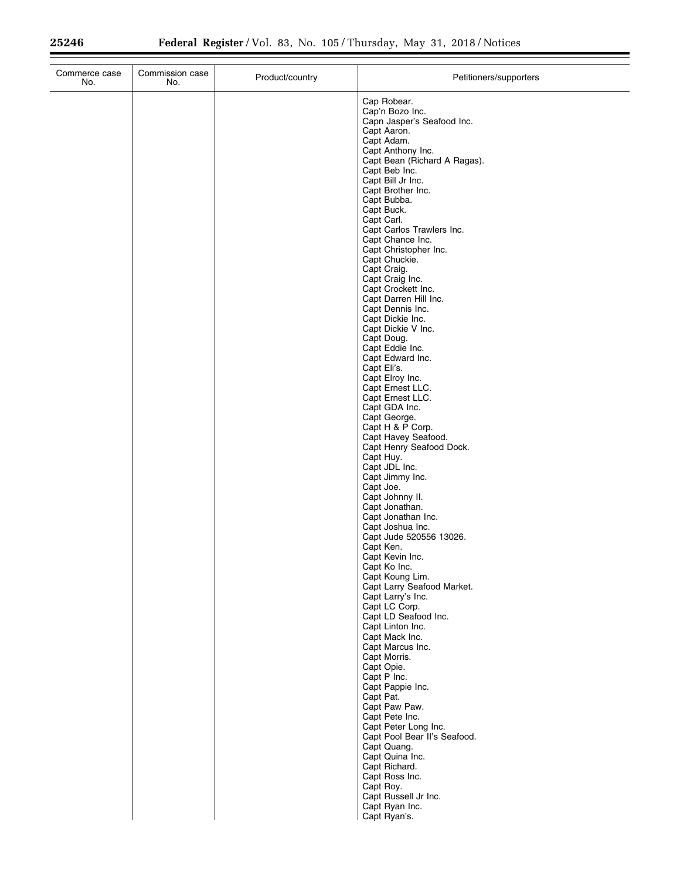| Commerce case No. | Commission case No. | Product/country | Petitioners/supporters |
|---|---|---|---|
| | | | Cap Robear. |
| | | | Cap'n Bozo Inc. |
| | | | Capn Jasper's Seafood Inc. |
| | | | Capt Aaron. |
| | | | Capt Adam. |
| | | | Capt Anthony Inc. |
| | | | Capt Bean (Richard A Ragas). |
| | | | Capt Beb Inc. |
| | | | Capt Bill Jr Inc. |
| | | | Capt Brother Inc. |
| | | | Capt Bubba. |
| | | | Capt Buck. |
| | | | Capt Carl. |
| | | | Capt Carlos Trawlers Inc. |
| | | | Capt Chance Inc. |
| | | | Capt Christopher Inc. |
| | | | Capt Chuckie. |
| | | | Capt Craig. |
| | | | Capt Craig Inc. |
| | | | Capt Crockett Inc. |
| | | | Capt Darren Hill Inc. |
| | | | Capt Dennis Inc. |
| | | | Capt Dickie Inc. |
| | | | Capt Dickie V Inc. |
| | | | Capt Doug. |
| | | | Capt Eddie Inc. |
| | | | Capt Edward Inc. |
| | | | Capt Eli's. |
| | | | Capt Elroy Inc. |
| | | | Capt Ernest LLC. |
| | | | Capt Ernest LLC. |
| | | | Capt GDA Inc. |
| | | | Capt George. |
| | | | Capt H & P Corp. |
| | | | Capt Havey Seafood. |
| | | | Capt Henry Seafood Dock. |
| | | | Capt Huy. |
| | | | Capt JDL Inc. |
| | | | Capt Jimmy Inc. |
| | | | Capt Joe. |
| | | | Capt Johnny II. |
| | | | Capt Jonathan. |
| | | | Capt Jonathan Inc. |
| | | | Capt Joshua Inc. |
| | | | Capt Jude 520556 13026. |
| | | | Capt Ken. |
| | | | Capt Kevin Inc. |
| | | | Capt Ko Inc. |
| | | | Capt Koung Lim. |
| | | | Capt Larry Seafood Market. |
| | | | Capt Larry's Inc. |
| | | | Capt LC Corp. |
| | | | Capt LD Seafood Inc. |
| | | | Capt Linton Inc. |
| | | | Capt Mack Inc. |
| | | | Capt Marcus Inc. |
| | | | Capt Morris. |
| | | | Capt Opie. |
| | | | Capt P Inc. |
| | | | Capt Pappie Inc. |
| | | | Capt Pat. |
| | | | Capt Paw Paw. |
| | | | Capt Pete Inc. |
| | | | Capt Peter Long Inc. |
| | | | Capt Pool Bear II's Seafood. |
| | | | Capt Quang. |
| | | | Capt Quina Inc. |
| | | | Capt Richard. |
| | | | Capt Ross Inc. |
| | | | Capt Roy. |
| | | | Capt Russell Jr Inc. |
| | | | Capt Ryan Inc. |
| | | | Capt Ryan's. |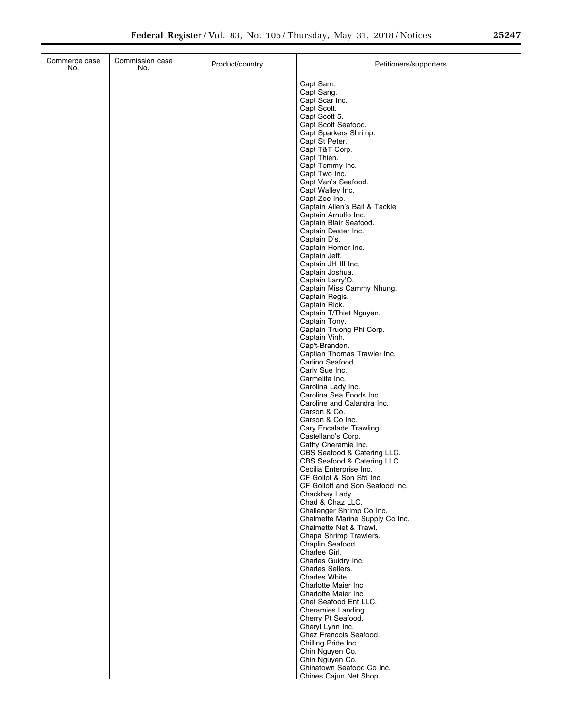| Commerce case No. | Commission case No. | Product/country | Petitioners/supporters |
|---|---|---|---|
| | | | Capt Sam. |
| | | | Capt Sang. |
| | | | Capt Scar Inc. |
| | | | Capt Scott. |
| | | | Capt Scott 5. |
| | | | Capt Scott Seafood. |
| | | | Capt Sparkers Shrimp. |
| | | | Capt St Peter. |
| | | | Capt T&T Corp. |
| | | | Capt Thien. |
| | | | Capt Tommy Inc. |
| | | | Capt Two Inc. |
| | | | Capt Van's Seafood. |
| | | | Capt Walley Inc. |
| | | | Capt Zoe Inc. |
| | | | Captain Allen's Bait & Tackle. |
| | | | Captain Arnulfo Inc. |
| | | | Captain Blair Seafood. |
| | | | Captain Dexter Inc. |
| | | | Captain D's. |
| | | | Captain Homer Inc. |
| | | | Captain Jeff. |
| | | | Captain JH III Inc. |
| | | | Captain Joshua. |
| | | | Captain Larry'O. |
| | | | Captain Miss Cammy Nhung. |
| | | | Captain Regis. |
| | | | Captain Rick. |
| | | | Captain T/Thiet Nguyen. |
| | | | Captain Tony. |
| | | | Captain Truong Phi Corp. |
| | | | Captain Vinh. |
| | | | Cap't-Brandon. |
| | | | Captian Thomas Trawler Inc. |
| | | | Carlino Seafood. |
| | | | Carly Sue Inc. |
| | | | Carmelita Inc. |
| | | | Carolina Lady Inc. |
| | | | Carolina Sea Foods Inc. |
| | | | Caroline and Calandra Inc. |
| | | | Carson & Co. |
| | | | Carson & Co Inc. |
| | | | Cary Encalade Trawling. |
| | | | Castellano's Corp. |
| | | | Cathy Cheramie Inc. |
| | | | CBS Seafood & Catering LLC. |
| | | | CBS Seafood & Catering LLC. |
| | | | Cecilia Enterprise Inc. |
| | | | CF Gollot & Son Sfd Inc. |
| | | | CF Gollott and Son Seafood Inc. |
| | | | Chackbay Lady. |
| | | | Chad & Chaz LLC. |
| | | | Challenger Shrimp Co Inc. |
| | | | Chalmette Marine Supply Co Inc. |
| | | | Chalmette Net & Trawl. |
| | | | Chapa Shrimp Trawlers. |
| | | | Chaplin Seafood. |
| | | | Charlee Girl. |
| | | | Charles Guidry Inc. |
| | | | Charles Sellers. |
| | | | Charles White. |
| | | | Charlotte Maier Inc. |
| | | | Charlotte Maier Inc. |
| | | | Chef Seafood Ent LLC. |
| | | | Cheramies Landing. |
| | | | Cherry Pt Seafood. |
| | | | Cheryl Lynn Inc. |
| | | | Chez Francois Seafood. |
| | | | Chilling Pride Inc. |
| | | | Chin Nguyen Co. |
| | | | Chin Nguyen Co. |
| | | | Chinatown Seafood Co Inc. |
| | | | Chines Cajun Net Shop. |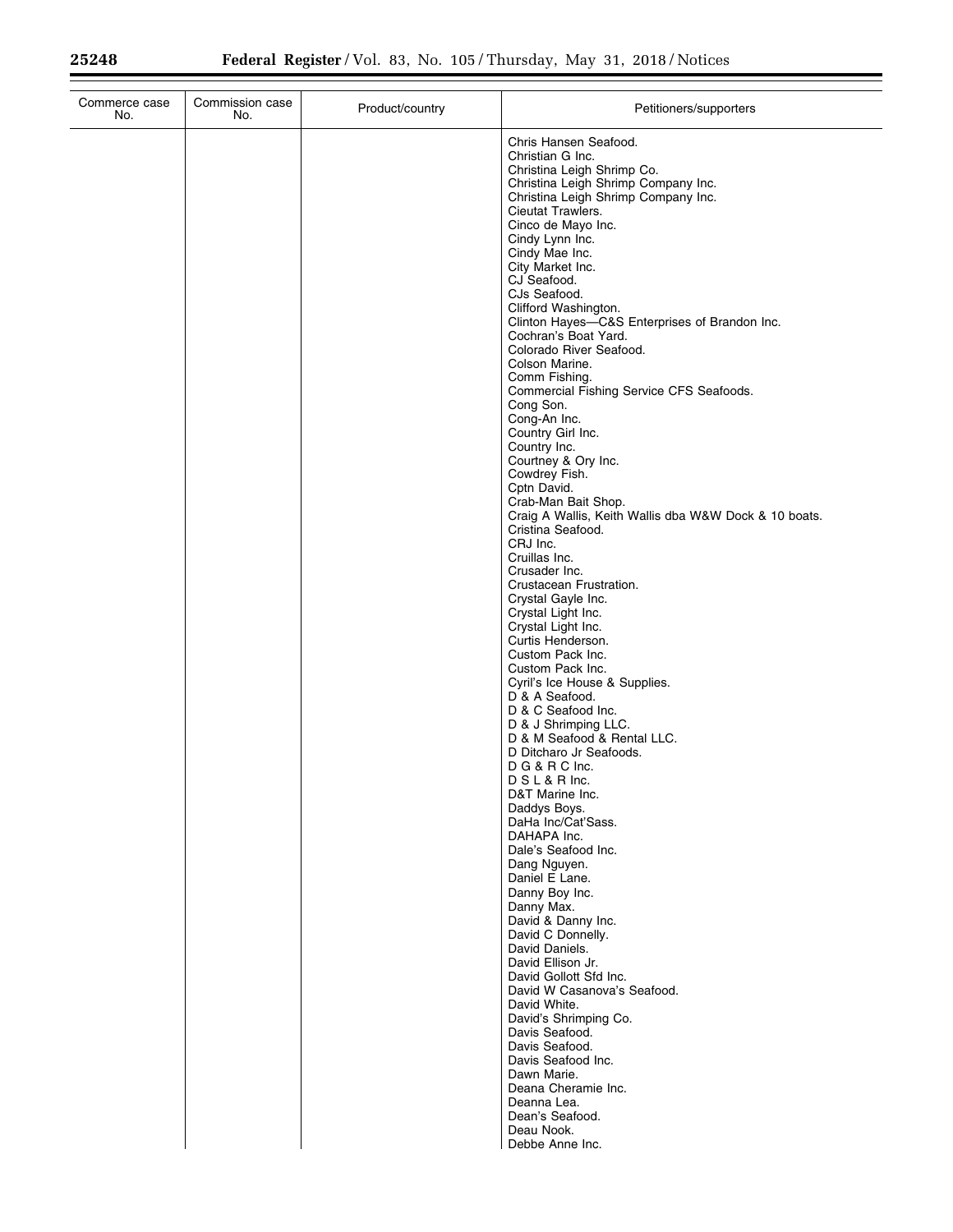| Commerce case No. | Commission case No. | Product/country | Petitioners/supporters |
| --- | --- | --- | --- |
| | | | Chris Hansen Seafood.<br>Christian G Inc.<br>Christina Leigh Shrimp Co.<br>Christina Leigh Shrimp Company Inc.<br>Christina Leigh Shrimp Company Inc.<br>Cieutat Trawlers.<br>Cinco de Mayo Inc.<br>Cindy Lynn Inc.<br>Cindy Mae Inc.<br>City Market Inc.<br>CJ Seafood.<br>CJs Seafood.<br>Clifford Washington.<br>Clinton Hayes—C&S Enterprises of Brandon Inc.<br>Cochran's Boat Yard.<br>Colorado River Seafood.<br>Colson Marine.<br>Comm Fishing.<br>Commercial Fishing Service CFS Seafoods.<br>Cong Son.<br>Cong-An Inc.<br>Country Girl Inc.<br>Country Inc.<br>Courtney & Ory Inc.<br>Cowdrey Fish.<br>Cptn David.<br>Crab-Man Bait Shop.<br>Craig A Wallis, Keith Wallis dba W&W Dock & 10 boats.<br>Cristina Seafood.<br>CRJ Inc.<br>Cruillas Inc.<br>Crusader Inc.<br>Crustacean Frustration.<br>Crystal Gayle Inc.<br>Crystal Light Inc.<br>Crystal Light Inc.<br>Curtis Henderson.<br>Custom Pack Inc.<br>Custom Pack Inc.<br>Cyril's Ice House & Supplies.<br>D & A Seafood.<br>D & C Seafood Inc.<br>D & J Shrimping LLC.<br>D & M Seafood & Rental LLC.<br>D Ditcharo Jr Seafoods.<br>D G & R C Inc.<br>D S L & R Inc.<br>D&T Marine Inc.<br>Daddys Boys.<br>DaHa Inc/Cat'Sass.<br>DAHAPA Inc.<br>Dale's Seafood Inc.<br>Dang Nguyen.<br>Daniel E Lane.<br>Danny Boy Inc.<br>Danny Max.<br>David & Danny Inc.<br>David C Donnelly.<br>David Daniels.<br>David Ellison Jr.<br>David Gollott Sfd Inc.<br>David W Casanova's Seafood.<br>David White.<br>David's Shrimping Co.<br>Davis Seafood.<br>Davis Seafood.<br>Davis Seafood Inc.<br>Dawn Marie.<br>Deana Cheramie Inc.<br>Deanna Lea.<br>Dean's Seafood.<br>Deau Nook.<br>Debbe Anne Inc. |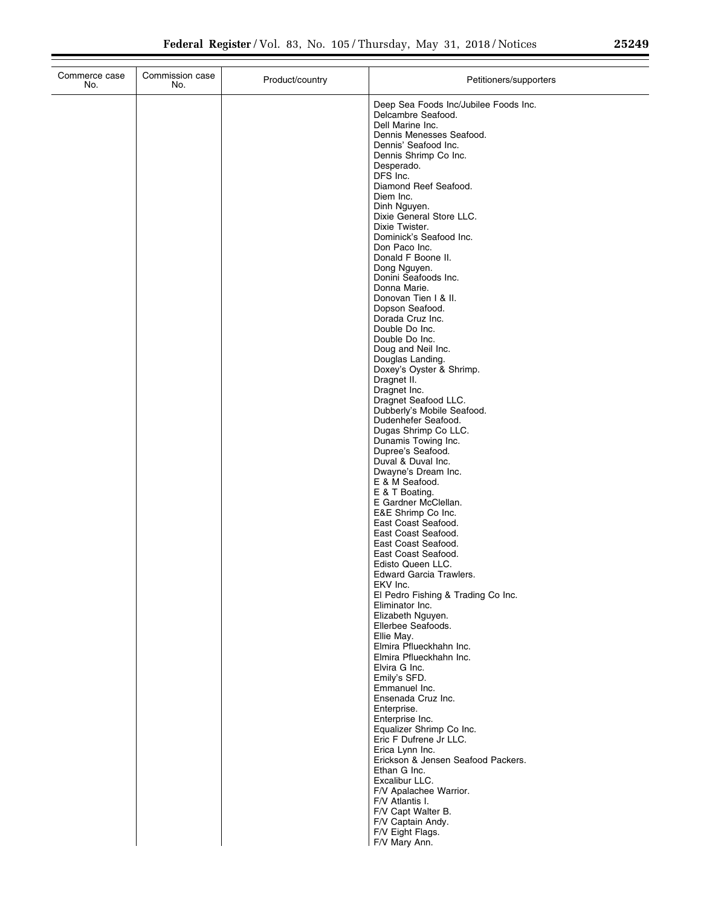| Commerce case No. | Commission case No. | Product/country | Petitioners/supporters |
|---|---|---|---|
| | | | Deep Sea Foods Inc/Jubilee Foods Inc. |
| | | | Delcambre Seafood. |
| | | | Dell Marine Inc. |
| | | | Dennis Menesses Seafood. |
| | | | Dennis' Seafood Inc. |
| | | | Dennis Shrimp Co Inc. |
| | | | Desperado. |
| | | | DFS Inc. |
| | | | Diamond Reef Seafood. |
| | | | Diem Inc. |
| | | | Dinh Nguyen. |
| | | | Dixie General Store LLC. |
| | | | Dixie Twister. |
| | | | Dominick's Seafood Inc. |
| | | | Don Paco Inc. |
| | | | Donald F Boone II. |
| | | | Dong Nguyen. |
| | | | Donini Seafoods Inc. |
| | | | Donna Marie. |
| | | | Donovan Tien I & II. |
| | | | Dopson Seafood. |
| | | | Dorada Cruz Inc. |
| | | | Double Do Inc. |
| | | | Double Do Inc. |
| | | | Doug and Neil Inc. |
| | | | Douglas Landing. |
| | | | Doxey's Oyster & Shrimp. |
| | | | Dragnet II. |
| | | | Dragnet Inc. |
| | | | Dragnet Seafood LLC. |
| | | | Dubberly's Mobile Seafood. |
| | | | Dudenhefer Seafood. |
| | | | Dugas Shrimp Co LLC. |
| | | | Dunamis Towing Inc. |
| | | | Dupree's Seafood. |
| | | | Duval & Duval Inc. |
| | | | Dwayne's Dream Inc. |
| | | | E & M Seafood. |
| | | | E & T Boating. |
| | | | E Gardner McClellan. |
| | | | E&E Shrimp Co Inc. |
| | | | East Coast Seafood. |
| | | | East Coast Seafood. |
| | | | East Coast Seafood. |
| | | | East Coast Seafood. |
| | | | Edisto Queen LLC. |
| | | | Edward Garcia Trawlers. |
| | | | EKV Inc. |
| | | | El Pedro Fishing & Trading Co Inc. |
| | | | Eliminator Inc. |
| | | | Elizabeth Nguyen. |
| | | | Ellerbee Seafoods. |
| | | | Ellie May. |
| | | | Elmira Pfluekhahn Inc. |
| | | | Elmira Pfluekhahn Inc. |
| | | | Elvira G Inc. |
| | | | Emily's SFD. |
| | | | Emmanuel Inc. |
| | | | Ensenada Cruz Inc. |
| | | | Enterprise. |
| | | | Enterprise Inc. |
| | | | Equalizer Shrimp Co Inc. |
| | | | Eric F Dufrene Jr LLC. |
| | | | Erica Lynn Inc. |
| | | | Erickson & Jensen Seafood Packers. |
| | | | Ethan G Inc. |
| | | | Excalibur LLC. |
| | | | F/V Apalachee Warrior. |
| | | | F/V Atlantis I. |
| | | | F/V Capt Walter B. |
| | | | F/V Captain Andy. |
| | | | F/V Eight Flags. |
| | | | F/V Mary Ann. |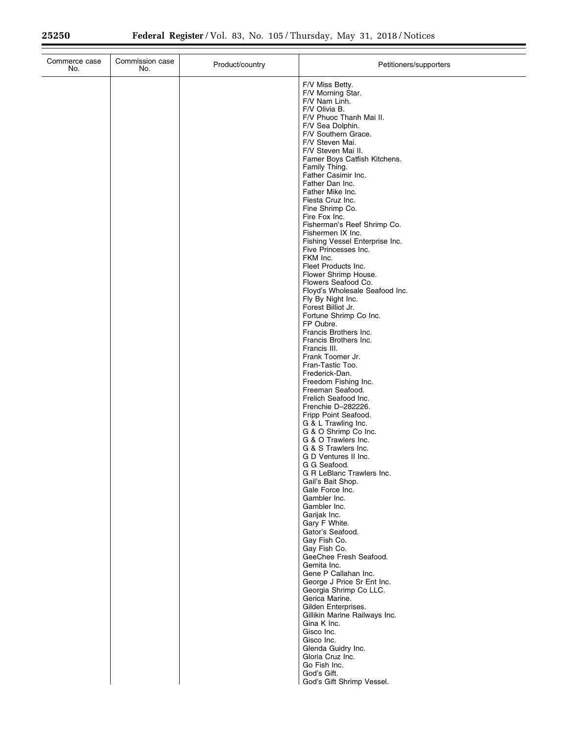| Commerce case No. | Commission case No. | Product/country | Petitioners/supporters |
|---|---|---|---|
| | | | F/V Miss Betty. |
| | | | F/V Morning Star. |
| | | | F/V Nam Linh. |
| | | | F/V Olivia B. |
| | | | F/V Phuoc Thanh Mai II. |
| | | | F/V Sea Dolphin. |
| | | | F/V Southern Grace. |
| | | | F/V Steven Mai. |
| | | | F/V Steven Mai II. |
| | | | Famer Boys Catfish Kitchens. |
| | | | Family Thing. |
| | | | Father Casimir Inc. |
| | | | Father Dan Inc. |
| | | | Father Mike Inc. |
| | | | Fiesta Cruz Inc. |
| | | | Fine Shrimp Co. |
| | | | Fire Fox Inc. |
| | | | Fisherman's Reef Shrimp Co. |
| | | | Fishermen IX Inc. |
| | | | Fishing Vessel Enterprise Inc. |
| | | | Five Princesses Inc. |
| | | | FKM Inc. |
| | | | Fleet Products Inc. |
| | | | Flower Shrimp House. |
| | | | Flowers Seafood Co. |
| | | | Floyd's Wholesale Seafood Inc. |
| | | | Fly By Night Inc. |
| | | | Forest Billiot Jr. |
| | | | Fortune Shrimp Co Inc. |
| | | | FP Oubre. |
| | | | Francis Brothers Inc. |
| | | | Francis Brothers Inc. |
| | | | Francis III. |
| | | | Frank Toomer Jr. |
| | | | Fran-Tastic Too. |
| | | | Frederick-Dan. |
| | | | Freedom Fishing Inc. |
| | | | Freeman Seafood. |
| | | | Frelich Seafood Inc. |
| | | | Frenchie D–282226. |
| | | | Fripp Point Seafood. |
| | | | G & L Trawling Inc. |
| | | | G & O Shrimp Co Inc. |
| | | | G & O Trawlers Inc. |
| | | | G & S Trawlers Inc. |
| | | | G D Ventures II Inc. |
| | | | G G Seafood. |
| | | | G R LeBlanc Trawlers Inc. |
| | | | Gail's Bait Shop. |
| | | | Gale Force Inc. |
| | | | Gambler Inc. |
| | | | Gambler Inc. |
| | | | Garijak Inc. |
| | | | Gary F White. |
| | | | Gator's Seafood. |
| | | | Gay Fish Co. |
| | | | Gay Fish Co. |
| | | | GeeChee Fresh Seafood. |
| | | | Gemita Inc. |
| | | | Gene P Callahan Inc. |
| | | | George J Price Sr Ent Inc. |
| | | | Georgia Shrimp Co LLC. |
| | | | Gerica Marine. |
| | | | Gilden Enterprises. |
| | | | Gillikin Marine Railways Inc. |
| | | | Gina K Inc. |
| | | | Gisco Inc. |
| | | | Gisco Inc. |
| | | | Glenda Guidry Inc. |
| | | | Gloria Cruz Inc. |
| | | | Go Fish Inc. |
| | | | God's Gift. |
| | | | God's Gift Shrimp Vessel. |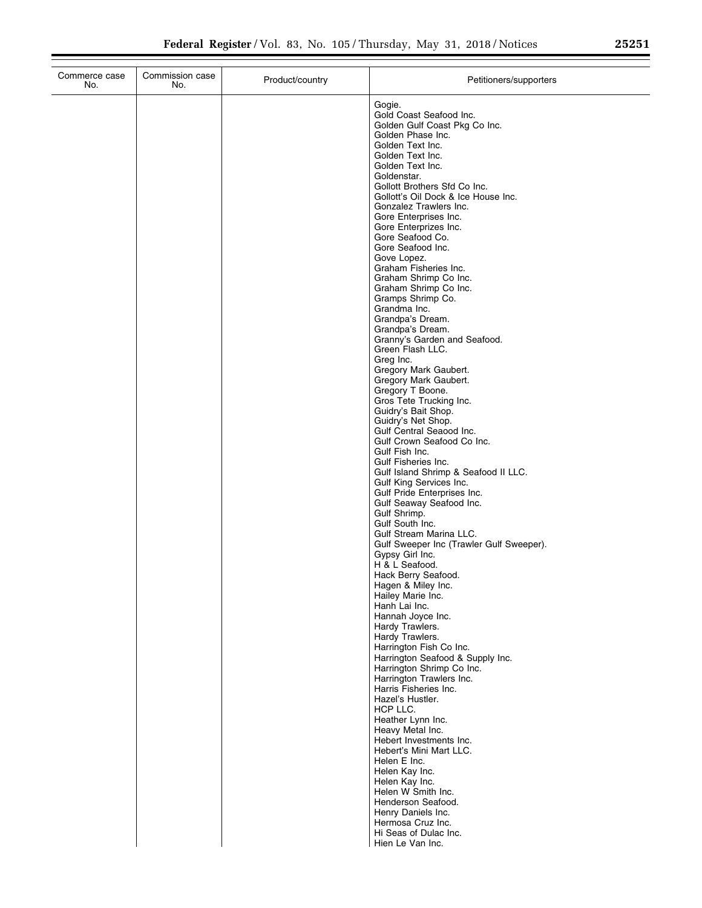| Commerce case No. | Commission case No. | Product/country | Petitioners/supporters |
|---|---|---|---|
| | | | Gogie. |
| | | | Gold Coast Seafood Inc. |
| | | | Golden Gulf Coast Pkg Co Inc. |
| | | | Golden Phase Inc. |
| | | | Golden Text Inc. |
| | | | Golden Text Inc. |
| | | | Golden Text Inc. |
| | | | Goldenstar. |
| | | | Gollott Brothers Sfd Co Inc. |
| | | | Gollott's Oil Dock & Ice House Inc. |
| | | | Gonzalez Trawlers Inc. |
| | | | Gore Enterprises Inc. |
| | | | Gore Enterprizes Inc. |
| | | | Gore Seafood Co. |
| | | | Gore Seafood Inc. |
| | | | Gove Lopez. |
| | | | Graham Fisheries Inc. |
| | | | Graham Shrimp Co Inc. |
| | | | Graham Shrimp Co Inc. |
| | | | Gramps Shrimp Co. |
| | | | Grandma Inc. |
| | | | Grandpa's Dream. |
| | | | Grandpa's Dream. |
| | | | Granny's Garden and Seafood. |
| | | | Green Flash LLC. |
| | | | Greg Inc. |
| | | | Gregory Mark Gaubert. |
| | | | Gregory Mark Gaubert. |
| | | | Gregory T Boone. |
| | | | Gros Tete Trucking Inc. |
| | | | Guidry's Bait Shop. |
| | | | Guidry's Net Shop. |
| | | | Gulf Central Seaood Inc. |
| | | | Gulf Crown Seafood Co Inc. |
| | | | Gulf Fish Inc. |
| | | | Gulf Fisheries Inc. |
| | | | Gulf Island Shrimp & Seafood II LLC. |
| | | | Gulf King Services Inc. |
| | | | Gulf Pride Enterprises Inc. |
| | | | Gulf Seaway Seafood Inc. |
| | | | Gulf Shrimp. |
| | | | Gulf South Inc. |
| | | | Gulf Stream Marina LLC. |
| | | | Gulf Sweeper Inc (Trawler Gulf Sweeper). |
| | | | Gypsy Girl Inc. |
| | | | H & L Seafood. |
| | | | Hack Berry Seafood. |
| | | | Hagen & Miley Inc. |
| | | | Hailey Marie Inc. |
| | | | Hanh Lai Inc. |
| | | | Hannah Joyce Inc. |
| | | | Hardy Trawlers. |
| | | | Hardy Trawlers. |
| | | | Harrington Fish Co Inc. |
| | | | Harrington Seafood & Supply Inc. |
| | | | Harrington Shrimp Co Inc. |
| | | | Harrington Trawlers Inc. |
| | | | Harris Fisheries Inc. |
| | | | Hazel's Hustler. |
| | | | HCP LLC. |
| | | | Heather Lynn Inc. |
| | | | Heavy Metal Inc. |
| | | | Hebert Investments Inc. |
| | | | Hebert's Mini Mart LLC. |
| | | | Helen E Inc. |
| | | | Helen Kay Inc. |
| | | | Helen Kay Inc. |
| | | | Helen W Smith Inc. |
| | | | Henderson Seafood. |
| | | | Henry Daniels Inc. |
| | | | Hermosa Cruz Inc. |
| | | | Hi Seas of Dulac Inc. |
| | | | Hien Le Van Inc. |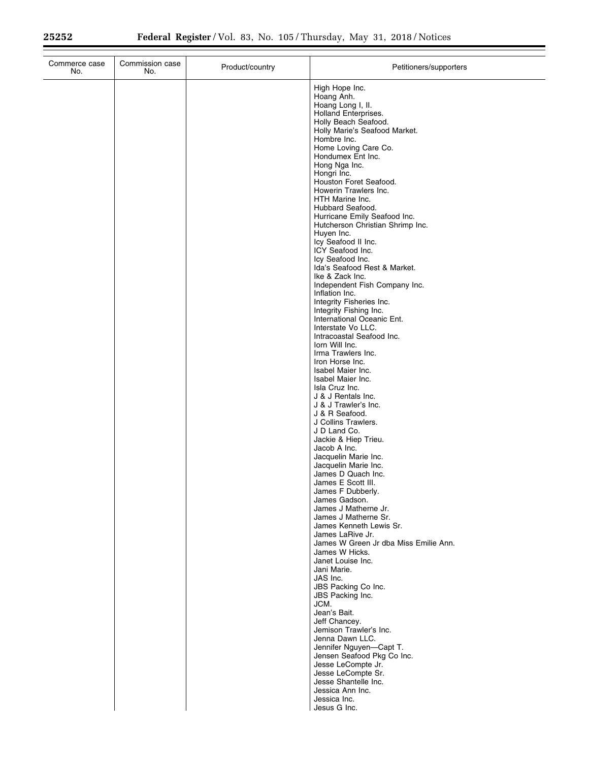| Commerce case No. | Commission case No. | Product/country | Petitioners/supporters |
| --- | --- | --- | --- |
| | | | High Hope Inc.<br>Hoang Anh.<br>Hoang Long I, II.<br>Holland Enterprises.<br>Holly Beach Seafood.<br>Holly Marie's Seafood Market.<br>Hombre Inc.<br>Home Loving Care Co.<br>Hondumex Ent Inc.<br>Hong Nga Inc.<br>Hongri Inc.<br>Houston Foret Seafood.<br>Howerin Trawlers Inc.<br>HTH Marine Inc.<br>Hubbard Seafood.<br>Hurricane Emily Seafood Inc.<br>Hutcherson Christian Shrimp Inc.<br>Huyen Inc.<br>Icy Seafood II Inc.<br>ICY Seafood Inc.<br>Icy Seafood Inc.<br>Ida's Seafood Rest & Market.<br>Ike & Zack Inc.<br>Independent Fish Company Inc.<br>Inflation Inc.<br>Integrity Fisheries Inc.<br>Integrity Fishing Inc.<br>International Oceanic Ent.<br>Interstate Vo LLC.<br>Intracoastal Seafood Inc.<br>Iorn Will Inc.<br>Irma Trawlers Inc.<br>Iron Horse Inc.<br>Isabel Maier Inc.<br>Isabel Maier Inc.<br>Isla Cruz Inc.<br>J & J Rentals Inc.<br>J & J Trawler's Inc.<br>J & R Seafood.<br>J Collins Trawlers.<br>J D Land Co.<br>Jackie & Hiep Trieu.<br>Jacob A Inc.<br>Jacquelin Marie Inc.<br>Jacquelin Marie Inc.<br>James D Quach Inc.<br>James E Scott III.<br>James F Dubberly.<br>James Gadson.<br>James J Matherne Jr.<br>James J Matherne Sr.<br>James Kenneth Lewis Sr.<br>James LaRive Jr.<br>James W Green Jr dba Miss Emilie Ann.<br>James W Hicks.<br>Janet Louise Inc.<br>Jani Marie.<br>JAS Inc.<br>JBS Packing Co Inc.<br>JBS Packing Inc.<br>JCM.<br>Jean's Bait.<br>Jeff Chancey.<br>Jemison Trawler's Inc.<br>Jenna Dawn LLC.<br>Jennifer Nguyen—Capt T.<br>Jensen Seafood Pkg Co Inc.<br>Jesse LeCompte Jr.<br>Jesse LeCompte Sr.<br>Jesse Shantelle Inc.<br>Jessica Ann Inc.<br>Jessica Inc.<br>Jesus G Inc. |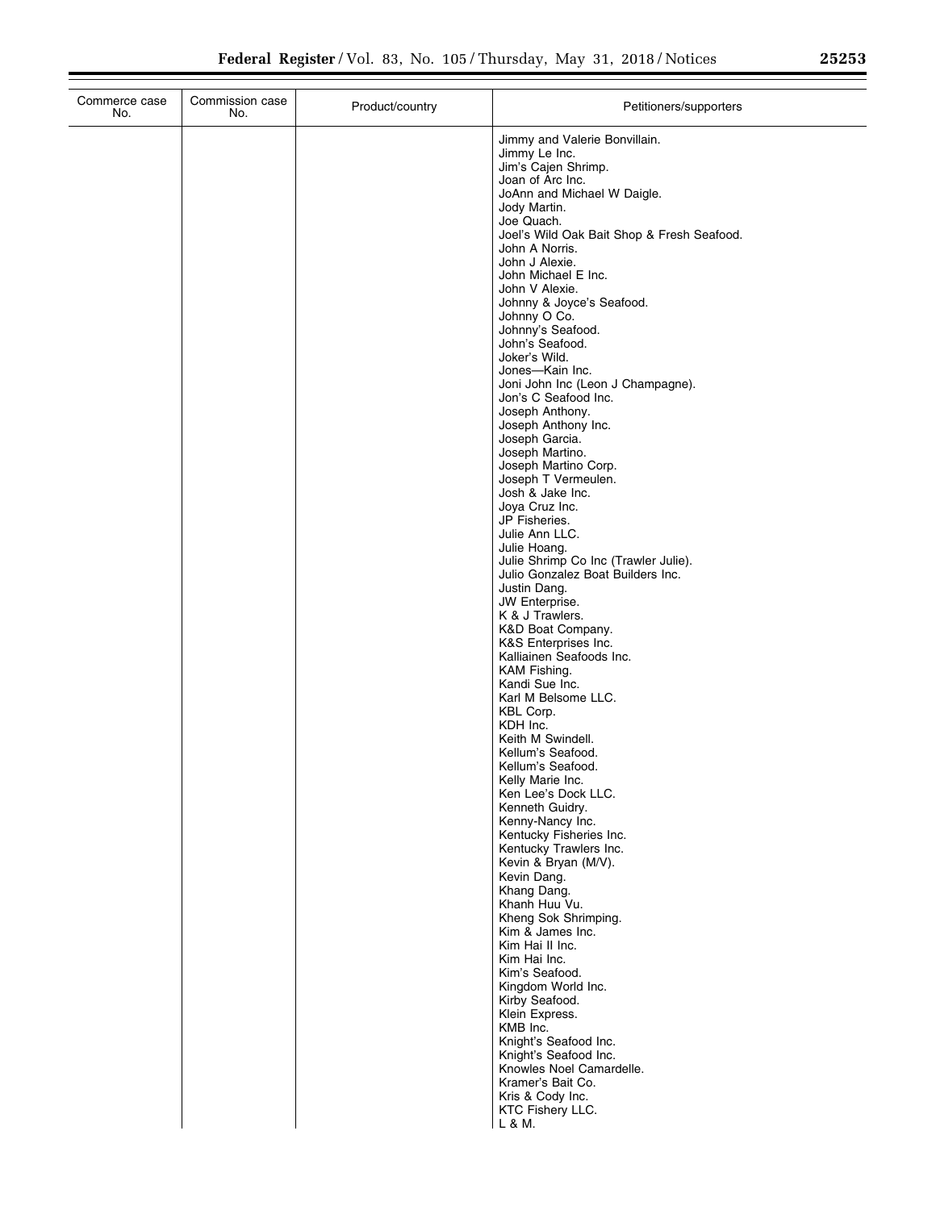| Commerce case No. | Commission case No. | Product/country | Petitioners/supporters |
|---|---|---|---|
| | | | Jimmy and Valerie Bonvillain. |
| | | | Jimmy Le Inc. |
| | | | Jim's Cajen Shrimp. |
| | | | Joan of Arc Inc. |
| | | | JoAnn and Michael W Daigle. |
| | | | Jody Martin. |
| | | | Joe Quach. |
| | | | Joel's Wild Oak Bait Shop & Fresh Seafood. |
| | | | John A Norris. |
| | | | John J Alexie. |
| | | | John Michael E Inc. |
| | | | John V Alexie. |
| | | | Johnny & Joyce's Seafood. |
| | | | Johnny O Co. |
| | | | Johnny's Seafood. |
| | | | John's Seafood. |
| | | | Joker's Wild. |
| | | | Jones—Kain Inc. |
| | | | Joni John Inc (Leon J Champagne). |
| | | | Jon's C Seafood Inc. |
| | | | Joseph Anthony. |
| | | | Joseph Anthony Inc. |
| | | | Joseph Garcia. |
| | | | Joseph Martino. |
| | | | Joseph Martino Corp. |
| | | | Joseph T Vermeulen. |
| | | | Josh & Jake Inc. |
| | | | Joya Cruz Inc. |
| | | | JP Fisheries. |
| | | | Julie Ann LLC. |
| | | | Julie Hoang. |
| | | | Julie Shrimp Co Inc (Trawler Julie). |
| | | | Julio Gonzalez Boat Builders Inc. |
| | | | Justin Dang. |
| | | | JW Enterprise. |
| | | | K & J Trawlers. |
| | | | K&D Boat Company. |
| | | | K&S Enterprises Inc. |
| | | | Kalliainen Seafoods Inc. |
| | | | KAM Fishing. |
| | | | Kandi Sue Inc. |
| | | | Karl M Belsome LLC. |
| | | | KBL Corp. |
| | | | KDH Inc. |
| | | | Keith M Swindell. |
| | | | Kellum's Seafood. |
| | | | Kellum's Seafood. |
| | | | Kelly Marie Inc. |
| | | | Ken Lee's Dock LLC. |
| | | | Kenneth Guidry. |
| | | | Kenny-Nancy Inc. |
| | | | Kentucky Fisheries Inc. |
| | | | Kentucky Trawlers Inc. |
| | | | Kevin & Bryan (M/V). |
| | | | Kevin Dang. |
| | | | Khang Dang. |
| | | | Khanh Huu Vu. |
| | | | Kheng Sok Shrimping. |
| | | | Kim & James Inc. |
| | | | Kim Hai II Inc. |
| | | | Kim Hai Inc. |
| | | | Kim's Seafood. |
| | | | Kingdom World Inc. |
| | | | Kirby Seafood. |
| | | | Klein Express. |
| | | | KMB Inc. |
| | | | Knight's Seafood Inc. |
| | | | Knight's Seafood Inc. |
| | | | Knowles Noel Camardelle. |
| | | | Kramer's Bait Co. |
| | | | Kris & Cody Inc. |
| | | | KTC Fishery LLC. |
| | | | L & M. |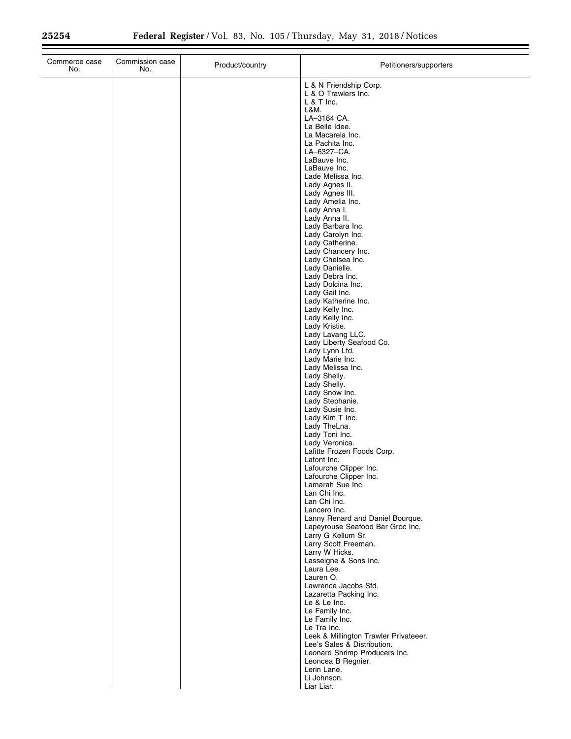| Commerce case No. | Commission case No. | Product/country | Petitioners/supporters |
|---|---|---|---|
| | | | L & N Friendship Corp.<br>L & O Trawlers Inc.<br>L & T Inc.<br>L&M.<br>LA–3184 CA.<br>La Belle Idee.<br>La Macarela Inc.<br>La Pachita Inc.<br>LA–6327–CA.<br>LaBauve Inc.<br>LaBauve Inc.<br>Lade Melissa Inc.<br>Lady Agnes II.<br>Lady Agnes III.<br>Lady Amelia Inc.<br>Lady Anna I.<br>Lady Anna II.<br>Lady Barbara Inc.<br>Lady Carolyn Inc.<br>Lady Catherine.<br>Lady Chancery Inc.<br>Lady Chelsea Inc.<br>Lady Danielle.<br>Lady Debra Inc.<br>Lady Dolcina Inc.<br>Lady Gail Inc.<br>Lady Katherine Inc.<br>Lady Kelly Inc.<br>Lady Kelly Inc.<br>Lady Kristie.<br>Lady Lavang LLC.<br>Lady Liberty Seafood Co.<br>Lady Lynn Ltd.<br>Lady Marie Inc.<br>Lady Melissa Inc.<br>Lady Shelly.<br>Lady Shelly.<br>Lady Snow Inc.<br>Lady Stephanie.<br>Lady Susie Inc.<br>Lady Kim T Inc.<br>Lady TheLna.<br>Lady Toni Inc.<br>Lady Veronica.<br>Lafitte Frozen Foods Corp.<br>Lafont Inc.<br>Lafourche Clipper Inc.<br>Lafourche Clipper Inc.<br>Lamarah Sue Inc.<br>Lan Chi Inc.<br>Lan Chi Inc.<br>Lancero Inc.<br>Lanny Renard and Daniel Bourque.<br>Lapeyrouse Seafood Bar Groc Inc.<br>Larry G Kellum Sr.<br>Larry Scott Freeman.<br>Larry W Hicks.<br>Lasseigne & Sons Inc.<br>Laura Lee.<br>Lauren O.<br>Lawrence Jacobs Sfd.<br>Lazaretta Packing Inc.<br>Le & Le Inc.<br>Le Family Inc.<br>Le Family Inc.<br>Le Tra Inc.<br>Leek & Millington Trawler Privateeer.<br>Lee's Sales & Distribution.<br>Leonard Shrimp Producers Inc.<br>Leoncea B Regnier.<br>Lerin Lane.<br>Li Johnson.<br>Liar Liar. |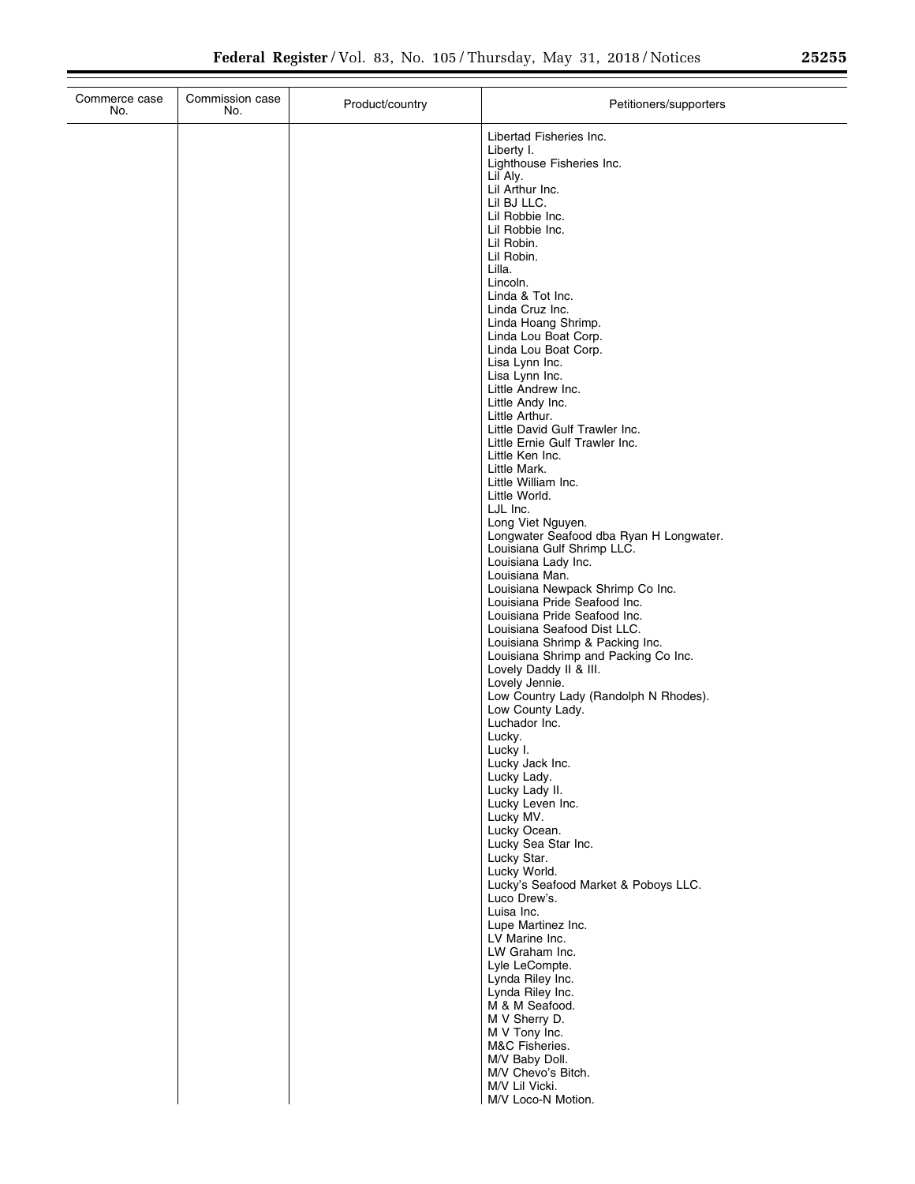| Commerce case No. | Commission case No. | Product/country | Petitioners/supporters |
| --- | --- | --- | --- |
| | | | Libertad Fisheries Inc. |
| | | | Liberty I. |
| | | | Lighthouse Fisheries Inc. |
| | | | Lil Aly. |
| | | | Lil Arthur Inc. |
| | | | Lil BJ LLC. |
| | | | Lil Robbie Inc. |
| | | | Lil Robbie Inc. |
| | | | Lil Robin. |
| | | | Lil Robin. |
| | | | Lilla. |
| | | | Lincoln. |
| | | | Linda & Tot Inc. |
| | | | Linda Cruz Inc. |
| | | | Linda Hoang Shrimp. |
| | | | Linda Lou Boat Corp. |
| | | | Linda Lou Boat Corp. |
| | | | Lisa Lynn Inc. |
| | | | Lisa Lynn Inc. |
| | | | Little Andrew Inc. |
| | | | Little Andy Inc. |
| | | | Little Arthur. |
| | | | Little David Gulf Trawler Inc. |
| | | | Little Ernie Gulf Trawler Inc. |
| | | | Little Ken Inc. |
| | | | Little Mark. |
| | | | Little William Inc. |
| | | | Little World. |
| | | | LJL Inc. |
| | | | Long Viet Nguyen. |
| | | | Longwater Seafood dba Ryan H Longwater. |
| | | | Louisiana Gulf Shrimp LLC. |
| | | | Louisiana Lady Inc. |
| | | | Louisiana Man. |
| | | | Louisiana Newpack Shrimp Co Inc. |
| | | | Louisiana Pride Seafood Inc. |
| | | | Louisiana Pride Seafood Inc. |
| | | | Louisiana Seafood Dist LLC. |
| | | | Louisiana Shrimp & Packing Inc. |
| | | | Louisiana Shrimp and Packing Co Inc. |
| | | | Lovely Daddy II & III. |
| | | | Lovely Jennie. |
| | | | Low Country Lady (Randolph N Rhodes). |
| | | | Low County Lady. |
| | | | Luchador Inc. |
| | | | Lucky. |
| | | | Lucky I. |
| | | | Lucky Jack Inc. |
| | | | Lucky Lady. |
| | | | Lucky Lady II. |
| | | | Lucky Leven Inc. |
| | | | Lucky MV. |
| | | | Lucky Ocean. |
| | | | Lucky Sea Star Inc. |
| | | | Lucky Star. |
| | | | Lucky World. |
| | | | Lucky's Seafood Market & Poboys LLC. |
| | | | Luco Drew's. |
| | | | Luisa Inc. |
| | | | Lupe Martinez Inc. |
| | | | LV Marine Inc. |
| | | | LW Graham Inc. |
| | | | Lyle LeCompte. |
| | | | Lynda Riley Inc. |
| | | | Lynda Riley Inc. |
| | | | M & M Seafood. |
| | | | M V Sherry D. |
| | | | M V Tony Inc. |
| | | | M&C Fisheries. |
| | | | M/V Baby Doll. |
| | | | M/V Chevo's Bitch. |
| | | | M/V Lil Vicki. |
| | | | M/V Loco-N Motion. |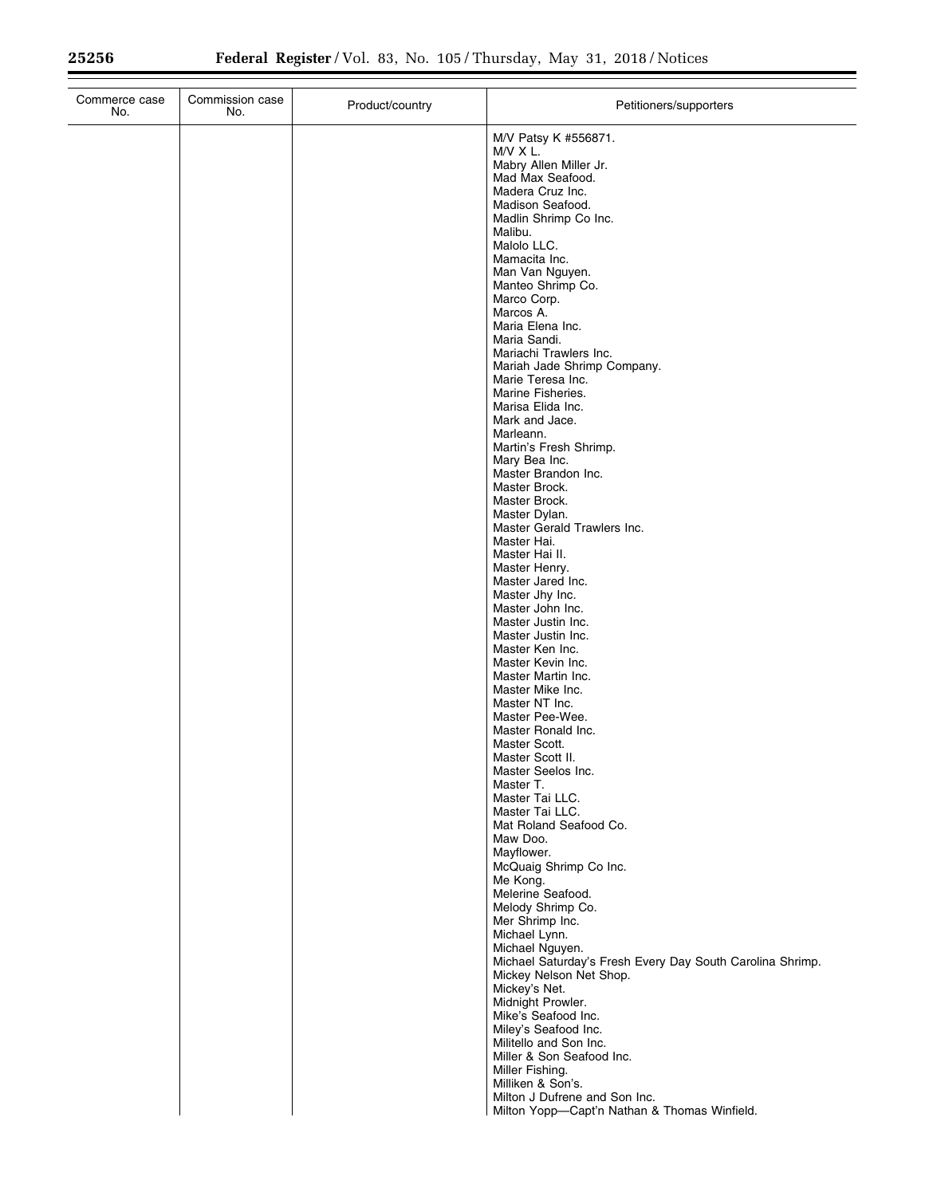| Commerce case No. | Commission case No. | Product/country | Petitioners/supporters |
|---|---|---|---|
| | | | M/V Patsy K #556871. |
| | | | M/V X L. |
| | | | Mabry Allen Miller Jr. |
| | | | Mad Max Seafood. |
| | | | Madera Cruz Inc. |
| | | | Madison Seafood. |
| | | | Madlin Shrimp Co Inc. |
| | | | Malibu. |
| | | | Malolo LLC. |
| | | | Mamacita Inc. |
| | | | Man Van Nguyen. |
| | | | Manteo Shrimp Co. |
| | | | Marco Corp. |
| | | | Marcos A. |
| | | | Maria Elena Inc. |
| | | | Maria Sandi. |
| | | | Mariachi Trawlers Inc. |
| | | | Mariah Jade Shrimp Company. |
| | | | Marie Teresa Inc. |
| | | | Marine Fisheries. |
| | | | Marisa Elida Inc. |
| | | | Mark and Jace. |
| | | | Marleann. |
| | | | Martin's Fresh Shrimp. |
| | | | Mary Bea Inc. |
| | | | Master Brandon Inc. |
| | | | Master Brock. |
| | | | Master Brock. |
| | | | Master Dylan. |
| | | | Master Gerald Trawlers Inc. |
| | | | Master Hai. |
| | | | Master Hai II. |
| | | | Master Henry. |
| | | | Master Jared Inc. |
| | | | Master Jhy Inc. |
| | | | Master John Inc. |
| | | | Master Justin Inc. |
| | | | Master Justin Inc. |
| | | | Master Ken Inc. |
| | | | Master Kevin Inc. |
| | | | Master Martin Inc. |
| | | | Master Mike Inc. |
| | | | Master NT Inc. |
| | | | Master Pee-Wee. |
| | | | Master Ronald Inc. |
| | | | Master Scott. |
| | | | Master Scott II. |
| | | | Master Seelos Inc. |
| | | | Master T. |
| | | | Master Tai LLC. |
| | | | Master Tai LLC. |
| | | | Mat Roland Seafood Co. |
| | | | Maw Doo. |
| | | | Mayflower. |
| | | | McQuaig Shrimp Co Inc. |
| | | | Me Kong. |
| | | | Melerine Seafood. |
| | | | Melody Shrimp Co. |
| | | | Mer Shrimp Inc. |
| | | | Michael Lynn. |
| | | | Michael Nguyen. |
| | | | Michael Saturday's Fresh Every Day South Carolina Shrimp. |
| | | | Mickey Nelson Net Shop. |
| | | | Mickey's Net. |
| | | | Midnight Prowler. |
| | | | Mike's Seafood Inc. |
| | | | Miley's Seafood Inc. |
| | | | Militello and Son Inc. |
| | | | Miller & Son Seafood Inc. |
| | | | Miller Fishing. |
| | | | Milliken & Son's. |
| | | | Milton J Dufrene and Son Inc. |
| | | | Milton Yopp—Capt'n Nathan & Thomas Winfield. |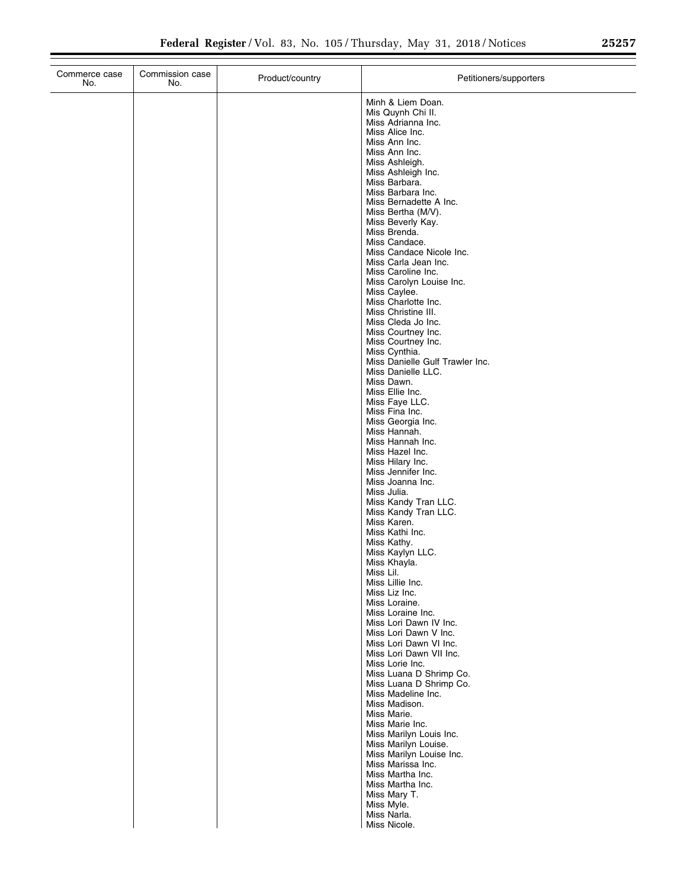| Commerce case No. | Commission case No. | Product/country | Petitioners/supporters |
|---|---|---|---|
| | | | Minh & Liem Doan. |
| | | | Mis Quynh Chi II. |
| | | | Miss Adrianna Inc. |
| | | | Miss Alice Inc. |
| | | | Miss Ann Inc. |
| | | | Miss Ann Inc. |
| | | | Miss Ashleigh. |
| | | | Miss Ashleigh Inc. |
| | | | Miss Barbara. |
| | | | Miss Barbara Inc. |
| | | | Miss Bernadette A Inc. |
| | | | Miss Bertha (M/V). |
| | | | Miss Beverly Kay. |
| | | | Miss Brenda. |
| | | | Miss Candace. |
| | | | Miss Candace Nicole Inc. |
| | | | Miss Carla Jean Inc. |
| | | | Miss Caroline Inc. |
| | | | Miss Carolyn Louise Inc. |
| | | | Miss Caylee. |
| | | | Miss Charlotte Inc. |
| | | | Miss Christine III. |
| | | | Miss Cleda Jo Inc. |
| | | | Miss Courtney Inc. |
| | | | Miss Courtney Inc. |
| | | | Miss Cynthia. |
| | | | Miss Danielle Gulf Trawler Inc. |
| | | | Miss Danielle LLC. |
| | | | Miss Dawn. |
| | | | Miss Ellie Inc. |
| | | | Miss Faye LLC. |
| | | | Miss Fina Inc. |
| | | | Miss Georgia Inc. |
| | | | Miss Hannah. |
| | | | Miss Hannah Inc. |
| | | | Miss Hazel Inc. |
| | | | Miss Hilary Inc. |
| | | | Miss Jennifer Inc. |
| | | | Miss Joanna Inc. |
| | | | Miss Julia. |
| | | | Miss Kandy Tran LLC. |
| | | | Miss Kandy Tran LLC. |
| | | | Miss Karen. |
| | | | Miss Kathi Inc. |
| | | | Miss Kathy. |
| | | | Miss Kaylyn LLC. |
| | | | Miss Khayla. |
| | | | Miss Lil. |
| | | | Miss Lillie Inc. |
| | | | Miss Liz Inc. |
| | | | Miss Loraine. |
| | | | Miss Loraine Inc. |
| | | | Miss Lori Dawn IV Inc. |
| | | | Miss Lori Dawn V Inc. |
| | | | Miss Lori Dawn VI Inc. |
| | | | Miss Lori Dawn VII Inc. |
| | | | Miss Lorie Inc. |
| | | | Miss Luana D Shrimp Co. |
| | | | Miss Luana D Shrimp Co. |
| | | | Miss Madeline Inc. |
| | | | Miss Madison. |
| | | | Miss Marie. |
| | | | Miss Marie Inc. |
| | | | Miss Marilyn Louis Inc. |
| | | | Miss Marilyn Louise. |
| | | | Miss Marilyn Louise Inc. |
| | | | Miss Marissa Inc. |
| | | | Miss Martha Inc. |
| | | | Miss Martha Inc. |
| | | | Miss Mary T. |
| | | | Miss Myle. |
| | | | Miss Narla. |
| | | | Miss Nicole. |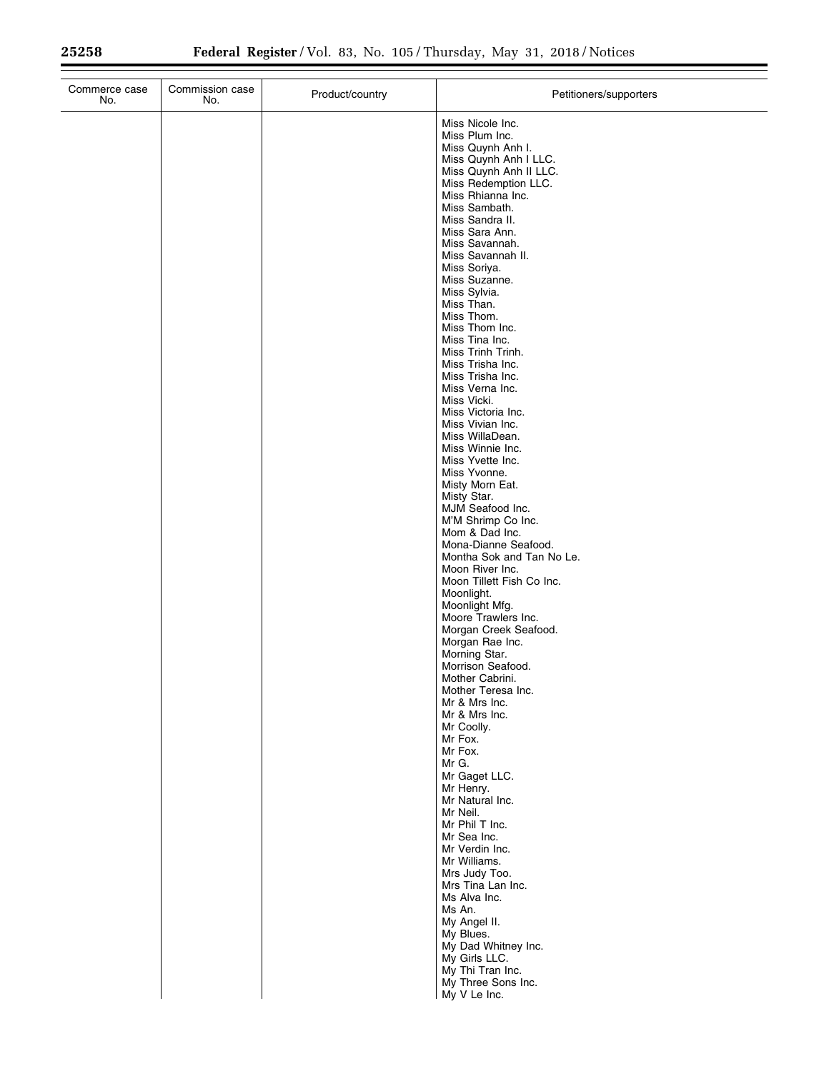| Commerce case No. | Commission case No. | Product/country | Petitioners/supporters |
|---|---|---|---|
| | | | Miss Nicole Inc. |
| | | | Miss Plum Inc. |
| | | | Miss Quynh Anh I. |
| | | | Miss Quynh Anh I LLC. |
| | | | Miss Quynh Anh II LLC. |
| | | | Miss Redemption LLC. |
| | | | Miss Rhianna Inc. |
| | | | Miss Sambath. |
| | | | Miss Sandra II. |
| | | | Miss Sara Ann. |
| | | | Miss Savannah. |
| | | | Miss Savannah II. |
| | | | Miss Soriya. |
| | | | Miss Suzanne. |
| | | | Miss Sylvia. |
| | | | Miss Than. |
| | | | Miss Thom. |
| | | | Miss Thom Inc. |
| | | | Miss Tina Inc. |
| | | | Miss Trinh Trinh. |
| | | | Miss Trisha Inc. |
| | | | Miss Trisha Inc. |
| | | | Miss Verna Inc. |
| | | | Miss Vicki. |
| | | | Miss Victoria Inc. |
| | | | Miss Vivian Inc. |
| | | | Miss WillaDean. |
| | | | Miss Winnie Inc. |
| | | | Miss Yvette Inc. |
| | | | Miss Yvonne. |
| | | | Misty Morn Eat. |
| | | | Misty Star. |
| | | | MJM Seafood Inc. |
| | | | M'M Shrimp Co Inc. |
| | | | Mom & Dad Inc. |
| | | | Mona-Dianne Seafood. |
| | | | Montha Sok and Tan No Le. |
| | | | Moon River Inc. |
| | | | Moon Tillett Fish Co Inc. |
| | | | Moonlight. |
| | | | Moonlight Mfg. |
| | | | Moore Trawlers Inc. |
| | | | Morgan Creek Seafood. |
| | | | Morgan Rae Inc. |
| | | | Morning Star. |
| | | | Morrison Seafood. |
| | | | Mother Cabrini. |
| | | | Mother Teresa Inc. |
| | | | Mr & Mrs Inc. |
| | | | Mr & Mrs Inc. |
| | | | Mr Coolly. |
| | | | Mr Fox. |
| | | | Mr Fox. |
| | | | Mr G. |
| | | | Mr Gaget LLC. |
| | | | Mr Henry. |
| | | | Mr Natural Inc. |
| | | | Mr Neil. |
| | | | Mr Phil T Inc. |
| | | | Mr Sea Inc. |
| | | | Mr Verdin Inc. |
| | | | Mr Williams. |
| | | | Mrs Judy Too. |
| | | | Mrs Tina Lan Inc. |
| | | | Ms Alva Inc. |
| | | | Ms An. |
| | | | My Angel II. |
| | | | My Blues. |
| | | | My Dad Whitney Inc. |
| | | | My Girls LLC. |
| | | | My Thi Tran Inc. |
| | | | My Three Sons Inc. |
| | | | My V Le Inc. |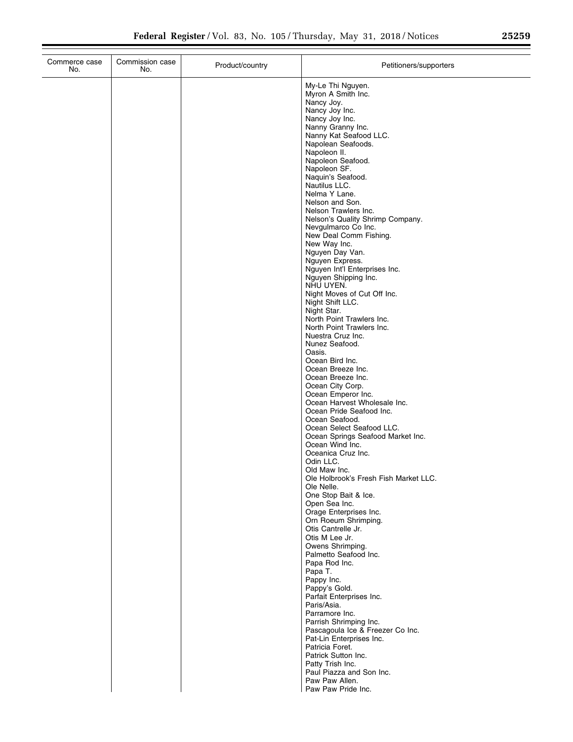| Commerce case No. | Commission case No. | Product/country | Petitioners/supporters |
| --- | --- | --- | --- |
| | | | My-Le Thi Nguyen. |
| | | | Myron A Smith Inc. |
| | | | Nancy Joy. |
| | | | Nancy Joy Inc. |
| | | | Nancy Joy Inc. |
| | | | Nanny Granny Inc. |
| | | | Nanny Kat Seafood LLC. |
| | | | Napolean Seafoods. |
| | | | Napoleon II. |
| | | | Napoleon Seafood. |
| | | | Napoleon SF. |
| | | | Naquin's Seafood. |
| | | | Nautilus LLC. |
| | | | Nelma Y Lane. |
| | | | Nelson and Son. |
| | | | Nelson Trawlers Inc. |
| | | | Nelson's Quality Shrimp Company. |
| | | | Nevgulmarco Co Inc. |
| | | | New Deal Comm Fishing. |
| | | | New Way Inc. |
| | | | Nguyen Day Van. |
| | | | Nguyen Express. |
| | | | Nguyen Int'l Enterprises Inc. |
| | | | Nguyen Shipping Inc. |
| | | | NHU UYEN. |
| | | | Night Moves of Cut Off Inc. |
| | | | Night Shift LLC. |
| | | | Night Star. |
| | | | North Point Trawlers Inc. |
| | | | North Point Trawlers Inc. |
| | | | Nuestra Cruz Inc. |
| | | | Nunez Seafood. |
| | | | Oasis. |
| | | | Ocean Bird Inc. |
| | | | Ocean Breeze Inc. |
| | | | Ocean Breeze Inc. |
| | | | Ocean City Corp. |
| | | | Ocean Emperor Inc. |
| | | | Ocean Harvest Wholesale Inc. |
| | | | Ocean Pride Seafood Inc. |
| | | | Ocean Seafood. |
| | | | Ocean Select Seafood LLC. |
| | | | Ocean Springs Seafood Market Inc. |
| | | | Ocean Wind Inc. |
| | | | Oceanica Cruz Inc. |
| | | | Odin LLC. |
| | | | Old Maw Inc. |
| | | | Ole Holbrook's Fresh Fish Market LLC. |
| | | | Ole Nelle. |
| | | | One Stop Bait & Ice. |
| | | | Open Sea Inc. |
| | | | Orage Enterprises Inc. |
| | | | Orn Roeum Shrimping. |
| | | | Otis Cantrelle Jr. |
| | | | Otis M Lee Jr. |
| | | | Owens Shrimping. |
| | | | Palmetto Seafood Inc. |
| | | | Papa Rod Inc. |
| | | | Papa T. |
| | | | Pappy Inc. |
| | | | Pappy's Gold. |
| | | | Parfait Enterprises Inc. |
| | | | Paris/Asia. |
| | | | Parramore Inc. |
| | | | Parrish Shrimping Inc. |
| | | | Pascagoula Ice & Freezer Co Inc. |
| | | | Pat-Lin Enterprises Inc. |
| | | | Patricia Foret. |
| | | | Patrick Sutton Inc. |
| | | | Patty Trish Inc. |
| | | | Paul Piazza and Son Inc. |
| | | | Paw Paw Allen. |
| | | | Paw Paw Pride Inc. |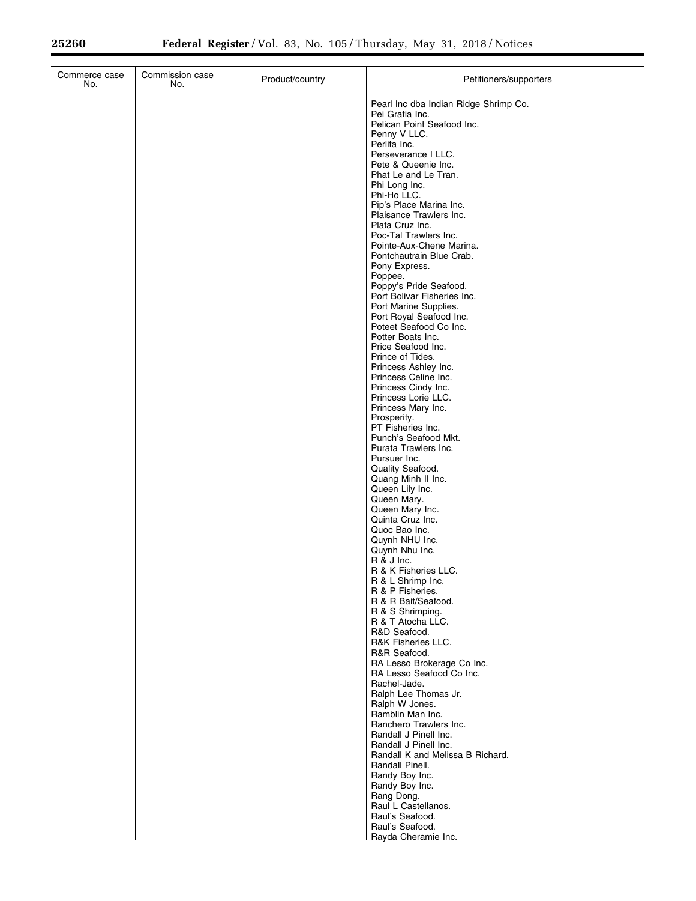| Commerce case No. | Commission case No. | Product/country | Petitioners/supporters |
| --- | --- | --- | --- |
| | | | Pearl Inc dba Indian Ridge Shrimp Co. |
| | | | Pei Gratia Inc. |
| | | | Pelican Point Seafood Inc. |
| | | | Penny V LLC. |
| | | | Perlita Inc. |
| | | | Perseverance I LLC. |
| | | | Pete & Queenie Inc. |
| | | | Phat Le and Le Tran. |
| | | | Phi Long Inc. |
| | | | Phi-Ho LLC. |
| | | | Pip's Place Marina Inc. |
| | | | Plaisance Trawlers Inc. |
| | | | Plata Cruz Inc. |
| | | | Poc-Tal Trawlers Inc. |
| | | | Pointe-Aux-Chene Marina. |
| | | | Pontchautrain Blue Crab. |
| | | | Pony Express. |
| | | | Poppee. |
| | | | Poppy's Pride Seafood. |
| | | | Port Bolivar Fisheries Inc. |
| | | | Port Marine Supplies. |
| | | | Port Royal Seafood Inc. |
| | | | Poteet Seafood Co Inc. |
| | | | Potter Boats Inc. |
| | | | Price Seafood Inc. |
| | | | Prince of Tides. |
| | | | Princess Ashley Inc. |
| | | | Princess Celine Inc. |
| | | | Princess Cindy Inc. |
| | | | Princess Lorie LLC. |
| | | | Princess Mary Inc. |
| | | | Prosperity. |
| | | | PT Fisheries Inc. |
| | | | Punch's Seafood Mkt. |
| | | | Purata Trawlers Inc. |
| | | | Pursuer Inc. |
| | | | Quality Seafood. |
| | | | Quang Minh II Inc. |
| | | | Queen Lily Inc. |
| | | | Queen Mary. |
| | | | Queen Mary Inc. |
| | | | Quinta Cruz Inc. |
| | | | Quoc Bao Inc. |
| | | | Quynh NHU Inc. |
| | | | Quynh Nhu Inc. |
| | | | R & J Inc. |
| | | | R & K Fisheries LLC. |
| | | | R & L Shrimp Inc. |
| | | | R & P Fisheries. |
| | | | R & R Bait/Seafood. |
| | | | R & S Shrimping. |
| | | | R & T Atocha LLC. |
| | | | R&D Seafood. |
| | | | R&K Fisheries LLC. |
| | | | R&R Seafood. |
| | | | RA Lesso Brokerage Co Inc. |
| | | | RA Lesso Seafood Co Inc. |
| | | | Rachel-Jade. |
| | | | Ralph Lee Thomas Jr. |
| | | | Ralph W Jones. |
| | | | Ramblin Man Inc. |
| | | | Ranchero Trawlers Inc. |
| | | | Randall J Pinell Inc. |
| | | | Randall J Pinell Inc. |
| | | | Randall K and Melissa B Richard. |
| | | | Randall Pinell. |
| | | | Randy Boy Inc. |
| | | | Randy Boy Inc. |
| | | | Rang Dong. |
| | | | Raul L Castellanos. |
| | | | Raul's Seafood. |
| | | | Raul's Seafood. |
| | | | Rayda Cheramie Inc. |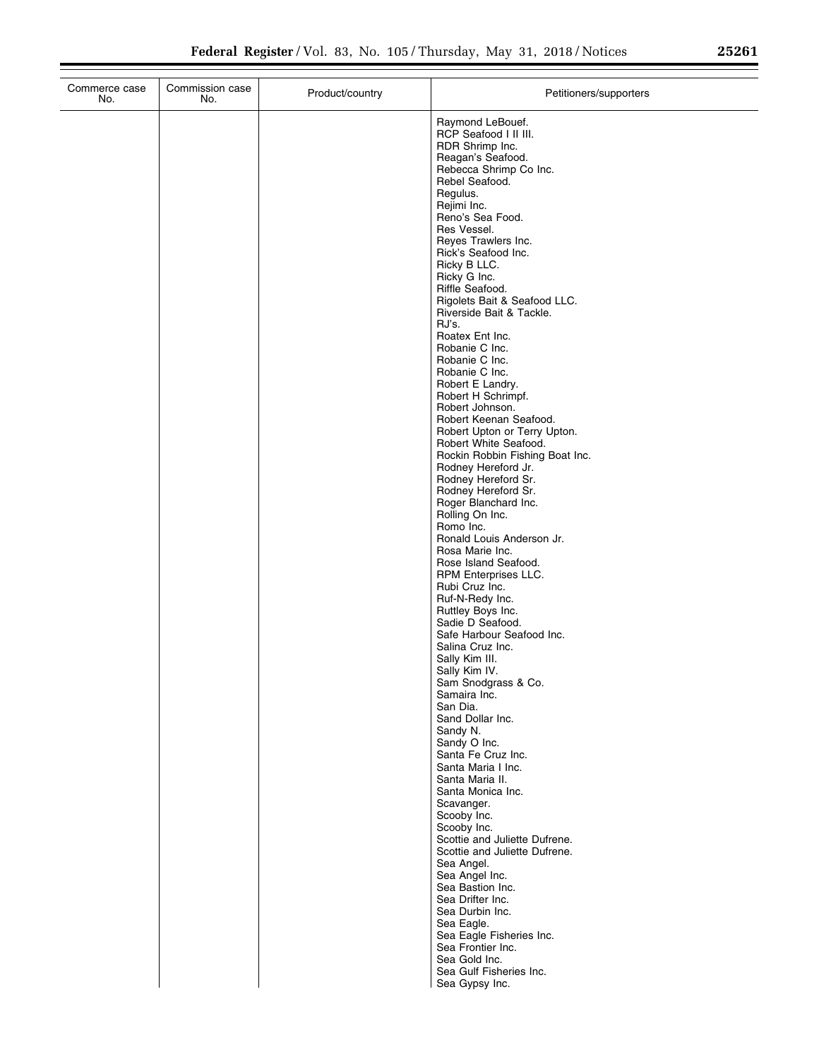| Commerce case No. | Commission case No. | Product/country | Petitioners/supporters |
|---|---|---|---|
| | | | Raymond LeBouef. |
| | | | RCP Seafood I II III. |
| | | | RDR Shrimp Inc. |
| | | | Reagan's Seafood. |
| | | | Rebecca Shrimp Co Inc. |
| | | | Rebel Seafood. |
| | | | Regulus. |
| | | | Rejimi Inc. |
| | | | Reno's Sea Food. |
| | | | Res Vessel. |
| | | | Reyes Trawlers Inc. |
| | | | Rick's Seafood Inc. |
| | | | Ricky B LLC. |
| | | | Ricky G Inc. |
| | | | Riffle Seafood. |
| | | | Rigolets Bait & Seafood LLC. |
| | | | Riverside Bait & Tackle. |
| | | | RJ's. |
| | | | Roatex Ent Inc. |
| | | | Robanie C Inc. |
| | | | Robanie C Inc. |
| | | | Robanie C Inc. |
| | | | Robert E Landry. |
| | | | Robert H Schrimpf. |
| | | | Robert Johnson. |
| | | | Robert Keenan Seafood. |
| | | | Robert Upton or Terry Upton. |
| | | | Robert White Seafood. |
| | | | Rockin Robbin Fishing Boat Inc. |
| | | | Rodney Hereford Jr. |
| | | | Rodney Hereford Sr. |
| | | | Rodney Hereford Sr. |
| | | | Roger Blanchard Inc. |
| | | | Rolling On Inc. |
| | | | Romo Inc. |
| | | | Ronald Louis Anderson Jr. |
| | | | Rosa Marie Inc. |
| | | | Rose Island Seafood. |
| | | | RPM Enterprises LLC. |
| | | | Rubi Cruz Inc. |
| | | | Ruf-N-Redy Inc. |
| | | | Ruttley Boys Inc. |
| | | | Sadie D Seafood. |
| | | | Safe Harbour Seafood Inc. |
| | | | Salina Cruz Inc. |
| | | | Sally Kim III. |
| | | | Sally Kim IV. |
| | | | Sam Snodgrass & Co. |
| | | | Samaira Inc. |
| | | | San Dia. |
| | | | Sand Dollar Inc. |
| | | | Sandy N. |
| | | | Sandy O Inc. |
| | | | Santa Fe Cruz Inc. |
| | | | Santa Maria I Inc. |
| | | | Santa Maria II. |
| | | | Santa Monica Inc. |
| | | | Scavanger. |
| | | | Scooby Inc. |
| | | | Scooby Inc. |
| | | | Scottie and Juliette Dufrene. |
| | | | Scottie and Juliette Dufrene. |
| | | | Sea Angel. |
| | | | Sea Angel Inc. |
| | | | Sea Bastion Inc. |
| | | | Sea Drifter Inc. |
| | | | Sea Durbin Inc. |
| | | | Sea Eagle. |
| | | | Sea Eagle Fisheries Inc. |
| | | | Sea Frontier Inc. |
| | | | Sea Gold Inc. |
| | | | Sea Gulf Fisheries Inc. |
| | | | Sea Gypsy Inc. |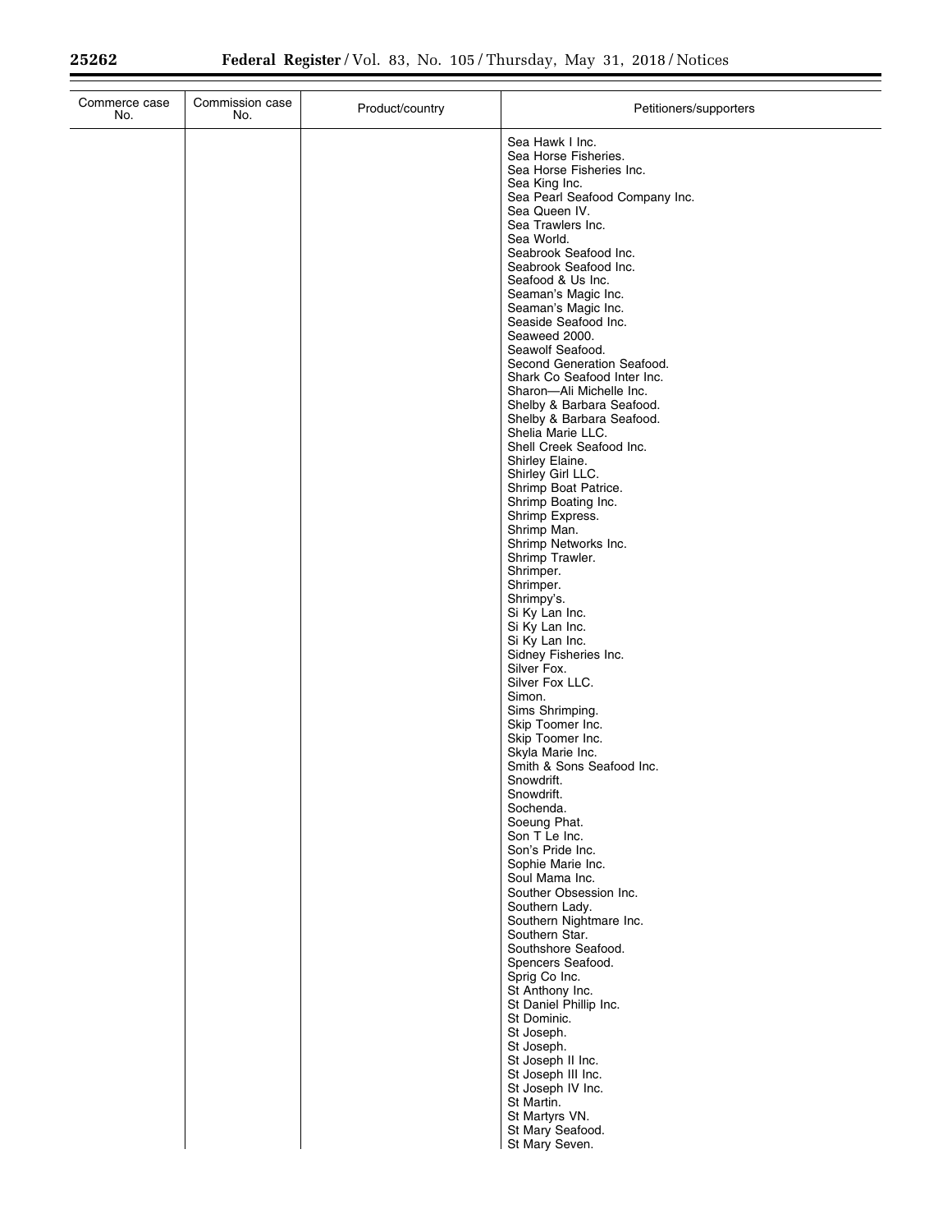| Commerce case No. | Commission case No. | Product/country | Petitioners/supporters |
|---|---|---|---|
| | | | Sea Hawk I Inc. |
| | | | Sea Horse Fisheries. |
| | | | Sea Horse Fisheries Inc. |
| | | | Sea King Inc. |
| | | | Sea Pearl Seafood Company Inc. |
| | | | Sea Queen IV. |
| | | | Sea Trawlers Inc. |
| | | | Sea World. |
| | | | Seabrook Seafood Inc. |
| | | | Seabrook Seafood Inc. |
| | | | Seafood & Us Inc. |
| | | | Seaman's Magic Inc. |
| | | | Seaman's Magic Inc. |
| | | | Seaside Seafood Inc. |
| | | | Seaweed 2000. |
| | | | Seawolf Seafood. |
| | | | Second Generation Seafood. |
| | | | Shark Co Seafood Inter Inc. |
| | | | Sharon—Ali Michelle Inc. |
| | | | Shelby & Barbara Seafood. |
| | | | Shelby & Barbara Seafood. |
| | | | Shelia Marie LLC. |
| | | | Shell Creek Seafood Inc. |
| | | | Shirley Elaine. |
| | | | Shirley Girl LLC. |
| | | | Shrimp Boat Patrice. |
| | | | Shrimp Boating Inc. |
| | | | Shrimp Express. |
| | | | Shrimp Man. |
| | | | Shrimp Networks Inc. |
| | | | Shrimp Trawler. |
| | | | Shrimper. |
| | | | Shrimper. |
| | | | Shrimpy's. |
| | | | Si Ky Lan Inc. |
| | | | Si Ky Lan Inc. |
| | | | Si Ky Lan Inc. |
| | | | Sidney Fisheries Inc. |
| | | | Silver Fox. |
| | | | Silver Fox LLC. |
| | | | Simon. |
| | | | Sims Shrimping. |
| | | | Skip Toomer Inc. |
| | | | Skip Toomer Inc. |
| | | | Skyla Marie Inc. |
| | | | Smith & Sons Seafood Inc. |
| | | | Snowdrift. |
| | | | Snowdrift. |
| | | | Sochenda. |
| | | | Soeung Phat. |
| | | | Son T Le Inc. |
| | | | Son's Pride Inc. |
| | | | Sophie Marie Inc. |
| | | | Soul Mama Inc. |
| | | | Souther Obsession Inc. |
| | | | Southern Lady. |
| | | | Southern Nightmare Inc. |
| | | | Southern Star. |
| | | | Southshore Seafood. |
| | | | Spencers Seafood. |
| | | | Sprig Co Inc. |
| | | | St Anthony Inc. |
| | | | St Daniel Phillip Inc. |
| | | | St Dominic. |
| | | | St Joseph. |
| | | | St Joseph. |
| | | | St Joseph II Inc. |
| | | | St Joseph III Inc. |
| | | | St Joseph IV Inc. |
| | | | St Martin. |
| | | | St Martyrs VN. |
| | | | St Mary Seafood. |
| | | | St Mary Seven. |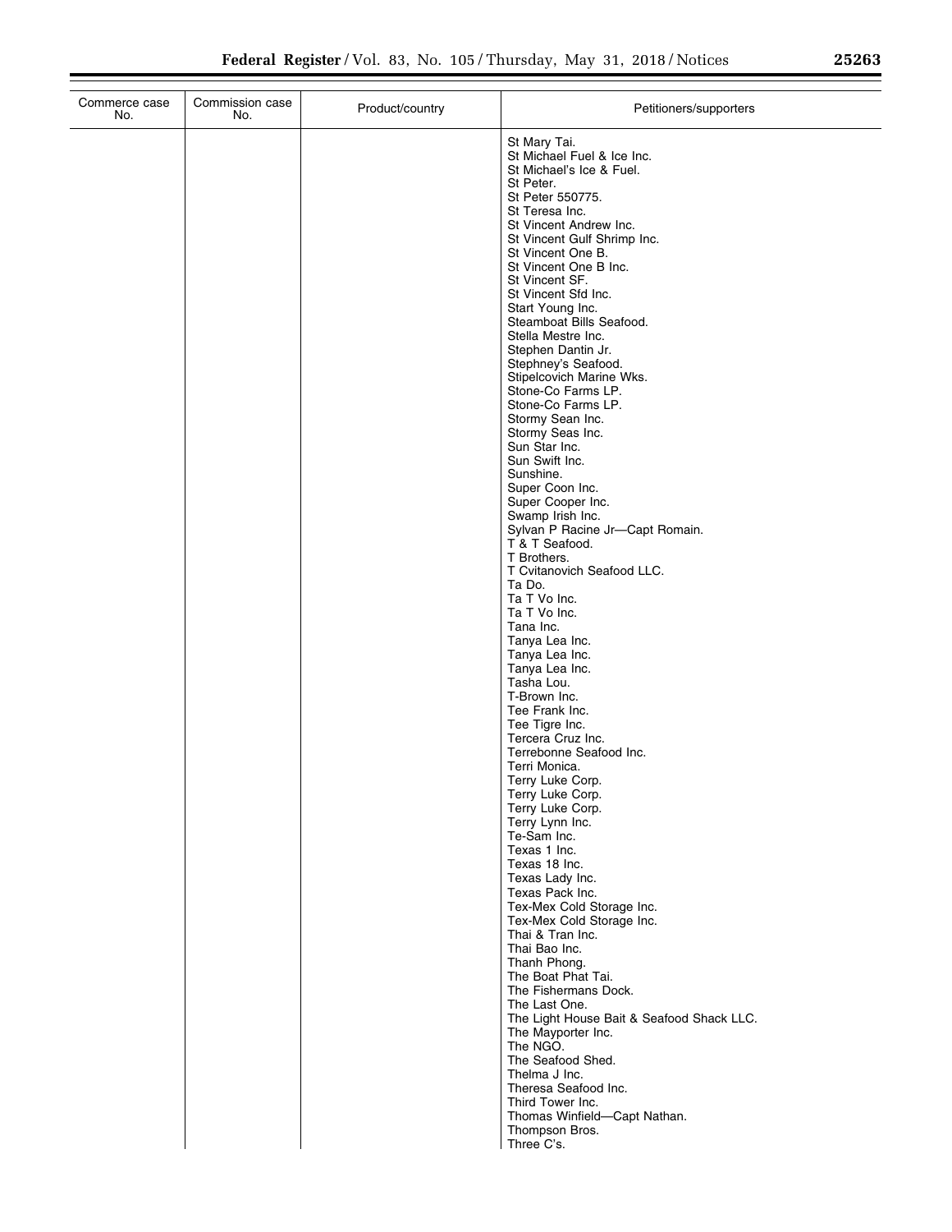| Commerce case No. | Commission case No. | Product/country | Petitioners/supporters |
|---|---|---|---|
| | | | St Mary Tai. |
| | | | St Michael Fuel & Ice Inc. |
| | | | St Michael's Ice & Fuel. |
| | | | St Peter. |
| | | | St Peter 550775. |
| | | | St Teresa Inc. |
| | | | St Vincent Andrew Inc. |
| | | | St Vincent Gulf Shrimp Inc. |
| | | | St Vincent One B. |
| | | | St Vincent One B Inc. |
| | | | St Vincent SF. |
| | | | St Vincent Sfd Inc. |
| | | | Start Young Inc. |
| | | | Steamboat Bills Seafood. |
| | | | Stella Mestre Inc. |
| | | | Stephen Dantin Jr. |
| | | | Stephney's Seafood. |
| | | | Stipelcovich Marine Wks. |
| | | | Stone-Co Farms LP. |
| | | | Stone-Co Farms LP. |
| | | | Stormy Sean Inc. |
| | | | Stormy Seas Inc. |
| | | | Sun Star Inc. |
| | | | Sun Swift Inc. |
| | | | Sunshine. |
| | | | Super Coon Inc. |
| | | | Super Cooper Inc. |
| | | | Swamp Irish Inc. |
| | | | Sylvan P Racine Jr—Capt Romain. |
| | | | T & T Seafood. |
| | | | T Brothers. |
| | | | T Cvitanovich Seafood LLC. |
| | | | Ta Do. |
| | | | Ta T Vo Inc. |
| | | | Ta T Vo Inc. |
| | | | Tana Inc. |
| | | | Tanya Lea Inc. |
| | | | Tanya Lea Inc. |
| | | | Tanya Lea Inc. |
| | | | Tasha Lou. |
| | | | T-Brown Inc. |
| | | | Tee Frank Inc. |
| | | | Tee Tigre Inc. |
| | | | Tercera Cruz Inc. |
| | | | Terrebonne Seafood Inc. |
| | | | Terri Monica. |
| | | | Terry Luke Corp. |
| | | | Terry Luke Corp. |
| | | | Terry Luke Corp. |
| | | | Terry Lynn Inc. |
| | | | Te-Sam Inc. |
| | | | Texas 1 Inc. |
| | | | Texas 18 Inc. |
| | | | Texas Lady Inc. |
| | | | Texas Pack Inc. |
| | | | Tex-Mex Cold Storage Inc. |
| | | | Tex-Mex Cold Storage Inc. |
| | | | Thai & Tran Inc. |
| | | | Thai Bao Inc. |
| | | | Thanh Phong. |
| | | | The Boat Phat Tai. |
| | | | The Fishermans Dock. |
| | | | The Last One. |
| | | | The Light House Bait & Seafood Shack LLC. |
| | | | The Mayporter Inc. |
| | | | The NGO. |
| | | | The Seafood Shed. |
| | | | Thelma J Inc. |
| | | | Theresa Seafood Inc. |
| | | | Third Tower Inc. |
| | | | Thomas Winfield—Capt Nathan. |
| | | | Thompson Bros. |
| | | | Three C's. |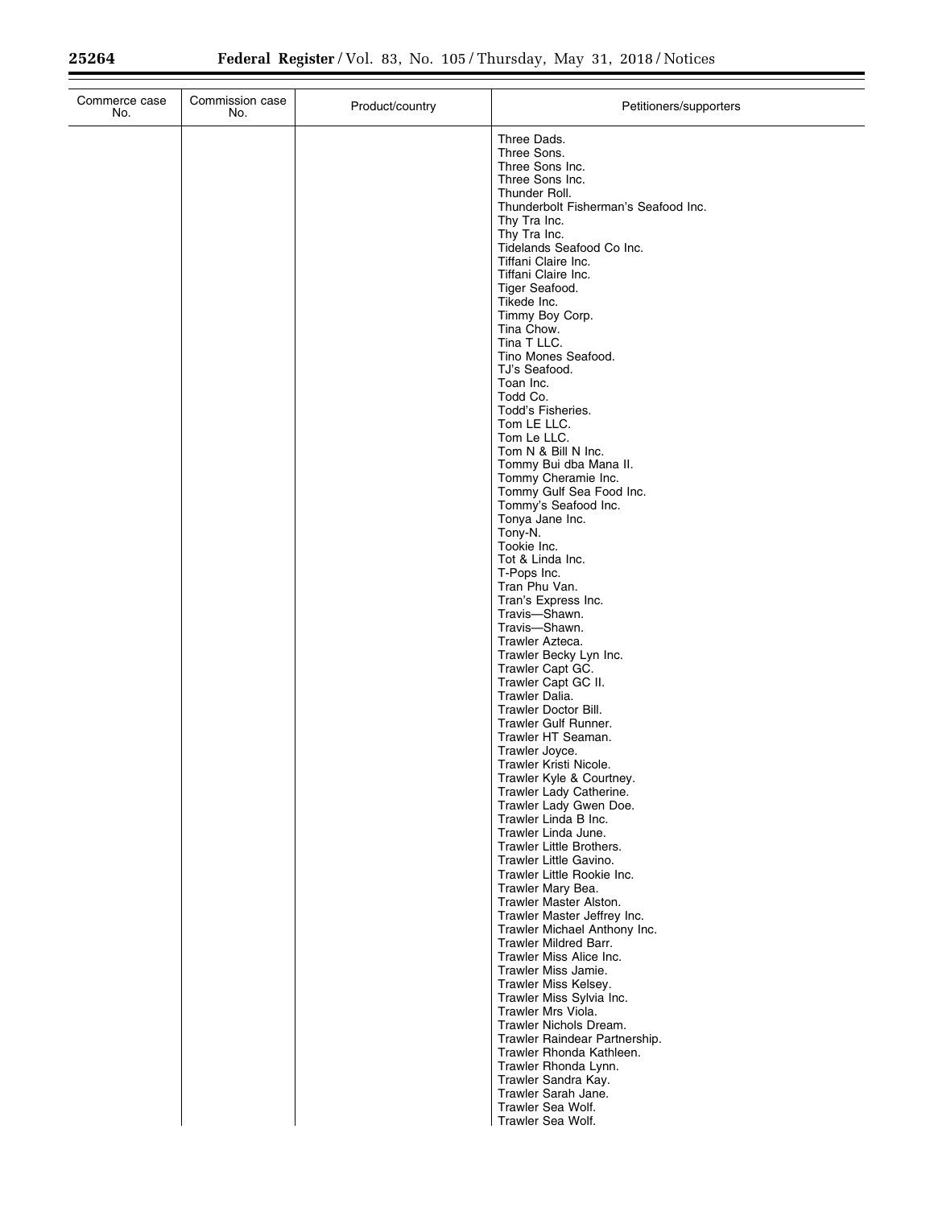| Commerce case No. | Commission case No. | Product/country | Petitioners/supporters |
|---|---|---|---|
| | | | Three Dads. |
| | | | Three Sons. |
| | | | Three Sons Inc. |
| | | | Three Sons Inc. |
| | | | Thunder Roll. |
| | | | Thunderbolt Fisherman's Seafood Inc. |
| | | | Thy Tra Inc. |
| | | | Thy Tra Inc. |
| | | | Tidelands Seafood Co Inc. |
| | | | Tiffani Claire Inc. |
| | | | Tiffani Claire Inc. |
| | | | Tiger Seafood. |
| | | | Tikede Inc. |
| | | | Timmy Boy Corp. |
| | | | Tina Chow. |
| | | | Tina T LLC. |
| | | | Tino Mones Seafood. |
| | | | TJ's Seafood. |
| | | | Toan Inc. |
| | | | Todd Co. |
| | | | Todd's Fisheries. |
| | | | Tom LE LLC. |
| | | | Tom Le LLC. |
| | | | Tom N & Bill N Inc. |
| | | | Tommy Bui dba Mana II. |
| | | | Tommy Cheramie Inc. |
| | | | Tommy Gulf Sea Food Inc. |
| | | | Tommy's Seafood Inc. |
| | | | Tonya Jane Inc. |
| | | | Tony-N. |
| | | | Tookie Inc. |
| | | | Tot & Linda Inc. |
| | | | T-Pops Inc. |
| | | | Tran Phu Van. |
| | | | Tran's Express Inc. |
| | | | Travis—Shawn. |
| | | | Travis—Shawn. |
| | | | Trawler Azteca. |
| | | | Trawler Becky Lyn Inc. |
| | | | Trawler Capt GC. |
| | | | Trawler Capt GC II. |
| | | | Trawler Dalia. |
| | | | Trawler Doctor Bill. |
| | | | Trawler Gulf Runner. |
| | | | Trawler HT Seaman. |
| | | | Trawler Joyce. |
| | | | Trawler Kristi Nicole. |
| | | | Trawler Kyle & Courtney. |
| | | | Trawler Lady Catherine. |
| | | | Trawler Lady Gwen Doe. |
| | | | Trawler Linda B Inc. |
| | | | Trawler Linda June. |
| | | | Trawler Little Brothers. |
| | | | Trawler Little Gavino. |
| | | | Trawler Little Rookie Inc. |
| | | | Trawler Mary Bea. |
| | | | Trawler Master Alston. |
| | | | Trawler Master Jeffrey Inc. |
| | | | Trawler Michael Anthony Inc. |
| | | | Trawler Mildred Barr. |
| | | | Trawler Miss Alice Inc. |
| | | | Trawler Miss Jamie. |
| | | | Trawler Miss Kelsey. |
| | | | Trawler Miss Sylvia Inc. |
| | | | Trawler Mrs Viola. |
| | | | Trawler Nichols Dream. |
| | | | Trawler Raindear Partnership. |
| | | | Trawler Rhonda Kathleen. |
| | | | Trawler Rhonda Lynn. |
| | | | Trawler Sandra Kay. |
| | | | Trawler Sarah Jane. |
| | | | Trawler Sea Wolf. |
| | | | Trawler Sea Wolf. |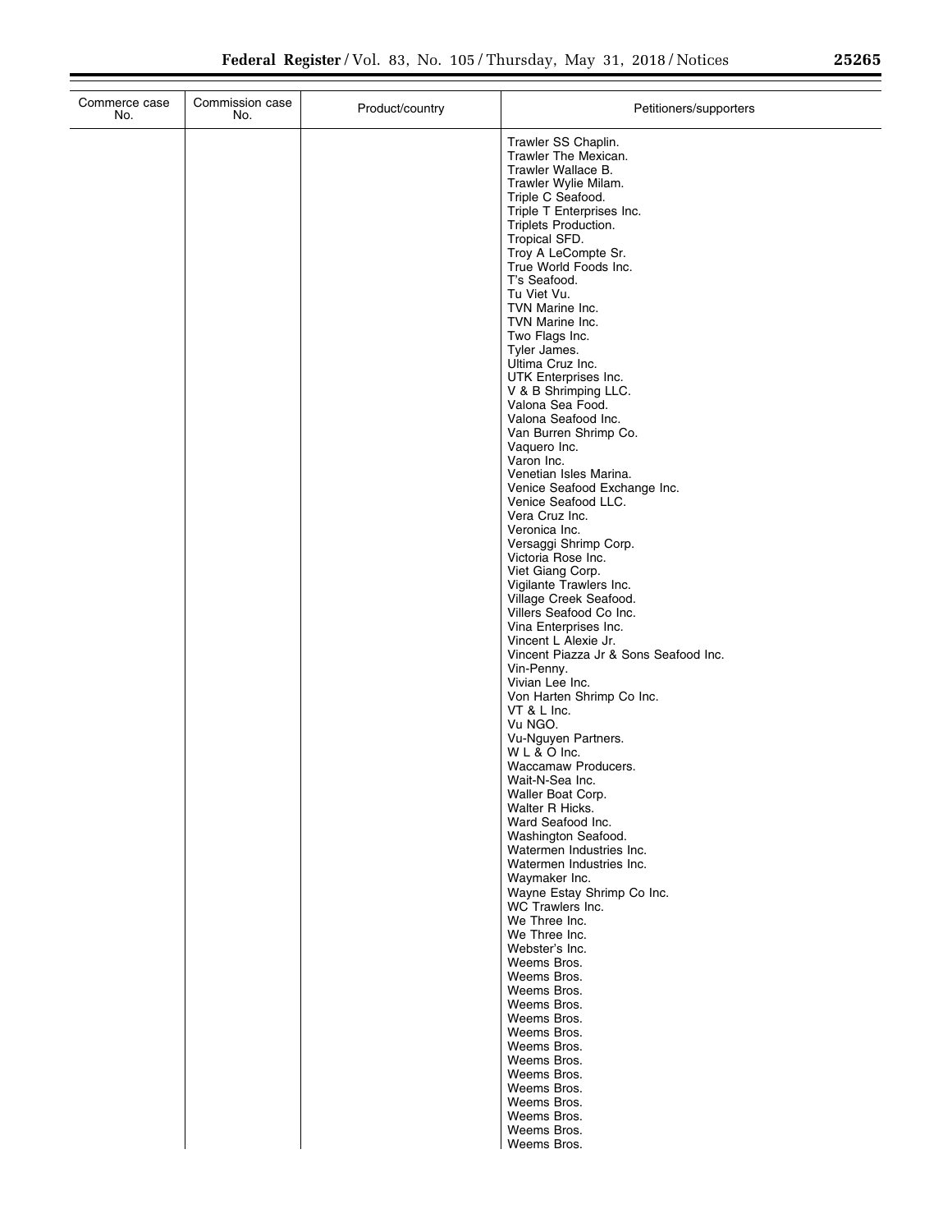| Commerce case No. | Commission case No. | Product/country | Petitioners/supporters |
|---|---|---|---|
| | | | Trawler SS Chaplin. |
| | | | Trawler The Mexican. |
| | | | Trawler Wallace B. |
| | | | Trawler Wylie Milam. |
| | | | Triple C Seafood. |
| | | | Triple T Enterprises Inc. |
| | | | Triplets Production. |
| | | | Tropical SFD. |
| | | | Troy A LeCompte Sr. |
| | | | True World Foods Inc. |
| | | | T's Seafood. |
| | | | Tu Viet Vu. |
| | | | TVN Marine Inc. |
| | | | TVN Marine Inc. |
| | | | Two Flags Inc. |
| | | | Tyler James. |
| | | | Ultima Cruz Inc. |
| | | | UTK Enterprises Inc. |
| | | | V & B Shrimping LLC. |
| | | | Valona Sea Food. |
| | | | Valona Seafood Inc. |
| | | | Van Burren Shrimp Co. |
| | | | Vaquero Inc. |
| | | | Varon Inc. |
| | | | Venetian Isles Marina. |
| | | | Venice Seafood Exchange Inc. |
| | | | Venice Seafood LLC. |
| | | | Vera Cruz Inc. |
| | | | Veronica Inc. |
| | | | Versaggi Shrimp Corp. |
| | | | Victoria Rose Inc. |
| | | | Viet Giang Corp. |
| | | | Vigilante Trawlers Inc. |
| | | | Village Creek Seafood. |
| | | | Villers Seafood Co Inc. |
| | | | Vina Enterprises Inc. |
| | | | Vincent L Alexie Jr. |
| | | | Vincent Piazza Jr & Sons Seafood Inc. |
| | | | Vin-Penny. |
| | | | Vivian Lee Inc. |
| | | | Von Harten Shrimp Co Inc. |
| | | | VT & L Inc. |
| | | | Vu NGO. |
| | | | Vu-Nguyen Partners. |
| | | | W L & O Inc. |
| | | | Waccamaw Producers. |
| | | | Wait-N-Sea Inc. |
| | | | Waller Boat Corp. |
| | | | Walter R Hicks. |
| | | | Ward Seafood Inc. |
| | | | Washington Seafood. |
| | | | Watermen Industries Inc. |
| | | | Watermen Industries Inc. |
| | | | Waymaker Inc. |
| | | | Wayne Estay Shrimp Co Inc. |
| | | | WC Trawlers Inc. |
| | | | We Three Inc. |
| | | | We Three Inc. |
| | | | Webster's Inc. |
| | | | Weems Bros. |
| | | | Weems Bros. |
| | | | Weems Bros. |
| | | | Weems Bros. |
| | | | Weems Bros. |
| | | | Weems Bros. |
| | | | Weems Bros. |
| | | | Weems Bros. |
| | | | Weems Bros. |
| | | | Weems Bros. |
| | | | Weems Bros. |
| | | | Weems Bros. |
| | | | Weems Bros. |
| | | | Weems Bros. |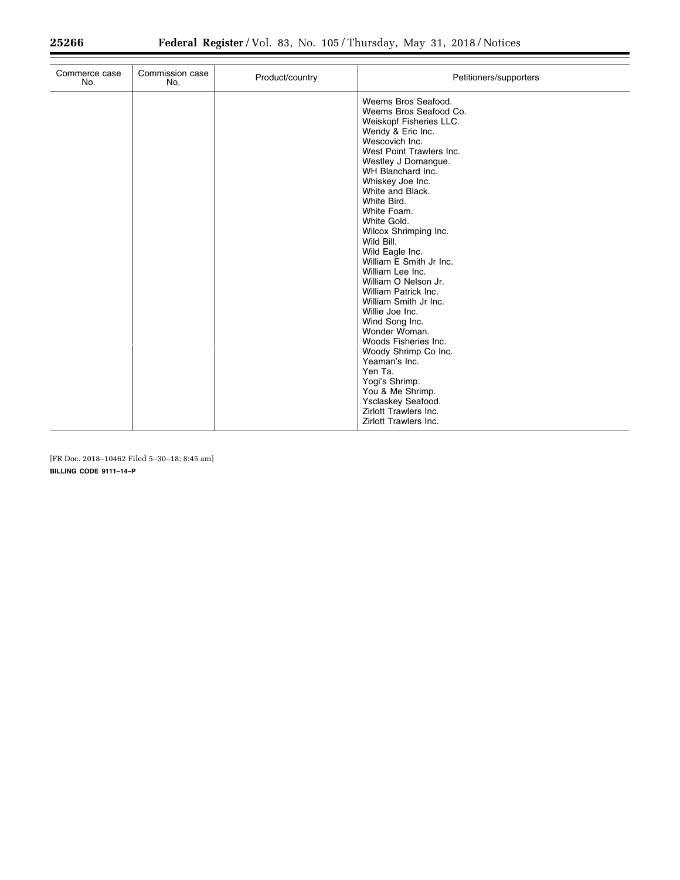| Commerce case No. | Commission case No. | Product/country | Petitioners/supporters |
|---|---|---|---|
| | | | Weems Bros Seafood. |
| | | | Weems Bros Seafood Co. |
| | | | Weiskopf Fisheries LLC. |
| | | | Wendy & Eric Inc. |
| | | | Wescovich Inc. |
| | | | West Point Trawlers Inc. |
| | | | Westley J Domangue. |
| | | | WH Blanchard Inc. |
| | | | Whiskey Joe Inc. |
| | | | White and Black. |
| | | | White Bird. |
| | | | White Foam. |
| | | | White Gold. |
| | | | Wilcox Shrimping Inc. |
| | | | Wild Bill. |
| | | | Wild Eagle Inc. |
| | | | William E Smith Jr Inc. |
| | | | William Lee Inc. |
| | | | William O Nelson Jr. |
| | | | William Patrick Inc. |
| | | | William Smith Jr Inc. |
| | | | Willie Joe Inc. |
| | | | Wind Song Inc. |
| | | | Wonder Woman. |
| | | | Woods Fisheries Inc. |
| | | | Woody Shrimp Co Inc. |
| | | | Yeaman's Inc. |
| | | | Yen Ta. |
| | | | Yogi's Shrimp. |
| | | | You & Me Shrimp. |
| | | | Ysclaskey Seafood. |
| | | | Zirlott Trawlers Inc. |
| | | | Zirlott Trawlers Inc. |

[FR Doc. 2018–10462 Filed 5–30–18; 8:45 am]

**BILLING CODE 9111–14–P**